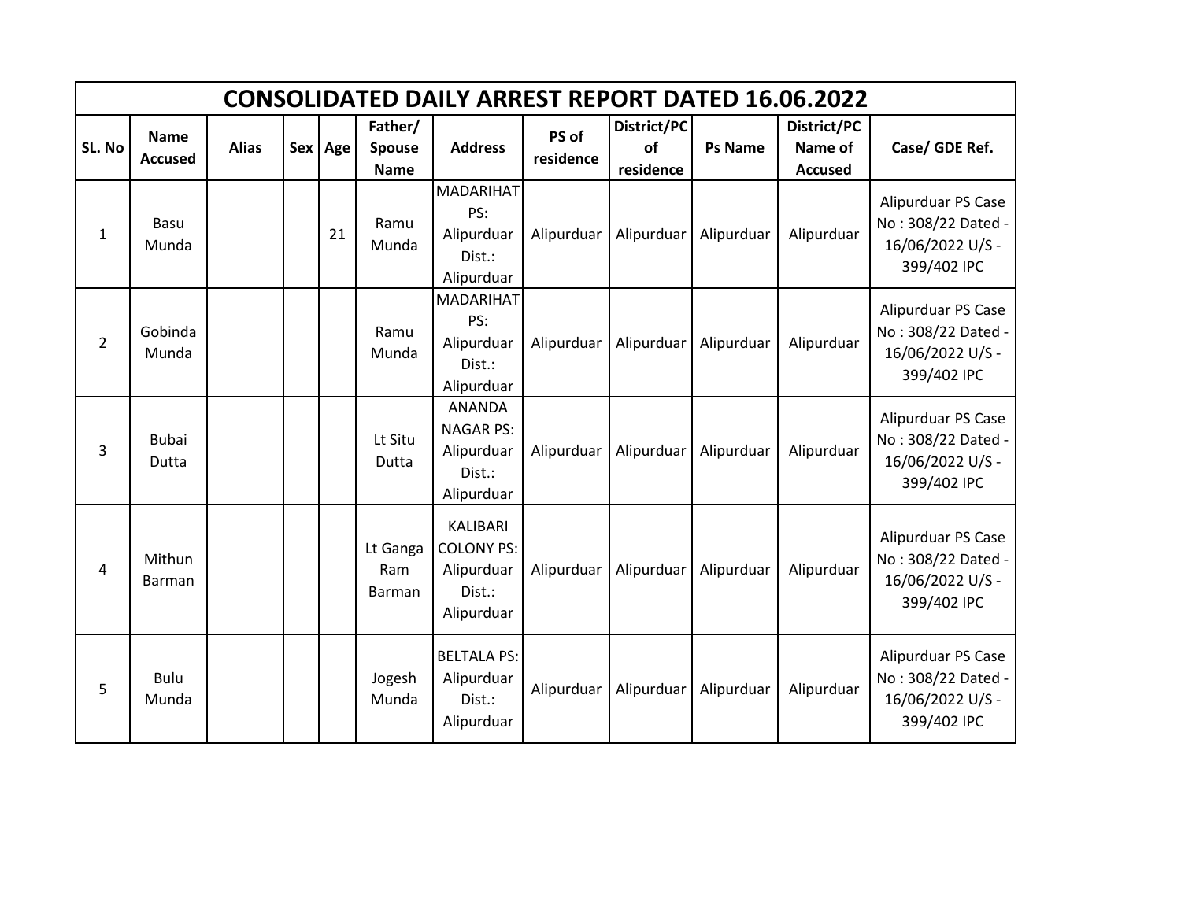# CONSOLIDATED DAILY ARREST REPORT DATED 16.06.2022

| SL. No | Name Accused | Alias | Sex | Age | Father/ Spouse Name | Address | PS of residence | District/PC of residence | Ps Name | District/PC Name of Accused | Case/ GDE Ref. |
|---|---|---|---|---|---|---|---|---|---|---|---|
| 1 | Basu Munda | | | 21 | Ramu Munda | MADARIHAT PS: Alipurduar Dist.: Alipurduar | Alipurduar | Alipurduar | Alipurduar | Alipurduar | Alipurduar PS Case No : 308/22 Dated - 16/06/2022 U/S - 399/402 IPC |
| 2 | Gobinda Munda | | | | Ramu Munda | MADARIHAT PS: Alipurduar Dist.: Alipurduar | Alipurduar | Alipurduar | Alipurduar | Alipurduar | Alipurduar PS Case No : 308/22 Dated - 16/06/2022 U/S - 399/402 IPC |
| 3 | Bubai Dutta | | | | Lt Situ Dutta | ANANDA NAGAR PS: Alipurduar Dist.: Alipurduar | Alipurduar | Alipurduar | Alipurduar | Alipurduar | Alipurduar PS Case No : 308/22 Dated - 16/06/2022 U/S - 399/402 IPC |
| 4 | Mithun Barman | | | | Lt Ganga Ram Barman | KALIBARI COLONY PS: Alipurduar Dist.: Alipurduar | Alipurduar | Alipurduar | Alipurduar | Alipurduar | Alipurduar PS Case No : 308/22 Dated - 16/06/2022 U/S - 399/402 IPC |
| 5 | Bulu Munda | | | | Jogesh Munda | BELTALA PS: Alipurduar Dist.: Alipurduar | Alipurduar | Alipurduar | Alipurduar | Alipurduar | Alipurduar PS Case No : 308/22 Dated - 16/06/2022 U/S - 399/402 IPC |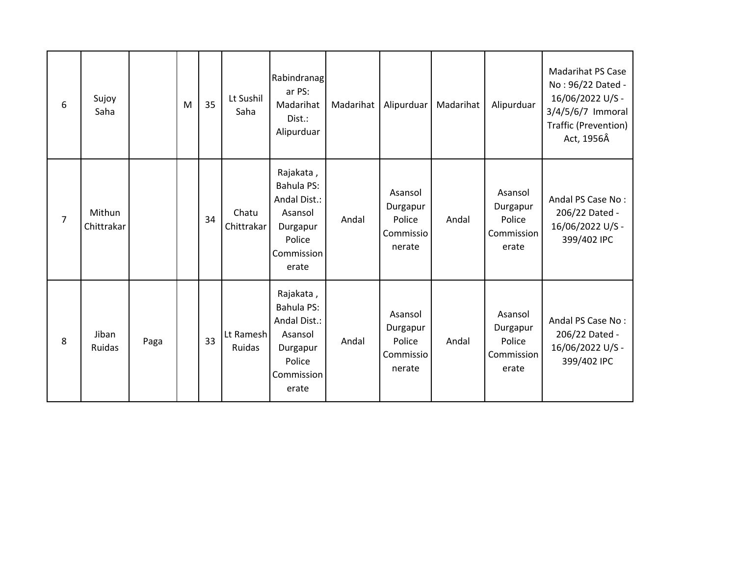| | | | | | | | | | | | |
|---|---|---|---|---|---|---|---|---|---|---|---|
| 6 | Sujoy Saha | | M | 35 | Lt Sushil Saha | Rabindranagar PS: Madarihat Dist.: Alipurduar | Madarihat | Alipurduar | Madarihat | Alipurduar | Madarihat PS Case No : 96/22 Dated - 16/06/2022 U/S - 3/4/5/6/7 Immoral Traffic (Prevention) Act, 1956Â |
| 7 | Mithun Chittrakar | | | 34 | Chatu Chittrakar | Rajakata , Bahula PS: Andal Dist.: Asansol Durgapur Police Commissionerate | Andal | Asansol Durgapur Police Commissionerate | Andal | Asansol Durgapur Police Commissionerate | Andal PS Case No : 206/22 Dated - 16/06/2022 U/S - 399/402 IPC |
| 8 | Jiban Ruidas | Paga | | 33 | Lt Ramesh Ruidas | Rajakata , Bahula PS: Andal Dist.: Asansol Durgapur Police Commissionerate | Andal | Asansol Durgapur Police Commissionerate | Andal | Asansol Durgapur Police Commissionerate | Andal PS Case No : 206/22 Dated - 16/06/2022 U/S - 399/402 IPC |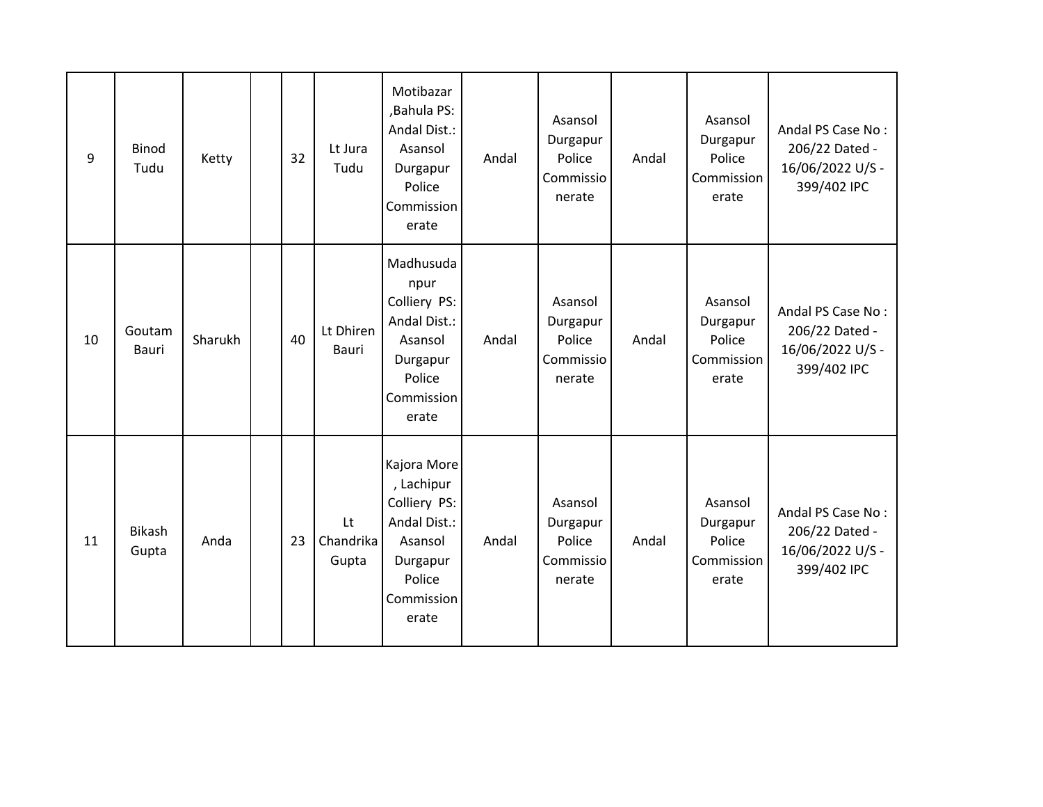| 9 | Binod Tudu | Ketty | | 32 | Lt Jura Tudu | Motibazar ,Bahula PS: Andal Dist.: Asansol Durgapur Police Commissionerate | Andal | Asansol Durgapur Police Commissionerate | Andal | Asansol Durgapur Police Commissionerate | Andal PS Case No : 206/22 Dated - 16/06/2022 U/S - 399/402 IPC |
|---|---|---|---|---|---|---|---|---|---|---|---|
| 10 | Goutam Bauri | Sharukh | | 40 | Lt Dhiren Bauri | Madhusudanpur Colliery PS: Andal Dist.: Asansol Durgapur Police Commissionerate | Andal | Asansol Durgapur Police Commissionerate | Andal | Asansol Durgapur Police Commissionerate | Andal PS Case No : 206/22 Dated - 16/06/2022 U/S - 399/402 IPC |
| 11 | Bikash Gupta | Anda | | 23 | Lt Chandrika Gupta | Kajora More , Lachipur Colliery PS: Andal Dist.: Asansol Durgapur Police Commissionerate | Andal | Asansol Durgapur Police Commissionerate | Andal | Asansol Durgapur Police Commissionerate | Andal PS Case No : 206/22 Dated - 16/06/2022 U/S - 399/402 IPC |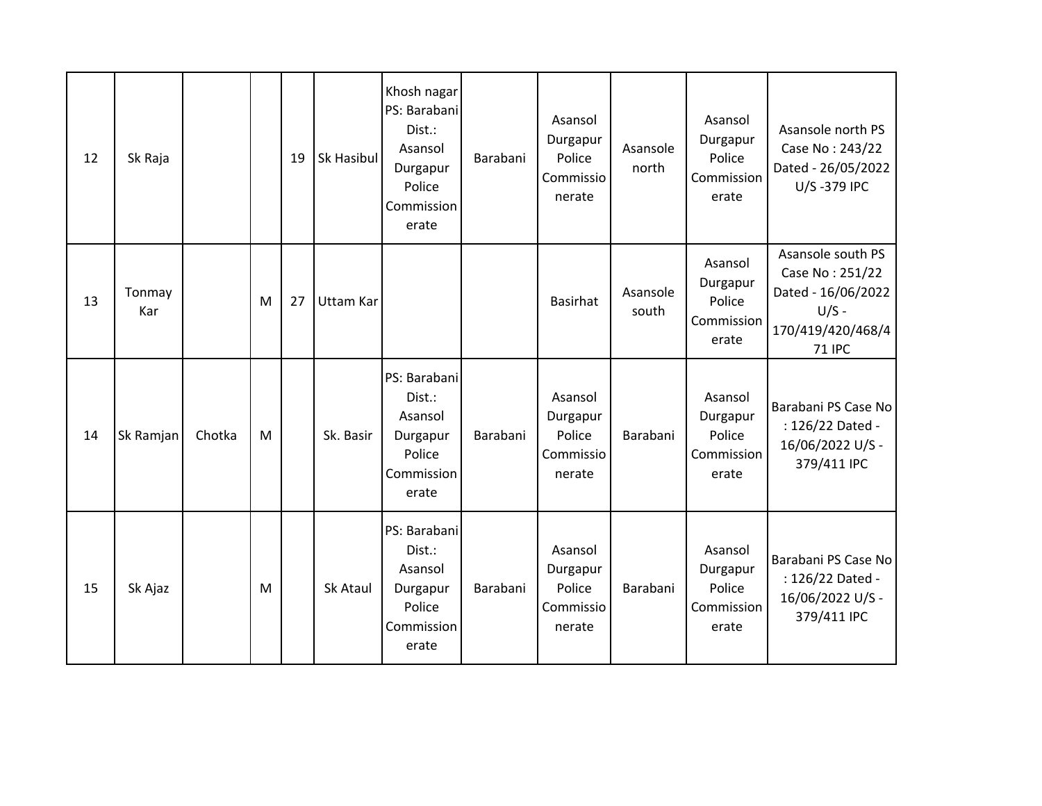| | | | | | | | | | | | |
|---|---|---|---|---|---|---|---|---|---|---|---|
| 12 | Sk Raja | | | 19 | Sk Hasibul | Khosh nagar PS: Barabani Dist.: Asansol Durgapur Police Commissionerate | Barabani | Asansol Durgapur Police Commissionerate | Asansole north | Asansol Durgapur Police Commissionerate | Asansole north PS Case No : 243/22 Dated - 26/05/2022 U/S -379 IPC |
| 13 | Tonmay Kar | | M | 27 | Uttam Kar | | | Basirhat | Asansole south | Asansol Durgapur Police Commissionerate | Asansole south PS Case No : 251/22 Dated - 16/06/2022 U/S - 170/419/420/468/471 IPC |
| 14 | Sk Ramjan | Chotka | M | | Sk. Basir | PS: Barabani Dist.: Asansol Durgapur Police Commissionerate | Barabani | Asansol Durgapur Police Commissionerate | Barabani | Asansol Durgapur Police Commissionerate | Barabani PS Case No : 126/22 Dated - 16/06/2022 U/S - 379/411 IPC |
| 15 | Sk Ajaz | | M | | Sk Ataul | PS: Barabani Dist.: Asansol Durgapur Police Commissionerate | Barabani | Asansol Durgapur Police Commissionerate | Barabani | Asansol Durgapur Police Commissionerate | Barabani PS Case No : 126/22 Dated - 16/06/2022 U/S - 379/411 IPC |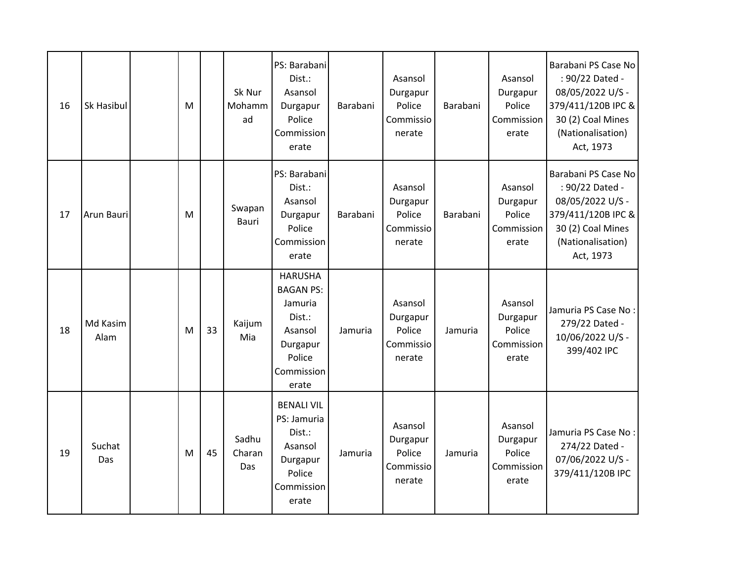| 16 | Sk Hasibul | | M | | Sk Nur Mohammad | PS: Barabani Dist.: Asansol Durgapur Police Commissionerate | Barabani | Asansol Durgapur Police Commissionerate | Barabani | Asansol Durgapur Police Commissionerate | Barabani PS Case No : 90/22 Dated - 08/05/2022 U/S - 379/411/120B IPC & 30 (2) Coal Mines (Nationalisation) Act, 1973 |
|---|---|---|---|---|---|---|---|---|---|---|---|
| 17 | Arun Bauri | | M | | Swapan Bauri | PS: Barabani Dist.: Asansol Durgapur Police Commissionerate | Barabani | Asansol Durgapur Police Commissionerate | Barabani | Asansol Durgapur Police Commissionerate | Barabani PS Case No : 90/22 Dated - 08/05/2022 U/S - 379/411/120B IPC & 30 (2) Coal Mines (Nationalisation) Act, 1973 |
| 18 | Md Kasim Alam | | M | 33 | Kaijum Mia | HARUSHA BAGAN PS: Jamuria Dist.: Asansol Durgapur Police Commissionerate | Jamuria | Asansol Durgapur Police Commissionerate | Jamuria | Asansol Durgapur Police Commissionerate | Jamuria PS Case No : 279/22 Dated - 10/06/2022 U/S - 399/402 IPC |
| 19 | Suchat Das | | M | 45 | Sadhu Charan Das | BENALI VIL PS: Jamuria Dist.: Asansol Durgapur Police Commissionerate | Jamuria | Asansol Durgapur Police Commissionerate | Jamuria | Asansol Durgapur Police Commissionerate | Jamuria PS Case No : 274/22 Dated - 07/06/2022 U/S - 379/411/120B IPC |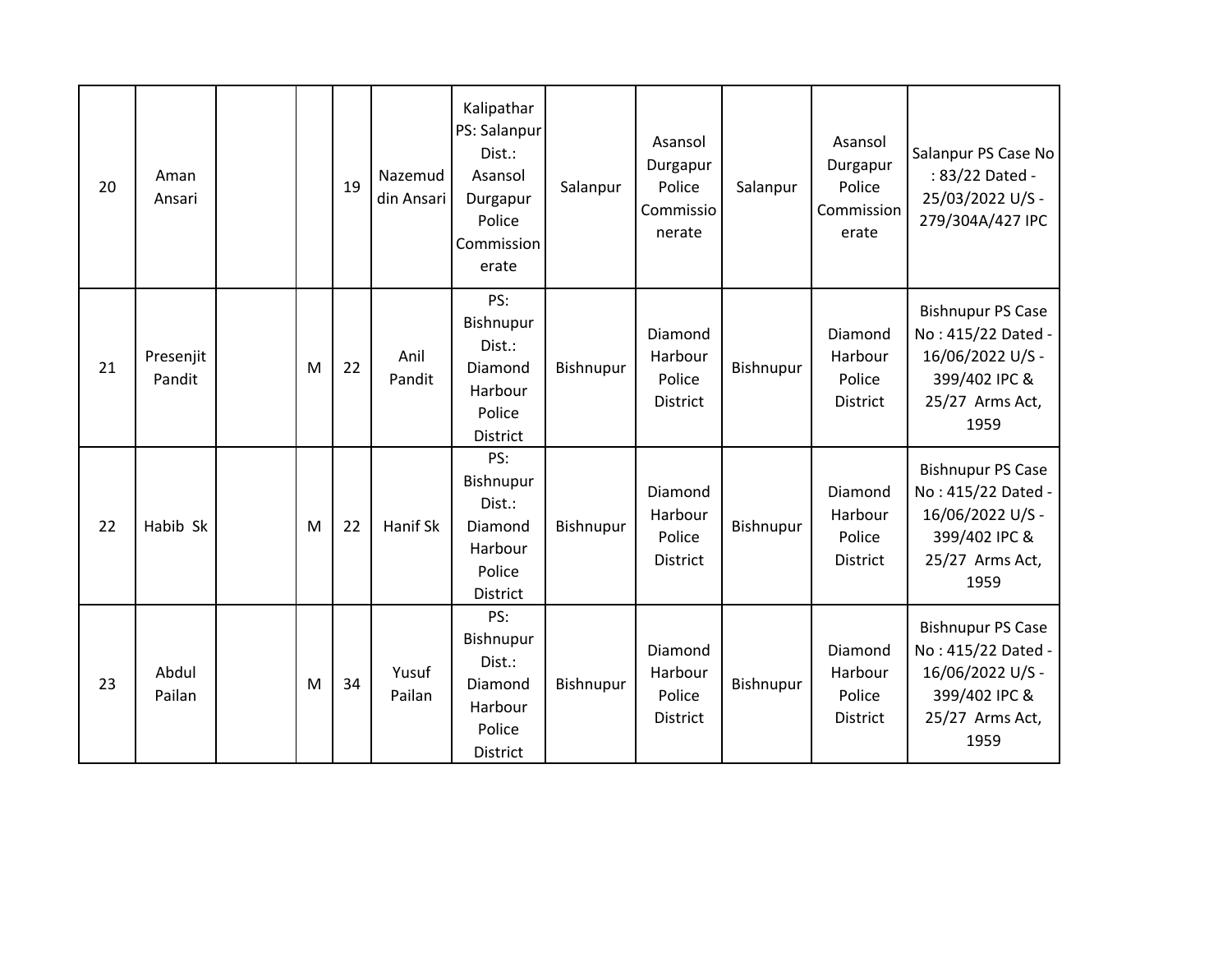| | | | | | | | | | | | |
|---|---|---|---|---|---|---|---|---|---|---|---|
| 20 | Aman Ansari | | | 19 | Nazemuddin Ansari | Kalipathar PS: Salanpur Dist.: Asansol Durgapur Police Commissionerate | Salanpur | Asansol Durgapur Police Commissionerate | Salanpur | Asansol Durgapur Police Commissionerate | Salanpur PS Case No : 83/22 Dated - 25/03/2022 U/S - 279/304A/427 IPC |
| 21 | Presenjit Pandit | | M | 22 | Anil Pandit | PS: Bishnupur Dist.: Diamond Harbour Police District | Bishnupur | Diamond Harbour Police District | Bishnupur | Diamond Harbour Police District | Bishnupur PS Case No : 415/22 Dated - 16/06/2022 U/S - 399/402 IPC & 25/27 Arms Act, 1959 |
| 22 | Habib Sk | | M | 22 | Hanif Sk | PS: Bishnupur Dist.: Diamond Harbour Police District | Bishnupur | Diamond Harbour Police District | Bishnupur | Diamond Harbour Police District | Bishnupur PS Case No : 415/22 Dated - 16/06/2022 U/S - 399/402 IPC & 25/27 Arms Act, 1959 |
| 23 | Abdul Pailan | | M | 34 | Yusuf Pailan | PS: Bishnupur Dist.: Diamond Harbour Police District | Bishnupur | Diamond Harbour Police District | Bishnupur | Diamond Harbour Police District | Bishnupur PS Case No : 415/22 Dated - 16/06/2022 U/S - 399/402 IPC & 25/27 Arms Act, 1959 |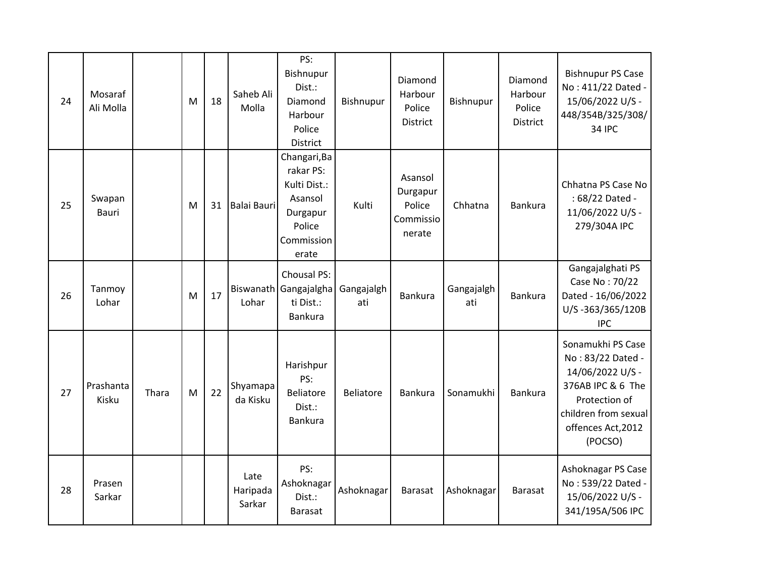| | | | | | | | | | | | |
|---|---|---|---|---|---|---|---|---|---|---|---|
| 24 | Mosaraf Ali Molla | | M | 18 | Saheb Ali Molla | PS: Bishnupur Dist.: Diamond Harbour Police District | Bishnupur | Diamond Harbour Police District | Bishnupur | Diamond Harbour Police District | Bishnupur PS Case No : 411/22 Dated - 15/06/2022 U/S - 448/354B/325/308/34 IPC |
| 25 | Swapan Bauri | | M | 31 | Balai Bauri | Changari,Barakar PS: Kulti Dist.: Asansol Durgapur Police Commissionerate | Kulti | Asansol Durgapur Police Commissionerate | Chhatna | Bankura | Chhatna PS Case No : 68/22 Dated - 11/06/2022 U/S - 279/304A IPC |
| 26 | Tanmoy Lohar | | M | 17 | Biswanath Lohar | Chousal PS: Gangajalghati Dist.: Bankura | Gangajalghati | Bankura | Gangajalghati | Bankura | Gangajalghati PS Case No : 70/22 Dated - 16/06/2022 U/S -363/365/120B IPC |
| 27 | Prashanta Kisku | Thara | M | 22 | Shyamapada Kisku | Harishpur PS: Beliatore Dist.: Bankura | Beliatore | Bankura | Sonamukhi | Bankura | Sonamukhi PS Case No : 83/22 Dated - 14/06/2022 U/S - 376AB IPC & 6 The Protection of children from sexual offences Act,2012 (POCSO) |
| 28 | Prasen Sarkar | | | | Late Haripada Sarkar | PS: Ashoknagar Dist.: Barasat | Ashoknagar | Barasat | Ashoknagar | Barasat | Ashoknagar PS Case No : 539/22 Dated - 15/06/2022 U/S - 341/195A/506 IPC |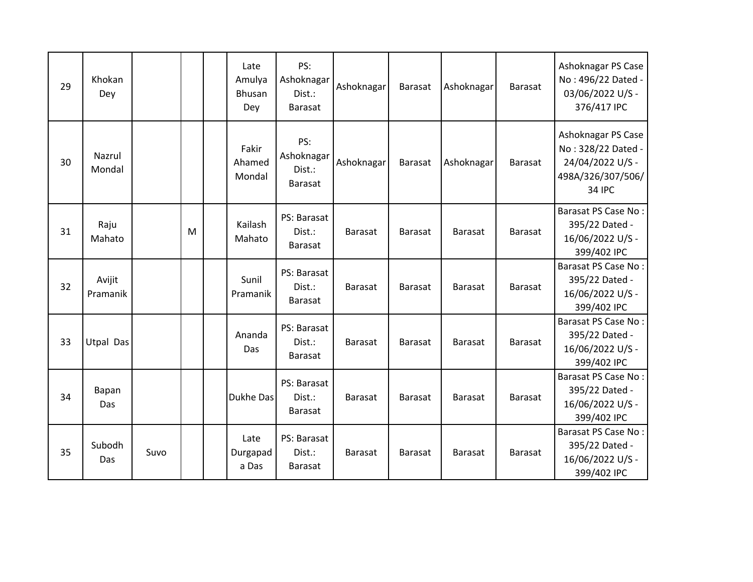| | | | | | | | | | | | |
|---|---|---|---|---|---|---|---|---|---|---|---|
| 29 | Khokan Dey | | | | Late Amulya Bhusan Dey | PS: Ashoknagar Dist.: Barasat | Ashoknagar | Barasat | Ashoknagar | Barasat | Ashoknagar PS Case No : 496/22 Dated - 03/06/2022 U/S - 376/417 IPC |
| 30 | Nazrul Mondal | | | | Fakir Ahamed Mondal | PS: Ashoknagar Dist.: Barasat | Ashoknagar | Barasat | Ashoknagar | Barasat | Ashoknagar PS Case No : 328/22 Dated - 24/04/2022 U/S - 498A/326/307/506/ 34 IPC |
| 31 | Raju Mahato | | M | | Kailash Mahato | PS: Barasat Dist.: Barasat | Barasat | Barasat | Barasat | Barasat | Barasat PS Case No : 395/22 Dated - 16/06/2022 U/S - 399/402 IPC |
| 32 | Avijit Pramanik | | | | Sunil Pramanik | PS: Barasat Dist.: Barasat | Barasat | Barasat | Barasat | Barasat | Barasat PS Case No : 395/22 Dated - 16/06/2022 U/S - 399/402 IPC |
| 33 | Utpal Das | | | | Ananda Das | PS: Barasat Dist.: Barasat | Barasat | Barasat | Barasat | Barasat | Barasat PS Case No : 395/22 Dated - 16/06/2022 U/S - 399/402 IPC |
| 34 | Bapan Das | | | | Dukhe Das | PS: Barasat Dist.: Barasat | Barasat | Barasat | Barasat | Barasat | Barasat PS Case No : 395/22 Dated - 16/06/2022 U/S - 399/402 IPC |
| 35 | Subodh Das | Suvo | | | Late Durgapada Das | PS: Barasat Dist.: Barasat | Barasat | Barasat | Barasat | Barasat | Barasat PS Case No : 395/22 Dated - 16/06/2022 U/S - 399/402 IPC |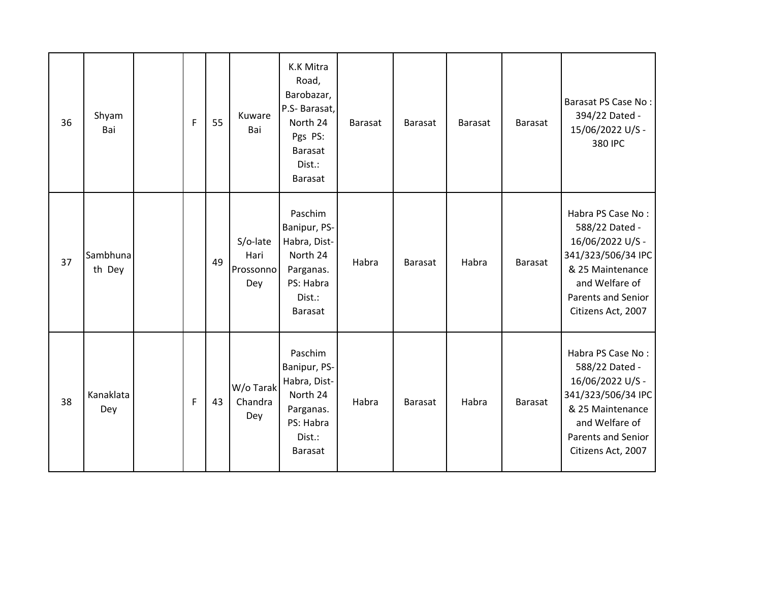| | | | | | | | | | | | |
|---|---|---|---|---|---|---|---|---|---|---|---|
| 36 | Shyam Bai | | F | 55 | Kuware Bai | K.K Mitra Road, Barobazar, P.S- Barasat, North 24 Pgs PS: Barasat Dist.: Barasat | Barasat | Barasat | Barasat | Barasat | Barasat PS Case No : 394/22 Dated - 15/06/2022 U/S - 380 IPC |
| 37 | Sambhunath Dey | | | 49 | S/o-late Hari Prossonno Dey | Paschim Banipur, PS- Habra, Dist- North 24 Parganas. PS: Habra Dist.: Barasat | Habra | Barasat | Habra | Barasat | Habra PS Case No : 588/22 Dated - 16/06/2022 U/S - 341/323/506/34 IPC & 25 Maintenance and Welfare of Parents and Senior Citizens Act, 2007 |
| 38 | Kanaklata Dey | | F | 43 | W/o Tarak Chandra Dey | Paschim Banipur, PS- Habra, Dist- North 24 Parganas. PS: Habra Dist.: Barasat | Habra | Barasat | Habra | Barasat | Habra PS Case No : 588/22 Dated - 16/06/2022 U/S - 341/323/506/34 IPC & 25 Maintenance and Welfare of Parents and Senior Citizens Act, 2007 |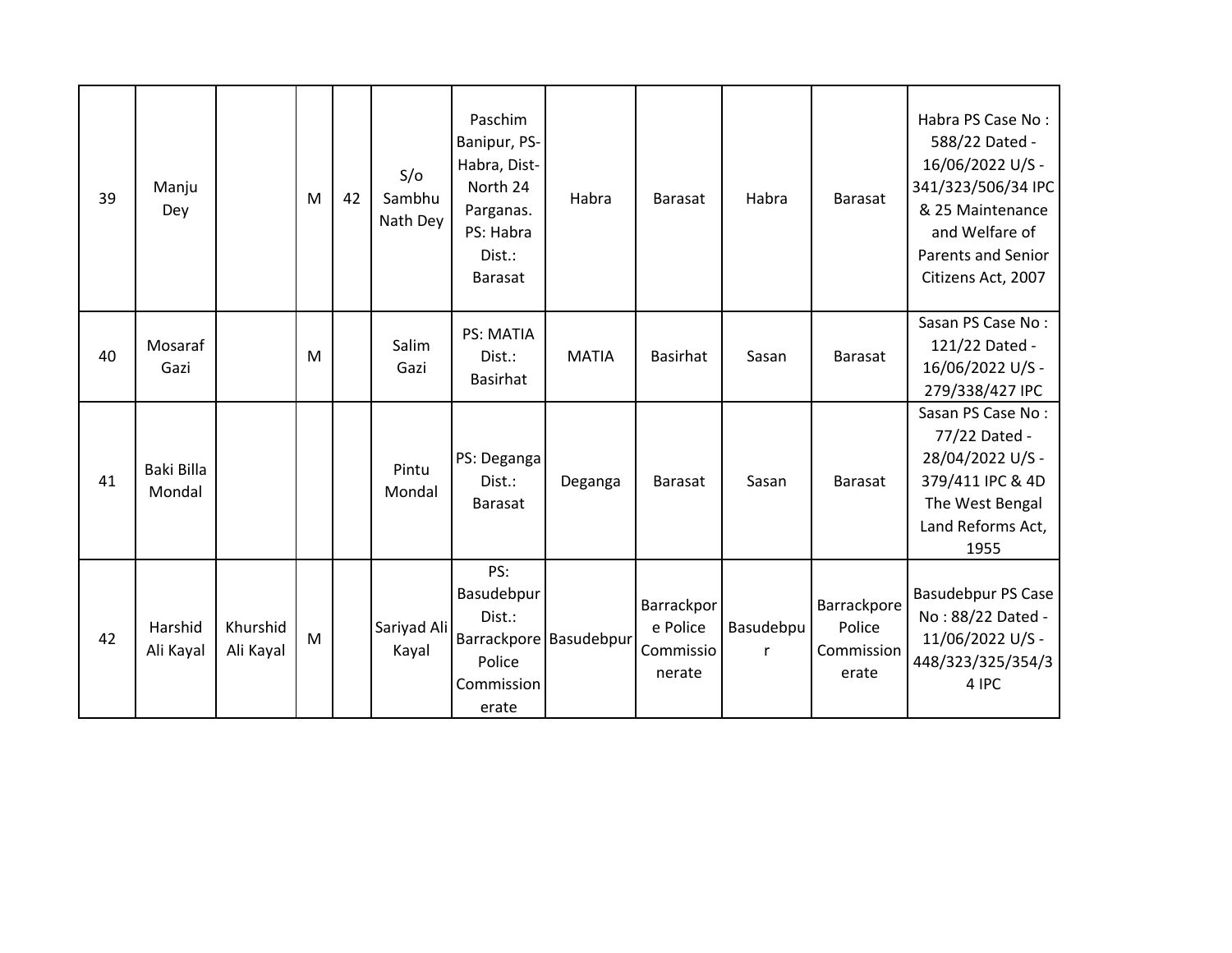| 39 | Manju Dey | | M | 42 | S/o Sambhu Nath Dey | Paschim Banipur, PS-Habra, Dist-North 24 Parganas. PS: Habra Dist.: Barasat | Habra | Barasat | Habra | Barasat | Habra PS Case No : 588/22 Dated - 16/06/2022 U/S - 341/323/506/34 IPC & 25 Maintenance and Welfare of Parents and Senior Citizens Act, 2007 |
|---|---|---|---|---|---|---|---|---|---|---|---|
| 40 | Mosaraf Gazi | | M | | Salim Gazi | PS: MATIA Dist.: Basirhat | MATIA | Basirhat | Sasan | Barasat | Sasan PS Case No : 121/22 Dated - 16/06/2022 U/S - 279/338/427 IPC |
| 41 | Baki Billa Mondal | | | | Pintu Mondal | PS: Deganga Dist.: Barasat | Deganga | Barasat | Sasan | Barasat | Sasan PS Case No : 77/22 Dated - 28/04/2022 U/S - 379/411 IPC & 4D The West Bengal Land Reforms Act, 1955 |
| 42 | Harshid Ali Kayal | Khurshid Ali Kayal | M | | Sariyad Ali Kayal | PS: Basudebpur Dist.: Barrackpore Police Commissionerate | Basudebpur | Barrackpore Police Commissionerate | Basudebpur | Barrackpore Police Commissionerate | Basudebpur PS Case No : 88/22 Dated - 11/06/2022 U/S - 448/323/325/354/34 IPC |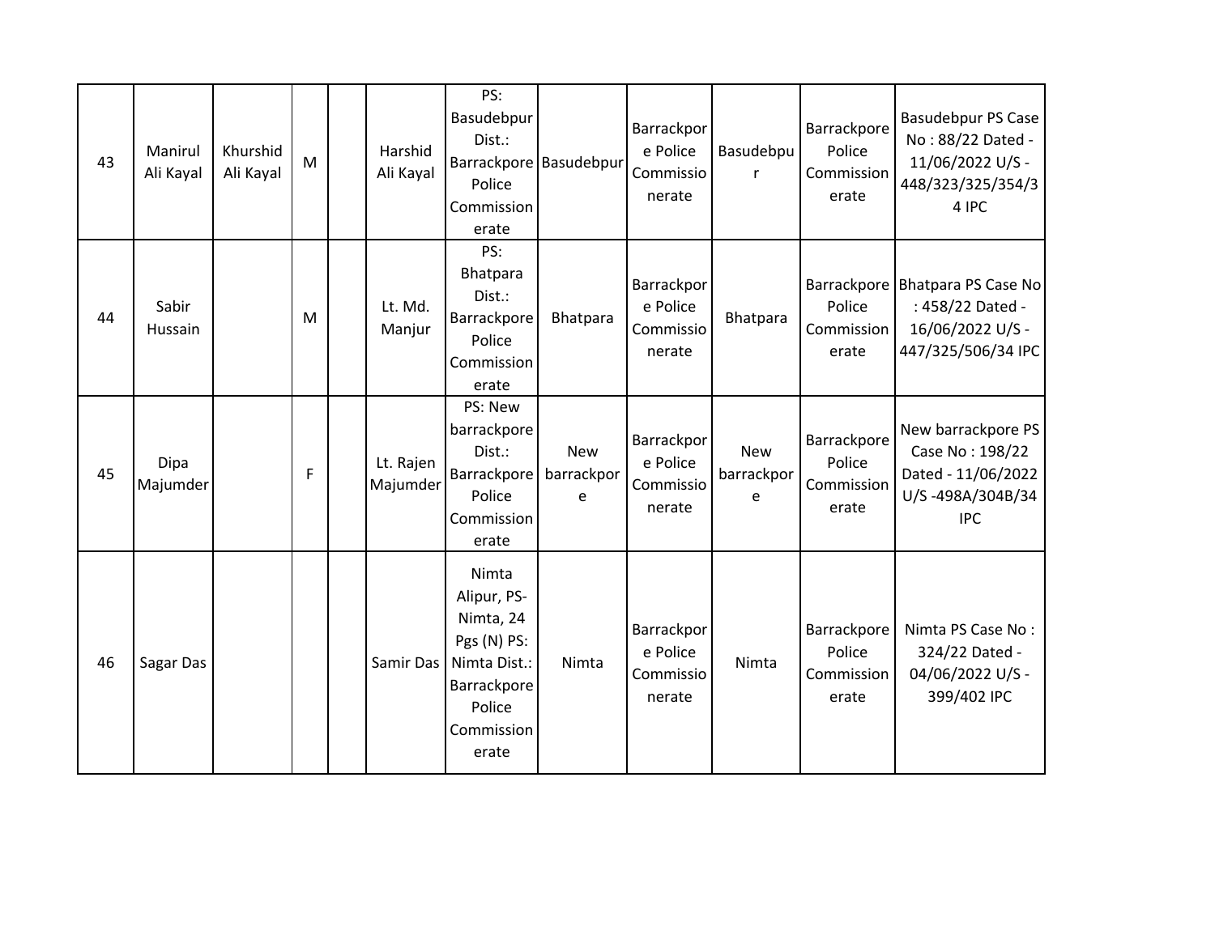| | | | | | | | | | | | |
|---|---|---|---|---|---|---|---|---|---|---|---|
| 43 | Manirul Ali Kayal | Khurshid Ali Kayal | M | | Harshid Ali Kayal | PS: Basudebpur Dist.: Barrackpore Police Commissionerate | Basudebpur | Barrackpore Police Commissionerate | Basudebpur | Barrackpore Police Commissionerate | Basudebpur PS Case No : 88/22 Dated - 11/06/2022 U/S - 448/323/325/354/34 IPC |
| 44 | Sabir Hussain | | M | | Lt. Md. Manjur | PS: Bhatpara Dist.: Barrackpore Police Commissionerate | Bhatpara | Barrackpore Police Commissionerate | Bhatpara | Barrackpore Police Commissionerate | Bhatpara PS Case No : 458/22 Dated - 16/06/2022 U/S - 447/325/506/34 IPC |
| 45 | Dipa Majumder | | F | | Lt. Rajen Majumder | PS: New barrackpore Dist.: Barrackpore Police Commissionerate | New barrackpore | Barrackpore Police Commissionerate | New barrackpore | Barrackpore Police Commissionerate | New barrackpore PS Case No : 198/22 Dated - 11/06/2022 U/S -498A/304B/34 IPC |
| 46 | Sagar Das | | | | Samir Das | Nimta Alipur, PS-Nimta, 24 Pgs (N) PS: Nimta Dist.: Barrackpore Police Commissionerate | Nimta | Barrackpore Police Commissionerate | Nimta | Barrackpore Police Commissionerate | Nimta PS Case No : 324/22 Dated - 04/06/2022 U/S - 399/402 IPC |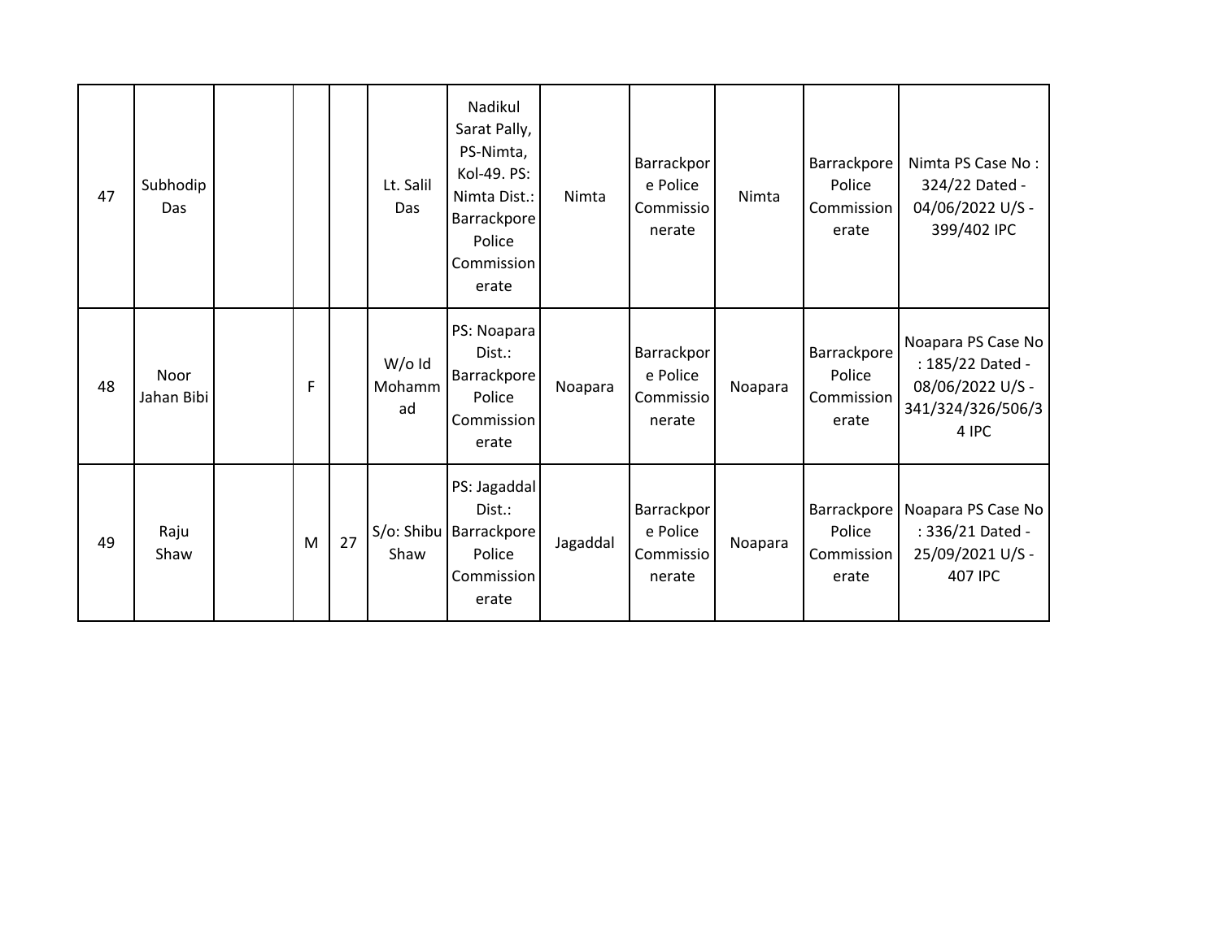| 47 | Subhodip Das | | | | Lt. Salil Das | Nadikul Sarat Pally, PS-Nimta, Kol-49. PS: Nimta Dist.: Barrackpore Police Commissionerate | Nimta | Barrackpore Police Commissionerate | Nimta | Barrackpore Police Commissionerate | Nimta PS Case No : 324/22 Dated - 04/06/2022 U/S - 399/402 IPC |
|---|---|---|---|---|---|---|---|---|---|---|---|
| 48 | Noor Jahan Bibi | | F | | W/o Id Mohammad | PS: Noapara Dist.: Barrackpore Police Commissionerate | Noapara | Barrackpore Police Commissionerate | Noapara | Barrackpore Police Commissionerate | Noapara PS Case No : 185/22 Dated - 08/06/2022 U/S - 341/324/326/506/34 IPC |
| 49 | Raju Shaw | | M | 27 | S/o: Shibu Shaw | PS: Jagaddal Dist.: Barrackpore Police Commissionerate | Jagaddal | Barrackpore Police Commissionerate | Noapara | Barrackpore Police Commissionerate | Noapara PS Case No : 336/21 Dated - 25/09/2021 U/S - 407 IPC |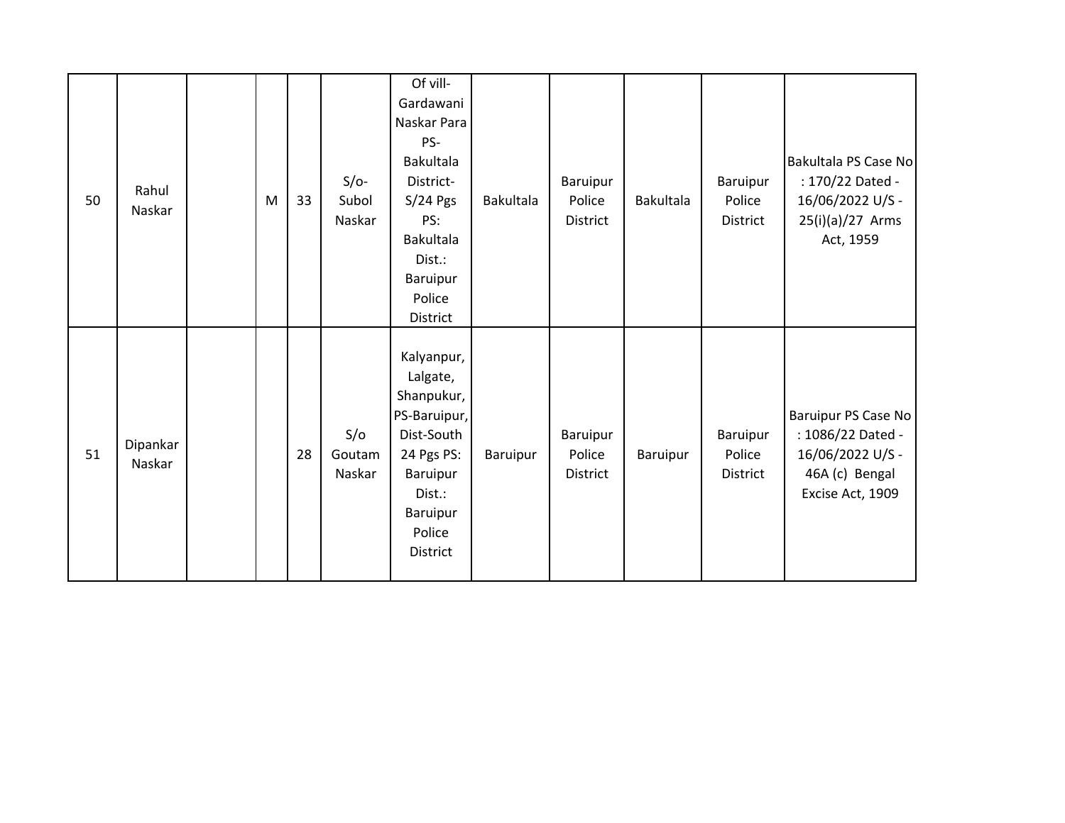| | | | | | | | | | | | |
|---|---|---|---|---|---|---|---|---|---|---|---|
| 50 | Rahul Naskar | | M | 33 | S/o- Subol Naskar | Of vill- Gardawani Naskar Para PS- Bakultala District- S/24 Pgs PS: Bakultala Dist.: Baruipur Police District | Bakultala | Baruipur Police District | Bakultala | Baruipur Police District | Bakultala PS Case No : 170/22 Dated - 16/06/2022 U/S - 25(i)(a)/27 Arms Act, 1959 |
| 51 | Dipankar Naskar | | | 28 | S/o Goutam Naskar | Kalyanpur, Lalgate, Shanpukur, PS-Baruipur, Dist-South 24 Pgs PS: Baruipur Dist.: Baruipur Police District | Baruipur | Baruipur Police District | Baruipur | Baruipur Police District | Baruipur PS Case No : 1086/22 Dated - 16/06/2022 U/S - 46A (c) Bengal Excise Act, 1909 |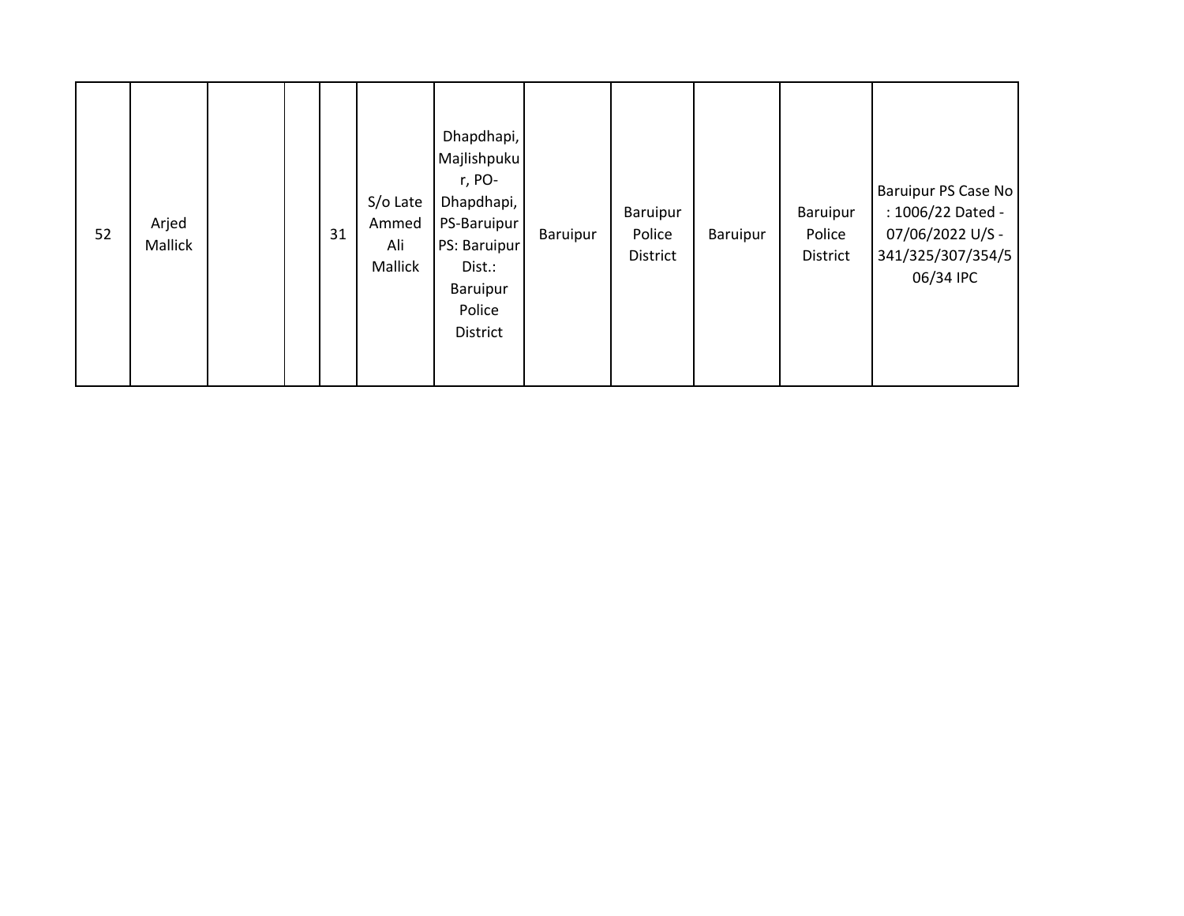| | | | | | | | | | | | |
|---|---|---|---|---|---|---|---|---|---|---|---|
| 52 | Arjed Mallick | | | 31 | S/o Late Ammed Ali Mallick | Dhapdhapi, Majlishpukur, PO- Dhapdhapi, PS-Baruipur PS: Baruipur Dist.: Baruipur Police District | Baruipur | Baruipur Police District | Baruipur | Baruipur Police District | Baruipur PS Case No : 1006/22 Dated - 07/06/2022 U/S - 341/325/307/354/506/34 IPC |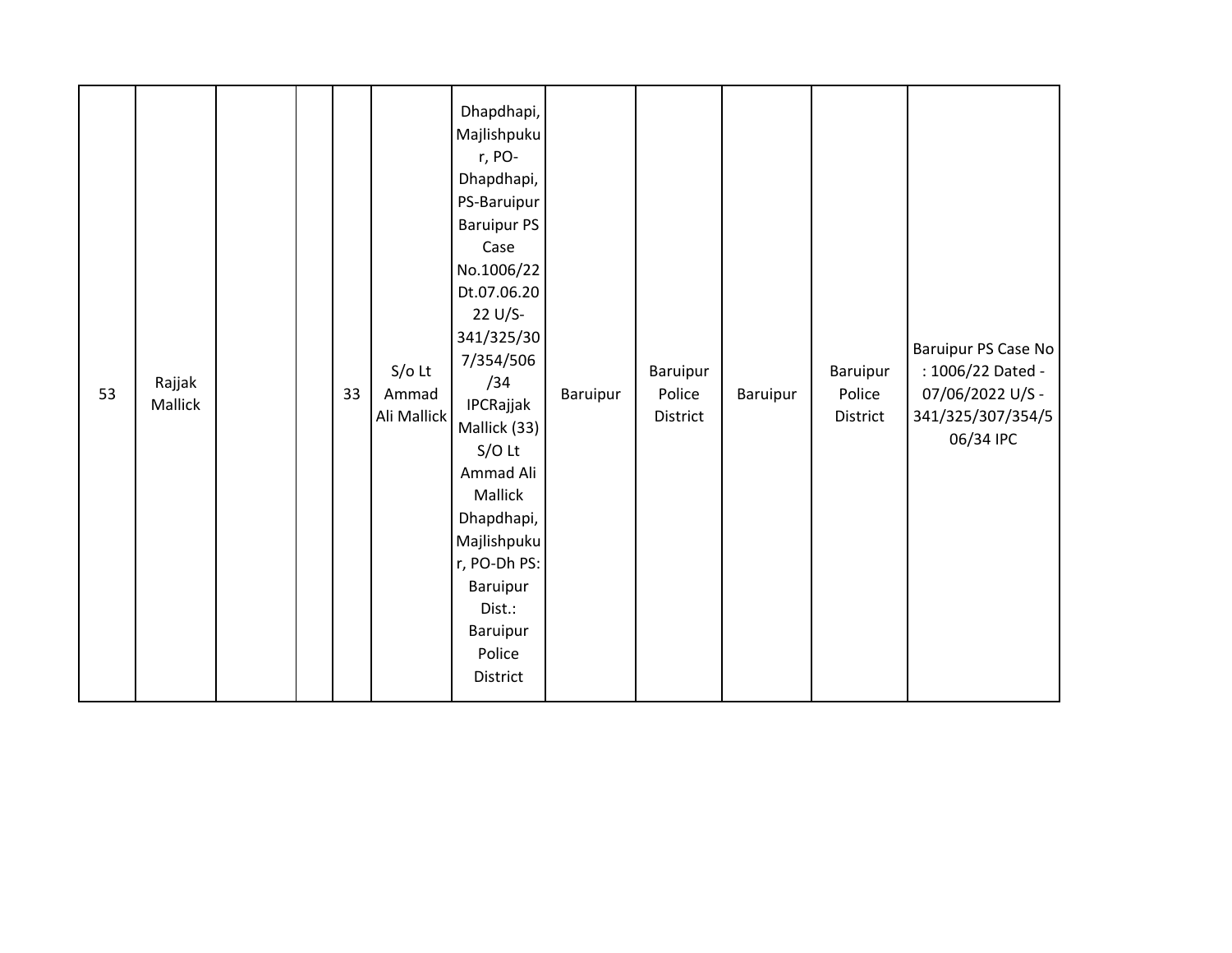| 53 | Rajjak Mallick | | | 33 | S/o Lt Ammad Ali Mallick | Dhapdhapi, Majlishpukur, PO-Dhapdhapi, PS-Baruipur Baruipur PS Case No.1006/22 Dt.07.06.2022 U/S-341/325/307/354/506/34 IPCRajjak Mallick (33) S/O Lt Ammad Ali Mallick Dhapdhapi, Majlishpukur, PO-Dh PS: Baruipur Dist.: Baruipur Police District | Baruipur | Baruipur Police District | Baruipur | Baruipur Police District | Baruipur PS Case No : 1006/22 Dated - 07/06/2022 U/S - 341/325/307/354/506/34 IPC |
|---|---|---|---|---|---|---|---|---|---|---|---|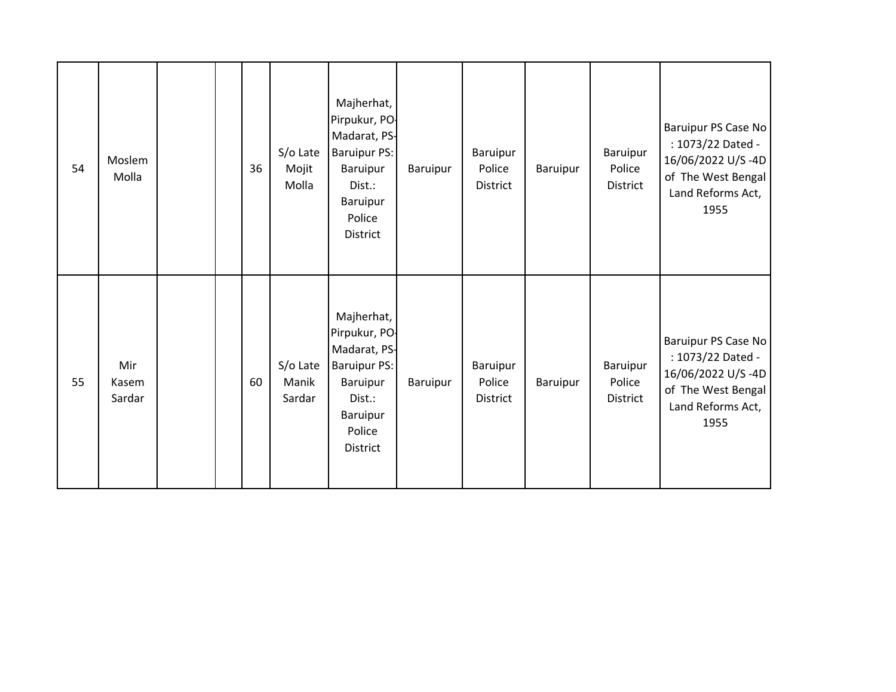| 54 | Moslem Molla | | | 36 | S/o Late Mojit Molla | Majherhat, Pirpukur, PO-Madarat, PS-Baruipur PS: Baruipur Dist.: Baruipur Police District | Baruipur | Baruipur Police District | Baruipur | Baruipur Police District | Baruipur PS Case No : 1073/22 Dated - 16/06/2022 U/S -4D of The West Bengal Land Reforms Act, 1955 |
|---|---|---|---|---|---|---|---|---|---|---|---|
| 55 | Mir Kasem Sardar | | | 60 | S/o Late Manik Sardar | Majherhat, Pirpukur, PO-Madarat, PS-Baruipur PS: Baruipur Dist.: Baruipur Police District | Baruipur | Baruipur Police District | Baruipur | Baruipur Police District | Baruipur PS Case No : 1073/22 Dated - 16/06/2022 U/S -4D of The West Bengal Land Reforms Act, 1955 |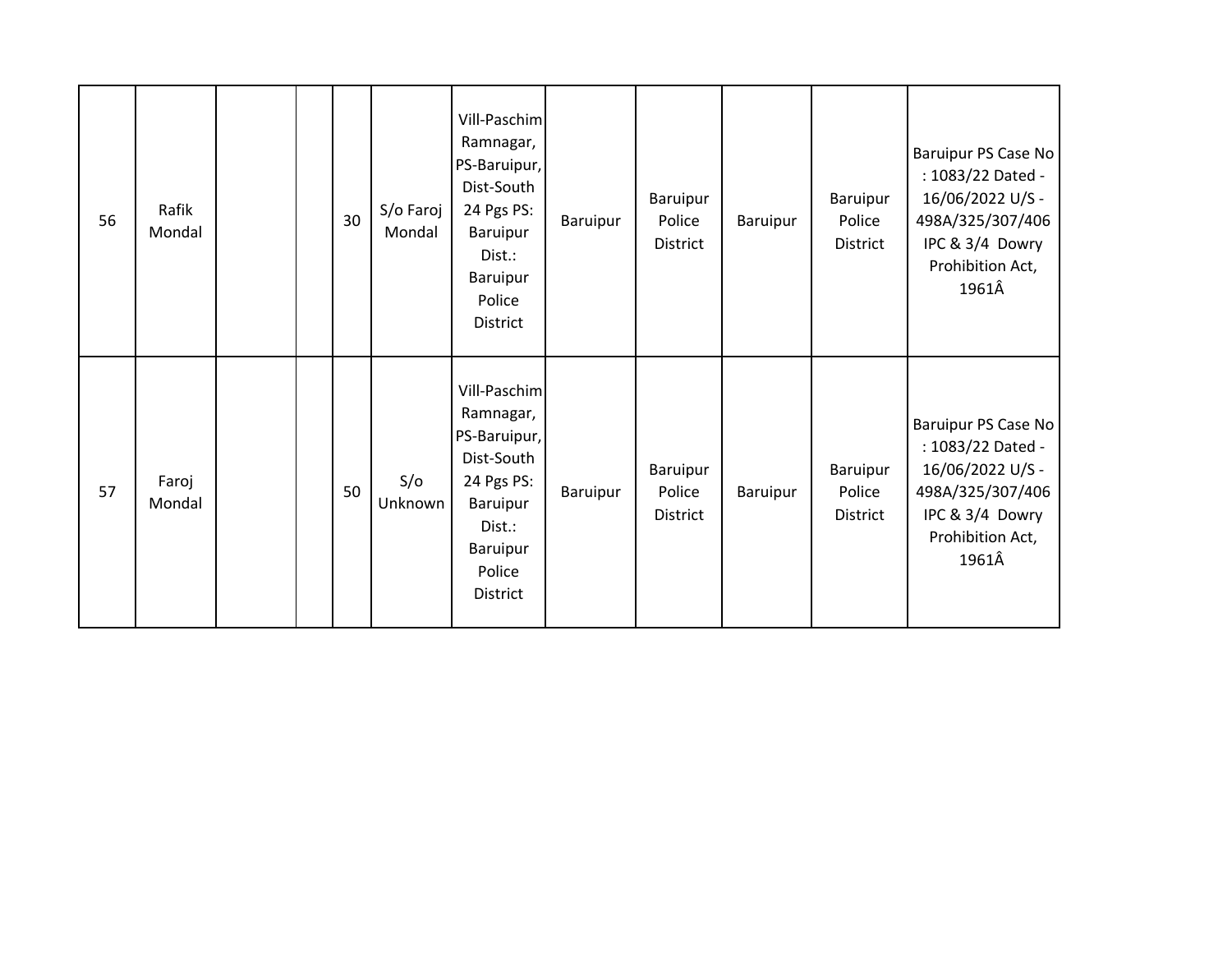| | | | | | | | | | | | |
|---|---|---|---|---|---|---|---|---|---|---|---|
| 56 | Rafik Mondal | | | 30 | S/o Faroj Mondal | Vill-Paschim Ramnagar, PS-Baruipur, Dist-South 24 Pgs PS: Baruipur Dist.: Baruipur Police District | Baruipur | Baruipur Police District | Baruipur | Baruipur Police District | Baruipur PS Case No : 1083/22 Dated - 16/06/2022 U/S - 498A/325/307/406 IPC & 3/4 Dowry Prohibition Act, 1961Â |
| 57 | Faroj Mondal | | | 50 | S/o Unknown | Vill-Paschim Ramnagar, PS-Baruipur, Dist-South 24 Pgs PS: Baruipur Dist.: Baruipur Police District | Baruipur | Baruipur Police District | Baruipur | Baruipur Police District | Baruipur PS Case No : 1083/22 Dated - 16/06/2022 U/S - 498A/325/307/406 IPC & 3/4 Dowry Prohibition Act, 1961Â |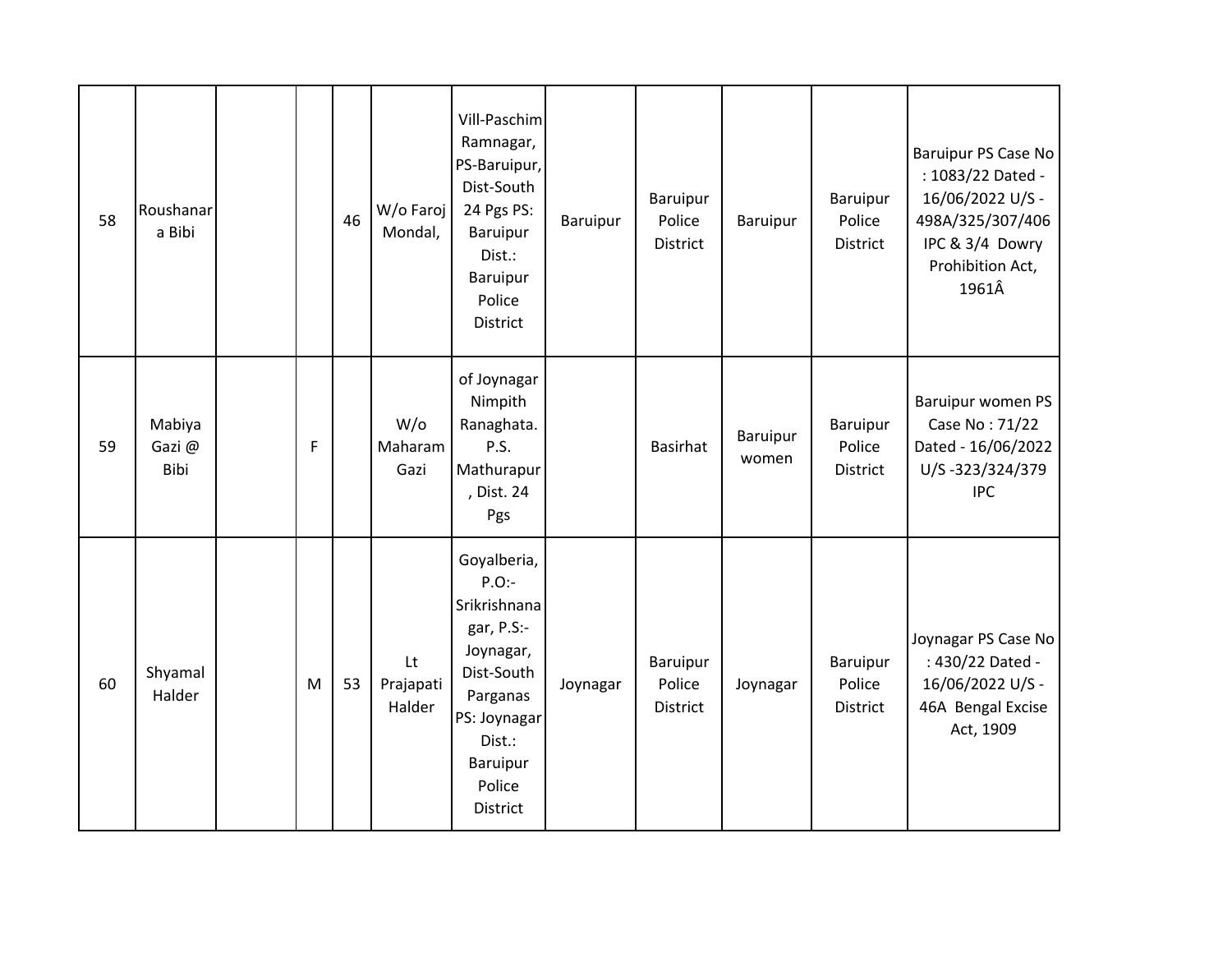| | | | | | | | | | | | |
|---|---|---|---|---|---|---|---|---|---|---|---|
| 58 | Roushanara Bibi | | | 46 | W/o Faroj Mondal, | Vill-Paschim Ramnagar, PS-Baruipur, Dist-South 24 Pgs PS: Baruipur Dist.: Baruipur Police District | Baruipur | Baruipur Police District | Baruipur | Baruipur Police District | Baruipur PS Case No : 1083/22 Dated - 16/06/2022 U/S - 498A/325/307/406 IPC & 3/4 Dowry Prohibition Act, 1961Â |
| 59 | Mabiya Gazi @ Bibi | | F | | W/o Maharam Gazi | of Joynagar Nimpith Ranaghata. P.S. Mathurapur , Dist. 24 Pgs | | Basirhat | Baruipur women | Baruipur Police District | Baruipur women PS Case No : 71/22 Dated - 16/06/2022 U/S -323/324/379 IPC |
| 60 | Shyamal Halder | | M | 53 | Lt Prajapati Halder | Goyalberia, P.O:- Srikrishnanagar, P.S:- Joynagar, Dist-South Parganas PS: Joynagar Dist.: Baruipur Police District | Joynagar | Baruipur Police District | Joynagar | Baruipur Police District | Joynagar PS Case No : 430/22 Dated - 16/06/2022 U/S - 46A Bengal Excise Act, 1909 |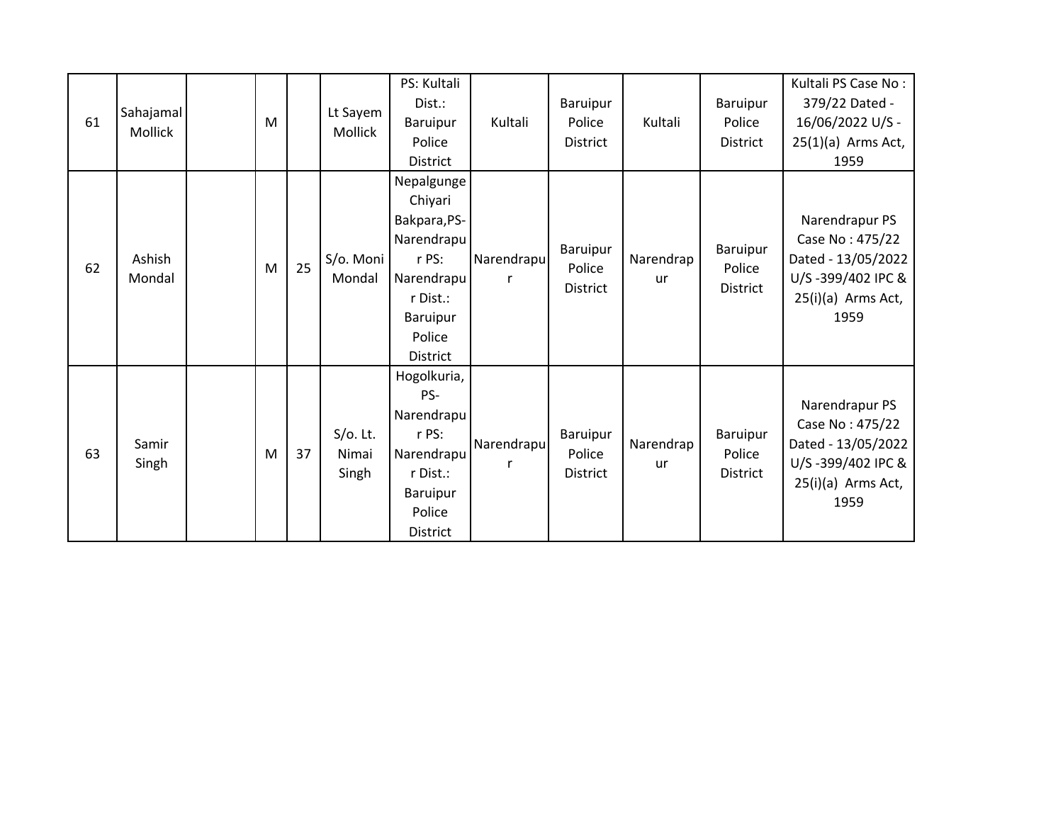| 61 | Sahajamal Mollick | | M | | Lt Sayem Mollick | PS: Kultali Dist.: Baruipur Police District | Kultali | Baruipur Police District | Kultali | Baruipur Police District | Kultali PS Case No : 379/22 Dated - 16/06/2022 U/S - 25(1)(a) Arms Act, 1959 |
|---|---|---|---|---|---|---|---|---|---|---|---|
| 62 | Ashish Mondal | | M | 25 | S/o. Moni Mondal | Nepalgunge Chiyari Bakpara,PS-Narendrapur PS: Narendrapur Dist.: Baruipur Police District | Narendrapur | Baruipur Police District | Narendrapur | Baruipur Police District | Narendrapur PS Case No : 475/22 Dated - 13/05/2022 U/S -399/402 IPC & 25(i)(a) Arms Act, 1959 |
| 63 | Samir Singh | | M | 37 | S/o. Lt. Nimai Singh | Hogolkuria, PS-Narendrapur PS: Narendrapur Dist.: Baruipur Police District | Narendrapur | Baruipur Police District | Narendrapur | Baruipur Police District | Narendrapur PS Case No : 475/22 Dated - 13/05/2022 U/S -399/402 IPC & 25(i)(a) Arms Act, 1959 |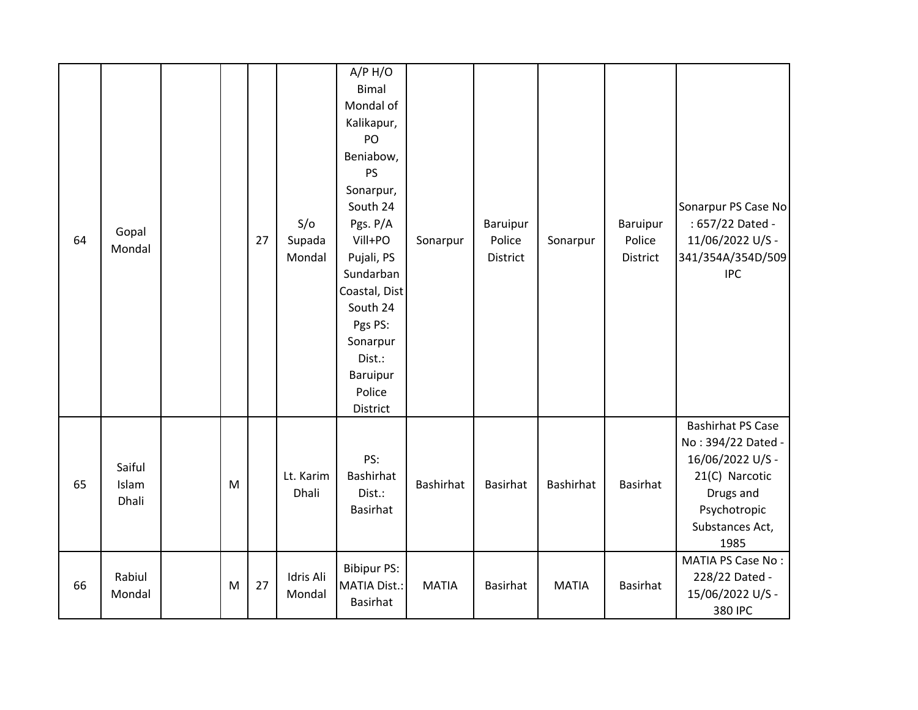| | | | | | | | | | | | |
|---|---|---|---|---|---|---|---|---|---|---|---|
| 64 | Gopal Mondal | | | 27 | S/o Supada Mondal | A/P H/O Bimal Mondal of Kalikapur, PO Beniabow, PS Sonarpur, South 24 Pgs. P/A Vill+PO Pujali, PS Sundarban Coastal, Dist South 24 Pgs PS: Sonarpur Dist.: Baruipur Police District | Sonarpur | Baruipur Police District | Sonarpur | Baruipur Police District | Sonarpur PS Case No : 657/22 Dated - 11/06/2022 U/S - 341/354A/354D/509 IPC |
| 65 | Saiful Islam Dhali | | M | | Lt. Karim Dhali | PS: Bashirhat Dist.: Basirhat | Bashirhat | Basirhat | Bashirhat | Basirhat | Bashirhat PS Case No : 394/22 Dated - 16/06/2022 U/S - 21(C) Narcotic Drugs and Psychotropic Substances Act, 1985 |
| 66 | Rabiul Mondal | | M | 27 | Idris Ali Mondal | Bibipur PS: MATIA Dist.: Basirhat | MATIA | Basirhat | MATIA | Basirhat | MATIA PS Case No : 228/22 Dated - 15/06/2022 U/S - 380 IPC |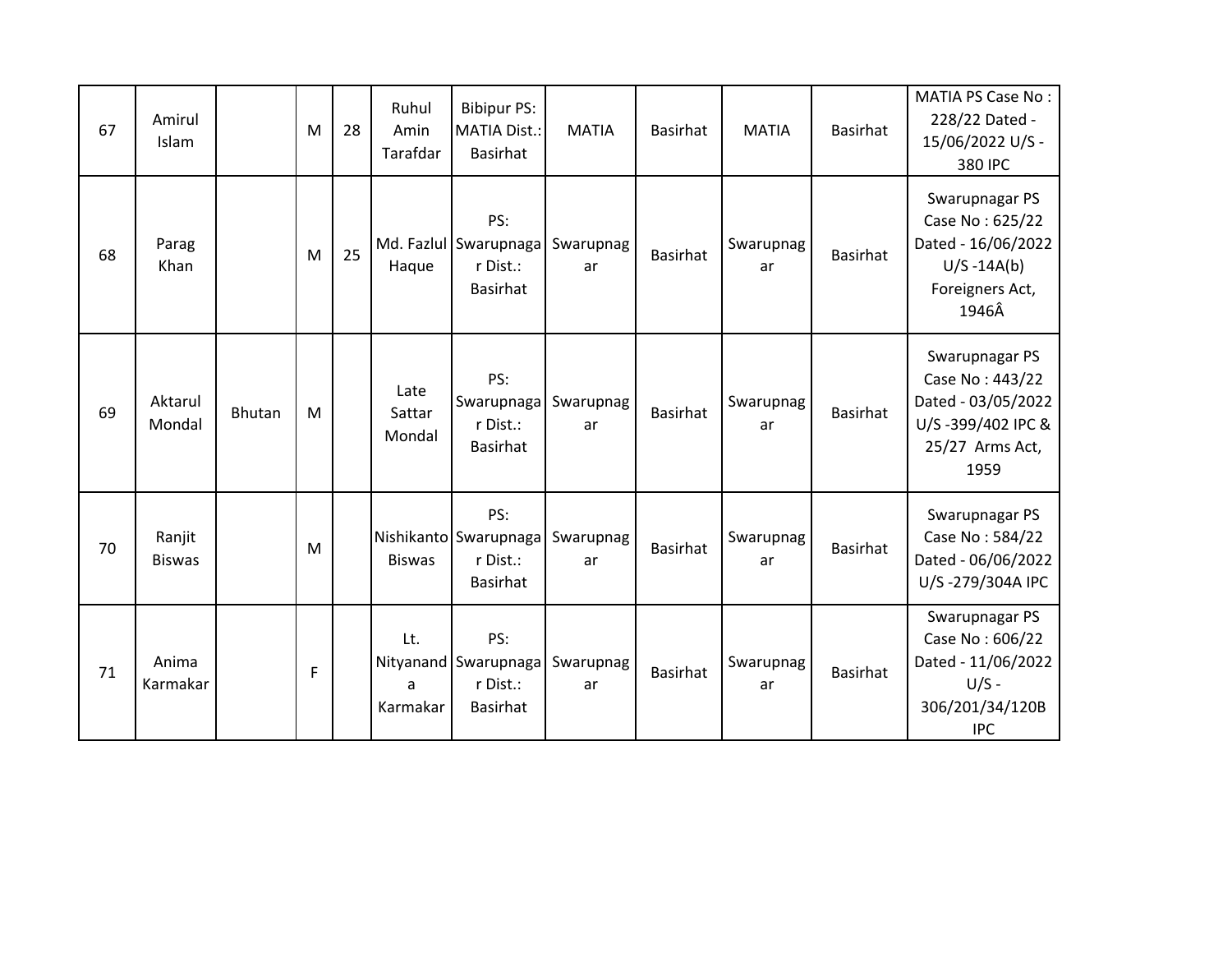| 67 | Amirul Islam | | M | 28 | Ruhul Amin Tarafdar | Bibipur PS: MATIA Dist.: Basirhat | MATIA | Basirhat | MATIA | Basirhat | MATIA PS Case No : 228/22 Dated - 15/06/2022 U/S - 380 IPC |
|---|---|---|---|---|---|---|---|---|---|---|---|
| 68 | Parag Khan | | M | 25 | Md. Fazlul Haque | PS: Swarupnagar Dist.: Basirhat | Swarupnagar | Basirhat | Swarupnagar | Basirhat | Swarupnagar PS Case No : 625/22 Dated - 16/06/2022 U/S -14A(b) Foreigners Act, 1946Â |
| 69 | Aktarul Mondal | Bhutan | M | | Late Sattar Mondal | PS: Swarupnagar Dist.: Basirhat | Swarupnagar | Basirhat | Swarupnagar | Basirhat | Swarupnagar PS Case No : 443/22 Dated - 03/05/2022 U/S -399/402 IPC & 25/27 Arms Act, 1959 |
| 70 | Ranjit Biswas | | M | | Nishikanto Biswas | PS: Swarupnagar Dist.: Basirhat | Swarupnagar | Basirhat | Swarupnagar | Basirhat | Swarupnagar PS Case No : 584/22 Dated - 06/06/2022 U/S -279/304A IPC |
| 71 | Anima Karmakar | | F | | Lt. Nityananda Karmakar | PS: Swarupnagar Dist.: Basirhat | Swarupnagar | Basirhat | Swarupnagar | Basirhat | Swarupnagar PS Case No : 606/22 Dated - 11/06/2022 U/S - 306/201/34/120B IPC |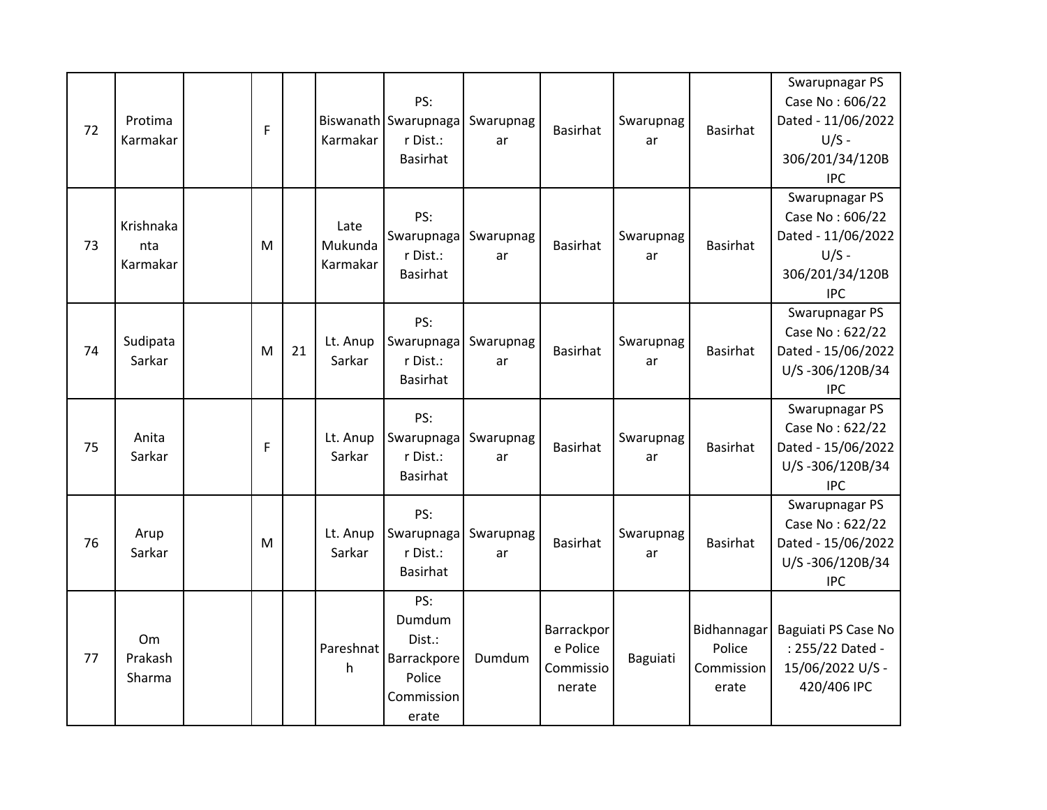| 72 | Protima Karmakar | | F | | Biswanath Karmakar | PS: Swarupnagar Dist.: Basirhat | Swarupnagar | Basirhat | Swarupnagar | Basirhat | Swarupnagar PS Case No : 606/22 Dated - 11/06/2022 U/S - 306/201/34/120B IPC |
|---|---|---|---|---|---|---|---|---|---|---|---|
| 73 | Krishnakanta Karmakar | | M | | Late Mukunda Karmakar | PS: Swarupnagar Dist.: Basirhat | Swarupnagar | Basirhat | Swarupnagar | Basirhat | Swarupnagar PS Case No : 606/22 Dated - 11/06/2022 U/S - 306/201/34/120B IPC |
| 74 | Sudipata Sarkar | | M | 21 | Lt. Anup Sarkar | PS: Swarupnagar Dist.: Basirhat | Swarupnagar | Basirhat | Swarupnagar | Basirhat | Swarupnagar PS Case No : 622/22 Dated - 15/06/2022 U/S -306/120B/34 IPC |
| 75 | Anita Sarkar | | F | | Lt. Anup Sarkar | PS: Swarupnagar Dist.: Basirhat | Swarupnagar | Basirhat | Swarupnagar | Basirhat | Swarupnagar PS Case No : 622/22 Dated - 15/06/2022 U/S -306/120B/34 IPC |
| 76 | Arup Sarkar | | M | | Lt. Anup Sarkar | PS: Swarupnagar Dist.: Basirhat | Swarupnagar | Basirhat | Swarupnagar | Basirhat | Swarupnagar PS Case No : 622/22 Dated - 15/06/2022 U/S -306/120B/34 IPC |
| 77 | Om Prakash Sharma | | | | Pareshnath | PS: Dumdum Dist.: Barrackpore Police Commissionerate | Dumdum | Barrackpore Police Commissionerate | Baguiati | Bidhannagar Police Commissionerate | Baguiati PS Case No : 255/22 Dated - 15/06/2022 U/S - 420/406 IPC |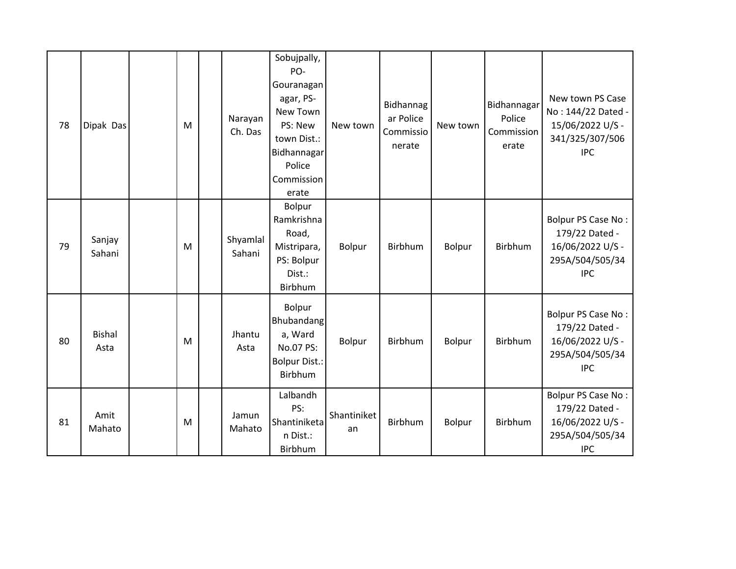| 78 | Dipak Das | | M | | Narayan Ch. Das | Sobujpally, PO-Gouranaganagar, PS-New Town PS: New town Dist.: Bidhannagar Police Commissionerate | New town | Bidhannagar Police Commissionerate | New town | Bidhannagar Police Commissionerate | New town PS Case No : 144/22 Dated - 15/06/2022 U/S - 341/325/307/506 IPC |
|---|---|---|---|---|---|---|---|---|---|---|---|
| 79 | Sanjay Sahani | | M | | Shyamlal Sahani | Bolpur Ramkrishna Road, Mistripara, PS: Bolpur Dist.: Birbhum | Bolpur | Birbhum | Bolpur | Birbhum | Bolpur PS Case No : 179/22 Dated - 16/06/2022 U/S - 295A/504/505/34 IPC |
| 80 | Bishal Asta | | M | | Jhantu Asta | Bolpur Bhubandanga, Ward No.07 PS: Bolpur Dist.: Birbhum | Bolpur | Birbhum | Bolpur | Birbhum | Bolpur PS Case No : 179/22 Dated - 16/06/2022 U/S - 295A/504/505/34 IPC |
| 81 | Amit Mahato | | M | | Jamun Mahato | Lalbandh PS: Shantiniketan Dist.: Birbhum | Shantiniketan | Birbhum | Bolpur | Birbhum | Bolpur PS Case No : 179/22 Dated - 16/06/2022 U/S - 295A/504/505/34 IPC |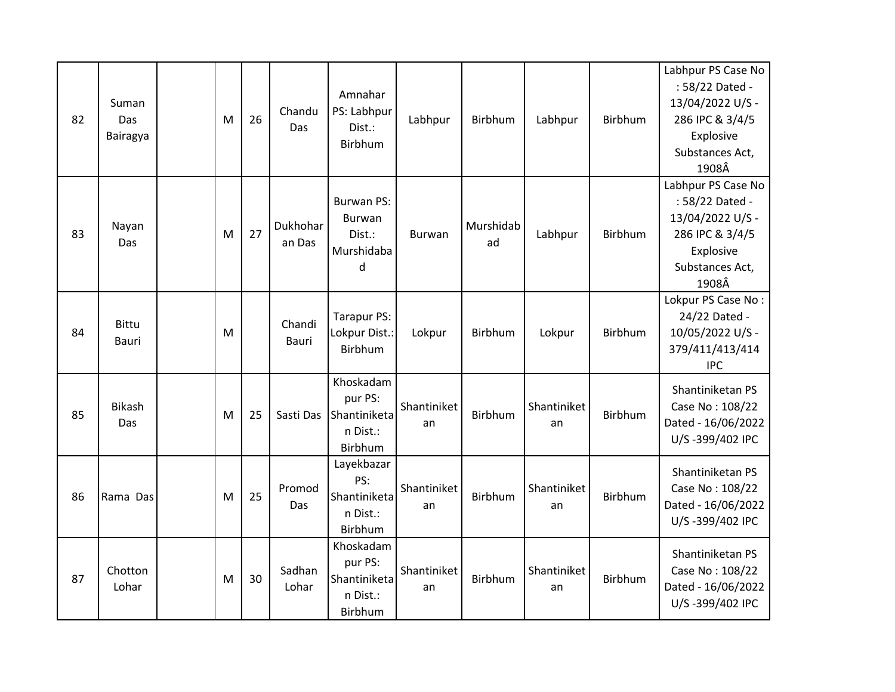| | | | | | | | | | | | |
|---|---|---|---|---|---|---|---|---|---|---|---|
| 82 | Suman Das Bairagya | | M | 26 | Chandu Das | Amnahar PS: Labhpur Dist.: Birbhum | Labhpur | Birbhum | Labhpur | Birbhum | Labhpur PS Case No : 58/22 Dated - 13/04/2022 U/S - 286 IPC & 3/4/5 Explosive Substances Act, 1908Â |
| 83 | Nayan Das | | M | 27 | Dukhoharan Das | Burwan PS: Burwan Dist.: Murshidabad | Burwan | Murshidabad | Labhpur | Birbhum | Labhpur PS Case No : 58/22 Dated - 13/04/2022 U/S - 286 IPC & 3/4/5 Explosive Substances Act, 1908Â |
| 84 | Bittu Bauri | | M | | Chandi Bauri | Tarapur PS: Lokpur Dist.: Birbhum | Lokpur | Birbhum | Lokpur | Birbhum | Lokpur PS Case No : 24/22 Dated - 10/05/2022 U/S - 379/411/413/414 IPC |
| 85 | Bikash Das | | M | 25 | Sasti Das | Khoskadampur PS: Shantiniketan Dist.: Birbhum | Shantiniketan | Birbhum | Shantiniketan | Birbhum | Shantiniketan PS Case No : 108/22 Dated - 16/06/2022 U/S -399/402 IPC |
| 86 | Rama Das | | M | 25 | Promod Das | Layekbazar PS: Shantiniketan Dist.: Birbhum | Shantiniketan | Birbhum | Shantiniketan | Birbhum | Shantiniketan PS Case No : 108/22 Dated - 16/06/2022 U/S -399/402 IPC |
| 87 | Chotton Lohar | | M | 30 | Sadhan Lohar | Khoskadampur PS: Shantiniketan Dist.: Birbhum | Shantiniketan | Birbhum | Shantiniketan | Birbhum | Shantiniketan PS Case No : 108/22 Dated - 16/06/2022 U/S -399/402 IPC |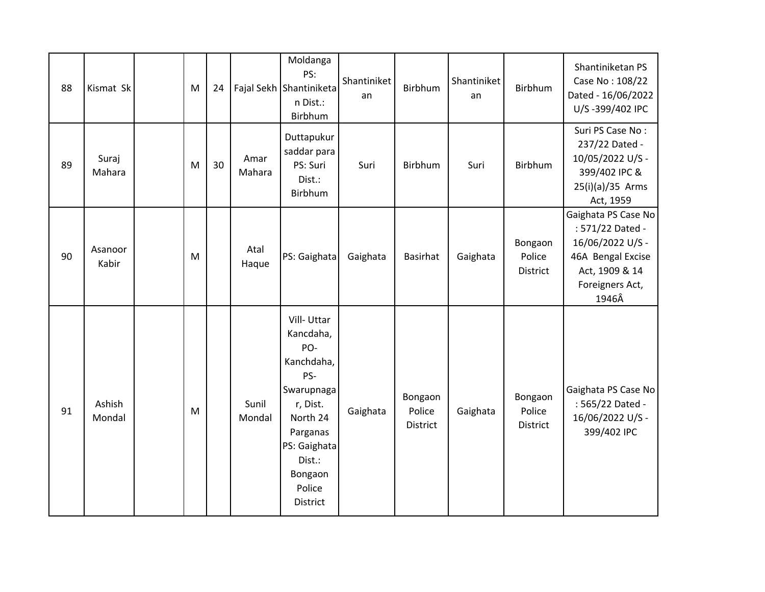| 88 | Kismat Sk | | M | 24 | Fajal Sekh | Moldanga PS: Shantiniketan Dist.: Birbhum | Shantiniketan | Birbhum | Shantiniketan | Birbhum | Shantiniketan PS Case No : 108/22 Dated - 16/06/2022 U/S -399/402 IPC |
|---|---|---|---|---|---|---|---|---|---|---|---|
| 89 | Suraj Mahara | | M | 30 | Amar Mahara | Duttapukur saddar para PS: Suri Dist.: Birbhum | Suri | Birbhum | Suri | Birbhum | Suri PS Case No : 237/22 Dated - 10/05/2022 U/S - 399/402 IPC & 25(i)(a)/35 Arms Act, 1959 |
| 90 | Asanoor Kabir | | M | | Atal Haque | PS: Gaighata | Gaighata | Basirhat | Gaighata | Bongaon Police District | Gaighata PS Case No : 571/22 Dated - 16/06/2022 U/S - 46A Bengal Excise Act, 1909 & 14 Foreigners Act, 1946Â |
| 91 | Ashish Mondal | | M | | Sunil Mondal | Vill- Uttar Kancdaha, PO- Kanchdaha, PS- Swarupnagar, Dist. North 24 Parganas PS: Gaighata Dist.: Bongaon Police District | Gaighata | Bongaon Police District | Gaighata | Bongaon Police District | Gaighata PS Case No : 565/22 Dated - 16/06/2022 U/S - 399/402 IPC |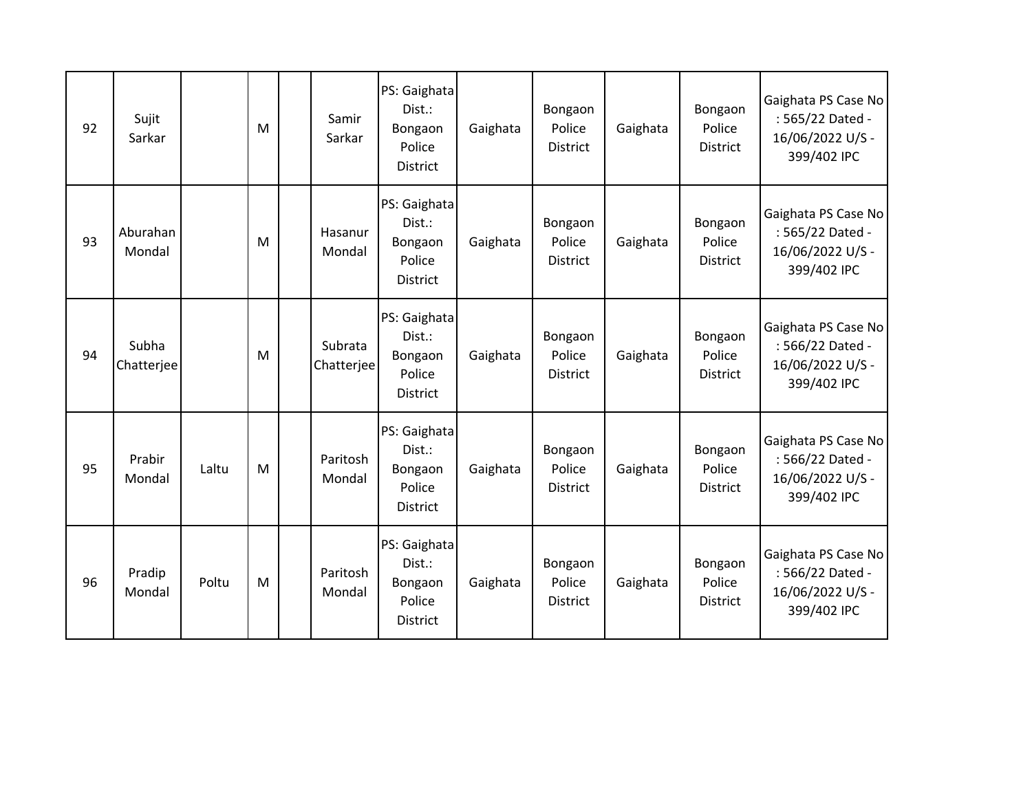| 92 | Sujit Sarkar | | M | | Samir Sarkar | PS: Gaighata Dist.: Bongaon Police District | Gaighata | Bongaon Police District | Gaighata | Bongaon Police District | Gaighata PS Case No : 565/22 Dated - 16/06/2022 U/S - 399/402 IPC |
|---|---|---|---|---|---|---|---|---|---|---|---|
| 93 | Aburahan Mondal | | M | | Hasanur Mondal | PS: Gaighata Dist.: Bongaon Police District | Gaighata | Bongaon Police District | Gaighata | Bongaon Police District | Gaighata PS Case No : 565/22 Dated - 16/06/2022 U/S - 399/402 IPC |
| 94 | Subha Chatterjee | | M | | Subrata Chatterjee | PS: Gaighata Dist.: Bongaon Police District | Gaighata | Bongaon Police District | Gaighata | Bongaon Police District | Gaighata PS Case No : 566/22 Dated - 16/06/2022 U/S - 399/402 IPC |
| 95 | Prabir Mondal | Laltu | M | | Paritosh Mondal | PS: Gaighata Dist.: Bongaon Police District | Gaighata | Bongaon Police District | Gaighata | Bongaon Police District | Gaighata PS Case No : 566/22 Dated - 16/06/2022 U/S - 399/402 IPC |
| 96 | Pradip Mondal | Poltu | M | | Paritosh Mondal | PS: Gaighata Dist.: Bongaon Police District | Gaighata | Bongaon Police District | Gaighata | Bongaon Police District | Gaighata PS Case No : 566/22 Dated - 16/06/2022 U/S - 399/402 IPC |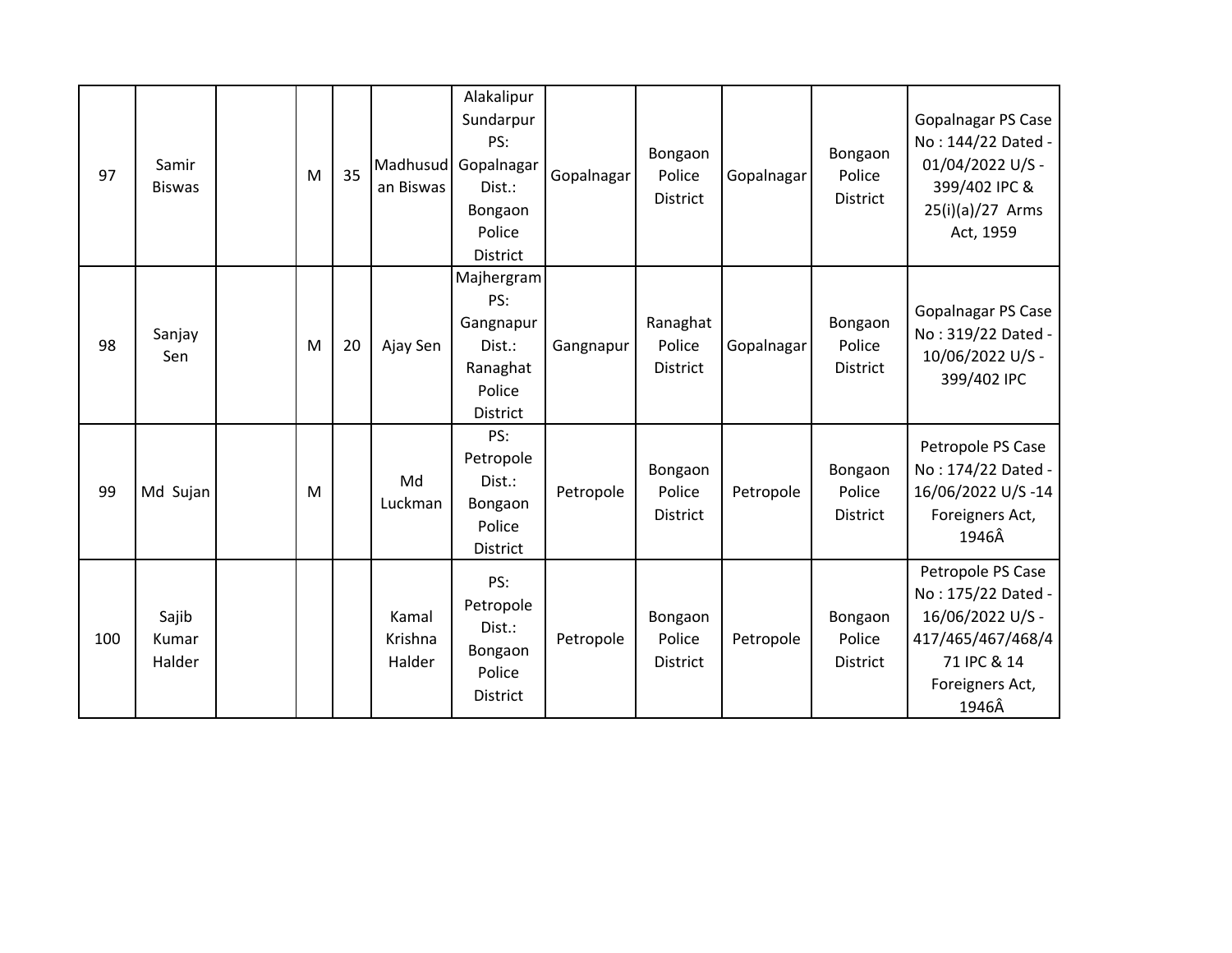| | | | | | | | | | | | |
|---|---|---|---|---|---|---|---|---|---|---|---|
| 97 | Samir Biswas | | M | 35 | Madhusudan Biswas | Alakalipur Sundarpur PS: Gopalnagar Dist.: Bongaon Police District | Gopalnagar | Bongaon Police District | Gopalnagar | Bongaon Police District | Gopalnagar PS Case No : 144/22 Dated - 01/04/2022 U/S - 399/402 IPC & 25(i)(a)/27 Arms Act, 1959 |
| 98 | Sanjay Sen | | M | 20 | Ajay Sen | Majhergram PS: Gangnapur Dist.: Ranaghat Police District | Gangnapur | Ranaghat Police District | Gopalnagar | Bongaon Police District | Gopalnagar PS Case No : 319/22 Dated - 10/06/2022 U/S - 399/402 IPC |
| 99 | Md Sujan | | M | | Md Luckman | PS: Petropole Dist.: Bongaon Police District | Petropole | Bongaon Police District | Petropole | Bongaon Police District | Petropole PS Case No : 174/22 Dated - 16/06/2022 U/S -14 Foreigners Act, 1946Â |
| 100 | Sajib Kumar Halder | | | | Kamal Krishna Halder | PS: Petropole Dist.: Bongaon Police District | Petropole | Bongaon Police District | Petropole | Bongaon Police District | Petropole PS Case No : 175/22 Dated - 16/06/2022 U/S - 417/465/467/468/471 IPC & 14 Foreigners Act, 1946Â |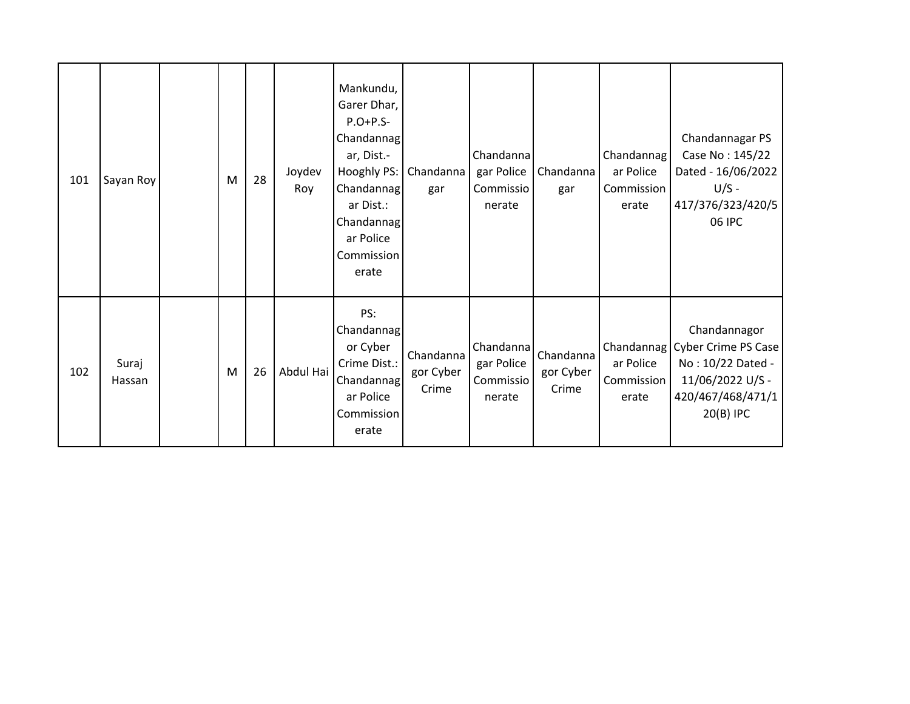| 101 | Sayan Roy | | M | 28 | Joydev Roy | Mankundu, Garer Dhar, P.O+P.S-Chandannagar, Dist.-Hooghly PS: Chandannagar Dist.: Chandannagar Police Commissionerate | Chandannagar | Chandannagar Police Commissionerate | Chandannagar | Chandannagar Police Commissionerate | Chandannagar PS Case No : 145/22 Dated - 16/06/2022 U/S - 417/376/323/420/506 IPC |
|---|---|---|---|---|---|---|---|---|---|---|---|
| 102 | Suraj Hassan | | M | 26 | Abdul Hai | PS: Chandannagor Cyber Crime Dist.: Chandannagar Police Commissionerate | Chandannagor Cyber Crime | Chandannagar Police Commissionerate | Chandannagor Cyber Crime | Chandannagar Police Commissionerate | Chandannagor Cyber Crime PS Case No : 10/22 Dated - 11/06/2022 U/S - 420/467/468/471/120(B) IPC |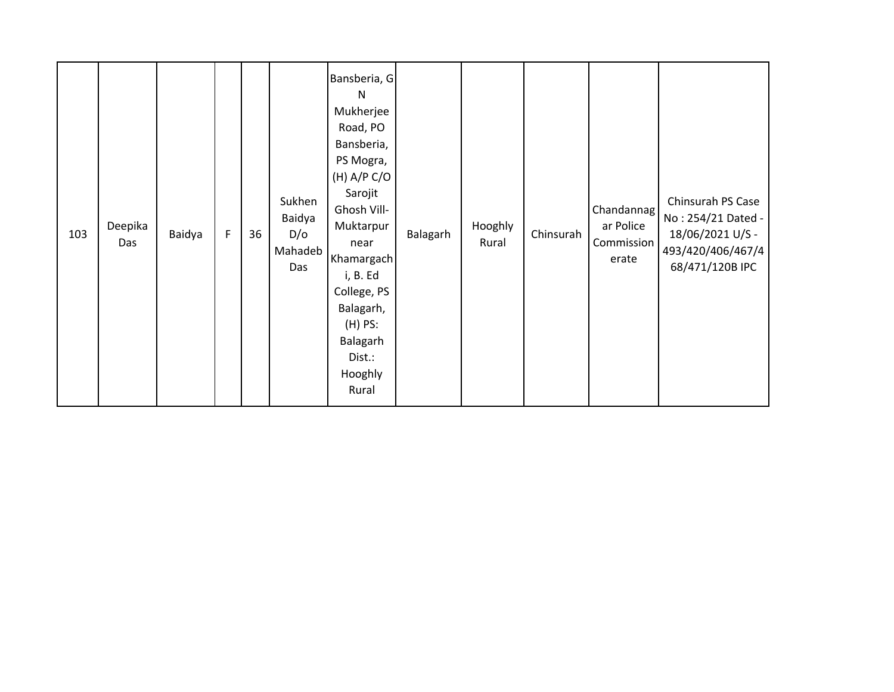| 103 | Deepika Das | Baidya | F | 36 | Sukhen Baidya D/o Mahadeb Das | Bansberia, G N Mukherjee Road, PO Bansberia, PS Mogra, (H) A/P C/O Sarojit Ghosh Vill- Muktarpur near Khamargachi, B. Ed College, PS Balagarh, (H) PS: Balagarh Dist.: Hooghly Rural | Balagarh | Hooghly Rural | Chinsurah | Chandannagar Police Commissionerate | Chinsurah PS Case No : 254/21 Dated - 18/06/2021 U/S - 493/420/406/467/468/471/120B IPC |
|---|---|---|---|---|---|---|---|---|---|---|---|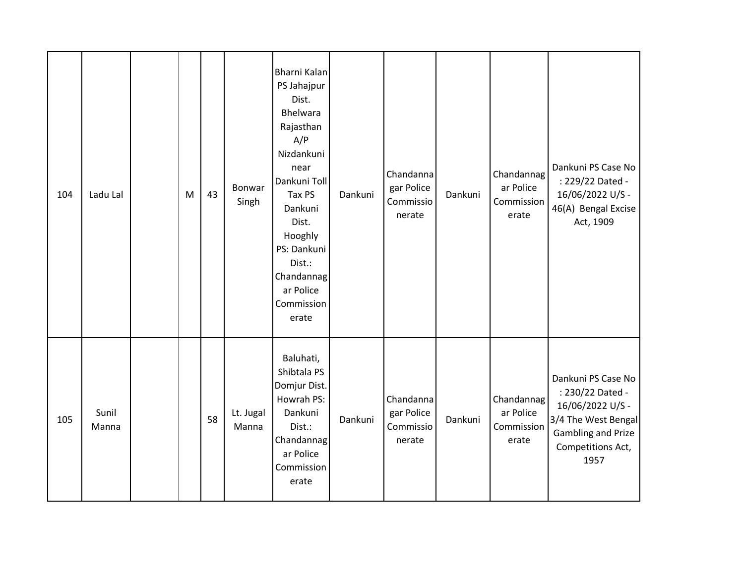| | | | | | | | | | | |
|---|---|---|---|---|---|---|---|---|---|---|
| 104 | Ladu Lal | | M | 43 | Bonwar Singh | Bharni Kalan PS Jahajpur Dist. Bhelwara Rajasthan A/P Nizdankuni near Dankuni Toll Tax PS Dankuni Dist. Hooghly PS: Dankuni Dist.: Chandannagar Police Commissionerate | Dankuni | Chandannagar Police Commissionerate | Dankuni | Chandannagar Police Commissionerate | Dankuni PS Case No : 229/22 Dated - 16/06/2022 U/S - 46(A) Bengal Excise Act, 1909 |
| 105 | Sunil Manna | | | 58 | Lt. Jugal Manna | Baluhati, Shibtala PS Domjur Dist. Howrah PS: Dankuni Dist.: Chandannagar Police Commissionerate | Dankuni | Chandannagar Police Commissionerate | Dankuni | Chandannagar Police Commissionerate | Dankuni PS Case No : 230/22 Dated - 16/06/2022 U/S - 3/4 The West Bengal Gambling and Prize Competitions Act, 1957 |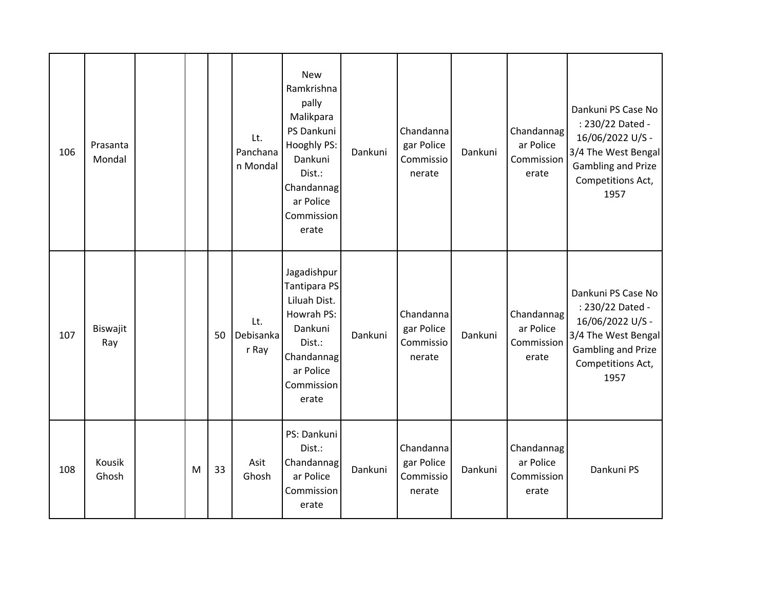| | | | | | | | | | | | |
|---|---|---|---|---|---|---|---|---|---|---|---|
| 106 | Prasanta Mondal | | | | Lt. Panchanan Mondal | New Ramkrishna pally Malikpara PS Dankuni Hooghly PS: Dankuni Dist.: Chandannagar Police Commissionerate | Dankuni | Chandannagar Police Commissionerate | Dankuni | Chandannagar Police Commissionerate | Dankuni PS Case No : 230/22 Dated - 16/06/2022 U/S - 3/4 The West Bengal Gambling and Prize Competitions Act, 1957 |
| 107 | Biswajit Ray | | | 50 | Lt. Debisankar Ray | Jagadishpur Tantipara PS Liluah Dist. Howrah PS: Dankuni Dist.: Chandannagar Police Commissionerate | Dankuni | Chandannagar Police Commissionerate | Dankuni | Chandannagar Police Commissionerate | Dankuni PS Case No : 230/22 Dated - 16/06/2022 U/S - 3/4 The West Bengal Gambling and Prize Competitions Act, 1957 |
| 108 | Kousik Ghosh | | M | 33 | Asit Ghosh | PS: Dankuni Dist.: Chandannagar Police Commissionerate | Dankuni | Chandannagar Police Commissionerate | Dankuni | Chandannagar Police Commissionerate | Dankuni PS |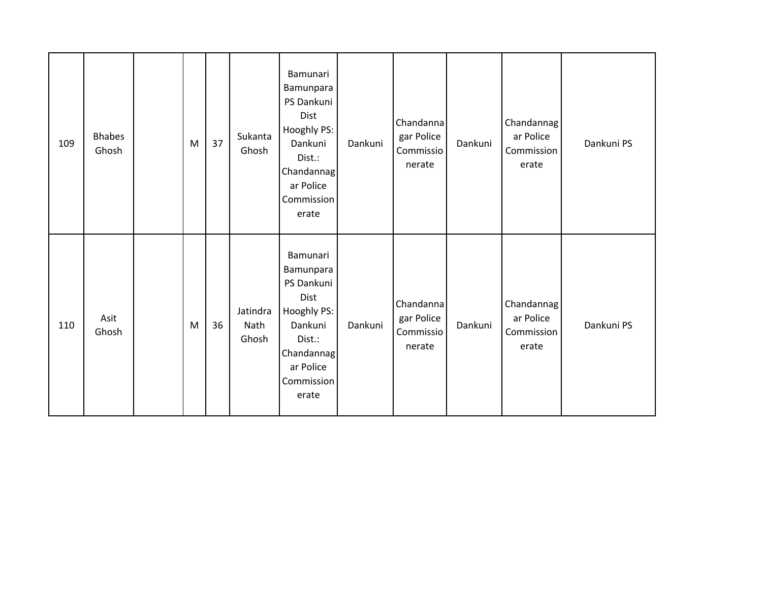| | | | | | | | | | | | |
|---|---|---|---|---|---|---|---|---|---|---|---|
| 109 | Bhabes Ghosh | | M | 37 | Sukanta Ghosh | Bamunari Bamunpara PS Dankuni Dist Hooghly PS: Dankuni Dist.: Chandannagar Police Commissionerate | Dankuni | Chandannagar Police Commissionerate | Dankuni | Chandannagar Police Commissionerate | Dankuni PS |
| 110 | Asit Ghosh | | M | 36 | Jatindra Nath Ghosh | Bamunari Bamunpara PS Dankuni Dist Hooghly PS: Dankuni Dist.: Chandannagar Police Commissionerate | Dankuni | Chandannagar Police Commissionerate | Dankuni | Chandannagar Police Commissionerate | Dankuni PS |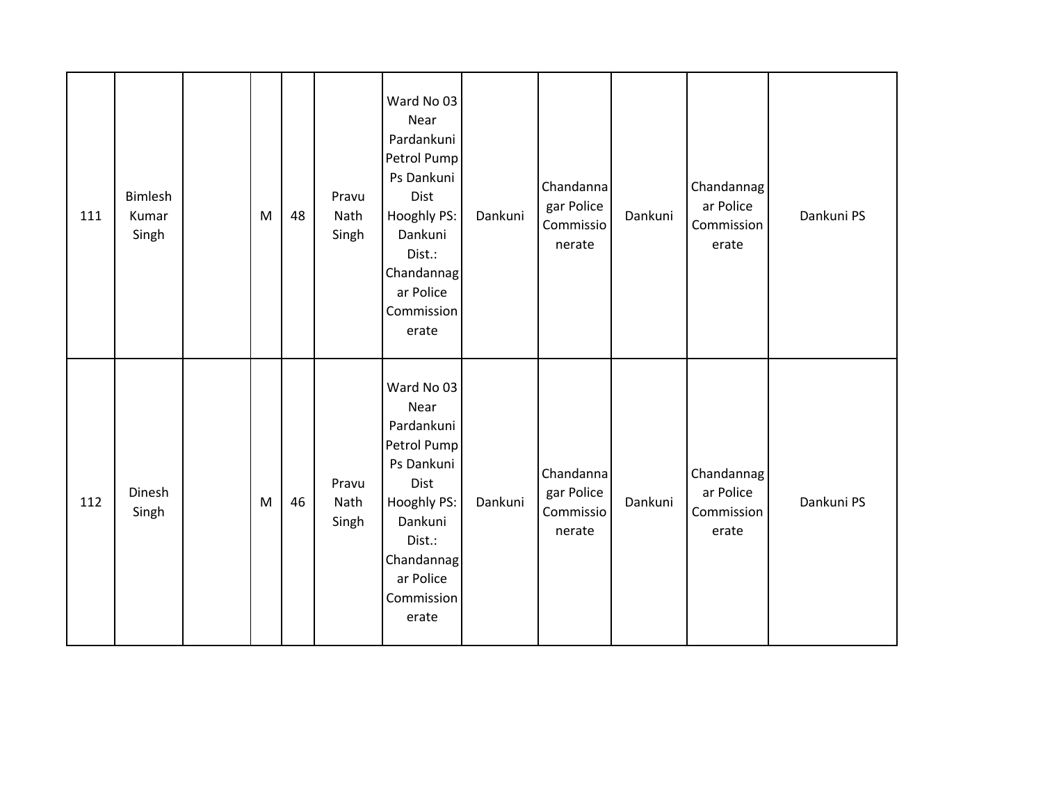| | | | | | | | | | | | |
|---|---|---|---|---|---|---|---|---|---|---|---|
| 111 | Bimlesh Kumar Singh | | M | 48 | Pravu Nath Singh | Ward No 03 Near Pardankuni Petrol Pump Ps Dankuni Dist Hooghly PS: Dankuni Dist.: Chandannagar Police Commissionerate | Dankuni | Chandannagar Police Commissionerate | Dankuni | Chandannagar Police Commissionerate | Dankuni PS |
| 112 | Dinesh Singh | | M | 46 | Pravu Nath Singh | Ward No 03 Near Pardankuni Petrol Pump Ps Dankuni Dist Hooghly PS: Dankuni Dist.: Chandannagar Police Commissionerate | Dankuni | Chandannagar Police Commissionerate | Dankuni | Chandannagar Police Commissionerate | Dankuni PS |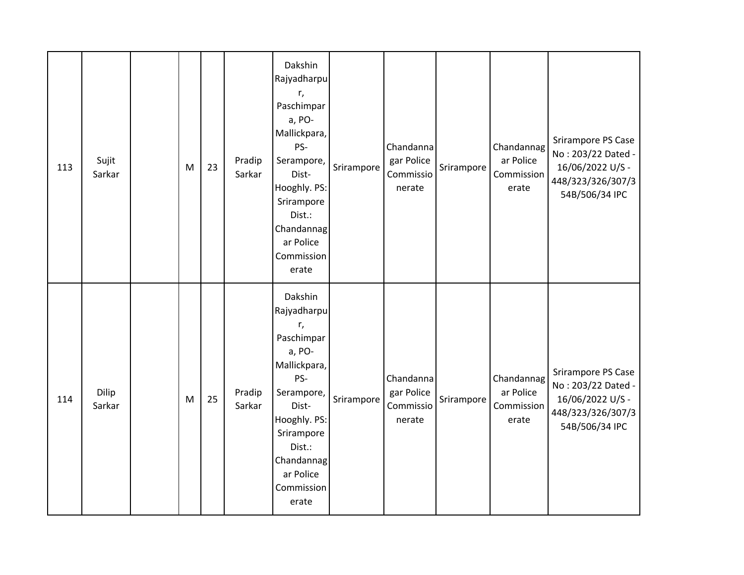| 113 | Sujit Sarkar | | M | 23 | Pradip Sarkar | Dakshin Rajyadharpur, Paschimpara, PO-Mallickpara, PS-Serampore, Dist-Hooghly. PS: Srirampore Dist.: Chandannagar Police Commissionerate | Srirampore | Chandannagar Police Commissionerate | Srirampore | Chandannagar Police Commissionerate | Srirampore PS Case No : 203/22 Dated - 16/06/2022 U/S - 448/323/326/307/354B/506/34 IPC |
|---|---|---|---|---|---|---|---|---|---|---|---|
| 114 | Dilip Sarkar | | M | 25 | Pradip Sarkar | Dakshin Rajyadharpur, Paschimpara, PO-Mallickpara, PS-Serampore, Dist-Hooghly. PS: Srirampore Dist.: Chandannagar Police Commissionerate | Srirampore | Chandannagar Police Commissionerate | Srirampore | Chandannagar Police Commissionerate | Srirampore PS Case No : 203/22 Dated - 16/06/2022 U/S - 448/323/326/307/354B/506/34 IPC |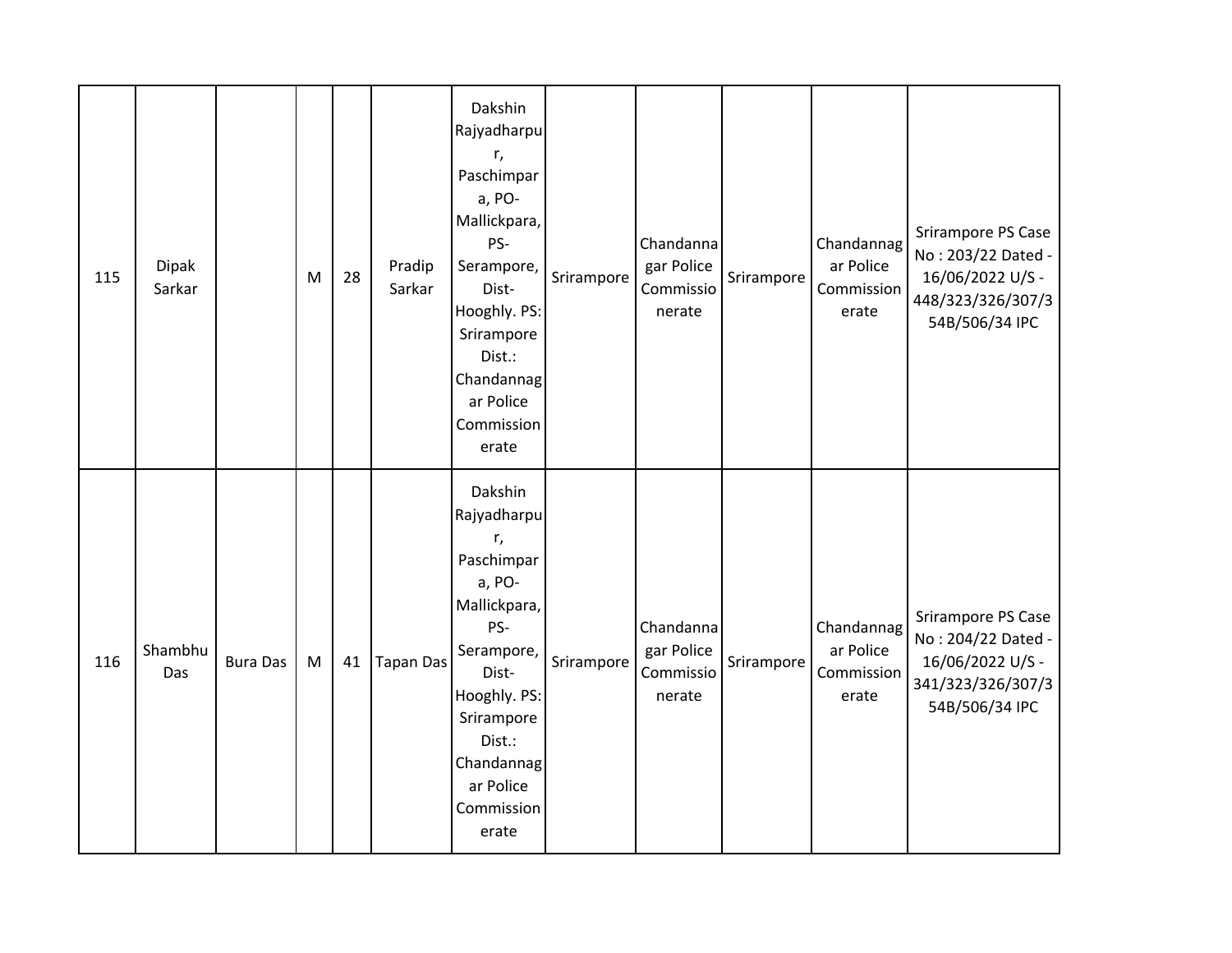| 115 | Dipak Sarkar | | M | 28 | Pradip Sarkar | Dakshin Rajyadharpur, Paschimpara, PO- Mallickpara, PS- Serampore, Dist- Hooghly. PS: Srirampore Dist.: Chandannagar Police Commissionerate | Srirampore | Chandannagar Police Commissionerate | Srirampore | Chandannagar Police Commissionerate | Srirampore PS Case No : 203/22 Dated - 16/06/2022 U/S - 448/323/326/307/354B/506/34 IPC |
|---|---|---|---|---|---|---|---|---|---|---|---|
| 116 | Shambhu Das | Bura Das | M | 41 | Tapan Das | Dakshin Rajyadharpur, Paschimpara, PO- Mallickpara, PS- Serampore, Dist- Hooghly. PS: Srirampore Dist.: Chandannagar Police Commissionerate | Srirampore | Chandannagar Police Commissionerate | Srirampore | Chandannagar Police Commissionerate | Srirampore PS Case No : 204/22 Dated - 16/06/2022 U/S - 341/323/326/307/354B/506/34 IPC |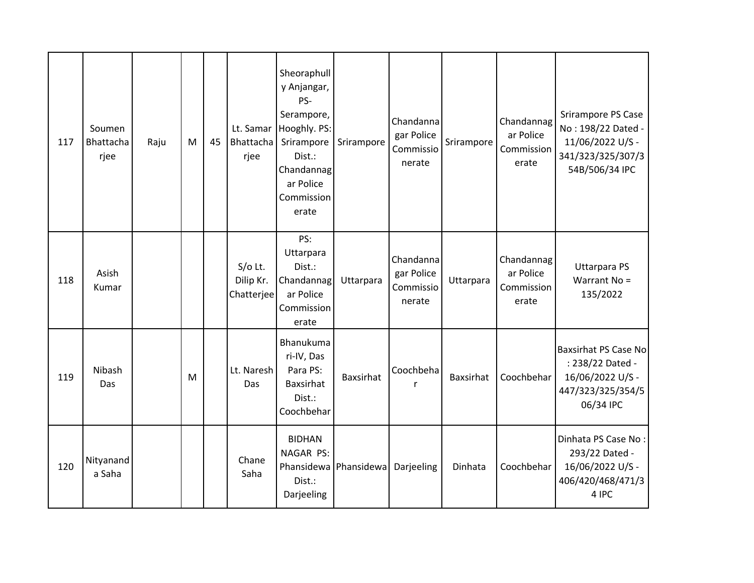| | | | | | | | | | | | |
|---|---|---|---|---|---|---|---|---|---|---|---|
| 117 | Soumen Bhattacharjee | Raju | M | 45 | Lt. Samar Bhattacharjee | Sheoraphully Anjangar, PS-Serampore, Hooghly. PS: Srirampore Dist.: Chandannagar Police Commissionerate | Srirampore | Chandannagar Police Commissionerate | Srirampore | Chandannagar Police Commissionerate | Srirampore PS Case No : 198/22 Dated - 11/06/2022 U/S - 341/323/325/307/354B/506/34 IPC |
| 118 | Asish Kumar | | | | S/o Lt. Dilip Kr. Chatterjee | PS: Uttarpara Dist.: Chandannagar Police Commissionerate | Uttarpara | Chandannagar Police Commissionerate | Uttarpara | Chandannagar Police Commissionerate | Uttarpara PS Warrant No = 135/2022 |
| 119 | Nibash Das | | M | | Lt. Naresh Das | Bhanukumari-IV, Das Para PS: Baxsirhat Dist.: Coochbehar | Baxsirhat | Coochbehar | Baxsirhat | Coochbehar | Baxsirhat PS Case No : 238/22 Dated - 16/06/2022 U/S - 447/323/325/354/506/34 IPC |
| 120 | Nityananda Saha | | | | Chane Saha | BIDHAN NAGAR PS: Phansidewa Dist.: Darjeeling | Phansidewa | Darjeeling | Dinhata | Coochbehar | Dinhata PS Case No : 293/22 Dated - 16/06/2022 U/S - 406/420/468/471/34 IPC |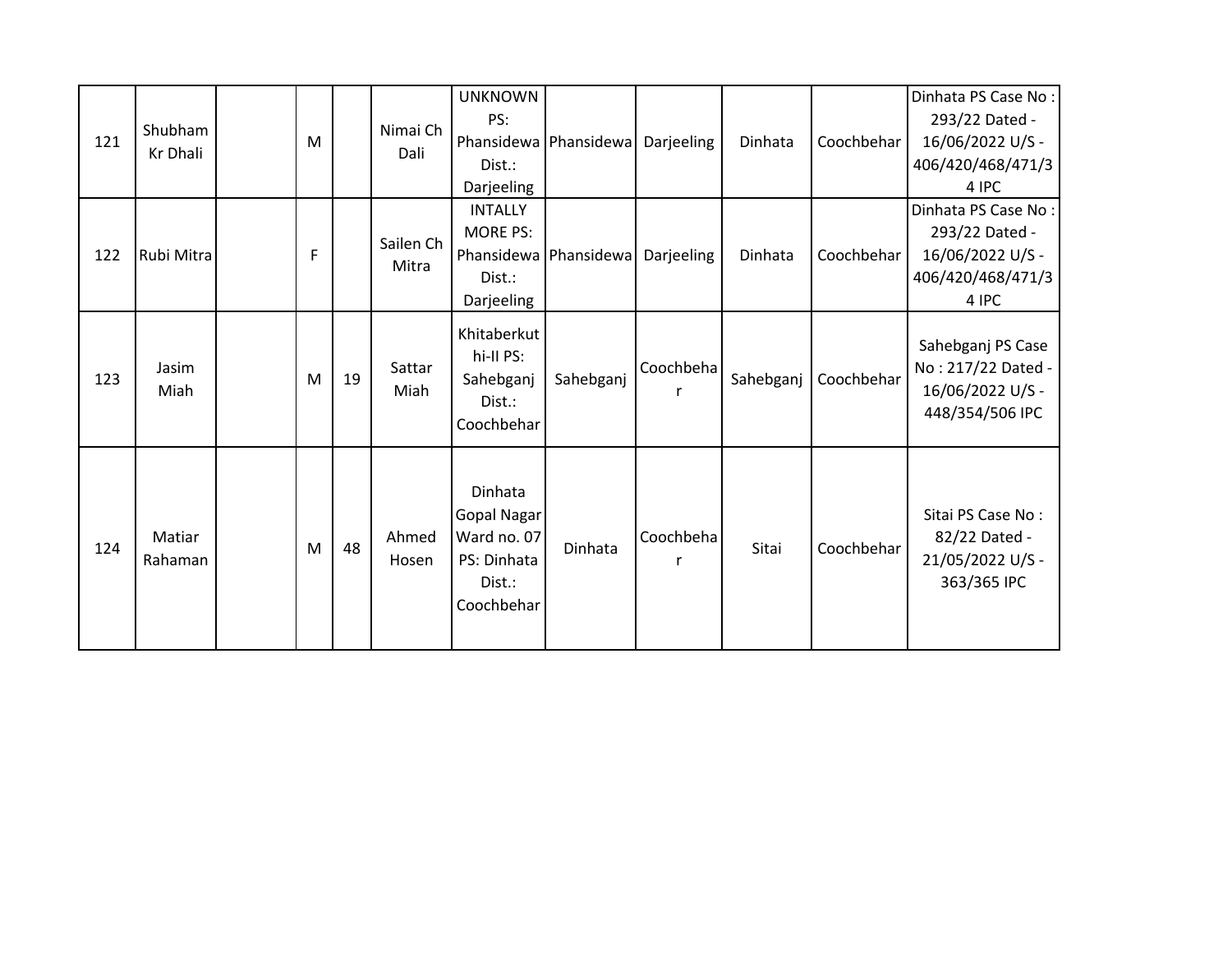| 121 | Shubham Kr Dhali | | M | | Nimai Ch Dali | UNKNOWN PS: Phansidewa Dist.: Darjeeling | Phansidewa | Darjeeling | Dinhata | Coochbehar | Dinhata PS Case No : 293/22 Dated - 16/06/2022 U/S - 406/420/468/471/34 IPC |
|---|---|---|---|---|---|---|---|---|---|---|---|
| 122 | Rubi Mitra | | F | | Sailen Ch Mitra | INTALLY MORE PS: Phansidewa Dist.: Darjeeling | Phansidewa | Darjeeling | Dinhata | Coochbehar | Dinhata PS Case No : 293/22 Dated - 16/06/2022 U/S - 406/420/468/471/34 IPC |
| 123 | Jasim Miah | | M | 19 | Sattar Miah | Khitaberkuthi-II PS: Sahebganj Dist.: Coochbehar | Sahebganj | Coochbehar | Sahebganj | Coochbehar | Sahebganj PS Case No : 217/22 Dated - 16/06/2022 U/S - 448/354/506 IPC |
| 124 | Matiar Rahaman | | M | 48 | Ahmed Hosen | Dinhata Gopal Nagar Ward no. 07 PS: Dinhata Dist.: Coochbehar | Dinhata | Coochbehar | Sitai | Coochbehar | Sitai PS Case No : 82/22 Dated - 21/05/2022 U/S - 363/365 IPC |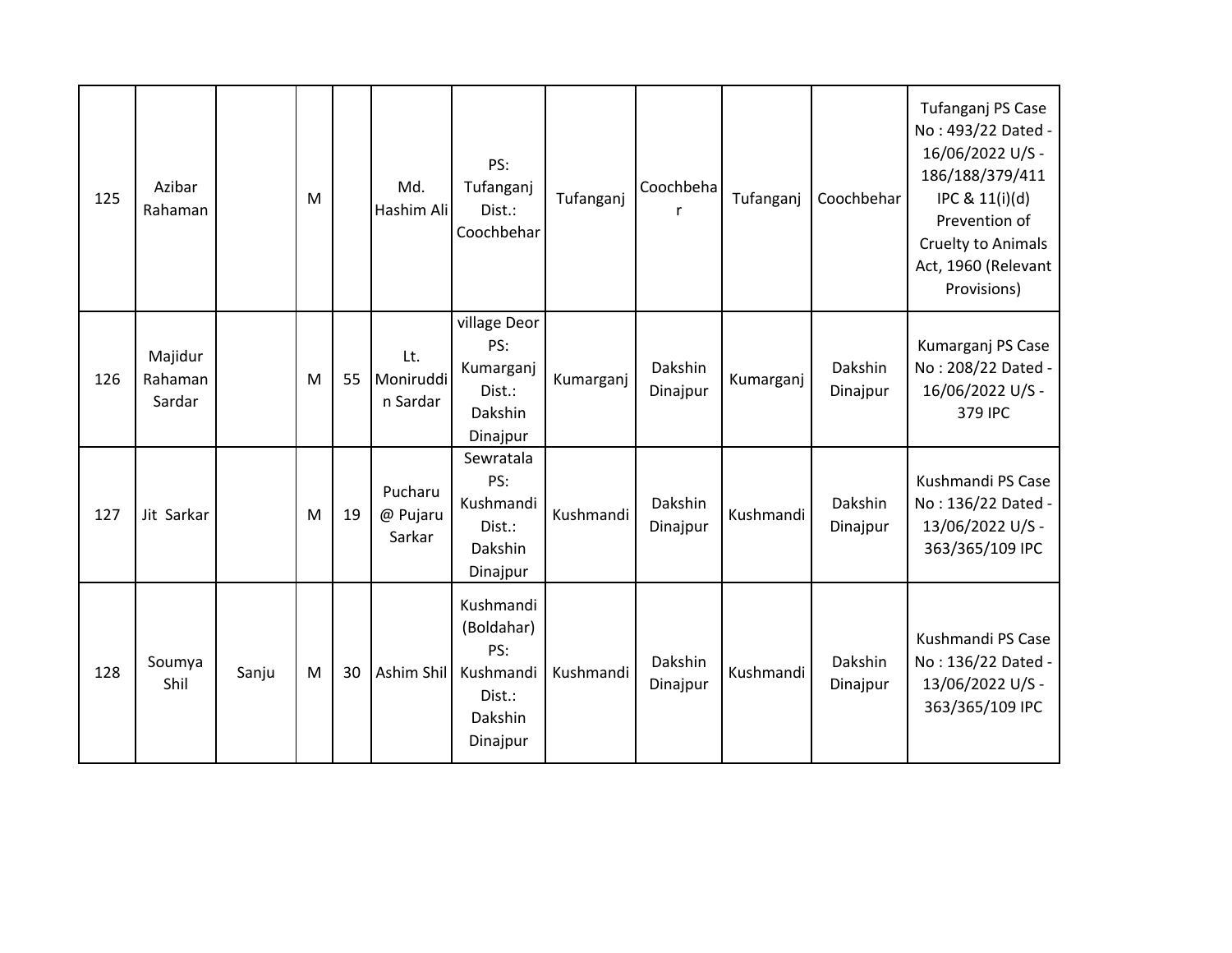| | | | | | | | | | | | |
|---|---|---|---|---|---|---|---|---|---|---|---|
| 125 | Azibar Rahaman | | M | | Md. Hashim Ali | PS: Tufanganj Dist.: Coochbehar | Tufanganj | Coochbehar | Tufanganj | Coochbehar | Tufanganj PS Case No : 493/22 Dated - 16/06/2022 U/S - 186/188/379/411 IPC & 11(i)(d) Prevention of Cruelty to Animals Act, 1960 (Relevant Provisions) |
| 126 | Majidur Rahaman Sardar | | M | 55 | Lt. Moniruddin Sardar | village Deor PS: Kumarganj Dist.: Dakshin Dinajpur | Kumarganj | Dakshin Dinajpur | Kumarganj | Dakshin Dinajpur | Kumarganj PS Case No : 208/22 Dated - 16/06/2022 U/S - 379 IPC |
| 127 | Jit Sarkar | | M | 19 | Pucharu @ Pujaru Sarkar | Sewratala PS: Kushmandi Dist.: Dakshin Dinajpur | Kushmandi | Dakshin Dinajpur | Kushmandi | Dakshin Dinajpur | Kushmandi PS Case No : 136/22 Dated - 13/06/2022 U/S - 363/365/109 IPC |
| 128 | Soumya Shil | Sanju | M | 30 | Ashim Shil | Kushmandi (Boldahar) PS: Kushmandi Dist.: Dakshin Dinajpur | Kushmandi | Dakshin Dinajpur | Kushmandi | Dakshin Dinajpur | Kushmandi PS Case No : 136/22 Dated - 13/06/2022 U/S - 363/365/109 IPC |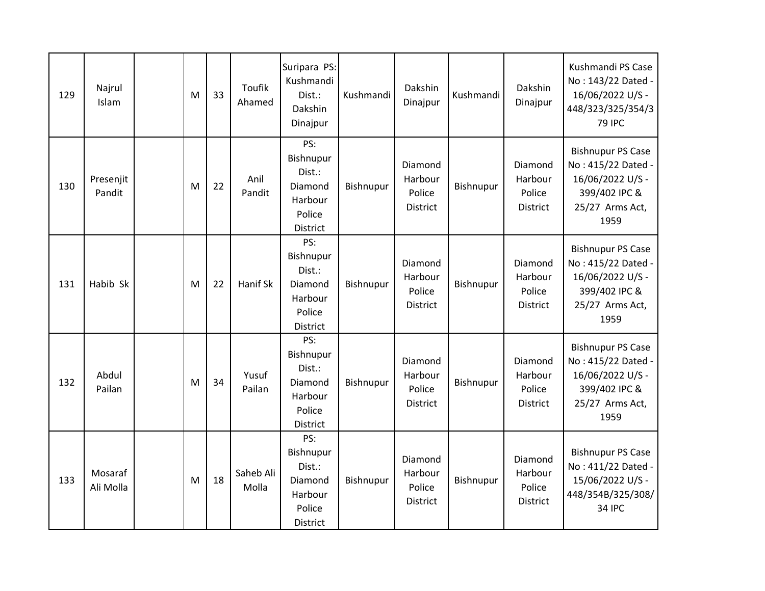| 129 | Najrul Islam | | M | 33 | Toufik Ahamed | Suripara PS: Kushmandi Dist.: Dakshin Dinajpur | Kushmandi | Dakshin Dinajpur | Kushmandi | Dakshin Dinajpur | Kushmandi PS Case No : 143/22 Dated - 16/06/2022 U/S - 448/323/325/354/379 IPC |
|---|---|---|---|---|---|---|---|---|---|---|---|
| 130 | Presenjit Pandit | | M | 22 | Anil Pandit | PS: Bishnupur Dist.: Diamond Harbour Police District | Bishnupur | Diamond Harbour Police District | Bishnupur | Diamond Harbour Police District | Bishnupur PS Case No : 415/22 Dated - 16/06/2022 U/S - 399/402 IPC & 25/27 Arms Act, 1959 |
| 131 | Habib Sk | | M | 22 | Hanif Sk | PS: Bishnupur Dist.: Diamond Harbour Police District | Bishnupur | Diamond Harbour Police District | Bishnupur | Diamond Harbour Police District | Bishnupur PS Case No : 415/22 Dated - 16/06/2022 U/S - 399/402 IPC & 25/27 Arms Act, 1959 |
| 132 | Abdul Pailan | | M | 34 | Yusuf Pailan | PS: Bishnupur Dist.: Diamond Harbour Police District | Bishnupur | Diamond Harbour Police District | Bishnupur | Diamond Harbour Police District | Bishnupur PS Case No : 415/22 Dated - 16/06/2022 U/S - 399/402 IPC & 25/27 Arms Act, 1959 |
| 133 | Mosaraf Ali Molla | | M | 18 | Saheb Ali Molla | PS: Bishnupur Dist.: Diamond Harbour Police District | Bishnupur | Diamond Harbour Police District | Bishnupur | Diamond Harbour Police District | Bishnupur PS Case No : 411/22 Dated - 15/06/2022 U/S - 448/354B/325/308/34 IPC |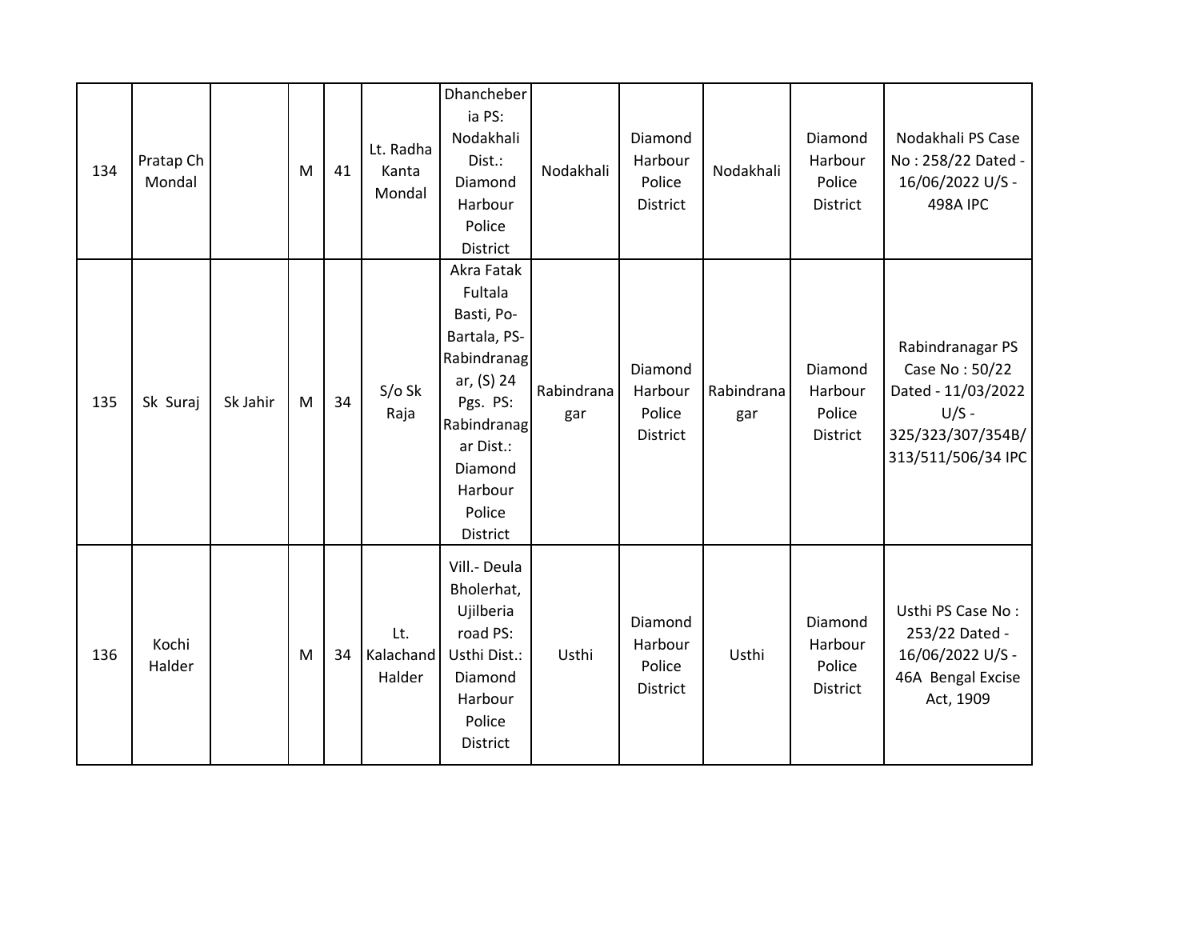| | | | | | | | | | | | |
|---|---|---|---|---|---|---|---|---|---|---|---|
| 134 | Pratap Ch Mondal | | M | 41 | Lt. Radha Kanta Mondal | Dhanchebereria PS: Nodakhali Dist.: Diamond Harbour Police District | Nodakhali | Diamond Harbour Police District | Nodakhali | Diamond Harbour Police District | Nodakhali PS Case No : 258/22 Dated - 16/06/2022 U/S - 498A IPC |
| 135 | Sk Suraj | Sk Jahir | M | 34 | S/o Sk Raja | Akra Fatak Fultala Basti, Po-Bartala, PS-Rabindranagar, (S) 24 Pgs. PS: Rabindranagar Dist.: Diamond Harbour Police District | Rabindranagar | Diamond Harbour Police District | Rabindranagar | Diamond Harbour Police District | Rabindranagar PS Case No : 50/22 Dated - 11/03/2022 U/S - 325/323/307/354B/313/511/506/34 IPC |
| 136 | Kochi Halder | | M | 34 | Lt. Kalachand Halder | Vill.- Deula Bholerhat, Ujilberia road PS: Usthi Dist.: Diamond Harbour Police District | Usthi | Diamond Harbour Police District | Usthi | Diamond Harbour Police District | Usthi PS Case No : 253/22 Dated - 16/06/2022 U/S - 46A Bengal Excise Act, 1909 |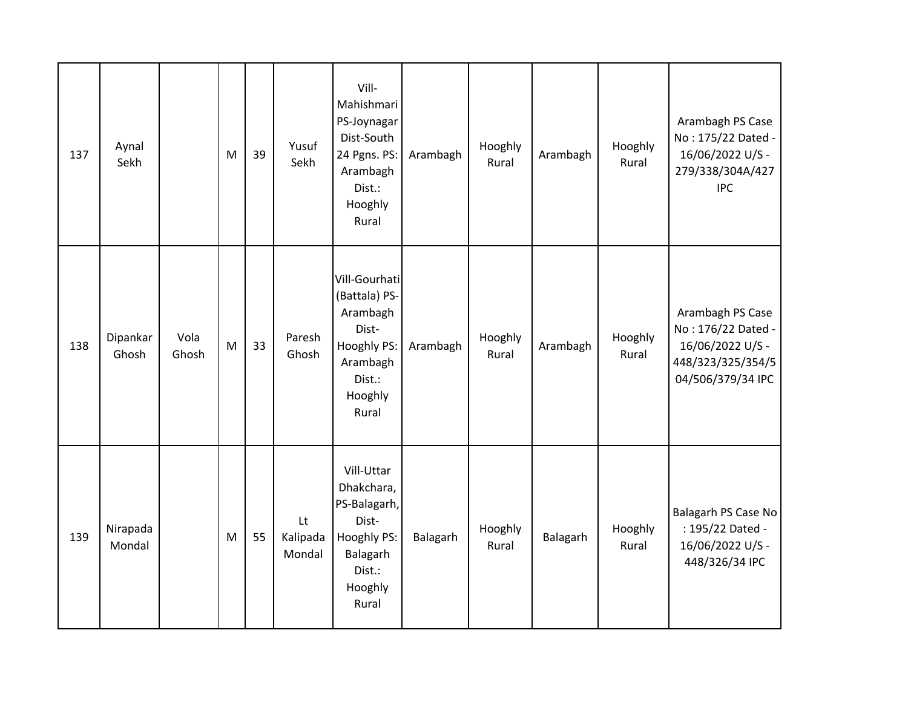|  |  |  |  |  |  |  |  |  |  |  |  |
|---|---|---|---|---|---|---|---|---|---|---|---|
| 137 | Aynal Sekh |  | M | 39 | Yusuf Sekh | Vill-Mahishmari PS-Joynagar Dist-South 24 Pgns. PS: Arambagh Dist.: Hooghly Rural | Arambagh | Hooghly Rural | Arambagh | Hooghly Rural | Arambagh PS Case No : 175/22 Dated - 16/06/2022 U/S - 279/338/304A/427 IPC |
| 138 | Dipankar Ghosh | Vola Ghosh | M | 33 | Paresh Ghosh | Vill-Gourhati (Battala) PS-Arambagh Dist-Hooghly PS: Arambagh Dist.: Hooghly Rural | Arambagh | Hooghly Rural | Arambagh | Hooghly Rural | Arambagh PS Case No : 176/22 Dated - 16/06/2022 U/S - 448/323/325/354/504/506/379/34 IPC |
| 139 | Nirapada Mondal |  | M | 55 | Lt Kalipada Mondal | Vill-Uttar Dhakchara, PS-Balagarh, Dist-Hooghly PS: Balagarh Dist.: Hooghly Rural | Balagarh | Hooghly Rural | Balagarh | Hooghly Rural | Balagarh PS Case No : 195/22 Dated - 16/06/2022 U/S - 448/326/34 IPC |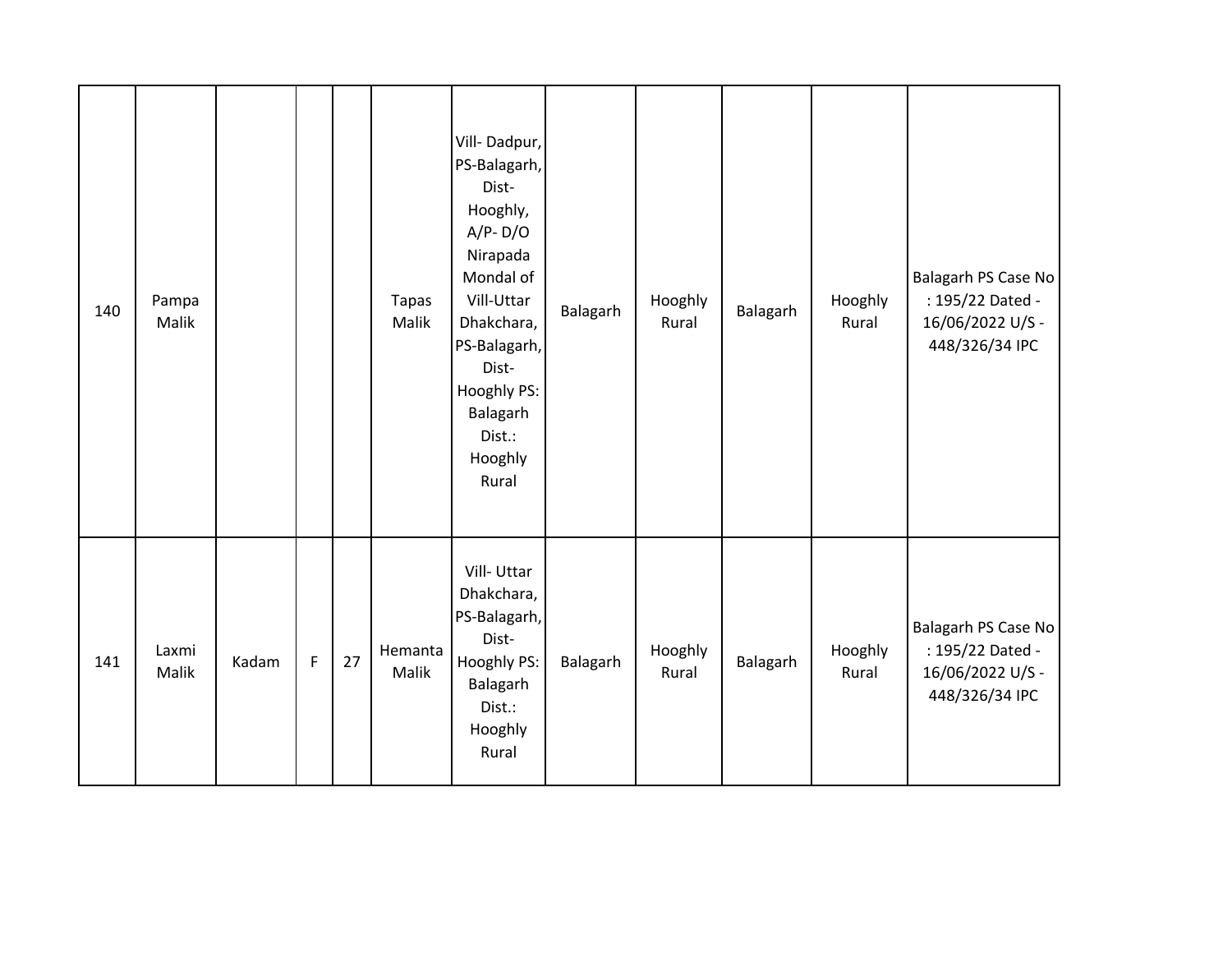| | | | | | | | | | | | |
|---|---|---|---|---|---|---|---|---|---|---|---|
| 140 | Pampa Malik | | | | Tapas Malik | Vill- Dadpur, PS-Balagarh, Dist- Hooghly, A/P- D/O Nirapada Mondal of Vill-Uttar Dhakchara, PS-Balagarh, Dist- Hooghly PS: Balagarh Dist.: Hooghly Rural | Balagarh | Hooghly Rural | Balagarh | Hooghly Rural | Balagarh PS Case No : 195/22 Dated - 16/06/2022 U/S - 448/326/34 IPC |
| 141 | Laxmi Malik | Kadam | F | 27 | Hemanta Malik | Vill- Uttar Dhakchara, PS-Balagarh, Dist- Hooghly PS: Balagarh Dist.: Hooghly Rural | Balagarh | Hooghly Rural | Balagarh | Hooghly Rural | Balagarh PS Case No : 195/22 Dated - 16/06/2022 U/S - 448/326/34 IPC |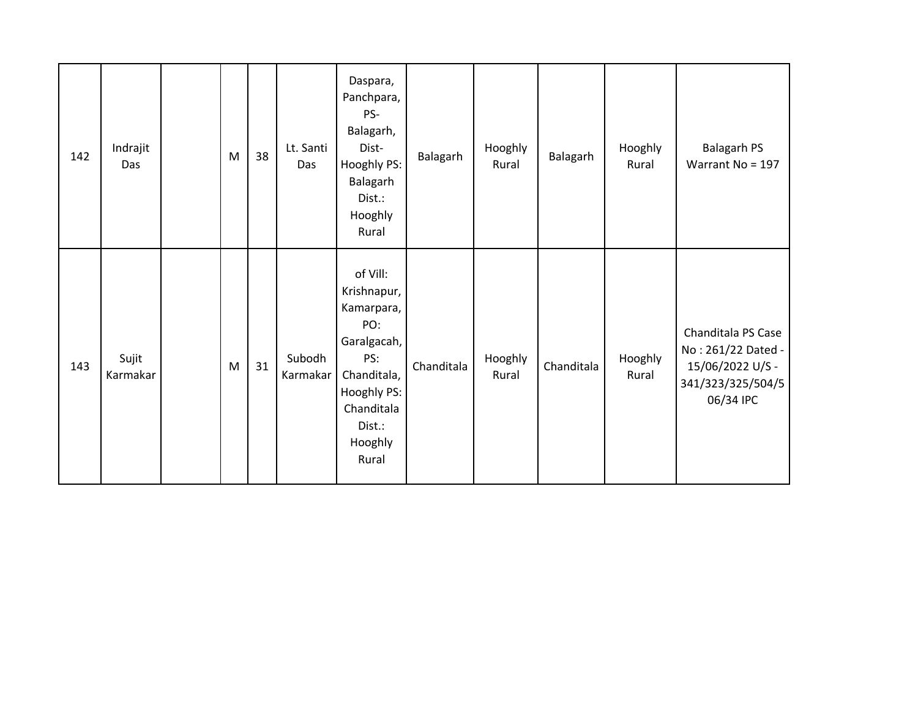| | | | | | | | | | | | |
|---|---|---|---|---|---|---|---|---|---|---|---|
| 142 | Indrajit Das | | M | 38 | Lt. Santi Das | Daspara, Panchpara, PS- Balagarh, Dist- Hooghly PS: Balagarh Dist.: Hooghly Rural | Balagarh | Hooghly Rural | Balagarh | Hooghly Rural | Balagarh PS Warrant No = 197 |
| 143 | Sujit Karmakar | | M | 31 | Subodh Karmakar | of Vill: Krishnapur, Kamarpara, PO: Garalgacah, PS: Chanditala, Hooghly PS: Chanditala Dist.: Hooghly Rural | Chanditala | Hooghly Rural | Chanditala | Hooghly Rural | Chanditala PS Case No : 261/22 Dated - 15/06/2022 U/S - 341/323/325/504/506/34 IPC |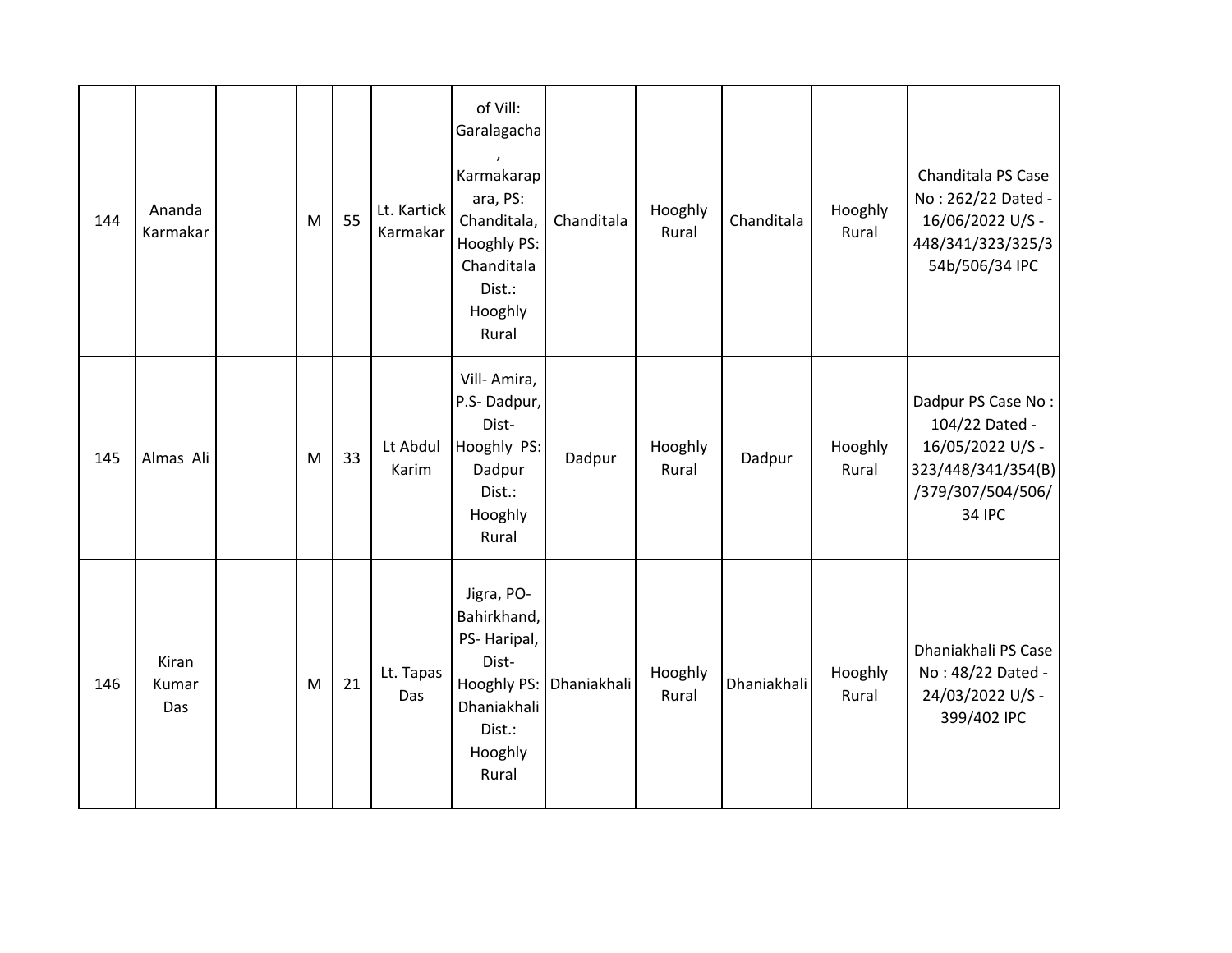| | | | | | | | | | | | |
|---|---|---|---|---|---|---|---|---|---|---|---|
| 144 | Ananda Karmakar | | M | 55 | Lt. Kartick Karmakar | of Vill: Garalagacha , Karmakarap ara, PS: Chanditala, Hooghly PS: Chanditala Dist.: Hooghly Rural | Chanditala | Hooghly Rural | Chanditala | Hooghly Rural | Chanditala PS Case No : 262/22 Dated - 16/06/2022 U/S - 448/341/323/325/354b/506/34 IPC |
| 145 | Almas Ali | | M | 33 | Lt Abdul Karim | Vill- Amira, P.S- Dadpur, Dist- Hooghly PS: Dadpur Dist.: Hooghly Rural | Dadpur | Hooghly Rural | Dadpur | Hooghly Rural | Dadpur PS Case No : 104/22 Dated - 16/05/2022 U/S - 323/448/341/354(B)/379/307/504/506/34 IPC |
| 146 | Kiran Kumar Das | | M | 21 | Lt. Tapas Das | Jigra, PO- Bahirkhand, PS- Haripal, Dist- Hooghly PS: Dhaniakhali Dist.: Hooghly Rural | Dhaniakhali | Hooghly Rural | Dhaniakhali | Hooghly Rural | Dhaniakhali PS Case No : 48/22 Dated - 24/03/2022 U/S - 399/402 IPC |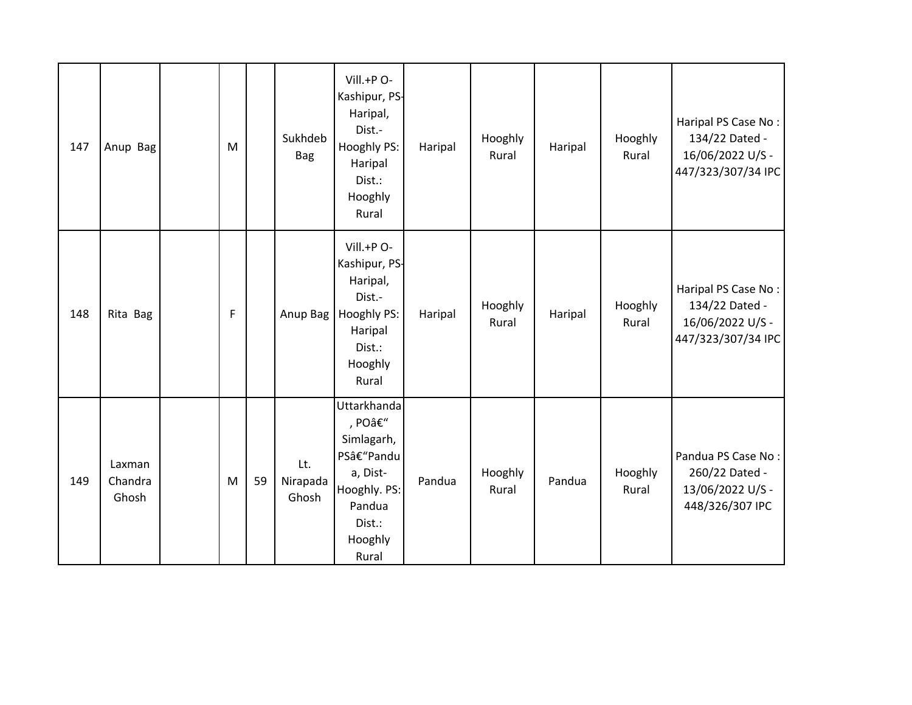| | | | | | | | | | | | |
|---|---|---|---|---|---|---|---|---|---|---|---|
| 147 | Anup Bag | | M | | Sukhdeb Bag | Vill.+P O-Kashipur, PS-Haripal, Dist.-Hooghly PS: Haripal Dist.: Hooghly Rural | Haripal | Hooghly Rural | Haripal | Hooghly Rural | Haripal PS Case No : 134/22 Dated - 16/06/2022 U/S - 447/323/307/34 IPC |
| 148 | Rita Bag | | F | | Anup Bag | Vill.+P O-Kashipur, PS-Haripal, Dist.-Hooghly PS: Haripal Dist.: Hooghly Rural | Haripal | Hooghly Rural | Haripal | Hooghly Rural | Haripal PS Case No : 134/22 Dated - 16/06/2022 U/S - 447/323/307/34 IPC |
| 149 | Laxman Chandra Ghosh | | M | 59 | Lt. Nirapada Ghosh | Uttarkhanda, POâ€“ Simlagarh, PSâ€“Pandua, Dist-Hooghly. PS: Pandua Dist.: Hooghly Rural | Pandua | Hooghly Rural | Pandua | Hooghly Rural | Pandua PS Case No : 260/22 Dated - 13/06/2022 U/S - 448/326/307 IPC |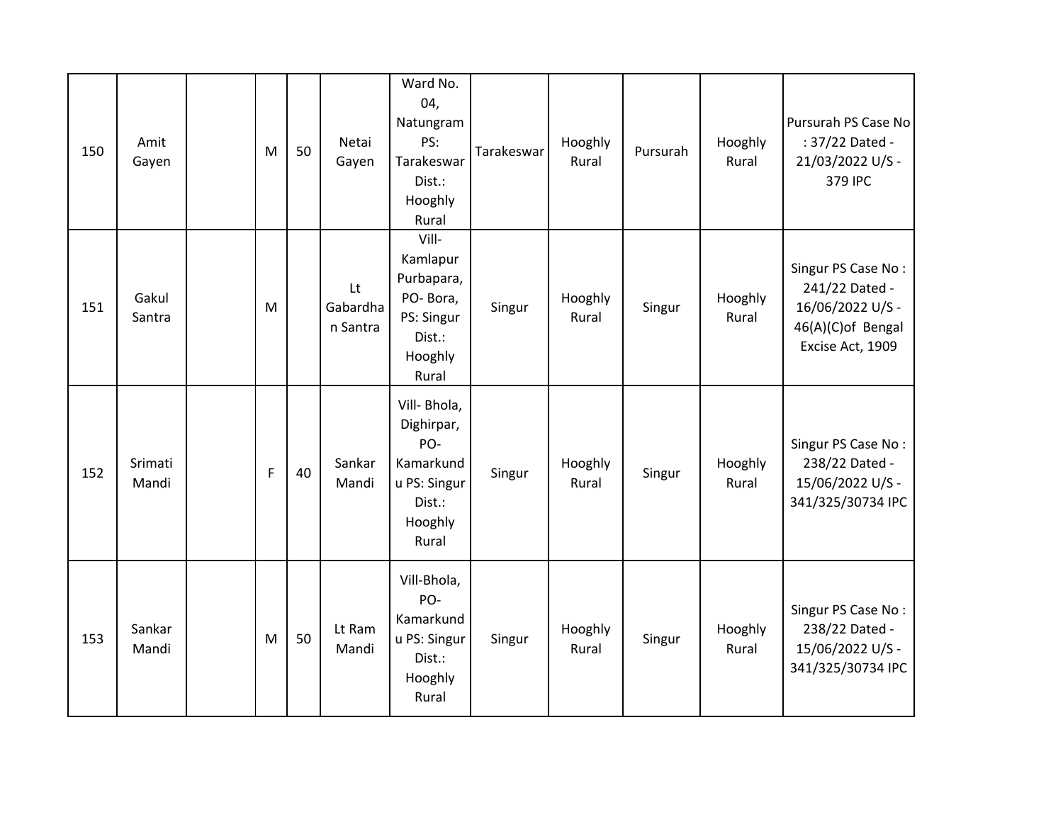| | | | | | | | | | | | |
|---|---|---|---|---|---|---|---|---|---|---|---|
| 150 | Amit Gayen | | M | 50 | Netai Gayen | Ward No. 04, Natungram PS: Tarakeswar Dist.: Hooghly Rural | Tarakeswar | Hooghly Rural | Pursurah | Hooghly Rural | Pursurah PS Case No : 37/22 Dated - 21/03/2022 U/S - 379 IPC |
| 151 | Gakul Santra | | M | | Lt Gabardhan Santra | Vill- Kamlapur Purbapara, PO- Bora, PS: Singur Dist.: Hooghly Rural | Singur | Hooghly Rural | Singur | Hooghly Rural | Singur PS Case No : 241/22 Dated - 16/06/2022 U/S - 46(A)(C)of Bengal Excise Act, 1909 |
| 152 | Srimati Mandi | | F | 40 | Sankar Mandi | Vill- Bhola, Dighirpar, PO- Kamarkundu PS: Singur Dist.: Hooghly Rural | Singur | Hooghly Rural | Singur | Hooghly Rural | Singur PS Case No : 238/22 Dated - 15/06/2022 U/S - 341/325/30734 IPC |
| 153 | Sankar Mandi | | M | 50 | Lt Ram Mandi | Vill-Bhola, PO- Kamarkundu PS: Singur Dist.: Hooghly Rural | Singur | Hooghly Rural | Singur | Hooghly Rural | Singur PS Case No : 238/22 Dated - 15/06/2022 U/S - 341/325/30734 IPC |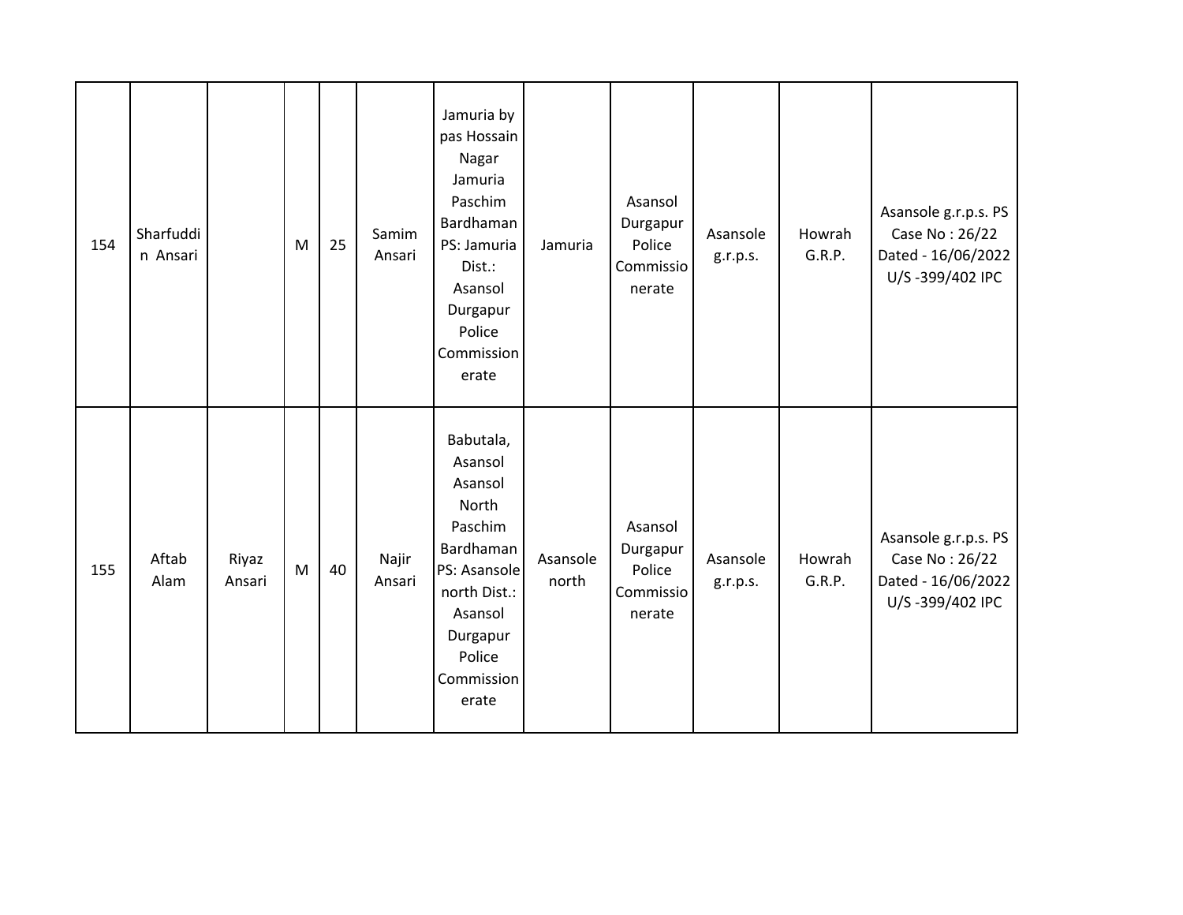| | | | | | | | | | | | |
|---|---|---|---|---|---|---|---|---|---|---|---|
| 154 | Sharfuddin Ansari | | M | 25 | Samim Ansari | Jamuria by pas Hossain Nagar Jamuria Paschim Bardhaman PS: Jamuria Dist.: Asansol Durgapur Police Commissionerate | Jamuria | Asansol Durgapur Police Commissionerate | Asansole g.r.p.s. | Howrah G.R.P. | Asansole g.r.p.s. PS Case No : 26/22 Dated - 16/06/2022 U/S -399/402 IPC |
| 155 | Aftab Alam | Riyaz Ansari | M | 40 | Najir Ansari | Babutala, Asansol Asansol North Paschim Bardhaman PS: Asansole north Dist.: Asansol Durgapur Police Commissionerate | Asansole north | Asansol Durgapur Police Commissionerate | Asansole g.r.p.s. | Howrah G.R.P. | Asansole g.r.p.s. PS Case No : 26/22 Dated - 16/06/2022 U/S -399/402 IPC |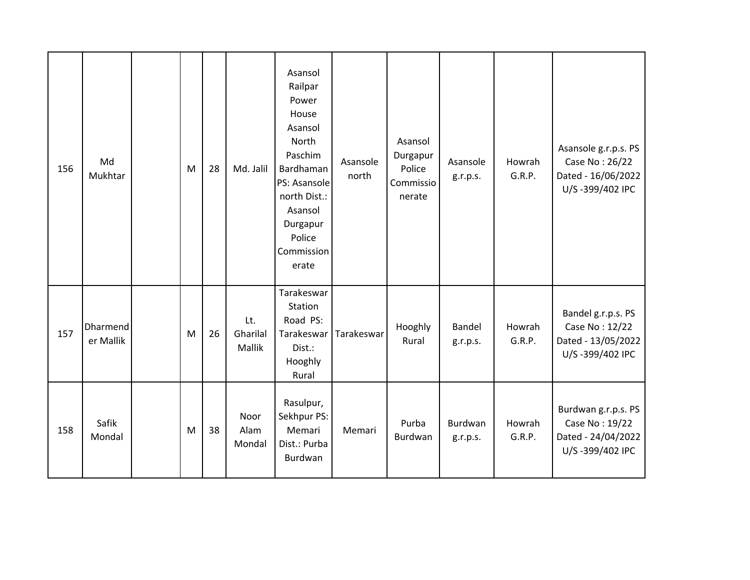| | | | | | | | | | | | |
|---|---|---|---|---|---|---|---|---|---|---|---|
| 156 | Md Mukhtar | | M | 28 | Md. Jalil | Asansol Railpar Power House Asansol North Paschim Bardhaman PS: Asansole north Dist.: Asansol Durgapur Police Commissionerate | Asansole north | Asansol Durgapur Police Commissionerate | Asansole g.r.p.s. | Howrah G.R.P. | Asansole g.r.p.s. PS Case No : 26/22 Dated - 16/06/2022 U/S -399/402 IPC |
| 157 | Dharmender Mallik | | M | 26 | Lt. Gharilal Mallik | Tarakeswar Station Road PS: Tarakeswar Dist.: Hooghly Rural | Tarakeswar | Hooghly Rural | Bandel g.r.p.s. | Howrah G.R.P. | Bandel g.r.p.s. PS Case No : 12/22 Dated - 13/05/2022 U/S -399/402 IPC |
| 158 | Safik Mondal | | M | 38 | Noor Alam Mondal | Rasulpur, Sekhpur PS: Memari Dist.: Purba Burdwan | Memari | Purba Burdwan | Burdwan g.r.p.s. | Howrah G.R.P. | Burdwan g.r.p.s. PS Case No : 19/22 Dated - 24/04/2022 U/S -399/402 IPC |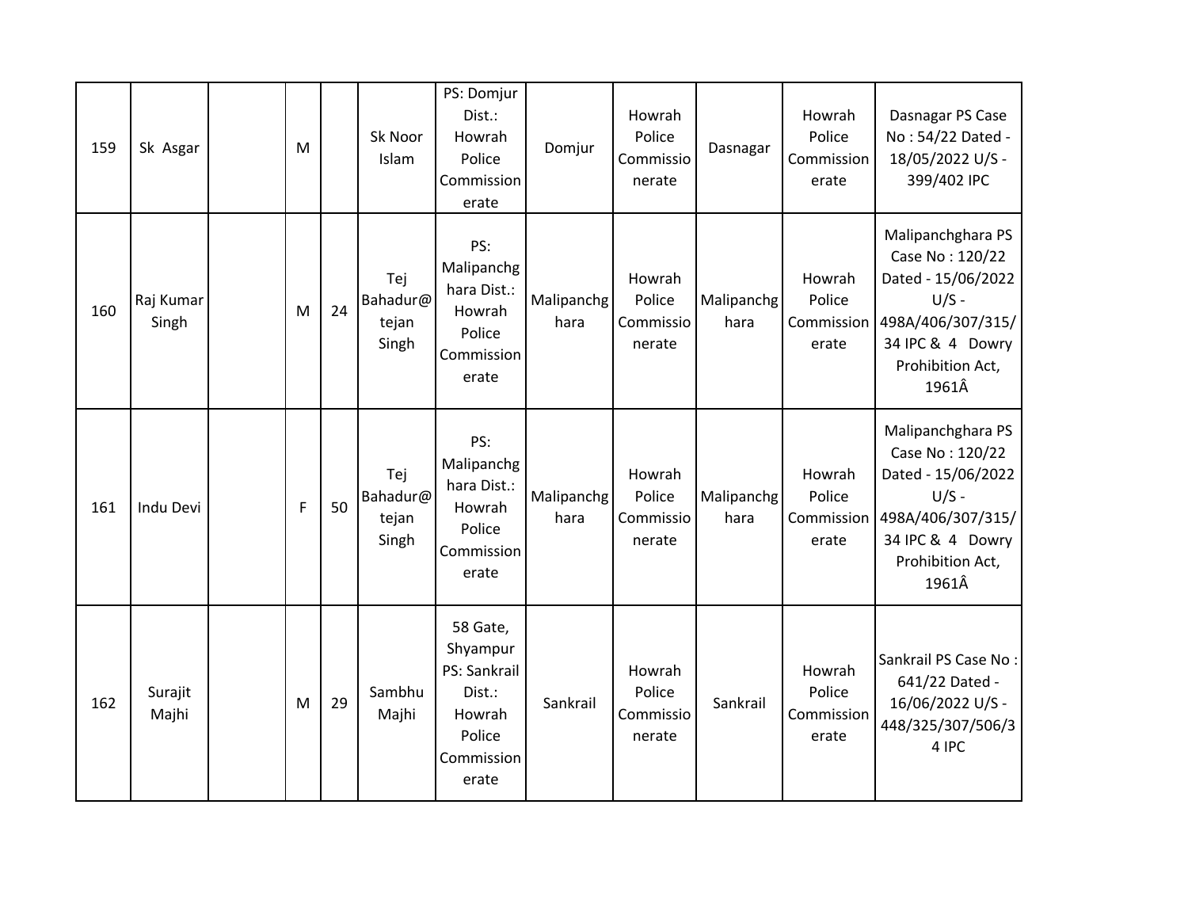| | | | | | | | | | | | |
|---|---|---|---|---|---|---|---|---|---|---|---|
| 159 | Sk Asgar | | M | | Sk Noor Islam | PS: Domjur Dist.: Howrah Police Commissionerate | Domjur | Howrah Police Commissionerate | Dasnagar | Howrah Police Commissionerate | Dasnagar PS Case No : 54/22 Dated - 18/05/2022 U/S - 399/402 IPC |
| 160 | Raj Kumar Singh | | M | 24 | Tej Bahadur@ tejan Singh | PS: Malipanchghara Dist.: Howrah Police Commissionerate | Malipanchghara | Howrah Police Commissionerate | Malipanchghara | Howrah Police Commissionerate | Malipanchghara PS Case No : 120/22 Dated - 15/06/2022 U/S - 498A/406/307/315/34 IPC & 4 Dowry Prohibition Act, 1961Â |
| 161 | Indu Devi | | F | 50 | Tej Bahadur@ tejan Singh | PS: Malipanchghara Dist.: Howrah Police Commissionerate | Malipanchghara | Howrah Police Commissionerate | Malipanchghara | Howrah Police Commissionerate | Malipanchghara PS Case No : 120/22 Dated - 15/06/2022 U/S - 498A/406/307/315/34 IPC & 4 Dowry Prohibition Act, 1961Â |
| 162 | Surajit Majhi | | M | 29 | Sambhu Majhi | 58 Gate, Shyampur PS: Sankrail Dist.: Howrah Police Commissionerate | Sankrail | Howrah Police Commissionerate | Sankrail | Howrah Police Commissionerate | Sankrail PS Case No : 641/22 Dated - 16/06/2022 U/S - 448/325/307/506/34 IPC |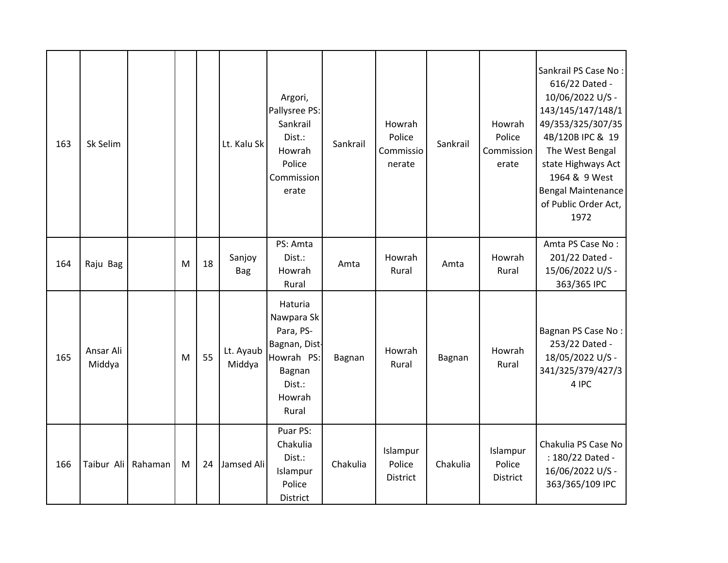| 163 | Sk Selim | | | | Lt. Kalu Sk | Argori, Pallysree PS: Sankrail Dist.: Howrah Police Commissionerate | Sankrail | Howrah Police Commissionerate | Sankrail | Howrah Police Commissionerate | Sankrail PS Case No : 616/22 Dated - 10/06/2022 U/S - 143/145/147/148/149/353/325/307/354B/120B IPC & 19 The West Bengal state Highways Act 1964 & 9 West Bengal Maintenance of Public Order Act, 1972 |
|---|---|---|---|---|---|---|---|---|---|---|---|
| 164 | Raju Bag | | M | 18 | Sanjoy Bag | PS: Amta Dist.: Howrah Rural | Amta | Howrah Rural | Amta | Howrah Rural | Amta PS Case No : 201/22 Dated - 15/06/2022 U/S - 363/365 IPC |
| 165 | Ansar Ali Middya | | M | 55 | Lt. Ayaub Middya | Haturia Nawpara Sk Para, PS- Bagnan, Dist- Howrah PS: Bagnan Dist.: Howrah Rural | Bagnan | Howrah Rural | Bagnan | Howrah Rural | Bagnan PS Case No : 253/22 Dated - 18/05/2022 U/S - 341/325/379/427/34 IPC |
| 166 | Taibur Ali | Rahaman | M | 24 | Jamsed Ali | Puar PS: Chakulia Dist.: Islampur Police District | Chakulia | Islampur Police District | Chakulia | Islampur Police District | Chakulia PS Case No : 180/22 Dated - 16/06/2022 U/S - 363/365/109 IPC |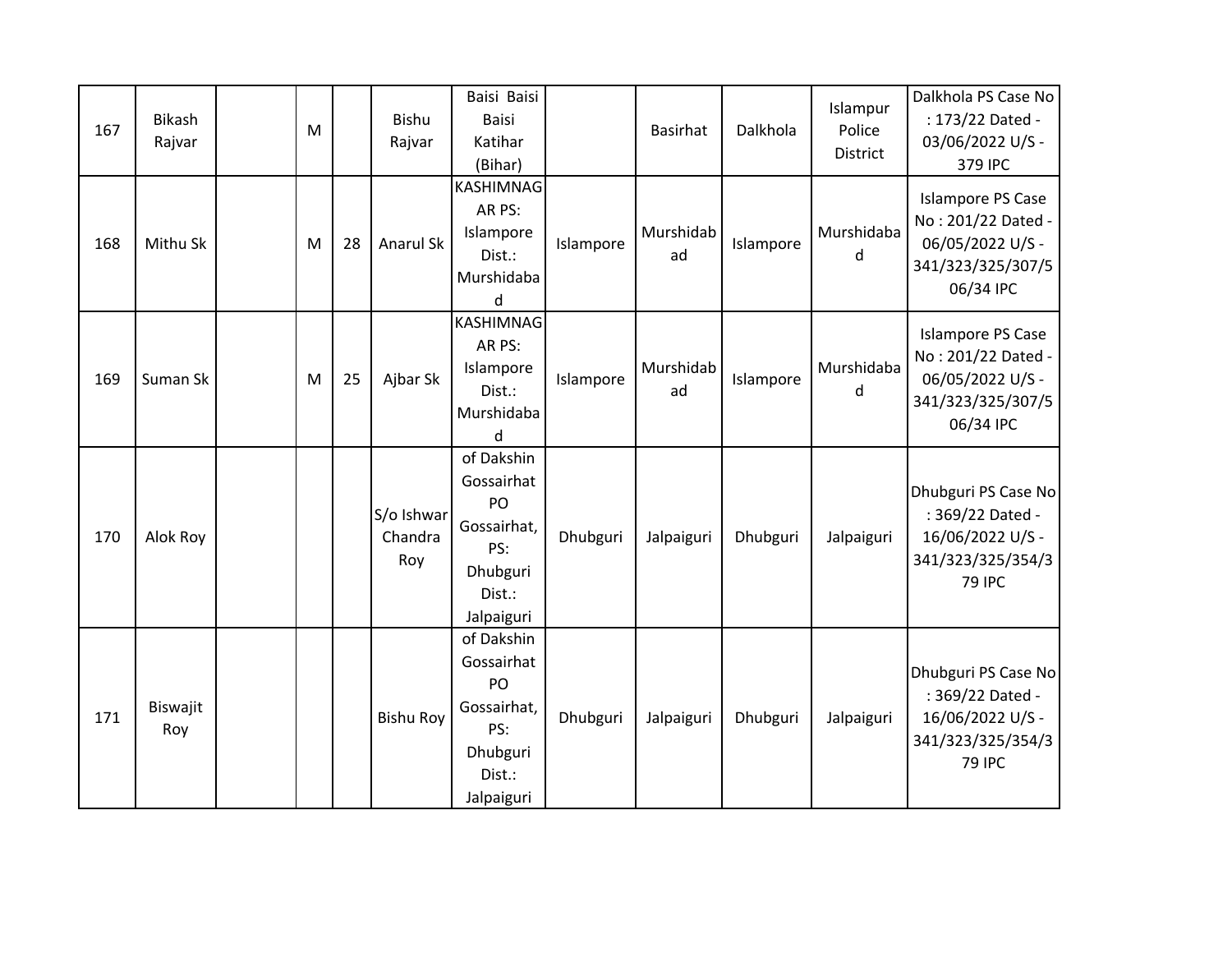| | | | | | | | | | | | |
|---|---|---|---|---|---|---|---|---|---|---|---|
| 167 | Bikash Rajvar | | M | | Bishu Rajvar | Baisi Baisi Baisi Katihar (Bihar) | | Basirhat | Dalkhola | Islampur Police District | Dalkhola PS Case No : 173/22 Dated - 03/06/2022 U/S - 379 IPC |
| 168 | Mithu Sk | | M | 28 | Anarul Sk | KASHIMNAGAR PS: Islampore Dist.: Murshidabad | Islampore | Murshidabad | Islampore | Murshidabad | Islampore PS Case No : 201/22 Dated - 06/05/2022 U/S - 341/323/325/307/506/34 IPC |
| 169 | Suman Sk | | M | 25 | Ajbar Sk | KASHIMNAGAR PS: Islampore Dist.: Murshidabad | Islampore | Murshidabad | Islampore | Murshidabad | Islampore PS Case No : 201/22 Dated - 06/05/2022 U/S - 341/323/325/307/506/34 IPC |
| 170 | Alok Roy | | | | S/o Ishwar Chandra Roy | of Dakshin Gossairhat PO Gossairhat, PS: Dhubguri Dist.: Jalpaiguri | Dhubguri | Jalpaiguri | Dhubguri | Jalpaiguri | Dhubguri PS Case No : 369/22 Dated - 16/06/2022 U/S - 341/323/325/354/379 IPC |
| 171 | Biswajit Roy | | | | Bishu Roy | of Dakshin Gossairhat PO Gossairhat, PS: Dhubguri Dist.: Jalpaiguri | Dhubguri | Jalpaiguri | Dhubguri | Jalpaiguri | Dhubguri PS Case No : 369/22 Dated - 16/06/2022 U/S - 341/323/325/354/379 IPC |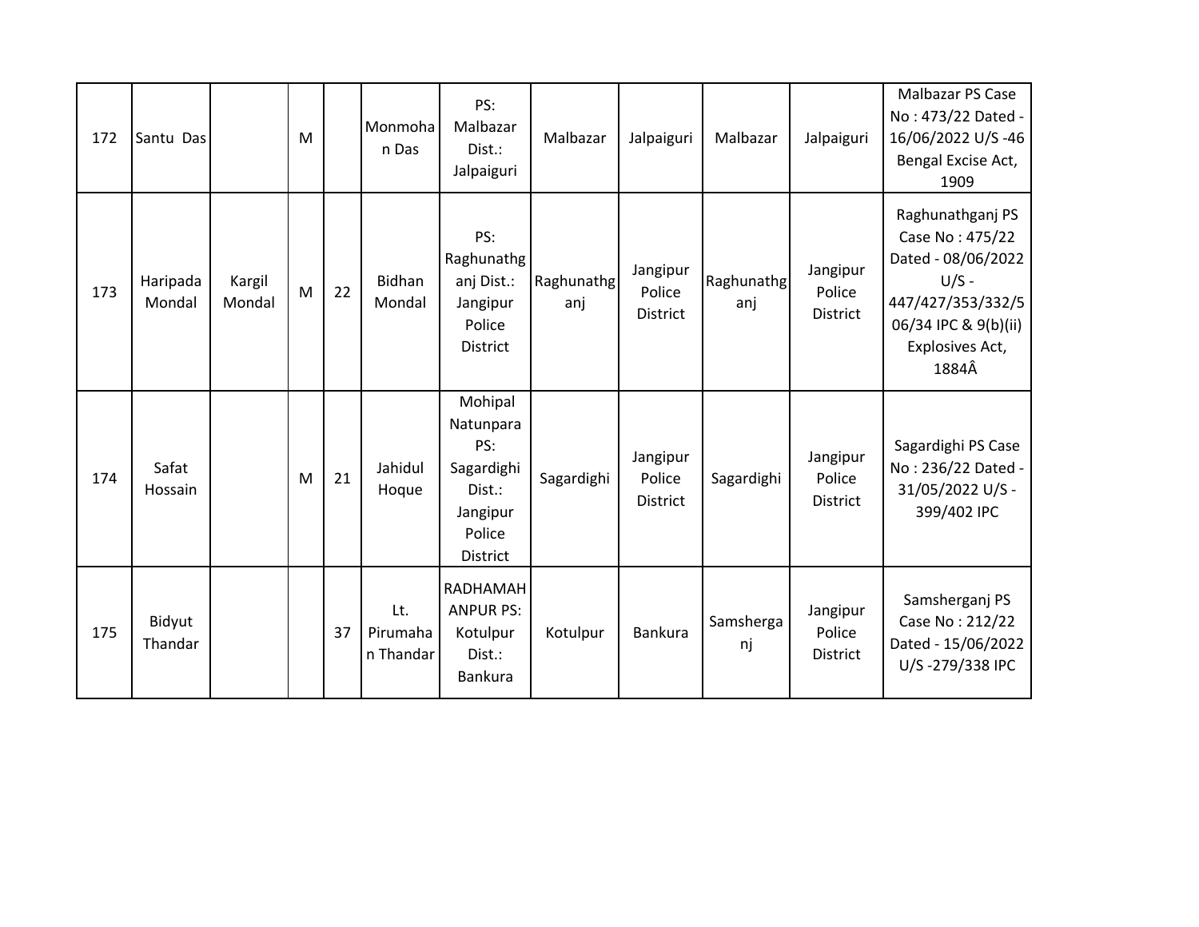| 172 | Santu Das | | M | | Monmohan Das | PS: Malbazar Dist.: Jalpaiguri | Malbazar | Jalpaiguri | Malbazar | Jalpaiguri | Malbazar PS Case No : 473/22 Dated - 16/06/2022 U/S -46 Bengal Excise Act, 1909 |
|---|---|---|---|---|---|---|---|---|---|---|---|
| 173 | Haripada Mondal | Kargil Mondal | M | 22 | Bidhan Mondal | PS: Raghunathganj Dist.: Jangipur Police District | Raghunathganj | Jangipur Police District | Raghunathganj | Jangipur Police District | Raghunathganj PS Case No : 475/22 Dated - 08/06/2022 U/S - 447/427/353/332/506/34 IPC & 9(b)(ii) Explosives Act, 1884Â |
| 174 | Safat Hossain | | M | 21 | Jahidul Hoque | Mohipal Natunpara PS: Sagardighi Dist.: Jangipur Police District | Sagardighi | Jangipur Police District | Sagardighi | Jangipur Police District | Sagardighi PS Case No : 236/22 Dated - 31/05/2022 U/S - 399/402 IPC |
| 175 | Bidyut Thandar | | | 37 | Lt. Pirumahan Thandar | RADHAMAHANPUR PS: Kotulpur Dist.: Bankura | Kotulpur | Bankura | Samsherganj | Jangipur Police District | Samsherganj PS Case No : 212/22 Dated - 15/06/2022 U/S -279/338 IPC |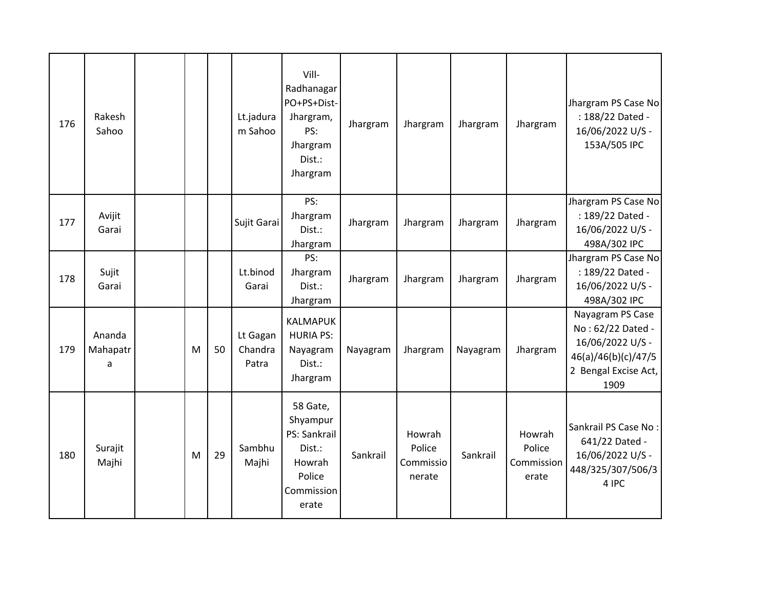| 176 | Rakesh Sahoo | | | | Lt.jaduram Sahoo | Vill-Radhanagar PO+PS+Dist-Jhargram, PS: Jhargram Dist.: Jhargram | Jhargram | Jhargram | Jhargram | Jhargram | Jhargram PS Case No : 188/22 Dated - 16/06/2022 U/S - 153A/505 IPC |
|---|---|---|---|---|---|---|---|---|---|---|---|
| 177 | Avijit Garai | | | | Sujit Garai | PS: Jhargram Dist.: Jhargram | Jhargram | Jhargram | Jhargram | Jhargram | Jhargram PS Case No : 189/22 Dated - 16/06/2022 U/S - 498A/302 IPC |
| 178 | Sujit Garai | | | | Lt.binod Garai | PS: Jhargram Dist.: Jhargram | Jhargram | Jhargram | Jhargram | Jhargram | Jhargram PS Case No : 189/22 Dated - 16/06/2022 U/S - 498A/302 IPC |
| 179 | Ananda Mahapatra | | M | 50 | Lt Gagan Chandra Patra | KALMAPUKHURIA PS: Nayagram Dist.: Jhargram | Nayagram | Jhargram | Nayagram | Jhargram | Nayagram PS Case No : 62/22 Dated - 16/06/2022 U/S - 46(a)/46(b)(c)/47/52 Bengal Excise Act, 1909 |
| 180 | Surajit Majhi | | M | 29 | Sambhu Majhi | 58 Gate, Shyampur PS: Sankrail Dist.: Howrah Police Commissionerate | Sankrail | Howrah Police Commissionerate | Sankrail | Howrah Police Commissionerate | Sankrail PS Case No : 641/22 Dated - 16/06/2022 U/S - 448/325/307/506/34 IPC |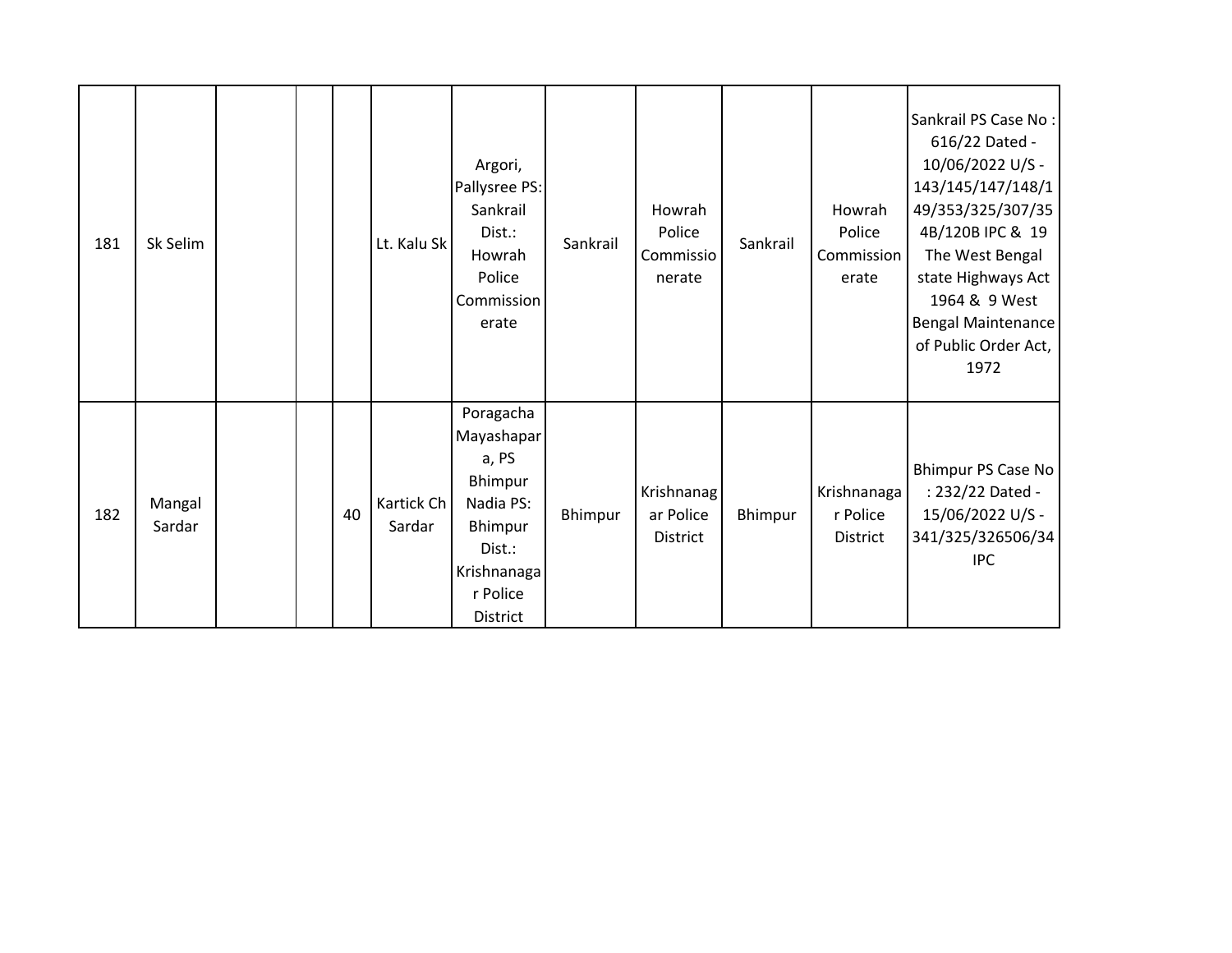| 181 | Sk Selim | | | | Lt. Kalu Sk | Argori, Pallysree PS: Sankrail Dist.: Howrah Police Commissionerate | Sankrail | Howrah Police Commissionerate | Sankrail | Howrah Police Commissionerate | Sankrail PS Case No : 616/22 Dated - 10/06/2022 U/S - 143/145/147/148/149/353/325/307/354B/120B IPC & 19 The West Bengal state Highways Act 1964 & 9 West Bengal Maintenance of Public Order Act, 1972 |
|---|---|---|---|---|---|---|---|---|---|---|---|
| 182 | Mangal Sardar | | | 40 | Kartick Ch Sardar | Poragacha Mayashapara, PS Bhimpur Nadia PS: Bhimpur Dist.: Krishnanagar Police District | Bhimpur | Krishnanagar Police District | Bhimpur | Krishnanagar Police District | Bhimpur PS Case No : 232/22 Dated - 15/06/2022 U/S - 341/325/326506/34 IPC |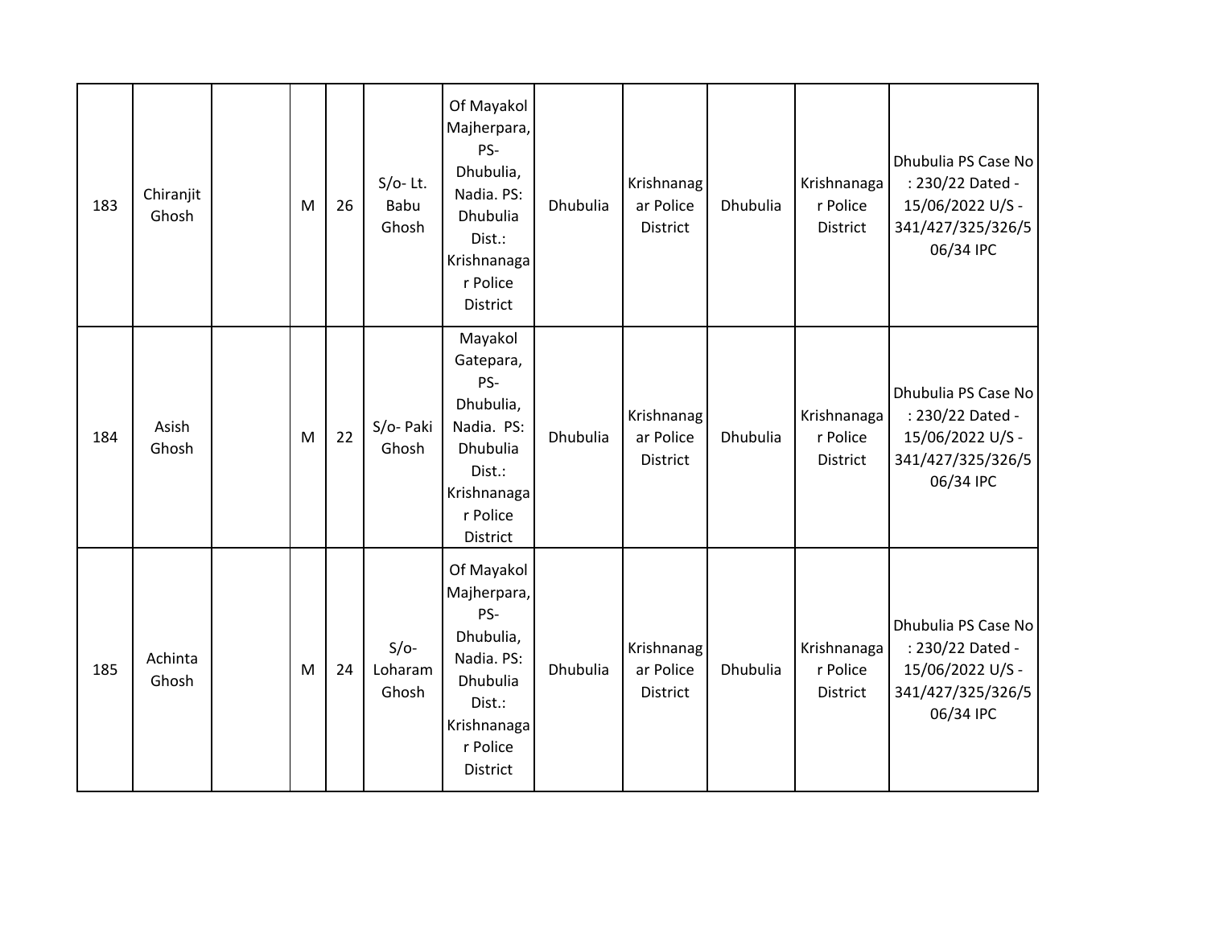| 183 | Chiranjit Ghosh | | M | 26 | S/o- Lt. Babu Ghosh | Of Mayakol Majherpara, PS- Dhubulia, Nadia. PS: Dhubulia Dist.: Krishnanagar Police District | Dhubulia | Krishnanagar Police District | Dhubulia | Krishnanagar Police District | Dhubulia PS Case No : 230/22 Dated - 15/06/2022 U/S - 341/427/325/326/506/34 IPC |
|---|---|---|---|---|---|---|---|---|---|---|---|
| 184 | Asish Ghosh | | M | 22 | S/o- Paki Ghosh | Mayakol Gatepara, PS- Dhubulia, Nadia. PS: Dhubulia Dist.: Krishnanagar Police District | Dhubulia | Krishnanagar Police District | Dhubulia | Krishnanagar Police District | Dhubulia PS Case No : 230/22 Dated - 15/06/2022 U/S - 341/427/325/326/506/34 IPC |
| 185 | Achinta Ghosh | | M | 24 | S/o- Loharam Ghosh | Of Mayakol Majherpara, PS- Dhubulia, Nadia. PS: Dhubulia Dist.: Krishnanagar Police District | Dhubulia | Krishnanagar Police District | Dhubulia | Krishnanagar Police District | Dhubulia PS Case No : 230/22 Dated - 15/06/2022 U/S - 341/427/325/326/506/34 IPC |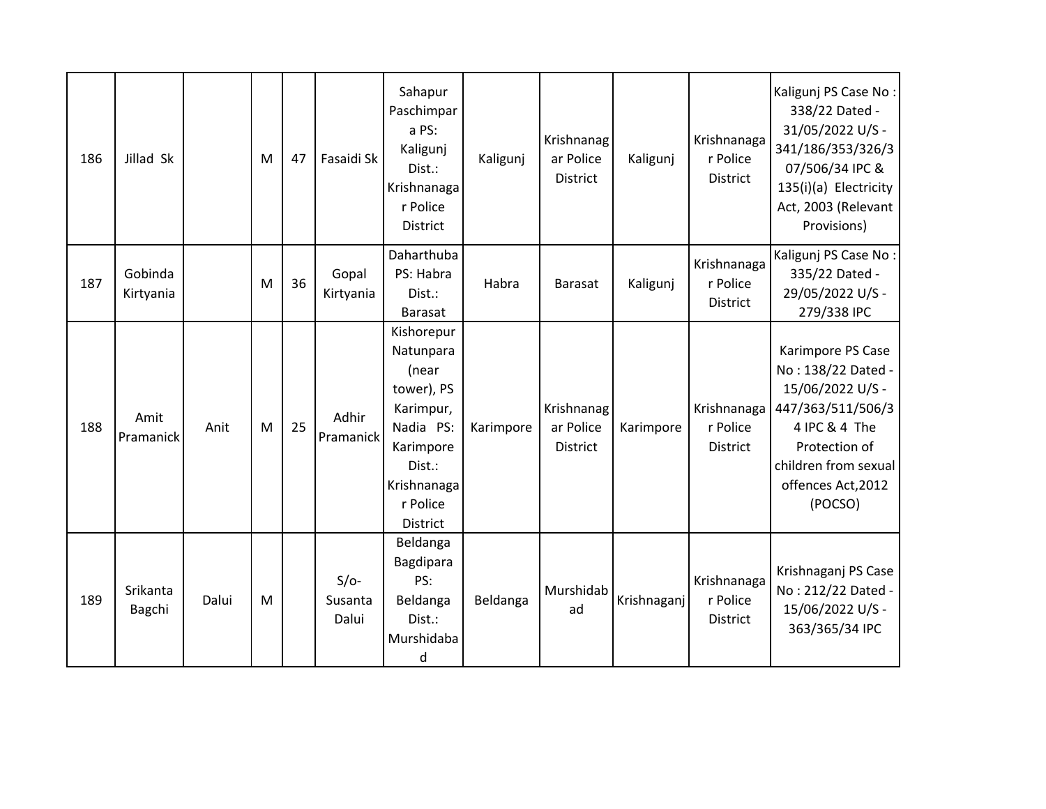| 186 | Jillad Sk | | M | 47 | Fasaidi Sk | Sahapur Paschimpara PS: Kaligunj Dist.: Krishnanagar Police District | Kaligunj | Krishnanagar Police District | Kaligunj | Krishnanagar Police District | Kaligunj PS Case No : 338/22 Dated - 31/05/2022 U/S - 341/186/353/326/307/506/34 IPC & 135(i)(a) Electricity Act, 2003 (Relevant Provisions) |
|---|---|---|---|---|---|---|---|---|---|---|---|
| 187 | Gobinda Kirtyania | | M | 36 | Gopal Kirtyania | Daharthuba PS: Habra Dist.: Barasat | Habra | Barasat | Kaligunj | Krishnanagar Police District | Kaligunj PS Case No : 335/22 Dated - 29/05/2022 U/S - 279/338 IPC |
| 188 | Amit Pramanick | Anit | M | 25 | Adhir Pramanick | Kishorepur Natunpara (near tower), PS Karimpur, Nadia PS: Karimpore Dist.: Krishnanagar Police District | Karimpore | Krishnanagar Police District | Karimpore | Krishnanagar Police District | Karimpore PS Case No : 138/22 Dated - 15/06/2022 U/S - 447/363/511/506/34 IPC & 4 The Protection of children from sexual offences Act,2012 (POCSO) |
| 189 | Srikanta Bagchi | Dalui | M | | S/o- Susanta Dalui | Beldanga Bagdipara PS: Beldanga Dist.: Murshidabad | Beldanga | Murshidabad | Krishnaganj | Krishnanagar Police District | Krishnaganj PS Case No : 212/22 Dated - 15/06/2022 U/S - 363/365/34 IPC |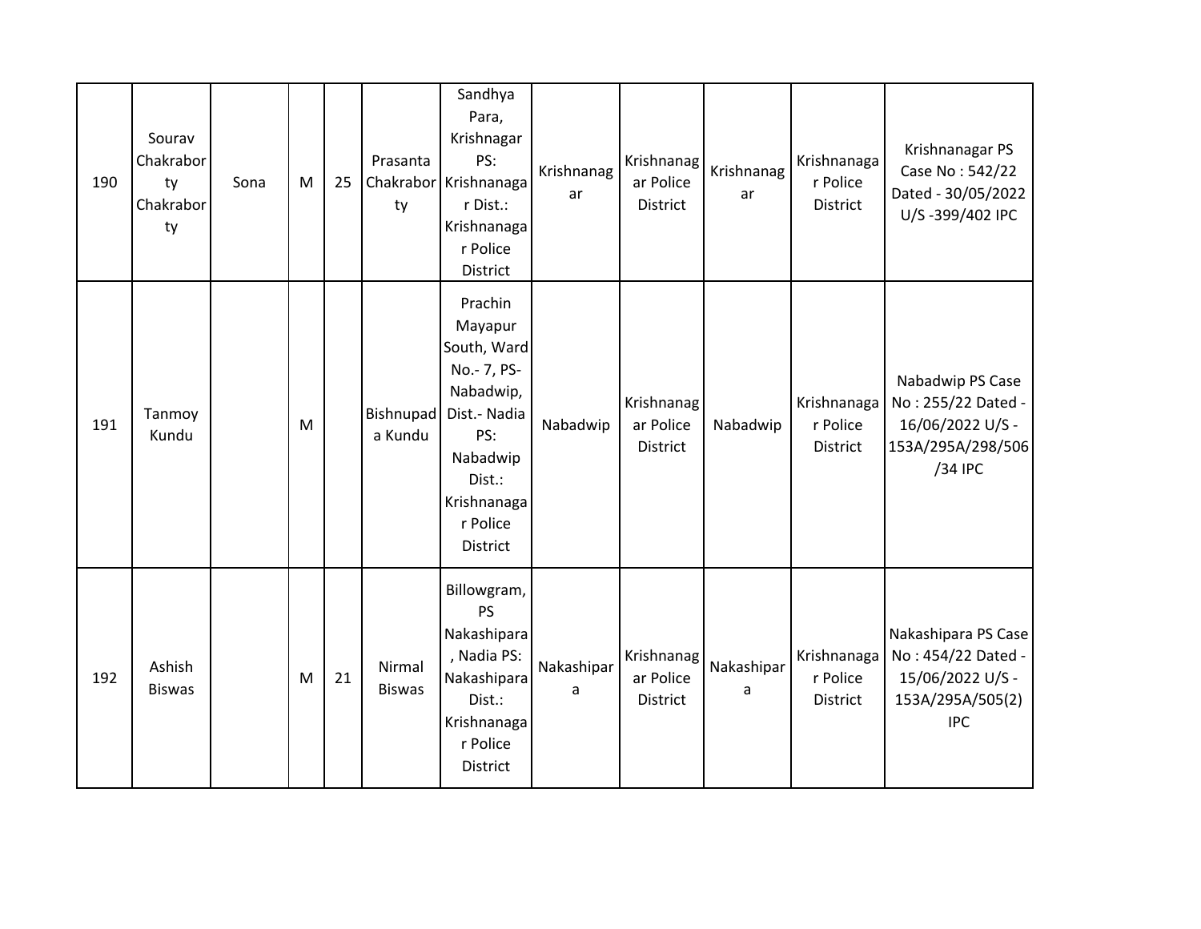| 190 | Sourav Chakraborty Chakraborty | Sona | M | 25 | Prasanta Chakraborty | Sandhya Para, Krishnagar PS: Krishnanagar Dist.: Krishnanagar Police District | Krishnanagar | Krishnanagar Police District | Krishnanagar | Krishnanagar Police District | Krishnanagar PS Case No : 542/22 Dated - 30/05/2022 U/S -399/402 IPC |
|---|---|---|---|---|---|---|---|---|---|---|---|
| 191 | Tanmoy Kundu | | M | | Bishnupada Kundu | Prachin Mayapur South, Ward No.- 7, PS- Nabadwip, Dist.- Nadia PS: Nabadwip Dist.: Krishnanagar Police District | Nabadwip | Krishnanagar Police District | Nabadwip | Krishnanagar Police District | Nabadwip PS Case No : 255/22 Dated - 16/06/2022 U/S - 153A/295A/298/506/34 IPC |
| 192 | Ashish Biswas | | M | 21 | Nirmal Biswas | Billowgram, PS Nakashipara, Nadia PS: Nakashipara Dist.: Krishnanagar Police District | Nakashipara | Krishnanagar Police District | Nakashipara | Krishnanagar Police District | Nakashipara PS Case No : 454/22 Dated - 15/06/2022 U/S - 153A/295A/505(2) IPC |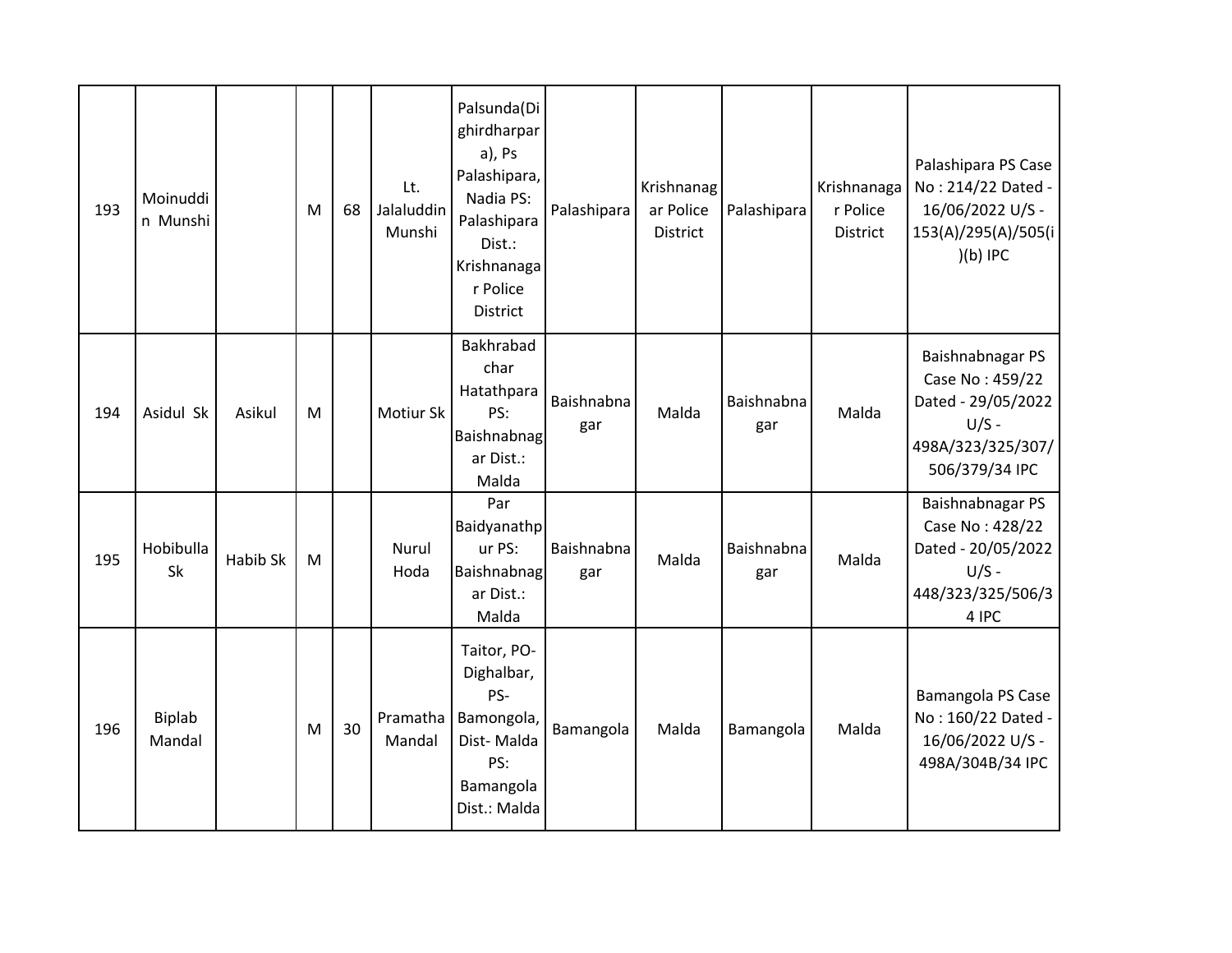| 193 | Moinuddin Munshi | | M | 68 | Lt. Jalaluddin Munshi | Palsunda(Dighirdharpara), Ps Palashipara, Nadia PS: Palashipara Dist.: Krishnanagar Police District | Palashipara | Krishnanagar Police District | Palashipara | Krishnanagar Police District | Palashipara PS Case No : 214/22 Dated - 16/06/2022 U/S - 153(A)/295(A)/505(i)(b) IPC |
|---|---|---|---|---|---|---|---|---|---|---|---|
| 194 | Asidul Sk | Asikul | M | | Motiur Sk | Bakhrabad char Hatathpara PS: Baishnabnagar Dist.: Malda | Baishnabnagar | Malda | Baishnabnagar | Malda | Baishnabnagar PS Case No : 459/22 Dated - 29/05/2022 U/S - 498A/323/325/307/506/379/34 IPC |
| 195 | Hobibulla Sk | Habib Sk | M | | Nurul Hoda | Par Baidyanathpur PS: Baishnabnagar Dist.: Malda | Baishnabnagar | Malda | Baishnabnagar | Malda | Baishnabnagar PS Case No : 428/22 Dated - 20/05/2022 U/S - 448/323/325/506/34 IPC |
| 196 | Biplab Mandal | | M | 30 | Pramatha Mandal | Taitor, PO- Dighalbar, PS- Bamongola, Dist- Malda PS: Bamangola Dist.: Malda | Bamangola | Malda | Bamangola | Malda | Bamangola PS Case No : 160/22 Dated - 16/06/2022 U/S - 498A/304B/34 IPC |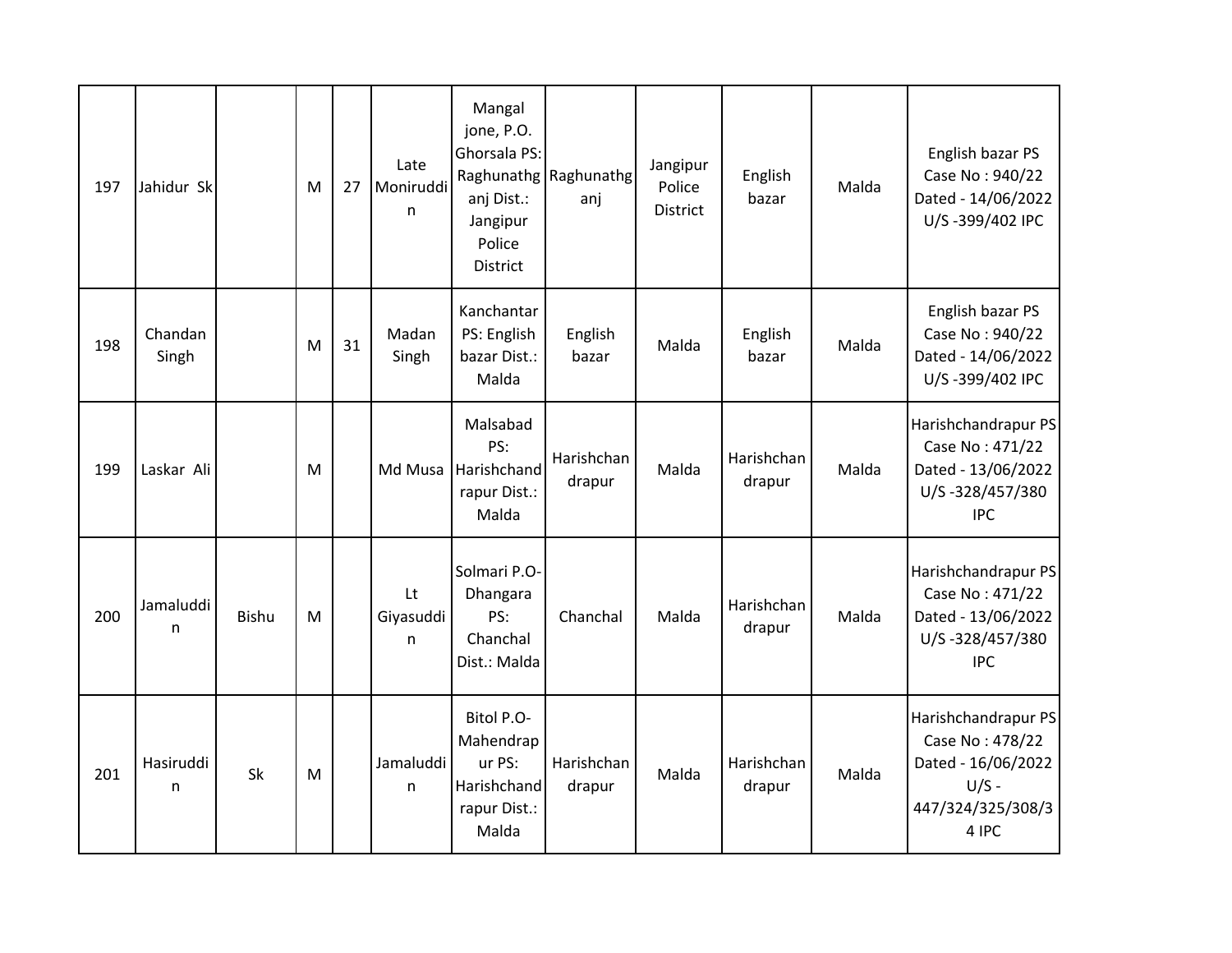| | | | | | | | | | | | |
|---|---|---|---|---|---|---|---|---|---|---|---|
| 197 | Jahidur Sk | | M | 27 | Late Moniruddin | Mangal jone, P.O. Ghorsala PS: Raghunathganj Dist.: Jangipur Police District | Raghunathganj | Jangipur Police District | English bazar | Malda | English bazar PS Case No : 940/22 Dated - 14/06/2022 U/S -399/402 IPC |
| 198 | Chandan Singh | | M | 31 | Madan Singh | Kanchantar PS: English bazar Dist.: Malda | English bazar | Malda | English bazar | Malda | English bazar PS Case No : 940/22 Dated - 14/06/2022 U/S -399/402 IPC |
| 199 | Laskar Ali | | M | | Md Musa | Malsabad PS: Harishchandrapur Dist.: Malda | Harishchandrapur | Malda | Harishchandrapur | Malda | Harishchandrapur PS Case No : 471/22 Dated - 13/06/2022 U/S -328/457/380 IPC |
| 200 | Jamaluddin | Bishu | M | | Lt Giyasuddin | Solmari P.O-Dhangara PS: Chanchal Dist.: Malda | Chanchal | Malda | Harishchandrapur | Malda | Harishchandrapur PS Case No : 471/22 Dated - 13/06/2022 U/S -328/457/380 IPC |
| 201 | Hasiruddin | Sk | M | | Jamaluddin | Bitol P.O-Mahendrapur PS: Harishchandrapur Dist.: Malda | Harishchandrapur | Malda | Harishchandrapur | Malda | Harishchandrapur PS Case No : 478/22 Dated - 16/06/2022 U/S - 447/324/325/308/34 IPC |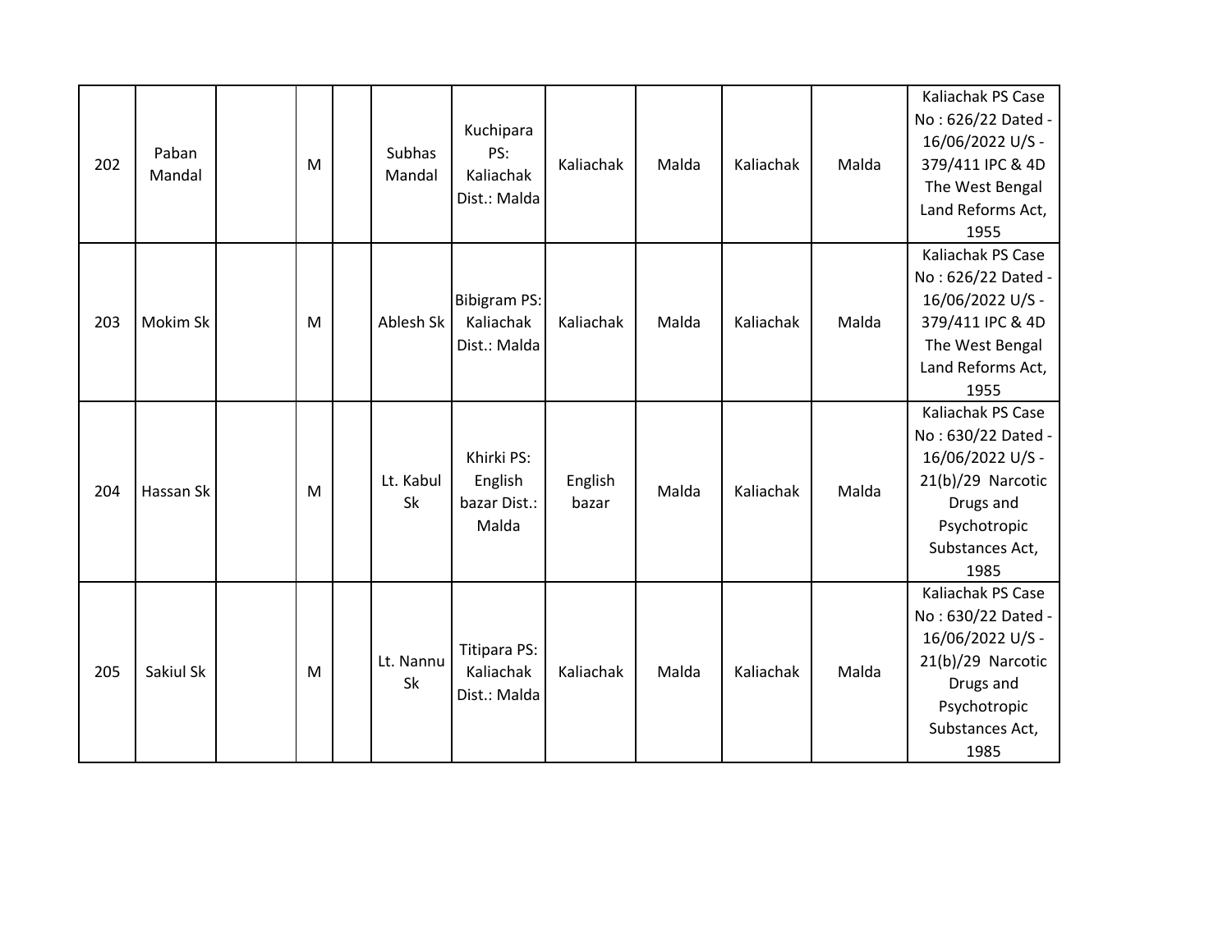|  |  |  |  |  |  |  |  |  |  |  |  |
|---|---|---|---|---|---|---|---|---|---|---|---|
| 202 | Paban Mandal |  | M |  | Subhas Mandal | Kuchipara PS: Kaliachak Dist.: Malda | Kaliachak | Malda | Kaliachak | Malda | Kaliachak PS Case No : 626/22 Dated - 16/06/2022 U/S - 379/411 IPC & 4D The West Bengal Land Reforms Act, 1955 |
| 203 | Mokim Sk |  | M |  | Ablesh Sk | Bibigram PS: Kaliachak Dist.: Malda | Kaliachak | Malda | Kaliachak | Malda | Kaliachak PS Case No : 626/22 Dated - 16/06/2022 U/S - 379/411 IPC & 4D The West Bengal Land Reforms Act, 1955 |
| 204 | Hassan Sk |  | M |  | Lt. Kabul Sk | Khirki PS: English bazar Dist.: Malda | English bazar | Malda | Kaliachak | Malda | Kaliachak PS Case No : 630/22 Dated - 16/06/2022 U/S - 21(b)/29 Narcotic Drugs and Psychotropic Substances Act, 1985 |
| 205 | Sakiul Sk |  | M |  | Lt. Nannu Sk | Titipara PS: Kaliachak Dist.: Malda | Kaliachak | Malda | Kaliachak | Malda | Kaliachak PS Case No : 630/22 Dated - 16/06/2022 U/S - 21(b)/29 Narcotic Drugs and Psychotropic Substances Act, 1985 |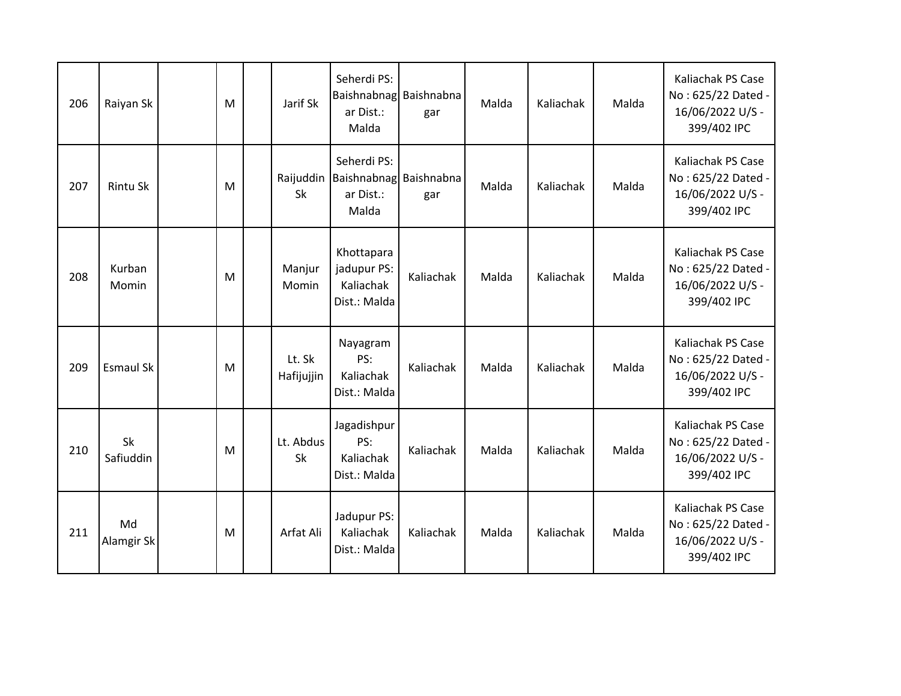| 206 | Raiyan Sk | | M | | Jarif Sk | Seherdi PS: Baishnabnagar Dist.: Malda | Baishnabnagar | Malda | Kaliachak | Malda | Kaliachak PS Case No : 625/22 Dated - 16/06/2022 U/S - 399/402 IPC |
|---|---|---|---|---|---|---|---|---|---|---|---|
| 207 | Rintu Sk | | M | | Raijuddin Sk | Seherdi PS: Baishnabnagar Dist.: Malda | Baishnabnagar | Malda | Kaliachak | Malda | Kaliachak PS Case No : 625/22 Dated - 16/06/2022 U/S - 399/402 IPC |
| 208 | Kurban Momin | | M | | Manjur Momin | Khottapara jadupur PS: Kaliachak Dist.: Malda | Kaliachak | Malda | Kaliachak | Malda | Kaliachak PS Case No : 625/22 Dated - 16/06/2022 U/S - 399/402 IPC |
| 209 | Esmaul Sk | | M | | Lt. Sk Hafijujjin | Nayagram PS: Kaliachak Dist.: Malda | Kaliachak | Malda | Kaliachak | Malda | Kaliachak PS Case No : 625/22 Dated - 16/06/2022 U/S - 399/402 IPC |
| 210 | Sk Safiuddin | | M | | Lt. Abdus Sk | Jagadishpur PS: Kaliachak Dist.: Malda | Kaliachak | Malda | Kaliachak | Malda | Kaliachak PS Case No : 625/22 Dated - 16/06/2022 U/S - 399/402 IPC |
| 211 | Md Alamgir Sk | | M | | Arfat Ali | Jadupur PS: Kaliachak Dist.: Malda | Kaliachak | Malda | Kaliachak | Malda | Kaliachak PS Case No : 625/22 Dated - 16/06/2022 U/S - 399/402 IPC |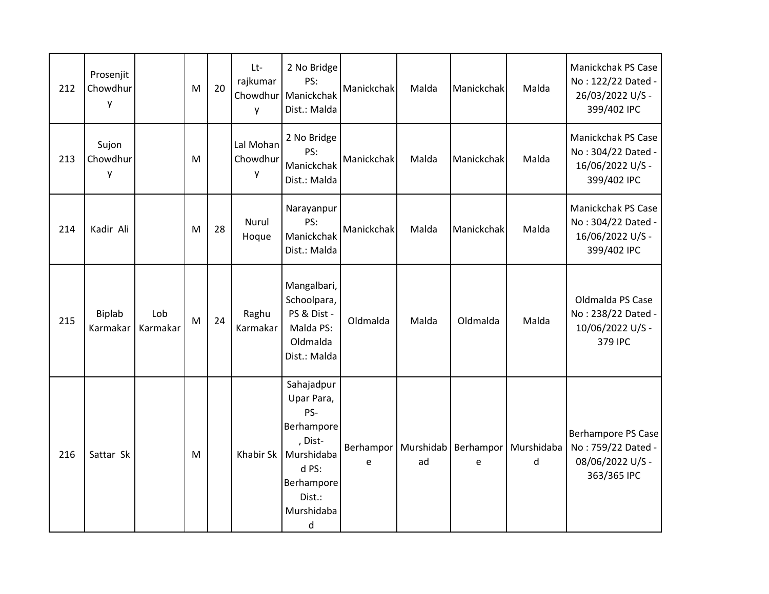| 212 | Prosenjit Chowdhury | | M | 20 | Lt-rajkumar Chowdhury | 2 No Bridge PS: Manickchak Dist.: Malda | Manickchak | Malda | Manickchak | Malda | Manickchak PS Case No : 122/22 Dated - 26/03/2022 U/S - 399/402 IPC |
|---|---|---|---|---|---|---|---|---|---|---|---|
| 213 | Sujon Chowdhury | | M | | Lal Mohan Chowdhury | 2 No Bridge PS: Manickchak Dist.: Malda | Manickchak | Malda | Manickchak | Malda | Manickchak PS Case No : 304/22 Dated - 16/06/2022 U/S - 399/402 IPC |
| 214 | Kadir Ali | | M | 28 | Nurul Hoque | Narayanpur PS: Manickchak Dist.: Malda | Manickchak | Malda | Manickchak | Malda | Manickchak PS Case No : 304/22 Dated - 16/06/2022 U/S - 399/402 IPC |
| 215 | Biplab Karmakar | Lob Karmakar | M | 24 | Raghu Karmakar | Mangalbari, Schoolpara, PS & Dist - Malda PS: Oldmalda Dist.: Malda | Oldmalda | Malda | Oldmalda | Malda | Oldmalda PS Case No : 238/22 Dated - 10/06/2022 U/S - 379 IPC |
| 216 | Sattar Sk | | M | | Khabir Sk | Sahajadpur Upar Para, PS-Berhampore, Dist-Murshidabad PS: Berhampore Dist.: Murshidabad | Berhampore | Murshidabad | Berhampore | Murshidabad | Berhampore PS Case No : 759/22 Dated - 08/06/2022 U/S - 363/365 IPC |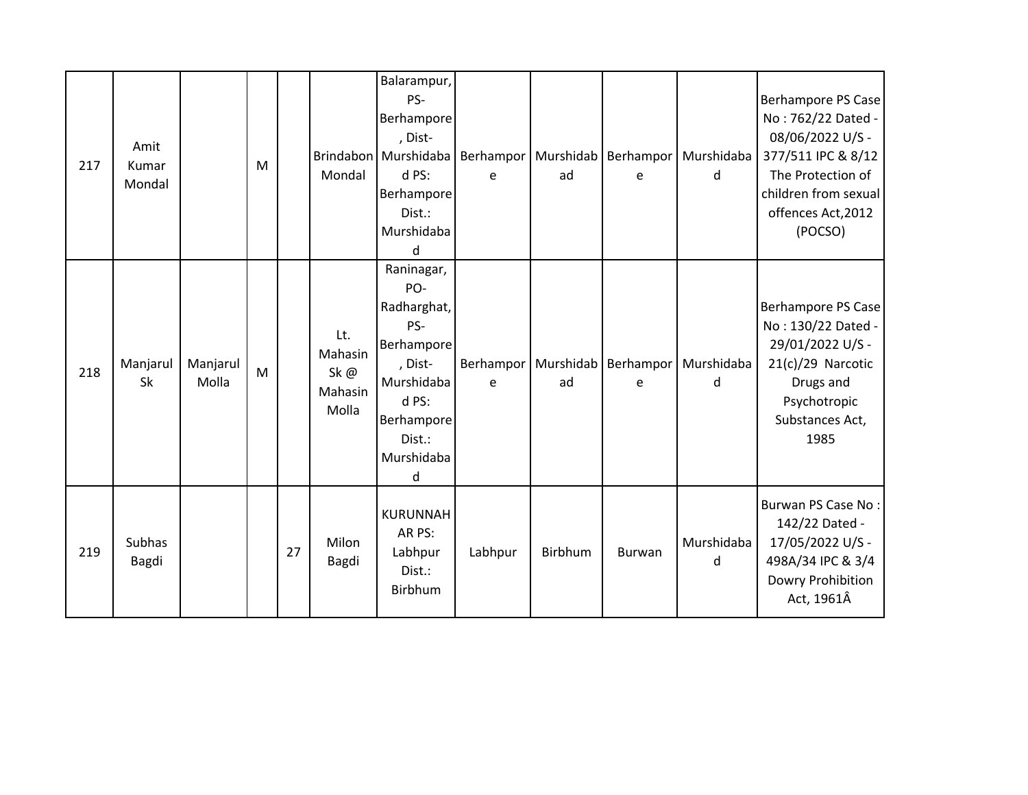| | | | | | | | | | | | |
|---|---|---|---|---|---|---|---|---|---|---|---|
| 217 | Amit Kumar Mondal | | M | | Brindabon Mondal | Balarampur, PS- Berhampore, Dist- Murshidabad PS: Berhampore Dist.: Murshidabad | Berhampore | Murshidabad | Berhampore | Murshidabad | Berhampore PS Case No : 762/22 Dated - 08/06/2022 U/S - 377/511 IPC & 8/12 The Protection of children from sexual offences Act,2012 (POCSO) |
| 218 | Manjarul Sk | Manjarul Molla | M | | Lt. Mahasin Sk @ Mahasin Molla | Raninagar, PO- Radharghat, PS- Berhampore, Dist- Murshidabad PS: Berhampore Dist.: Murshidabad | Berhampore | Murshidabad | Berhampore | Murshidabad | Berhampore PS Case No : 130/22 Dated - 29/01/2022 U/S - 21(c)/29 Narcotic Drugs and Psychotropic Substances Act, 1985 |
| 219 | Subhas Bagdi | | | 27 | Milon Bagdi | KURUNNAHAR PS: Labhpur Dist.: Birbhum | Labhpur | Birbhum | Burwan | Murshidabad | Burwan PS Case No : 142/22 Dated - 17/05/2022 U/S - 498A/34 IPC & 3/4 Dowry Prohibition Act, 1961Â |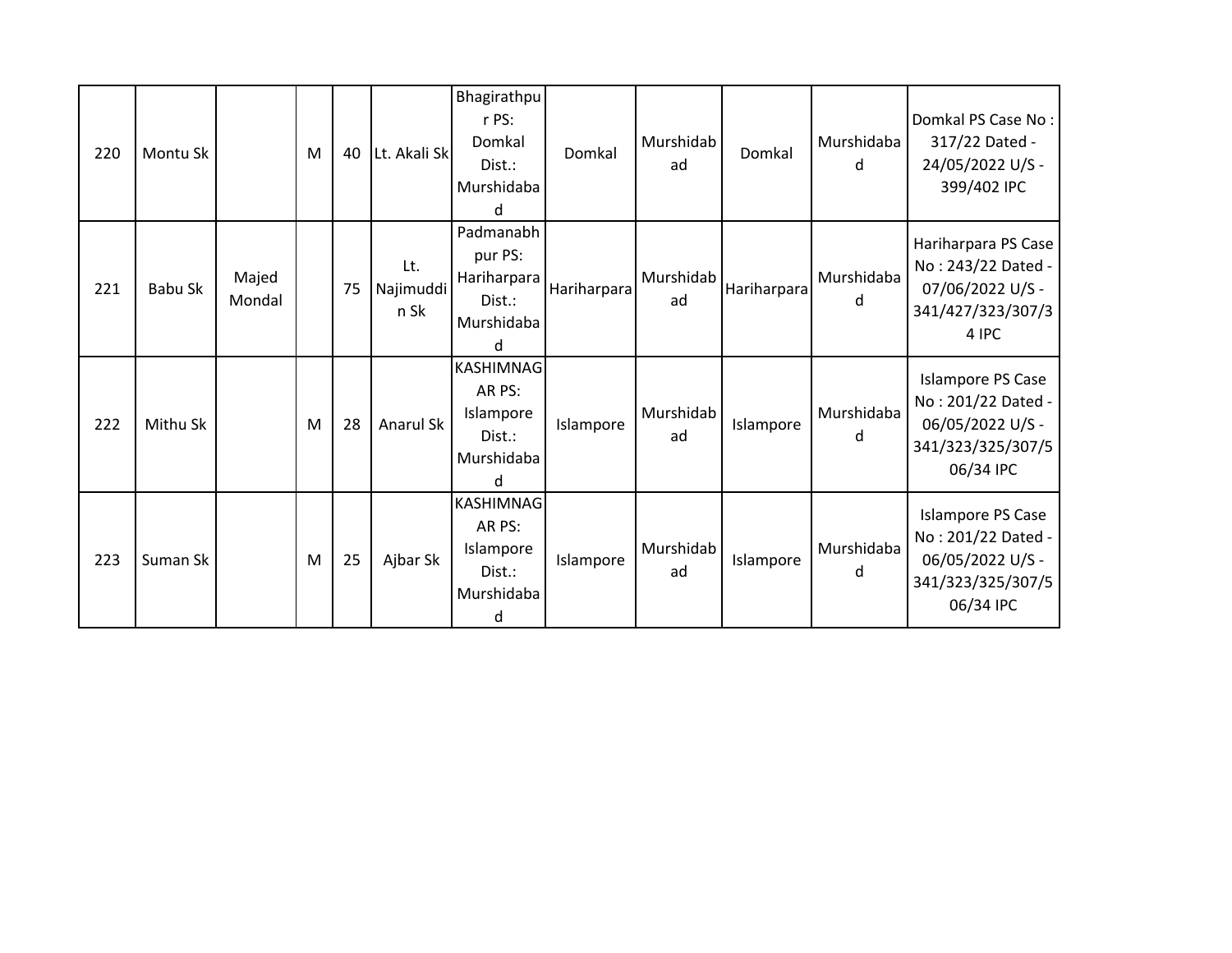| | | | | | | | | | | | |
|---|---|---|---|---|---|---|---|---|---|---|---|
| 220 | Montu Sk | | M | 40 | Lt. Akali Sk | Bhagirathpur PS: Domkal Dist.: Murshidabad | Domkal | Murshidabad | Domkal | Murshidabad | Domkal PS Case No : 317/22 Dated - 24/05/2022 U/S - 399/402 IPC |
| 221 | Babu Sk | Majed Mondal | | 75 | Lt. Najimuddin Sk | Padmanabhpur PS: Hariharpara Dist.: Murshidabad | Hariharpara | Murshidabad | Hariharpara | Murshidabad | Hariharpara PS Case No : 243/22 Dated - 07/06/2022 U/S - 341/427/323/307/34 IPC |
| 222 | Mithu Sk | | M | 28 | Anarul Sk | KASHIMNAGAR PS: Islampore Dist.: Murshidabad | Islampore | Murshidabad | Islampore | Murshidabad | Islampore PS Case No : 201/22 Dated - 06/05/2022 U/S - 341/323/325/307/506/34 IPC |
| 223 | Suman Sk | | M | 25 | Ajbar Sk | KASHIMNAGAR PS: Islampore Dist.: Murshidabad | Islampore | Murshidabad | Islampore | Murshidabad | Islampore PS Case No : 201/22 Dated - 06/05/2022 U/S - 341/323/325/307/506/34 IPC |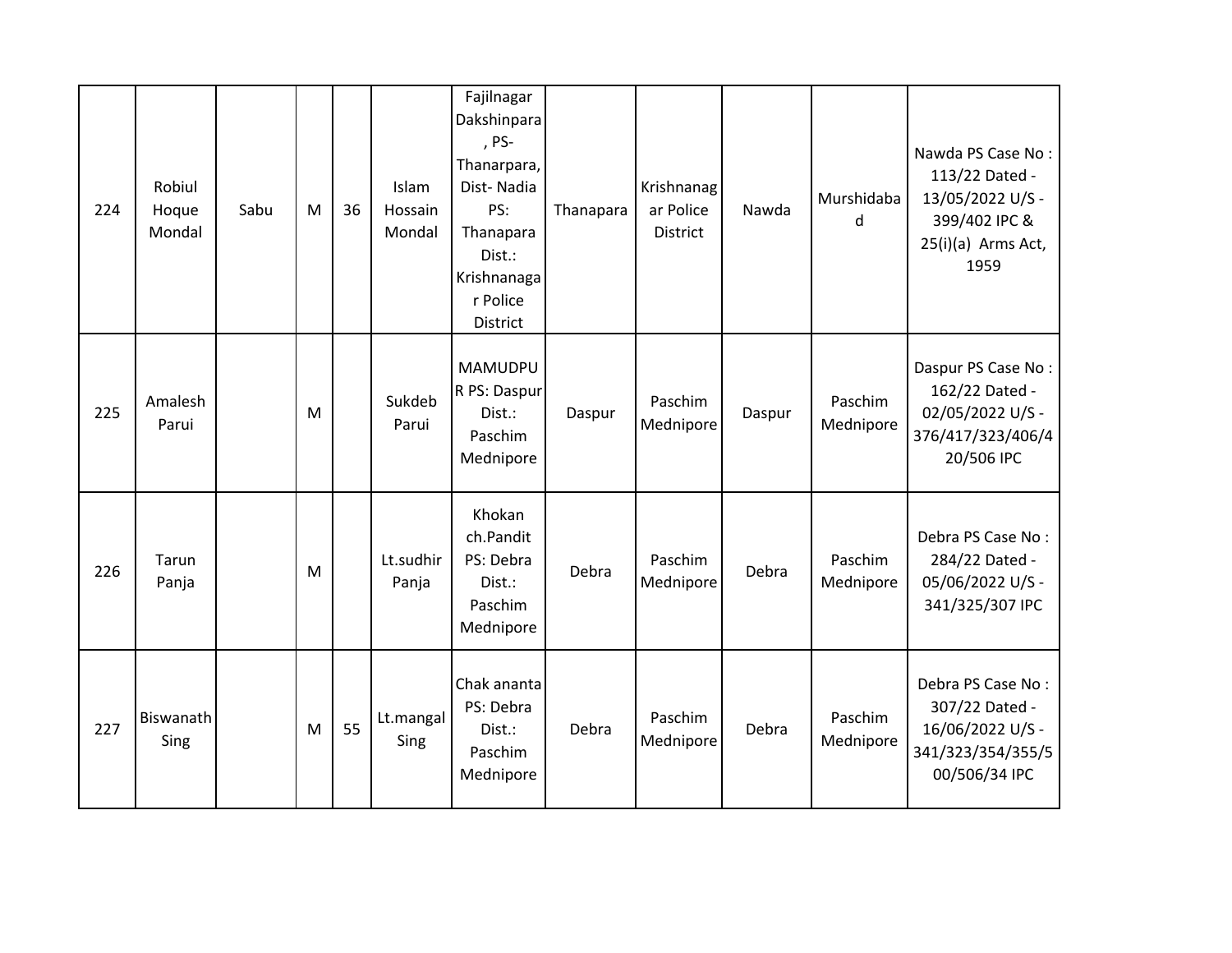| | | | | | | | | | | | |
|---|---|---|---|---|---|---|---|---|---|---|---|
| 224 | Robiul Hoque Mondal | Sabu | M | 36 | Islam Hossain Mondal | Fajilnagar Dakshinpara, PS- Thanarpara, Dist- Nadia PS: Thanapara Dist.: Krishnanagar Police District | Thanapara | Krishnanagar Police District | Nawda | Murshidabad | Nawda PS Case No : 113/22 Dated - 13/05/2022 U/S - 399/402 IPC & 25(i)(a) Arms Act, 1959 |
| 225 | Amalesh Parui | | M | | Sukdeb Parui | MAMUDPUR PS: Daspur Dist.: Paschim Mednipore | Daspur | Paschim Mednipore | Daspur | Paschim Mednipore | Daspur PS Case No : 162/22 Dated - 02/05/2022 U/S - 376/417/323/406/420/506 IPC |
| 226 | Tarun Panja | | M | | Lt.sudhir Panja | Khokan ch.Pandit PS: Debra Dist.: Paschim Mednipore | Debra | Paschim Mednipore | Debra | Paschim Mednipore | Debra PS Case No : 284/22 Dated - 05/06/2022 U/S - 341/325/307 IPC |
| 227 | Biswanath Sing | | M | 55 | Lt.mangal Sing | Chak ananta PS: Debra Dist.: Paschim Mednipore | Debra | Paschim Mednipore | Debra | Paschim Mednipore | Debra PS Case No : 307/22 Dated - 16/06/2022 U/S - 341/323/354/355/500/506/34 IPC |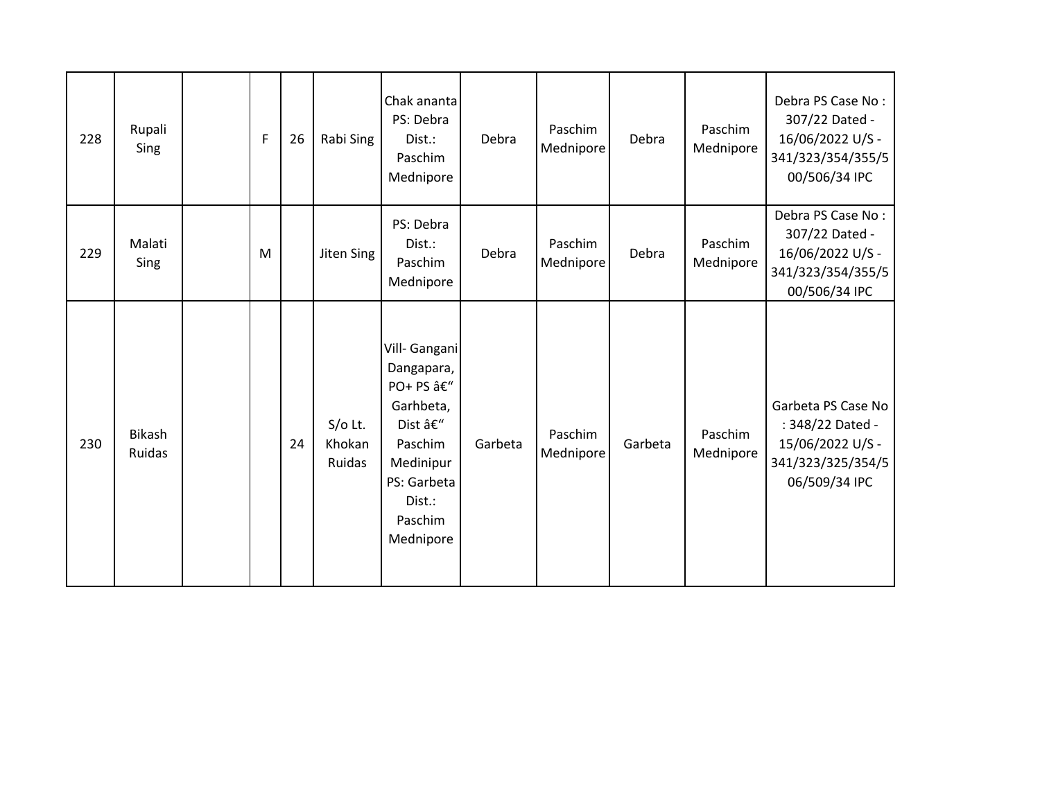| 228 | Rupali Sing | | F | 26 | Rabi Sing | Chak ananta PS: Debra Dist.: Paschim Mednipore | Debra | Paschim Mednipore | Debra | Paschim Mednipore | Debra PS Case No : 307/22 Dated - 16/06/2022 U/S - 341/323/354/355/500/506/34 IPC |
|---|---|---|---|---|---|---|---|---|---|---|---|
| 229 | Malati Sing | | M | | Jiten Sing | PS: Debra Dist.: Paschim Mednipore | Debra | Paschim Mednipore | Debra | Paschim Mednipore | Debra PS Case No : 307/22 Dated - 16/06/2022 U/S - 341/323/354/355/500/506/34 IPC |
| 230 | Bikash Ruidas | | | 24 | S/o Lt. Khokan Ruidas | Vill- Gangani Dangapara, PO+ PS â€“ Garhbeta, Dist â€“ Paschim Medinipur PS: Garbeta Dist.: Paschim Mednipore | Garbeta | Paschim Mednipore | Garbeta | Paschim Mednipore | Garbeta PS Case No : 348/22 Dated - 15/06/2022 U/S - 341/323/325/354/506/509/34 IPC |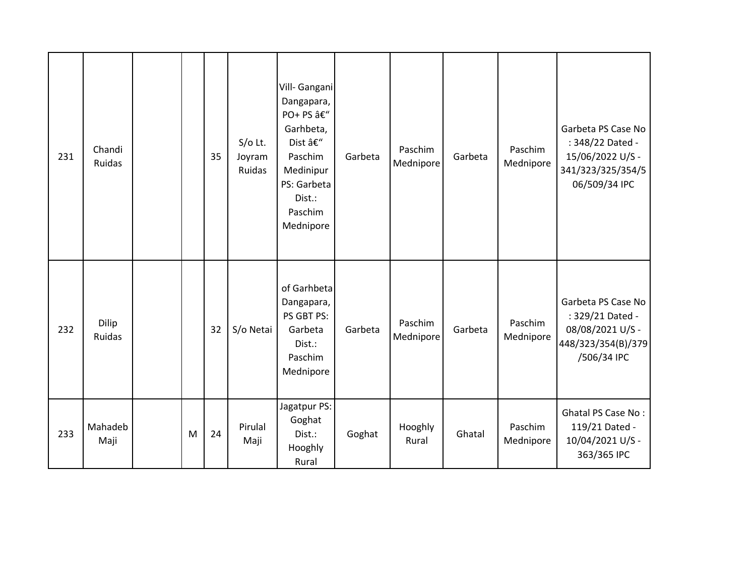| | | | | | | | | | | | |
|---|---|---|---|---|---|---|---|---|---|---|---|
| 231 | Chandi Ruidas | | | 35 | S/o Lt. Joyram Ruidas | Vill- Gangani Dangapara, PO+ PS â€“ Garhbeta, Dist â€“ Paschim Medinipur PS: Garbeta Dist.: Paschim Mednipore | Garbeta | Paschim Mednipore | Garbeta | Paschim Mednipore | Garbeta PS Case No : 348/22 Dated - 15/06/2022 U/S - 341/323/325/354/506/509/34 IPC |
| 232 | Dilip Ruidas | | | 32 | S/o Netai | of Garhbeta Dangapara, PS GBT PS: Garbeta Dist.: Paschim Mednipore | Garbeta | Paschim Mednipore | Garbeta | Paschim Mednipore | Garbeta PS Case No : 329/21 Dated - 08/08/2021 U/S - 448/323/354(B)/379/506/34 IPC |
| 233 | Mahadeb Maji | | M | 24 | Pirulal Maji | Jagatpur PS: Goghat Dist.: Hooghly Rural | Goghat | Hooghly Rural | Ghatal | Paschim Mednipore | Ghatal PS Case No : 119/21 Dated - 10/04/2021 U/S - 363/365 IPC |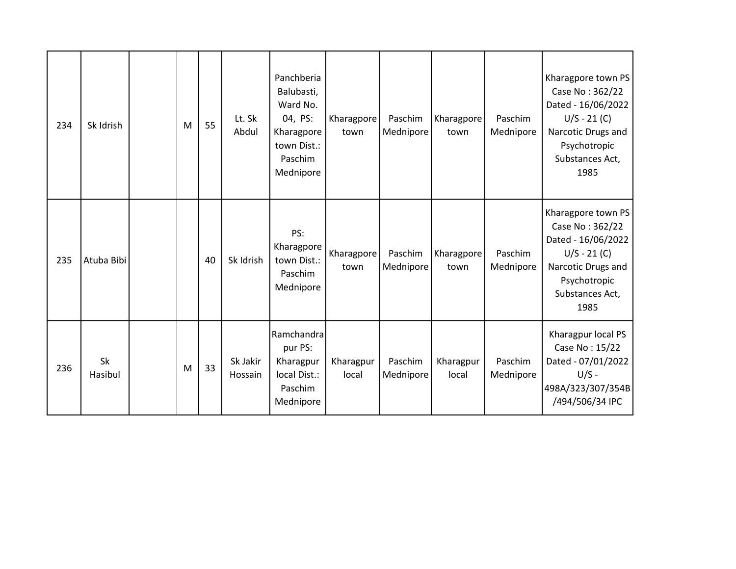| | | | | | | | | | | | |
|---|---|---|---|---|---|---|---|---|---|---|---|
| 234 | Sk Idrish | | M | 55 | Lt. Sk Abdul | Panchberia Balubasti, Ward No. 04, PS: Kharagpore town Dist.: Paschim Mednipore | Kharagpore town | Paschim Mednipore | Kharagpore town | Paschim Mednipore | Kharagpore town PS Case No : 362/22 Dated - 16/06/2022 U/S - 21 (C) Narcotic Drugs and Psychotropic Substances Act, 1985 |
| 235 | Atuba Bibi | | | 40 | Sk Idrish | PS: Kharagpore town Dist.: Paschim Mednipore | Kharagpore town | Paschim Mednipore | Kharagpore town | Paschim Mednipore | Kharagpore town PS Case No : 362/22 Dated - 16/06/2022 U/S - 21 (C) Narcotic Drugs and Psychotropic Substances Act, 1985 |
| 236 | Sk Hasibul | | M | 33 | Sk Jakir Hossain | Ramchandrapur PS: Kharagpur local Dist.: Paschim Mednipore | Kharagpur local | Paschim Mednipore | Kharagpur local | Paschim Mednipore | Kharagpur local PS Case No : 15/22 Dated - 07/01/2022 U/S - 498A/323/307/354B/494/506/34 IPC |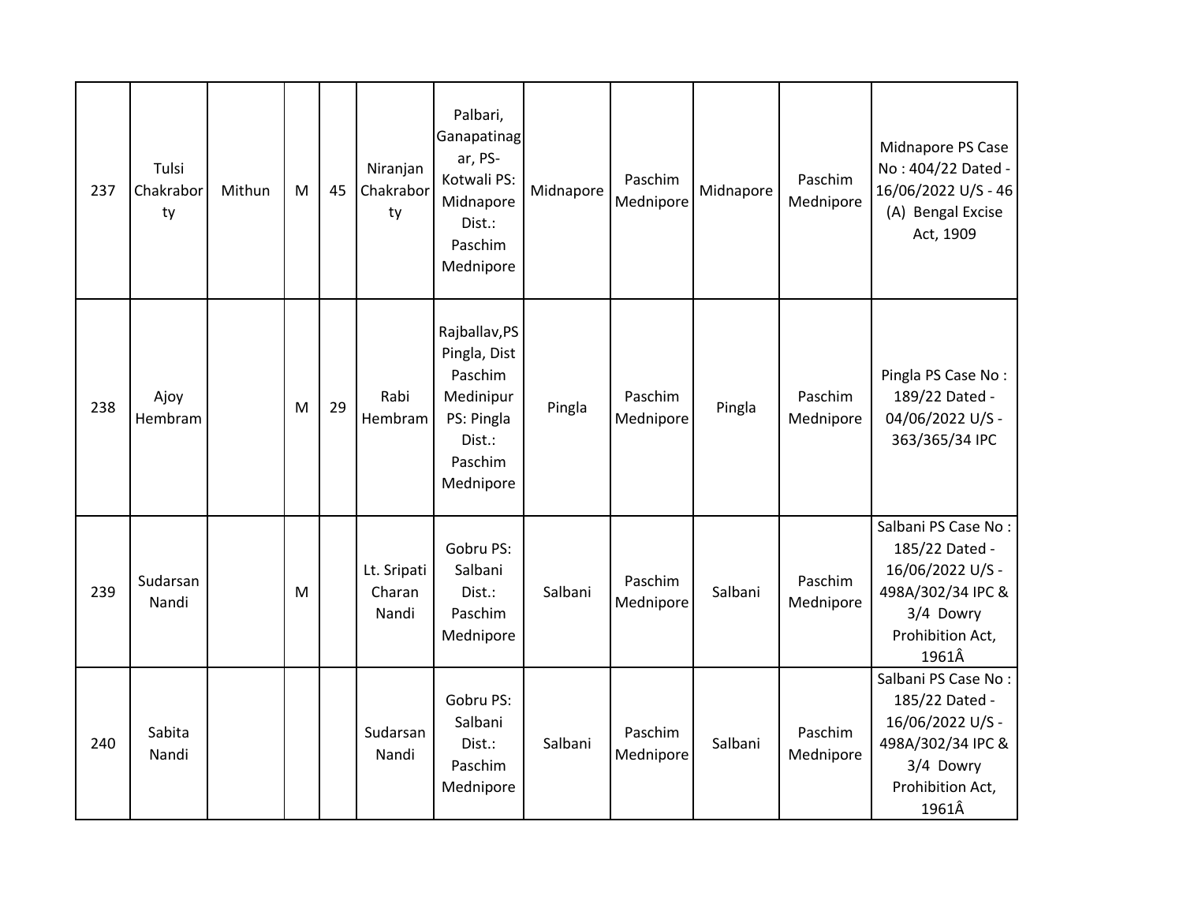| | | | | | | | | | | | |
|---|---|---|---|---|---|---|---|---|---|---|---|
| 237 | Tulsi Chakraborty | Mithun | M | 45 | Niranjan Chakraborty | Palbari, Ganapatinagar, PS- Kotwali PS: Midnapore Dist.: Paschim Mednipore | Midnapore | Paschim Mednipore | Midnapore | Paschim Mednipore | Midnapore PS Case No : 404/22 Dated - 16/06/2022 U/S - 46 (A) Bengal Excise Act, 1909 |
| 238 | Ajoy Hembram | | M | 29 | Rabi Hembram | Rajballav,PS Pingla, Dist Paschim Medinipur PS: Pingla Dist.: Paschim Mednipore | Pingla | Paschim Mednipore | Pingla | Paschim Mednipore | Pingla PS Case No : 189/22 Dated - 04/06/2022 U/S - 363/365/34 IPC |
| 239 | Sudarsan Nandi | | M | | Lt. Sripati Charan Nandi | Gobru PS: Salbani Dist.: Paschim Mednipore | Salbani | Paschim Mednipore | Salbani | Paschim Mednipore | Salbani PS Case No : 185/22 Dated - 16/06/2022 U/S - 498A/302/34 IPC & 3/4 Dowry Prohibition Act, 1961Â |
| 240 | Sabita Nandi | | | | Sudarsan Nandi | Gobru PS: Salbani Dist.: Paschim Mednipore | Salbani | Paschim Mednipore | Salbani | Paschim Mednipore | Salbani PS Case No : 185/22 Dated - 16/06/2022 U/S - 498A/302/34 IPC & 3/4 Dowry Prohibition Act, 1961Â |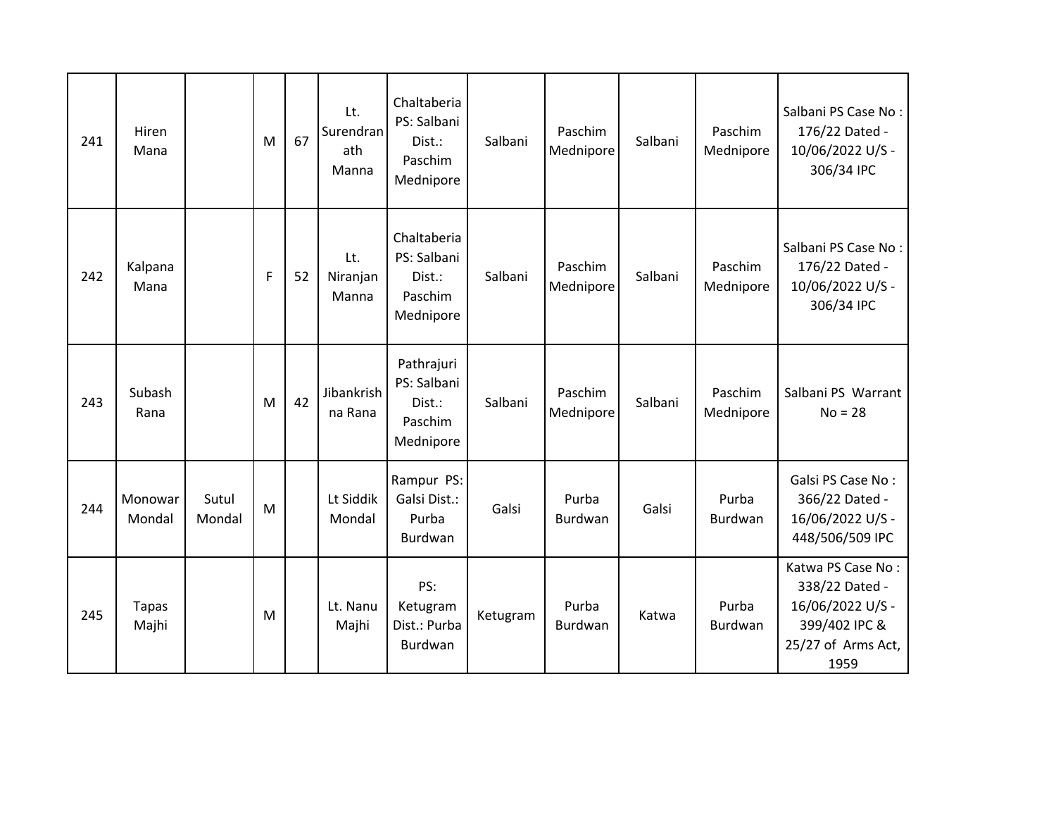| | | | | | | | | | | | |
|---|---|---|---|---|---|---|---|---|---|---|---|
| 241 | Hiren Mana | | M | 67 | Lt. Surendranath Manna | Chaltaberia PS: Salbani Dist.: Paschim Mednipore | Salbani | Paschim Mednipore | Salbani | Paschim Mednipore | Salbani PS Case No : 176/22 Dated - 10/06/2022 U/S - 306/34 IPC |
| 242 | Kalpana Mana | | F | 52 | Lt. Niranjan Manna | Chaltaberia PS: Salbani Dist.: Paschim Mednipore | Salbani | Paschim Mednipore | Salbani | Paschim Mednipore | Salbani PS Case No : 176/22 Dated - 10/06/2022 U/S - 306/34 IPC |
| 243 | Subash Rana | | M | 42 | Jibankrishna Rana | Pathrajuri PS: Salbani Dist.: Paschim Mednipore | Salbani | Paschim Mednipore | Salbani | Paschim Mednipore | Salbani PS Warrant No = 28 |
| 244 | Monowar Mondal | Sutul Mondal | M | | Lt Siddik Mondal | Rampur PS: Galsi Dist.: Purba Burdwan | Galsi | Purba Burdwan | Galsi | Purba Burdwan | Galsi PS Case No : 366/22 Dated - 16/06/2022 U/S - 448/506/509 IPC |
| 245 | Tapas Majhi | | M | | Lt. Nanu Majhi | PS: Ketugram Dist.: Purba Burdwan | Ketugram | Purba Burdwan | Katwa | Purba Burdwan | Katwa PS Case No : 338/22 Dated - 16/06/2022 U/S - 399/402 IPC & 25/27 of Arms Act, 1959 |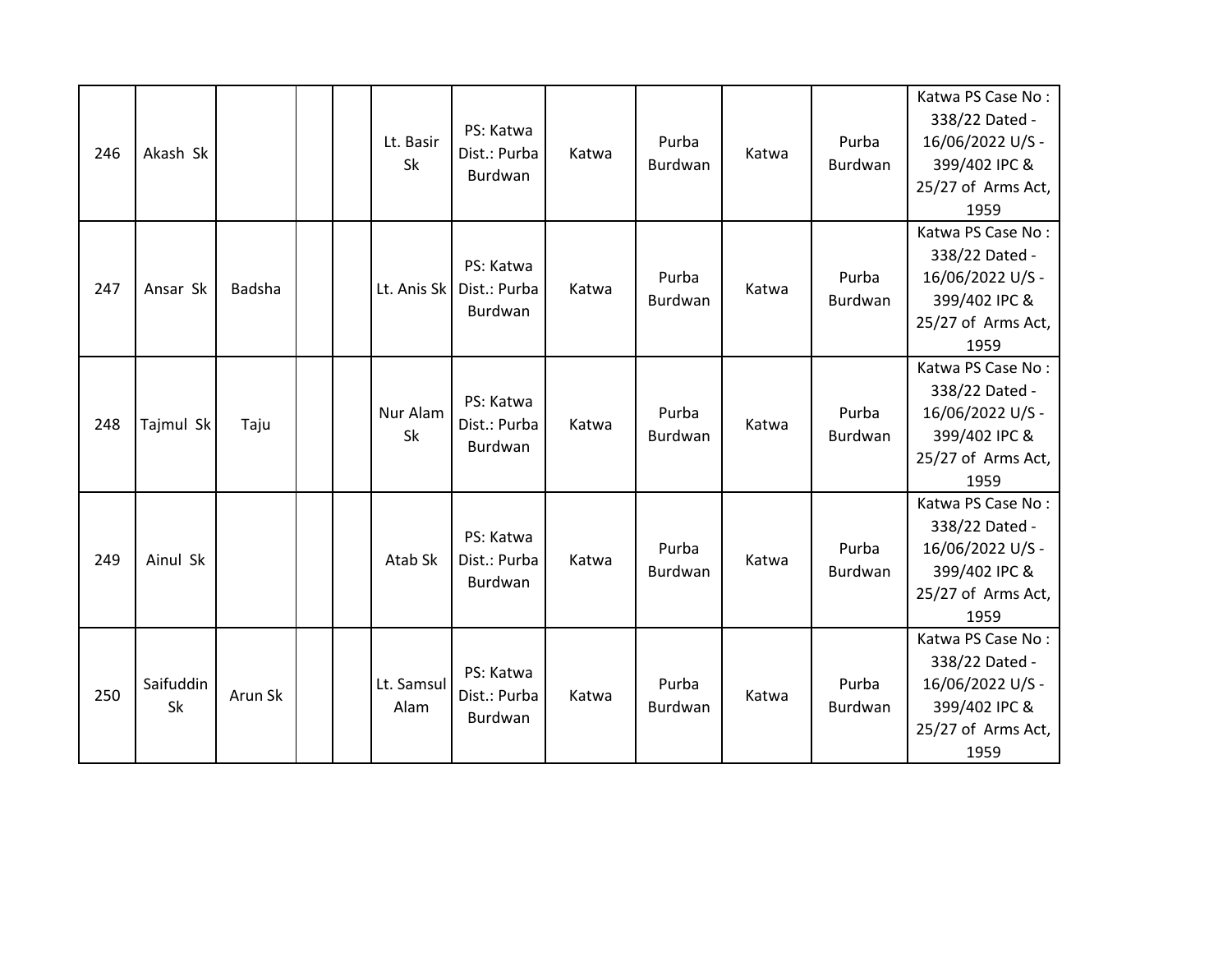| | | | | | | | | | | | |
|---|---|---|---|---|---|---|---|---|---|---|---|
| 246 | Akash Sk | | | | Lt. Basir Sk | PS: Katwa Dist.: Purba Burdwan | Katwa | Purba Burdwan | Katwa | Purba Burdwan | Katwa PS Case No : 338/22 Dated - 16/06/2022 U/S - 399/402 IPC & 25/27 of Arms Act, 1959 |
| 247 | Ansar Sk | Badsha | | | Lt. Anis Sk | PS: Katwa Dist.: Purba Burdwan | Katwa | Purba Burdwan | Katwa | Purba Burdwan | Katwa PS Case No : 338/22 Dated - 16/06/2022 U/S - 399/402 IPC & 25/27 of Arms Act, 1959 |
| 248 | Tajmul Sk | Taju | | | Nur Alam Sk | PS: Katwa Dist.: Purba Burdwan | Katwa | Purba Burdwan | Katwa | Purba Burdwan | Katwa PS Case No : 338/22 Dated - 16/06/2022 U/S - 399/402 IPC & 25/27 of Arms Act, 1959 |
| 249 | Ainul Sk | | | | Atab Sk | PS: Katwa Dist.: Purba Burdwan | Katwa | Purba Burdwan | Katwa | Purba Burdwan | Katwa PS Case No : 338/22 Dated - 16/06/2022 U/S - 399/402 IPC & 25/27 of Arms Act, 1959 |
| 250 | Saifuddin Sk | Arun Sk | | | Lt. Samsul Alam | PS: Katwa Dist.: Purba Burdwan | Katwa | Purba Burdwan | Katwa | Purba Burdwan | Katwa PS Case No : 338/22 Dated - 16/06/2022 U/S - 399/402 IPC & 25/27 of Arms Act, 1959 |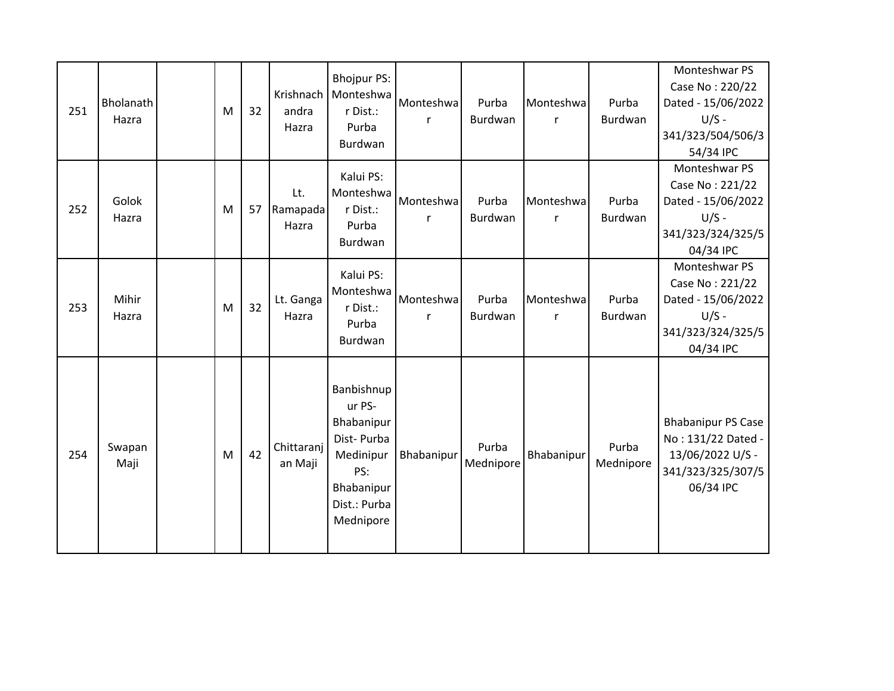| | | | | | | | | | | | |
|---|---|---|---|---|---|---|---|---|---|---|---|
| 251 | Bholanath Hazra | | M | 32 | Krishnachandra Hazra | Bhojpur PS: Monteshwar Dist.: Purba Burdwan | Monteshwar | Purba Burdwan | Monteshwar | Purba Burdwan | Monteshwar PS Case No : 220/22 Dated - 15/06/2022 U/S - 341/323/504/506/354/34 IPC |
| 252 | Golok Hazra | | M | 57 | Lt. Ramapada Hazra | Kalui PS: Monteshwar Dist.: Purba Burdwan | Monteshwar | Purba Burdwan | Monteshwar | Purba Burdwan | Monteshwar PS Case No : 221/22 Dated - 15/06/2022 U/S - 341/323/324/325/504/34 IPC |
| 253 | Mihir Hazra | | M | 32 | Lt. Ganga Hazra | Kalui PS: Monteshwar Dist.: Purba Burdwan | Monteshwar | Purba Burdwan | Monteshwar | Purba Burdwan | Monteshwar PS Case No : 221/22 Dated - 15/06/2022 U/S - 341/323/324/325/504/34 IPC |
| 254 | Swapan Maji | | M | 42 | Chittaranjan Maji | Banbishnupur PS- Bhabanipur Dist- Purba Medinipur PS: Bhabanipur Dist.: Purba Mednipore | Bhabanipur | Purba Mednipore | Bhabanipur | Purba Mednipore | Bhabanipur PS Case No : 131/22 Dated - 13/06/2022 U/S - 341/323/325/307/506/34 IPC |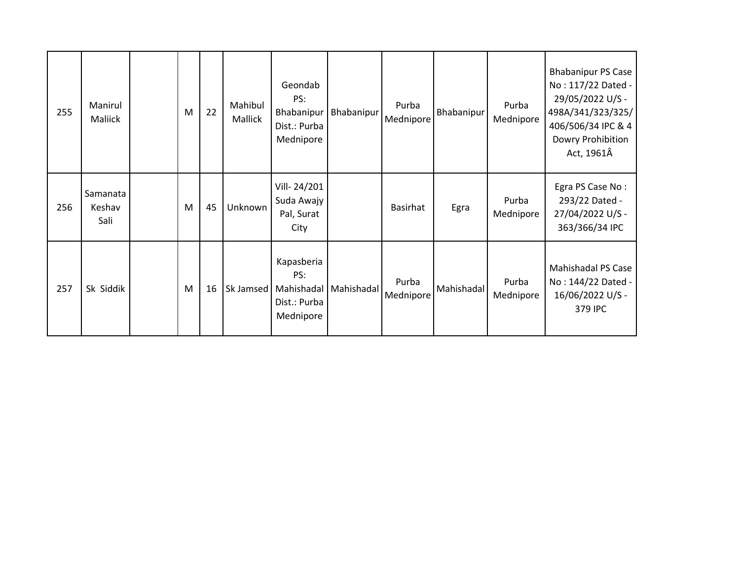| | | | | | | | | | | | |
|---|---|---|---|---|---|---|---|---|---|---|---|
| 255 | Manirul Maliick | | M | 22 | Mahibul Mallick | Geondab PS: Bhabanipur Dist.: Purba Mednipore | Bhabanipur | Purba Mednipore | Bhabanipur | Purba Mednipore | Bhabanipur PS Case No : 117/22 Dated - 29/05/2022 U/S - 498A/341/323/325/406/506/34 IPC & 4 Dowry Prohibition Act, 1961Â |
| 256 | Samanata Keshav Sali | | M | 45 | Unknown | Vill- 24/201 Suda Awajy Pal, Surat City | | Basirhat | Egra | Purba Mednipore | Egra PS Case No : 293/22 Dated - 27/04/2022 U/S - 363/366/34 IPC |
| 257 | Sk Siddik | | M | 16 | Sk Jamsed | Kapasberia PS: Mahishadal Dist.: Purba Mednipore | Mahishadal | Purba Mednipore | Mahishadal | Purba Mednipore | Mahishadal PS Case No : 144/22 Dated - 16/06/2022 U/S - 379 IPC |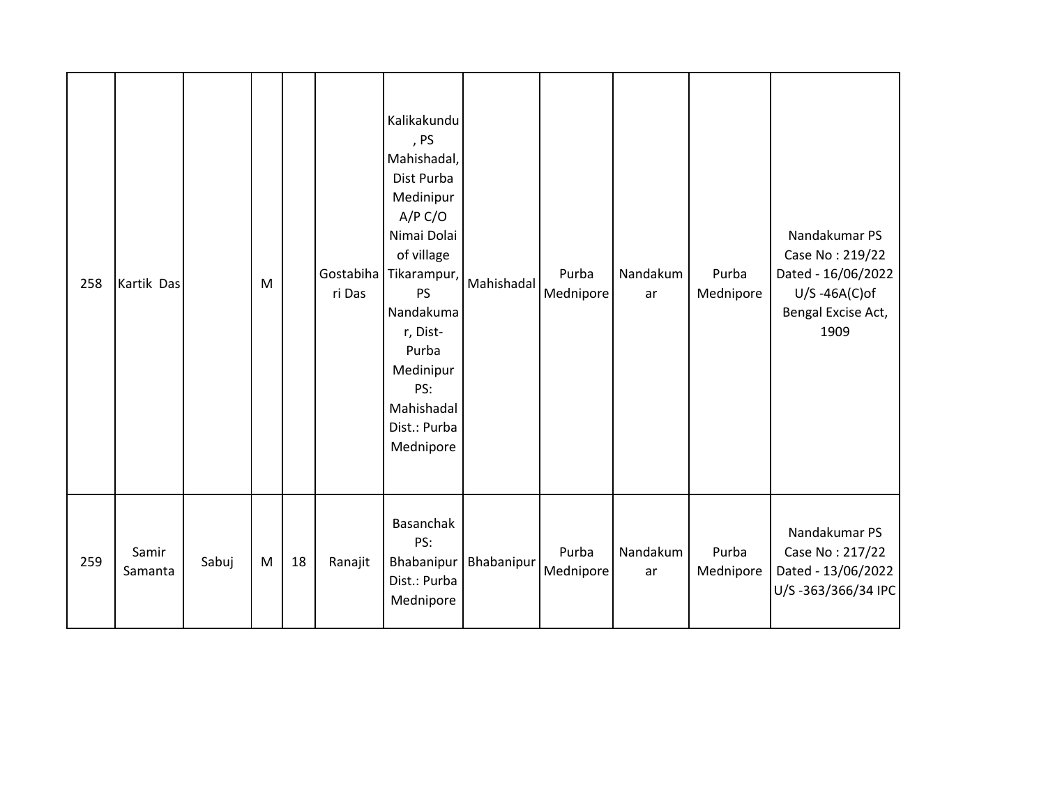| | | | | | | | | | | | |
|---|---|---|---|---|---|---|---|---|---|---|---|
| 258 | Kartik Das | | M | | Gostabihari Das | Kalikakundu, PS Mahishadal, Dist Purba Medinipur A/P C/O Nimai Dolai of village Tikarampur, PS Nandakumar, Dist- Purba Medinipur PS: Mahishadal Dist.: Purba Mednipore | Mahishadal | Purba Mednipore | Nandakumar | Purba Mednipore | Nandakumar PS Case No : 219/22 Dated - 16/06/2022 U/S -46A(C)of Bengal Excise Act, 1909 |
| 259 | Samir Samanta | Sabuj | M | 18 | Ranajit | Basanchak PS: Bhabanipur Dist.: Purba Mednipore | Bhabanipur | Purba Mednipore | Nandakumar | Purba Mednipore | Nandakumar PS Case No : 217/22 Dated - 13/06/2022 U/S -363/366/34 IPC |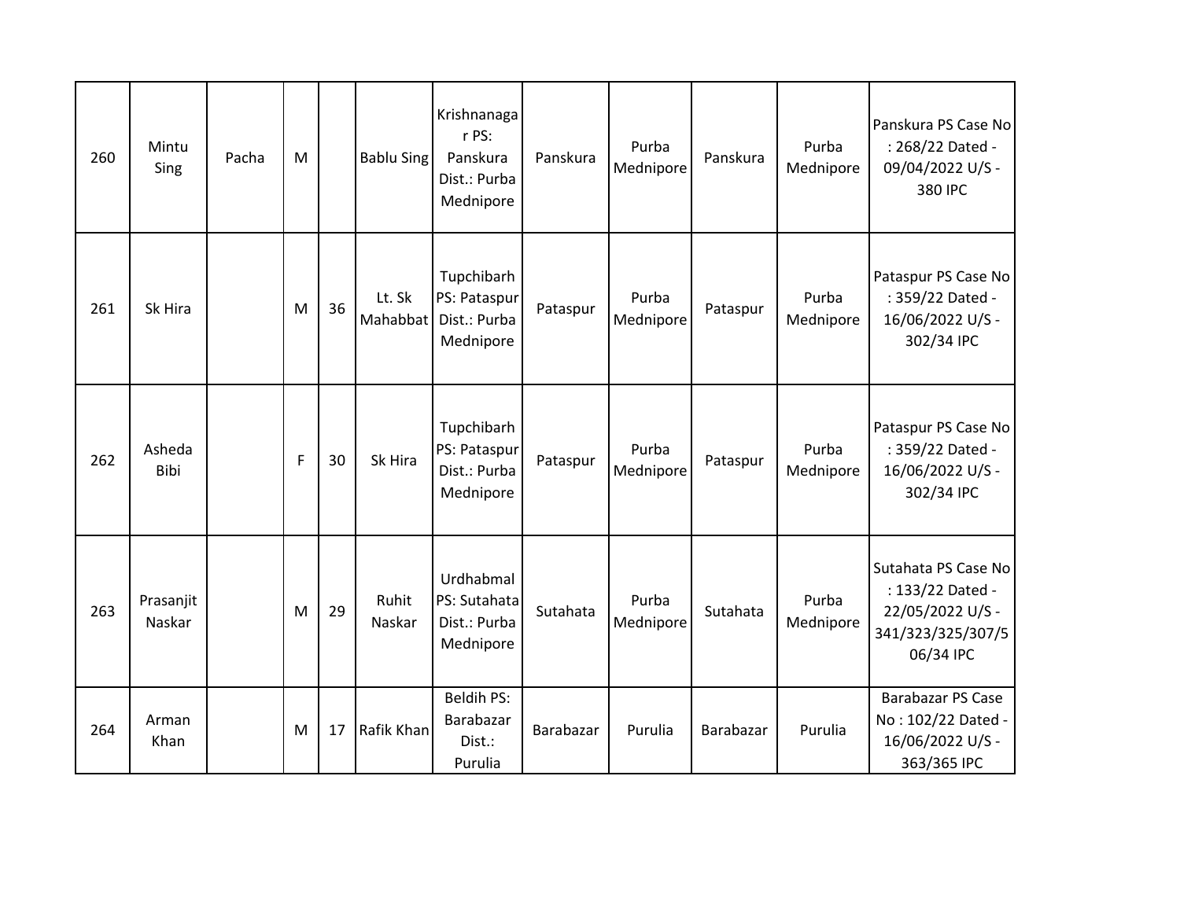| | | | | | | | | | | | |
|---|---|---|---|---|---|---|---|---|---|---|---|
| 260 | Mintu Sing | Pacha | M | | Bablu Sing | Krishnanagar PS: Panskura Dist.: Purba Mednipore | Panskura | Purba Mednipore | Panskura | Purba Mednipore | Panskura PS Case No : 268/22 Dated - 09/04/2022 U/S - 380 IPC |
| 261 | Sk Hira | | M | 36 | Lt. Sk Mahabbat | Tupchibarh PS: Pataspur Dist.: Purba Mednipore | Pataspur | Purba Mednipore | Pataspur | Purba Mednipore | Pataspur PS Case No : 359/22 Dated - 16/06/2022 U/S - 302/34 IPC |
| 262 | Asheda Bibi | | F | 30 | Sk Hira | Tupchibarh PS: Pataspur Dist.: Purba Mednipore | Pataspur | Purba Mednipore | Pataspur | Purba Mednipore | Pataspur PS Case No : 359/22 Dated - 16/06/2022 U/S - 302/34 IPC |
| 263 | Prasanjit Naskar | | M | 29 | Ruhit Naskar | Urdhabmal PS: Sutahata Dist.: Purba Mednipore | Sutahata | Purba Mednipore | Sutahata | Purba Mednipore | Sutahata PS Case No : 133/22 Dated - 22/05/2022 U/S - 341/323/325/307/506/34 IPC |
| 264 | Arman Khan | | M | 17 | Rafik Khan | Beldih PS: Barabazar Dist.: Purulia | Barabazar | Purulia | Barabazar | Purulia | Barabazar PS Case No : 102/22 Dated - 16/06/2022 U/S - 363/365 IPC |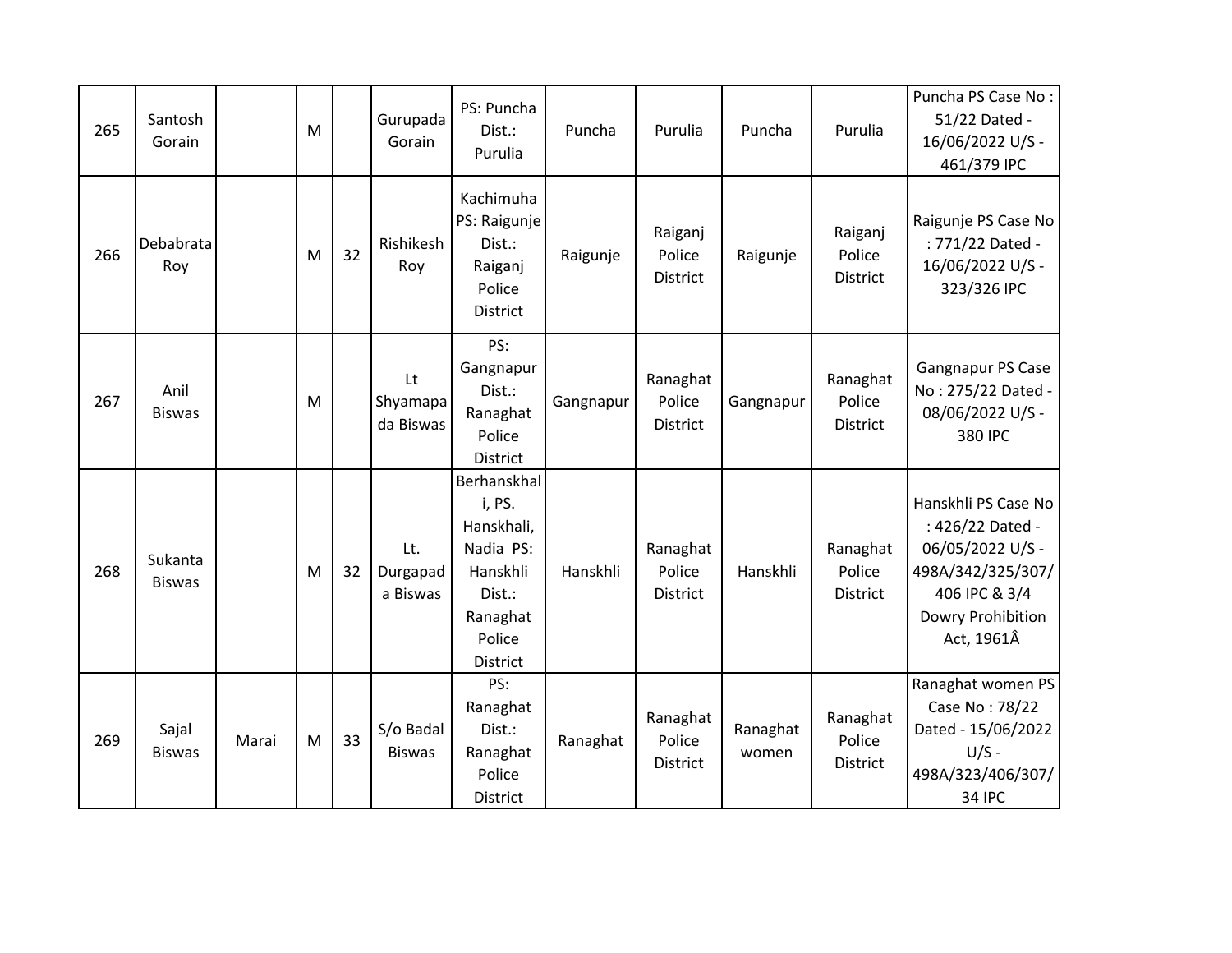| 265 | Santosh Gorain | | M | | Gurupada Gorain | PS: Puncha Dist.: Purulia | Puncha | Purulia | Puncha | Purulia | Puncha PS Case No : 51/22 Dated - 16/06/2022 U/S - 461/379 IPC |
|---|---|---|---|---|---|---|---|---|---|---|---|
| 266 | Debabrata Roy | | M | 32 | Rishikesh Roy | Kachimuha PS: Raigunje Dist.: Raiganj Police District | Raigunje | Raiganj Police District | Raigunje | Raiganj Police District | Raigunje PS Case No : 771/22 Dated - 16/06/2022 U/S - 323/326 IPC |
| 267 | Anil Biswas | | M | | Lt Shyamapada Biswas | PS: Gangnapur Dist.: Ranaghat Police District | Gangnapur | Ranaghat Police District | Gangnapur | Ranaghat Police District | Gangnapur PS Case No : 275/22 Dated - 08/06/2022 U/S - 380 IPC |
| 268 | Sukanta Biswas | | M | 32 | Lt. Durgapada Biswas | Berhanskhali, PS. Hanskhali, Nadia PS: Hanskhli Dist.: Ranaghat Police District | Hanskhli | Ranaghat Police District | Hanskhli | Ranaghat Police District | Hanskhli PS Case No : 426/22 Dated - 06/05/2022 U/S - 498A/342/325/307/406 IPC & 3/4 Dowry Prohibition Act, 1961Â |
| 269 | Sajal Biswas | Marai | M | 33 | S/o Badal Biswas | PS: Ranaghat Dist.: Ranaghat Police District | Ranaghat | Ranaghat Police District | Ranaghat women | Ranaghat Police District | Ranaghat women PS Case No : 78/22 Dated - 15/06/2022 U/S - 498A/323/406/307/34 IPC |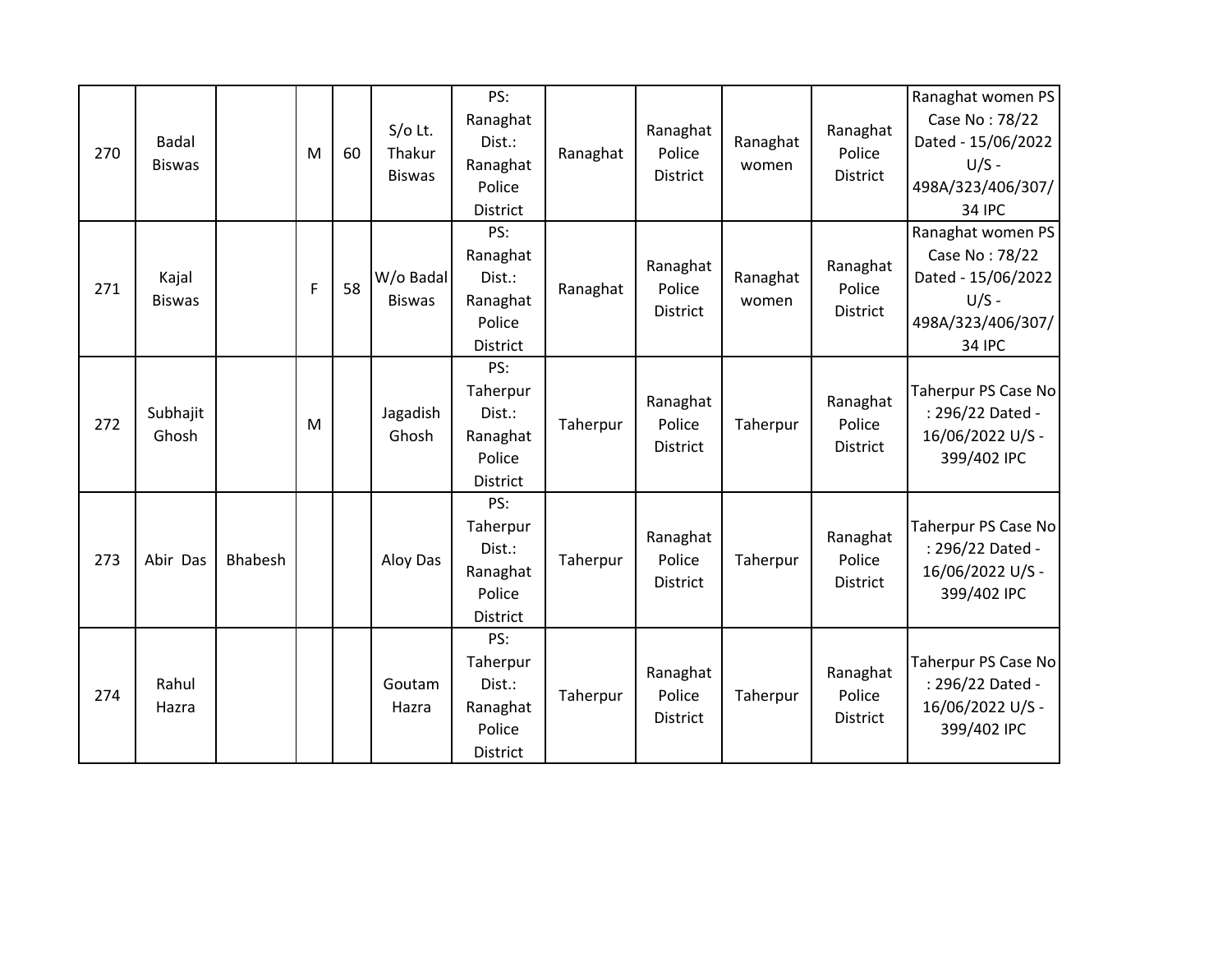| 270 | Badal Biswas | | M | 60 | S/o Lt. Thakur Biswas | PS: Ranaghat Dist.: Ranaghat Police District | Ranaghat | Ranaghat Police District | Ranaghat women | Ranaghat Police District | Ranaghat women PS Case No : 78/22 Dated - 15/06/2022 U/S - 498A/323/406/307/34 IPC |
|---|---|---|---|---|---|---|---|---|---|---|---|
| 271 | Kajal Biswas | | F | 58 | W/o Badal Biswas | PS: Ranaghat Dist.: Ranaghat Police District | Ranaghat | Ranaghat Police District | Ranaghat women | Ranaghat Police District | Ranaghat women PS Case No : 78/22 Dated - 15/06/2022 U/S - 498A/323/406/307/34 IPC |
| 272 | Subhajit Ghosh | | M | | Jagadish Ghosh | PS: Taherpur Dist.: Ranaghat Police District | Taherpur | Ranaghat Police District | Taherpur | Ranaghat Police District | Taherpur PS Case No : 296/22 Dated - 16/06/2022 U/S - 399/402 IPC |
| 273 | Abir Das | Bhabesh | | | Aloy Das | PS: Taherpur Dist.: Ranaghat Police District | Taherpur | Ranaghat Police District | Taherpur | Ranaghat Police District | Taherpur PS Case No : 296/22 Dated - 16/06/2022 U/S - 399/402 IPC |
| 274 | Rahul Hazra | | | | Goutam Hazra | PS: Taherpur Dist.: Ranaghat Police District | Taherpur | Ranaghat Police District | Taherpur | Ranaghat Police District | Taherpur PS Case No : 296/22 Dated - 16/06/2022 U/S - 399/402 IPC |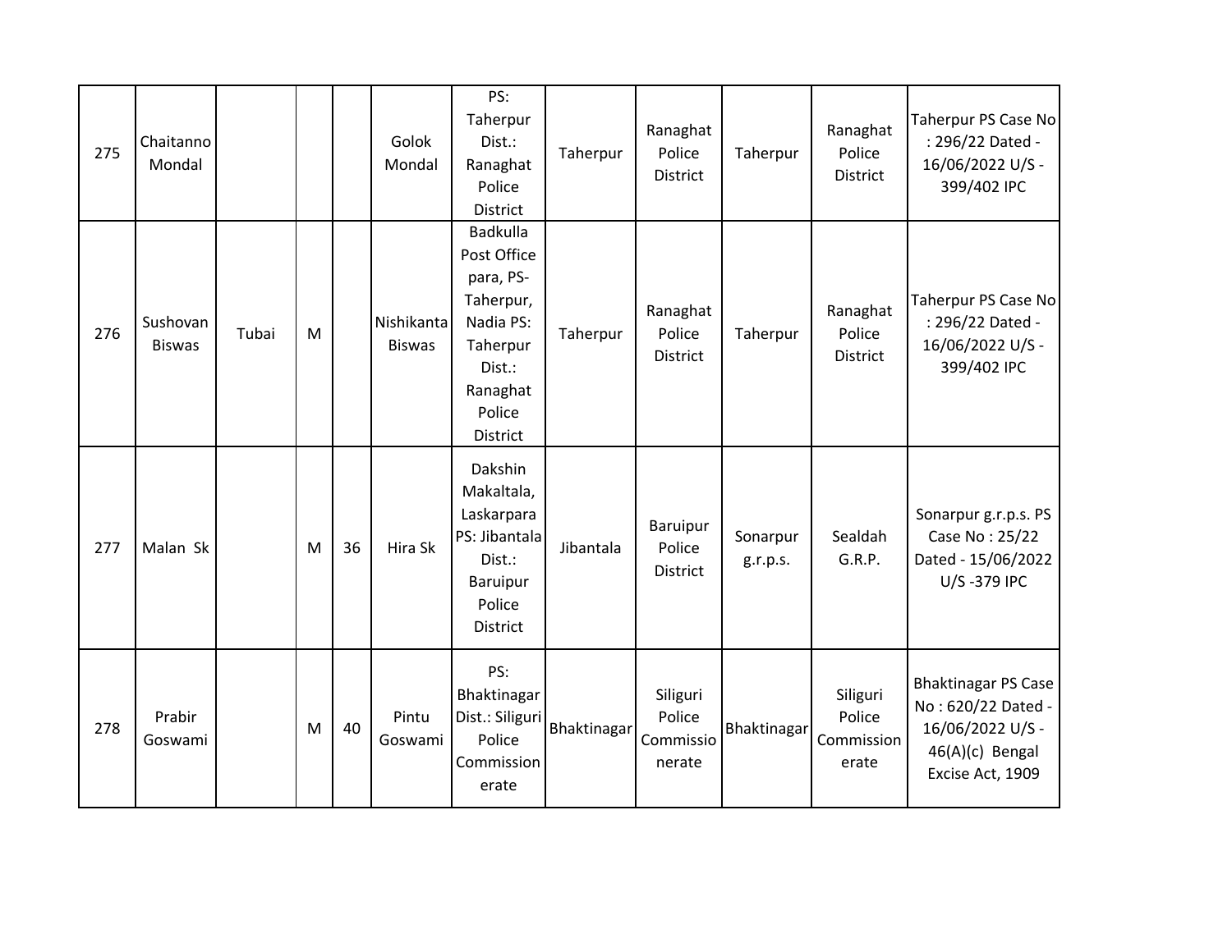| | | | | | | | | | | | |
|---|---|---|---|---|---|---|---|---|---|---|---|
| 275 | Chaitanno Mondal | | | | Golok Mondal | PS: Taherpur Dist.: Ranaghat Police District | Taherpur | Ranaghat Police District | Taherpur | Ranaghat Police District | Taherpur PS Case No : 296/22 Dated - 16/06/2022 U/S - 399/402 IPC |
| 276 | Sushovan Biswas | Tubai | M | | Nishikanta Biswas | Badkulla Post Office para, PS-Taherpur, Nadia PS: Taherpur Dist.: Ranaghat Police District | Taherpur | Ranaghat Police District | Taherpur | Ranaghat Police District | Taherpur PS Case No : 296/22 Dated - 16/06/2022 U/S - 399/402 IPC |
| 277 | Malan Sk | | M | 36 | Hira Sk | Dakshin Makaltala, Laskarpara PS: Jibantala Dist.: Baruipur Police District | Jibantala | Baruipur Police District | Sonarpur g.r.p.s. | Sealdah G.R.P. | Sonarpur g.r.p.s. PS Case No : 25/22 Dated - 15/06/2022 U/S -379 IPC |
| 278 | Prabir Goswami | | M | 40 | Pintu Goswami | PS: Bhaktinagar Dist.: Siliguri Police Commissionerate | Bhaktinagar | Siliguri Police Commissionerate | Bhaktinagar | Siliguri Police Commissionerate | Bhaktinagar PS Case No : 620/22 Dated - 16/06/2022 U/S - 46(A)(c) Bengal Excise Act, 1909 |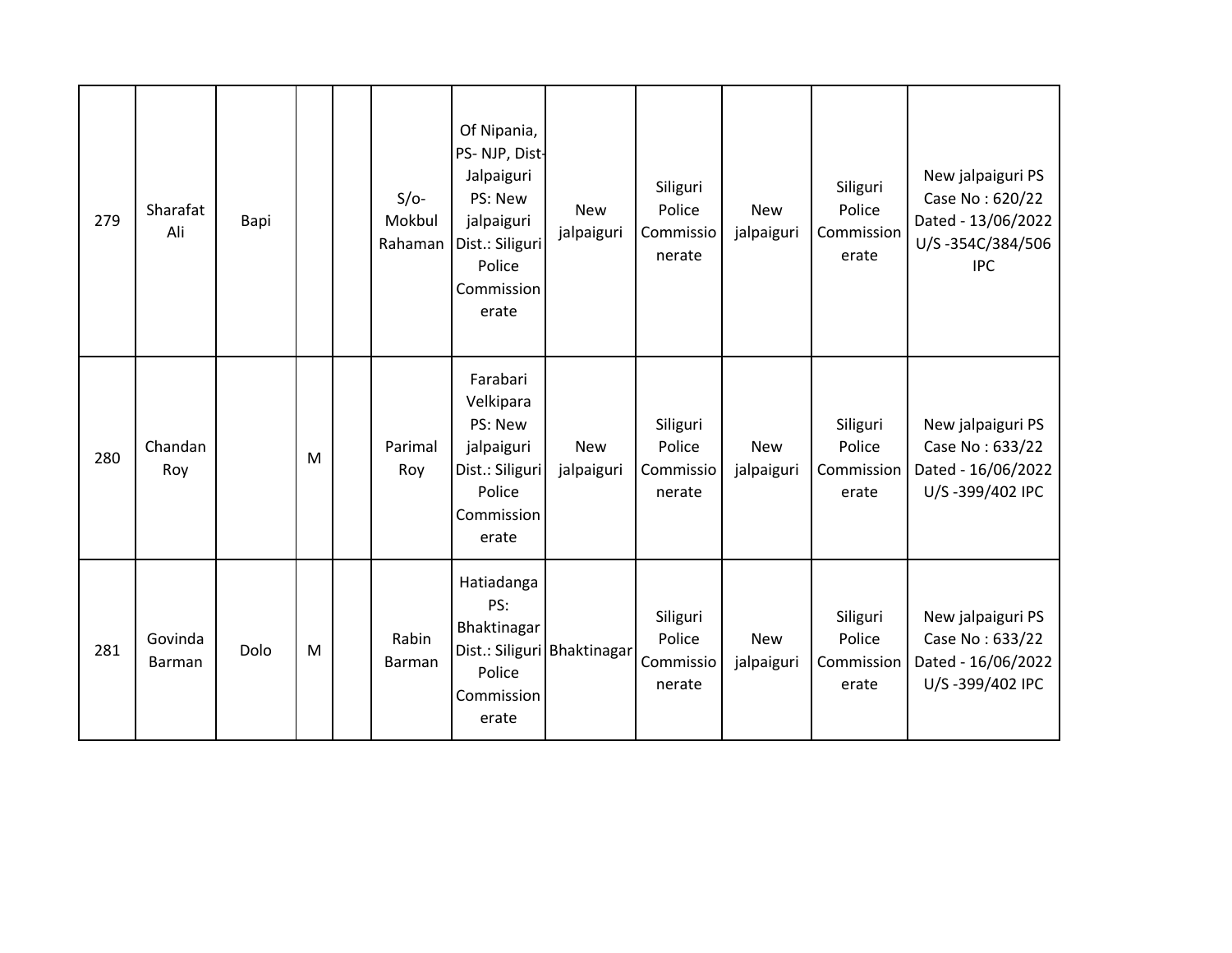| | | | | | | | | | | | |
|---|---|---|---|---|---|---|---|---|---|---|---|
| 279 | Sharafat Ali | Bapi | | | S/o- Mokbul Rahaman | Of Nipania, PS- NJP, Dist- Jalpaiguri PS: New jalpaiguri Dist.: Siliguri Police Commissionerate | New jalpaiguri | Siliguri Police Commissionerate | New jalpaiguri | Siliguri Police Commissionerate | New jalpaiguri PS Case No : 620/22 Dated - 13/06/2022 U/S -354C/384/506 IPC |
| 280 | Chandan Roy | | M | | Parimal Roy | Farabari Velkipara PS: New jalpaiguri Dist.: Siliguri Police Commissionerate | New jalpaiguri | Siliguri Police Commissionerate | New jalpaiguri | Siliguri Police Commissionerate | New jalpaiguri PS Case No : 633/22 Dated - 16/06/2022 U/S -399/402 IPC |
| 281 | Govinda Barman | Dolo | M | | Rabin Barman | Hatiadanga PS: Bhaktinagar Dist.: Siliguri Police Commissionerate | Bhaktinagar | Siliguri Police Commissionerate | New jalpaiguri | Siliguri Police Commissionerate | New jalpaiguri PS Case No : 633/22 Dated - 16/06/2022 U/S -399/402 IPC |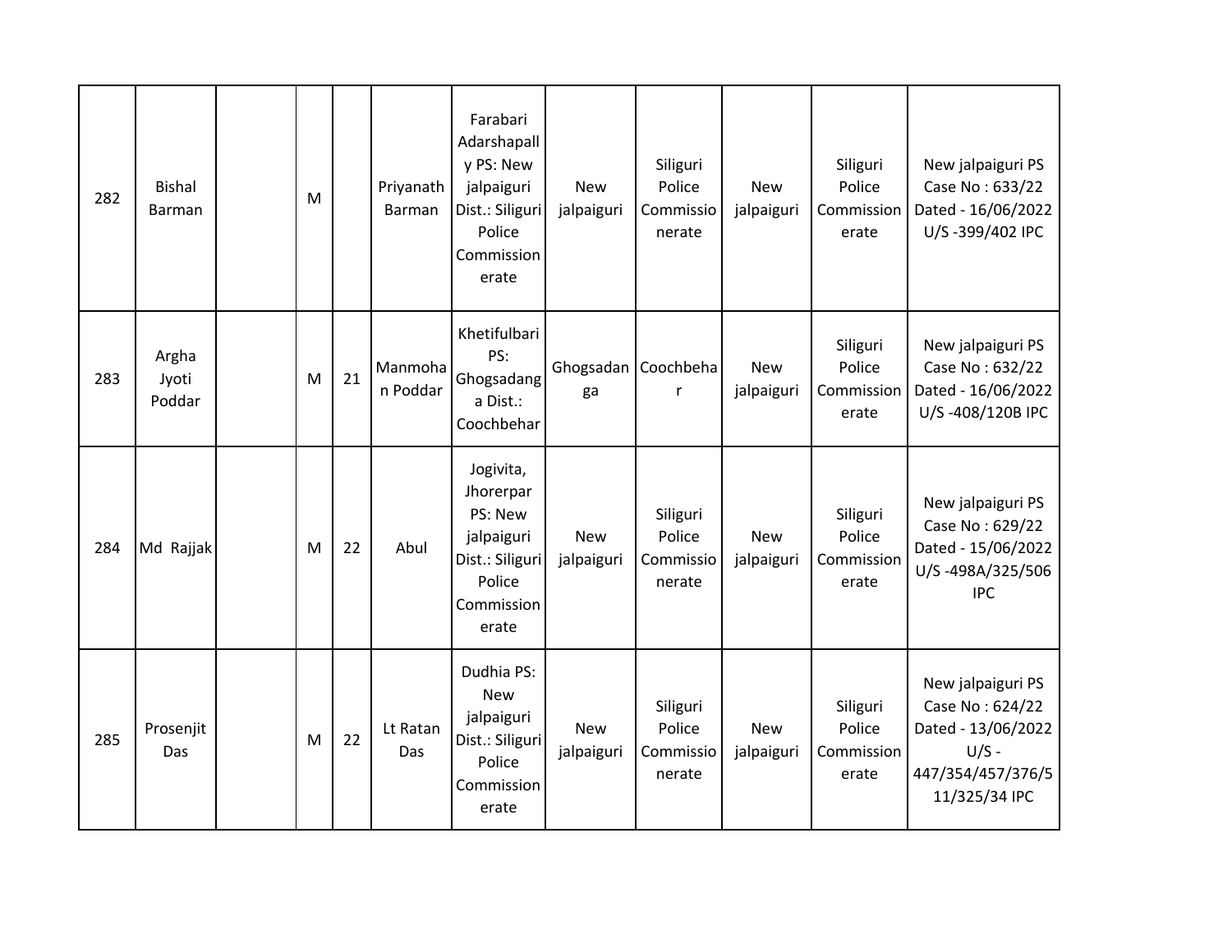| 282 | Bishal Barman | | M | | Priyanath Barman | Farabari Adarshapally PS: New jalpaiguri Dist.: Siliguri Police Commissionerate | New jalpaiguri | Siliguri Police Commissionerate | New jalpaiguri | Siliguri Police Commissionerate | New jalpaiguri PS Case No : 633/22 Dated - 16/06/2022 U/S -399/402 IPC |
|---|---|---|---|---|---|---|---|---|---|---|---|
| 283 | Argha Jyoti Poddar | | M | 21 | Manmohan Poddar | Khetifulbari PS: Ghogsadanga Dist.: Coochbehar | Ghogsadanga | Coochbehar | New jalpaiguri | Siliguri Police Commissionerate | New jalpaiguri PS Case No : 632/22 Dated - 16/06/2022 U/S -408/120B IPC |
| 284 | Md Rajjak | | M | 22 | Abul | Jogivita, Jhorerpar PS: New jalpaiguri Dist.: Siliguri Police Commissionerate | New jalpaiguri | Siliguri Police Commissionerate | New jalpaiguri | Siliguri Police Commissionerate | New jalpaiguri PS Case No : 629/22 Dated - 15/06/2022 U/S -498A/325/506 IPC |
| 285 | Prosenjit Das | | M | 22 | Lt Ratan Das | Dudhia PS: New jalpaiguri Dist.: Siliguri Police Commissionerate | New jalpaiguri | Siliguri Police Commissionerate | New jalpaiguri | Siliguri Police Commissionerate | New jalpaiguri PS Case No : 624/22 Dated - 13/06/2022 U/S - 447/354/457/376/511/325/34 IPC |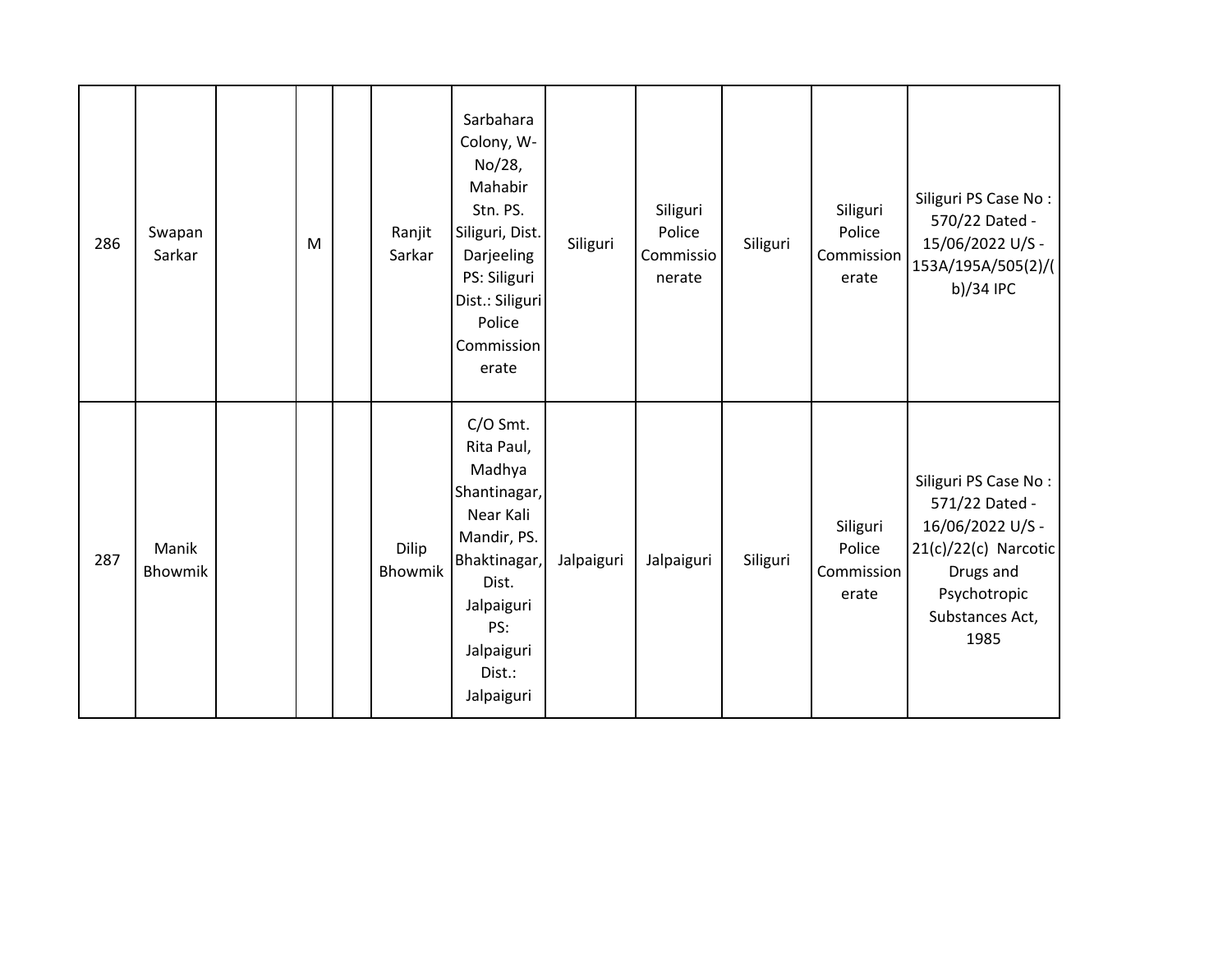| | | | | | | | | | | | |
|---|---|---|---|---|---|---|---|---|---|---|---|
| 286 | Swapan Sarkar | | M | | Ranjit Sarkar | Sarbahara Colony, W-No/28, Mahabir Stn. PS. Siliguri, Dist. Darjeeling PS: Siliguri Dist.: Siliguri Police Commissionerate | Siliguri | Siliguri Police Commissionerate | Siliguri | Siliguri Police Commissionerate | Siliguri PS Case No : 570/22 Dated - 15/06/2022 U/S - 153A/195A/505(2)/(b)/34 IPC |
| 287 | Manik Bhowmik | | | | Dilip Bhowmik | C/O Smt. Rita Paul, Madhya Shantinagar, Near Kali Mandir, PS. Bhaktinagar, Dist. Jalpaiguri PS: Jalpaiguri Dist.: Jalpaiguri | Jalpaiguri | Jalpaiguri | Siliguri | Siliguri Police Commissionerate | Siliguri PS Case No : 571/22 Dated - 16/06/2022 U/S - 21(c)/22(c) Narcotic Drugs and Psychotropic Substances Act, 1985 |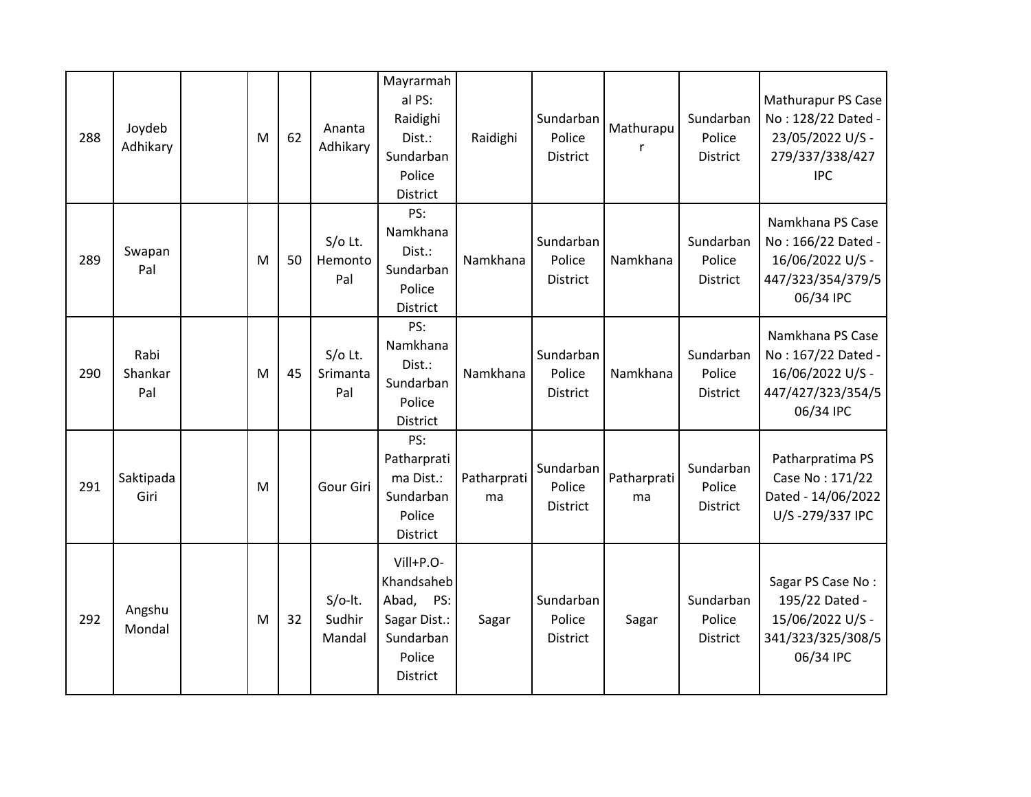| 288 | Joydeb Adhikary | | M | 62 | Ananta Adhikary | Mayrarmahal PS: Raidighi Dist.: Sundarban Police District | Raidighi | Sundarban Police District | Mathurapur | Sundarban Police District | Mathurapur PS Case No : 128/22 Dated - 23/05/2022 U/S - 279/337/338/427 IPC |
|---|---|---|---|---|---|---|---|---|---|---|---|
| 289 | Swapan Pal | | M | 50 | S/o Lt. Hemonto Pal | PS: Namkhana Dist.: Sundarban Police District | Namkhana | Sundarban Police District | Namkhana | Sundarban Police District | Namkhana PS Case No : 166/22 Dated - 16/06/2022 U/S - 447/323/354/379/506/34 IPC |
| 290 | Rabi Shankar Pal | | M | 45 | S/o Lt. Srimanta Pal | PS: Namkhana Dist.: Sundarban Police District | Namkhana | Sundarban Police District | Namkhana | Sundarban Police District | Namkhana PS Case No : 167/22 Dated - 16/06/2022 U/S - 447/427/323/354/506/34 IPC |
| 291 | Saktipada Giri | | M | | Gour Giri | PS: Patharpratima Dist.: Sundarban Police District | Patharpratima | Sundarban Police District | Patharpratima | Sundarban Police District | Patharpratima PS Case No : 171/22 Dated - 14/06/2022 U/S -279/337 IPC |
| 292 | Angshu Mondal | | M | 32 | S/o-lt. Sudhir Mandal | Vill+P.O- Khandsaheb Abad, PS: Sagar Dist.: Sundarban Police District | Sagar | Sundarban Police District | Sagar | Sundarban Police District | Sagar PS Case No : 195/22 Dated - 15/06/2022 U/S - 341/323/325/308/506/34 IPC |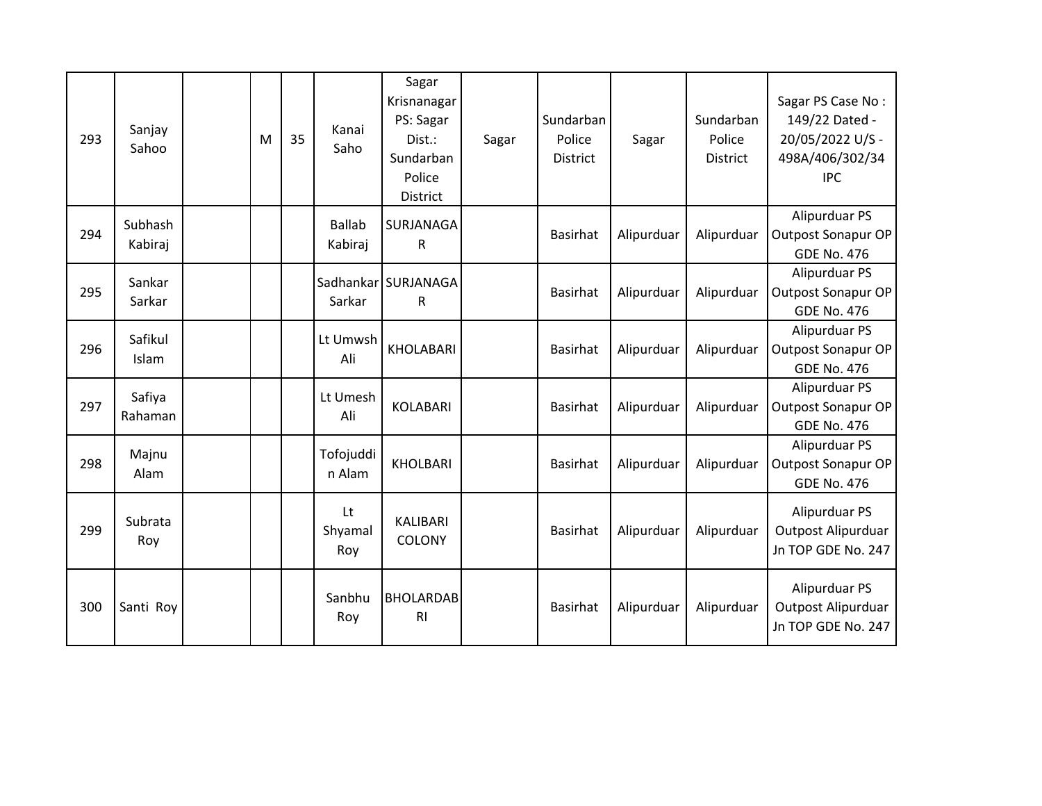| | | | | | | | | | | | |
|---|---|---|---|---|---|---|---|---|---|---|---|
| 293 | Sanjay Sahoo | | M | 35 | Kanai Saho | Sagar Krisnanagar PS: Sagar Dist.: Sundarban Police District | Sagar | Sundarban Police District | Sagar | Sundarban Police District | Sagar PS Case No : 149/22 Dated - 20/05/2022 U/S - 498A/406/302/34 IPC |
| 294 | Subhash Kabiraj | | | | Ballab Kabiraj | SURJANAGAR | | Basirhat | Alipurduar | Alipurduar | Alipurduar PS Outpost Sonapur OP GDE No. 476 |
| 295 | Sankar Sarkar | | | | Sadhankar Sarkar | SURJANAGAR | | Basirhat | Alipurduar | Alipurduar | Alipurduar PS Outpost Sonapur OP GDE No. 476 |
| 296 | Safikul Islam | | | | Lt Umwsh Ali | KHOLABARI | | Basirhat | Alipurduar | Alipurduar | Alipurduar PS Outpost Sonapur OP GDE No. 476 |
| 297 | Safiya Rahaman | | | | Lt Umesh Ali | KOLABARI | | Basirhat | Alipurduar | Alipurduar | Alipurduar PS Outpost Sonapur OP GDE No. 476 |
| 298 | Majnu Alam | | | | Tofojuddin Alam | KHOLBARI | | Basirhat | Alipurduar | Alipurduar | Alipurduar PS Outpost Sonapur OP GDE No. 476 |
| 299 | Subrata Roy | | | | Lt Shyamal Roy | KALIBARI COLONY | | Basirhat | Alipurduar | Alipurduar | Alipurduar PS Outpost Alipurduar Jn TOP GDE No. 247 |
| 300 | Santi Roy | | | | Sanbhu Roy | BHOLARDABRI | | Basirhat | Alipurduar | Alipurduar | Alipurduar PS Outpost Alipurduar Jn TOP GDE No. 247 |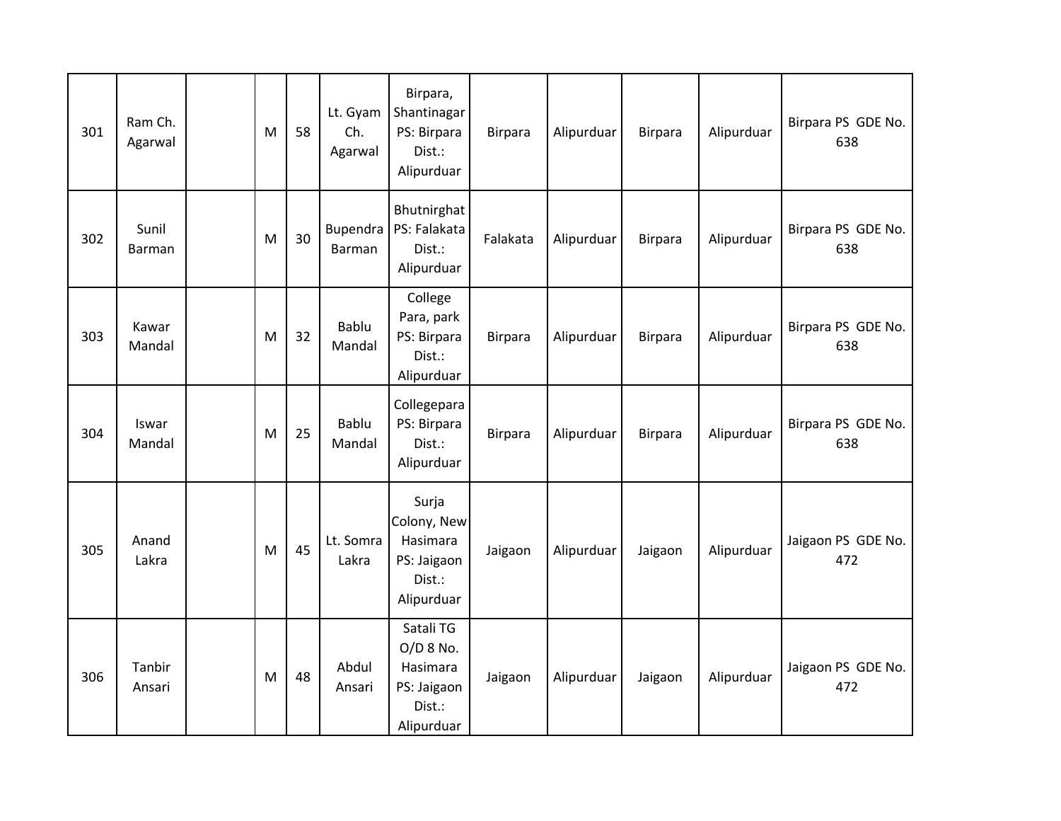| | | | | | | | | | | | |
|---|---|---|---|---|---|---|---|---|---|---|---|
| 301 | Ram Ch. Agarwal | | M | 58 | Lt. Gyam Ch. Agarwal | Birpara, Shantinagar PS: Birpara Dist.: Alipurduar | Birpara | Alipurduar | Birpara | Alipurduar | Birpara PS GDE No. 638 |
| 302 | Sunil Barman | | M | 30 | Bupendra Barman | Bhutnirghat PS: Falakata Dist.: Alipurduar | Falakata | Alipurduar | Birpara | Alipurduar | Birpara PS GDE No. 638 |
| 303 | Kawar Mandal | | M | 32 | Bablu Mandal | College Para, park PS: Birpara Dist.: Alipurduar | Birpara | Alipurduar | Birpara | Alipurduar | Birpara PS GDE No. 638 |
| 304 | Iswar Mandal | | M | 25 | Bablu Mandal | Collegepara PS: Birpara Dist.: Alipurduar | Birpara | Alipurduar | Birpara | Alipurduar | Birpara PS GDE No. 638 |
| 305 | Anand Lakra | | M | 45 | Lt. Somra Lakra | Surja Colony, New Hasimara PS: Jaigaon Dist.: Alipurduar | Jaigaon | Alipurduar | Jaigaon | Alipurduar | Jaigaon PS GDE No. 472 |
| 306 | Tanbir Ansari | | M | 48 | Abdul Ansari | Satali TG O/D 8 No. Hasimara PS: Jaigaon Dist.: Alipurduar | Jaigaon | Alipurduar | Jaigaon | Alipurduar | Jaigaon PS GDE No. 472 |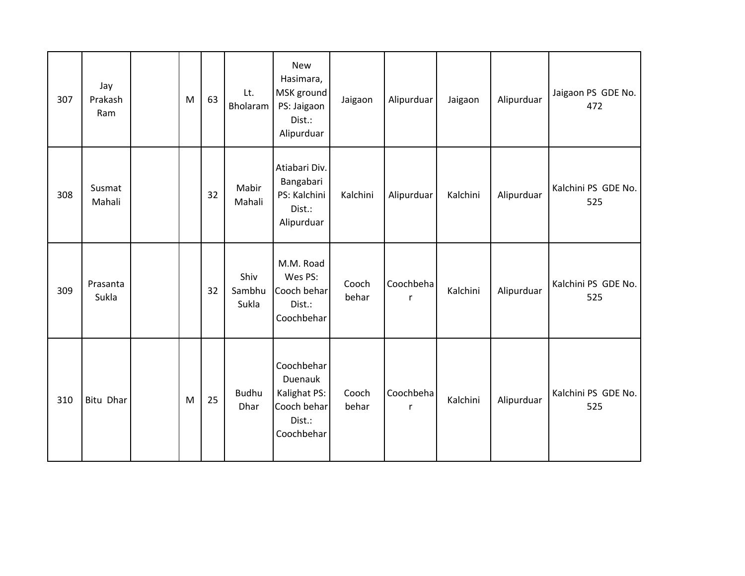| | | | | | | | | | | | |
|---|---|---|---|---|---|---|---|---|---|---|---|
| 307 | Jay Prakash Ram | | M | 63 | Lt. Bholaram | New Hasimara, MSK ground PS: Jaigaon Dist.: Alipurduar | Jaigaon | Alipurduar | Jaigaon | Alipurduar | Jaigaon PS GDE No. 472 |
| 308 | Susmat Mahali | | | 32 | Mabir Mahali | Atiabari Div. Bangabari PS: Kalchini Dist.: Alipurduar | Kalchini | Alipurduar | Kalchini | Alipurduar | Kalchini PS GDE No. 525 |
| 309 | Prasanta Sukla | | | 32 | Shiv Sambhu Sukla | M.M. Road Wes PS: Cooch behar Dist.: Coochbehar | Cooch behar | Coochbehar | Kalchini | Alipurduar | Kalchini PS GDE No. 525 |
| 310 | Bitu Dhar | | M | 25 | Budhu Dhar | Coochbehar Duenauk Kalighat PS: Cooch behar Dist.: Coochbehar | Cooch behar | Coochbehar | Kalchini | Alipurduar | Kalchini PS GDE No. 525 |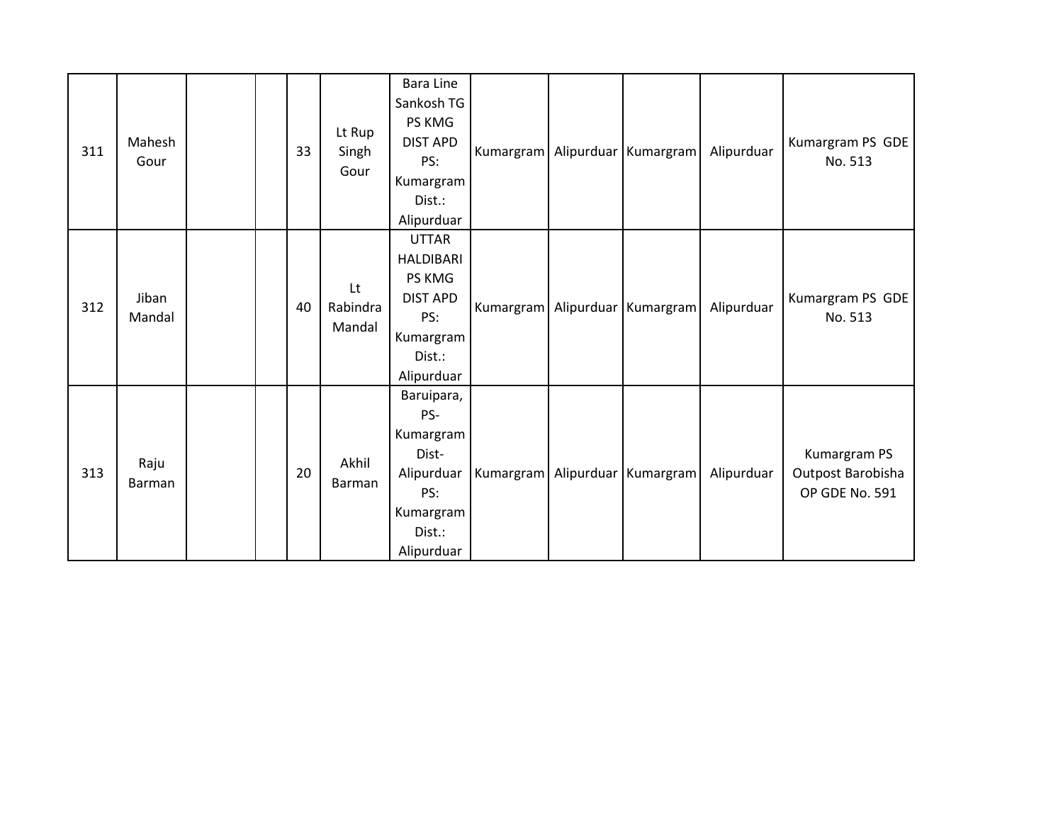| | | | | | | | | | | | |
|---|---|---|---|---|---|---|---|---|---|---|---|
| 311 | Mahesh Gour | | | 33 | Lt Rup Singh Gour | Bara Line Sankosh TG PS KMG DIST APD PS: Kumargram Dist.: Alipurduar | Kumargram | Alipurduar | Kumargram | Alipurduar | Kumargram PS GDE No. 513 |
| 312 | Jiban Mandal | | | 40 | Lt Rabindra Mandal | UTTAR HALDIBARI PS KMG DIST APD PS: Kumargram Dist.: Alipurduar | Kumargram | Alipurduar | Kumargram | Alipurduar | Kumargram PS GDE No. 513 |
| 313 | Raju Barman | | | 20 | Akhil Barman | Baruipara, PS-Kumargram Dist-Alipurduar PS: Kumargram Dist.: Alipurduar | Kumargram | Alipurduar | Kumargram | Alipurduar | Kumargram PS Outpost Barobisha OP GDE No. 591 |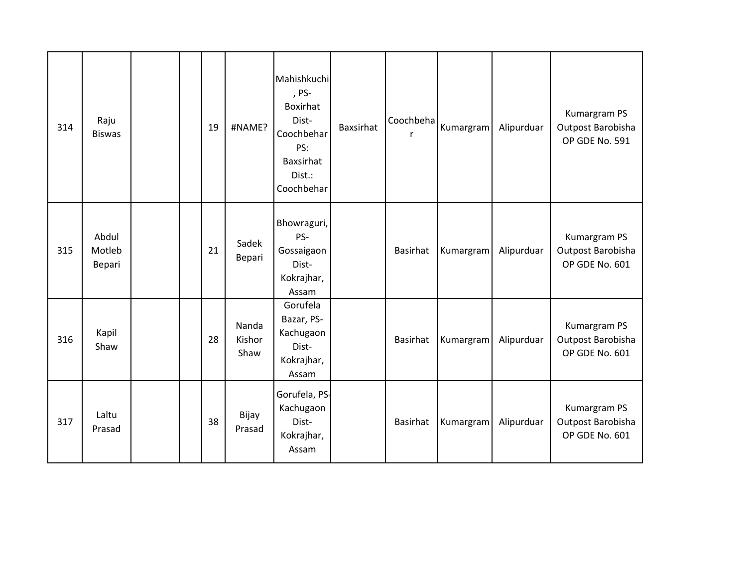| | | | | | | | | | | | |
|---|---|---|---|---|---|---|---|---|---|---|---|
| 314 | Raju Biswas | | | 19 | #NAME? | Mahishkuchi, PS-Boxirhat Dist-Coochbehar PS: Baxsirhat Dist.: Coochbehar | Baxsirhat | Coochbehar | Kumargram | Alipurduar | Kumargram PS Outpost Barobisha OP GDE No. 591 |
| 315 | Abdul Motleb Bepari | | | 21 | Sadek Bepari | Bhowraguri, PS-Gossaigaon Dist-Kokrajhar, Assam | | Basirhat | Kumargram | Alipurduar | Kumargram PS Outpost Barobisha OP GDE No. 601 |
| 316 | Kapil Shaw | | | 28 | Nanda Kishor Shaw | Gorufela Bazar, PS-Kachugaon Dist-Kokrajhar, Assam | | Basirhat | Kumargram | Alipurduar | Kumargram PS Outpost Barobisha OP GDE No. 601 |
| 317 | Laltu Prasad | | | 38 | Bijay Prasad | Gorufela, PS-Kachugaon Dist-Kokrajhar, Assam | | Basirhat | Kumargram | Alipurduar | Kumargram PS Outpost Barobisha OP GDE No. 601 |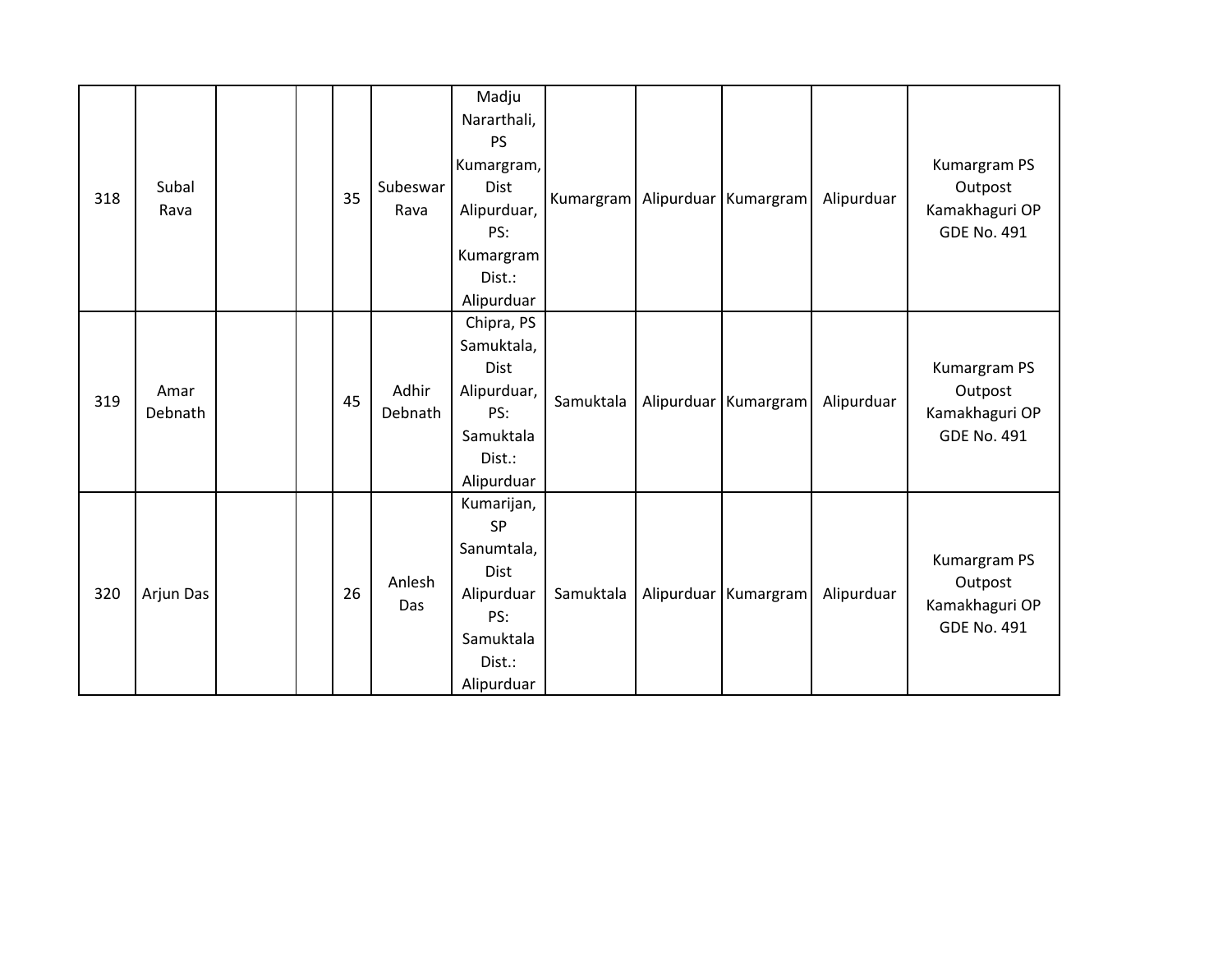| | | | | | | | | | | | |
|---|---|---|---|---|---|---|---|---|---|---|---|
| 318 | Subal Rava | | | 35 | Subeswar Rava | Madju Nararthali, PS Kumargram, Dist Alipurduar, PS: Kumargram Dist.: Alipurduar | Kumargram | Alipurduar | Kumargram | Alipurduar | Kumargram PS Outpost Kamakhaguri OP GDE No. 491 |
| 319 | Amar Debnath | | | 45 | Adhir Debnath | Chipra, PS Samuktala, Dist Alipurduar, PS: Samuktala Dist.: Alipurduar | Samuktala | Alipurduar | Kumargram | Alipurduar | Kumargram PS Outpost Kamakhaguri OP GDE No. 491 |
| 320 | Arjun Das | | | 26 | Anlesh Das | Kumarijan, SP Sanumtala, Dist Alipurduar PS: Samuktala Dist.: Alipurduar | Samuktala | Alipurduar | Kumargram | Alipurduar | Kumargram PS Outpost Kamakhaguri OP GDE No. 491 |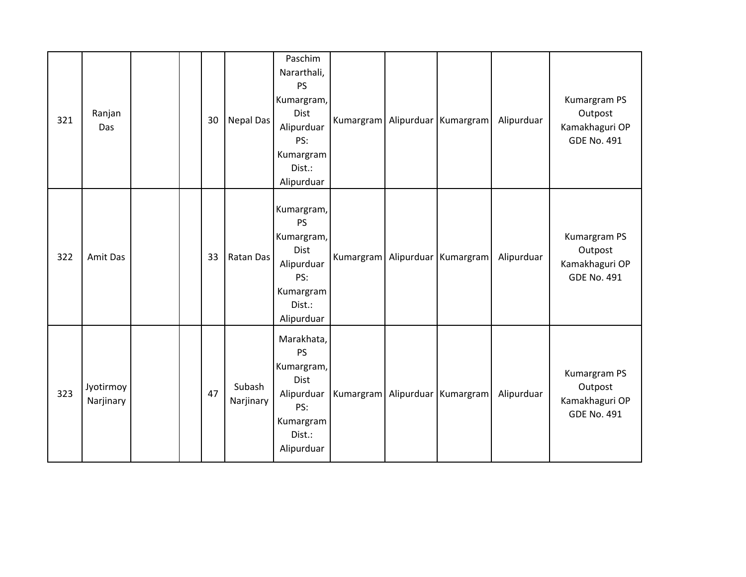| | | | | | | | | | | | |
|---|---|---|---|---|---|---|---|---|---|---|---|
| 321 | Ranjan Das | | | 30 | Nepal Das | Paschim Nararthali, PS Kumargram, Dist Alipurduar PS: Kumargram Dist.: Alipurduar | Kumargram | Alipurduar | Kumargram | Alipurduar | Kumargram PS Outpost Kamakhaguri OP GDE No. 491 |
| 322 | Amit Das | | | 33 | Ratan Das | Kumargram, PS Kumargram, Dist Alipurduar PS: Kumargram Dist.: Alipurduar | Kumargram | Alipurduar | Kumargram | Alipurduar | Kumargram PS Outpost Kamakhaguri OP GDE No. 491 |
| 323 | Jyotirmoy Narjinary | | | 47 | Subash Narjinary | Marakhata, PS Kumargram, Dist Alipurduar PS: Kumargram Dist.: Alipurduar | Kumargram | Alipurduar | Kumargram | Alipurduar | Kumargram PS Outpost Kamakhaguri OP GDE No. 491 |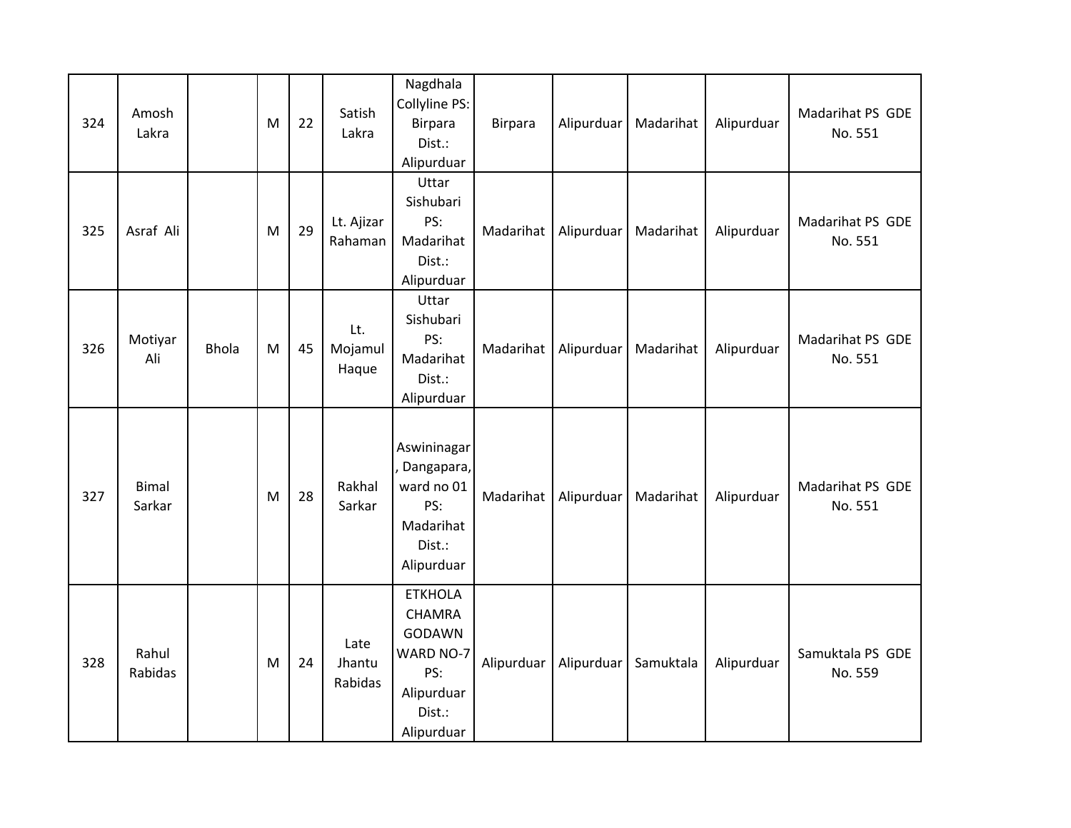| 324 | Amosh Lakra | | M | 22 | Satish Lakra | Nagdhala Collyline PS: Birpara Dist.: Alipurduar | Birpara | Alipurduar | Madarihat | Alipurduar | Madarihat PS GDE No. 551 |
|---|---|---|---|---|---|---|---|---|---|---|---|
| 325 | Asraf Ali | | M | 29 | Lt. Ajizar Rahaman | Uttar Sishubari PS: Madarihat Dist.: Alipurduar | Madarihat | Alipurduar | Madarihat | Alipurduar | Madarihat PS GDE No. 551 |
| 326 | Motiyar Ali | Bhola | M | 45 | Lt. Mojamul Haque | Uttar Sishubari PS: Madarihat Dist.: Alipurduar | Madarihat | Alipurduar | Madarihat | Alipurduar | Madarihat PS GDE No. 551 |
| 327 | Bimal Sarkar | | M | 28 | Rakhal Sarkar | Aswininagar, Dangapara, ward no 01 PS: Madarihat Dist.: Alipurduar | Madarihat | Alipurduar | Madarihat | Alipurduar | Madarihat PS GDE No. 551 |
| 328 | Rahul Rabidas | | M | 24 | Late Jhantu Rabidas | ETKHOLA CHAMRA GODAWN WARD NO-7 PS: Alipurduar Dist.: Alipurduar | Alipurduar | Alipurduar | Samuktala | Alipurduar | Samuktala PS GDE No. 559 |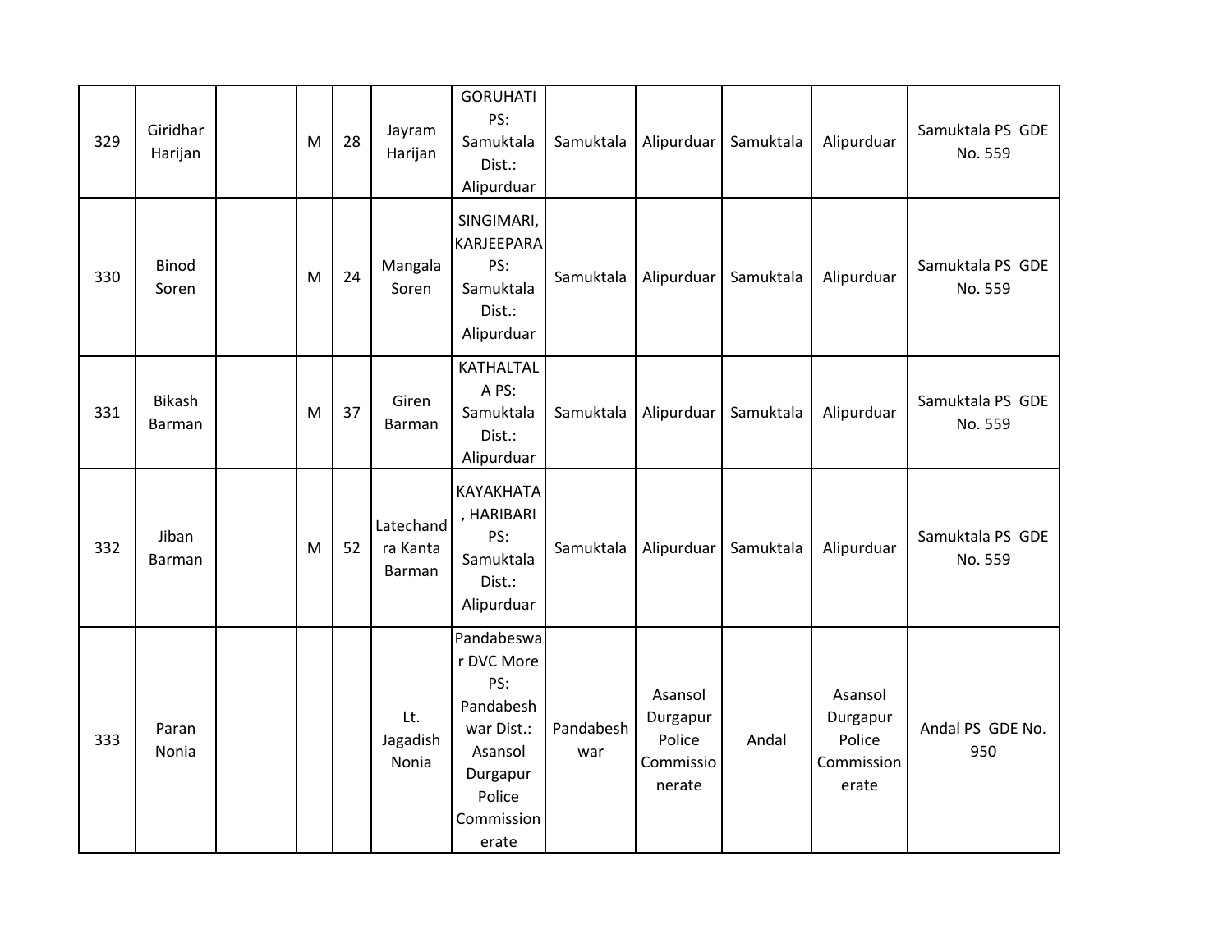| 329 | Giridhar Harijan | | M | 28 | Jayram Harijan | GORUHATI PS: Samuktala Dist.: Alipurduar | Samuktala | Alipurduar | Samuktala | Alipurduar | Samuktala PS GDE No. 559 |
|---|---|---|---|---|---|---|---|---|---|---|---|
| 330 | Binod Soren | | M | 24 | Mangala Soren | SINGIMARI, KARJEEPARA PS: Samuktala Dist.: Alipurduar | Samuktala | Alipurduar | Samuktala | Alipurduar | Samuktala PS GDE No. 559 |
| 331 | Bikash Barman | | M | 37 | Giren Barman | KATHALTALA PS: Samuktala Dist.: Alipurduar | Samuktala | Alipurduar | Samuktala | Alipurduar | Samuktala PS GDE No. 559 |
| 332 | Jiban Barman | | M | 52 | Latechandra Kanta Barman | KAYAKHATA, HARIBARI PS: Samuktala Dist.: Alipurduar | Samuktala | Alipurduar | Samuktala | Alipurduar | Samuktala PS GDE No. 559 |
| 333 | Paran Nonia | | | | Lt. Jagadish Nonia | Pandabeswar DVC More PS: Pandabeshwar Dist.: Asansol Durgapur Police Commissionerate | Pandabeshwar | Asansol Durgapur Police Commissionerate | Andal | Asansol Durgapur Police Commissionerate | Andal PS GDE No. 950 |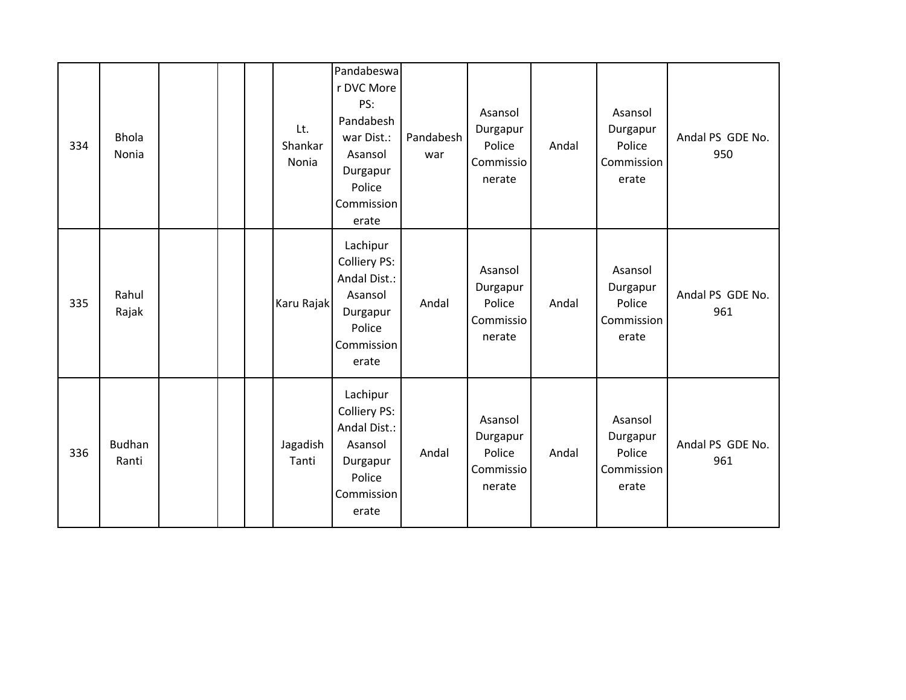| | | | | | | | | | | | |
|---|---|---|---|---|---|---|---|---|---|---|---|
| 334 | Bhola Nonia | | | | Lt. Shankar Nonia | Pandabeswar DVC More PS: Pandabeshwar Dist.: Asansol Durgapur Police Commissionerate | Pandabeshwar | Asansol Durgapur Police Commissionerate | Andal | Asansol Durgapur Police Commissionerate | Andal PS GDE No. 950 |
| 335 | Rahul Rajak | | | | Karu Rajak | Lachipur Colliery PS: Andal Dist.: Asansol Durgapur Police Commissionerate | Andal | Asansol Durgapur Police Commissionerate | Andal | Asansol Durgapur Police Commissionerate | Andal PS GDE No. 961 |
| 336 | Budhan Ranti | | | | Jagadish Tanti | Lachipur Colliery PS: Andal Dist.: Asansol Durgapur Police Commissionerate | Andal | Asansol Durgapur Police Commissionerate | Andal | Asansol Durgapur Police Commissionerate | Andal PS GDE No. 961 |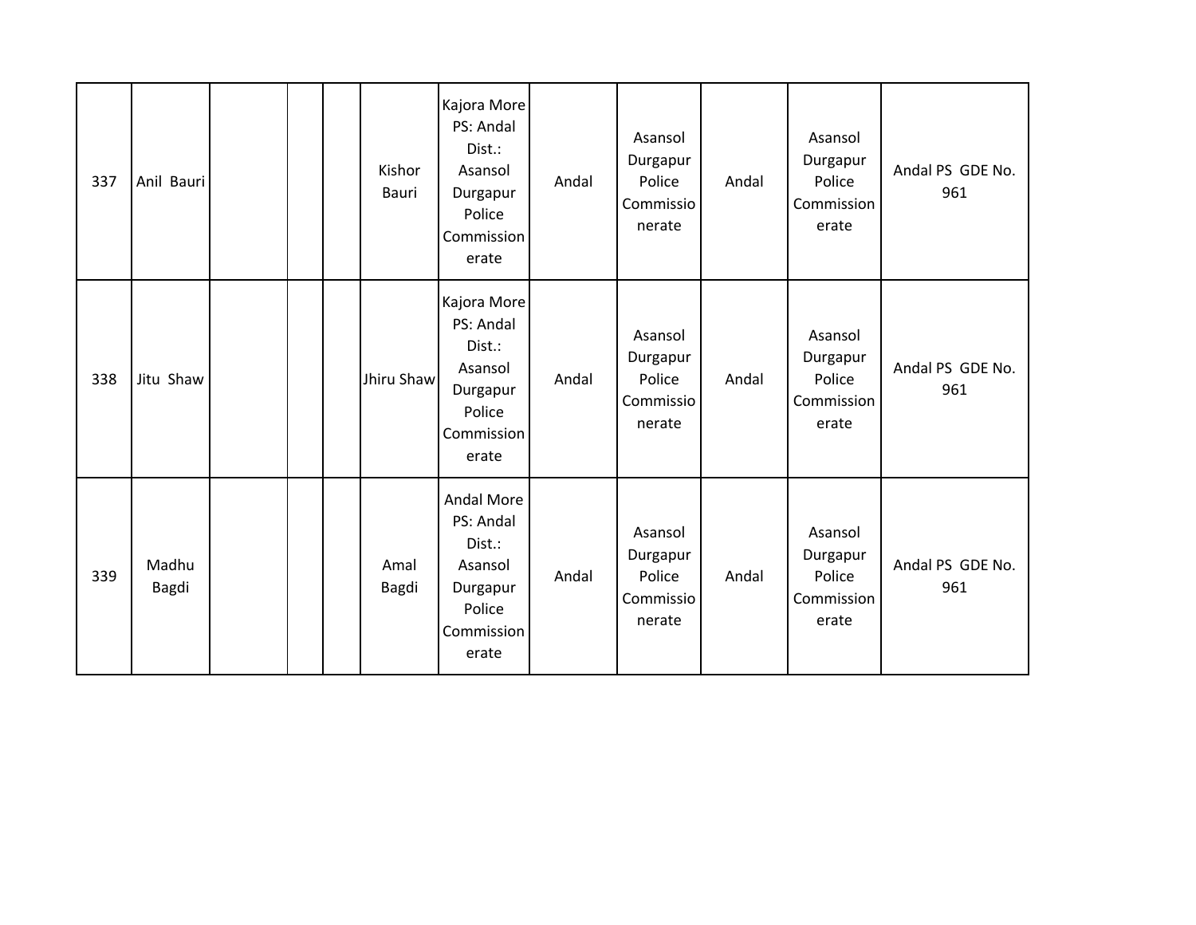| 337 | Anil Bauri | | | | Kishor Bauri | Kajora More PS: Andal Dist.: Asansol Durgapur Police Commissionerate | Andal | Asansol Durgapur Police Commissionerate | Andal | Asansol Durgapur Police Commissionerate | Andal PS GDE No. 961 |
|---|---|---|---|---|---|---|---|---|---|---|---|
| 338 | Jitu Shaw | | | | Jhiru Shaw | Kajora More PS: Andal Dist.: Asansol Durgapur Police Commissionerate | Andal | Asansol Durgapur Police Commissionerate | Andal | Asansol Durgapur Police Commissionerate | Andal PS GDE No. 961 |
| 339 | Madhu Bagdi | | | | Amal Bagdi | Andal More PS: Andal Dist.: Asansol Durgapur Police Commissionerate | Andal | Asansol Durgapur Police Commissionerate | Andal | Asansol Durgapur Police Commissionerate | Andal PS GDE No. 961 |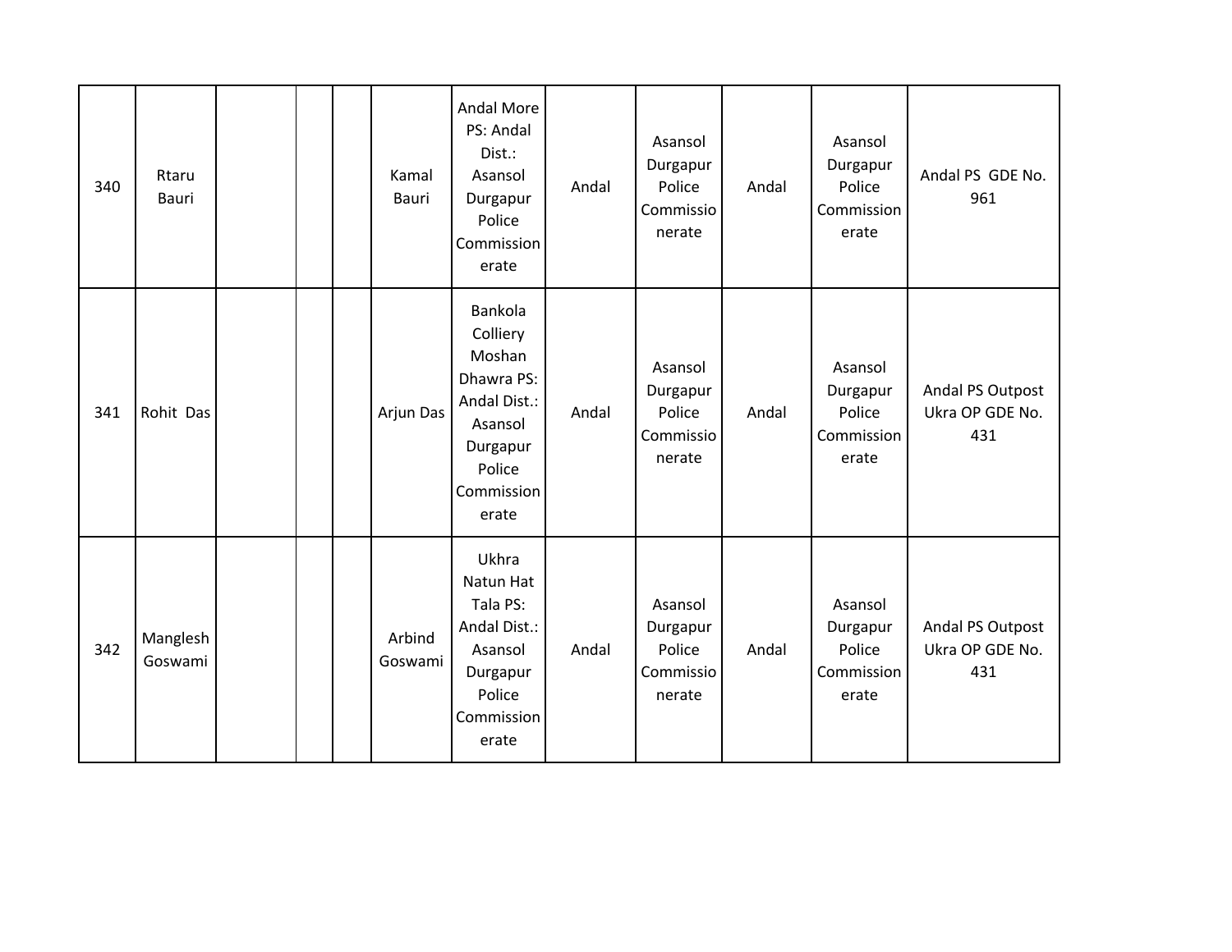| | | | | | | | | | | | |
|---|---|---|---|---|---|---|---|---|---|---|---|
| 340 | Rtaru Bauri | | | | Kamal Bauri | Andal More PS: Andal Dist.: Asansol Durgapur Police Commissionerate | Andal | Asansol Durgapur Police Commissionerate | Andal | Asansol Durgapur Police Commissionerate | Andal PS GDE No. 961 |
| 341 | Rohit Das | | | | Arjun Das | Bankola Colliery Moshan Dhawra PS: Andal Dist.: Asansol Durgapur Police Commissionerate | Andal | Asansol Durgapur Police Commissionerate | Andal | Asansol Durgapur Police Commissionerate | Andal PS Outpost Ukra OP GDE No. 431 |
| 342 | Manglesh Goswami | | | | Arbind Goswami | Ukhra Natun Hat Tala PS: Andal Dist.: Asansol Durgapur Police Commissionerate | Andal | Asansol Durgapur Police Commissionerate | Andal | Asansol Durgapur Police Commissionerate | Andal PS Outpost Ukra OP GDE No. 431 |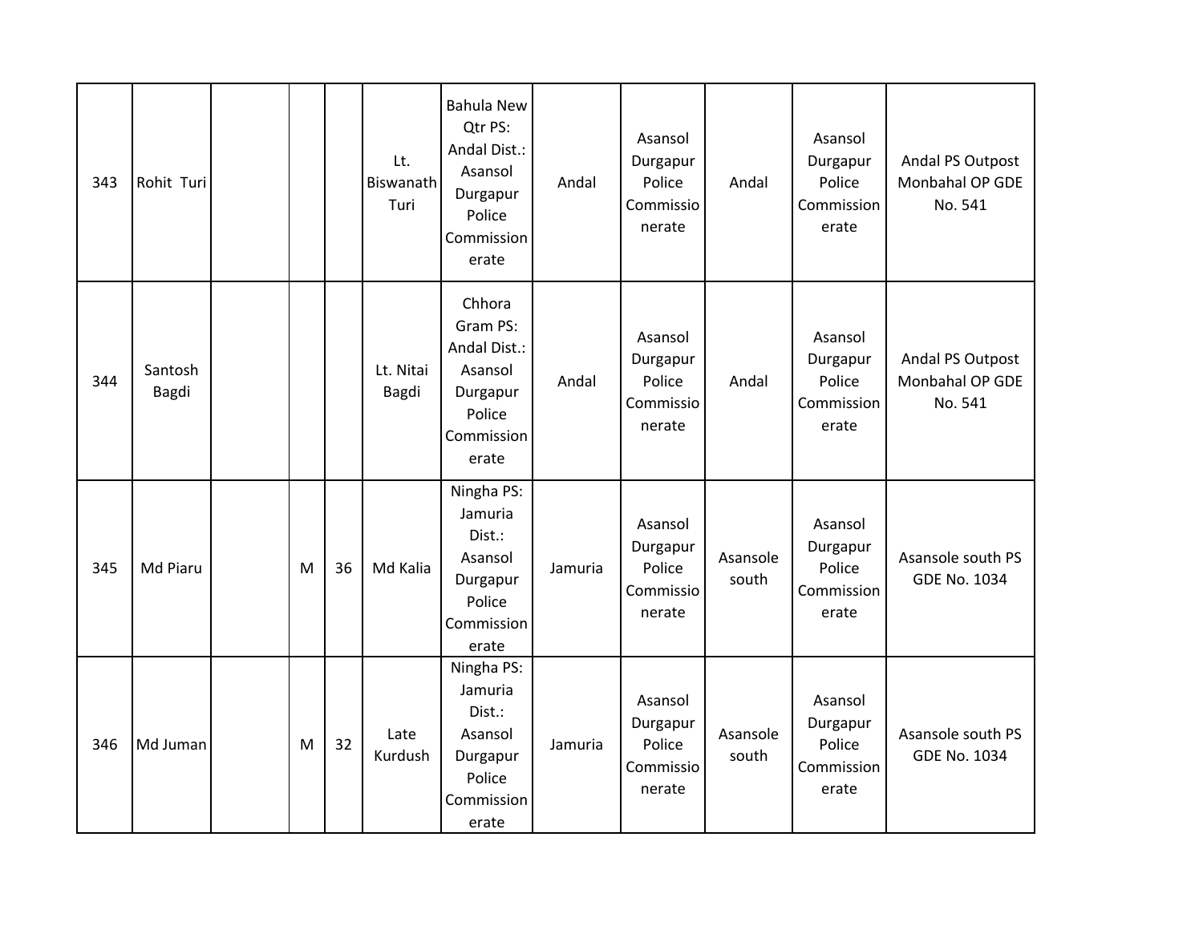| | | | | | | | | | | | |
|---|---|---|---|---|---|---|---|---|---|---|---|
| 343 | Rohit Turi | | | | Lt. Biswanath Turi | Bahula New Qtr PS: Andal Dist.: Asansol Durgapur Police Commissionerate | Andal | Asansol Durgapur Police Commissionerate | Andal | Asansol Durgapur Police Commissionerate | Andal PS Outpost Monbahal OP GDE No. 541 |
| 344 | Santosh Bagdi | | | | Lt. Nitai Bagdi | Chhora Gram PS: Andal Dist.: Asansol Durgapur Police Commissionerate | Andal | Asansol Durgapur Police Commissionerate | Andal | Asansol Durgapur Police Commissionerate | Andal PS Outpost Monbahal OP GDE No. 541 |
| 345 | Md Piaru | | M | 36 | Md Kalia | Ningha PS: Jamuria Dist.: Asansol Durgapur Police Commissionerate | Jamuria | Asansol Durgapur Police Commissionerate | Asansole south | Asansol Durgapur Police Commissionerate | Asansole south PS GDE No. 1034 |
| 346 | Md Juman | | M | 32 | Late Kurdush | Ningha PS: Jamuria Dist.: Asansol Durgapur Police Commissionerate | Jamuria | Asansol Durgapur Police Commissionerate | Asansole south | Asansol Durgapur Police Commissionerate | Asansole south PS GDE No. 1034 |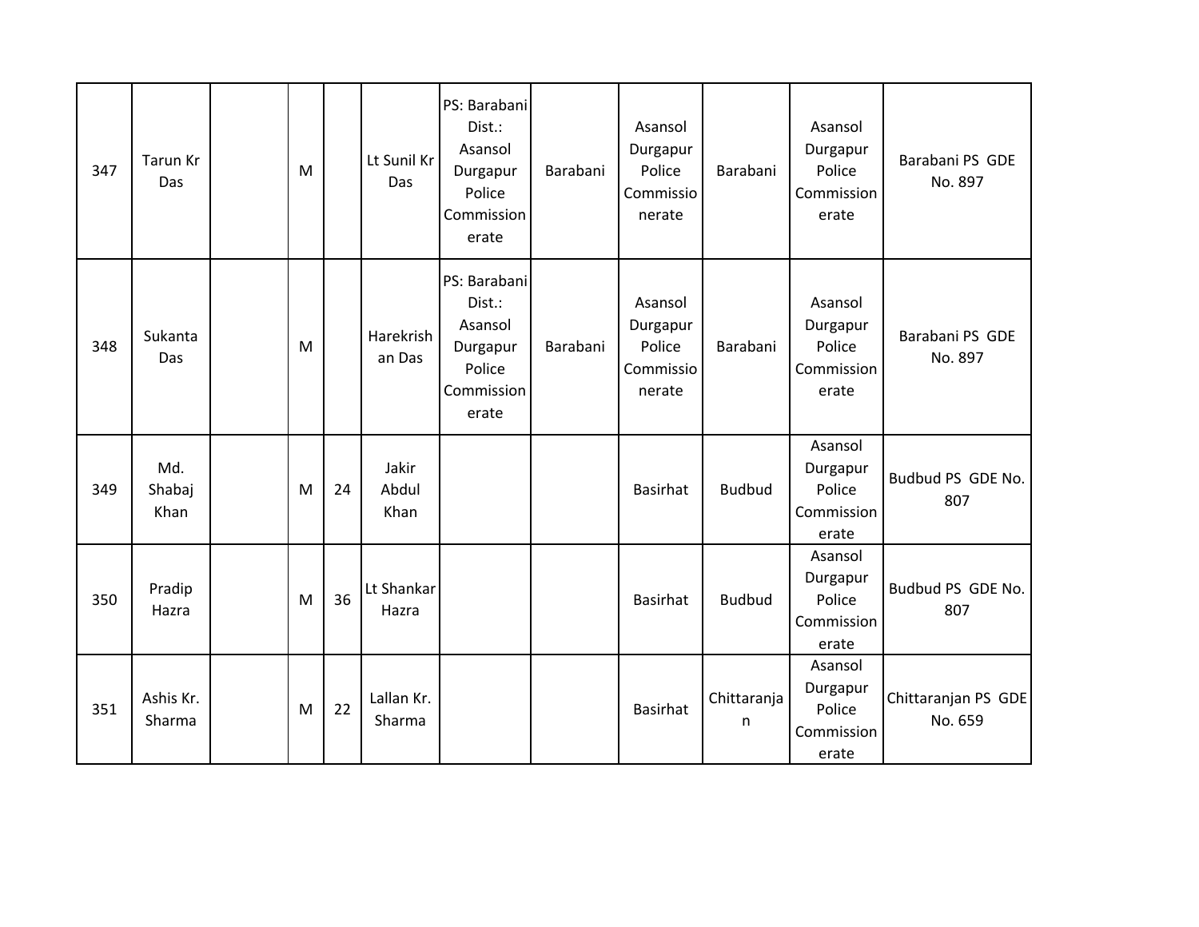| | | | | | | | | | | | |
|---|---|---|---|---|---|---|---|---|---|---|---|
| 347 | Tarun Kr Das | | M | | Lt Sunil Kr Das | PS: Barabani Dist.: Asansol Durgapur Police Commissionerate | Barabani | Asansol Durgapur Police Commissionerate | Barabani | Asansol Durgapur Police Commissionerate | Barabani PS GDE No. 897 |
| 348 | Sukanta Das | | M | | Harekrishan Das | PS: Barabani Dist.: Asansol Durgapur Police Commissionerate | Barabani | Asansol Durgapur Police Commissionerate | Barabani | Asansol Durgapur Police Commissionerate | Barabani PS GDE No. 897 |
| 349 | Md. Shabaj Khan | | M | 24 | Jakir Abdul Khan | | | Basirhat | Budbud | Asansol Durgapur Police Commissionerate | Budbud PS GDE No. 807 |
| 350 | Pradip Hazra | | M | 36 | Lt Shankar Hazra | | | Basirhat | Budbud | Asansol Durgapur Police Commissionerate | Budbud PS GDE No. 807 |
| 351 | Ashis Kr. Sharma | | M | 22 | Lallan Kr. Sharma | | | Basirhat | Chittaranjan | Asansol Durgapur Police Commissionerate | Chittaranjan PS GDE No. 659 |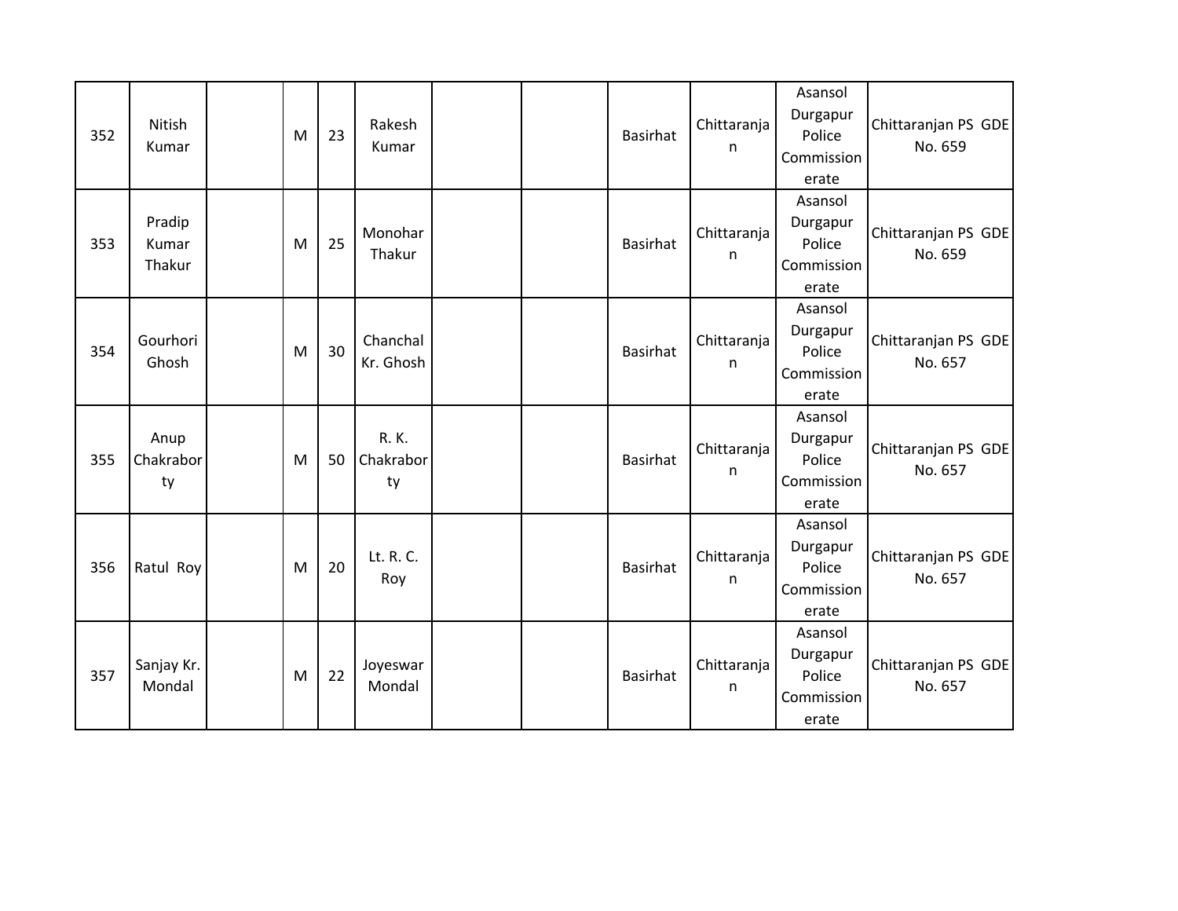| 352 | Nitish Kumar | | M | 23 | Rakesh Kumar | | | Basirhat | Chittaranjan | Asansol Durgapur Police Commissionerate | Chittaranjan PS GDE No. 659 |
|---|---|---|---|---|---|---|---|---|---|---|---|
| 353 | Pradip Kumar Thakur | | M | 25 | Monohar Thakur | | | Basirhat | Chittaranjan | Asansol Durgapur Police Commissionerate | Chittaranjan PS GDE No. 659 |
| 354 | Gourhori Ghosh | | M | 30 | Chanchal Kr. Ghosh | | | Basirhat | Chittaranjan | Asansol Durgapur Police Commissionerate | Chittaranjan PS GDE No. 657 |
| 355 | Anup Chakraborty | | M | 50 | R. K. Chakraborty | | | Basirhat | Chittaranjan | Asansol Durgapur Police Commissionerate | Chittaranjan PS GDE No. 657 |
| 356 | Ratul Roy | | M | 20 | Lt. R. C. Roy | | | Basirhat | Chittaranjan | Asansol Durgapur Police Commissionerate | Chittaranjan PS GDE No. 657 |
| 357 | Sanjay Kr. Mondal | | M | 22 | Joyeswar Mondal | | | Basirhat | Chittaranjan | Asansol Durgapur Police Commissionerate | Chittaranjan PS GDE No. 657 |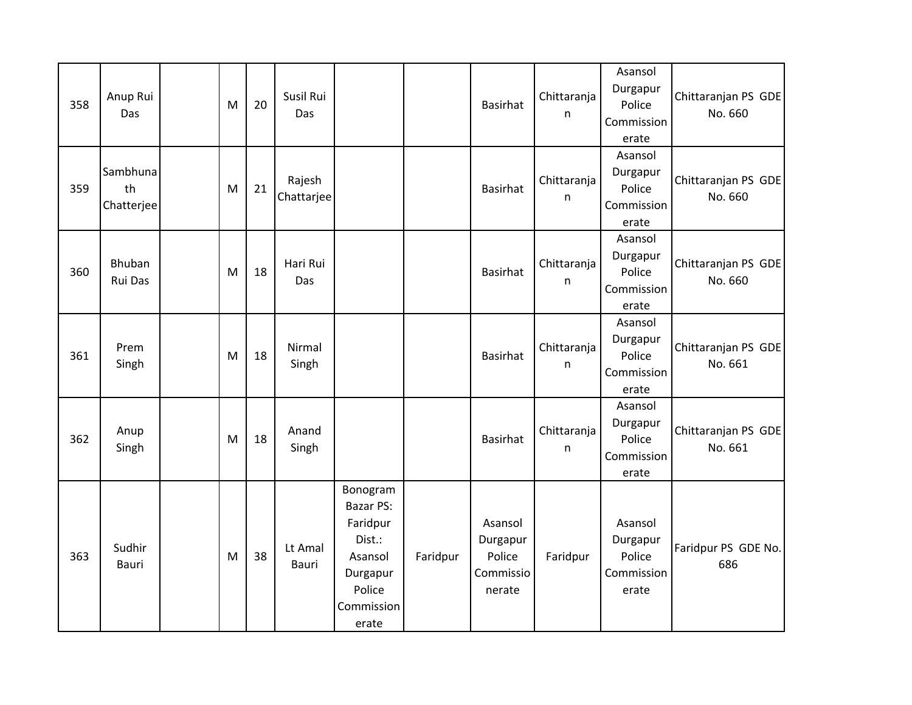| | | | | | | | | | | | |
|---|---|---|---|---|---|---|---|---|---|---|---|
| 358 | Anup Rui Das | | M | 20 | Susil Rui Das | | | Basirhat | Chittaranjan | Asansol Durgapur Police Commissionerate | Chittaranjan PS GDE No. 660 |
| 359 | Sambhunath Chatterjee | | M | 21 | Rajesh Chattarjee | | | Basirhat | Chittaranjan | Asansol Durgapur Police Commissionerate | Chittaranjan PS GDE No. 660 |
| 360 | Bhuban Rui Das | | M | 18 | Hari Rui Das | | | Basirhat | Chittaranjan | Asansol Durgapur Police Commissionerate | Chittaranjan PS GDE No. 660 |
| 361 | Prem Singh | | M | 18 | Nirmal Singh | | | Basirhat | Chittaranjan | Asansol Durgapur Police Commissionerate | Chittaranjan PS GDE No. 661 |
| 362 | Anup Singh | | M | 18 | Anand Singh | | | Basirhat | Chittaranjan | Asansol Durgapur Police Commissionerate | Chittaranjan PS GDE No. 661 |
| 363 | Sudhir Bauri | | M | 38 | Lt Amal Bauri | Bonogram Bazar PS: Faridpur Dist.: Asansol Durgapur Police Commissionerate | Faridpur | Asansol Durgapur Police Commissionerate | Faridpur | Asansol Durgapur Police Commissionerate | Faridpur PS GDE No. 686 |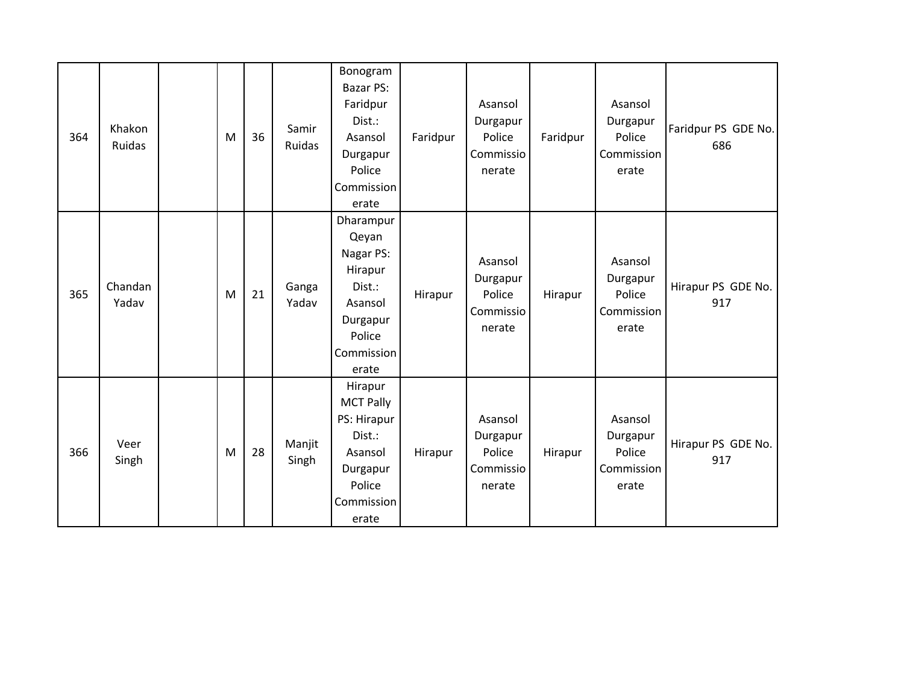| | | | | | | | | | | | |
|---|---|---|---|---|---|---|---|---|---|---|---|
| 364 | Khakon Ruidas | | M | 36 | Samir Ruidas | Bonogram Bazar PS: Faridpur Dist.: Asansol Durgapur Police Commissionerate | Faridpur | Asansol Durgapur Police Commissionerate | Faridpur | Asansol Durgapur Police Commissionerate | Faridpur PS GDE No. 686 |
| 365 | Chandan Yadav | | M | 21 | Ganga Yadav | Dharampur Qeyan Nagar PS: Hirapur Dist.: Asansol Durgapur Police Commissionerate | Hirapur | Asansol Durgapur Police Commissionerate | Hirapur | Asansol Durgapur Police Commissionerate | Hirapur PS GDE No. 917 |
| 366 | Veer Singh | | M | 28 | Manjit Singh | Hirapur MCT Pally PS: Hirapur Dist.: Asansol Durgapur Police Commissionerate | Hirapur | Asansol Durgapur Police Commissionerate | Hirapur | Asansol Durgapur Police Commissionerate | Hirapur PS GDE No. 917 |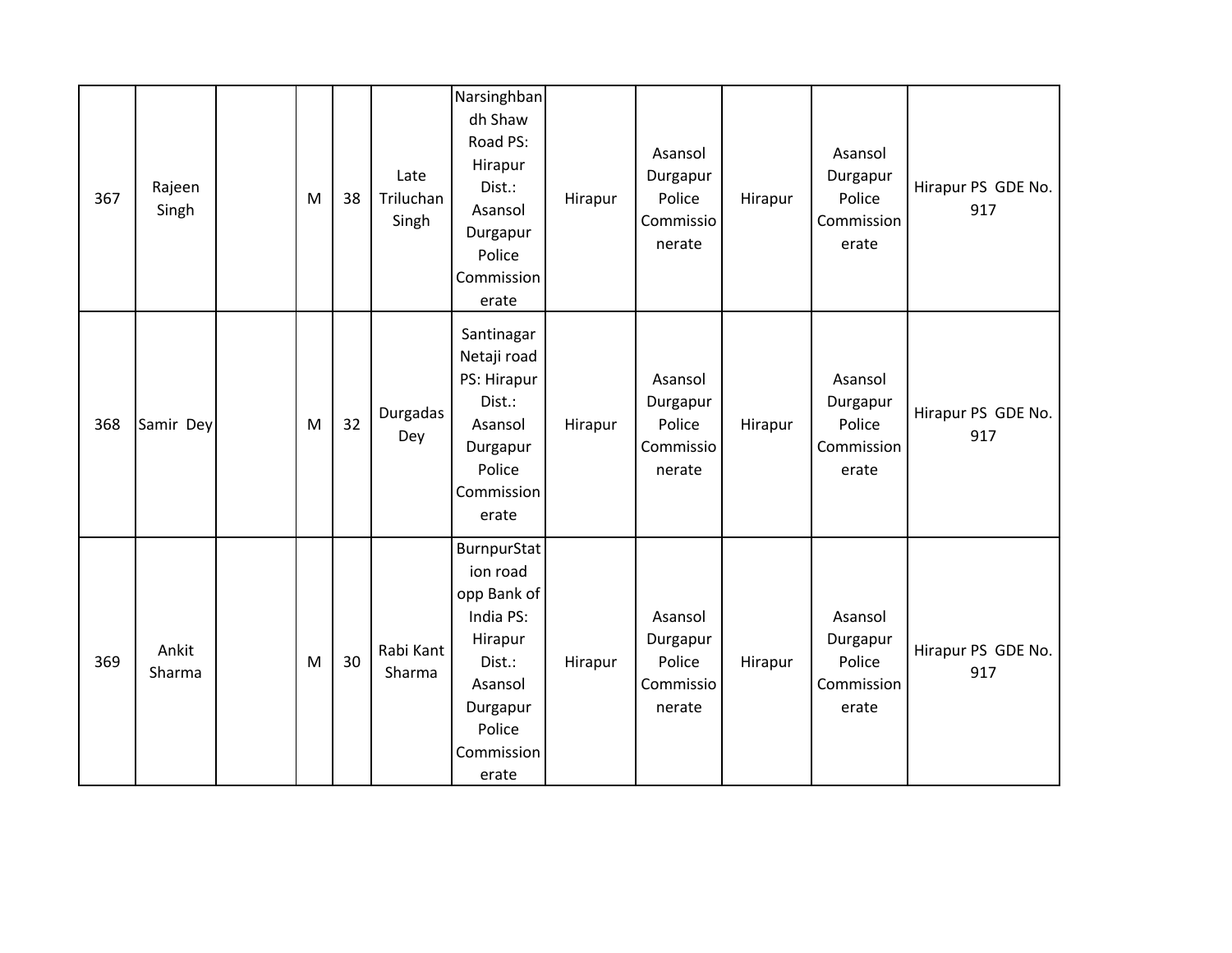| 367 | Rajeen Singh | | M | 38 | Late Triluchan Singh | Narsinghbandh Shaw Road PS: Hirapur Dist.: Asansol Durgapur Police Commissionerate | Hirapur | Asansol Durgapur Police Commissionerate | Hirapur | Asansol Durgapur Police Commissionerate | Hirapur PS GDE No. 917 |
|---|---|---|---|---|---|---|---|---|---|---|---|
| 368 | Samir Dey | | M | 32 | Durgadas Dey | Santinagar Netaji road PS: Hirapur Dist.: Asansol Durgapur Police Commissionerate | Hirapur | Asansol Durgapur Police Commissionerate | Hirapur | Asansol Durgapur Police Commissionerate | Hirapur PS GDE No. 917 |
| 369 | Ankit Sharma | | M | 30 | Rabi Kant Sharma | BurnpurStation road opp Bank of India PS: Hirapur Dist.: Asansol Durgapur Police Commissionerate | Hirapur | Asansol Durgapur Police Commissionerate | Hirapur | Asansol Durgapur Police Commissionerate | Hirapur PS GDE No. 917 |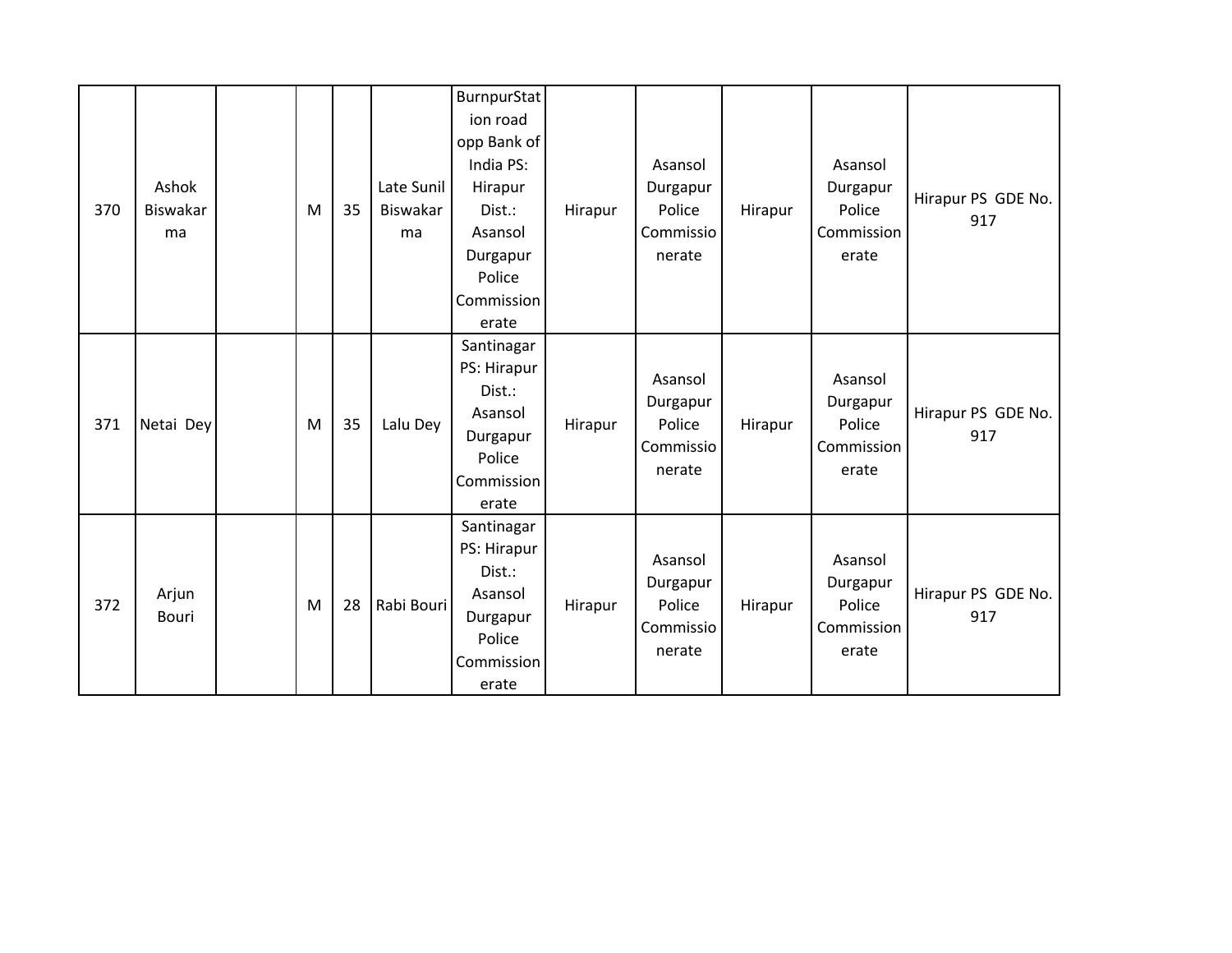| 370 | Ashok Biswakarma | | M | 35 | Late Sunil Biswakarma | BurnpurStation road opp Bank of India PS: Hirapur Dist.: Asansol Durgapur Police Commissionerate | Hirapur | Asansol Durgapur Police Commissionerate | Hirapur | Asansol Durgapur Police Commissionerate | Hirapur PS GDE No. 917 |
|---|---|---|---|---|---|---|---|---|---|---|---|
| 371 | Netai Dey | | M | 35 | Lalu Dey | Santinagar PS: Hirapur Dist.: Asansol Durgapur Police Commissionerate | Hirapur | Asansol Durgapur Police Commissionerate | Hirapur | Asansol Durgapur Police Commissionerate | Hirapur PS GDE No. 917 |
| 372 | Arjun Bouri | | M | 28 | Rabi Bouri | Santinagar PS: Hirapur Dist.: Asansol Durgapur Police Commissionerate | Hirapur | Asansol Durgapur Police Commissionerate | Hirapur | Asansol Durgapur Police Commissionerate | Hirapur PS GDE No. 917 |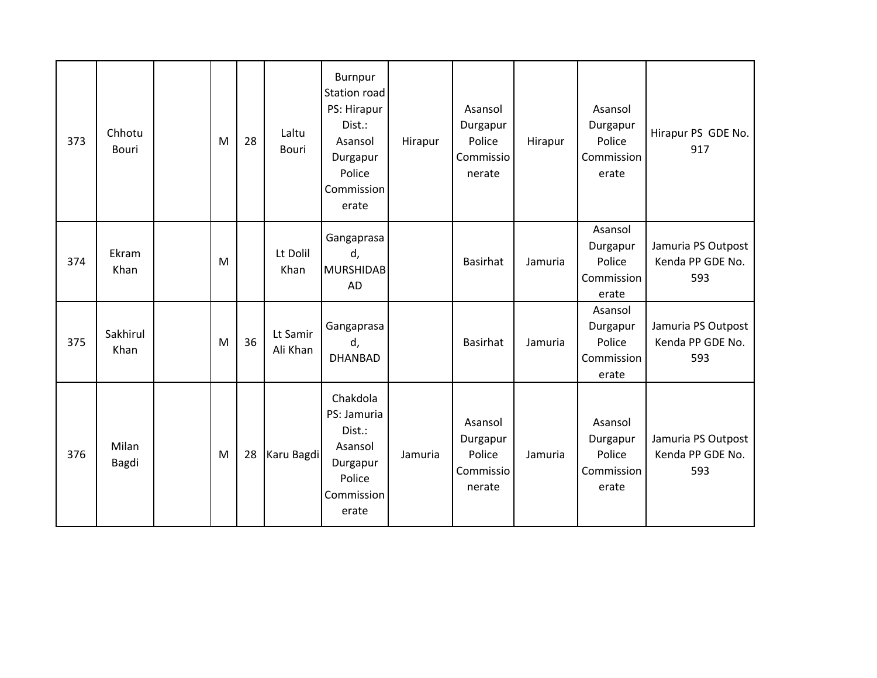| | | | | | | | | | | | |
|---|---|---|---|---|---|---|---|---|---|---|---|
| 373 | Chhotu Bouri | | M | 28 | Laltu Bouri | Burnpur Station road PS: Hirapur Dist.: Asansol Durgapur Police Commissionerate | Hirapur | Asansol Durgapur Police Commissionerate | Hirapur | Asansol Durgapur Police Commissionerate | Hirapur PS GDE No. 917 |
| 374 | Ekram Khan | | M | | Lt Dolil Khan | Gangaprasad, MURSHIDABAD | | Basirhat | Jamuria | Asansol Durgapur Police Commissionerate | Jamuria PS Outpost Kenda PP GDE No. 593 |
| 375 | Sakhirul Khan | | M | 36 | Lt Samir Ali Khan | Gangaprasad, DHANBAD | | Basirhat | Jamuria | Asansol Durgapur Police Commissionerate | Jamuria PS Outpost Kenda PP GDE No. 593 |
| 376 | Milan Bagdi | | M | 28 | Karu Bagdi | Chakdola PS: Jamuria Dist.: Asansol Durgapur Police Commissionerate | Jamuria | Asansol Durgapur Police Commissionerate | Jamuria | Asansol Durgapur Police Commissionerate | Jamuria PS Outpost Kenda PP GDE No. 593 |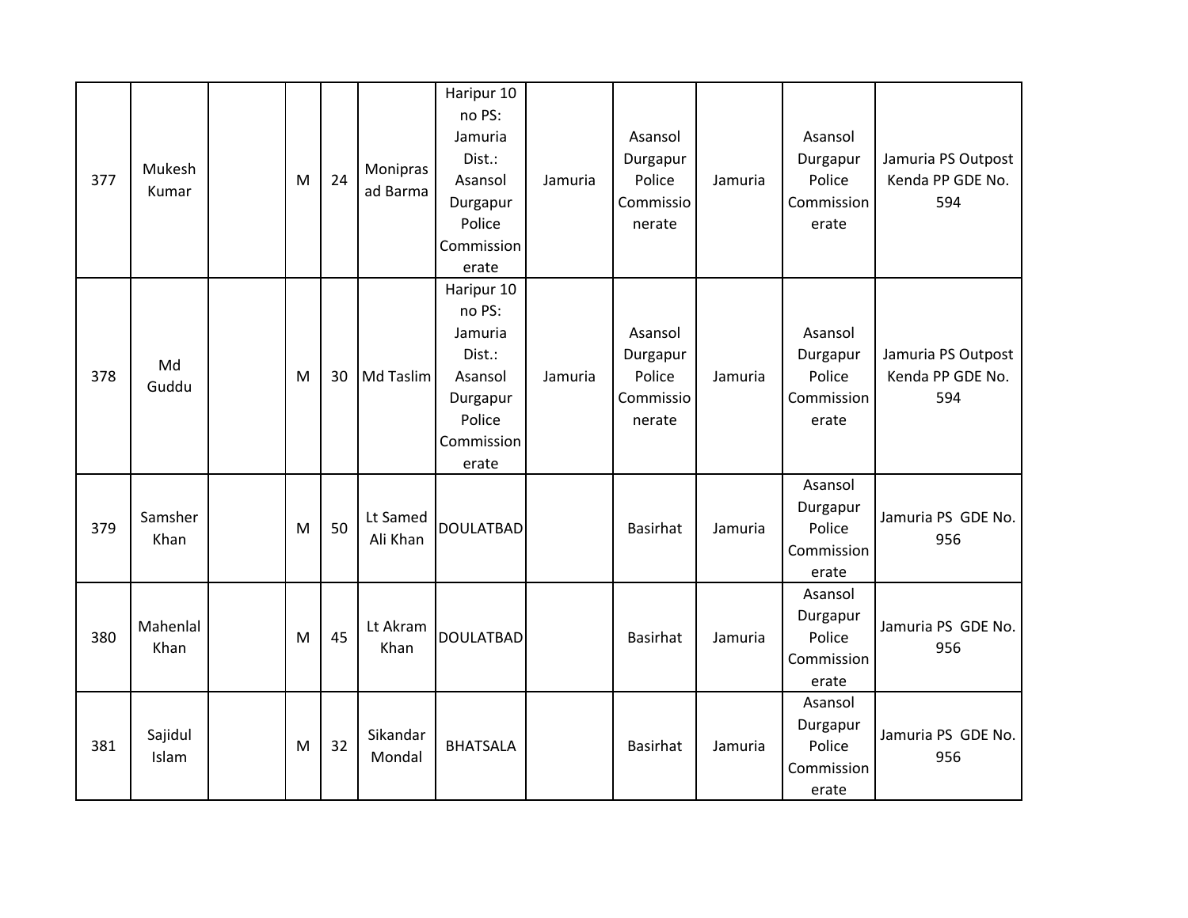| | | | | | | | | | | | |
|---|---|---|---|---|---|---|---|---|---|---|---|
| 377 | Mukesh Kumar | | M | 24 | Moniprasad Barma | Haripur 10 no PS: Jamuria Dist.: Asansol Durgapur Police Commissionerate | Jamuria | Asansol Durgapur Police Commissionerate | Jamuria | Asansol Durgapur Police Commissionerate | Jamuria PS Outpost Kenda PP GDE No. 594 |
| 378 | Md Guddu | | M | 30 | Md Taslim | Haripur 10 no PS: Jamuria Dist.: Asansol Durgapur Police Commissionerate | Jamuria | Asansol Durgapur Police Commissionerate | Jamuria | Asansol Durgapur Police Commissionerate | Jamuria PS Outpost Kenda PP GDE No. 594 |
| 379 | Samsher Khan | | M | 50 | Lt Samed Ali Khan | DOULATBAD | | Basirhat | Jamuria | Asansol Durgapur Police Commissionerate | Jamuria PS GDE No. 956 |
| 380 | Mahenlal Khan | | M | 45 | Lt Akram Khan | DOULATBAD | | Basirhat | Jamuria | Asansol Durgapur Police Commissionerate | Jamuria PS GDE No. 956 |
| 381 | Sajidul Islam | | M | 32 | Sikandar Mondal | BHATSALA | | Basirhat | Jamuria | Asansol Durgapur Police Commissionerate | Jamuria PS GDE No. 956 |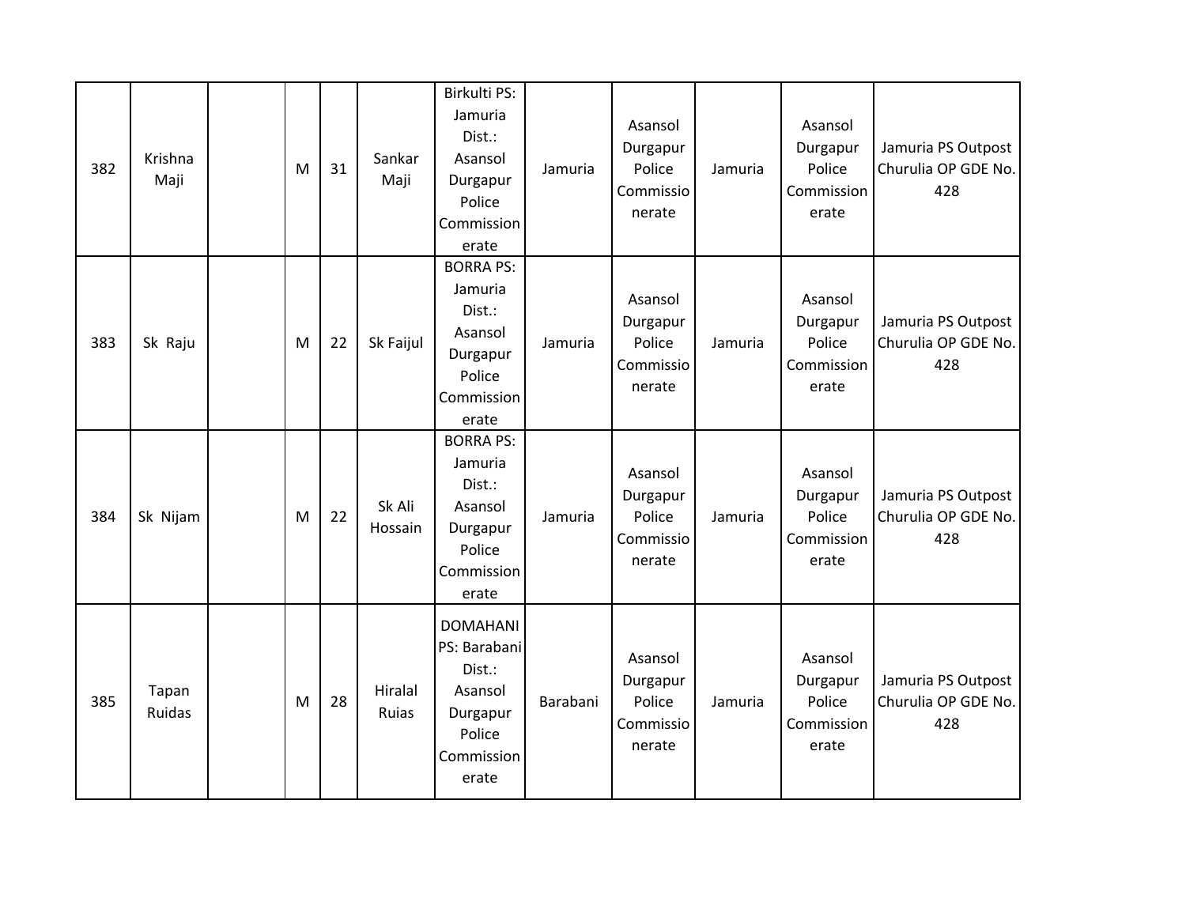| 382 | Krishna Maji | | M | 31 | Sankar Maji | Birkulti PS: Jamuria Dist.: Asansol Durgapur Police Commissionerate | Jamuria | Asansol Durgapur Police Commissionerate | Jamuria | Asansol Durgapur Police Commissionerate | Jamuria PS Outpost Churulia OP GDE No. 428 |
|---|---|---|---|---|---|---|---|---|---|---|---|
| 383 | Sk Raju | | M | 22 | Sk Faijul | BORRA PS: Jamuria Dist.: Asansol Durgapur Police Commissionerate | Jamuria | Asansol Durgapur Police Commissionerate | Jamuria | Asansol Durgapur Police Commissionerate | Jamuria PS Outpost Churulia OP GDE No. 428 |
| 384 | Sk Nijam | | M | 22 | Sk Ali Hossain | BORRA PS: Jamuria Dist.: Asansol Durgapur Police Commissionerate | Jamuria | Asansol Durgapur Police Commissionerate | Jamuria | Asansol Durgapur Police Commissionerate | Jamuria PS Outpost Churulia OP GDE No. 428 |
| 385 | Tapan Ruidas | | M | 28 | Hiralal Ruias | DOMAHANI PS: Barabani Dist.: Asansol Durgapur Police Commissionerate | Barabani | Asansol Durgapur Police Commissionerate | Jamuria | Asansol Durgapur Police Commissionerate | Jamuria PS Outpost Churulia OP GDE No. 428 |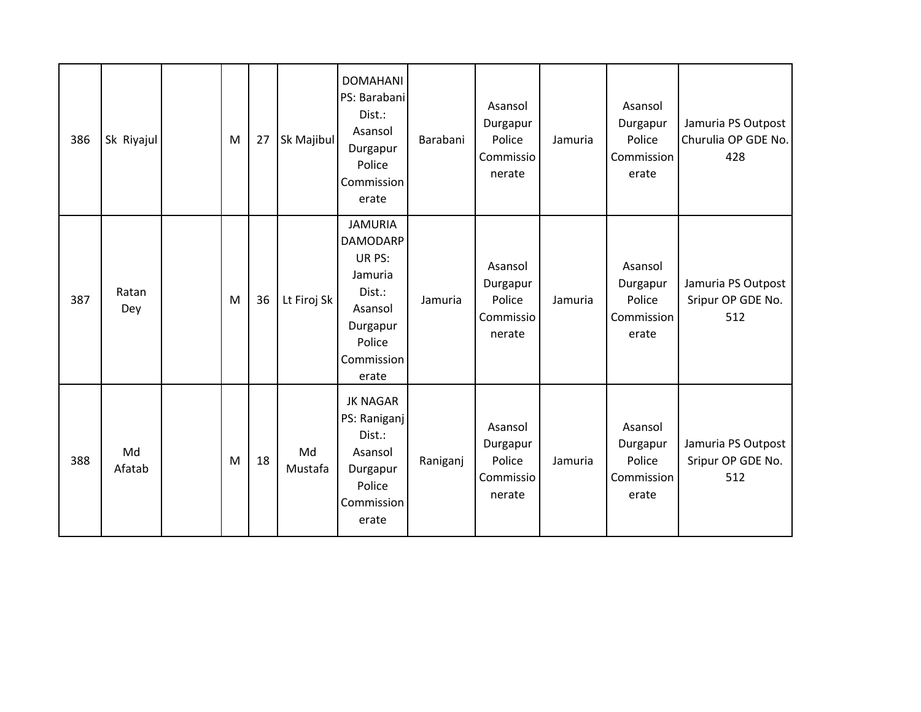| 386 | Sk Riyajul | | M | 27 | Sk Majibul | DOMAHANI PS: Barabani Dist.: Asansol Durgapur Police Commissionerate | Barabani | Asansol Durgapur Police Commissionerate | Jamuria | Asansol Durgapur Police Commissionerate | Jamuria PS Outpost Churulia OP GDE No. 428 |
|---|---|---|---|---|---|---|---|---|---|---|---|
| 387 | Ratan Dey | | M | 36 | Lt Firoj Sk | JAMURIA DAMODARPUR PS: Jamuria Dist.: Asansol Durgapur Police Commissionerate | Jamuria | Asansol Durgapur Police Commissionerate | Jamuria | Asansol Durgapur Police Commissionerate | Jamuria PS Outpost Sripur OP GDE No. 512 |
| 388 | Md Afatab | | M | 18 | Md Mustafa | JK NAGAR PS: Raniganj Dist.: Asansol Durgapur Police Commissionerate | Raniganj | Asansol Durgapur Police Commissionerate | Jamuria | Asansol Durgapur Police Commissionerate | Jamuria PS Outpost Sripur OP GDE No. 512 |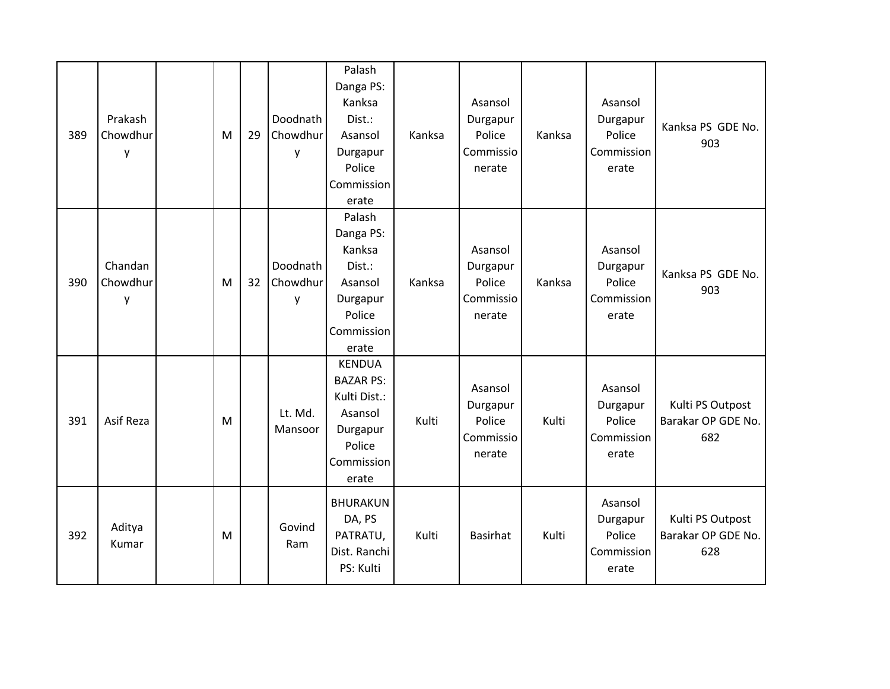| | | | | | | | | | | | |
|---|---|---|---|---|---|---|---|---|---|---|---|
| 389 | Prakash Chowdhury | | M | 29 | Doodnath Chowdhury | Palash Danga PS: Kanksa Dist.: Asansol Durgapur Police Commissionerate | Kanksa | Asansol Durgapur Police Commissionerate | Kanksa | Asansol Durgapur Police Commissionerate | Kanksa PS GDE No. 903 |
| 390 | Chandan Chowdhury | | M | 32 | Doodnath Chowdhury | Palash Danga PS: Kanksa Dist.: Asansol Durgapur Police Commissionerate | Kanksa | Asansol Durgapur Police Commissionerate | Kanksa | Asansol Durgapur Police Commissionerate | Kanksa PS GDE No. 903 |
| 391 | Asif Reza | | M | | Lt. Md. Mansoor | KENDUA BAZAR PS: Kulti Dist.: Asansol Durgapur Police Commissionerate | Kulti | Asansol Durgapur Police Commissionerate | Kulti | Asansol Durgapur Police Commissionerate | Kulti PS Outpost Barakar OP GDE No. 682 |
| 392 | Aditya Kumar | | M | | Govind Ram | BHURAKUNDA, PS PATRATU, Dist. Ranchi PS: Kulti | Kulti | Basirhat | Kulti | Asansol Durgapur Police Commissionerate | Kulti PS Outpost Barakar OP GDE No. 628 |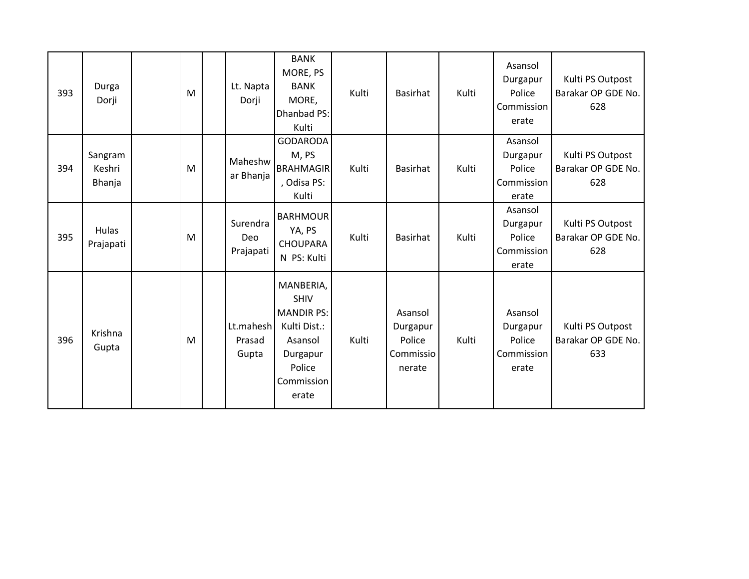| | | | | | | | | | | | |
|---|---|---|---|---|---|---|---|---|---|---|---|
| 393 | Durga Dorji | | M | | Lt. Napta Dorji | BANK MORE, PS BANK MORE, Dhanbad PS: Kulti | Kulti | Basirhat | Kulti | Asansol Durgapur Police Commissionerate | Kulti PS Outpost Barakar OP GDE No. 628 |
| 394 | Sangram Keshri Bhanja | | M | | Maheshwar Bhanja | GODARODAM, PS BRAHMAGIR, Odisa PS: Kulti | Kulti | Basirhat | Kulti | Asansol Durgapur Police Commissionerate | Kulti PS Outpost Barakar OP GDE No. 628 |
| 395 | Hulas Prajapati | | M | | Surendra Deo Prajapati | BARHMOURYA, PS CHOUPARAN PS: Kulti | Kulti | Basirhat | Kulti | Asansol Durgapur Police Commissionerate | Kulti PS Outpost Barakar OP GDE No. 628 |
| 396 | Krishna Gupta | | M | | Lt.mahesh Prasad Gupta | MANBERIA, SHIV MANDIR PS: Kulti Dist.: Asansol Durgapur Police Commissionerate | Kulti | Asansol Durgapur Police Commissionerate | Kulti | Asansol Durgapur Police Commissionerate | Kulti PS Outpost Barakar OP GDE No. 633 |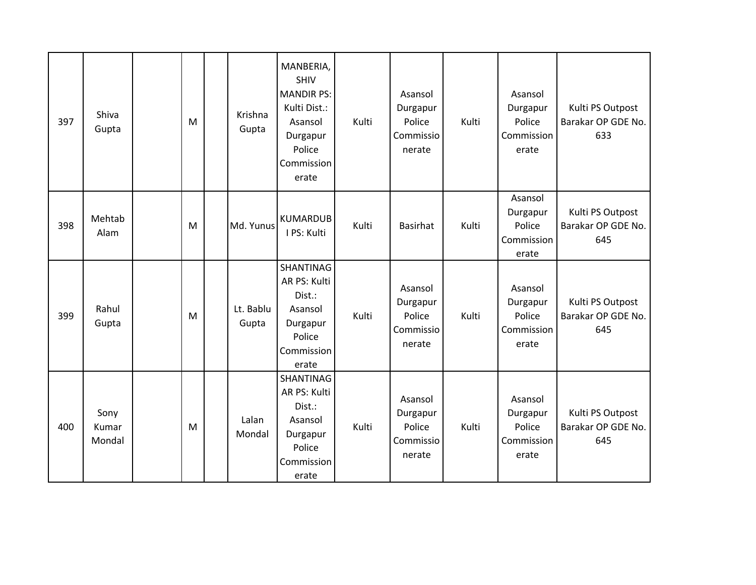| 397 | Shiva Gupta | | M | | Krishna Gupta | MANBERIA, SHIV MANDIR PS: Kulti Dist.: Asansol Durgapur Police Commissionerate | Kulti | Asansol Durgapur Police Commissionerate | Kulti | Asansol Durgapur Police Commissionerate | Kulti PS Outpost Barakar OP GDE No. 633 |
|---|---|---|---|---|---|---|---|---|---|---|---|
| 398 | Mehtab Alam | | M | | Md. Yunus | KUMARDUBI PS: Kulti | Kulti | Basirhat | Kulti | Asansol Durgapur Police Commissionerate | Kulti PS Outpost Barakar OP GDE No. 645 |
| 399 | Rahul Gupta | | M | | Lt. Bablu Gupta | SHANTINAGAR PS: Kulti Dist.: Asansol Durgapur Police Commissionerate | Kulti | Asansol Durgapur Police Commissionerate | Kulti | Asansol Durgapur Police Commissionerate | Kulti PS Outpost Barakar OP GDE No. 645 |
| 400 | Sony Kumar Mondal | | M | | Lalan Mondal | SHANTINAGAR PS: Kulti Dist.: Asansol Durgapur Police Commissionerate | Kulti | Asansol Durgapur Police Commissionerate | Kulti | Asansol Durgapur Police Commissionerate | Kulti PS Outpost Barakar OP GDE No. 645 |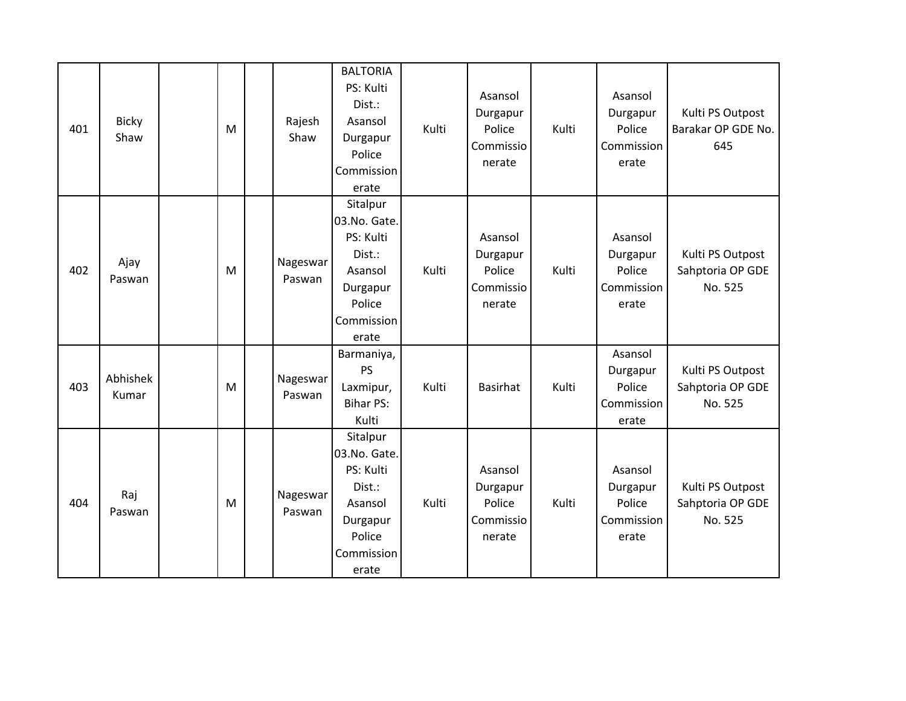|  |  |  |  |  |  |  |  |  |  |  |  |
|---|---|---|---|---|---|---|---|---|---|---|---|
| 401 | Bicky Shaw |  | M |  | Rajesh Shaw | BALTORIA PS: Kulti Dist.: Asansol Durgapur Police Commissionerate | Kulti | Asansol Durgapur Police Commissionerate | Kulti | Asansol Durgapur Police Commissionerate | Kulti PS Outpost Barakar OP GDE No. 645 |
| 402 | Ajay Paswan |  | M |  | Nageswar Paswan | Sitalpur 03.No. Gate. PS: Kulti Dist.: Asansol Durgapur Police Commissionerate | Kulti | Asansol Durgapur Police Commissionerate | Kulti | Asansol Durgapur Police Commissionerate | Kulti PS Outpost Sahptoria OP GDE No. 525 |
| 403 | Abhishek Kumar |  | M |  | Nageswar Paswan | Barmaniya, PS Laxmipur, Bihar PS: Kulti | Kulti | Basirhat | Kulti | Asansol Durgapur Police Commissionerate | Kulti PS Outpost Sahptoria OP GDE No. 525 |
| 404 | Raj Paswan |  | M |  | Nageswar Paswan | Sitalpur 03.No. Gate. PS: Kulti Dist.: Asansol Durgapur Police Commissionerate | Kulti | Asansol Durgapur Police Commissionerate | Kulti | Asansol Durgapur Police Commissionerate | Kulti PS Outpost Sahptoria OP GDE No. 525 |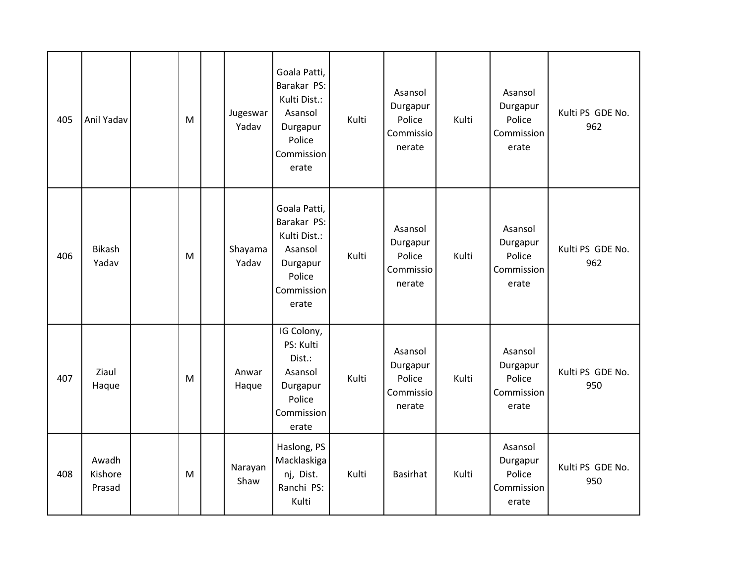| | | | | | | | | | | | |
|---|---|---|---|---|---|---|---|---|---|---|---|
| 405 | Anil Yadav | | M | | Jugeswar Yadav | Goala Patti, Barakar PS: Kulti Dist.: Asansol Durgapur Police Commissionerate | Kulti | Asansol Durgapur Police Commissionerate | Kulti | Asansol Durgapur Police Commissionerate | Kulti PS GDE No. 962 |
| 406 | Bikash Yadav | | M | | Shayama Yadav | Goala Patti, Barakar PS: Kulti Dist.: Asansol Durgapur Police Commissionerate | Kulti | Asansol Durgapur Police Commissionerate | Kulti | Asansol Durgapur Police Commissionerate | Kulti PS GDE No. 962 |
| 407 | Ziaul Haque | | M | | Anwar Haque | IG Colony, PS: Kulti Dist.: Asansol Durgapur Police Commissionerate | Kulti | Asansol Durgapur Police Commissionerate | Kulti | Asansol Durgapur Police Commissionerate | Kulti PS GDE No. 950 |
| 408 | Awadh Kishore Prasad | | M | | Narayan Shaw | Haslong, PS Macklaskiganj, Dist. Ranchi PS: Kulti | Kulti | Basirhat | Kulti | Asansol Durgapur Police Commissionerate | Kulti PS GDE No. 950 |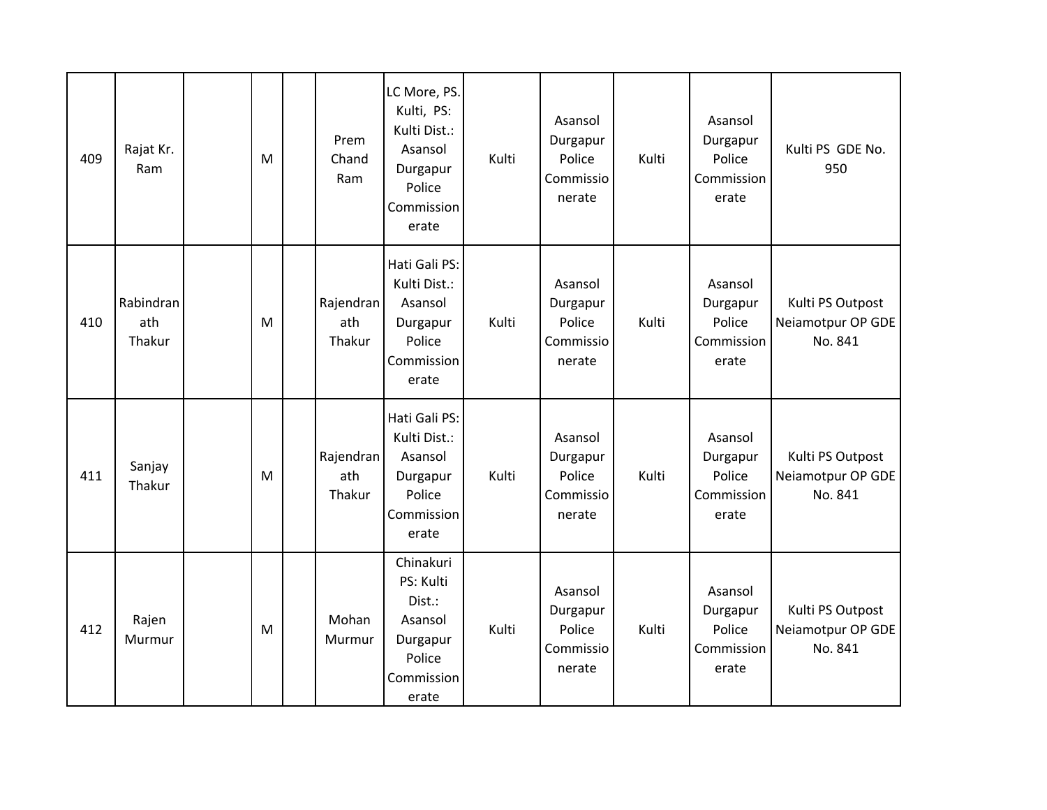| 409 | Rajat Kr. Ram | | M | | Prem Chand Ram | LC More, PS. Kulti, PS: Kulti Dist.: Asansol Durgapur Police Commissionerate | Kulti | Asansol Durgapur Police Commissionerate | Kulti | Asansol Durgapur Police Commissionerate | Kulti PS GDE No. 950 |
|---|---|---|---|---|---|---|---|---|---|---|---|
| 410 | Rabindranath Thakur | | M | | Rajendranath Thakur | Hati Gali PS: Kulti Dist.: Asansol Durgapur Police Commissionerate | Kulti | Asansol Durgapur Police Commissionerate | Kulti | Asansol Durgapur Police Commissionerate | Kulti PS Outpost Neiamotpur OP GDE No. 841 |
| 411 | Sanjay Thakur | | M | | Rajendranath Thakur | Hati Gali PS: Kulti Dist.: Asansol Durgapur Police Commissionerate | Kulti | Asansol Durgapur Police Commissionerate | Kulti | Asansol Durgapur Police Commissionerate | Kulti PS Outpost Neiamotpur OP GDE No. 841 |
| 412 | Rajen Murmur | | M | | Mohan Murmur | Chinakuri PS: Kulti Dist.: Asansol Durgapur Police Commissionerate | Kulti | Asansol Durgapur Police Commissionerate | Kulti | Asansol Durgapur Police Commissionerate | Kulti PS Outpost Neiamotpur OP GDE No. 841 |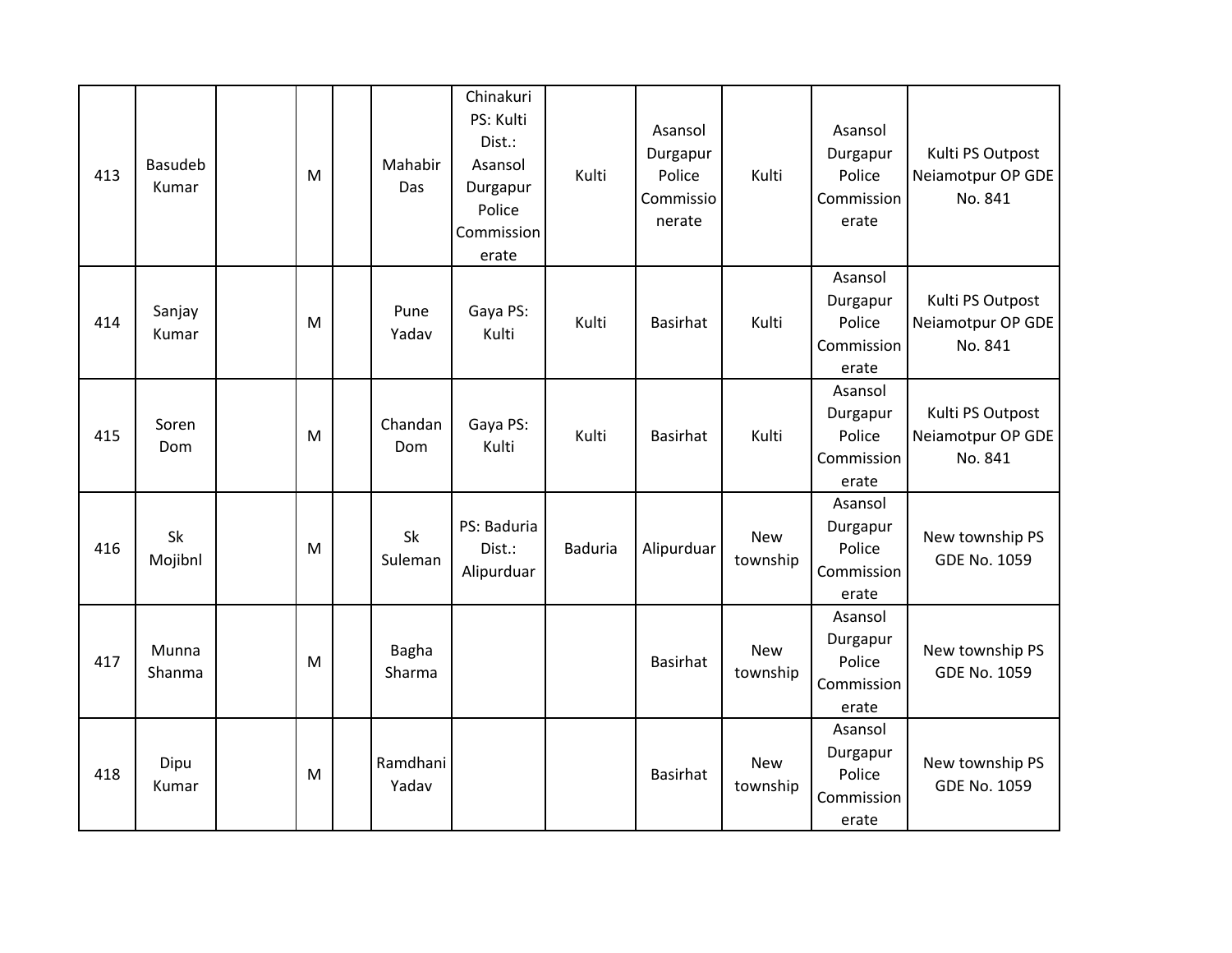| 413 | Basudeb Kumar | | M | | Mahabir Das | Chinakuri PS: Kulti Dist.: Asansol Durgapur Police Commissionerate | Kulti | Asansol Durgapur Police Commissionerate | Kulti | Asansol Durgapur Police Commissionerate | Kulti PS Outpost Neiamotpur OP GDE No. 841 |
|---|---|---|---|---|---|---|---|---|---|---|---|
| 414 | Sanjay Kumar | | M | | Pune Yadav | Gaya PS: Kulti | Kulti | Basirhat | Kulti | Asansol Durgapur Police Commissionerate | Kulti PS Outpost Neiamotpur OP GDE No. 841 |
| 415 | Soren Dom | | M | | Chandan Dom | Gaya PS: Kulti | Kulti | Basirhat | Kulti | Asansol Durgapur Police Commissionerate | Kulti PS Outpost Neiamotpur OP GDE No. 841 |
| 416 | Sk Mojibnl | | M | | Sk Suleman | PS: Baduria Dist.: Alipurduar | Baduria | Alipurduar | New township | Asansol Durgapur Police Commissionerate | New township PS GDE No. 1059 |
| 417 | Munna Shanma | | M | | Bagha Sharma | | | Basirhat | New township | Asansol Durgapur Police Commissionerate | New township PS GDE No. 1059 |
| 418 | Dipu Kumar | | M | | Ramdhani Yadav | | | Basirhat | New township | Asansol Durgapur Police Commissionerate | New township PS GDE No. 1059 |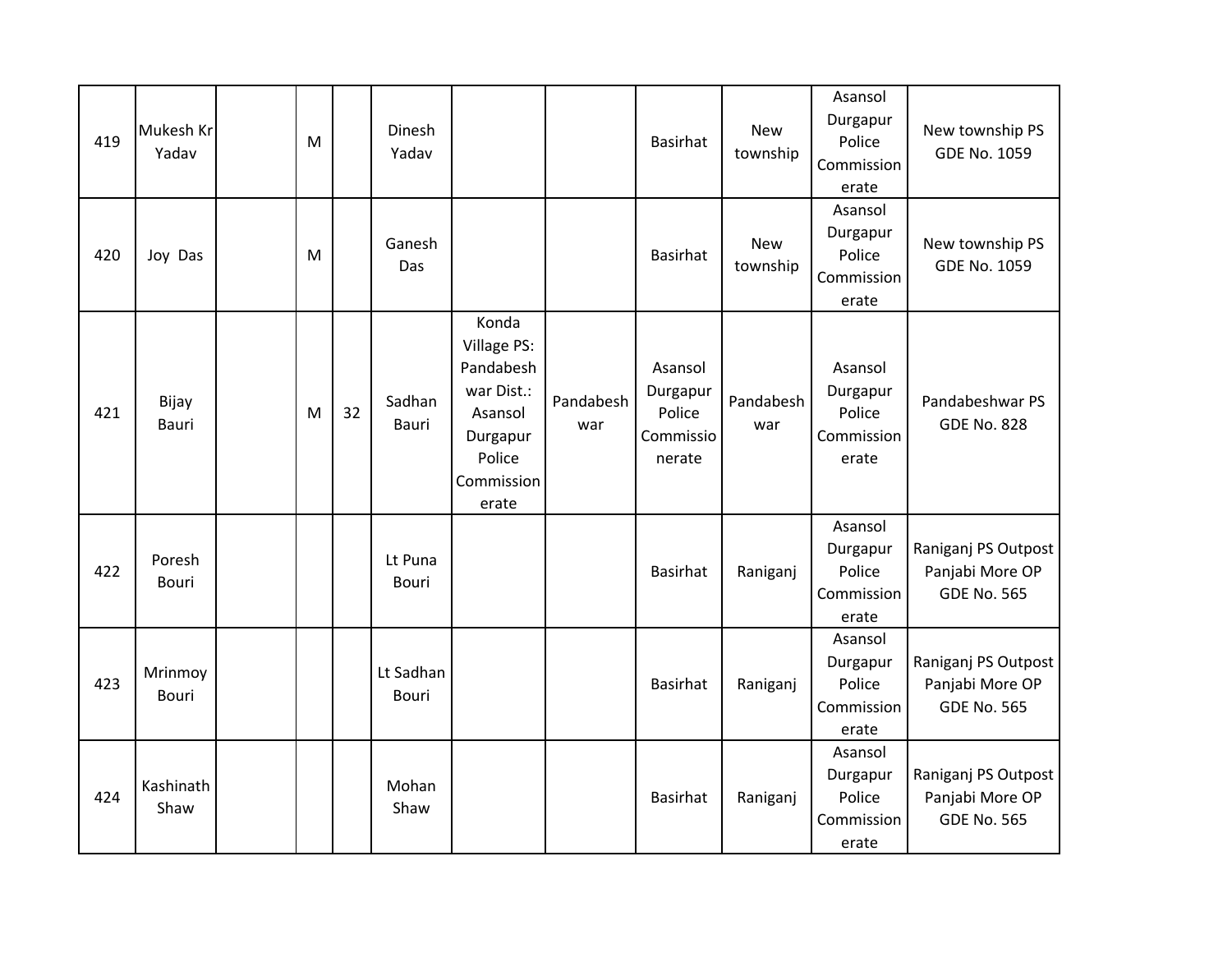| | | | | | | | | | | | |
|---|---|---|---|---|---|---|---|---|---|---|---|
| 419 | Mukesh Kr Yadav | | M | | Dinesh Yadav | | | Basirhat | New township | Asansol Durgapur Police Commissionerate | New township PS GDE No. 1059 |
| 420 | Joy Das | | M | | Ganesh Das | | | Basirhat | New township | Asansol Durgapur Police Commissionerate | New township PS GDE No. 1059 |
| 421 | Bijay Bauri | | M | 32 | Sadhan Bauri | Konda Village PS: Pandabeshwar Dist.: Asansol Durgapur Police Commissionerate | Pandabeshwar | Asansol Durgapur Police Commissionerate | Pandabeshwar | Asansol Durgapur Police Commissionerate | Pandabeshwar PS GDE No. 828 |
| 422 | Poresh Bouri | | | | Lt Puna Bouri | | | Basirhat | Raniganj | Asansol Durgapur Police Commissionerate | Raniganj PS Outpost Panjabi More OP GDE No. 565 |
| 423 | Mrinmoy Bouri | | | | Lt Sadhan Bouri | | | Basirhat | Raniganj | Asansol Durgapur Police Commissionerate | Raniganj PS Outpost Panjabi More OP GDE No. 565 |
| 424 | Kashinath Shaw | | | | Mohan Shaw | | | Basirhat | Raniganj | Asansol Durgapur Police Commissionerate | Raniganj PS Outpost Panjabi More OP GDE No. 565 |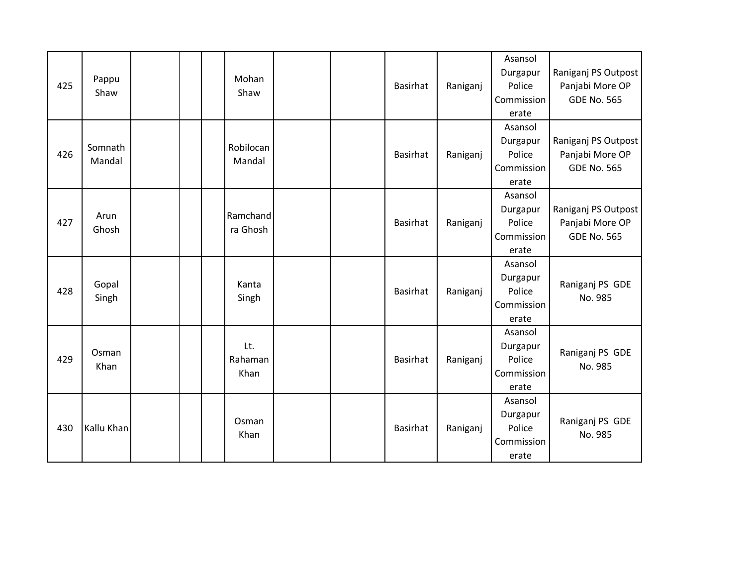| | | | | | | | | | | | |
|---|---|---|---|---|---|---|---|---|---|---|---|
| 425 | Pappu Shaw | | | | Mohan Shaw | | | Basirhat | Raniganj | Asansol Durgapur Police Commissionerate | Raniganj PS Outpost Panjabi More OP GDE No. 565 |
| 426 | Somnath Mandal | | | | Robilocan Mandal | | | Basirhat | Raniganj | Asansol Durgapur Police Commissionerate | Raniganj PS Outpost Panjabi More OP GDE No. 565 |
| 427 | Arun Ghosh | | | | Ramchandra Ghosh | | | Basirhat | Raniganj | Asansol Durgapur Police Commissionerate | Raniganj PS Outpost Panjabi More OP GDE No. 565 |
| 428 | Gopal Singh | | | | Kanta Singh | | | Basirhat | Raniganj | Asansol Durgapur Police Commissionerate | Raniganj PS GDE No. 985 |
| 429 | Osman Khan | | | | Lt. Rahaman Khan | | | Basirhat | Raniganj | Asansol Durgapur Police Commissionerate | Raniganj PS GDE No. 985 |
| 430 | Kallu Khan | | | | Osman Khan | | | Basirhat | Raniganj | Asansol Durgapur Police Commissionerate | Raniganj PS GDE No. 985 |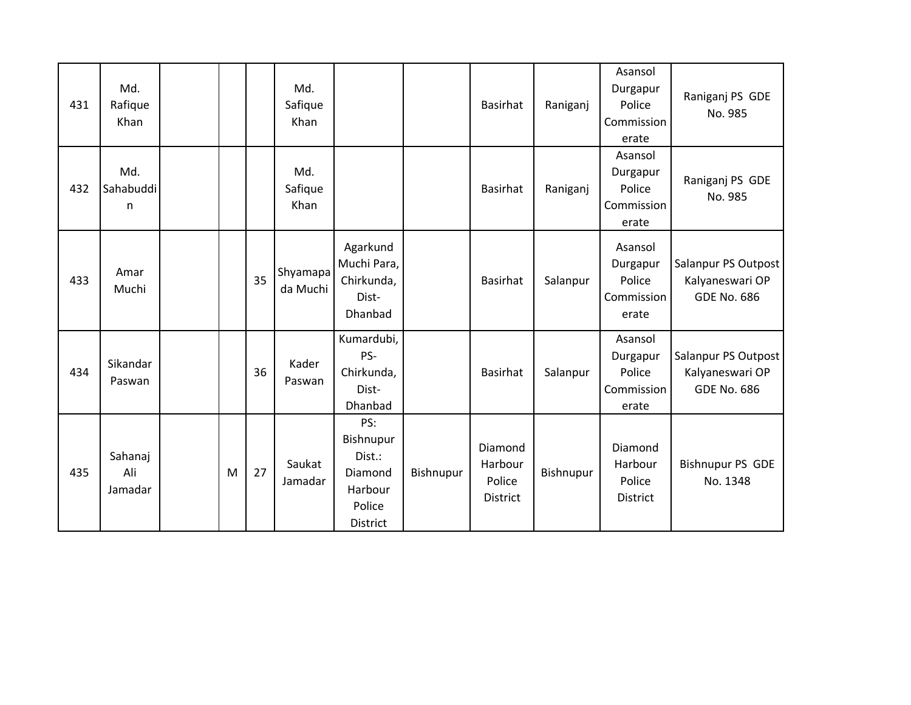| | | | | | | | | | | | |
|---|---|---|---|---|---|---|---|---|---|---|---|
| 431 | Md. Rafique Khan | | | | Md. Safique Khan | | | Basirhat | Raniganj | Asansol Durgapur Police Commissionerate | Raniganj PS GDE No. 985 |
| 432 | Md. Sahabuddin | | | | Md. Safique Khan | | | Basirhat | Raniganj | Asansol Durgapur Police Commissionerate | Raniganj PS GDE No. 985 |
| 433 | Amar Muchi | | | 35 | Shyamapada Muchi | Agarkund Muchi Para, Chirkunda, Dist- Dhanbad | | Basirhat | Salanpur | Asansol Durgapur Police Commissionerate | Salanpur PS Outpost Kalyaneswari OP GDE No. 686 |
| 434 | Sikandar Paswan | | | 36 | Kader Paswan | Kumardubi, PS- Chirkunda, Dist- Dhanbad | | Basirhat | Salanpur | Asansol Durgapur Police Commissionerate | Salanpur PS Outpost Kalyaneswari OP GDE No. 686 |
| 435 | Sahanaj Ali Jamadar | | M | 27 | Saukat Jamadar | PS: Bishnupur Dist.: Diamond Harbour Police District | Bishnupur | Diamond Harbour Police District | Bishnupur | Diamond Harbour Police District | Bishnupur PS GDE No. 1348 |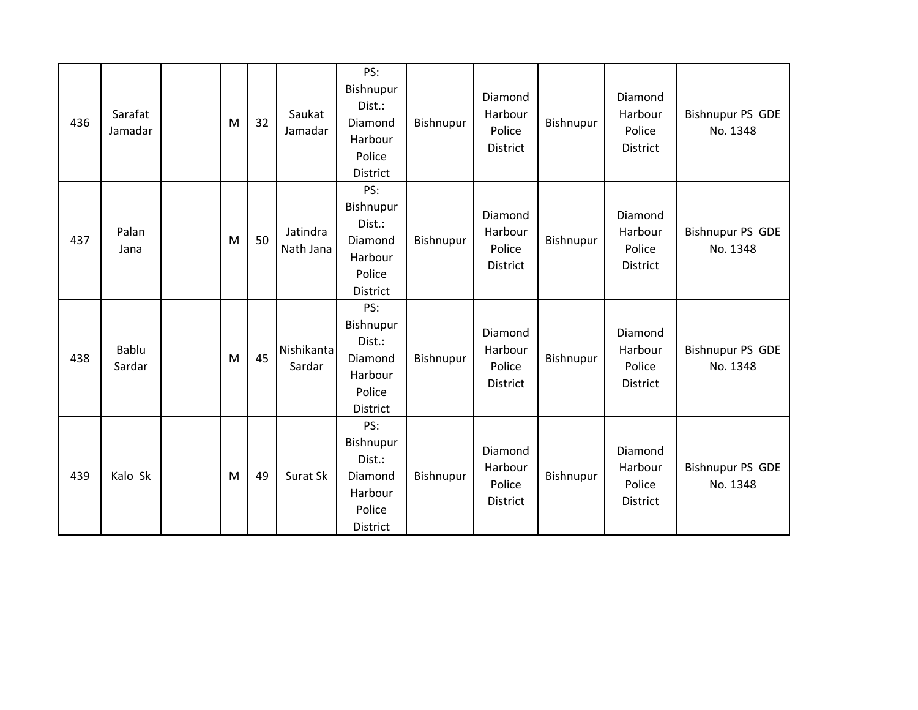| | | | | | | | | | | | |
|---|---|---|---|---|---|---|---|---|---|---|---|
| 436 | Sarafat Jamadar | | M | 32 | Saukat Jamadar | PS: Bishnupur Dist.: Diamond Harbour Police District | Bishnupur | Diamond Harbour Police District | Bishnupur | Diamond Harbour Police District | Bishnupur PS GDE No. 1348 |
| 437 | Palan Jana | | M | 50 | Jatindra Nath Jana | PS: Bishnupur Dist.: Diamond Harbour Police District | Bishnupur | Diamond Harbour Police District | Bishnupur | Diamond Harbour Police District | Bishnupur PS GDE No. 1348 |
| 438 | Bablu Sardar | | M | 45 | Nishikanta Sardar | PS: Bishnupur Dist.: Diamond Harbour Police District | Bishnupur | Diamond Harbour Police District | Bishnupur | Diamond Harbour Police District | Bishnupur PS GDE No. 1348 |
| 439 | Kalo Sk | | M | 49 | Surat Sk | PS: Bishnupur Dist.: Diamond Harbour Police District | Bishnupur | Diamond Harbour Police District | Bishnupur | Diamond Harbour Police District | Bishnupur PS GDE No. 1348 |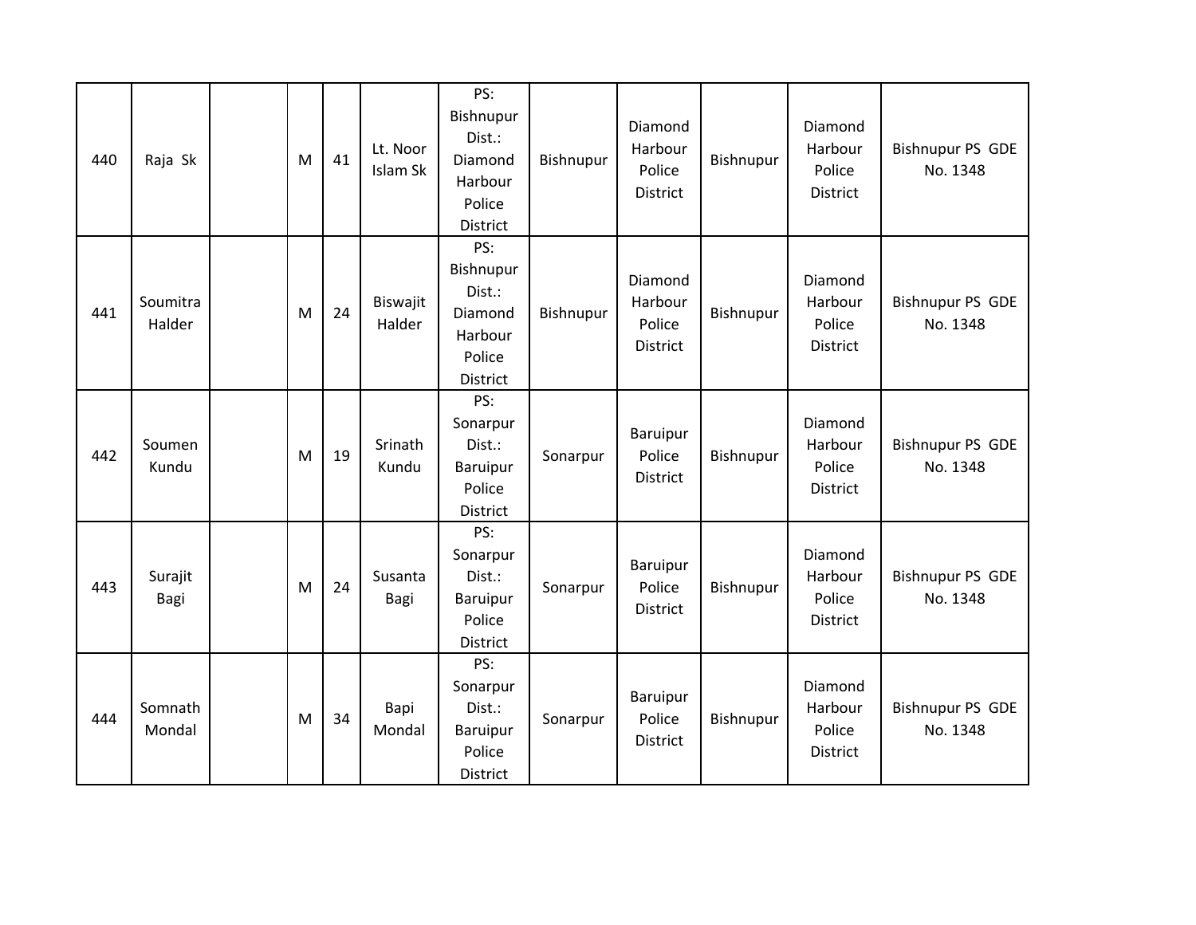| | | | | | | | | | | | |
|---|---|---|---|---|---|---|---|---|---|---|---|
| 440 | Raja Sk | | M | 41 | Lt. Noor Islam Sk | PS: Bishnupur Dist.: Diamond Harbour Police District | Bishnupur | Diamond Harbour Police District | Bishnupur | Diamond Harbour Police District | Bishnupur PS GDE No. 1348 |
| 441 | Soumitra Halder | | M | 24 | Biswajit Halder | PS: Bishnupur Dist.: Diamond Harbour Police District | Bishnupur | Diamond Harbour Police District | Bishnupur | Diamond Harbour Police District | Bishnupur PS GDE No. 1348 |
| 442 | Soumen Kundu | | M | 19 | Srinath Kundu | PS: Sonarpur Dist.: Baruipur Police District | Sonarpur | Baruipur Police District | Bishnupur | Diamond Harbour Police District | Bishnupur PS GDE No. 1348 |
| 443 | Surajit Bagi | | M | 24 | Susanta Bagi | PS: Sonarpur Dist.: Baruipur Police District | Sonarpur | Baruipur Police District | Bishnupur | Diamond Harbour Police District | Bishnupur PS GDE No. 1348 |
| 444 | Somnath Mondal | | M | 34 | Bapi Mondal | PS: Sonarpur Dist.: Baruipur Police District | Sonarpur | Baruipur Police District | Bishnupur | Diamond Harbour Police District | Bishnupur PS GDE No. 1348 |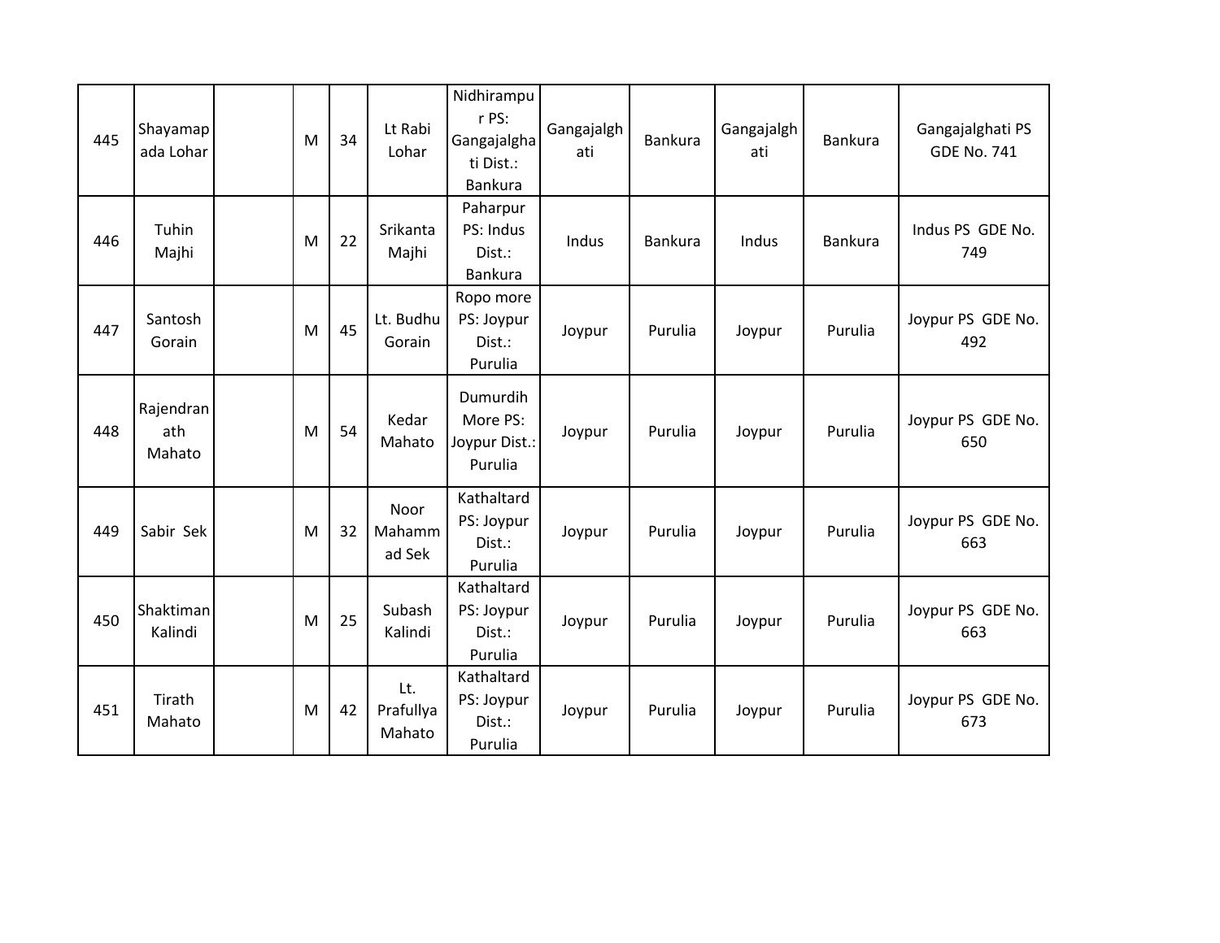| | | | | | | | | | | | |
|---|---|---|---|---|---|---|---|---|---|---|---|
| 445 | Shayamapada Lohar | | M | 34 | Lt Rabi Lohar | Nidhirampur PS: Gangajalghati Dist.: Bankura | Gangajalghati | Bankura | Gangajalghati | Bankura | Gangajalghati PS GDE No. 741 |
| 446 | Tuhin Majhi | | M | 22 | Srikanta Majhi | Paharpur PS: Indus Dist.: Bankura | Indus | Bankura | Indus | Bankura | Indus PS GDE No. 749 |
| 447 | Santosh Gorain | | M | 45 | Lt. Budhu Gorain | Ropo more PS: Joypur Dist.: Purulia | Joypur | Purulia | Joypur | Purulia | Joypur PS GDE No. 492 |
| 448 | Rajendranath Mahato | | M | 54 | Kedar Mahato | Dumurdih More PS: Joypur Dist.: Purulia | Joypur | Purulia | Joypur | Purulia | Joypur PS GDE No. 650 |
| 449 | Sabir Sek | | M | 32 | Noor Mahammad Sek | Kathaltard PS: Joypur Dist.: Purulia | Joypur | Purulia | Joypur | Purulia | Joypur PS GDE No. 663 |
| 450 | Shaktiman Kalindi | | M | 25 | Subash Kalindi | Kathaltard PS: Joypur Dist.: Purulia | Joypur | Purulia | Joypur | Purulia | Joypur PS GDE No. 663 |
| 451 | Tirath Mahato | | M | 42 | Lt. Prafullya Mahato | Kathaltard PS: Joypur Dist.: Purulia | Joypur | Purulia | Joypur | Purulia | Joypur PS GDE No. 673 |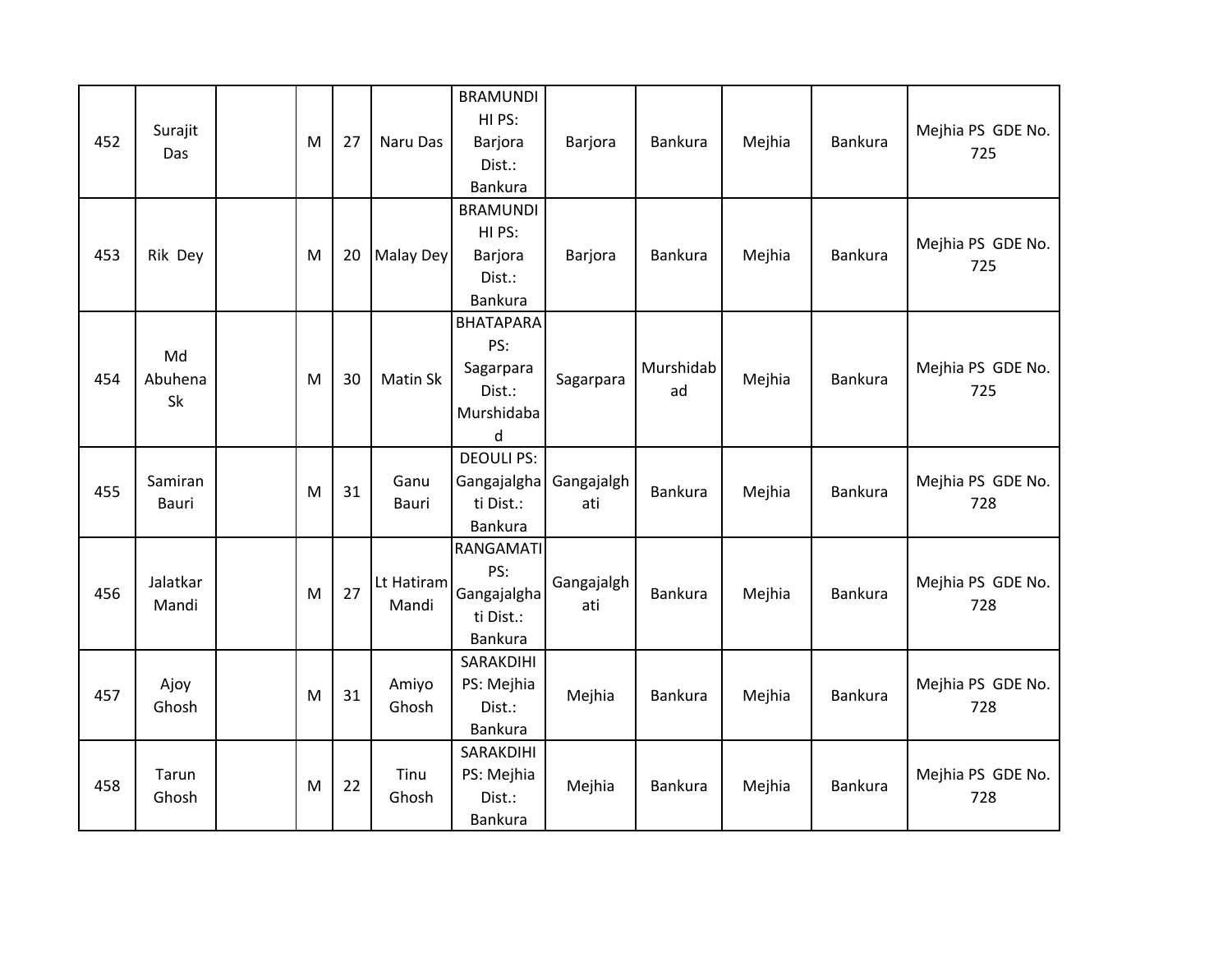| 452 | Surajit Das | | M | 27 | Naru Das | BRAMUNDIHI PS: Barjora Dist.: Bankura | Barjora | Bankura | Mejhia | Bankura | Mejhia PS GDE No. 725 |
|---|---|---|---|---|---|---|---|---|---|---|---|
| 453 | Rik Dey | | M | 20 | Malay Dey | BRAMUNDIHI PS: Barjora Dist.: Bankura | Barjora | Bankura | Mejhia | Bankura | Mejhia PS GDE No. 725 |
| 454 | Md Abuhena Sk | | M | 30 | Matin Sk | BHATAPARA PS: Sagarpara Dist.: Murshidabad | Sagarpara | Murshidabad | Mejhia | Bankura | Mejhia PS GDE No. 725 |
| 455 | Samiran Bauri | | M | 31 | Ganu Bauri | DEOULI PS: Gangajalghati Dist.: Bankura | Gangajalghati | Bankura | Mejhia | Bankura | Mejhia PS GDE No. 728 |
| 456 | Jalatkar Mandi | | M | 27 | Lt Hatiram Mandi | RANGAMATI PS: Gangajalghati Dist.: Bankura | Gangajalghati | Bankura | Mejhia | Bankura | Mejhia PS GDE No. 728 |
| 457 | Ajoy Ghosh | | M | 31 | Amiyo Ghosh | SARAKDIHI PS: Mejhia Dist.: Bankura | Mejhia | Bankura | Mejhia | Bankura | Mejhia PS GDE No. 728 |
| 458 | Tarun Ghosh | | M | 22 | Tinu Ghosh | SARAKDIHI PS: Mejhia Dist.: Bankura | Mejhia | Bankura | Mejhia | Bankura | Mejhia PS GDE No. 728 |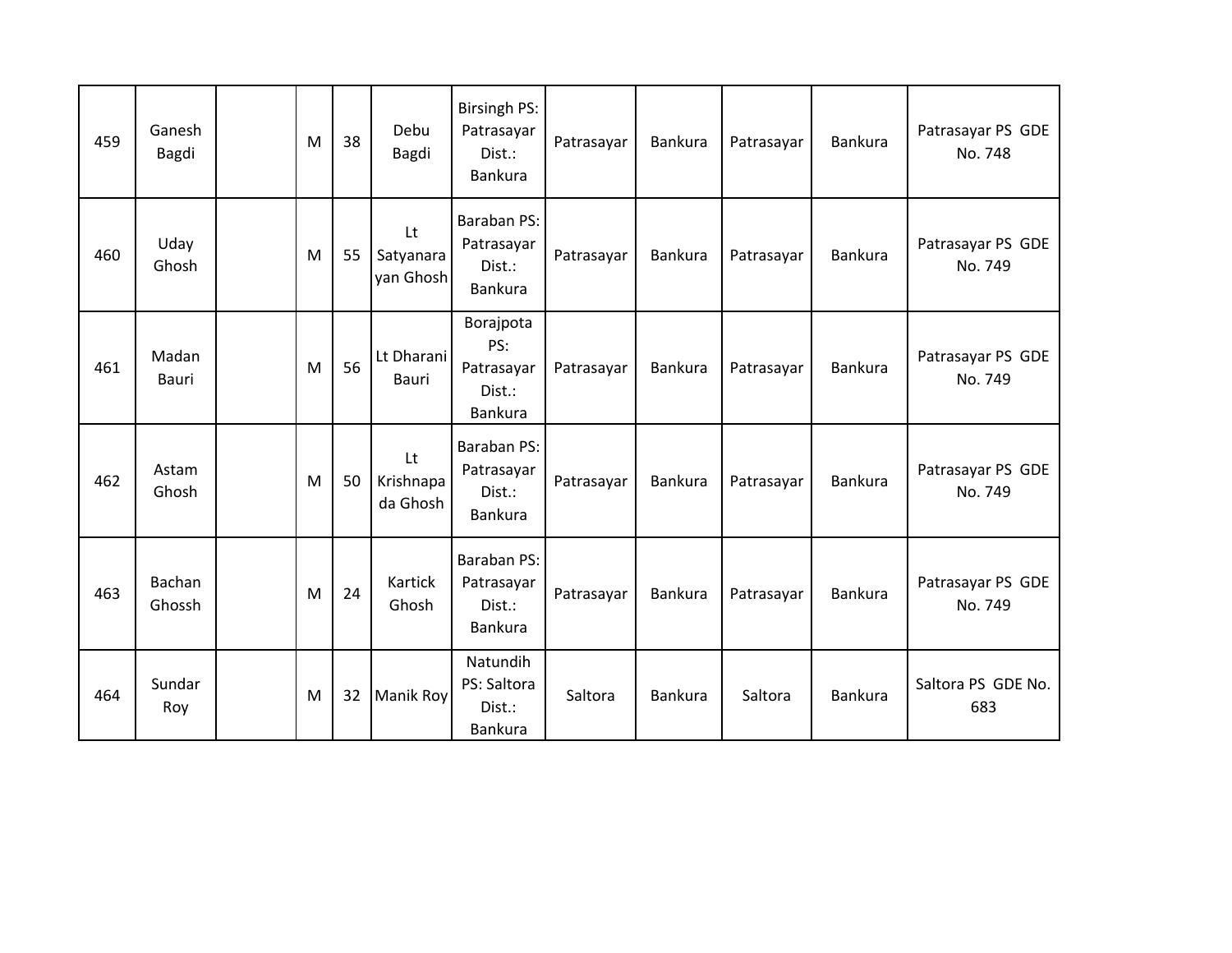| 459 | Ganesh Bagdi | | M | 38 | Debu Bagdi | Birsingh PS: Patrasayar Dist.: Bankura | Patrasayar | Bankura | Patrasayar | Bankura | Patrasayar PS GDE No. 748 |
|---|---|---|---|---|---|---|---|---|---|---|---|
| 460 | Uday Ghosh | | M | 55 | Lt Satyanarayan Ghosh | Baraban PS: Patrasayar Dist.: Bankura | Patrasayar | Bankura | Patrasayar | Bankura | Patrasayar PS GDE No. 749 |
| 461 | Madan Bauri | | M | 56 | Lt Dharani Bauri | Borajpota PS: Patrasayar Dist.: Bankura | Patrasayar | Bankura | Patrasayar | Bankura | Patrasayar PS GDE No. 749 |
| 462 | Astam Ghosh | | M | 50 | Lt Krishnapada Ghosh | Baraban PS: Patrasayar Dist.: Bankura | Patrasayar | Bankura | Patrasayar | Bankura | Patrasayar PS GDE No. 749 |
| 463 | Bachan Ghossh | | M | 24 | Kartick Ghosh | Baraban PS: Patrasayar Dist.: Bankura | Patrasayar | Bankura | Patrasayar | Bankura | Patrasayar PS GDE No. 749 |
| 464 | Sundar Roy | | M | 32 | Manik Roy | Natundih PS: Saltora Dist.: Bankura | Saltora | Bankura | Saltora | Bankura | Saltora PS GDE No. 683 |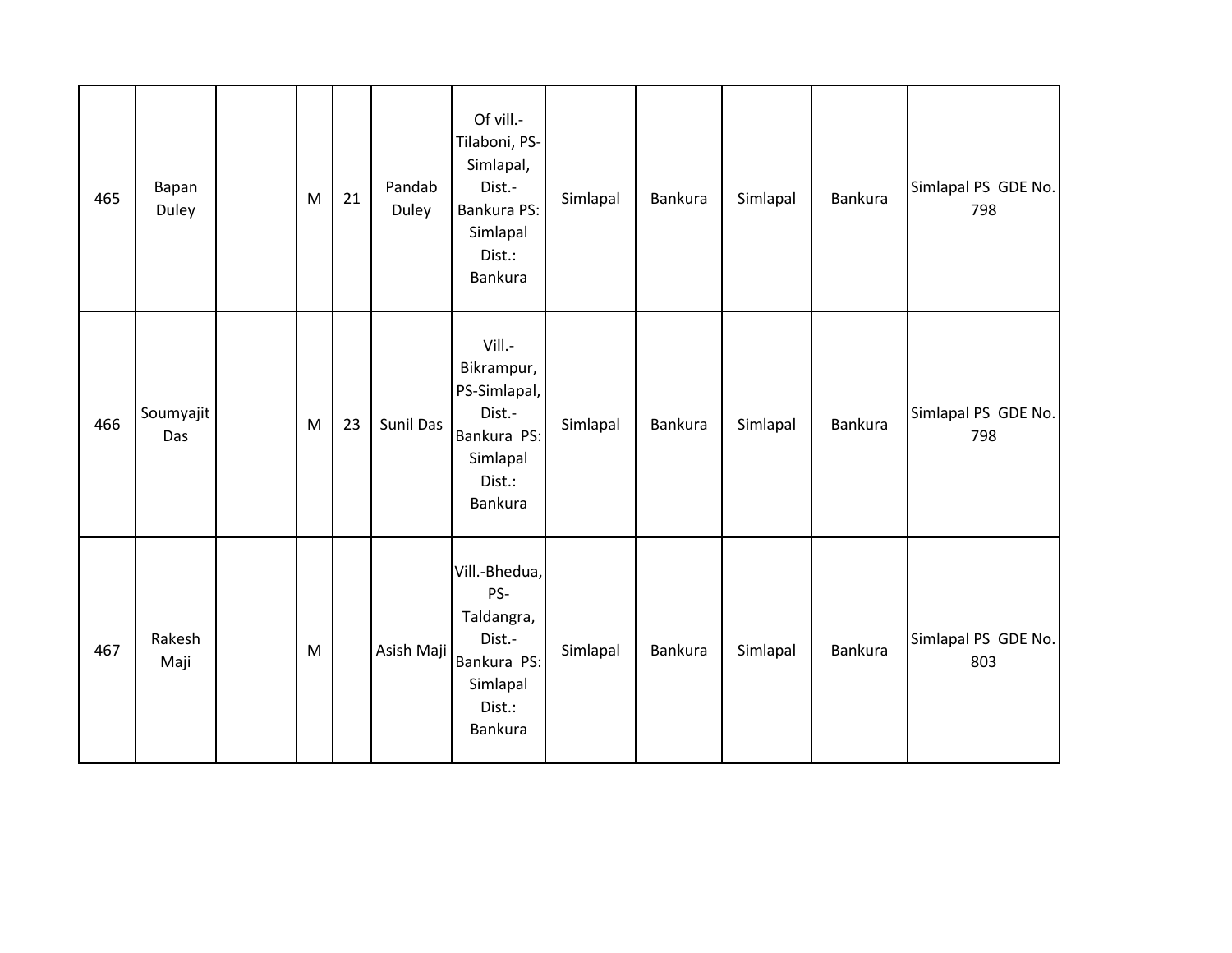| | | | | | | | | | | | |
|---|---|---|---|---|---|---|---|---|---|---|---|
| 465 | Bapan Duley | | M | 21 | Pandab Duley | Of vill.-Tilaboni, PS-Simlapal, Dist.-Bankura PS: Simlapal Dist.: Bankura | Simlapal | Bankura | Simlapal | Bankura | Simlapal PS GDE No. 798 |
| 466 | Soumyajit Das | | M | 23 | Sunil Das | Vill.-Bikrampur, PS-Simlapal, Dist.-Bankura PS: Simlapal Dist.: Bankura | Simlapal | Bankura | Simlapal | Bankura | Simlapal PS GDE No. 798 |
| 467 | Rakesh Maji | | M | | Asish Maji | Vill.-Bhedua, PS-Taldangra, Dist.-Bankura PS: Simlapal Dist.: Bankura | Simlapal | Bankura | Simlapal | Bankura | Simlapal PS GDE No. 803 |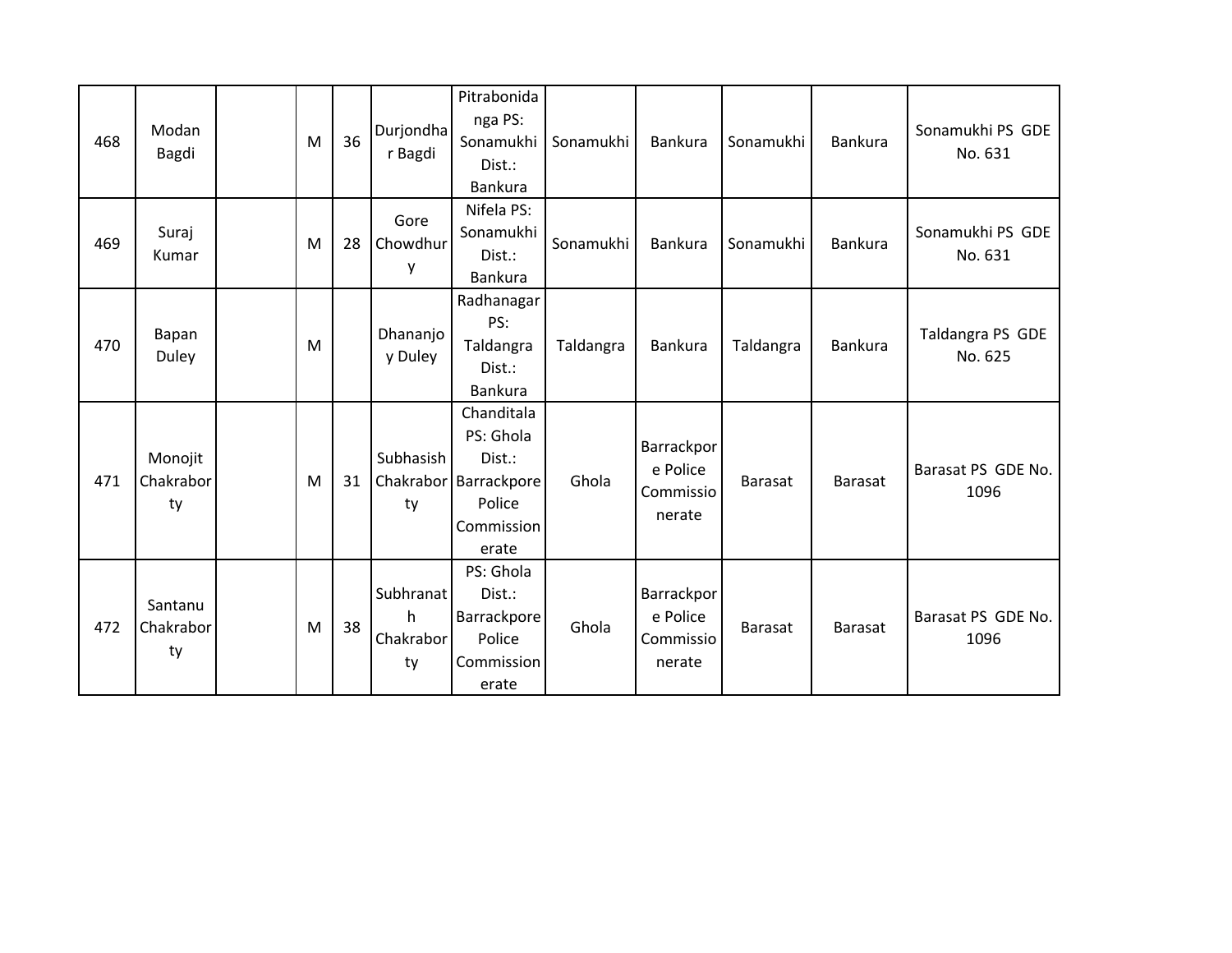| 468 | Modan Bagdi | | M | 36 | Durjondhar Bagdi | Pitrabonidanga PS: Sonamukhi Dist.: Bankura | Sonamukhi | Bankura | Sonamukhi | Bankura | Sonamukhi PS GDE No. 631 |
|---|---|---|---|---|---|---|---|---|---|---|---|
| 469 | Suraj Kumar | | M | 28 | Gore Chowdhury | Nifela PS: Sonamukhi Dist.: Bankura | Sonamukhi | Bankura | Sonamukhi | Bankura | Sonamukhi PS GDE No. 631 |
| 470 | Bapan Duley | | M | | Dhananjoy Duley | Radhanagar PS: Taldangra Dist.: Bankura | Taldangra | Bankura | Taldangra | Bankura | Taldangra PS GDE No. 625 |
| 471 | Monojit Chakraborty | | M | 31 | Subhasish Chakraborty | Chanditala PS: Ghola Dist.: Barrackpore Police Commissionerate | Ghola | Barrackpore Police Commissionerate | Barasat | Barasat | Barasat PS GDE No. 1096 |
| 472 | Santanu Chakraborty | | M | 38 | Subhranath Chakraborty | PS: Ghola Dist.: Barrackpore Police Commissionerate | Ghola | Barrackpore Police Commissionerate | Barasat | Barasat | Barasat PS GDE No. 1096 |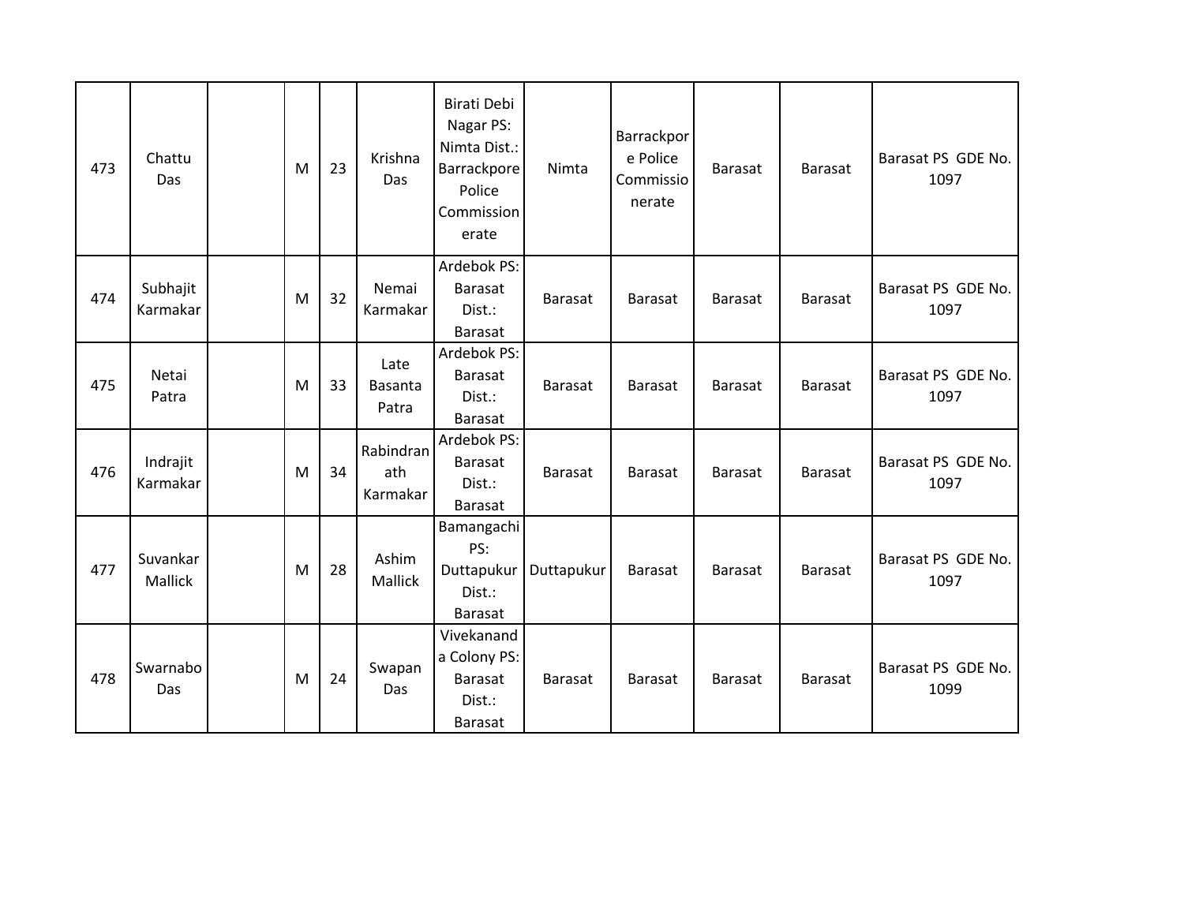| 473 | Chattu Das | | M | 23 | Krishna Das | Birati Debi Nagar PS: Nimta Dist.: Barrackpore Police Commissionerate | Nimta | Barrackpore Police Commissionerate | Barasat | Barasat | Barasat PS GDE No. 1097 |
|---|---|---|---|---|---|---|---|---|---|---|---|
| 474 | Subhajit Karmakar | | M | 32 | Nemai Karmakar | Ardebok PS: Barasat Dist.: Barasat | Barasat | Barasat | Barasat | Barasat | Barasat PS GDE No. 1097 |
| 475 | Netai Patra | | M | 33 | Late Basanta Patra | Ardebok PS: Barasat Dist.: Barasat | Barasat | Barasat | Barasat | Barasat | Barasat PS GDE No. 1097 |
| 476 | Indrajit Karmakar | | M | 34 | Rabindranath Karmakar | Ardebok PS: Barasat Dist.: Barasat | Barasat | Barasat | Barasat | Barasat | Barasat PS GDE No. 1097 |
| 477 | Suvankar Mallick | | M | 28 | Ashim Mallick | Bamangachi PS: Duttapukur Dist.: Barasat | Duttapukur | Barasat | Barasat | Barasat | Barasat PS GDE No. 1097 |
| 478 | Swarnabo Das | | M | 24 | Swapan Das | Vivekananda Colony PS: Barasat Dist.: Barasat | Barasat | Barasat | Barasat | Barasat | Barasat PS GDE No. 1099 |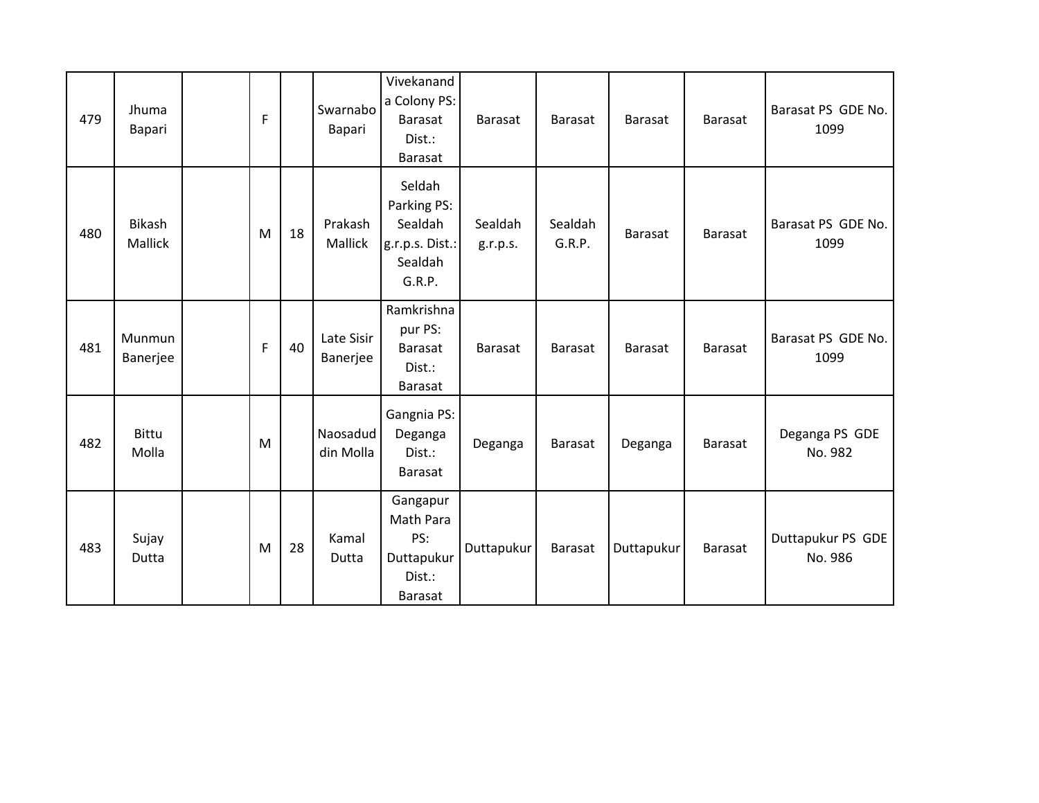| | | | | | | | | | | | |
|---|---|---|---|---|---|---|---|---|---|---|---|
| 479 | Jhuma Bapari | | F | | Swarnabo Bapari | Vivekananda Colony PS: Barasat Dist.: Barasat | Barasat | Barasat | Barasat | Barasat | Barasat PS GDE No. 1099 |
| 480 | Bikash Mallick | | M | 18 | Prakash Mallick | Seldah Parking PS: Sealdah g.r.p.s. Dist.: Sealdah G.R.P. | Sealdah g.r.p.s. | Sealdah G.R.P. | Barasat | Barasat | Barasat PS GDE No. 1099 |
| 481 | Munmun Banerjee | | F | 40 | Late Sisir Banerjee | Ramkrishnapur PS: Barasat Dist.: Barasat | Barasat | Barasat | Barasat | Barasat | Barasat PS GDE No. 1099 |
| 482 | Bittu Molla | | M | | Naosaduddin Molla | Gangnia PS: Deganga Dist.: Barasat | Deganga | Barasat | Deganga | Barasat | Deganga PS GDE No. 982 |
| 483 | Sujay Dutta | | M | 28 | Kamal Dutta | Gangapur Math Para PS: Duttapukur Dist.: Barasat | Duttapukur | Barasat | Duttapukur | Barasat | Duttapukur PS GDE No. 986 |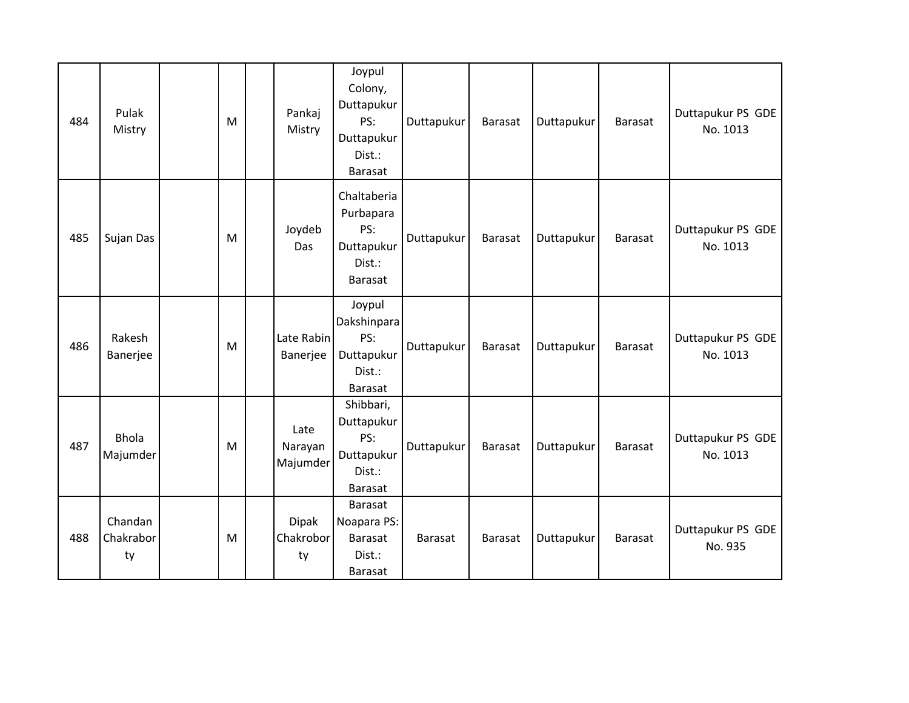| | | | | | | | | | | | |
|---|---|---|---|---|---|---|---|---|---|---|---|
| 484 | Pulak Mistry | | M | | Pankaj Mistry | Joypul Colony, Duttapukur PS: Duttapukur Dist.: Barasat | Duttapukur | Barasat | Duttapukur | Barasat | Duttapukur PS GDE No. 1013 |
| 485 | Sujan Das | | M | | Joydeb Das | Chaltaberia Purbapara PS: Duttapukur Dist.: Barasat | Duttapukur | Barasat | Duttapukur | Barasat | Duttapukur PS GDE No. 1013 |
| 486 | Rakesh Banerjee | | M | | Late Rabin Banerjee | Joypul Dakshinpara PS: Duttapukur Dist.: Barasat | Duttapukur | Barasat | Duttapukur | Barasat | Duttapukur PS GDE No. 1013 |
| 487 | Bhola Majumder | | M | | Late Narayan Majumder | Shibbari, Duttapukur PS: Duttapukur Dist.: Barasat | Duttapukur | Barasat | Duttapukur | Barasat | Duttapukur PS GDE No. 1013 |
| 488 | Chandan Chakrabor ty | | M | | Dipak Chakrobor ty | Barasat Noapara PS: Barasat Dist.: Barasat | Barasat | Barasat | Duttapukur | Barasat | Duttapukur PS GDE No. 935 |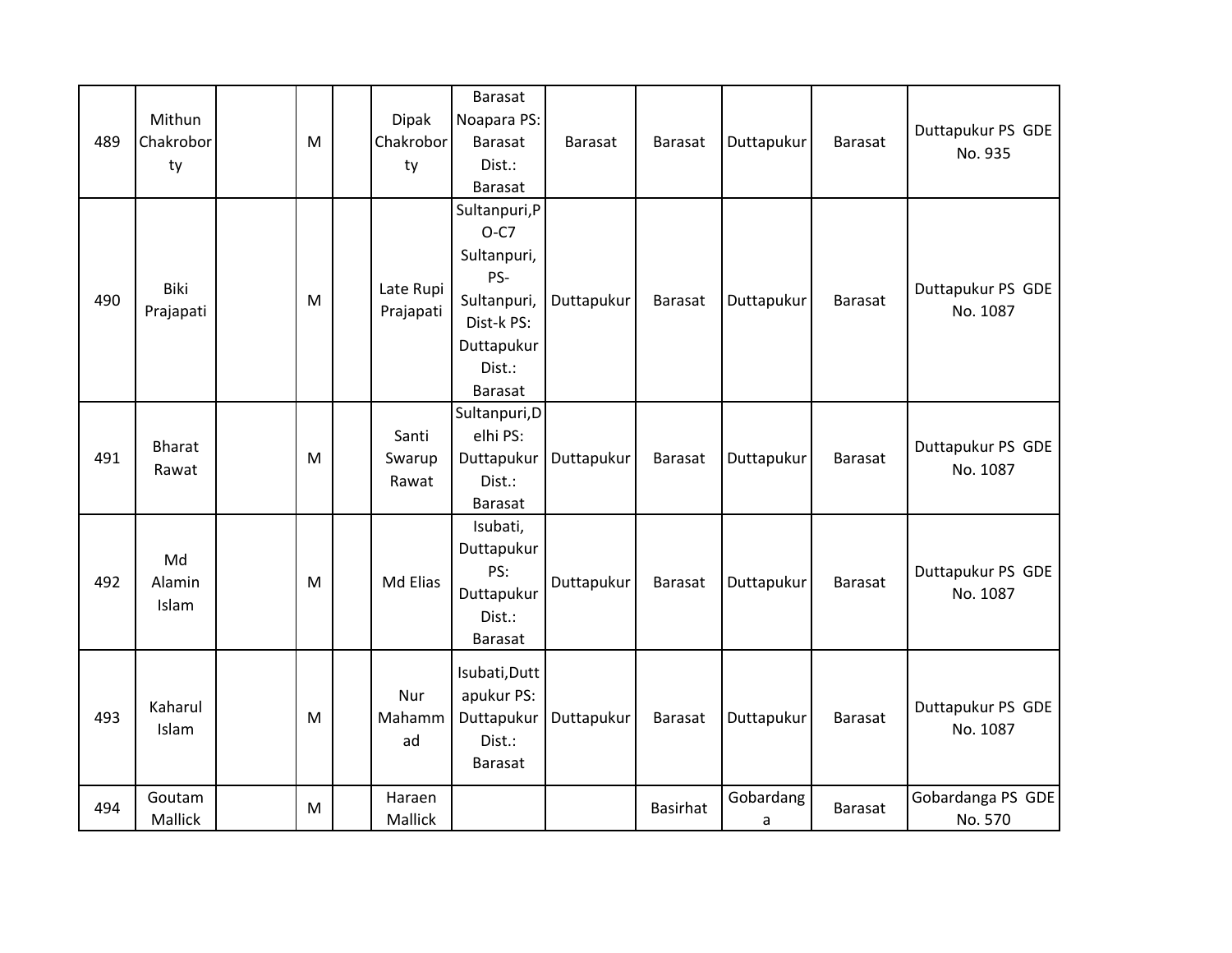| 489 | Mithun Chakroborty | | M | | Dipak Chakroborty | Barasat Noapara PS: Barasat Dist.: Barasat | Barasat | Barasat | Duttapukur | Barasat | Duttapukur PS GDE No. 935 |
|---|---|---|---|---|---|---|---|---|---|---|---|
| 490 | Biki Prajapati | | M | | Late Rupi Prajapati | Sultanpuri,PO-C7 Sultanpuri, PS-Sultanpuri, Dist-k PS: Duttapukur Dist.: Barasat | Duttapukur | Barasat | Duttapukur | Barasat | Duttapukur PS GDE No. 1087 |
| 491 | Bharat Rawat | | M | | Santi Swarup Rawat | Sultanpuri,Delhi PS: Duttapukur Dist.: Barasat | Duttapukur | Barasat | Duttapukur | Barasat | Duttapukur PS GDE No. 1087 |
| 492 | Md Alamin Islam | | M | | Md Elias | Isubati, Duttapukur PS: Duttapukur Dist.: Barasat | Duttapukur | Barasat | Duttapukur | Barasat | Duttapukur PS GDE No. 1087 |
| 493 | Kaharul Islam | | M | | Nur Mahammad | Isubati,Duttapukur PS: Duttapukur Dist.: Barasat | Duttapukur | Barasat | Duttapukur | Barasat | Duttapukur PS GDE No. 1087 |
| 494 | Goutam Mallick | | M | | Haraen Mallick | | | Basirhat | Gobardanga | Barasat | Gobardanga PS GDE No. 570 |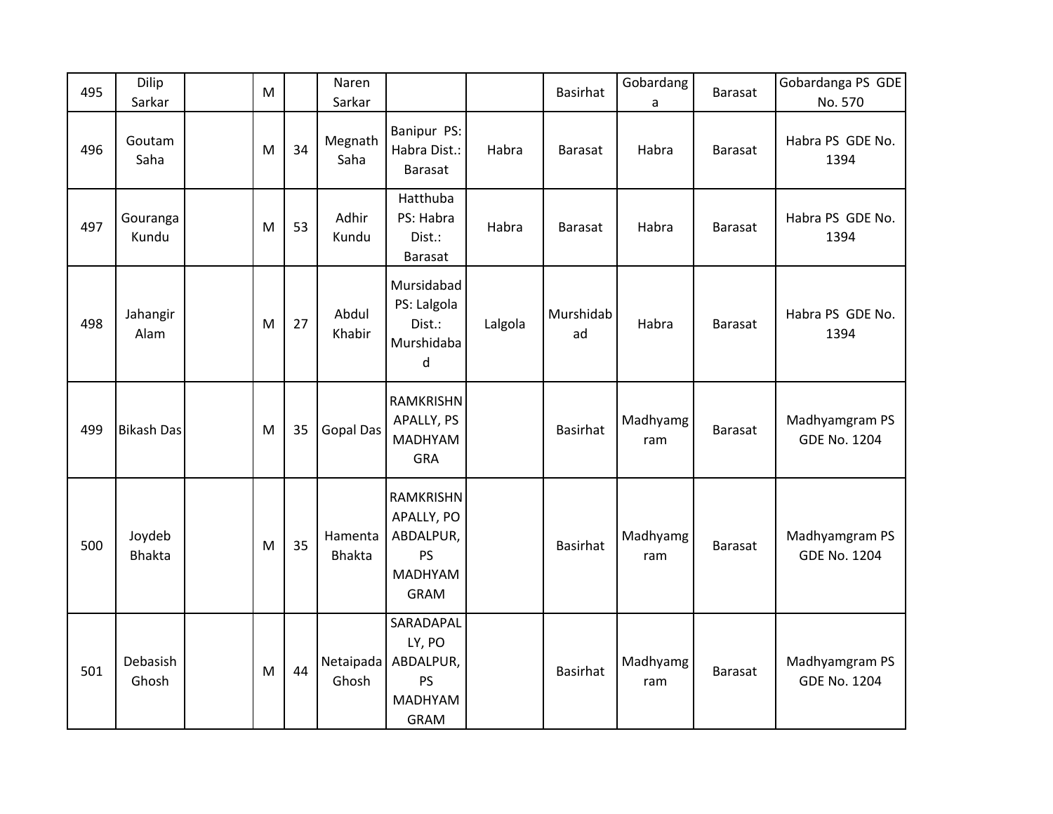| 495 | Dilip Sarkar | | M | | Naren Sarkar | | | Basirhat | Gobardanga | Barasat | Gobardanga PS GDE No. 570 |
|---|---|---|---|---|---|---|---|---|---|---|---|
| 496 | Goutam Saha | | M | 34 | Megnath Saha | Banipur PS: Habra Dist.: Barasat | Habra | Barasat | Habra | Barasat | Habra PS GDE No. 1394 |
| 497 | Gouranga Kundu | | M | 53 | Adhir Kundu | Hatthuba PS: Habra Dist.: Barasat | Habra | Barasat | Habra | Barasat | Habra PS GDE No. 1394 |
| 498 | Jahangir Alam | | M | 27 | Abdul Khabir | Mursidabad PS: Lalgola Dist.: Murshidabad | Lalgola | Murshidabad | Habra | Barasat | Habra PS GDE No. 1394 |
| 499 | Bikash Das | | M | 35 | Gopal Das | RAMKRISHNAPALLY, PS MADHYAMGRA | | Basirhat | Madhyamgram | Barasat | Madhyamgram PS GDE No. 1204 |
| 500 | Joydeb Bhakta | | M | 35 | Hamenta Bhakta | RAMKRISHNAPALLY, PO ABDALPUR, PS MADHYAMGRAM | | Basirhat | Madhyamgram | Barasat | Madhyamgram PS GDE No. 1204 |
| 501 | Debasish Ghosh | | M | 44 | Netaipada Ghosh | SARADAPALLY, PO ABDALPUR, PS MADHYAMGRAM | | Basirhat | Madhyamgram | Barasat | Madhyamgram PS GDE No. 1204 |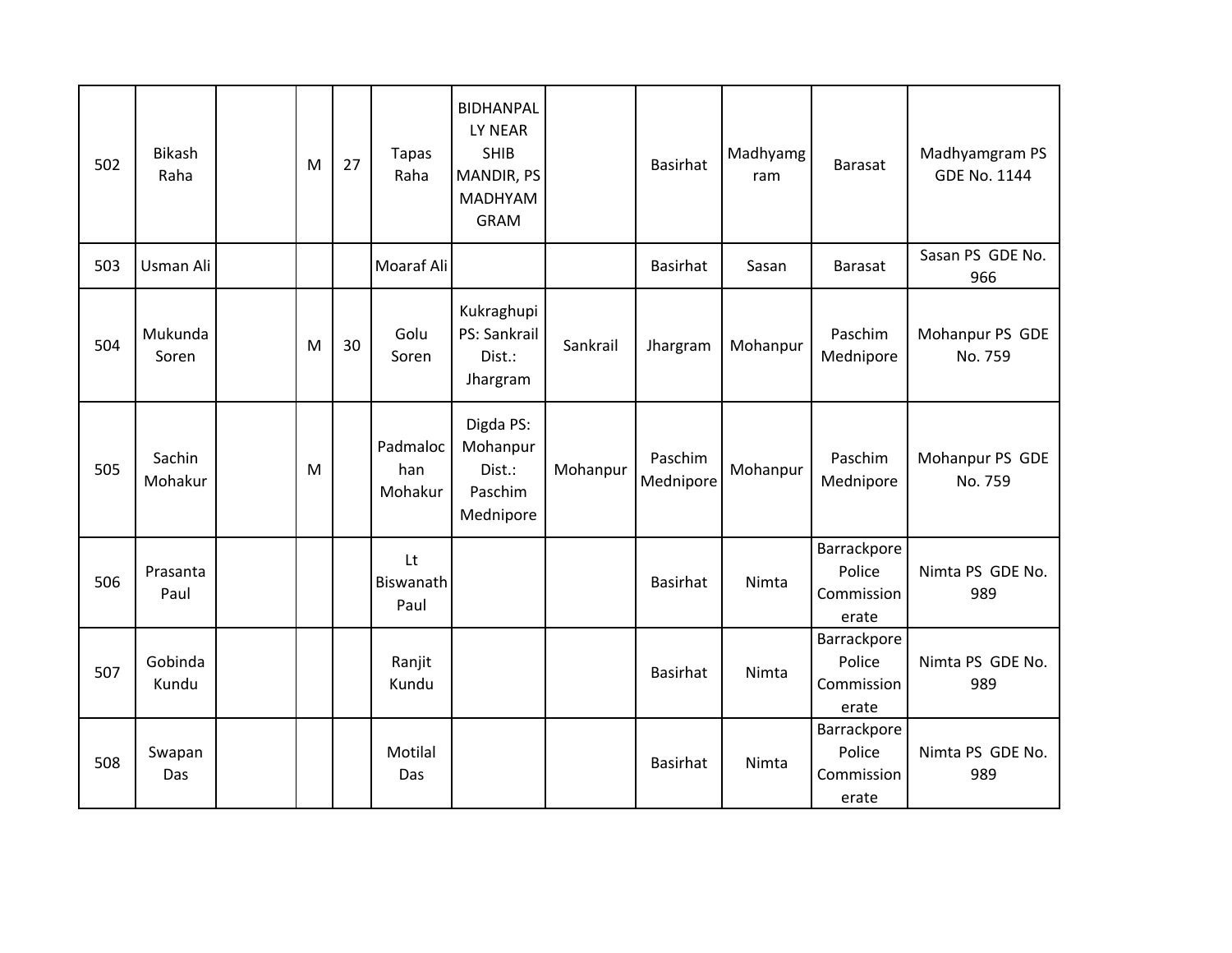| | | | | | | | | | | | |
|---|---|---|---|---|---|---|---|---|---|---|---|
| 502 | Bikash Raha | | M | 27 | Tapas Raha | BIDHANPALLY NEAR SHIB MANDIR, PS MADHYAMGRAM | | Basirhat | Madhyamgram | Barasat | Madhyamgram PS GDE No. 1144 |
| 503 | Usman Ali | | | | Moaraf Ali | | | Basirhat | Sasan | Barasat | Sasan PS GDE No. 966 |
| 504 | Mukunda Soren | | M | 30 | Golu Soren | Kukraghupi PS: Sankrail Dist.: Jhargram | Sankrail | Jhargram | Mohanpur | Paschim Mednipore | Mohanpur PS GDE No. 759 |
| 505 | Sachin Mohakur | | M | | Padmalochan Mohakur | Digda PS: Mohanpur Dist.: Paschim Mednipore | Mohanpur | Paschim Mednipore | Mohanpur | Paschim Mednipore | Mohanpur PS GDE No. 759 |
| 506 | Prasanta Paul | | | | Lt Biswanath Paul | | | Basirhat | Nimta | Barrackpore Police Commissionerate | Nimta PS GDE No. 989 |
| 507 | Gobinda Kundu | | | | Ranjit Kundu | | | Basirhat | Nimta | Barrackpore Police Commissionerate | Nimta PS GDE No. 989 |
| 508 | Swapan Das | | | | Motilal Das | | | Basirhat | Nimta | Barrackpore Police Commissionerate | Nimta PS GDE No. 989 |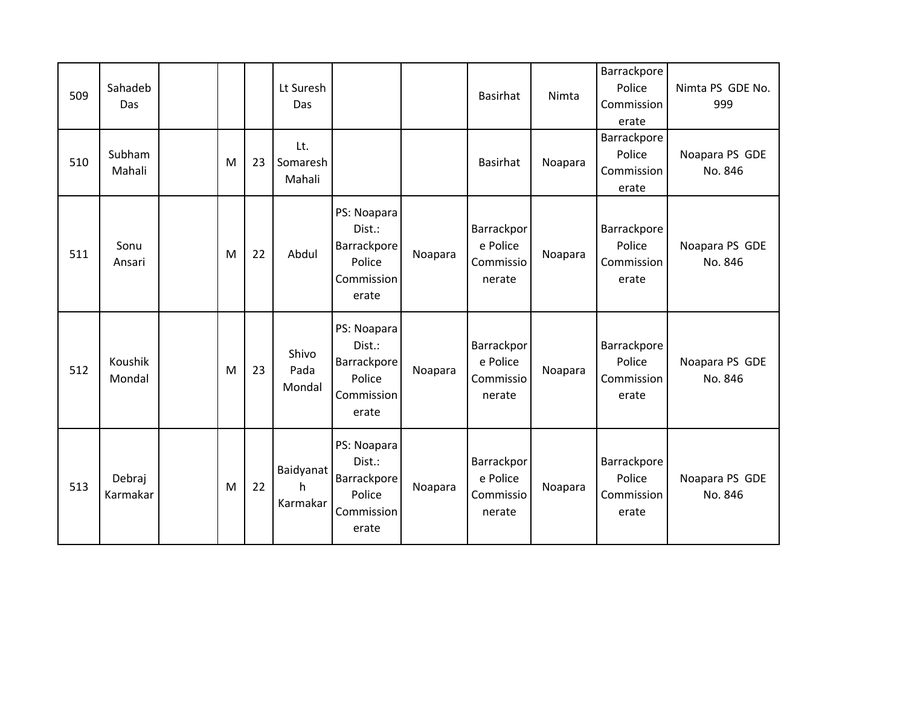| | | | | | | | | | | | |
|---|---|---|---|---|---|---|---|---|---|---|---|
| 509 | Sahadeb Das | | | | Lt Suresh Das | | | Basirhat | Nimta | Barrackpore Police Commissionerate | Nimta PS GDE No. 999 |
| 510 | Subham Mahali | | M | 23 | Lt. Somaresh Mahali | | | Basirhat | Noapara | Barrackpore Police Commissionerate | Noapara PS GDE No. 846 |
| 511 | Sonu Ansari | | M | 22 | Abdul | PS: Noapara Dist.: Barrackpore Police Commissionerate | Noapara | Barrackpore Police Commissionerate | Noapara | Barrackpore Police Commissionerate | Noapara PS GDE No. 846 |
| 512 | Koushik Mondal | | M | 23 | Shivo Pada Mondal | PS: Noapara Dist.: Barrackpore Police Commissionerate | Noapara | Barrackpore Police Commissionerate | Noapara | Barrackpore Police Commissionerate | Noapara PS GDE No. 846 |
| 513 | Debraj Karmakar | | M | 22 | Baidyanath Karmakar | PS: Noapara Dist.: Barrackpore Police Commissionerate | Noapara | Barrackpore Police Commissionerate | Noapara | Barrackpore Police Commissionerate | Noapara PS GDE No. 846 |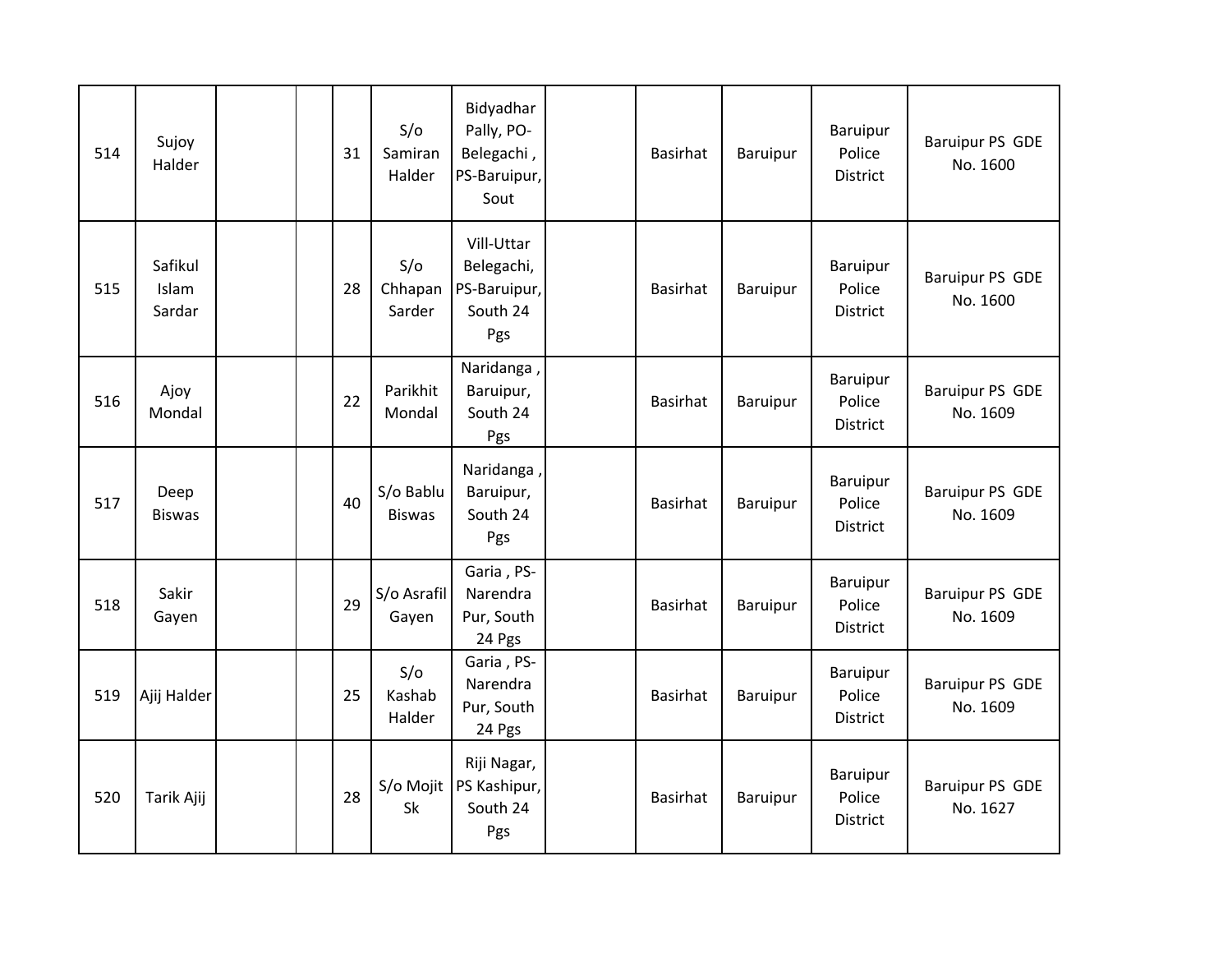| | | | | | | | | | | | |
|---|---|---|---|---|---|---|---|---|---|---|---|
| 514 | Sujoy Halder | | | 31 | S/o Samiran Halder | Bidyadhar Pally, PO-Belegachi , PS-Baruipur, Sout | | Basirhat | Baruipur | Baruipur Police District | Baruipur PS GDE No. 1600 |
| 515 | Safikul Islam Sardar | | | 28 | S/o Chhapan Sarder | Vill-Uttar Belegachi, PS-Baruipur, South 24 Pgs | | Basirhat | Baruipur | Baruipur Police District | Baruipur PS GDE No. 1600 |
| 516 | Ajoy Mondal | | | 22 | Parikhit Mondal | Naridanga , Baruipur, South 24 Pgs | | Basirhat | Baruipur | Baruipur Police District | Baruipur PS GDE No. 1609 |
| 517 | Deep Biswas | | | 40 | S/o Bablu Biswas | Naridanga , Baruipur, South 24 Pgs | | Basirhat | Baruipur | Baruipur Police District | Baruipur PS GDE No. 1609 |
| 518 | Sakir Gayen | | | 29 | S/o Asrafil Gayen | Garia , PS-Narendra Pur, South 24 Pgs | | Basirhat | Baruipur | Baruipur Police District | Baruipur PS GDE No. 1609 |
| 519 | Ajij Halder | | | 25 | S/o Kashab Halder | Garia , PS-Narendra Pur, South 24 Pgs | | Basirhat | Baruipur | Baruipur Police District | Baruipur PS GDE No. 1609 |
| 520 | Tarik Ajij | | | 28 | S/o Mojit Sk | Riji Nagar, PS Kashipur, South 24 Pgs | | Basirhat | Baruipur | Baruipur Police District | Baruipur PS GDE No. 1627 |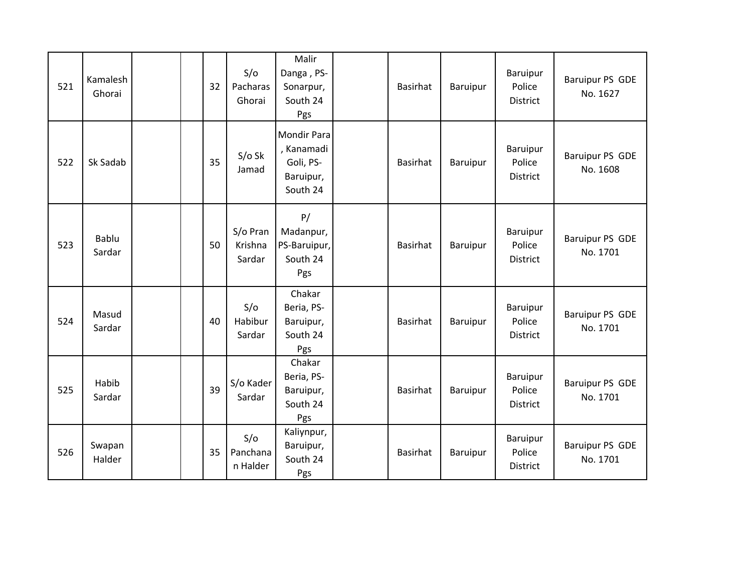| | | | | | | | | | | | |
|---|---|---|---|---|---|---|---|---|---|---|---|
| 521 | Kamalesh Ghorai | | | 32 | S/o Pacharas Ghorai | Malir Danga , PS-Sonarpur, South 24 Pgs | | Basirhat | Baruipur | Baruipur Police District | Baruipur PS GDE No. 1627 |
| 522 | Sk Sadab | | | 35 | S/o Sk Jamad | Mondir Para , Kanamadi Goli, PS-Baruipur, South 24 | | Basirhat | Baruipur | Baruipur Police District | Baruipur PS GDE No. 1608 |
| 523 | Bablu Sardar | | | 50 | S/o Pran Krishna Sardar | P/ Madanpur, PS-Baruipur, South 24 Pgs | | Basirhat | Baruipur | Baruipur Police District | Baruipur PS GDE No. 1701 |
| 524 | Masud Sardar | | | 40 | S/o Habibur Sardar | Chakar Beria, PS-Baruipur, South 24 Pgs | | Basirhat | Baruipur | Baruipur Police District | Baruipur PS GDE No. 1701 |
| 525 | Habib Sardar | | | 39 | S/o Kader Sardar | Chakar Beria, PS-Baruipur, South 24 Pgs | | Basirhat | Baruipur | Baruipur Police District | Baruipur PS GDE No. 1701 |
| 526 | Swapan Halder | | | 35 | S/o Panchanan Halder | Kaliynpur, Baruipur, South 24 Pgs | | Basirhat | Baruipur | Baruipur Police District | Baruipur PS GDE No. 1701 |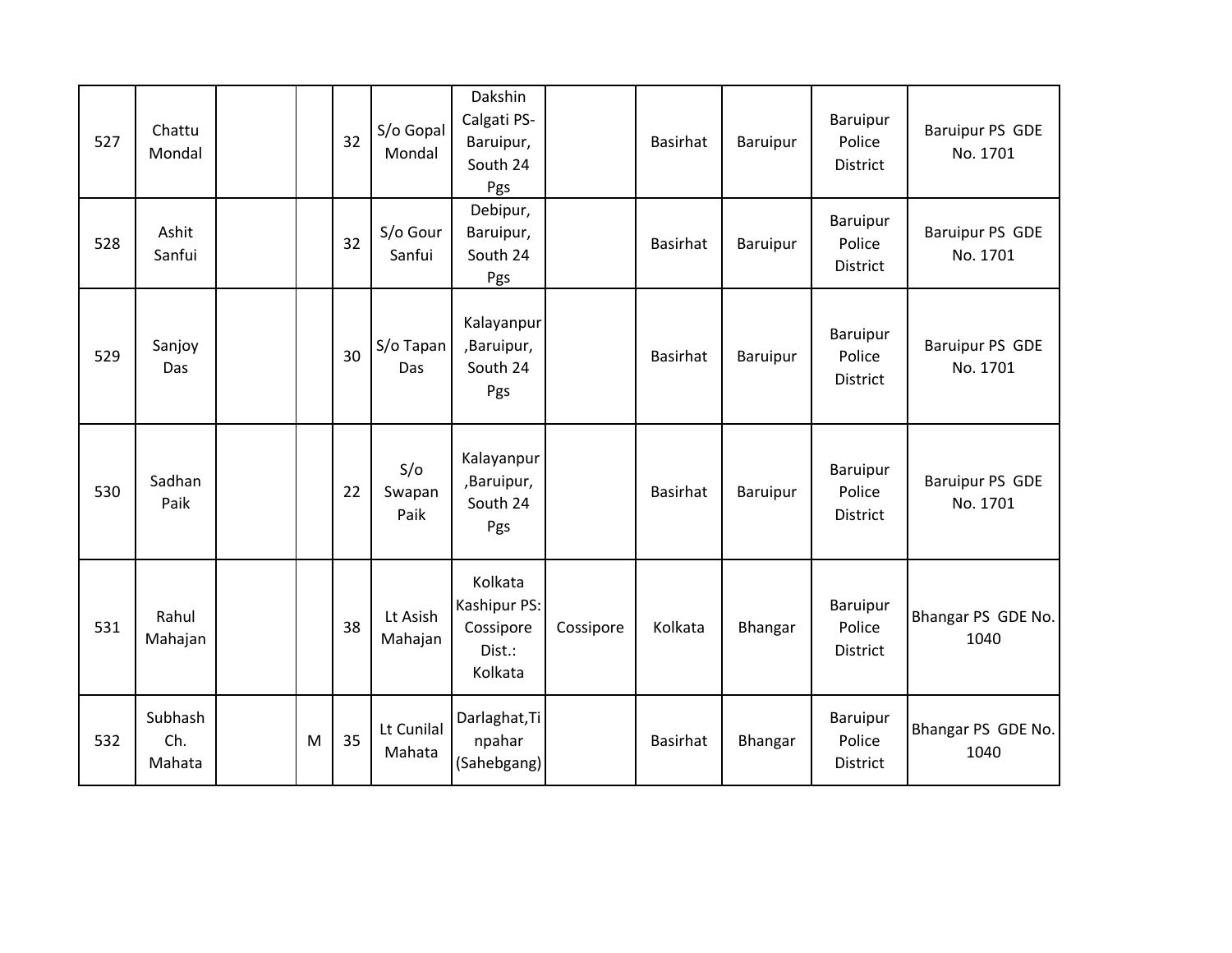| | | | | | | | | | | | |
|---|---|---|---|---|---|---|---|---|---|---|---|
| 527 | Chattu Mondal | | | 32 | S/o Gopal Mondal | Dakshin Calgati PS-Baruipur, South 24 Pgs | | Basirhat | Baruipur | Baruipur Police District | Baruipur PS GDE No. 1701 |
| 528 | Ashit Sanfui | | | 32 | S/o Gour Sanfui | Debipur, Baruipur, South 24 Pgs | | Basirhat | Baruipur | Baruipur Police District | Baruipur PS GDE No. 1701 |
| 529 | Sanjoy Das | | | 30 | S/o Tapan Das | Kalayanpur ,Baruipur, South 24 Pgs | | Basirhat | Baruipur | Baruipur Police District | Baruipur PS GDE No. 1701 |
| 530 | Sadhan Paik | | | 22 | S/o Swapan Paik | Kalayanpur ,Baruipur, South 24 Pgs | | Basirhat | Baruipur | Baruipur Police District | Baruipur PS GDE No. 1701 |
| 531 | Rahul Mahajan | | | 38 | Lt Asish Mahajan | Kolkata Kashipur PS: Cossipore Dist.: Kolkata | Cossipore | Kolkata | Bhangar | Baruipur Police District | Bhangar PS GDE No. 1040 |
| 532 | Subhash Ch. Mahata | | M | 35 | Lt Cunilal Mahata | Darlaghat,Tinpahar (Sahebgang) | | Basirhat | Bhangar | Baruipur Police District | Bhangar PS GDE No. 1040 |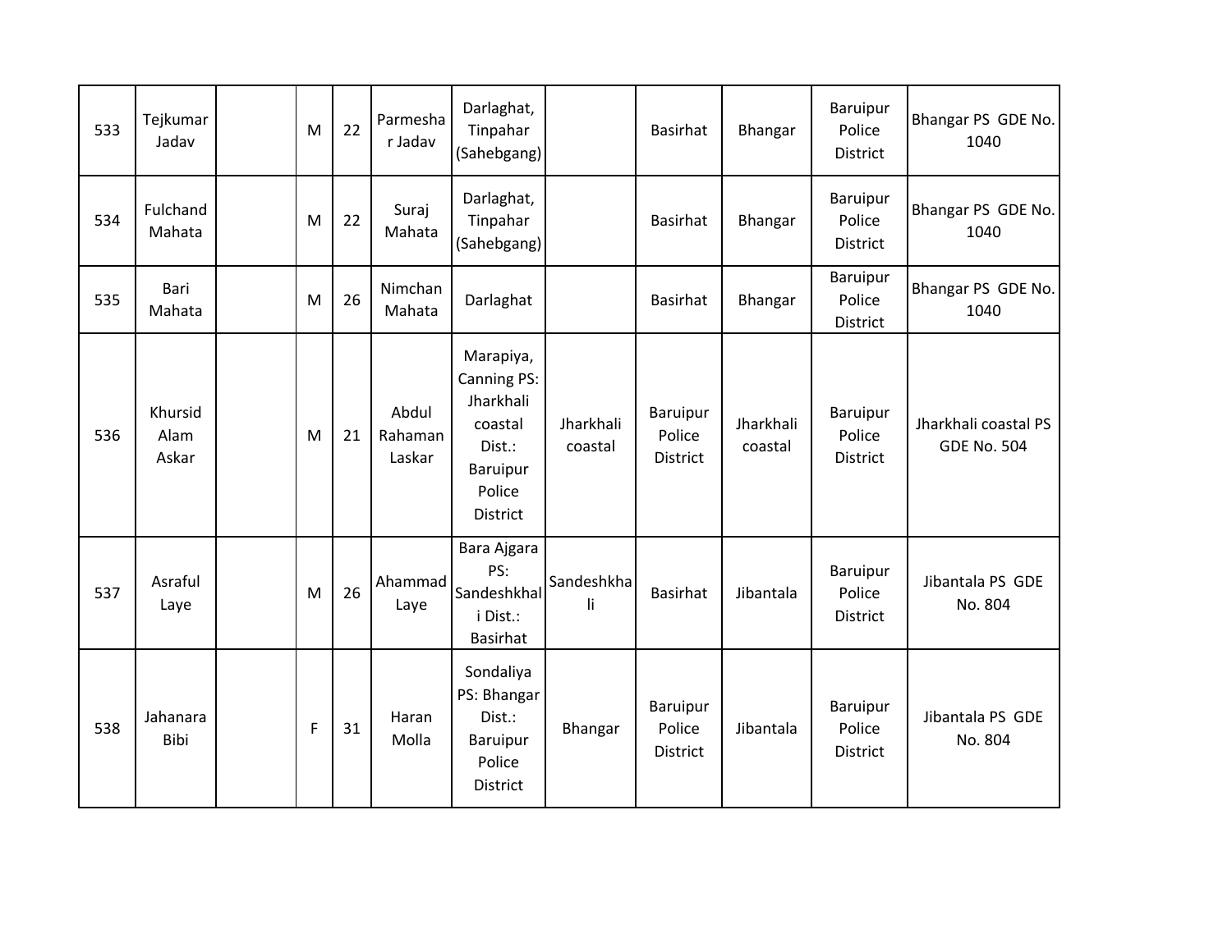| | | | | | | | | | | | |
|---|---|---|---|---|---|---|---|---|---|---|---|
| 533 | Tejkumar Jadav | | M | 22 | Parmeshar Jadav | Darlaghat, Tinpahar (Sahebgang) | | Basirhat | Bhangar | Baruipur Police District | Bhangar PS GDE No. 1040 |
| 534 | Fulchand Mahata | | M | 22 | Suraj Mahata | Darlaghat, Tinpahar (Sahebgang) | | Basirhat | Bhangar | Baruipur Police District | Bhangar PS GDE No. 1040 |
| 535 | Bari Mahata | | M | 26 | Nimchan Mahata | Darlaghat | | Basirhat | Bhangar | Baruipur Police District | Bhangar PS GDE No. 1040 |
| 536 | Khursid Alam Askar | | M | 21 | Abdul Rahaman Laskar | Marapiya, Canning PS: Jharkhali coastal Dist.: Baruipur Police District | Jharkhali coastal | Baruipur Police District | Jharkhali coastal | Baruipur Police District | Jharkhali coastal PS GDE No. 504 |
| 537 | Asraful Laye | | M | 26 | Ahammad Laye | Bara Ajgara PS: Sandeshkhali Dist.: Basirhat | Sandeshkhali | Basirhat | Jibantala | Baruipur Police District | Jibantala PS GDE No. 804 |
| 538 | Jahanara Bibi | | F | 31 | Haran Molla | Sondaliya PS: Bhangar Dist.: Baruipur Police District | Bhangar | Baruipur Police District | Jibantala | Baruipur Police District | Jibantala PS GDE No. 804 |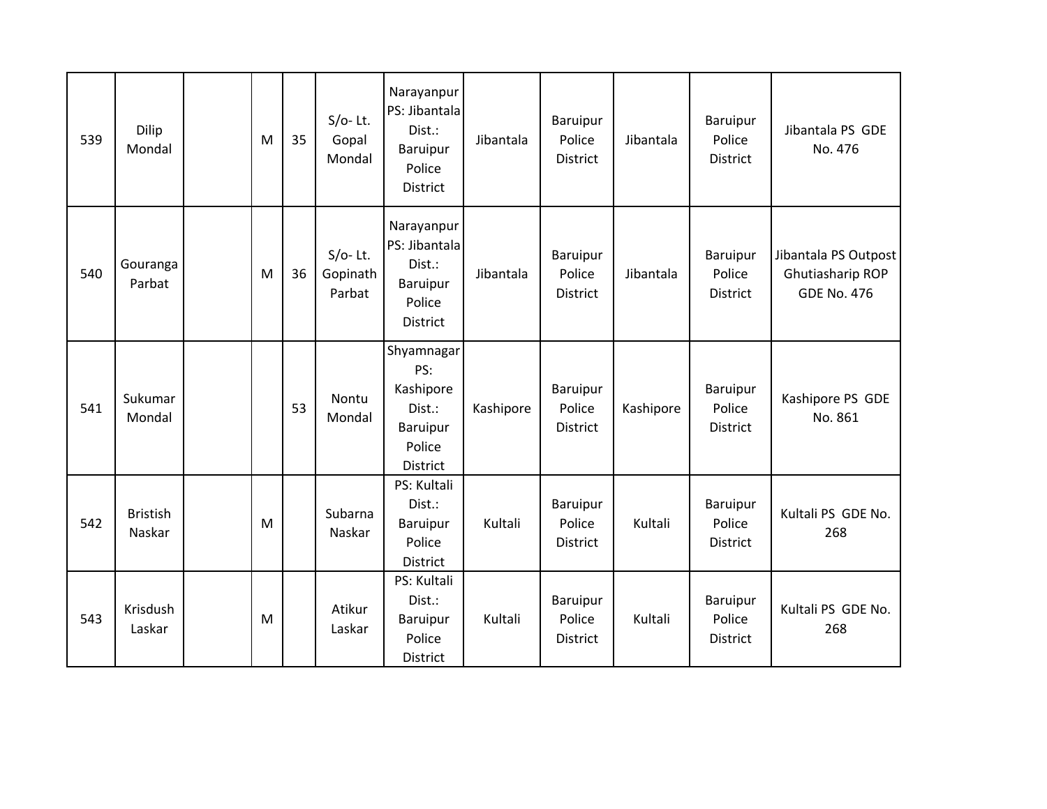| | | | | | | | | | | | |
|---|---|---|---|---|---|---|---|---|---|---|---|
| 539 | Dilip Mondal | | M | 35 | S/o- Lt. Gopal Mondal | Narayanpur PS: Jibantala Dist.: Baruipur Police District | Jibantala | Baruipur Police District | Jibantala | Baruipur Police District | Jibantala PS GDE No. 476 |
| 540 | Gouranga Parbat | | M | 36 | S/o- Lt. Gopinath Parbat | Narayanpur PS: Jibantala Dist.: Baruipur Police District | Jibantala | Baruipur Police District | Jibantala | Baruipur Police District | Jibantala PS Outpost Ghutiasharip ROP GDE No. 476 |
| 541 | Sukumar Mondal | | | 53 | Nontu Mondal | Shyamnagar PS: Kashipore Dist.: Baruipur Police District | Kashipore | Baruipur Police District | Kashipore | Baruipur Police District | Kashipore PS GDE No. 861 |
| 542 | Bristish Naskar | | M | | Subarna Naskar | PS: Kultali Dist.: Baruipur Police District | Kultali | Baruipur Police District | Kultali | Baruipur Police District | Kultali PS GDE No. 268 |
| 543 | Krisdush Laskar | | M | | Atikur Laskar | PS: Kultali Dist.: Baruipur Police District | Kultali | Baruipur Police District | Kultali | Baruipur Police District | Kultali PS GDE No. 268 |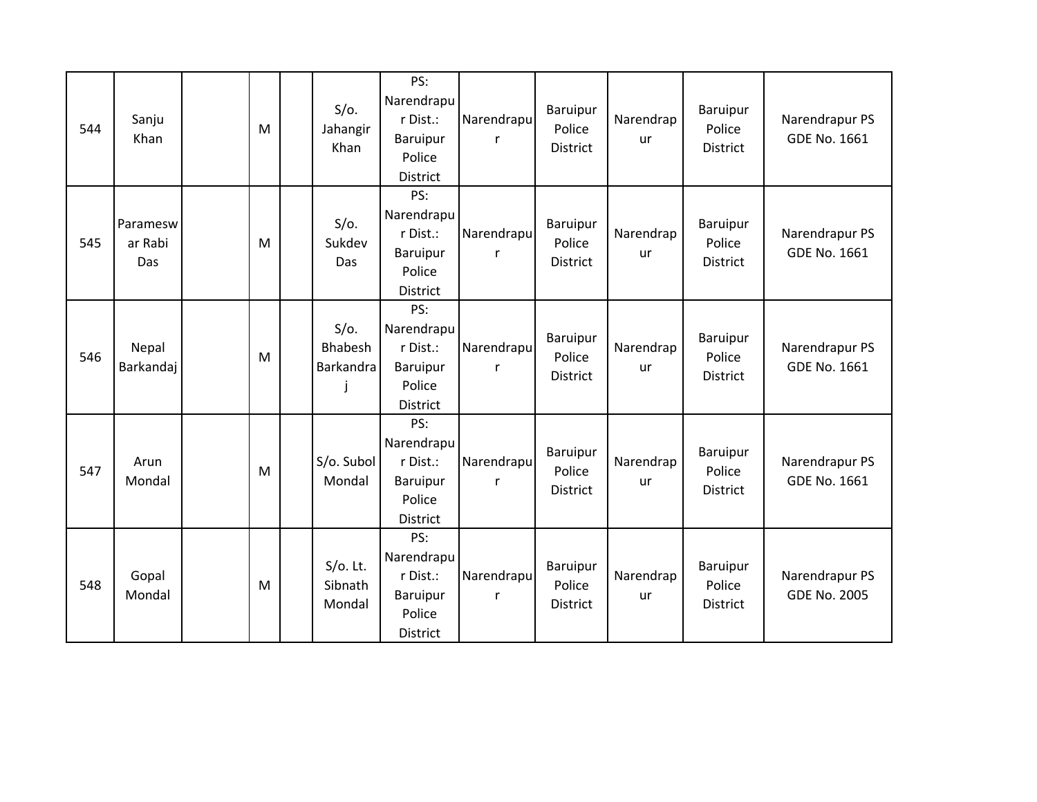| | | | | | | | | | | | |
|---|---|---|---|---|---|---|---|---|---|---|---|
| 544 | Sanju Khan | | M | | S/o. Jahangir Khan | PS: Narendrapur Dist.: Baruipur Police District | Narendrapur | Baruipur Police District | Narendrapur | Baruipur Police District | Narendrapur PS GDE No. 1661 |
| 545 | Parameswar Rabi Das | | M | | S/o. Sukdev Das | PS: Narendrapur Dist.: Baruipur Police District | Narendrapur | Baruipur Police District | Narendrapur | Baruipur Police District | Narendrapur PS GDE No. 1661 |
| 546 | Nepal Barkandaj | | M | | S/o. Bhabesh Barkandraj | PS: Narendrapur Dist.: Baruipur Police District | Narendrapur | Baruipur Police District | Narendrapur | Baruipur Police District | Narendrapur PS GDE No. 1661 |
| 547 | Arun Mondal | | M | | S/o. Subol Mondal | PS: Narendrapur Dist.: Baruipur Police District | Narendrapur | Baruipur Police District | Narendrapur | Baruipur Police District | Narendrapur PS GDE No. 1661 |
| 548 | Gopal Mondal | | M | | S/o. Lt. Sibnath Mondal | PS: Narendrapur Dist.: Baruipur Police District | Narendrapur | Baruipur Police District | Narendrapur | Baruipur Police District | Narendrapur PS GDE No. 2005 |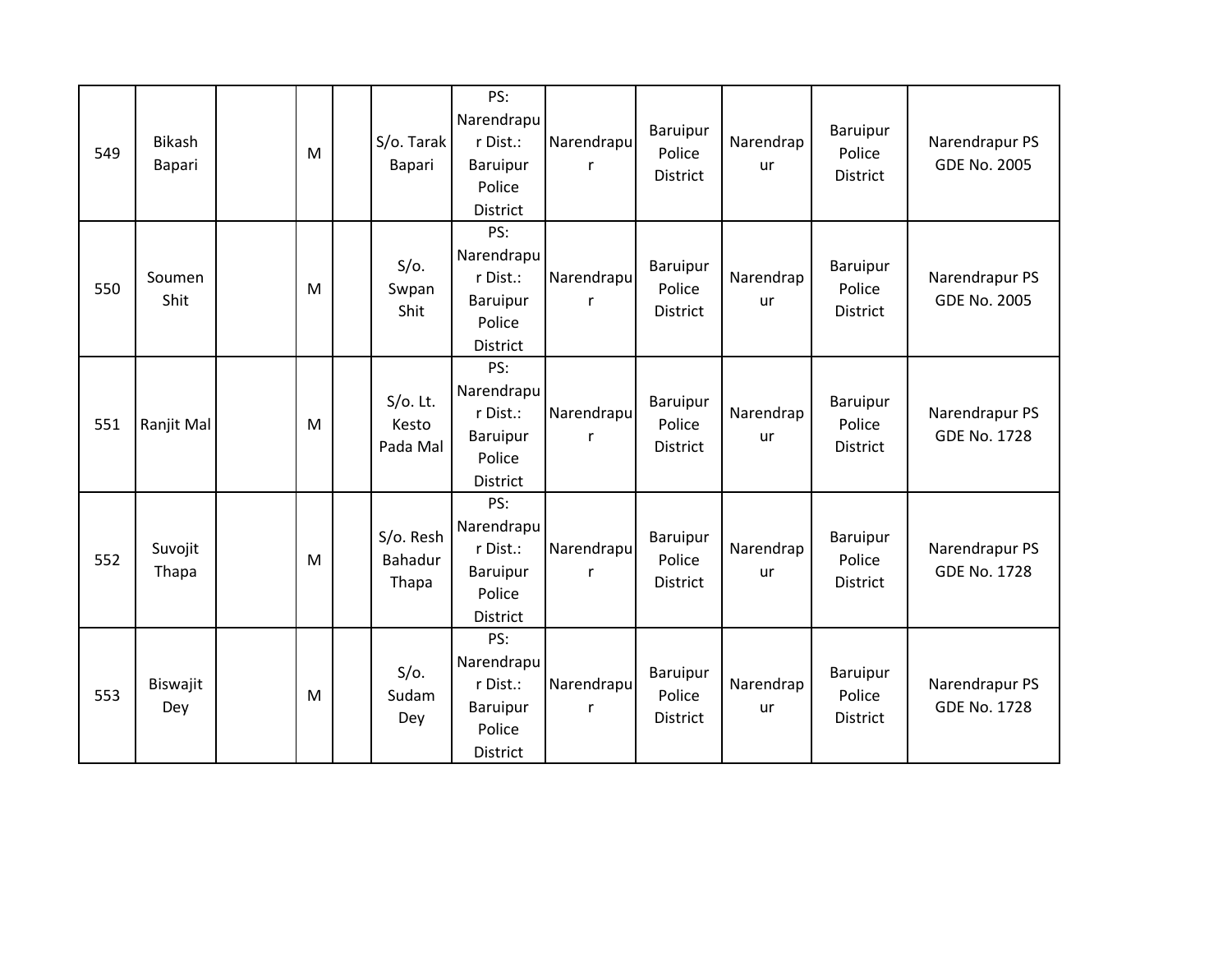| 549 | Bikash Bapari | | M | | S/o. Tarak Bapari | PS: Narendrapur Dist.: Baruipur Police District | Narendrapur | Baruipur Police District | Narendrapur | Baruipur Police District | Narendrapur PS GDE No. 2005 |
|---|---|---|---|---|---|---|---|---|---|---|---|
| 550 | Soumen Shit | | M | | S/o. Swpan Shit | PS: Narendrapur Dist.: Baruipur Police District | Narendrapur | Baruipur Police District | Narendrapur | Baruipur Police District | Narendrapur PS GDE No. 2005 |
| 551 | Ranjit Mal | | M | | S/o. Lt. Kesto Pada Mal | PS: Narendrapur Dist.: Baruipur Police District | Narendrapur | Baruipur Police District | Narendrapur | Baruipur Police District | Narendrapur PS GDE No. 1728 |
| 552 | Suvojit Thapa | | M | | S/o. Resh Bahadur Thapa | PS: Narendrapur Dist.: Baruipur Police District | Narendrapur | Baruipur Police District | Narendrapur | Baruipur Police District | Narendrapur PS GDE No. 1728 |
| 553 | Biswajit Dey | | M | | S/o. Sudam Dey | PS: Narendrapur Dist.: Baruipur Police District | Narendrapur | Baruipur Police District | Narendrapur | Baruipur Police District | Narendrapur PS GDE No. 1728 |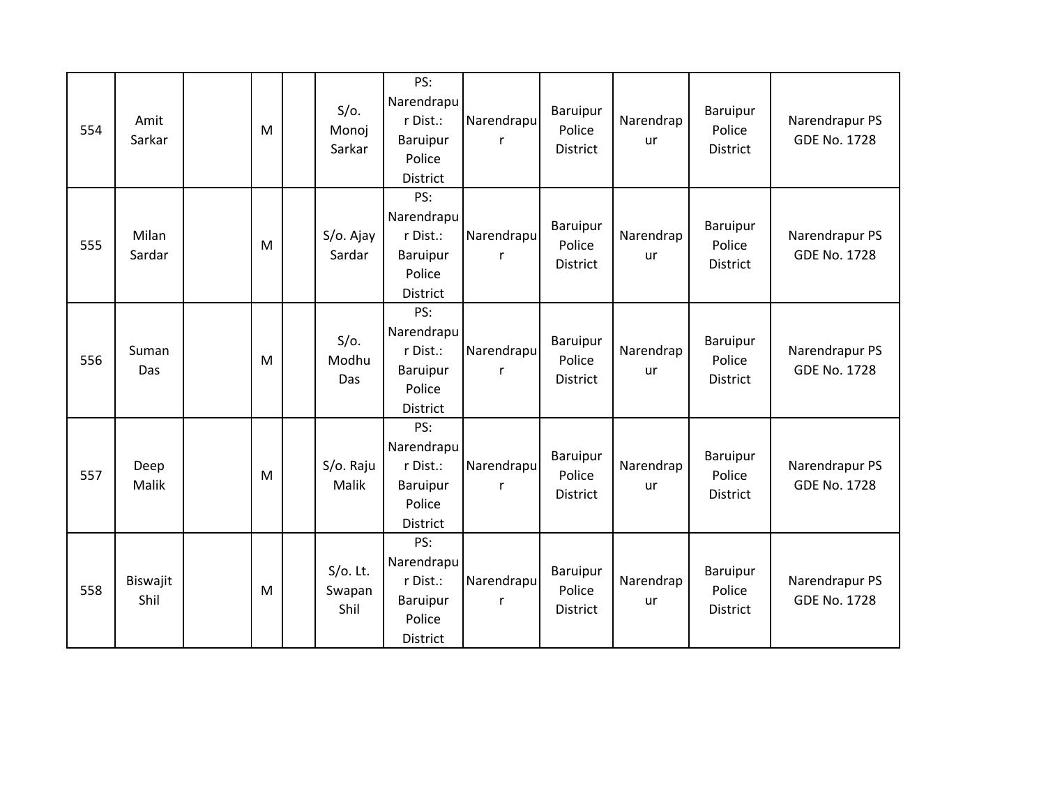| 554 | Amit Sarkar | | M | | S/o. Monoj Sarkar | PS: Narendrapur Dist.: Baruipur Police District | Narendrapur | Baruipur Police District | Narendrapur | Baruipur Police District | Narendrapur PS GDE No. 1728 |
|---|---|---|---|---|---|---|---|---|---|---|---|
| 555 | Milan Sardar | | M | | S/o. Ajay Sardar | PS: Narendrapur Dist.: Baruipur Police District | Narendrapur | Baruipur Police District | Narendrapur | Baruipur Police District | Narendrapur PS GDE No. 1728 |
| 556 | Suman Das | | M | | S/o. Modhu Das | PS: Narendrapur Dist.: Baruipur Police District | Narendrapur | Baruipur Police District | Narendrapur | Baruipur Police District | Narendrapur PS GDE No. 1728 |
| 557 | Deep Malik | | M | | S/o. Raju Malik | PS: Narendrapur Dist.: Baruipur Police District | Narendrapur | Baruipur Police District | Narendrapur | Baruipur Police District | Narendrapur PS GDE No. 1728 |
| 558 | Biswajit Shil | | M | | S/o. Lt. Swapan Shil | PS: Narendrapur Dist.: Baruipur Police District | Narendrapur | Baruipur Police District | Narendrapur | Baruipur Police District | Narendrapur PS GDE No. 1728 |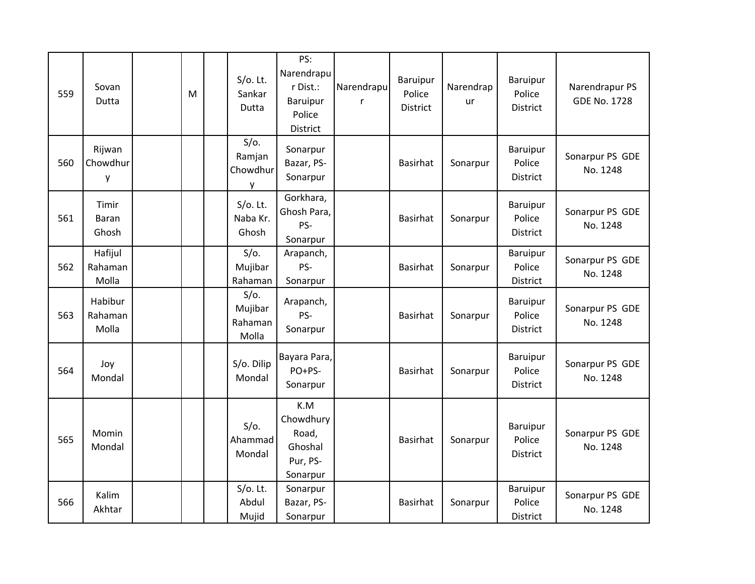| 559 | Sovan Dutta | | M | | S/o. Lt. Sankar Dutta | PS: Narendrapur Dist.: Baruipur Police District | Narendrapur | Baruipur Police District | Narendrapur | Baruipur Police District | Narendrapur PS GDE No. 1728 |
|---|---|---|---|---|---|---|---|---|---|---|---|
| 560 | Rijwan Chowdhury | | | | S/o. Ramjan Chowdhury | Sonarpur Bazar, PS-Sonarpur | | Basirhat | Sonarpur | Baruipur Police District | Sonarpur PS GDE No. 1248 |
| 561 | Timir Baran Ghosh | | | | S/o. Lt. Naba Kr. Ghosh | Gorkhara, Ghosh Para, PS-Sonarpur | | Basirhat | Sonarpur | Baruipur Police District | Sonarpur PS GDE No. 1248 |
| 562 | Hafijul Rahaman Molla | | | | S/o. Mujibar Rahaman | Arapanch, PS-Sonarpur | | Basirhat | Sonarpur | Baruipur Police District | Sonarpur PS GDE No. 1248 |
| 563 | Habibur Rahaman Molla | | | | S/o. Mujibar Rahaman Molla | Arapanch, PS-Sonarpur | | Basirhat | Sonarpur | Baruipur Police District | Sonarpur PS GDE No. 1248 |
| 564 | Joy Mondal | | | | S/o. Dilip Mondal | Bayara Para, PO+PS-Sonarpur | | Basirhat | Sonarpur | Baruipur Police District | Sonarpur PS GDE No. 1248 |
| 565 | Momin Mondal | | | | S/o. Ahammad Mondal | K.M Chowdhury Road, Ghoshal Pur, PS-Sonarpur | | Basirhat | Sonarpur | Baruipur Police District | Sonarpur PS GDE No. 1248 |
| 566 | Kalim Akhtar | | | | S/o. Lt. Abdul Mujid | Sonarpur Bazar, PS-Sonarpur | | Basirhat | Sonarpur | Baruipur Police District | Sonarpur PS GDE No. 1248 |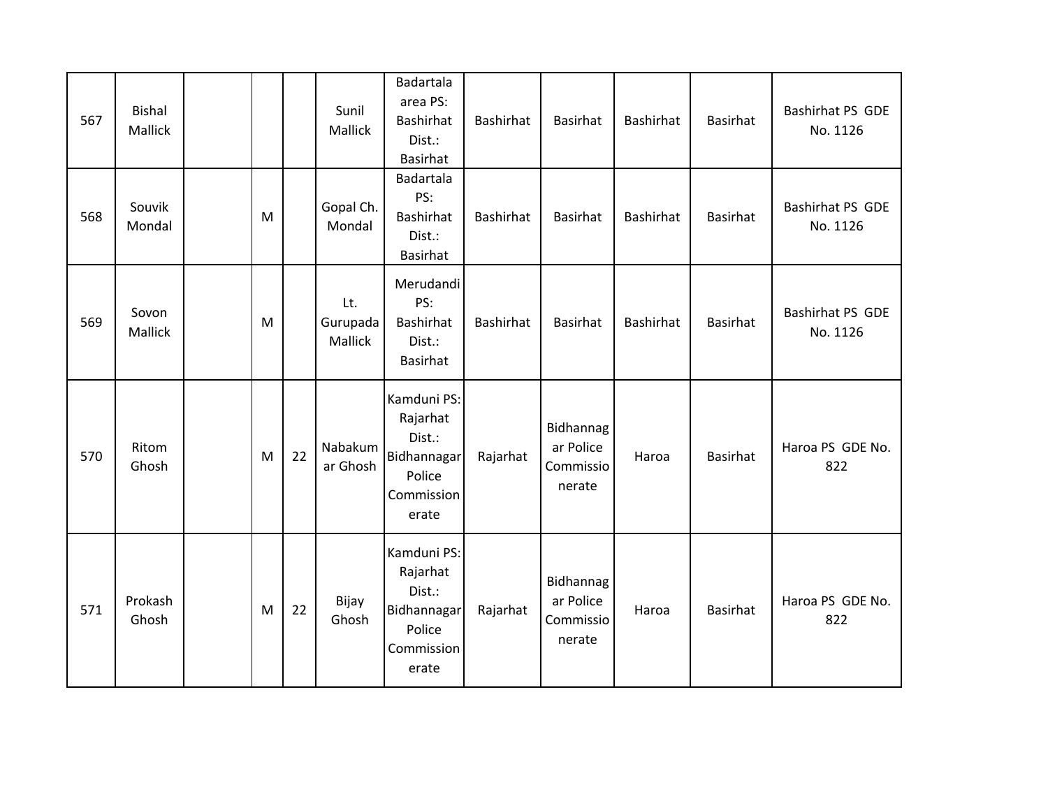| | | | | | | | | | | | |
|---|---|---|---|---|---|---|---|---|---|---|---|
| 567 | Bishal Mallick | | | | Sunil Mallick | Badartala area PS: Bashirhat Dist.: Basirhat | Bashirhat | Basirhat | Bashirhat | Basirhat | Bashirhat PS GDE No. 1126 |
| 568 | Souvik Mondal | | M | | Gopal Ch. Mondal | Badartala PS: Bashirhat Dist.: Basirhat | Bashirhat | Basirhat | Bashirhat | Basirhat | Bashirhat PS GDE No. 1126 |
| 569 | Sovon Mallick | | M | | Lt. Gurupada Mallick | Merudandi PS: Bashirhat Dist.: Basirhat | Bashirhat | Basirhat | Bashirhat | Basirhat | Bashirhat PS GDE No. 1126 |
| 570 | Ritom Ghosh | | M | 22 | Nabakumar Ghosh | Kamduni PS: Rajarhat Dist.: Bidhannagar Police Commissionerate | Rajarhat | Bidhannagar Police Commissionerate | Haroa | Basirhat | Haroa PS GDE No. 822 |
| 571 | Prokash Ghosh | | M | 22 | Bijay Ghosh | Kamduni PS: Rajarhat Dist.: Bidhannagar Police Commissionerate | Rajarhat | Bidhannagar Police Commissionerate | Haroa | Basirhat | Haroa PS GDE No. 822 |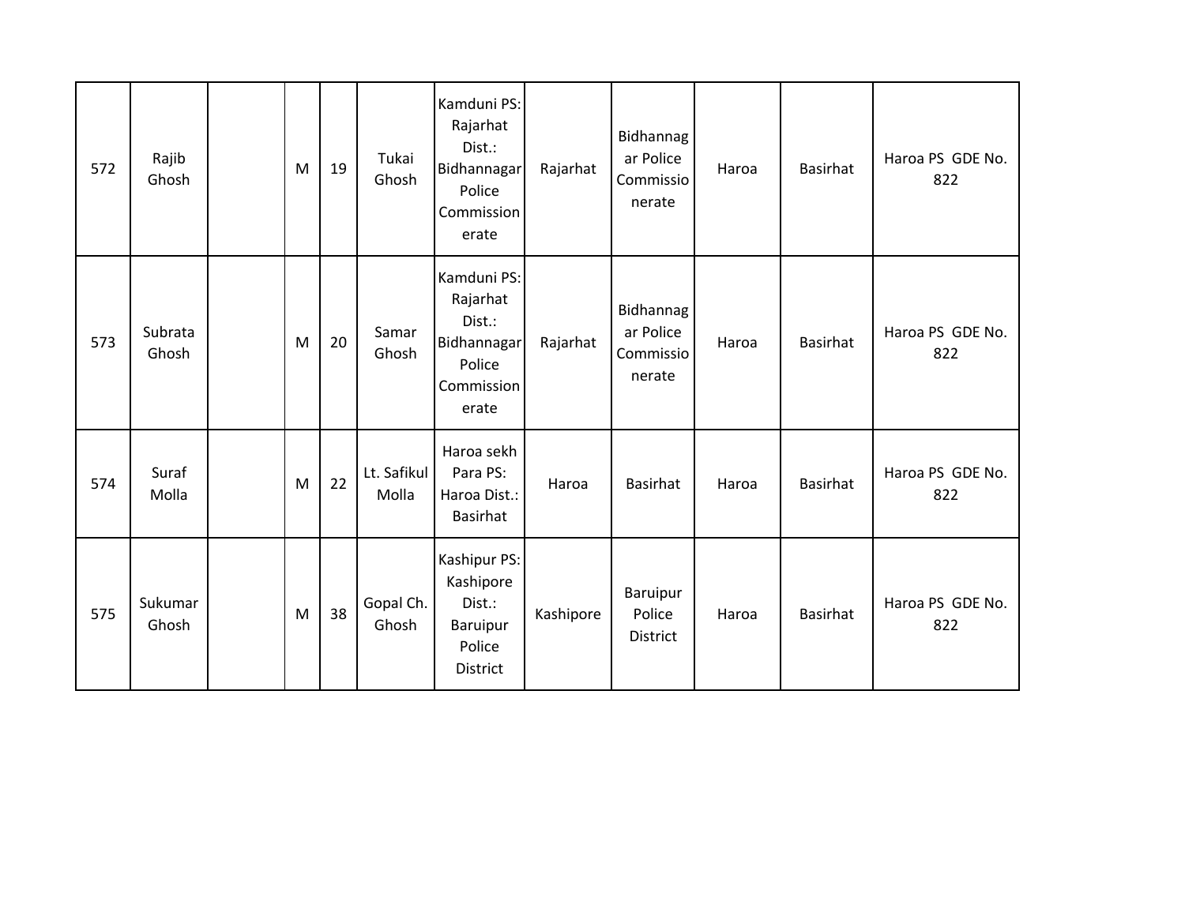| | | | | | | | | | | | |
|---|---|---|---|---|---|---|---|---|---|---|---|
| 572 | Rajib Ghosh | | M | 19 | Tukai Ghosh | Kamduni PS: Rajarhat Dist.: Bidhannagar Police Commissionerate | Rajarhat | Bidhannagar Police Commissionerate | Haroa | Basirhat | Haroa PS GDE No. 822 |
| 573 | Subrata Ghosh | | M | 20 | Samar Ghosh | Kamduni PS: Rajarhat Dist.: Bidhannagar Police Commissionerate | Rajarhat | Bidhannagar Police Commissionerate | Haroa | Basirhat | Haroa PS GDE No. 822 |
| 574 | Suraf Molla | | M | 22 | Lt. Safikul Molla | Haroa sekh Para PS: Haroa Dist.: Basirhat | Haroa | Basirhat | Haroa | Basirhat | Haroa PS GDE No. 822 |
| 575 | Sukumar Ghosh | | M | 38 | Gopal Ch. Ghosh | Kashipur PS: Kashipore Dist.: Baruipur Police District | Kashipore | Baruipur Police District | Haroa | Basirhat | Haroa PS GDE No. 822 |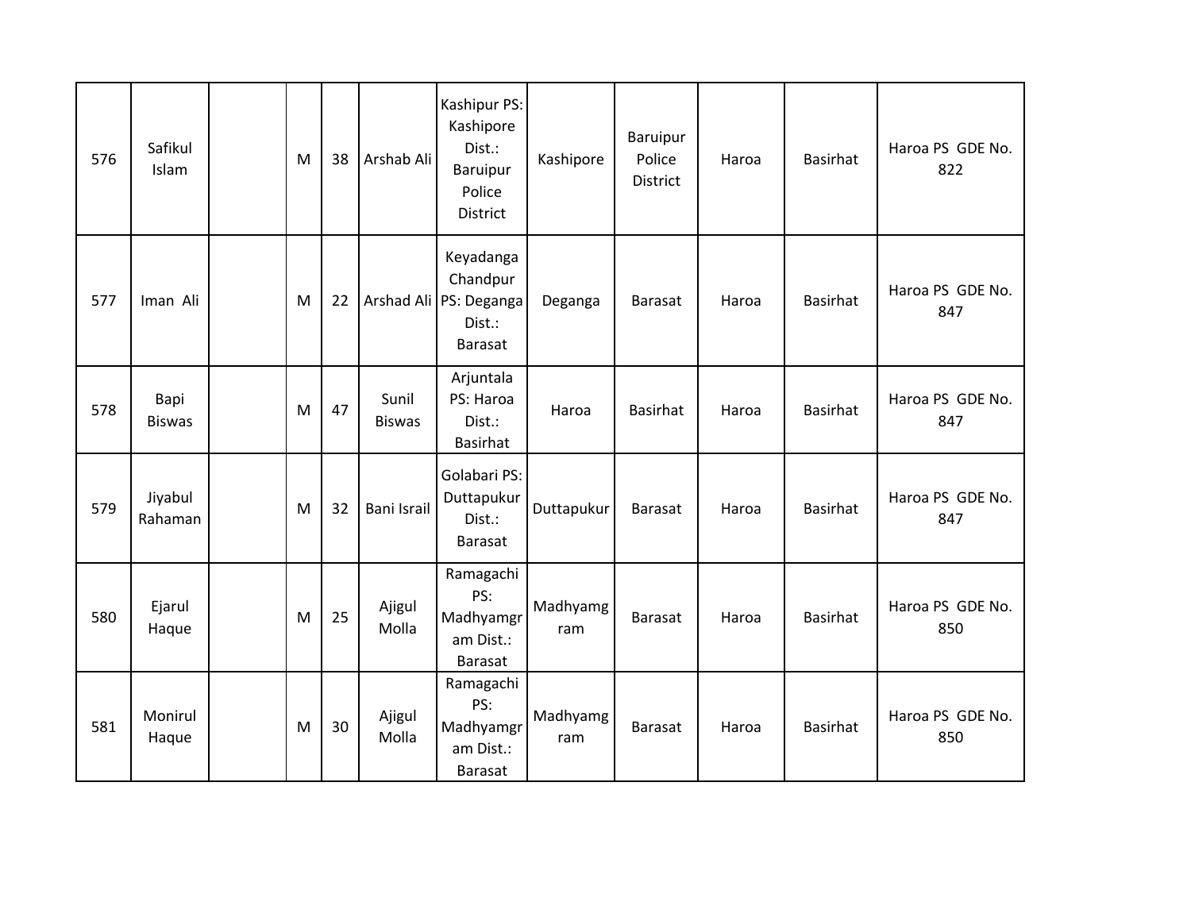| | | | | | | | | | | | |
|---|---|---|---|---|---|---|---|---|---|---|---|
| 576 | Safikul Islam | | M | 38 | Arshab Ali | Kashipur PS: Kashipore Dist.: Baruipur Police District | Kashipore | Baruipur Police District | Haroa | Basirhat | Haroa PS GDE No. 822 |
| 577 | Iman Ali | | M | 22 | Arshad Ali | Keyadanga Chandpur PS: Deganga Dist.: Barasat | Deganga | Barasat | Haroa | Basirhat | Haroa PS GDE No. 847 |
| 578 | Bapi Biswas | | M | 47 | Sunil Biswas | Arjuntala PS: Haroa Dist.: Basirhat | Haroa | Basirhat | Haroa | Basirhat | Haroa PS GDE No. 847 |
| 579 | Jiyabul Rahaman | | M | 32 | Bani Israil | Golabari PS: Duttapukur Dist.: Barasat | Duttapukur | Barasat | Haroa | Basirhat | Haroa PS GDE No. 847 |
| 580 | Ejarul Haque | | M | 25 | Ajigul Molla | Ramagachi PS: Madhyamgram Dist.: Barasat | Madhyamgram | Barasat | Haroa | Basirhat | Haroa PS GDE No. 850 |
| 581 | Monirul Haque | | M | 30 | Ajigul Molla | Ramagachi PS: Madhyamgram Dist.: Barasat | Madhyamgram | Barasat | Haroa | Basirhat | Haroa PS GDE No. 850 |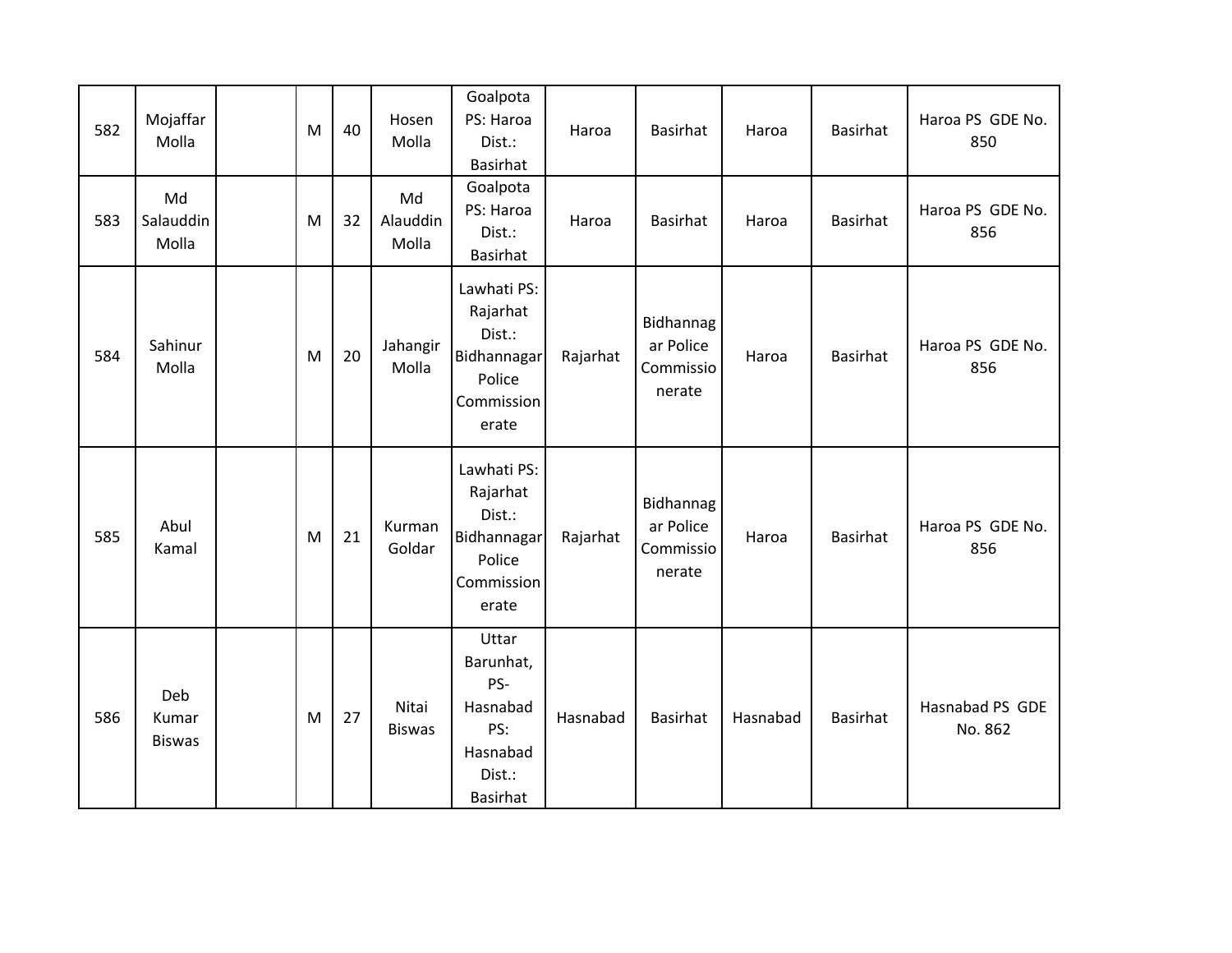| 582 | Mojaffar Molla | | M | 40 | Hosen Molla | Goalpota PS: Haroa Dist.: Basirhat | Haroa | Basirhat | Haroa | Basirhat | Haroa PS GDE No. 850 |
|---|---|---|---|---|---|---|---|---|---|---|---|
| 583 | Md Salauddin Molla | | M | 32 | Md Alauddin Molla | Goalpota PS: Haroa Dist.: Basirhat | Haroa | Basirhat | Haroa | Basirhat | Haroa PS GDE No. 856 |
| 584 | Sahinur Molla | | M | 20 | Jahangir Molla | Lawhati PS: Rajarhat Dist.: Bidhannagar Police Commission erate | Rajarhat | Bidhannag ar Police Commissio nerate | Haroa | Basirhat | Haroa PS GDE No. 856 |
| 585 | Abul Kamal | | M | 21 | Kurman Goldar | Lawhati PS: Rajarhat Dist.: Bidhannagar Police Commission erate | Rajarhat | Bidhannag ar Police Commissio nerate | Haroa | Basirhat | Haroa PS GDE No. 856 |
| 586 | Deb Kumar Biswas | | M | 27 | Nitai Biswas | Uttar Barunhat, PS- Hasnabad PS: Hasnabad Dist.: Basirhat | Hasnabad | Basirhat | Hasnabad | Basirhat | Hasnabad PS GDE No. 862 |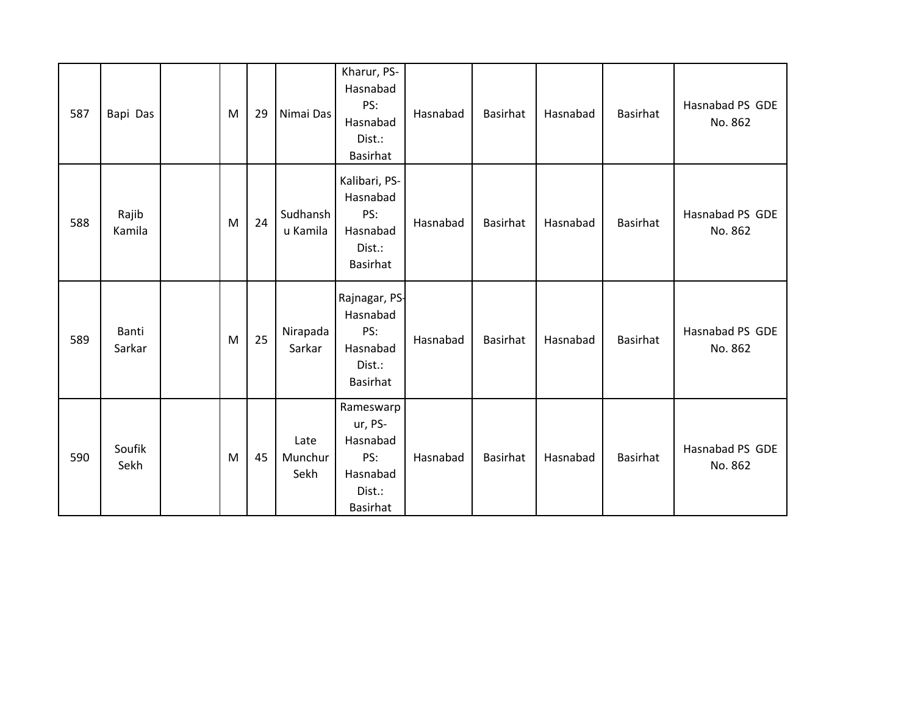| 587 | Bapi Das | | M | 29 | Nimai Das | Kharur, PS- Hasnabad PS: Hasnabad Dist.: Basirhat | Hasnabad | Basirhat | Hasnabad | Basirhat | Hasnabad PS GDE No. 862 |
|---|---|---|---|---|---|---|---|---|---|---|---|
| 588 | Rajib Kamila | | M | 24 | Sudhanshu Kamila | Kalibari, PS- Hasnabad PS: Hasnabad Dist.: Basirhat | Hasnabad | Basirhat | Hasnabad | Basirhat | Hasnabad PS GDE No. 862 |
| 589 | Banti Sarkar | | M | 25 | Nirapada Sarkar | Rajnagar, PS- Hasnabad PS: Hasnabad Dist.: Basirhat | Hasnabad | Basirhat | Hasnabad | Basirhat | Hasnabad PS GDE No. 862 |
| 590 | Soufik Sekh | | M | 45 | Late Munchur Sekh | Rameswarpur, PS- Hasnabad PS: Hasnabad Dist.: Basirhat | Hasnabad | Basirhat | Hasnabad | Basirhat | Hasnabad PS GDE No. 862 |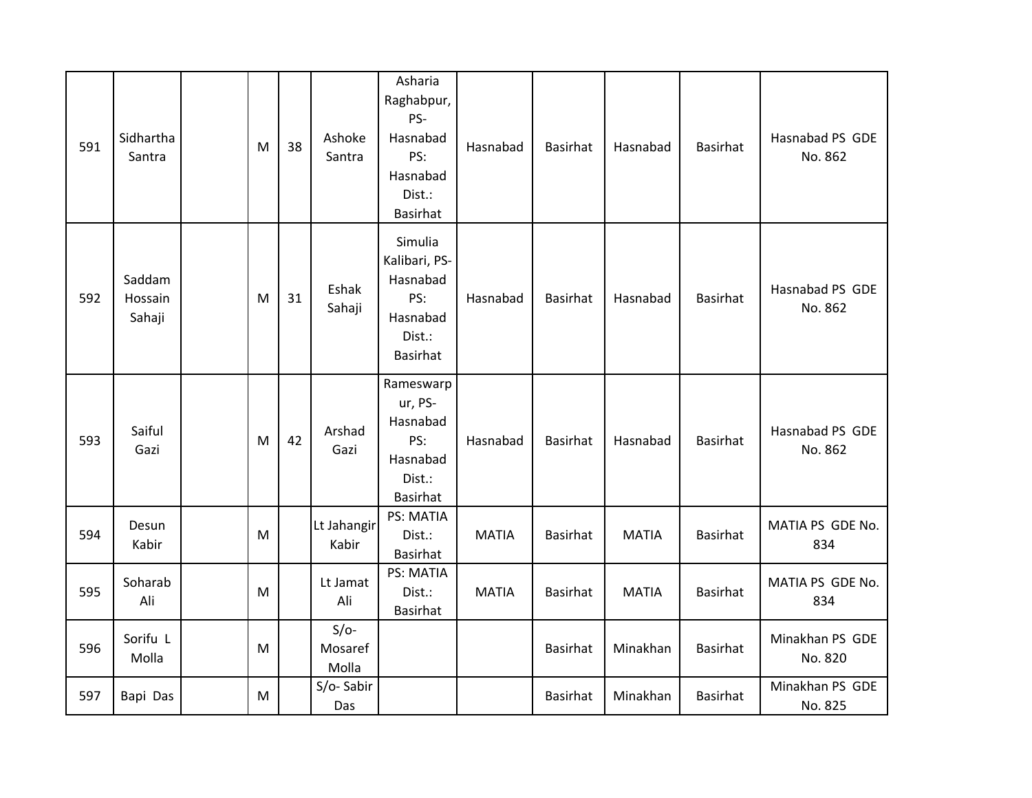| | | | | | | | | | | | |
|---|---|---|---|---|---|---|---|---|---|---|---|
| 591 | Sidhartha Santra | | M | 38 | Ashoke Santra | Asharia Raghabpur, PS- Hasnabad PS: Hasnabad Dist.: Basirhat | Hasnabad | Basirhat | Hasnabad | Basirhat | Hasnabad PS GDE No. 862 |
| 592 | Saddam Hossain Sahaji | | M | 31 | Eshak Sahaji | Simulia Kalibari, PS- Hasnabad PS: Hasnabad Dist.: Basirhat | Hasnabad | Basirhat | Hasnabad | Basirhat | Hasnabad PS GDE No. 862 |
| 593 | Saiful Gazi | | M | 42 | Arshad Gazi | Rameswarpur, PS- Hasnabad PS: Hasnabad Dist.: Basirhat | Hasnabad | Basirhat | Hasnabad | Basirhat | Hasnabad PS GDE No. 862 |
| 594 | Desun Kabir | | M | | Lt Jahangir Kabir | PS: MATIA Dist.: Basirhat | MATIA | Basirhat | MATIA | Basirhat | MATIA PS GDE No. 834 |
| 595 | Soharab Ali | | M | | Lt Jamat Ali | PS: MATIA Dist.: Basirhat | MATIA | Basirhat | MATIA | Basirhat | MATIA PS GDE No. 834 |
| 596 | Sorifu L Molla | | M | | S/o- Mosaref Molla | | | Basirhat | Minakhan | Basirhat | Minakhan PS GDE No. 820 |
| 597 | Bapi Das | | M | | S/o- Sabir Das | | | Basirhat | Minakhan | Basirhat | Minakhan PS GDE No. 825 |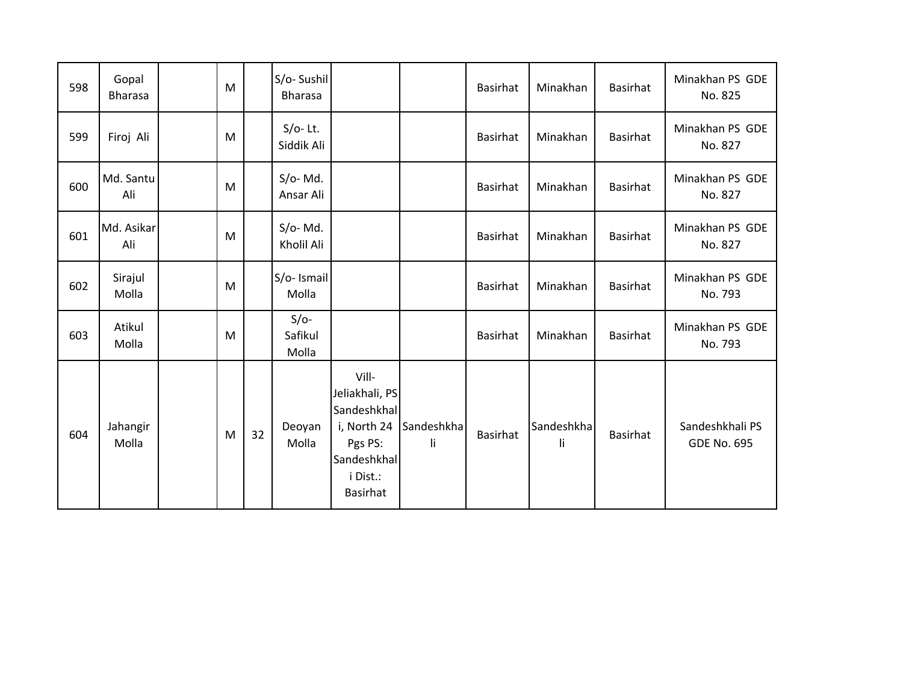| | | | | | | | | | | | |
|---|---|---|---|---|---|---|---|---|---|---|---|
| 598 | Gopal Bharasa | | M | | S/o- Sushil Bharasa | | | Basirhat | Minakhan | Basirhat | Minakhan PS GDE No. 825 |
| 599 | Firoj Ali | | M | | S/o- Lt. Siddik Ali | | | Basirhat | Minakhan | Basirhat | Minakhan PS GDE No. 827 |
| 600 | Md. Santu Ali | | M | | S/o- Md. Ansar Ali | | | Basirhat | Minakhan | Basirhat | Minakhan PS GDE No. 827 |
| 601 | Md. Asikar Ali | | M | | S/o- Md. Kholil Ali | | | Basirhat | Minakhan | Basirhat | Minakhan PS GDE No. 827 |
| 602 | Sirajul Molla | | M | | S/o- Ismail Molla | | | Basirhat | Minakhan | Basirhat | Minakhan PS GDE No. 793 |
| 603 | Atikul Molla | | M | | S/o- Safikul Molla | | | Basirhat | Minakhan | Basirhat | Minakhan PS GDE No. 793 |
| 604 | Jahangir Molla | | M | 32 | Deoyan Molla | Vill- Jeliakhali, PS Sandeshkhali, North 24 Pgs PS: Sandeshkhali Dist.: Basirhat | Sandeshkhali | Basirhat | Sandeshkhali | Basirhat | Sandeshkhali PS GDE No. 695 |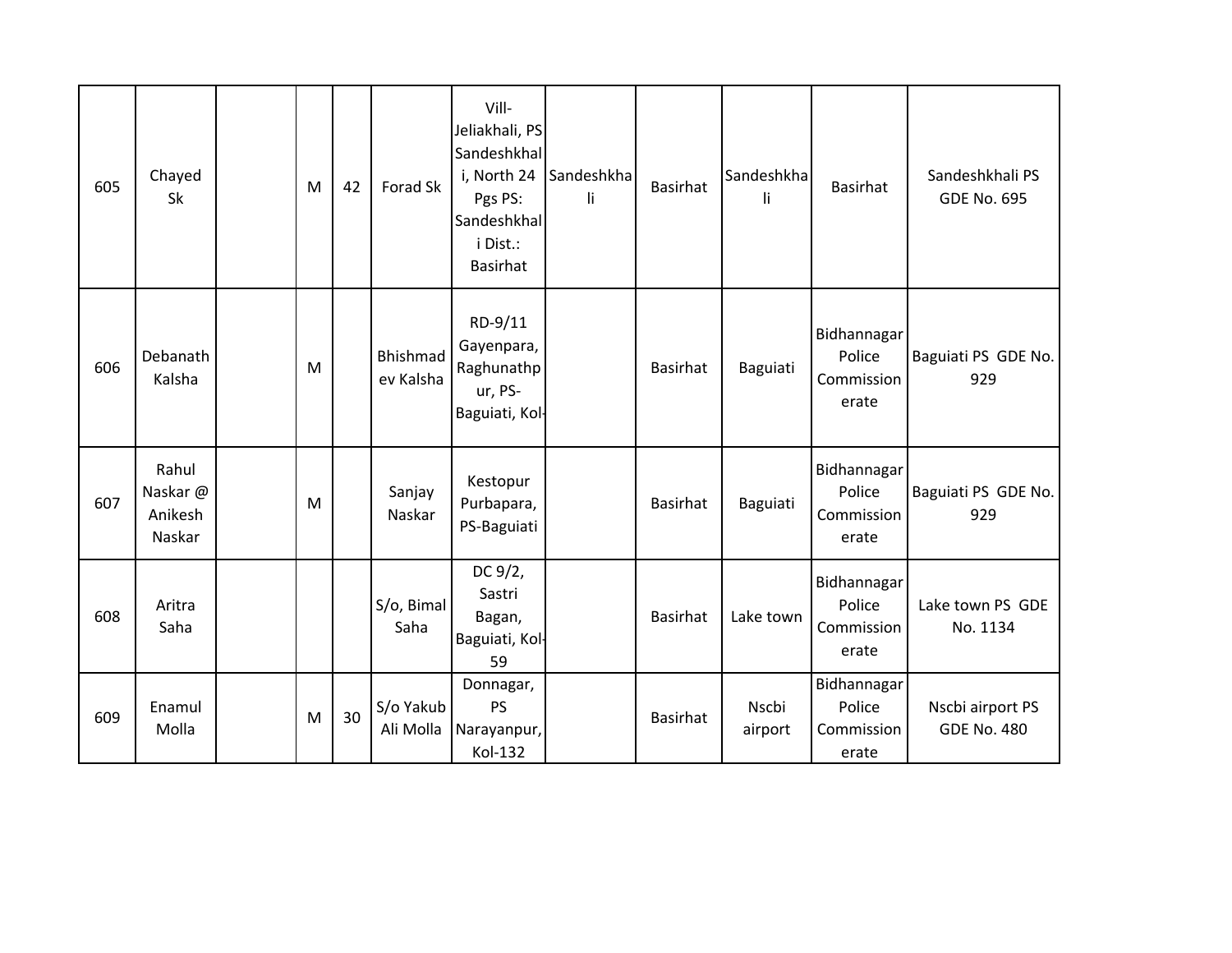| | | | | | | | | | | | |
|---|---|---|---|---|---|---|---|---|---|---|---|
| 605 | Chayed Sk | | M | 42 | Forad Sk | Vill-Jeliakhali, PS Sandeshkhali, North 24 Pgs PS: Sandeshkhali Dist.: Basirhat | Sandeshkhali | Basirhat | Sandeshkhali | Basirhat | Sandeshkhali PS GDE No. 695 |
| 606 | Debanath Kalsha | | M | | Bhishmadev Kalsha | RD-9/11 Gayenpara, Raghunathpur, PS-Baguiati, Kol- | | Basirhat | Baguiati | Bidhannagar Police Commissionerate | Baguiati PS GDE No. 929 |
| 607 | Rahul Naskar @ Anikesh Naskar | | M | | Sanjay Naskar | Kestopur Purbapara, PS-Baguiati | | Basirhat | Baguiati | Bidhannagar Police Commissionerate | Baguiati PS GDE No. 929 |
| 608 | Aritra Saha | | | | S/o, Bimal Saha | DC 9/2, Sastri Bagan, Baguiati, Kol-59 | | Basirhat | Lake town | Bidhannagar Police Commissionerate | Lake town PS GDE No. 1134 |
| 609 | Enamul Molla | | M | 30 | S/o Yakub Ali Molla | Donnagar, PS Narayanpur, Kol-132 | | Basirhat | Nscbi airport | Bidhannagar Police Commissionerate | Nscbi airport PS GDE No. 480 |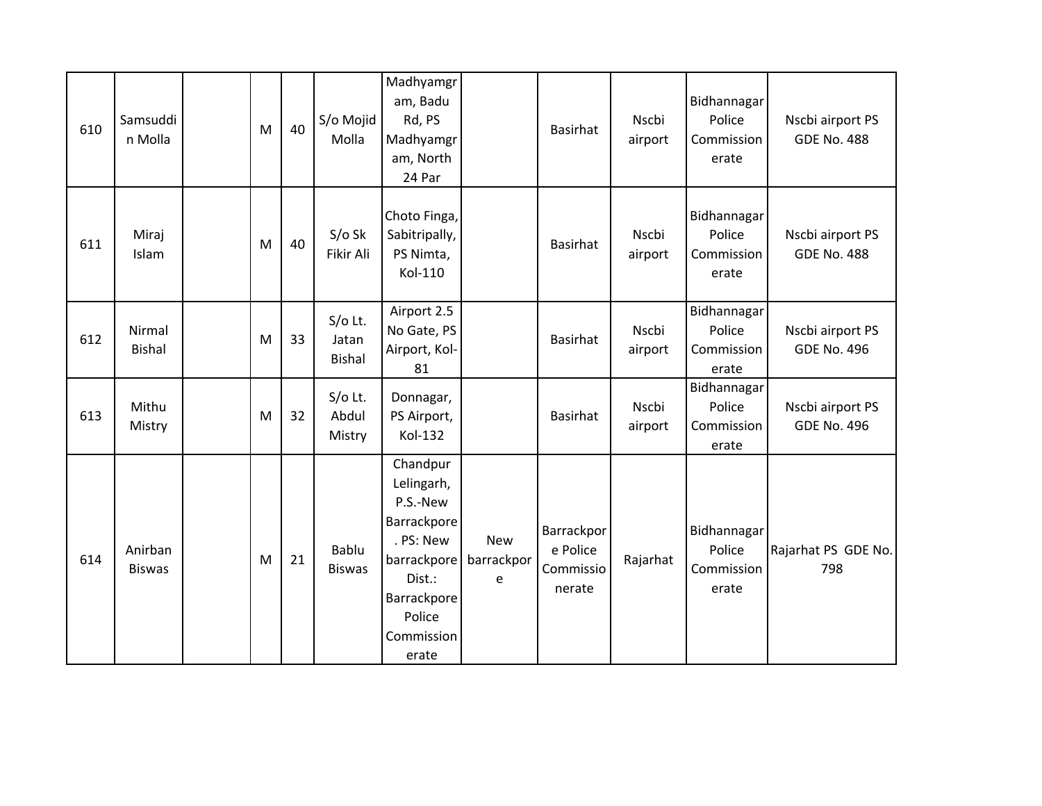| 610 | Samsuddin Molla | | M | 40 | S/o Mojid Molla | Madhyamgram, Badu Rd, PS Madhyamgram, North 24 Par | | Basirhat | Nscbi airport | Bidhannagar Police Commissionerate | Nscbi airport PS GDE No. 488 |
|---|---|---|---|---|---|---|---|---|---|---|---|
| 611 | Miraj Islam | | M | 40 | S/o Sk Fikir Ali | Choto Finga, Sabitripally, PS Nimta, Kol-110 | | Basirhat | Nscbi airport | Bidhannagar Police Commissionerate | Nscbi airport PS GDE No. 488 |
| 612 | Nirmal Bishal | | M | 33 | S/o Lt. Jatan Bishal | Airport 2.5 No Gate, PS Airport, Kol-81 | | Basirhat | Nscbi airport | Bidhannagar Police Commissionerate | Nscbi airport PS GDE No. 496 |
| 613 | Mithu Mistry | | M | 32 | S/o Lt. Abdul Mistry | Donnagar, PS Airport, Kol-132 | | Basirhat | Nscbi airport | Bidhannagar Police Commissionerate | Nscbi airport PS GDE No. 496 |
| 614 | Anirban Biswas | | M | 21 | Bablu Biswas | Chandpur Lelingarh, P.S.-New Barrackpore. PS: New barrackpore Dist.: Barrackpore Police Commissionerate | New barrackpore | Barrackpore Police Commissionerate | Rajarhat | Bidhannagar Police Commissionerate | Rajarhat PS GDE No. 798 |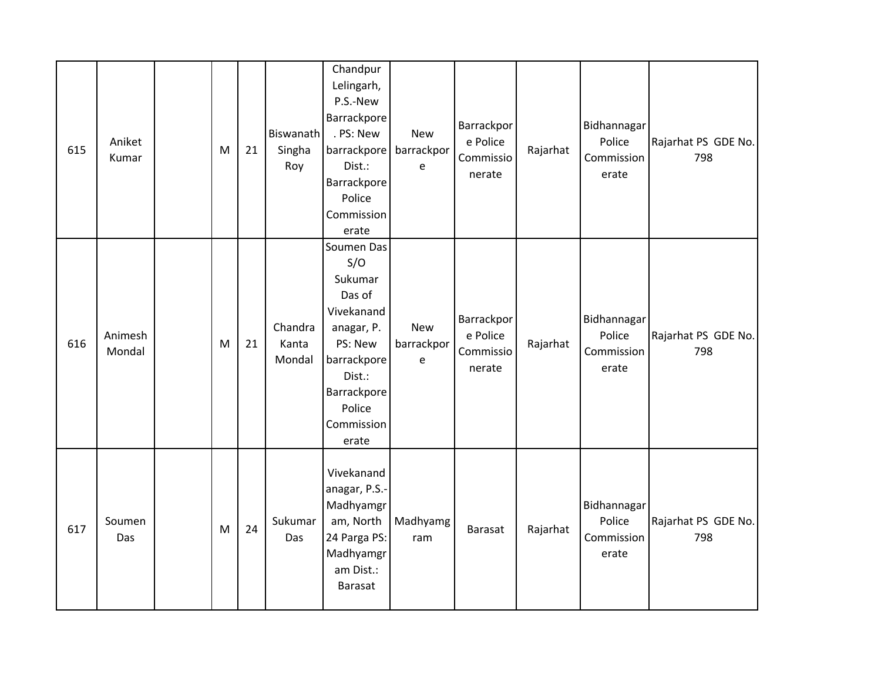| | | | | | | | | | | | |
|---|---|---|---|---|---|---|---|---|---|---|---|
| 615 | Aniket Kumar | | M | 21 | Biswanath Singha Roy | Chandpur Lelingarh, P.S.-New Barrackpore. PS: New barrackpore Dist.: Barrackpore Police Commissionerate | New barrackpore | Barrackpore Police Commissionerate | Rajarhat | Bidhannagar Police Commissionerate | Rajarhat PS GDE No. 798 |
| 616 | Animesh Mondal | | M | 21 | Chandra Kanta Mondal | Soumen Das S/O Sukumar Das of Vivekanandanagar, P. PS: New barrackpore Dist.: Barrackpore Police Commissionerate | New barrackpore | Barrackpore Police Commissionerate | Rajarhat | Bidhannagar Police Commissionerate | Rajarhat PS GDE No. 798 |
| 617 | Soumen Das | | M | 24 | Sukumar Das | Vivekanandanagar, P.S.-Madhyamgram, North 24 Parga PS: Madhyamgram Dist.: Barasat | Madhyamgram | Barasat | Rajarhat | Bidhannagar Police Commissionerate | Rajarhat PS GDE No. 798 |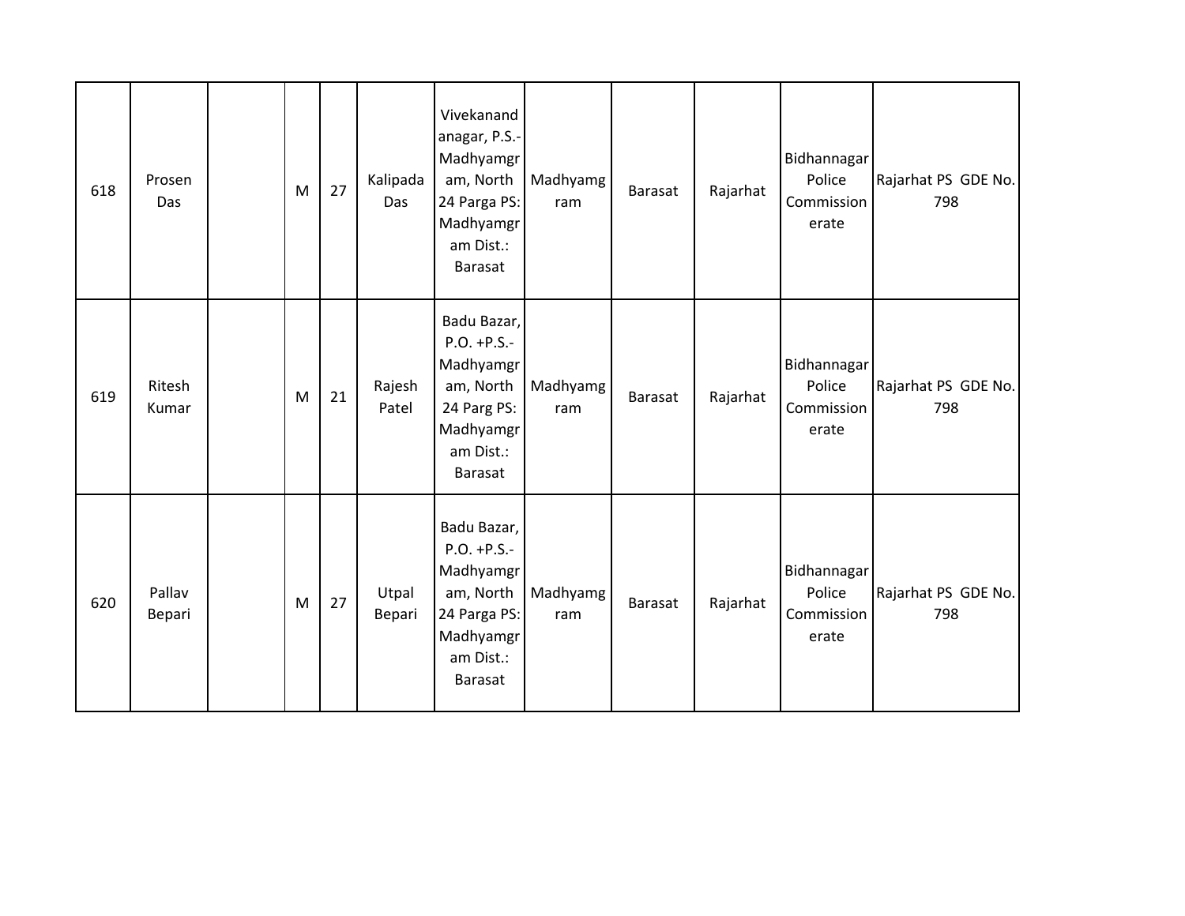| 618 | Prosen Das | | M | 27 | Kalipada Das | Vivekanandanagar, P.S.-Madhyamgram, North 24 Parga PS: Madhyamgram Dist.: Barasat | Madhyamgram | Barasat | Rajarhat | Bidhannagar Police Commissionerate | Rajarhat PS GDE No. 798 |
|---|---|---|---|---|---|---|---|---|---|---|---|
| 619 | Ritesh Kumar | | M | 21 | Rajesh Patel | Badu Bazar, P.O. +P.S.-Madhyamgram, North 24 Parg PS: Madhyamgram Dist.: Barasat | Madhyamgram | Barasat | Rajarhat | Bidhannagar Police Commissionerate | Rajarhat PS GDE No. 798 |
| 620 | Pallav Bepari | | M | 27 | Utpal Bepari | Badu Bazar, P.O. +P.S.-Madhyamgram, North 24 Parga PS: Madhyamgram Dist.: Barasat | Madhyamgram | Barasat | Rajarhat | Bidhannagar Police Commissionerate | Rajarhat PS GDE No. 798 |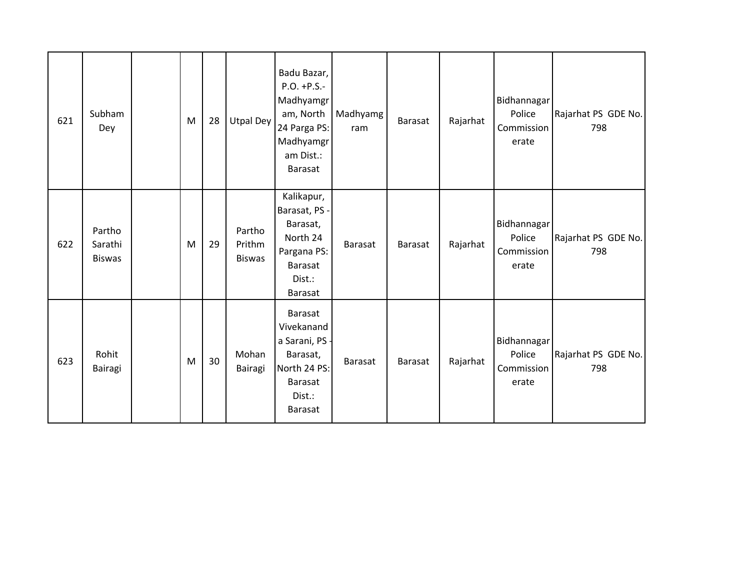| | | | | | | | | | | | |
|---|---|---|---|---|---|---|---|---|---|---|---|
| 621 | Subham Dey | | M | 28 | Utpal Dey | Badu Bazar, P.O. +P.S.- Madhyamgram, North 24 Parga PS: Madhyamgram Dist.: Barasat | Madhyamgram | Barasat | Rajarhat | Bidhannagar Police Commissionerate | Rajarhat PS GDE No. 798 |
| 622 | Partho Sarathi Biswas | | M | 29 | Partho Prithm Biswas | Kalikapur, Barasat, PS - Barasat, North 24 Pargana PS: Barasat Dist.: Barasat | Barasat | Barasat | Rajarhat | Bidhannagar Police Commissionerate | Rajarhat PS GDE No. 798 |
| 623 | Rohit Bairagi | | M | 30 | Mohan Bairagi | Barasat Vivekananda Sarani, PS - Barasat, North 24 PS: Barasat Dist.: Barasat | Barasat | Barasat | Rajarhat | Bidhannagar Police Commissionerate | Rajarhat PS GDE No. 798 |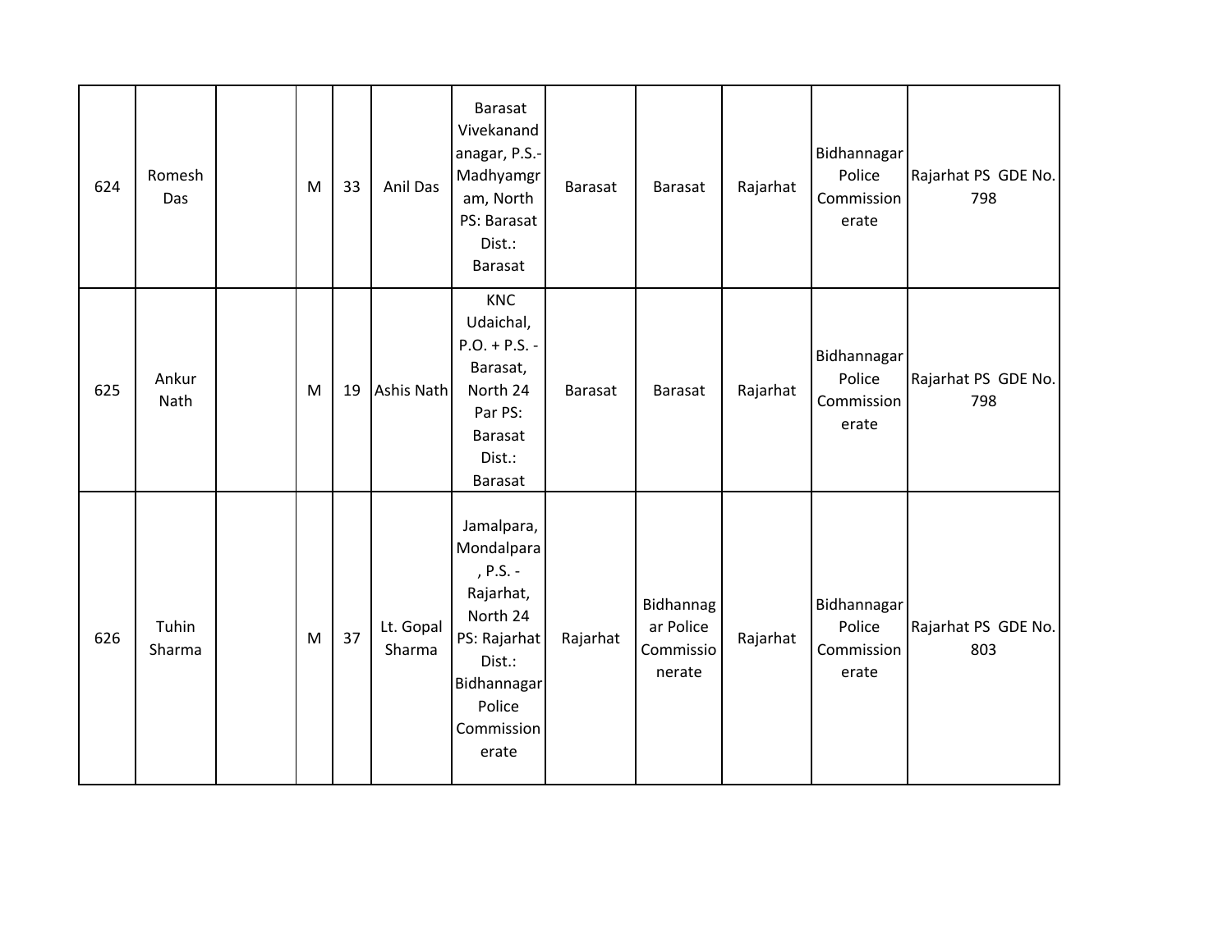| | | | | | | | | | | | |
|---|---|---|---|---|---|---|---|---|---|---|---|
| 624 | Romesh Das | | M | 33 | Anil Das | Barasat Vivekanandanagar, P.S.- Madhyamgram, North PS: Barasat Dist.: Barasat | Barasat | Barasat | Rajarhat | Bidhannagar Police Commissionerate | Rajarhat PS GDE No. 798 |
| 625 | Ankur Nath | | M | 19 | Ashis Nath | KNC Udaichal, P.O. + P.S. - Barasat, North 24 Par PS: Barasat Dist.: Barasat | Barasat | Barasat | Rajarhat | Bidhannagar Police Commissionerate | Rajarhat PS GDE No. 798 |
| 626 | Tuhin Sharma | | M | 37 | Lt. Gopal Sharma | Jamalpara, Mondalpara, P.S. - Rajarhat, North 24 PS: Rajarhat Dist.: Bidhannagar Police Commissionerate | Rajarhat | Bidhannagar Police Commissionerate | Rajarhat | Bidhannagar Police Commissionerate | Rajarhat PS GDE No. 803 |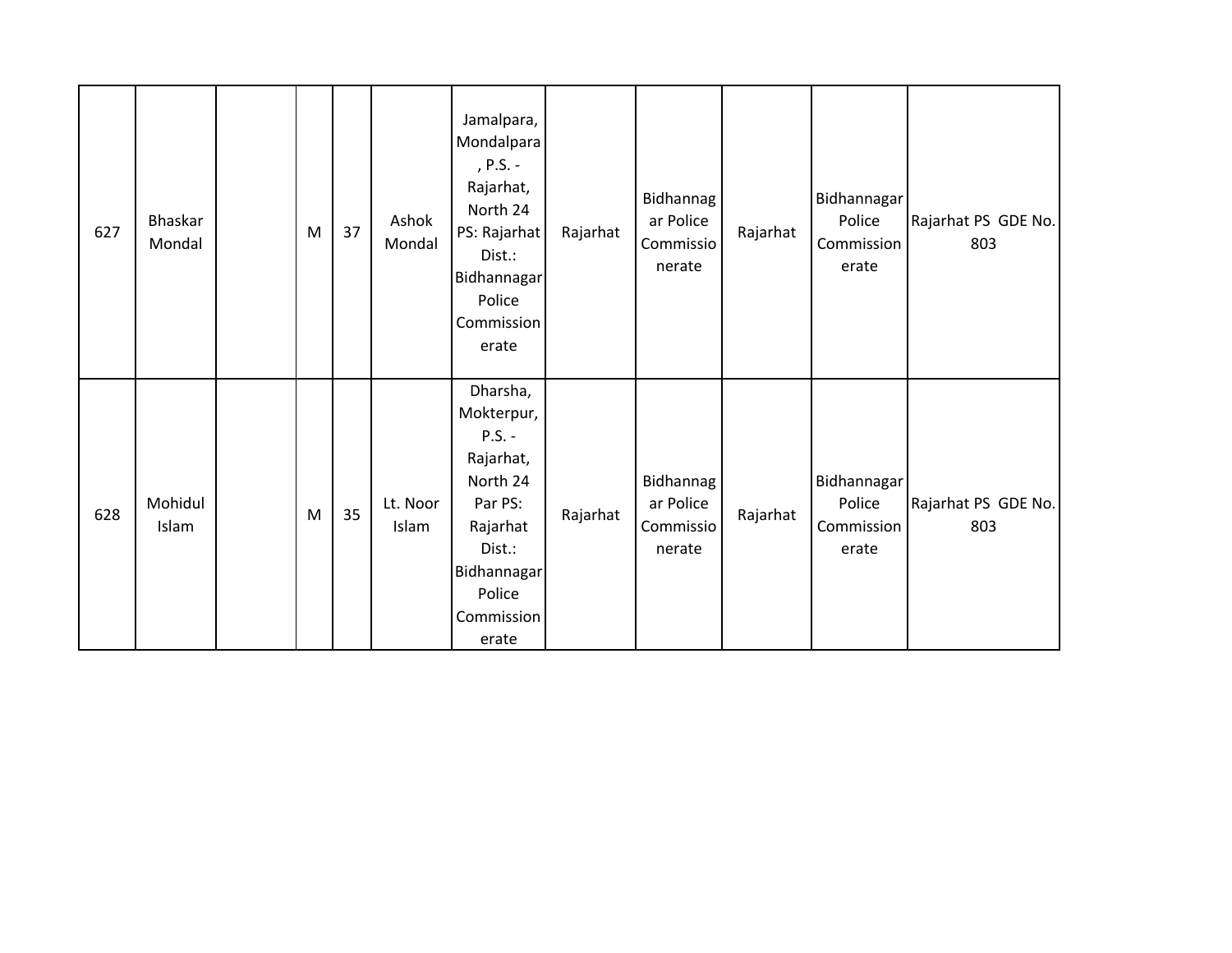| | | | | | | | | | | | |
|---|---|---|---|---|---|---|---|---|---|---|---|
| 627 | Bhaskar Mondal | | M | 37 | Ashok Mondal | Jamalpara, Mondalpara, P.S. - Rajarhat, North 24 PS: Rajarhat Dist.: Bidhannagar Police Commissionerate | Rajarhat | Bidhannagar Police Commissionerate | Rajarhat | Bidhannagar Police Commissionerate | Rajarhat PS GDE No. 803 |
| 628 | Mohidul Islam | | M | 35 | Lt. Noor Islam | Dharsha, Mokterpur, P.S. - Rajarhat, North 24 Par PS: Rajarhat Dist.: Bidhannagar Police Commissionerate | Rajarhat | Bidhannagar Police Commissionerate | Rajarhat | Bidhannagar Police Commissionerate | Rajarhat PS GDE No. 803 |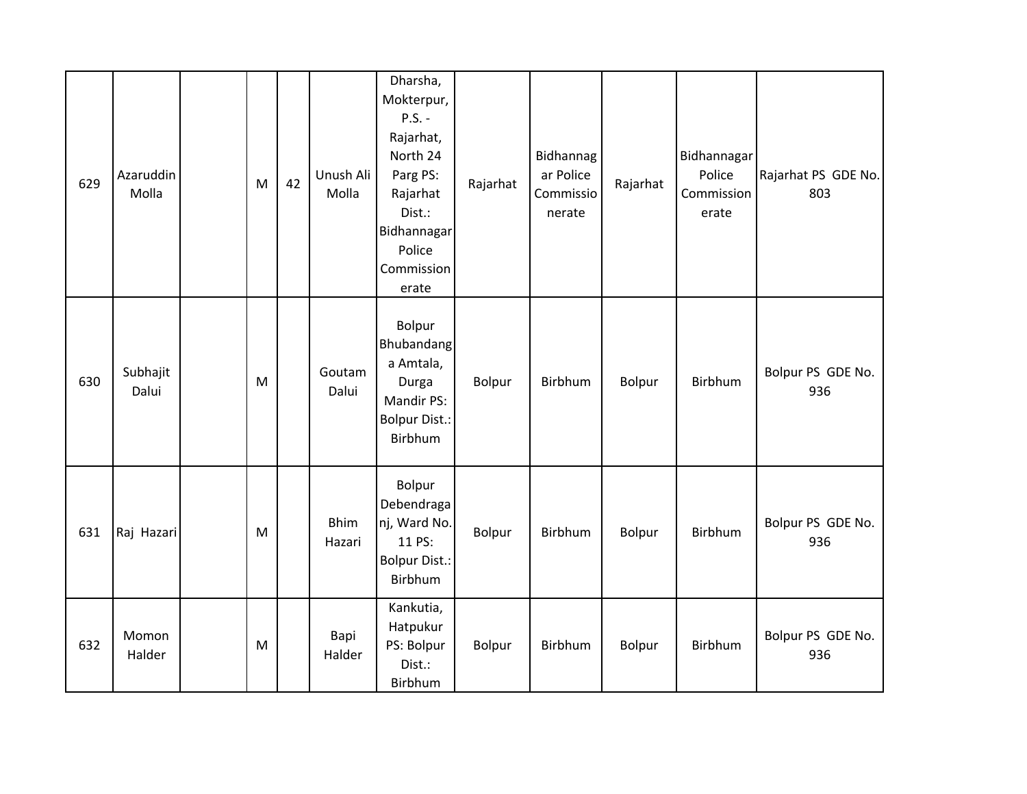| 629 | Azaruddin Molla | | M | 42 | Unush Ali Molla | Dharsha, Mokterpur, P.S. - Rajarhat, North 24 Parg PS: Rajarhat Dist.: Bidhannagar Police Commissionerate | Rajarhat | Bidhannagar Police Commissionerate | Rajarhat | Bidhannagar Police Commissionerate | Rajarhat PS GDE No. 803 |
|---|---|---|---|---|---|---|---|---|---|---|---|
| 630 | Subhajit Dalui | | M | | Goutam Dalui | Bolpur Bhubandanga Amtala, Durga Mandir PS: Bolpur Dist.: Birbhum | Bolpur | Birbhum | Bolpur | Birbhum | Bolpur PS GDE No. 936 |
| 631 | Raj Hazari | | M | | Bhim Hazari | Bolpur Debendraganj, Ward No. 11 PS: Bolpur Dist.: Birbhum | Bolpur | Birbhum | Bolpur | Birbhum | Bolpur PS GDE No. 936 |
| 632 | Momon Halder | | M | | Bapi Halder | Kankutia, Hatpukur PS: Bolpur Dist.: Birbhum | Bolpur | Birbhum | Bolpur | Birbhum | Bolpur PS GDE No. 936 |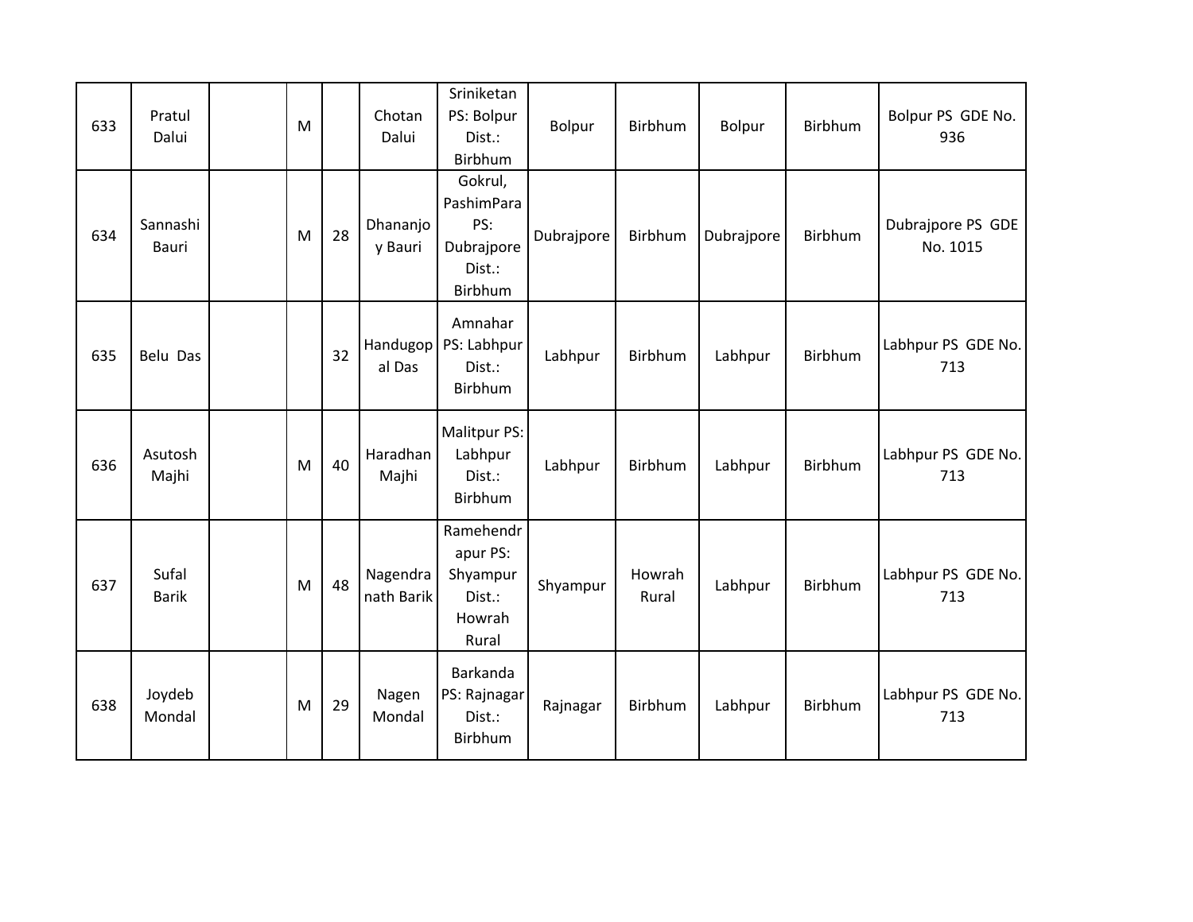| 633 | Pratul Dalui | | M | | Chotan Dalui | Sriniketan PS: Bolpur Dist.: Birbhum | Bolpur | Birbhum | Bolpur | Birbhum | Bolpur PS GDE No. 936 |
|---|---|---|---|---|---|---|---|---|---|---|---|
| 634 | Sannashi Bauri | | M | 28 | Dhananjoy Bauri | Gokrul, PashimPara PS: Dubrajpore Dist.: Birbhum | Dubrajpore | Birbhum | Dubrajpore | Birbhum | Dubrajpore PS GDE No. 1015 |
| 635 | Belu Das | | | 32 | Handugopal Das | Amnahar PS: Labhpur Dist.: Birbhum | Labhpur | Birbhum | Labhpur | Birbhum | Labhpur PS GDE No. 713 |
| 636 | Asutosh Majhi | | M | 40 | Haradhan Majhi | Malitpur PS: Labhpur Dist.: Birbhum | Labhpur | Birbhum | Labhpur | Birbhum | Labhpur PS GDE No. 713 |
| 637 | Sufal Barik | | M | 48 | Nagendranath Barik | Ramehendrapur PS: Shyampur Dist.: Howrah Rural | Shyampur | Howrah Rural | Labhpur | Birbhum | Labhpur PS GDE No. 713 |
| 638 | Joydeb Mondal | | M | 29 | Nagen Mondal | Barkanda PS: Rajnagar Dist.: Birbhum | Rajnagar | Birbhum | Labhpur | Birbhum | Labhpur PS GDE No. 713 |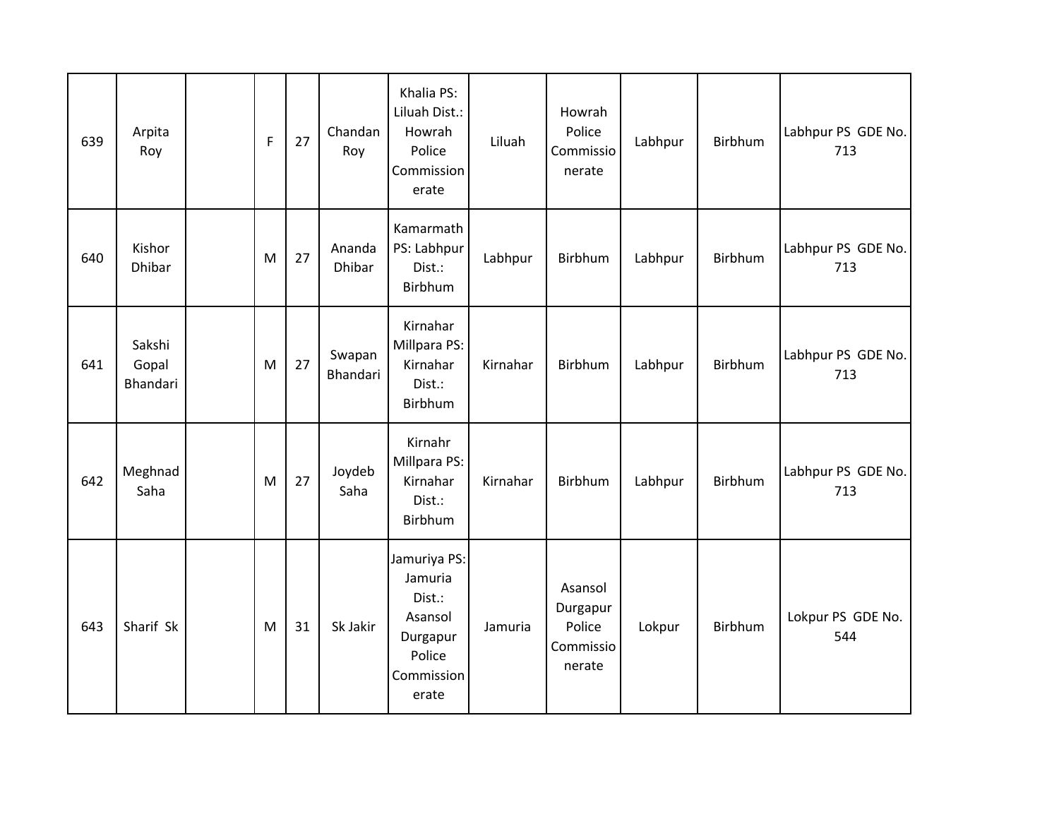| | | | | | | | | | | | |
|---|---|---|---|---|---|---|---|---|---|---|---|
| 639 | Arpita Roy | | F | 27 | Chandan Roy | Khalia PS: Liluah Dist.: Howrah Police Commissionerate | Liluah | Howrah Police Commissionerate | Labhpur | Birbhum | Labhpur PS GDE No. 713 |
| 640 | Kishor Dhibar | | M | 27 | Ananda Dhibar | Kamarmath PS: Labhpur Dist.: Birbhum | Labhpur | Birbhum | Labhpur | Birbhum | Labhpur PS GDE No. 713 |
| 641 | Sakshi Gopal Bhandari | | M | 27 | Swapan Bhandari | Kirnahar Millpara PS: Kirnahar Dist.: Birbhum | Kirnahar | Birbhum | Labhpur | Birbhum | Labhpur PS GDE No. 713 |
| 642 | Meghnad Saha | | M | 27 | Joydeb Saha | Kirnahr Millpara PS: Kirnahar Dist.: Birbhum | Kirnahar | Birbhum | Labhpur | Birbhum | Labhpur PS GDE No. 713 |
| 643 | Sharif Sk | | M | 31 | Sk Jakir | Jamuriya PS: Jamuria Dist.: Asansol Durgapur Police Commissionerate | Jamuria | Asansol Durgapur Police Commissionerate | Lokpur | Birbhum | Lokpur PS GDE No. 544 |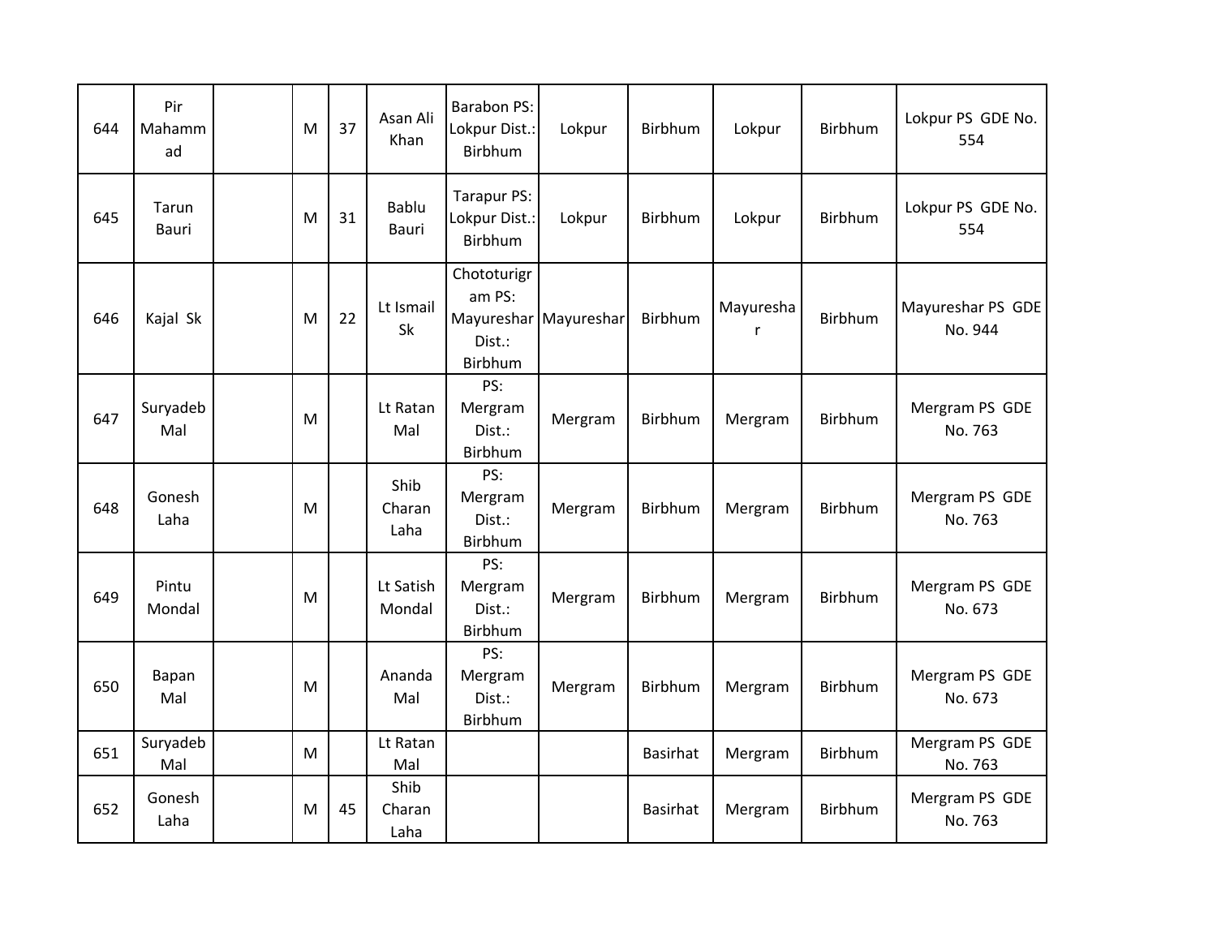| | | | | | | | | | | | |
|---|---|---|---|---|---|---|---|---|---|---|---|
| 644 | Pir Mahammad | | M | 37 | Asan Ali Khan | Barabon PS: Lokpur Dist.: Birbhum | Lokpur | Birbhum | Lokpur | Birbhum | Lokpur PS GDE No. 554 |
| 645 | Tarun Bauri | | M | 31 | Bablu Bauri | Tarapur PS: Lokpur Dist.: Birbhum | Lokpur | Birbhum | Lokpur | Birbhum | Lokpur PS GDE No. 554 |
| 646 | Kajal Sk | | M | 22 | Lt Ismail Sk | Chototurigram PS: Mayureshar Dist.: Birbhum | Mayureshar | Birbhum | Mayureshar | Birbhum | Mayureshar PS GDE No. 944 |
| 647 | Suryadeb Mal | | M | | Lt Ratan Mal | PS: Mergram Dist.: Birbhum | Mergram | Birbhum | Mergram | Birbhum | Mergram PS GDE No. 763 |
| 648 | Gonesh Laha | | M | | Shib Charan Laha | PS: Mergram Dist.: Birbhum | Mergram | Birbhum | Mergram | Birbhum | Mergram PS GDE No. 763 |
| 649 | Pintu Mondal | | M | | Lt Satish Mondal | PS: Mergram Dist.: Birbhum | Mergram | Birbhum | Mergram | Birbhum | Mergram PS GDE No. 673 |
| 650 | Bapan Mal | | M | | Ananda Mal | PS: Mergram Dist.: Birbhum | Mergram | Birbhum | Mergram | Birbhum | Mergram PS GDE No. 673 |
| 651 | Suryadeb Mal | | M | | Lt Ratan Mal | | | Basirhat | Mergram | Birbhum | Mergram PS GDE No. 763 |
| 652 | Gonesh Laha | | M | 45 | Shib Charan Laha | | | Basirhat | Mergram | Birbhum | Mergram PS GDE No. 763 |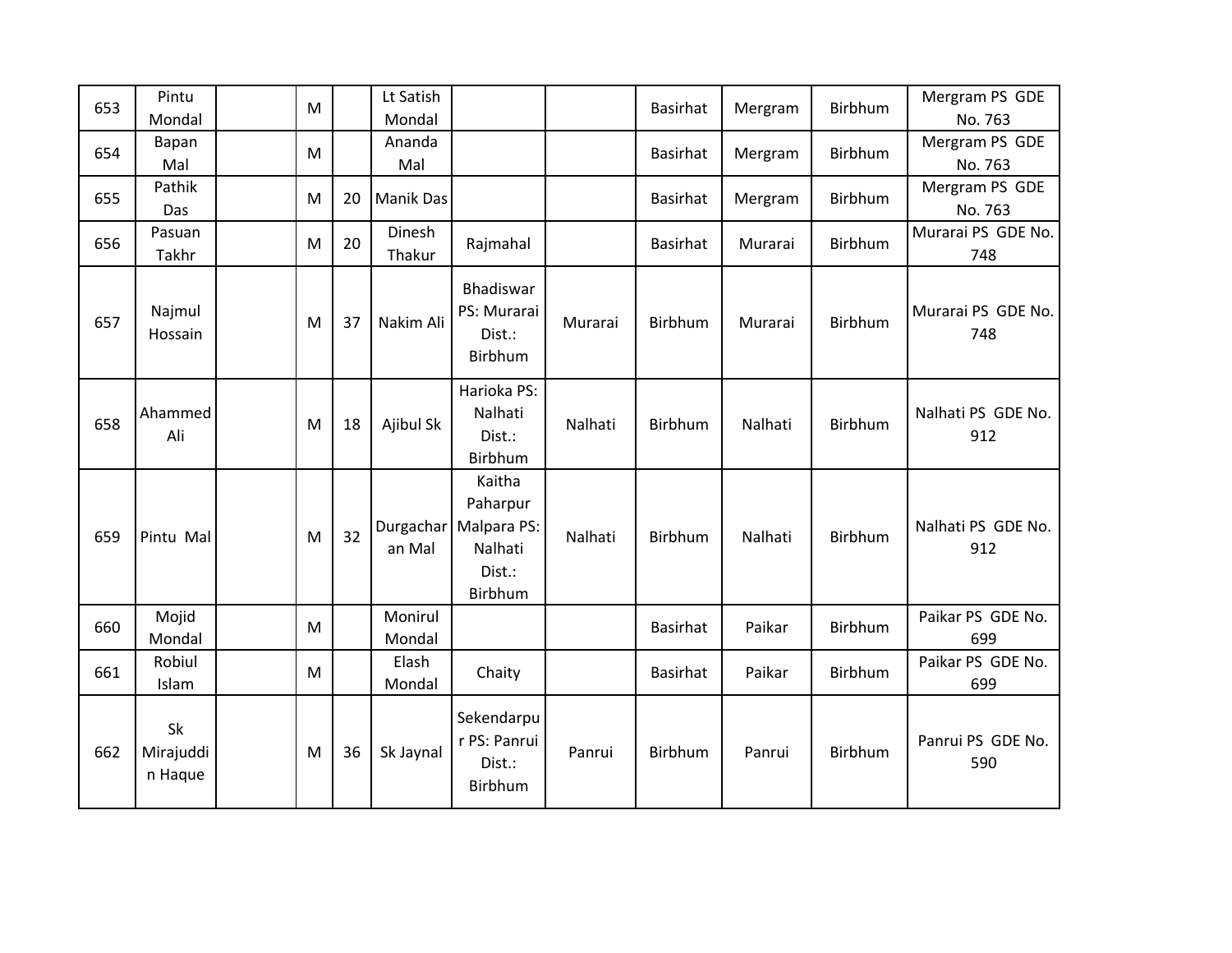| | | | | | | | | | | | |
|---|---|---|---|---|---|---|---|---|---|---|---|
| 653 | Pintu Mondal | | M | | Lt Satish Mondal | | | Basirhat | Mergram | Birbhum | Mergram PS GDE No. 763 |
| 654 | Bapan Mal | | M | | Ananda Mal | | | Basirhat | Mergram | Birbhum | Mergram PS GDE No. 763 |
| 655 | Pathik Das | | M | 20 | Manik Das | | | Basirhat | Mergram | Birbhum | Mergram PS GDE No. 763 |
| 656 | Pasuan Takhr | | M | 20 | Dinesh Thakur | Rajmahal | | Basirhat | Murarai | Birbhum | Murarai PS GDE No. 748 |
| 657 | Najmul Hossain | | M | 37 | Nakim Ali | Bhadiswar PS: Murarai Dist.: Birbhum | Murarai | Birbhum | Murarai | Birbhum | Murarai PS GDE No. 748 |
| 658 | Ahammed Ali | | M | 18 | Ajibul Sk | Harioka PS: Nalhati Dist.: Birbhum | Nalhati | Birbhum | Nalhati | Birbhum | Nalhati PS GDE No. 912 |
| 659 | Pintu Mal | | M | 32 | Durgacharan Mal | Kaitha Paharpur Malpara PS: Nalhati Dist.: Birbhum | Nalhati | Birbhum | Nalhati | Birbhum | Nalhati PS GDE No. 912 |
| 660 | Mojid Mondal | | M | | Monirul Mondal | | | Basirhat | Paikar | Birbhum | Paikar PS GDE No. 699 |
| 661 | Robiul Islam | | M | | Elash Mondal | Chaity | | Basirhat | Paikar | Birbhum | Paikar PS GDE No. 699 |
| 662 | Sk Mirajuddin Haque | | M | 36 | Sk Jaynal | Sekendarpur PS: Panrui Dist.: Birbhum | Panrui | Birbhum | Panrui | Birbhum | Panrui PS GDE No. 590 |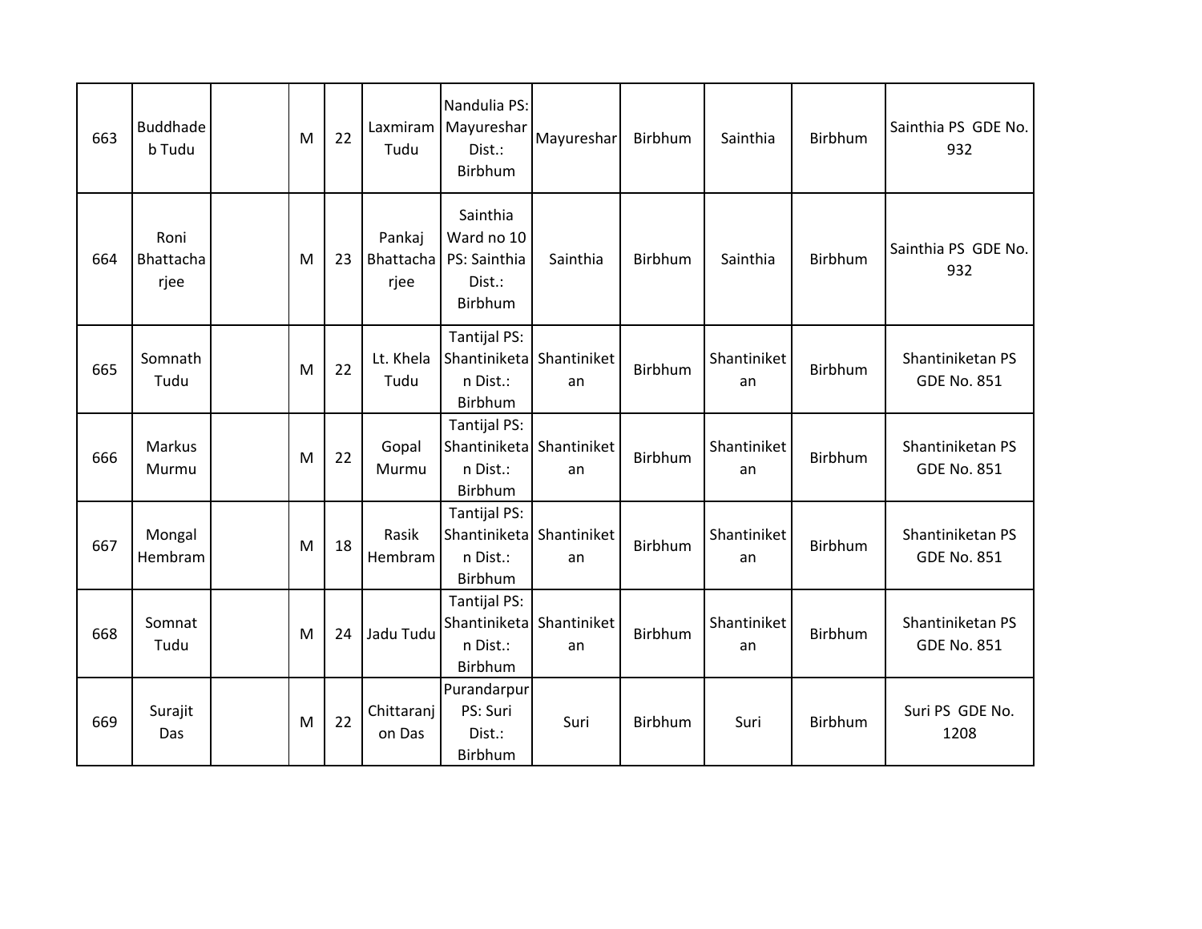| 663 | Buddhadeb Tudu | | M | 22 | Laxmiram Tudu | Nandulia PS: Mayureshar Dist.: Birbhum | Mayureshar | Birbhum | Sainthia | Birbhum | Sainthia PS GDE No. 932 |
|---|---|---|---|---|---|---|---|---|---|---|---|
| 664 | Roni Bhattacharjee | | M | 23 | Pankaj Bhattacharjee | Sainthia Ward no 10 PS: Sainthia Dist.: Birbhum | Sainthia | Birbhum | Sainthia | Birbhum | Sainthia PS GDE No. 932 |
| 665 | Somnath Tudu | | M | 22 | Lt. Khela Tudu | Tantijal PS: Shantiniketan Dist.: Birbhum | Shantiniketan | Birbhum | Shantiniketan | Birbhum | Shantiniketan PS GDE No. 851 |
| 666 | Markus Murmu | | M | 22 | Gopal Murmu | Tantijal PS: Shantiniketan Dist.: Birbhum | Shantiniketan | Birbhum | Shantiniketan | Birbhum | Shantiniketan PS GDE No. 851 |
| 667 | Mongal Hembram | | M | 18 | Rasik Hembram | Tantijal PS: Shantiniketan Dist.: Birbhum | Shantiniketan | Birbhum | Shantiniketan | Birbhum | Shantiniketan PS GDE No. 851 |
| 668 | Somnat Tudu | | M | 24 | Jadu Tudu | Tantijal PS: Shantiniketan Dist.: Birbhum | Shantiniketan | Birbhum | Shantiniketan | Birbhum | Shantiniketan PS GDE No. 851 |
| 669 | Surajit Das | | M | 22 | Chittaranjon Das | Purandarpur PS: Suri Dist.: Birbhum | Suri | Birbhum | Suri | Birbhum | Suri PS GDE No. 1208 |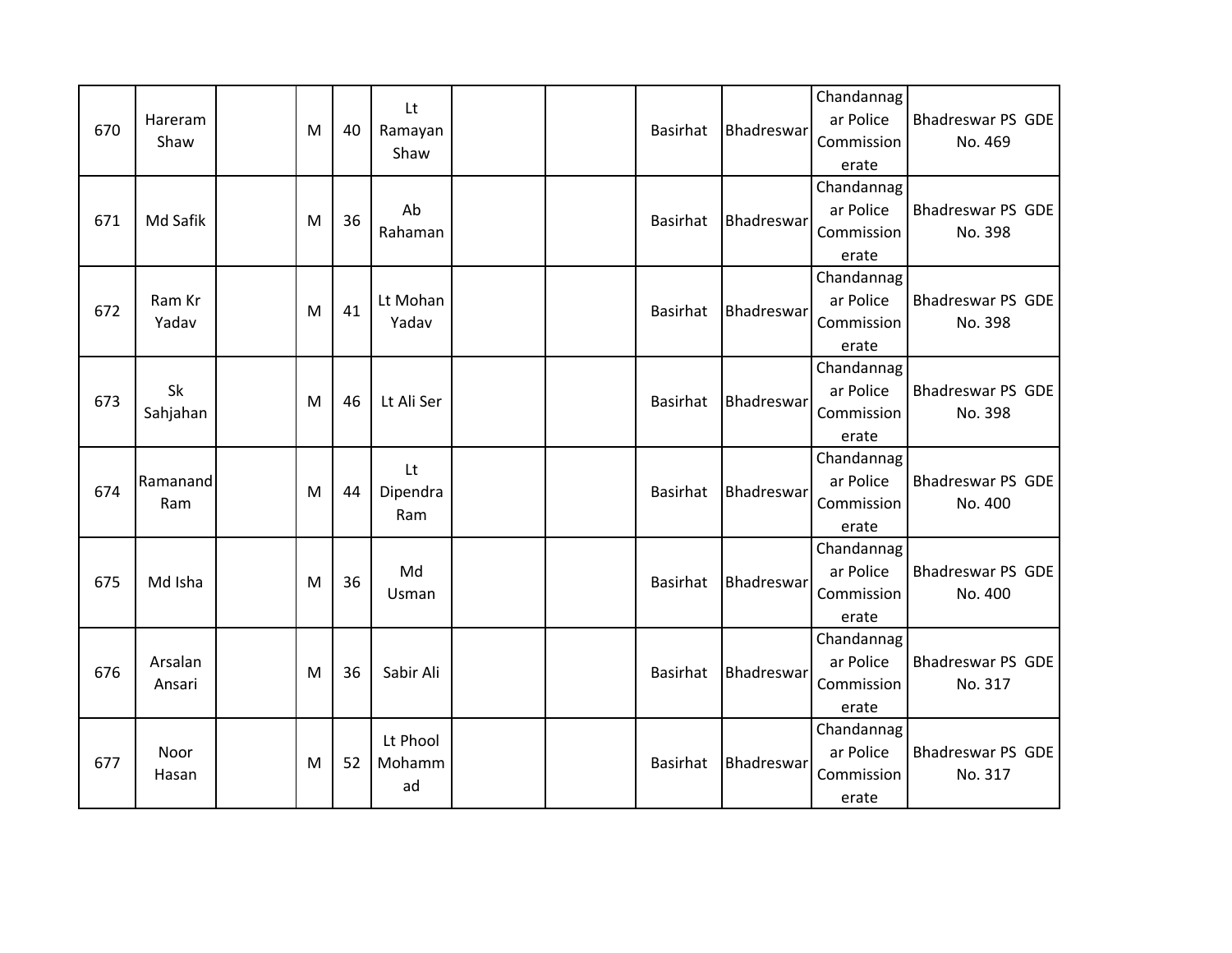| | | | | | | | | | | | |
|---|---|---|---|---|---|---|---|---|---|---|---|
| 670 | Hareram Shaw | | M | 40 | Lt Ramayan Shaw | | | Basirhat | Bhadreswar | Chandannagar Police Commissionerate | Bhadreswar PS GDE No. 469 |
| 671 | Md Safik | | M | 36 | Ab Rahaman | | | Basirhat | Bhadreswar | Chandannagar Police Commissionerate | Bhadreswar PS GDE No. 398 |
| 672 | Ram Kr Yadav | | M | 41 | Lt Mohan Yadav | | | Basirhat | Bhadreswar | Chandannagar Police Commissionerate | Bhadreswar PS GDE No. 398 |
| 673 | Sk Sahjahan | | M | 46 | Lt Ali Ser | | | Basirhat | Bhadreswar | Chandannagar Police Commissionerate | Bhadreswar PS GDE No. 398 |
| 674 | Ramanand Ram | | M | 44 | Lt Dipendra Ram | | | Basirhat | Bhadreswar | Chandannagar Police Commissionerate | Bhadreswar PS GDE No. 400 |
| 675 | Md Isha | | M | 36 | Md Usman | | | Basirhat | Bhadreswar | Chandannagar Police Commissionerate | Bhadreswar PS GDE No. 400 |
| 676 | Arsalan Ansari | | M | 36 | Sabir Ali | | | Basirhat | Bhadreswar | Chandannagar Police Commissionerate | Bhadreswar PS GDE No. 317 |
| 677 | Noor Hasan | | M | 52 | Lt Phool Mohammad | | | Basirhat | Bhadreswar | Chandannagar Police Commissionerate | Bhadreswar PS GDE No. 317 |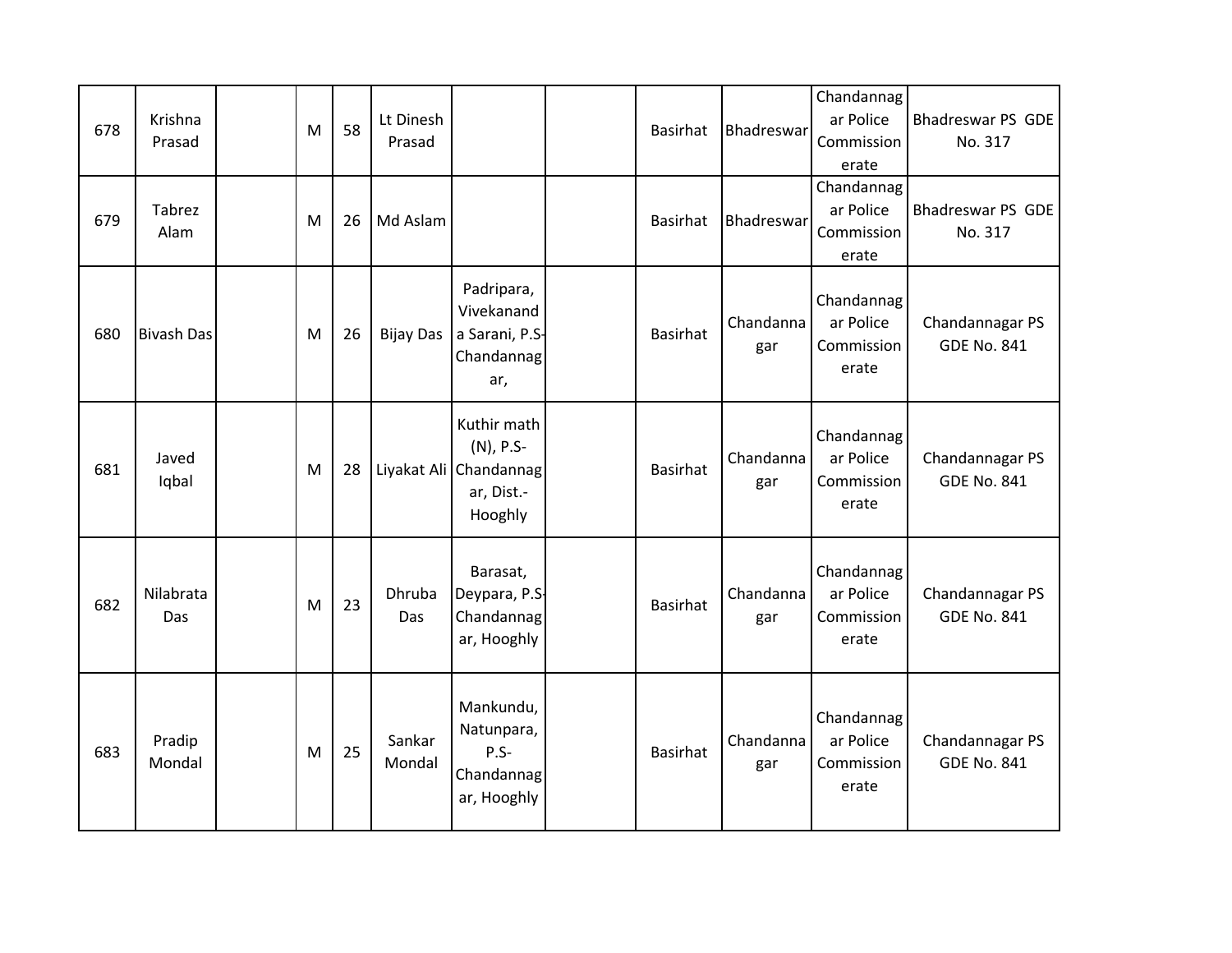| | | | | | | | | | | | |
|---|---|---|---|---|---|---|---|---|---|---|---|
| 678 | Krishna Prasad | | M | 58 | Lt Dinesh Prasad | | | Basirhat | Bhadreswar | Chandannagar Police Commissionerate | Bhadreswar PS GDE No. 317 |
| 679 | Tabrez Alam | | M | 26 | Md Aslam | | | Basirhat | Bhadreswar | Chandannagar Police Commissionerate | Bhadreswar PS GDE No. 317 |
| 680 | Bivash Das | | M | 26 | Bijay Das | Padripara, Vivekananda Sarani, P.S-Chandannagar, | | Basirhat | Chandannagar | Chandannagar Police Commissionerate | Chandannagar PS GDE No. 841 |
| 681 | Javed Iqbal | | M | 28 | Liyakat Ali | Kuthir math (N), P.S-Chandannagar, Dist.-Hooghly | | Basirhat | Chandannagar | Chandannagar Police Commissionerate | Chandannagar PS GDE No. 841 |
| 682 | Nilabrata Das | | M | 23 | Dhruba Das | Barasat, Deypara, P.S-Chandannagar, Hooghly | | Basirhat | Chandannagar | Chandannagar Police Commissionerate | Chandannagar PS GDE No. 841 |
| 683 | Pradip Mondal | | M | 25 | Sankar Mondal | Mankundu, Natunpara, P.S-Chandannagar, Hooghly | | Basirhat | Chandannagar | Chandannagar Police Commissionerate | Chandannagar PS GDE No. 841 |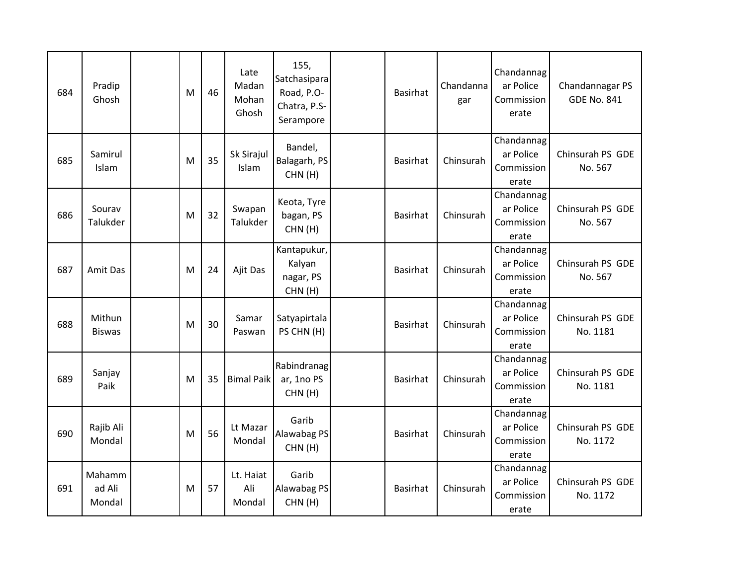| | | | | | | | | | | | |
|---|---|---|---|---|---|---|---|---|---|---|---|
| 684 | Pradip Ghosh | | M | 46 | Late Madan Mohan Ghosh | 155, Satchasipara Road, P.O- Chatra, P.S- Serampore | | Basirhat | Chandannagar | Chandannagar Police Commissionerate | Chandannagar PS GDE No. 841 |
| 685 | Samirul Islam | | M | 35 | Sk Sirajul Islam | Bandel, Balagarh, PS CHN (H) | | Basirhat | Chinsurah | Chandannagar Police Commissionerate | Chinsurah PS GDE No. 567 |
| 686 | Sourav Talukder | | M | 32 | Swapan Talukder | Keota, Tyre bagan, PS CHN (H) | | Basirhat | Chinsurah | Chandannagar Police Commissionerate | Chinsurah PS GDE No. 567 |
| 687 | Amit Das | | M | 24 | Ajit Das | Kantapukur, Kalyan nagar, PS CHN (H) | | Basirhat | Chinsurah | Chandannagar Police Commissionerate | Chinsurah PS GDE No. 567 |
| 688 | Mithun Biswas | | M | 30 | Samar Paswan | Satyapirtala PS CHN (H) | | Basirhat | Chinsurah | Chandannagar Police Commissionerate | Chinsurah PS GDE No. 1181 |
| 689 | Sanjay Paik | | M | 35 | Bimal Paik | Rabindranagar, 1no PS CHN (H) | | Basirhat | Chinsurah | Chandannagar Police Commissionerate | Chinsurah PS GDE No. 1181 |
| 690 | Rajib Ali Mondal | | M | 56 | Lt Mazar Mondal | Garib Alawabag PS CHN (H) | | Basirhat | Chinsurah | Chandannagar Police Commissionerate | Chinsurah PS GDE No. 1172 |
| 691 | Mahammad Ali Mondal | | M | 57 | Lt. Haiat Ali Mondal | Garib Alawabag PS CHN (H) | | Basirhat | Chinsurah | Chandannagar Police Commissionerate | Chinsurah PS GDE No. 1172 |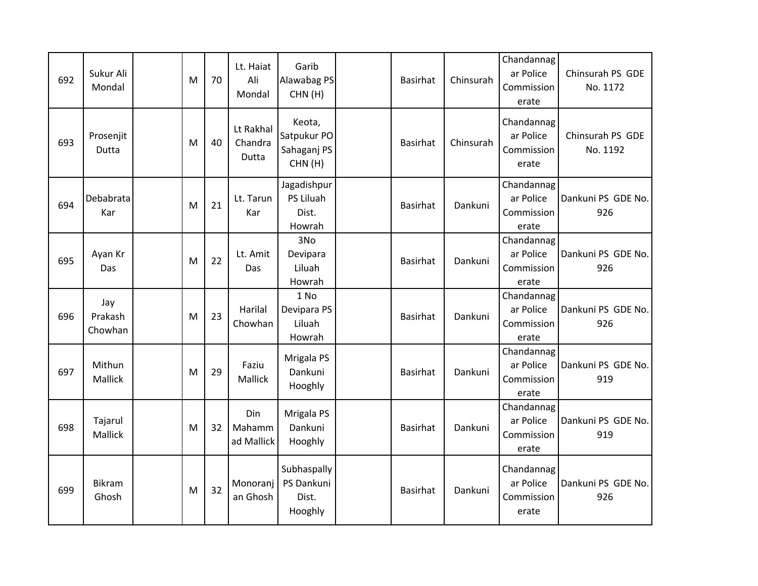| | | | | | | | | | | | |
|---|---|---|---|---|---|---|---|---|---|---|---|
| 692 | Sukur Ali Mondal | | M | 70 | Lt. Haiat Ali Mondal | Garib Alawabag PS CHN (H) | | Basirhat | Chinsurah | Chandannagar Police Commissionerate | Chinsurah PS GDE No. 1172 |
| 693 | Prosenjit Dutta | | M | 40 | Lt Rakhal Chandra Dutta | Keota, Satpukur PO Sahaganj PS CHN (H) | | Basirhat | Chinsurah | Chandannagar Police Commissionerate | Chinsurah PS GDE No. 1192 |
| 694 | Debabrata Kar | | M | 21 | Lt. Tarun Kar | Jagadishpur PS Liluah Dist. Howrah | | Basirhat | Dankuni | Chandannagar Police Commissionerate | Dankuni PS GDE No. 926 |
| 695 | Ayan Kr Das | | M | 22 | Lt. Amit Das | 3No Devipara Liluah Howrah | | Basirhat | Dankuni | Chandannagar Police Commissionerate | Dankuni PS GDE No. 926 |
| 696 | Jay Prakash Chowhan | | M | 23 | Harilal Chowhan | 1 No Devipara PS Liluah Howrah | | Basirhat | Dankuni | Chandannagar Police Commissionerate | Dankuni PS GDE No. 926 |
| 697 | Mithun Mallick | | M | 29 | Faziu Mallick | Mrigala PS Dankuni Hooghly | | Basirhat | Dankuni | Chandannagar Police Commissionerate | Dankuni PS GDE No. 919 |
| 698 | Tajarul Mallick | | M | 32 | Din Mahammad Mallick | Mrigala PS Dankuni Hooghly | | Basirhat | Dankuni | Chandannagar Police Commissionerate | Dankuni PS GDE No. 919 |
| 699 | Bikram Ghosh | | M | 32 | Monoranjan Ghosh | Subhaspally PS Dankuni Dist. Hooghly | | Basirhat | Dankuni | Chandannagar Police Commissionerate | Dankuni PS GDE No. 926 |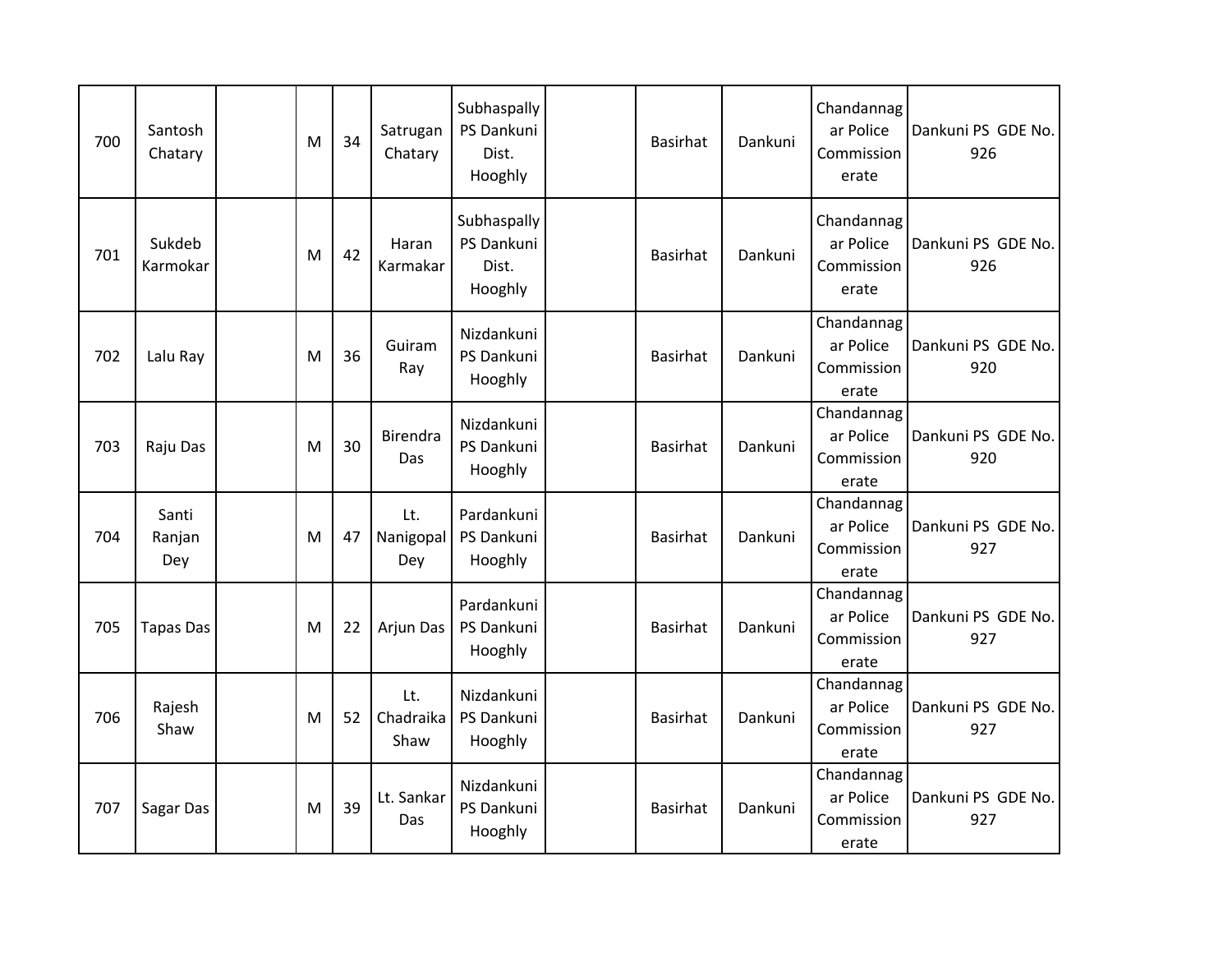| | | | | | | | | | | | |
|---|---|---|---|---|---|---|---|---|---|---|---|
| 700 | Santosh Chatary | | M | 34 | Satrugan Chatary | Subhaspally PS Dankuni Dist. Hooghly | | Basirhat | Dankuni | Chandannagar Police Commissionerate | Dankuni PS GDE No. 926 |
| 701 | Sukdeb Karmokar | | M | 42 | Haran Karmakar | Subhaspally PS Dankuni Dist. Hooghly | | Basirhat | Dankuni | Chandannagar Police Commissionerate | Dankuni PS GDE No. 926 |
| 702 | Lalu Ray | | M | 36 | Guiram Ray | Nizdankuni PS Dankuni Hooghly | | Basirhat | Dankuni | Chandannagar Police Commissionerate | Dankuni PS GDE No. 920 |
| 703 | Raju Das | | M | 30 | Birendra Das | Nizdankuni PS Dankuni Hooghly | | Basirhat | Dankuni | Chandannagar Police Commissionerate | Dankuni PS GDE No. 920 |
| 704 | Santi Ranjan Dey | | M | 47 | Lt. Nanigopal Dey | Pardankuni PS Dankuni Hooghly | | Basirhat | Dankuni | Chandannagar Police Commissionerate | Dankuni PS GDE No. 927 |
| 705 | Tapas Das | | M | 22 | Arjun Das | Pardankuni PS Dankuni Hooghly | | Basirhat | Dankuni | Chandannagar Police Commissionerate | Dankuni PS GDE No. 927 |
| 706 | Rajesh Shaw | | M | 52 | Lt. Chadraika Shaw | Nizdankuni PS Dankuni Hooghly | | Basirhat | Dankuni | Chandannagar Police Commissionerate | Dankuni PS GDE No. 927 |
| 707 | Sagar Das | | M | 39 | Lt. Sankar Das | Nizdankuni PS Dankuni Hooghly | | Basirhat | Dankuni | Chandannagar Police Commissionerate | Dankuni PS GDE No. 927 |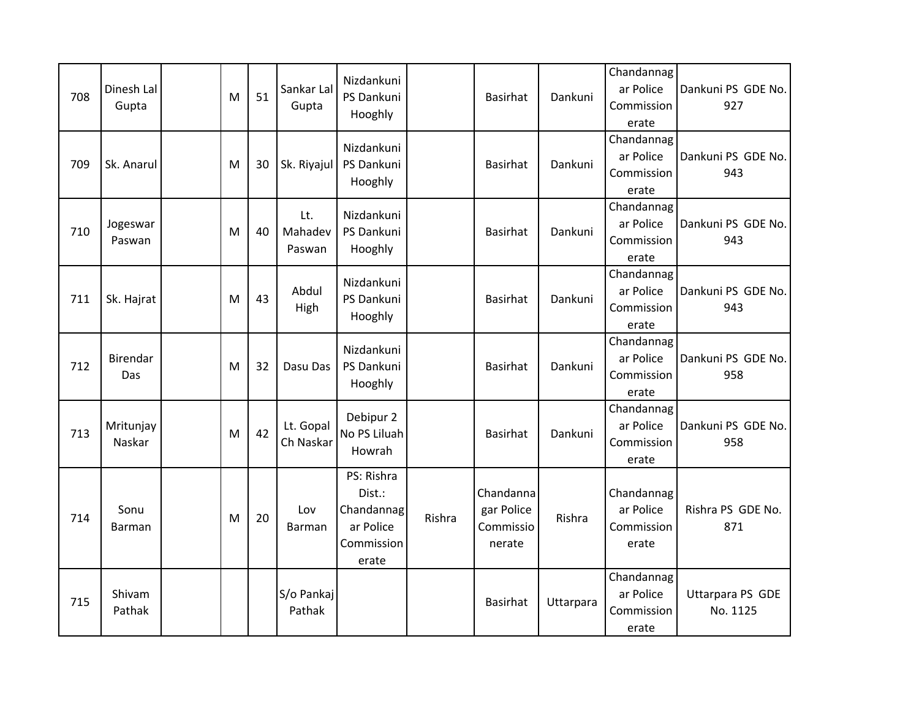| 708 | Dinesh Lal Gupta | | M | 51 | Sankar Lal Gupta | Nizdankuni PS Dankuni Hooghly | | Basirhat | Dankuni | Chandannagar Police Commissionerate | Dankuni PS GDE No. 927 |
|---|---|---|---|---|---|---|---|---|---|---|---|
| 709 | Sk. Anarul | | M | 30 | Sk. Riyajul | Nizdankuni PS Dankuni Hooghly | | Basirhat | Dankuni | Chandannagar Police Commissionerate | Dankuni PS GDE No. 943 |
| 710 | Jogeswar Paswan | | M | 40 | Lt. Mahadev Paswan | Nizdankuni PS Dankuni Hooghly | | Basirhat | Dankuni | Chandannagar Police Commissionerate | Dankuni PS GDE No. 943 |
| 711 | Sk. Hajrat | | M | 43 | Abdul High | Nizdankuni PS Dankuni Hooghly | | Basirhat | Dankuni | Chandannagar Police Commissionerate | Dankuni PS GDE No. 943 |
| 712 | Birendar Das | | M | 32 | Dasu Das | Nizdankuni PS Dankuni Hooghly | | Basirhat | Dankuni | Chandannagar Police Commissionerate | Dankuni PS GDE No. 958 |
| 713 | Mritunjay Naskar | | M | 42 | Lt. Gopal Ch Naskar | Debipur 2 No PS Liluah Howrah | | Basirhat | Dankuni | Chandannagar Police Commissionerate | Dankuni PS GDE No. 958 |
| 714 | Sonu Barman | | M | 20 | Lov Barman | PS: Rishra Dist.: Chandannagar Police Commissionerate | Rishra | Chandannagar Police Commissionerate | Rishra | Chandannagar Police Commissionerate | Rishra PS GDE No. 871 |
| 715 | Shivam Pathak | | | | S/o Pankaj Pathak | | | Basirhat | Uttarpara | Chandannagar Police Commissionerate | Uttarpara PS GDE No. 1125 |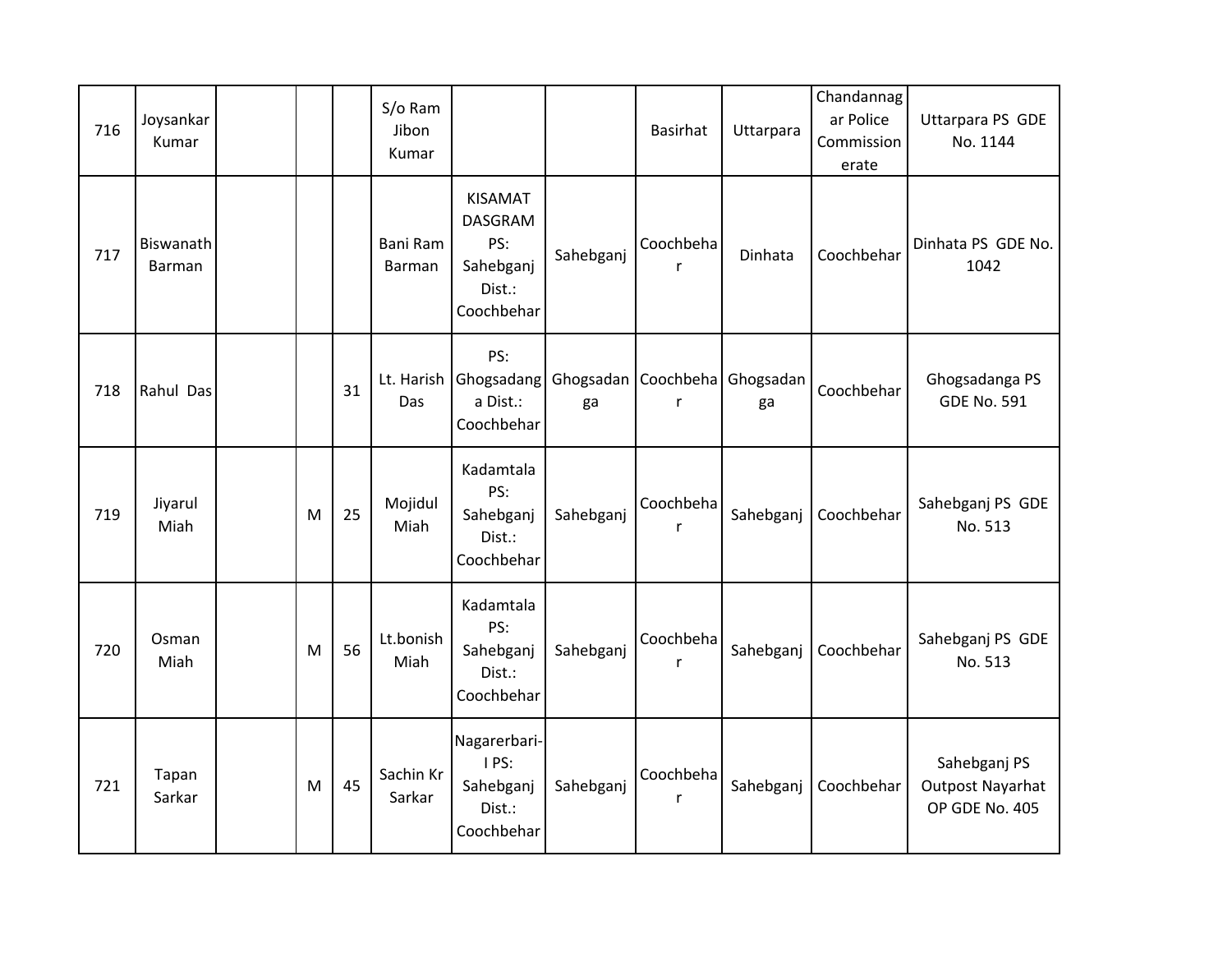| 716 | Joysankar Kumar | | | | S/o Ram Jibon Kumar | | | Basirhat | Uttarpara | Chandannagar Police Commissionerate | Uttarpara PS GDE No. 1144 |
|---|---|---|---|---|---|---|---|---|---|---|---|
| 717 | Biswanath Barman | | | | Bani Ram Barman | KISAMAT DASGRAM PS: Sahebganj Dist.: Coochbehar | Sahebganj | Coochbehar | Dinhata | Coochbehar | Dinhata PS GDE No. 1042 |
| 718 | Rahul Das | | | 31 | Lt. Harish Das | PS: Ghogsadanga Dist.: Coochbehar | Ghogsadanga | Coochbehar | Ghogsadanga | Coochbehar | Ghogsadanga PS GDE No. 591 |
| 719 | Jiyarul Miah | | M | 25 | Mojidul Miah | Kadamtala PS: Sahebganj Dist.: Coochbehar | Sahebganj | Coochbehar | Sahebganj | Coochbehar | Sahebganj PS GDE No. 513 |
| 720 | Osman Miah | | M | 56 | Lt.bonish Miah | Kadamtala PS: Sahebganj Dist.: Coochbehar | Sahebganj | Coochbehar | Sahebganj | Coochbehar | Sahebganj PS GDE No. 513 |
| 721 | Tapan Sarkar | | M | 45 | Sachin Kr Sarkar | Nagarerbari-I PS: Sahebganj Dist.: Coochbehar | Sahebganj | Coochbehar | Sahebganj | Coochbehar | Sahebganj PS Outpost Nayarhat OP GDE No. 405 |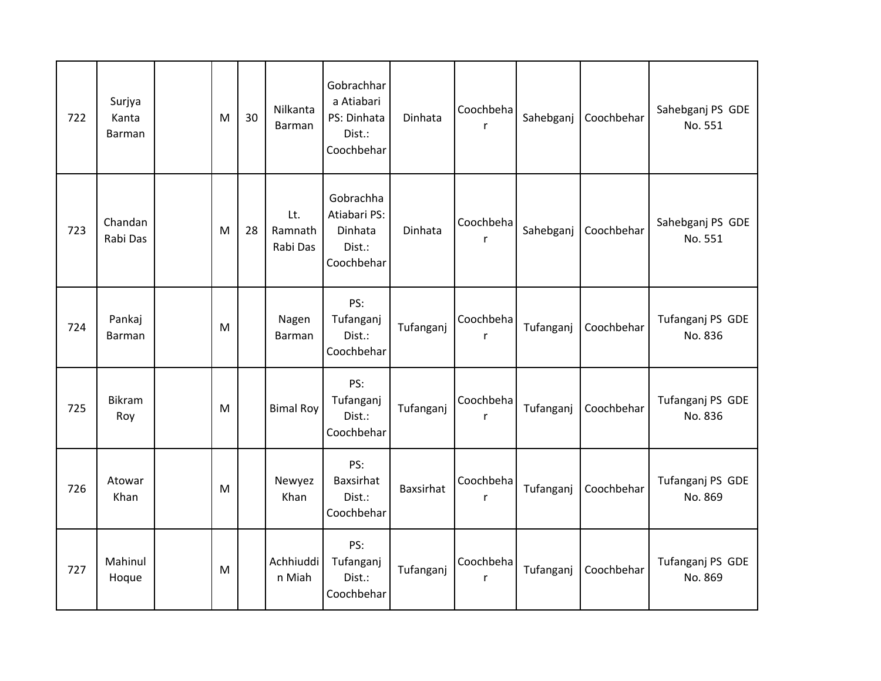| 722 | Surjya Kanta Barman | | M | 30 | Nilkanta Barman | Gobrachhara Atiabari PS: Dinhata Dist.: Coochbehar | Dinhata | Coochbehar | Sahebganj | Coochbehar | Sahebganj PS GDE No. 551 |
|---|---|---|---|---|---|---|---|---|---|---|---|
| 723 | Chandan Rabi Das | | M | 28 | Lt. Ramnath Rabi Das | Gobrachha Atiabari PS: Dinhata Dist.: Coochbehar | Dinhata | Coochbehar | Sahebganj | Coochbehar | Sahebganj PS GDE No. 551 |
| 724 | Pankaj Barman | | M | | Nagen Barman | PS: Tufanganj Dist.: Coochbehar | Tufanganj | Coochbehar | Tufanganj | Coochbehar | Tufanganj PS GDE No. 836 |
| 725 | Bikram Roy | | M | | Bimal Roy | PS: Tufanganj Dist.: Coochbehar | Tufanganj | Coochbehar | Tufanganj | Coochbehar | Tufanganj PS GDE No. 836 |
| 726 | Atowar Khan | | M | | Newyez Khan | PS: Baxsirhat Dist.: Coochbehar | Baxsirhat | Coochbehar | Tufanganj | Coochbehar | Tufanganj PS GDE No. 869 |
| 727 | Mahinul Hoque | | M | | Achhiuddin Miah | PS: Tufanganj Dist.: Coochbehar | Tufanganj | Coochbehar | Tufanganj | Coochbehar | Tufanganj PS GDE No. 869 |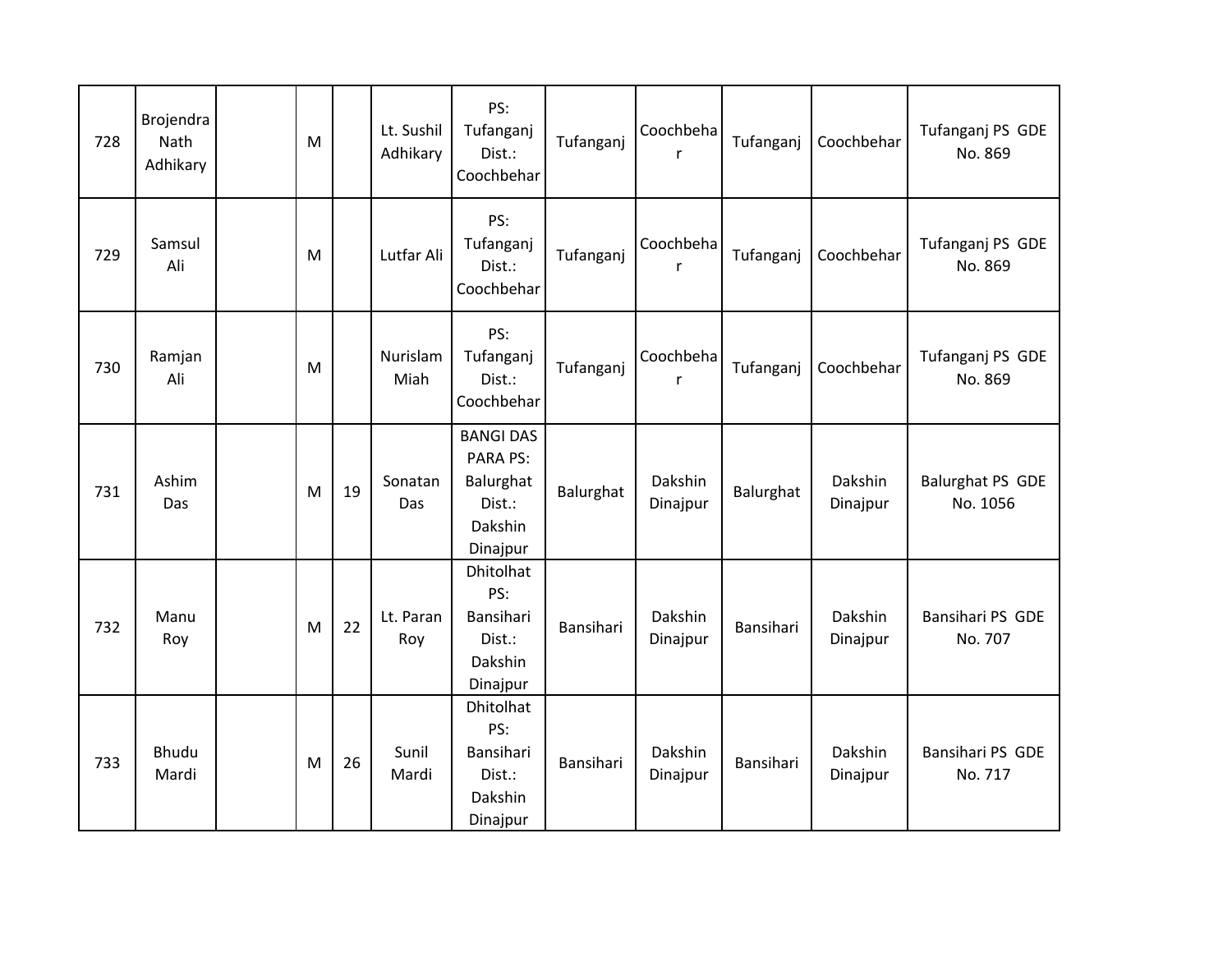| | | | | | | | | | | | |
|---|---|---|---|---|---|---|---|---|---|---|---|
| 728 | Brojendra Nath Adhikary | | M | | Lt. Sushil Adhikary | PS: Tufanganj Dist.: Coochbehar | Tufanganj | Coochbehar | Tufanganj | Coochbehar | Tufanganj PS GDE No. 869 |
| 729 | Samsul Ali | | M | | Lutfar Ali | PS: Tufanganj Dist.: Coochbehar | Tufanganj | Coochbehar | Tufanganj | Coochbehar | Tufanganj PS GDE No. 869 |
| 730 | Ramjan Ali | | M | | Nurislam Miah | PS: Tufanganj Dist.: Coochbehar | Tufanganj | Coochbehar | Tufanganj | Coochbehar | Tufanganj PS GDE No. 869 |
| 731 | Ashim Das | | M | 19 | Sonatan Das | BANGI DAS PARA PS: Balurghat Dist.: Dakshin Dinajpur | Balurghat | Dakshin Dinajpur | Balurghat | Dakshin Dinajpur | Balurghat PS GDE No. 1056 |
| 732 | Manu Roy | | M | 22 | Lt. Paran Roy | Dhitolhat PS: Bansihari Dist.: Dakshin Dinajpur | Bansihari | Dakshin Dinajpur | Bansihari | Dakshin Dinajpur | Bansihari PS GDE No. 707 |
| 733 | Bhudu Mardi | | M | 26 | Sunil Mardi | Dhitolhat PS: Bansihari Dist.: Dakshin Dinajpur | Bansihari | Dakshin Dinajpur | Bansihari | Dakshin Dinajpur | Bansihari PS GDE No. 717 |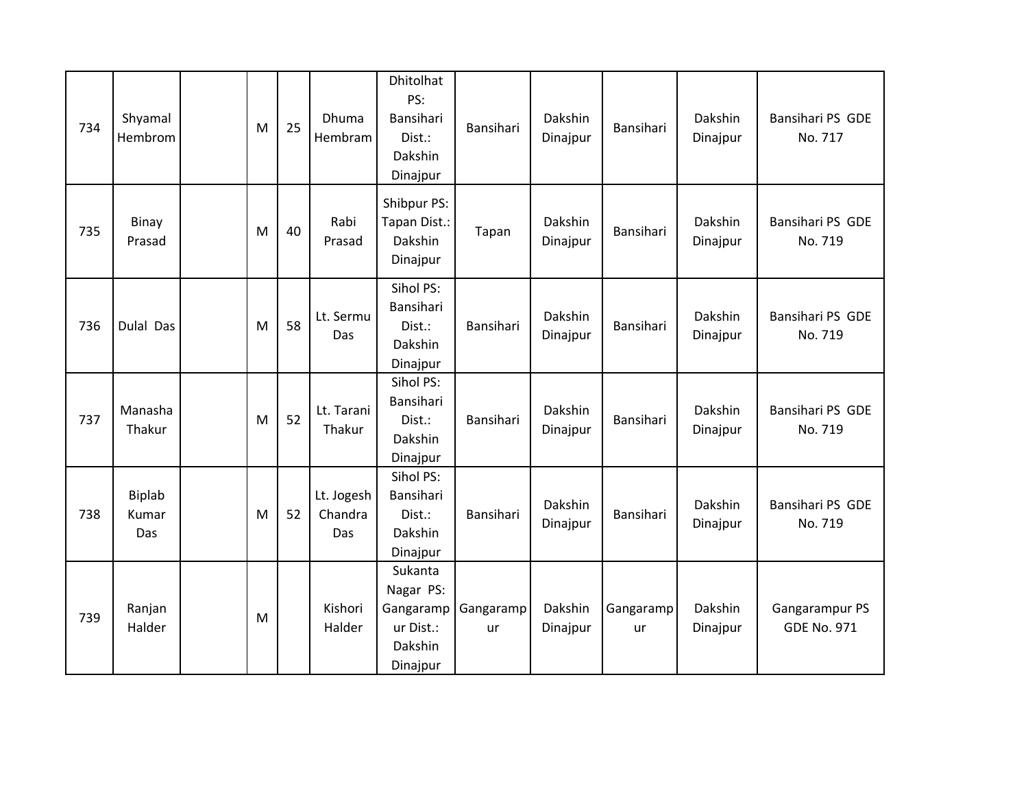| 734 | Shyamal Hembrom | | M | 25 | Dhuma Hembram | Dhitolhat PS: Bansihari Dist.: Dakshin Dinajpur | Bansihari | Dakshin Dinajpur | Bansihari | Dakshin Dinajpur | Bansihari PS GDE No. 717 |
|---|---|---|---|---|---|---|---|---|---|---|---|
| 735 | Binay Prasad | | M | 40 | Rabi Prasad | Shibpur PS: Tapan Dist.: Dakshin Dinajpur | Tapan | Dakshin Dinajpur | Bansihari | Dakshin Dinajpur | Bansihari PS GDE No. 719 |
| 736 | Dulal Das | | M | 58 | Lt. Sermu Das | Sihol PS: Bansihari Dist.: Dakshin Dinajpur | Bansihari | Dakshin Dinajpur | Bansihari | Dakshin Dinajpur | Bansihari PS GDE No. 719 |
| 737 | Manasha Thakur | | M | 52 | Lt. Tarani Thakur | Sihol PS: Bansihari Dist.: Dakshin Dinajpur | Bansihari | Dakshin Dinajpur | Bansihari | Dakshin Dinajpur | Bansihari PS GDE No. 719 |
| 738 | Biplab Kumar Das | | M | 52 | Lt. Jogesh Chandra Das | Sihol PS: Bansihari Dist.: Dakshin Dinajpur | Bansihari | Dakshin Dinajpur | Bansihari | Dakshin Dinajpur | Bansihari PS GDE No. 719 |
| 739 | Ranjan Halder | | M | | Kishori Halder | Sukanta Nagar PS: Gangarampur Dist.: Dakshin Dinajpur | Gangarampur | Dakshin Dinajpur | Gangarampur | Dakshin Dinajpur | Gangarampur PS GDE No. 971 |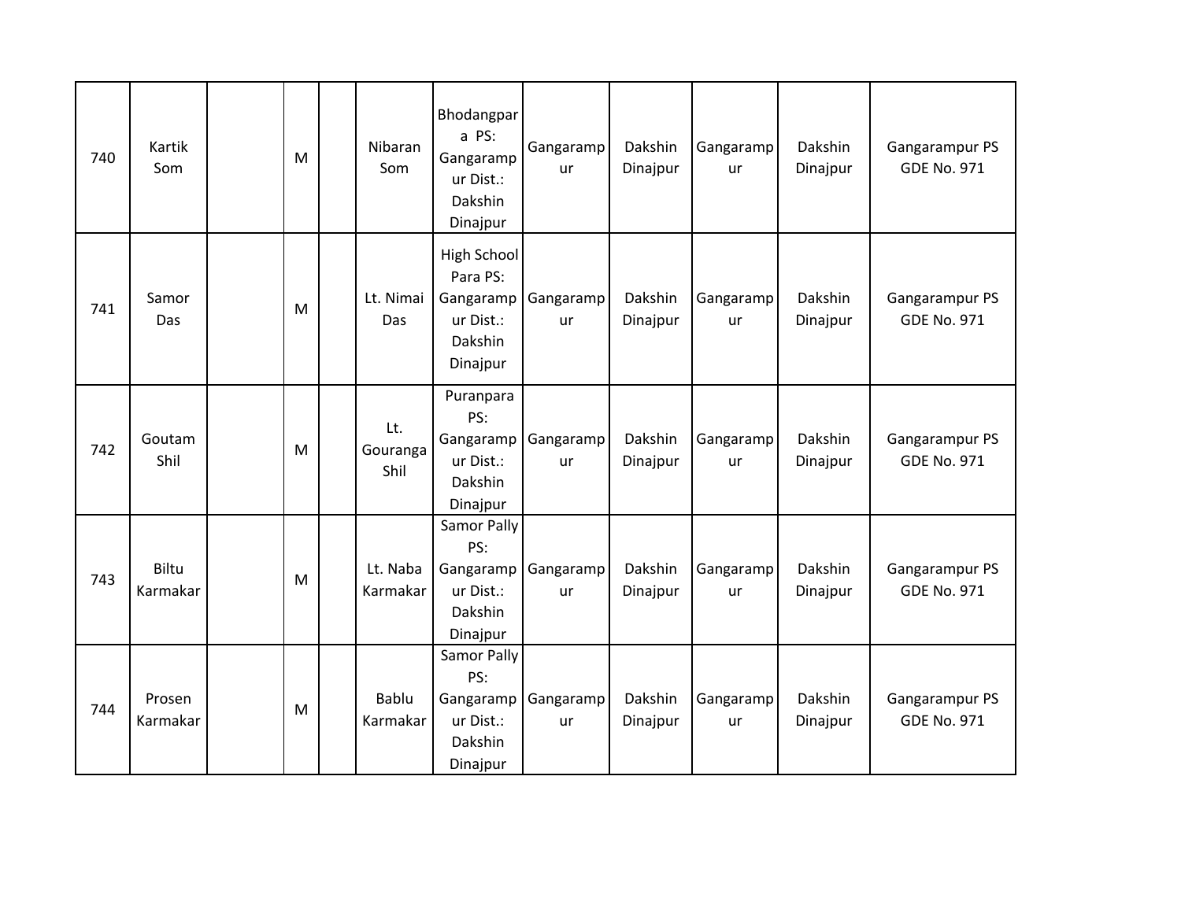| | | | | | | | | | | | |
|---|---|---|---|---|---|---|---|---|---|---|---|
| 740 | Kartik Som | | M | | Nibaran Som | Bhodangpara PS: Gangarampur Dist.: Dakshin Dinajpur | Gangarampur | Dakshin Dinajpur | Gangarampur | Dakshin Dinajpur | Gangarampur PS GDE No. 971 |
| 741 | Samor Das | | M | | Lt. Nimai Das | High School Para PS: Gangarampur Dist.: Dakshin Dinajpur | Gangarampur | Dakshin Dinajpur | Gangarampur | Dakshin Dinajpur | Gangarampur PS GDE No. 971 |
| 742 | Goutam Shil | | M | | Lt. Gouranga Shil | Puranpara PS: Gangarampur Dist.: Dakshin Dinajpur | Gangarampur | Dakshin Dinajpur | Gangarampur | Dakshin Dinajpur | Gangarampur PS GDE No. 971 |
| 743 | Biltu Karmakar | | M | | Lt. Naba Karmakar | Samor Pally PS: Gangarampur Dist.: Dakshin Dinajpur | Gangarampur | Dakshin Dinajpur | Gangarampur | Dakshin Dinajpur | Gangarampur PS GDE No. 971 |
| 744 | Prosen Karmakar | | M | | Bablu Karmakar | Samor Pally PS: Gangarampur Dist.: Dakshin Dinajpur | Gangarampur | Dakshin Dinajpur | Gangarampur | Dakshin Dinajpur | Gangarampur PS GDE No. 971 |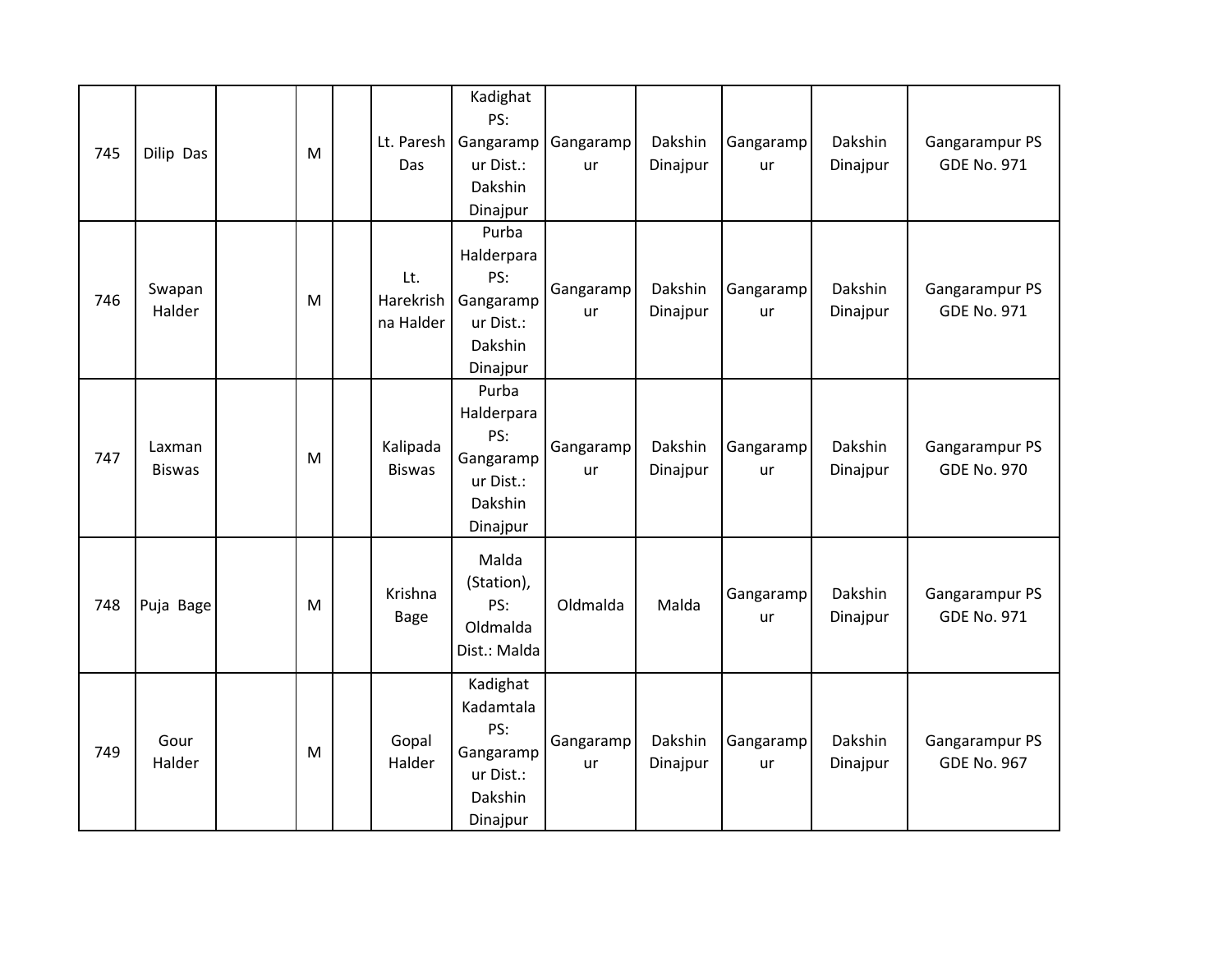| 745 | Dilip Das | | M | | Lt. Paresh Das | Kadighat PS: Gangarampur Dist.: Dakshin Dinajpur | Gangarampur | Dakshin Dinajpur | Gangarampur | Dakshin Dinajpur | Gangarampur PS GDE No. 971 |
|---|---|---|---|---|---|---|---|---|---|---|---|
| 746 | Swapan Halder | | M | | Lt. Harekrishna Halder | Purba Halderpara PS: Gangarampur Dist.: Dakshin Dinajpur | Gangarampur | Dakshin Dinajpur | Gangarampur | Dakshin Dinajpur | Gangarampur PS GDE No. 971 |
| 747 | Laxman Biswas | | M | | Kalipada Biswas | Purba Halderpara PS: Gangarampur Dist.: Dakshin Dinajpur | Gangarampur | Dakshin Dinajpur | Gangarampur | Dakshin Dinajpur | Gangarampur PS GDE No. 970 |
| 748 | Puja Bage | | M | | Krishna Bage | Malda (Station), PS: Oldmalda Dist.: Malda | Oldmalda | Malda | Gangarampur | Dakshin Dinajpur | Gangarampur PS GDE No. 971 |
| 749 | Gour Halder | | M | | Gopal Halder | Kadighat Kadamtala PS: Gangarampur Dist.: Dakshin Dinajpur | Gangarampur | Dakshin Dinajpur | Gangarampur | Dakshin Dinajpur | Gangarampur PS GDE No. 967 |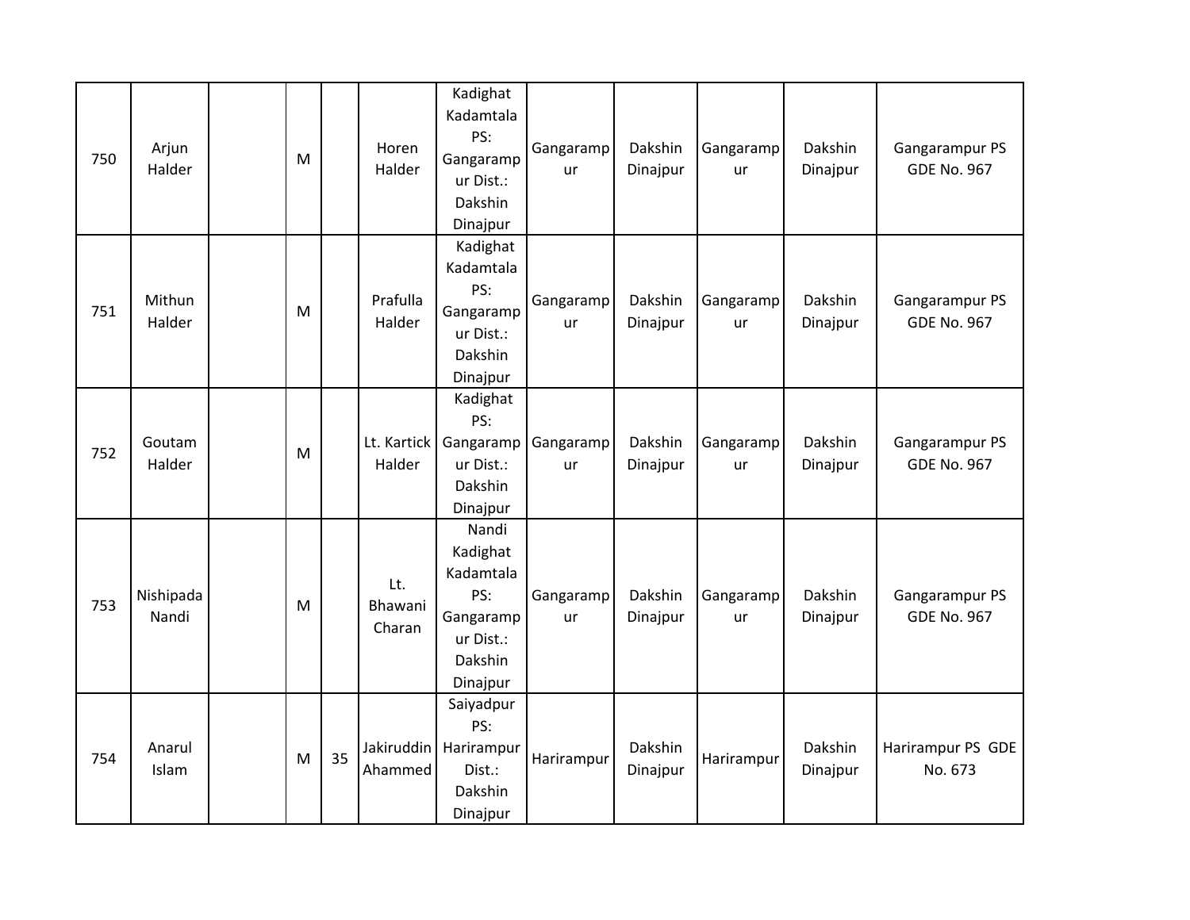| 750 | Arjun Halder | | M | | Horen Halder | Kadighat Kadamtala PS: Gangarampur Dist.: Dakshin Dinajpur | Gangarampur | Dakshin Dinajpur | Gangarampur | Dakshin Dinajpur | Gangarampur PS GDE No. 967 |
|---|---|---|---|---|---|---|---|---|---|---|---|
| 751 | Mithun Halder | | M | | Prafulla Halder | Kadighat Kadamtala PS: Gangarampur Dist.: Dakshin Dinajpur | Gangarampur | Dakshin Dinajpur | Gangarampur | Dakshin Dinajpur | Gangarampur PS GDE No. 967 |
| 752 | Goutam Halder | | M | | Lt. Kartick Halder | Kadighat PS: Gangarampur Dist.: Dakshin Dinajpur | Gangarampur | Dakshin Dinajpur | Gangarampur | Dakshin Dinajpur | Gangarampur PS GDE No. 967 |
| 753 | Nishipada Nandi | | M | | Lt. Bhawani Charan | Nandi Kadighat Kadamtala PS: Gangarampur Dist.: Dakshin Dinajpur | Gangarampur | Dakshin Dinajpur | Gangarampur | Dakshin Dinajpur | Gangarampur PS GDE No. 967 |
| 754 | Anarul Islam | | M | 35 | Jakiruddin Ahammed | Saiyadpur PS: Harirampur Dist.: Dakshin Dinajpur | Harirampur | Dakshin Dinajpur | Harirampur | Dakshin Dinajpur | Harirampur PS GDE No. 673 |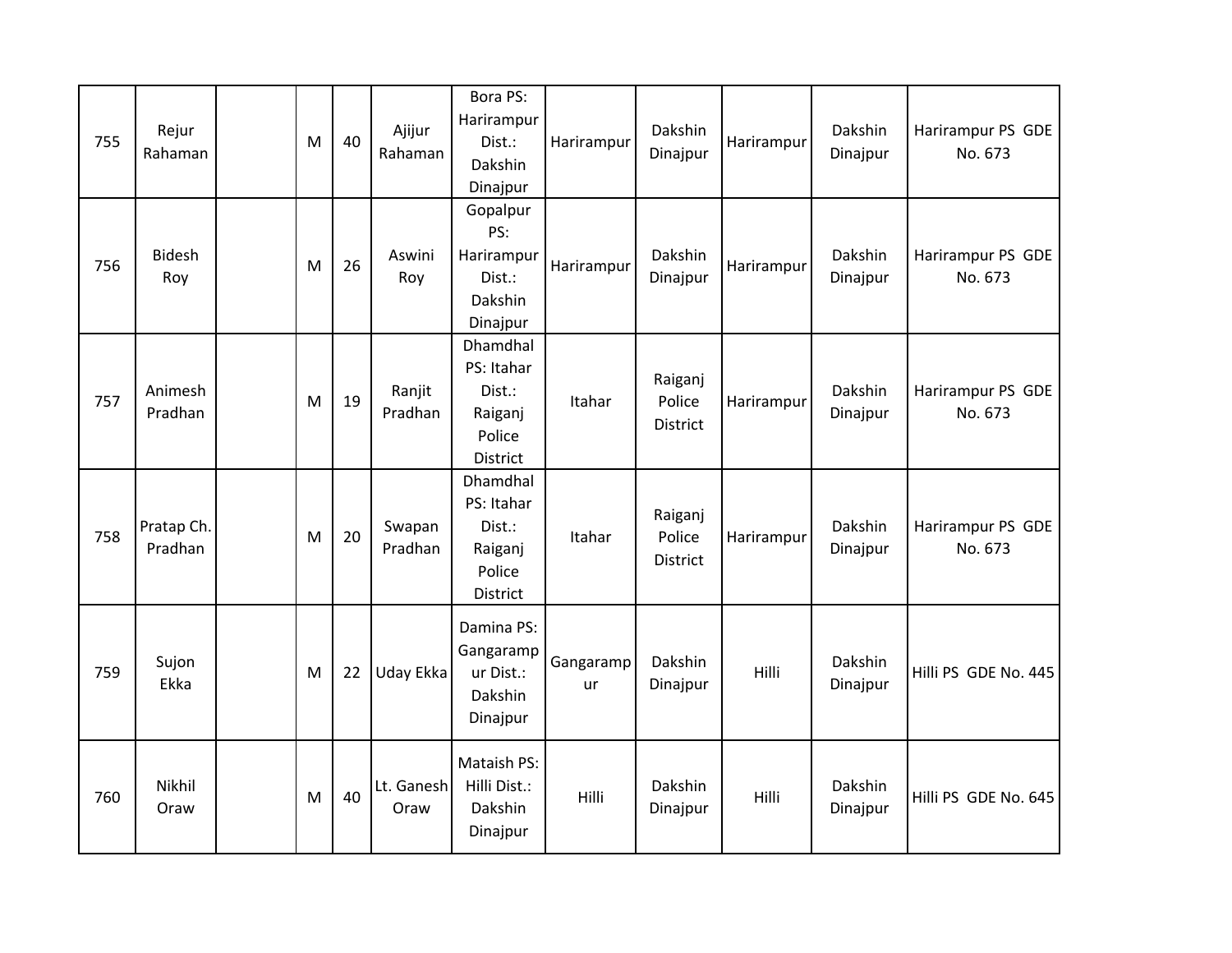| 755 | Rejur Rahaman | | M | 40 | Ajijur Rahaman | Bora PS: Harirampur Dist.: Dakshin Dinajpur | Harirampur | Dakshin Dinajpur | Harirampur | Dakshin Dinajpur | Harirampur PS GDE No. 673 |
|---|---|---|---|---|---|---|---|---|---|---|---|
| 756 | Bidesh Roy | | M | 26 | Aswini Roy | Gopalpur PS: Harirampur Dist.: Dakshin Dinajpur | Harirampur | Dakshin Dinajpur | Harirampur | Dakshin Dinajpur | Harirampur PS GDE No. 673 |
| 757 | Animesh Pradhan | | M | 19 | Ranjit Pradhan | Dhamdhal PS: Itahar Dist.: Raiganj Police District | Itahar | Raiganj Police District | Harirampur | Dakshin Dinajpur | Harirampur PS GDE No. 673 |
| 758 | Pratap Ch. Pradhan | | M | 20 | Swapan Pradhan | Dhamdhal PS: Itahar Dist.: Raiganj Police District | Itahar | Raiganj Police District | Harirampur | Dakshin Dinajpur | Harirampur PS GDE No. 673 |
| 759 | Sujon Ekka | | M | 22 | Uday Ekka | Damina PS: Gangarampur Dist.: Dakshin Dinajpur | Gangarampur | Dakshin Dinajpur | Hilli | Dakshin Dinajpur | Hilli PS GDE No. 445 |
| 760 | Nikhil Oraw | | M | 40 | Lt. Ganesh Oraw | Mataish PS: Hilli Dist.: Dakshin Dinajpur | Hilli | Dakshin Dinajpur | Hilli | Dakshin Dinajpur | Hilli PS GDE No. 645 |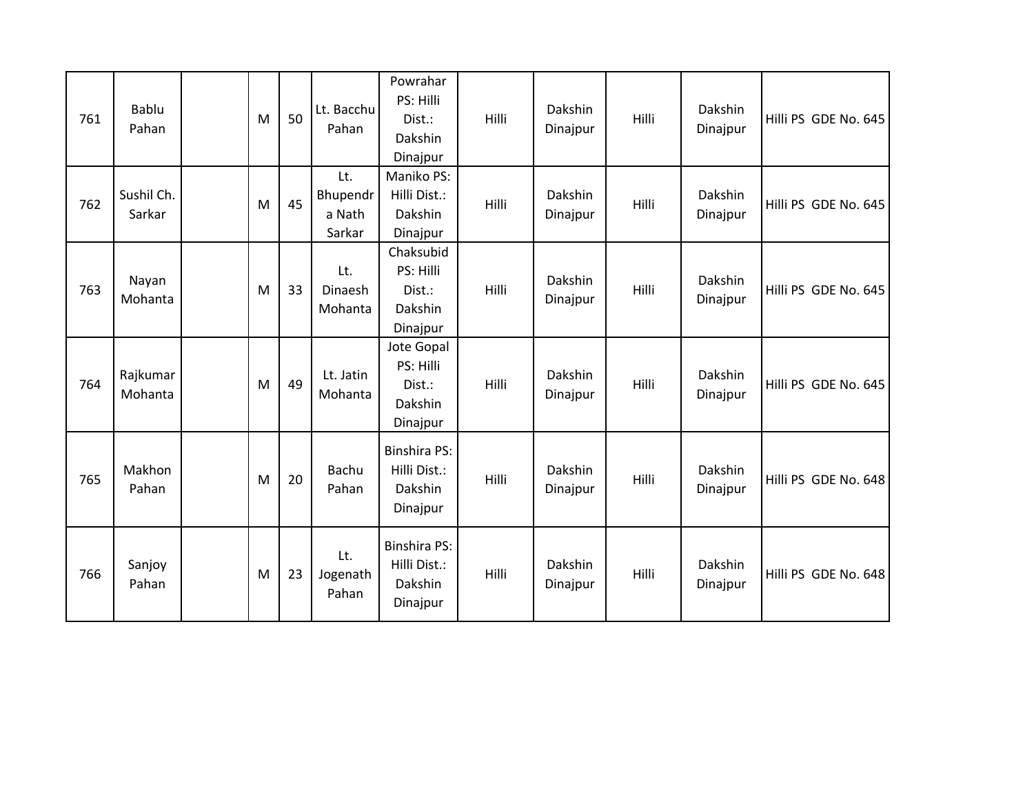| 761 | Bablu Pahan | | M | 50 | Lt. Bacchu Pahan | Powrahar PS: Hilli Dist.: Dakshin Dinajpur | Hilli | Dakshin Dinajpur | Hilli | Dakshin Dinajpur | Hilli PS GDE No. 645 |
|---|---|---|---|---|---|---|---|---|---|---|---|
| 762 | Sushil Ch. Sarkar | | M | 45 | Lt. Bhupendra Nath Sarkar | Maniko PS: Hilli Dist.: Dakshin Dinajpur | Hilli | Dakshin Dinajpur | Hilli | Dakshin Dinajpur | Hilli PS GDE No. 645 |
| 763 | Nayan Mohanta | | M | 33 | Lt. Dinaesh Mohanta | Chaksubid PS: Hilli Dist.: Dakshin Dinajpur | Hilli | Dakshin Dinajpur | Hilli | Dakshin Dinajpur | Hilli PS GDE No. 645 |
| 764 | Rajkumar Mohanta | | M | 49 | Lt. Jatin Mohanta | Jote Gopal PS: Hilli Dist.: Dakshin Dinajpur | Hilli | Dakshin Dinajpur | Hilli | Dakshin Dinajpur | Hilli PS GDE No. 645 |
| 765 | Makhon Pahan | | M | 20 | Bachu Pahan | Binshira PS: Hilli Dist.: Dakshin Dinajpur | Hilli | Dakshin Dinajpur | Hilli | Dakshin Dinajpur | Hilli PS GDE No. 648 |
| 766 | Sanjoy Pahan | | M | 23 | Lt. Jogenath Pahan | Binshira PS: Hilli Dist.: Dakshin Dinajpur | Hilli | Dakshin Dinajpur | Hilli | Dakshin Dinajpur | Hilli PS GDE No. 648 |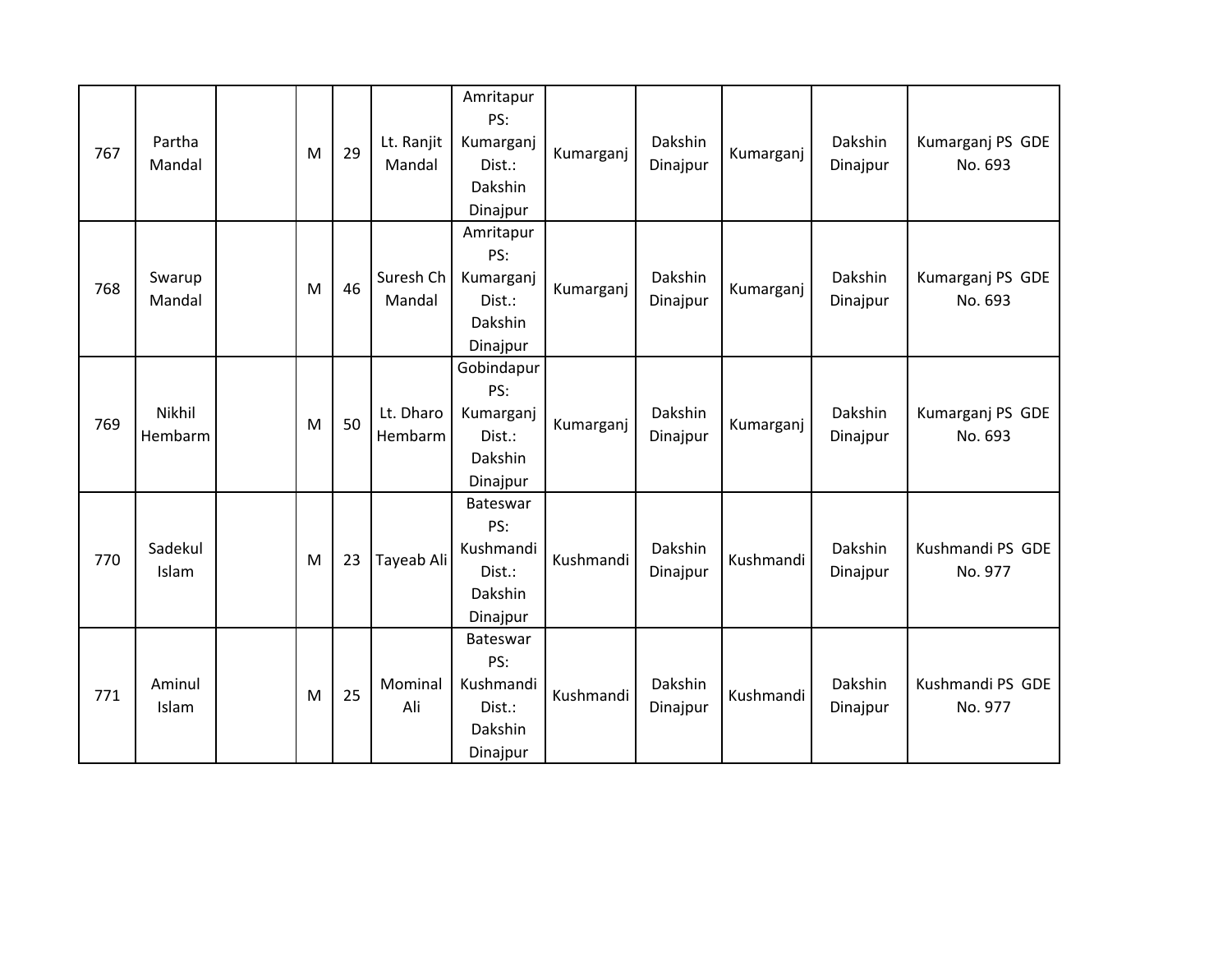| | | | | | | | | | | | |
|---|---|---|---|---|---|---|---|---|---|---|---|
| 767 | Partha Mandal | | M | 29 | Lt. Ranjit Mandal | Amritapur PS: Kumarganj Dist.: Dakshin Dinajpur | Kumarganj | Dakshin Dinajpur | Kumarganj | Dakshin Dinajpur | Kumarganj PS GDE No. 693 |
| 768 | Swarup Mandal | | M | 46 | Suresh Ch Mandal | Amritapur PS: Kumarganj Dist.: Dakshin Dinajpur | Kumarganj | Dakshin Dinajpur | Kumarganj | Dakshin Dinajpur | Kumarganj PS GDE No. 693 |
| 769 | Nikhil Hembarm | | M | 50 | Lt. Dharo Hembarm | Gobindapur PS: Kumarganj Dist.: Dakshin Dinajpur | Kumarganj | Dakshin Dinajpur | Kumarganj | Dakshin Dinajpur | Kumarganj PS GDE No. 693 |
| 770 | Sadekul Islam | | M | 23 | Tayeab Ali | Bateswar PS: Kushmandi Dist.: Dakshin Dinajpur | Kushmandi | Dakshin Dinajpur | Kushmandi | Dakshin Dinajpur | Kushmandi PS GDE No. 977 |
| 771 | Aminul Islam | | M | 25 | Mominal Ali | Bateswar PS: Kushmandi Dist.: Dakshin Dinajpur | Kushmandi | Dakshin Dinajpur | Kushmandi | Dakshin Dinajpur | Kushmandi PS GDE No. 977 |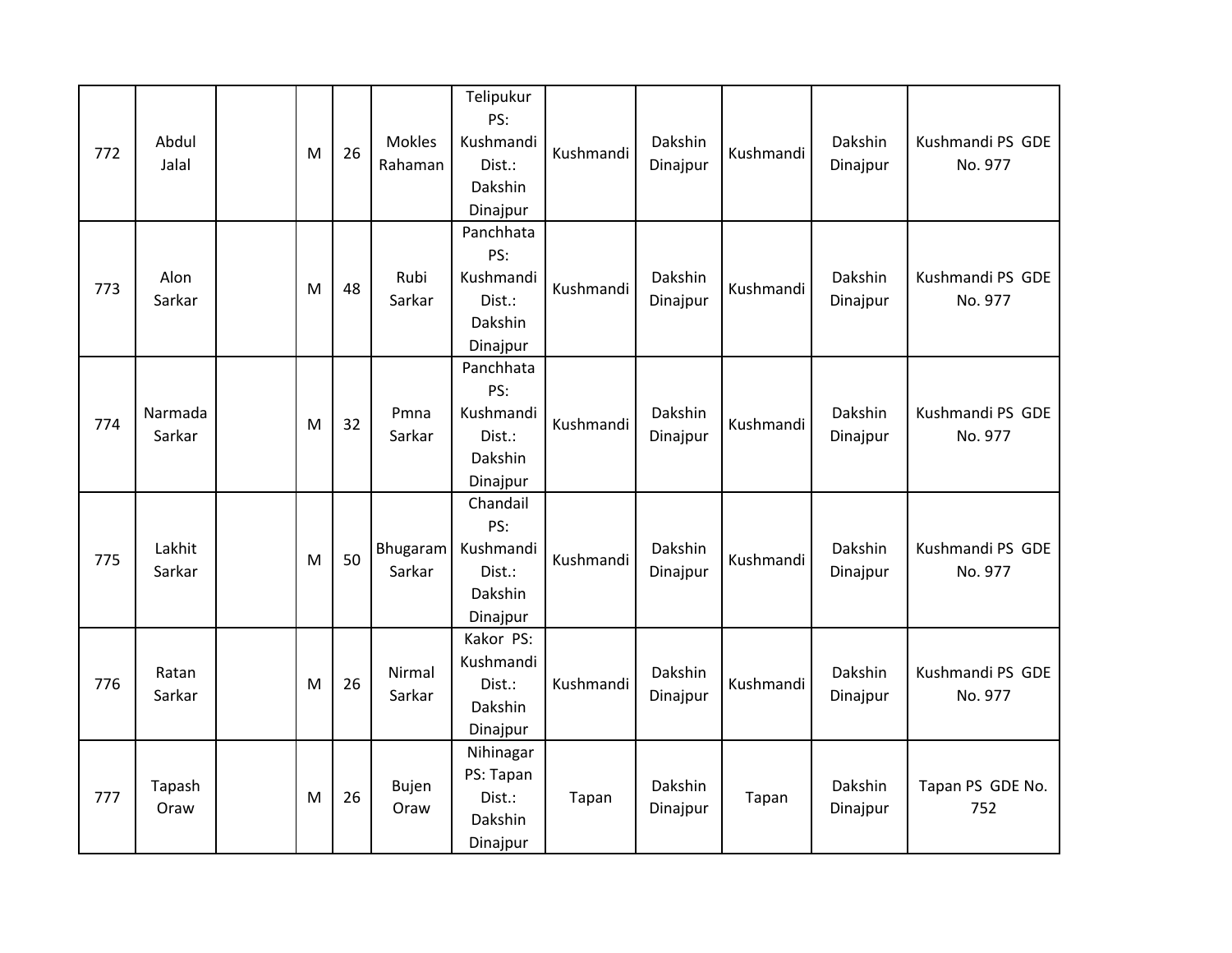| 772 | Abdul Jalal | | M | 26 | Mokles Rahaman | Telipukur PS: Kushmandi Dist.: Dakshin Dinajpur | Kushmandi | Dakshin Dinajpur | Kushmandi | Dakshin Dinajpur | Kushmandi PS GDE No. 977 |
|---|---|---|---|---|---|---|---|---|---|---|---|
| 773 | Alon Sarkar | | M | 48 | Rubi Sarkar | Panchhata PS: Kushmandi Dist.: Dakshin Dinajpur | Kushmandi | Dakshin Dinajpur | Kushmandi | Dakshin Dinajpur | Kushmandi PS GDE No. 977 |
| 774 | Narmada Sarkar | | M | 32 | Pmna Sarkar | Panchhata PS: Kushmandi Dist.: Dakshin Dinajpur | Kushmandi | Dakshin Dinajpur | Kushmandi | Dakshin Dinajpur | Kushmandi PS GDE No. 977 |
| 775 | Lakhit Sarkar | | M | 50 | Bhugaram Sarkar | Chandail PS: Kushmandi Dist.: Dakshin Dinajpur | Kushmandi | Dakshin Dinajpur | Kushmandi | Dakshin Dinajpur | Kushmandi PS GDE No. 977 |
| 776 | Ratan Sarkar | | M | 26 | Nirmal Sarkar | Kakor PS: Kushmandi Dist.: Dakshin Dinajpur | Kushmandi | Dakshin Dinajpur | Kushmandi | Dakshin Dinajpur | Kushmandi PS GDE No. 977 |
| 777 | Tapash Oraw | | M | 26 | Bujen Oraw | Nihinagar PS: Tapan Dist.: Dakshin Dinajpur | Tapan | Dakshin Dinajpur | Tapan | Dakshin Dinajpur | Tapan PS GDE No. 752 |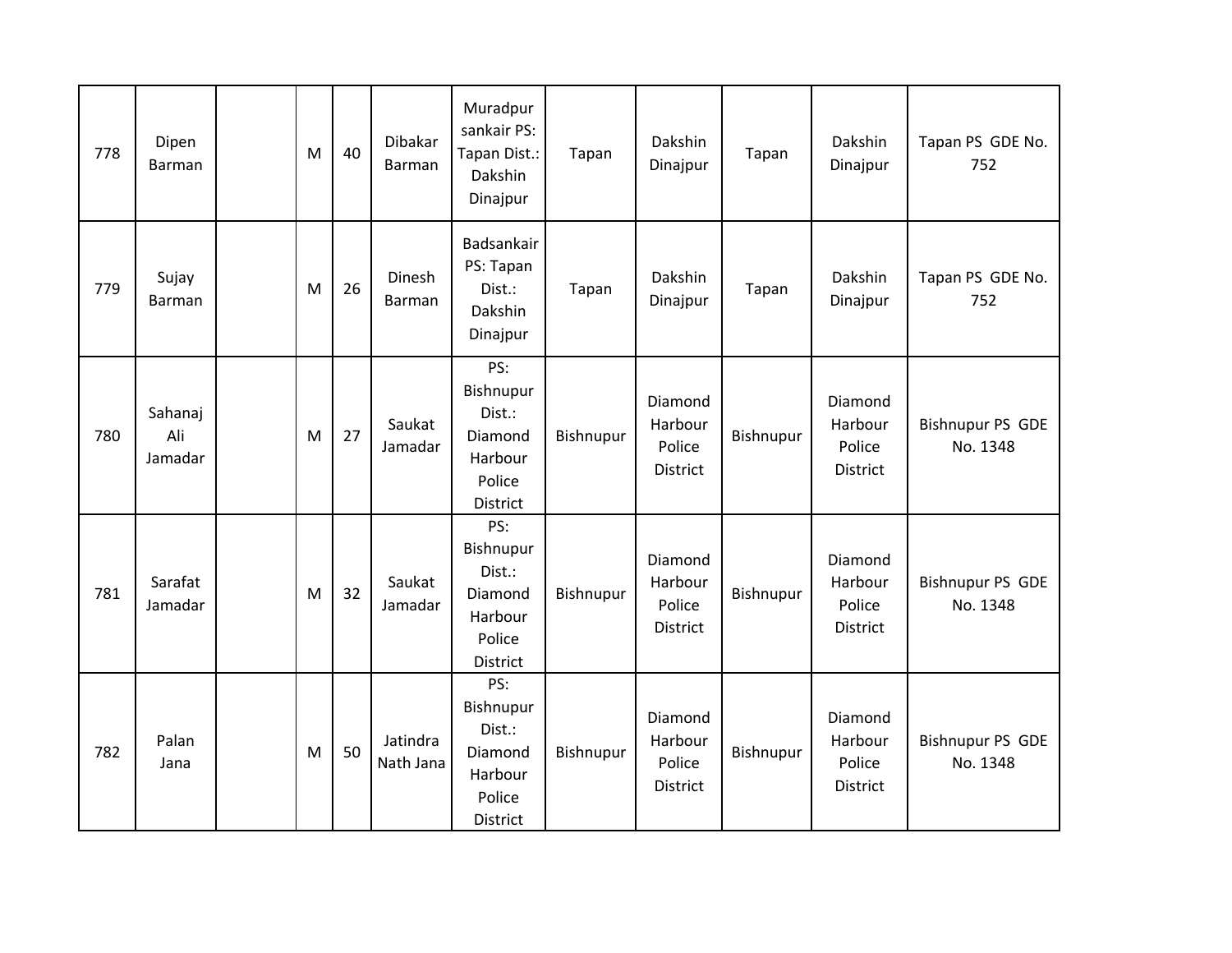| | | | | | | | | | | | |
|---|---|---|---|---|---|---|---|---|---|---|---|
| 778 | Dipen Barman | | M | 40 | Dibakar Barman | Muradpur sankair PS: Tapan Dist.: Dakshin Dinajpur | Tapan | Dakshin Dinajpur | Tapan | Dakshin Dinajpur | Tapan PS GDE No. 752 |
| 779 | Sujay Barman | | M | 26 | Dinesh Barman | Badsankair PS: Tapan Dist.: Dakshin Dinajpur | Tapan | Dakshin Dinajpur | Tapan | Dakshin Dinajpur | Tapan PS GDE No. 752 |
| 780 | Sahanaj Ali Jamadar | | M | 27 | Saukat Jamadar | PS: Bishnupur Dist.: Diamond Harbour Police District | Bishnupur | Diamond Harbour Police District | Bishnupur | Diamond Harbour Police District | Bishnupur PS GDE No. 1348 |
| 781 | Sarafat Jamadar | | M | 32 | Saukat Jamadar | PS: Bishnupur Dist.: Diamond Harbour Police District | Bishnupur | Diamond Harbour Police District | Bishnupur | Diamond Harbour Police District | Bishnupur PS GDE No. 1348 |
| 782 | Palan Jana | | M | 50 | Jatindra Nath Jana | PS: Bishnupur Dist.: Diamond Harbour Police District | Bishnupur | Diamond Harbour Police District | Bishnupur | Diamond Harbour Police District | Bishnupur PS GDE No. 1348 |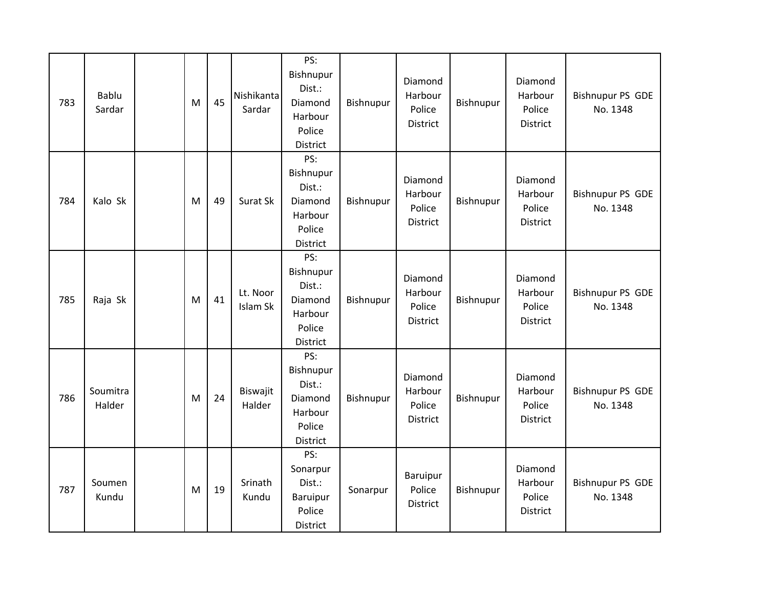| 783 | Bablu Sardar | | M | 45 | Nishikanta Sardar | PS: Bishnupur Dist.: Diamond Harbour Police District | Bishnupur | Diamond Harbour Police District | Bishnupur | Diamond Harbour Police District | Bishnupur PS GDE No. 1348 |
|---|---|---|---|---|---|---|---|---|---|---|---|
| 784 | Kalo Sk | | M | 49 | Surat Sk | PS: Bishnupur Dist.: Diamond Harbour Police District | Bishnupur | Diamond Harbour Police District | Bishnupur | Diamond Harbour Police District | Bishnupur PS GDE No. 1348 |
| 785 | Raja Sk | | M | 41 | Lt. Noor Islam Sk | PS: Bishnupur Dist.: Diamond Harbour Police District | Bishnupur | Diamond Harbour Police District | Bishnupur | Diamond Harbour Police District | Bishnupur PS GDE No. 1348 |
| 786 | Soumitra Halder | | M | 24 | Biswajit Halder | PS: Bishnupur Dist.: Diamond Harbour Police District | Bishnupur | Diamond Harbour Police District | Bishnupur | Diamond Harbour Police District | Bishnupur PS GDE No. 1348 |
| 787 | Soumen Kundu | | M | 19 | Srinath Kundu | PS: Sonarpur Dist.: Baruipur Police District | Sonarpur | Baruipur Police District | Bishnupur | Diamond Harbour Police District | Bishnupur PS GDE No. 1348 |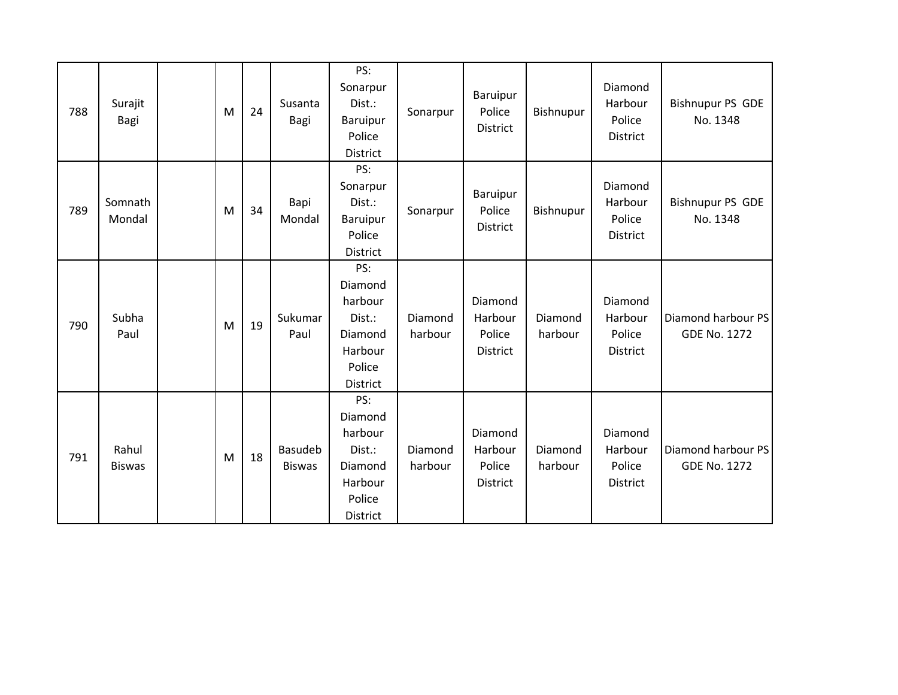| 788 | Surajit Bagi | | M | 24 | Susanta Bagi | PS: Sonarpur Dist.: Baruipur Police District | Sonarpur | Baruipur Police District | Bishnupur | Diamond Harbour Police District | Bishnupur PS GDE No. 1348 |
|---|---|---|---|---|---|---|---|---|---|---|---|
| 789 | Somnath Mondal | | M | 34 | Bapi Mondal | PS: Sonarpur Dist.: Baruipur Police District | Sonarpur | Baruipur Police District | Bishnupur | Diamond Harbour Police District | Bishnupur PS GDE No. 1348 |
| 790 | Subha Paul | | M | 19 | Sukumar Paul | PS: Diamond harbour Dist.: Diamond Harbour Police District | Diamond harbour | Diamond Harbour Police District | Diamond harbour | Diamond Harbour Police District | Diamond harbour PS GDE No. 1272 |
| 791 | Rahul Biswas | | M | 18 | Basudeb Biswas | PS: Diamond harbour Dist.: Diamond Harbour Police District | Diamond harbour | Diamond Harbour Police District | Diamond harbour | Diamond Harbour Police District | Diamond harbour PS GDE No. 1272 |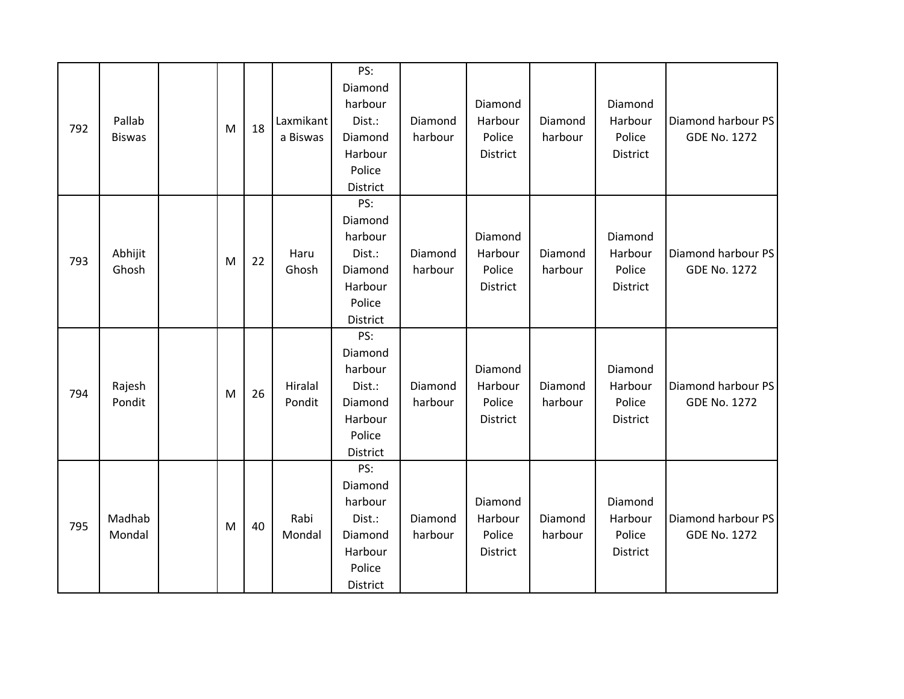| | | | | | | | | | | | |
|---|---|---|---|---|---|---|---|---|---|---|---|
| 792 | Pallab Biswas | | M | 18 | Laxmikanta Biswas | PS: Diamond harbour Dist.: Diamond Harbour Police District | Diamond harbour | Diamond Harbour Police District | Diamond harbour | Diamond Harbour Police District | Diamond harbour PS GDE No. 1272 |
| 793 | Abhijit Ghosh | | M | 22 | Haru Ghosh | PS: Diamond harbour Dist.: Diamond Harbour Police District | Diamond harbour | Diamond Harbour Police District | Diamond harbour | Diamond Harbour Police District | Diamond harbour PS GDE No. 1272 |
| 794 | Rajesh Pondit | | M | 26 | Hiralal Pondit | PS: Diamond harbour Dist.: Diamond Harbour Police District | Diamond harbour | Diamond Harbour Police District | Diamond harbour | Diamond Harbour Police District | Diamond harbour PS GDE No. 1272 |
| 795 | Madhab Mondal | | M | 40 | Rabi Mondal | PS: Diamond harbour Dist.: Diamond Harbour Police District | Diamond harbour | Diamond Harbour Police District | Diamond harbour | Diamond Harbour Police District | Diamond harbour PS GDE No. 1272 |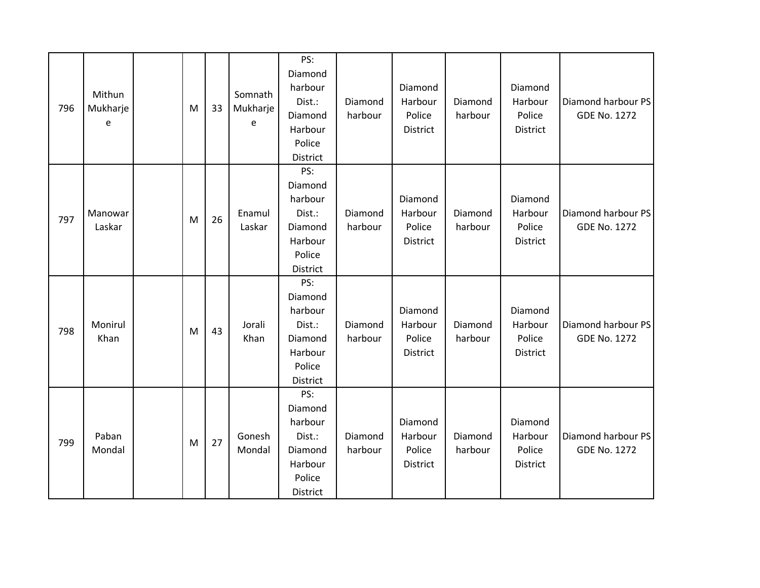| 796 | Mithun Mukharjee | | M | 33 | Somnath Mukharjee | PS: Diamond harbour Dist.: Diamond Harbour Police District | Diamond harbour | Diamond Harbour Police District | Diamond harbour | Diamond Harbour Police District | Diamond harbour PS GDE No. 1272 |
|---|---|---|---|---|---|---|---|---|---|---|---|
| 797 | Manowar Laskar | | M | 26 | Enamul Laskar | PS: Diamond harbour Dist.: Diamond Harbour Police District | Diamond harbour | Diamond Harbour Police District | Diamond harbour | Diamond Harbour Police District | Diamond harbour PS GDE No. 1272 |
| 798 | Monirul Khan | | M | 43 | Jorali Khan | PS: Diamond harbour Dist.: Diamond Harbour Police District | Diamond harbour | Diamond Harbour Police District | Diamond harbour | Diamond Harbour Police District | Diamond harbour PS GDE No. 1272 |
| 799 | Paban Mondal | | M | 27 | Gonesh Mondal | PS: Diamond harbour Dist.: Diamond Harbour Police District | Diamond harbour | Diamond Harbour Police District | Diamond harbour | Diamond Harbour Police District | Diamond harbour PS GDE No. 1272 |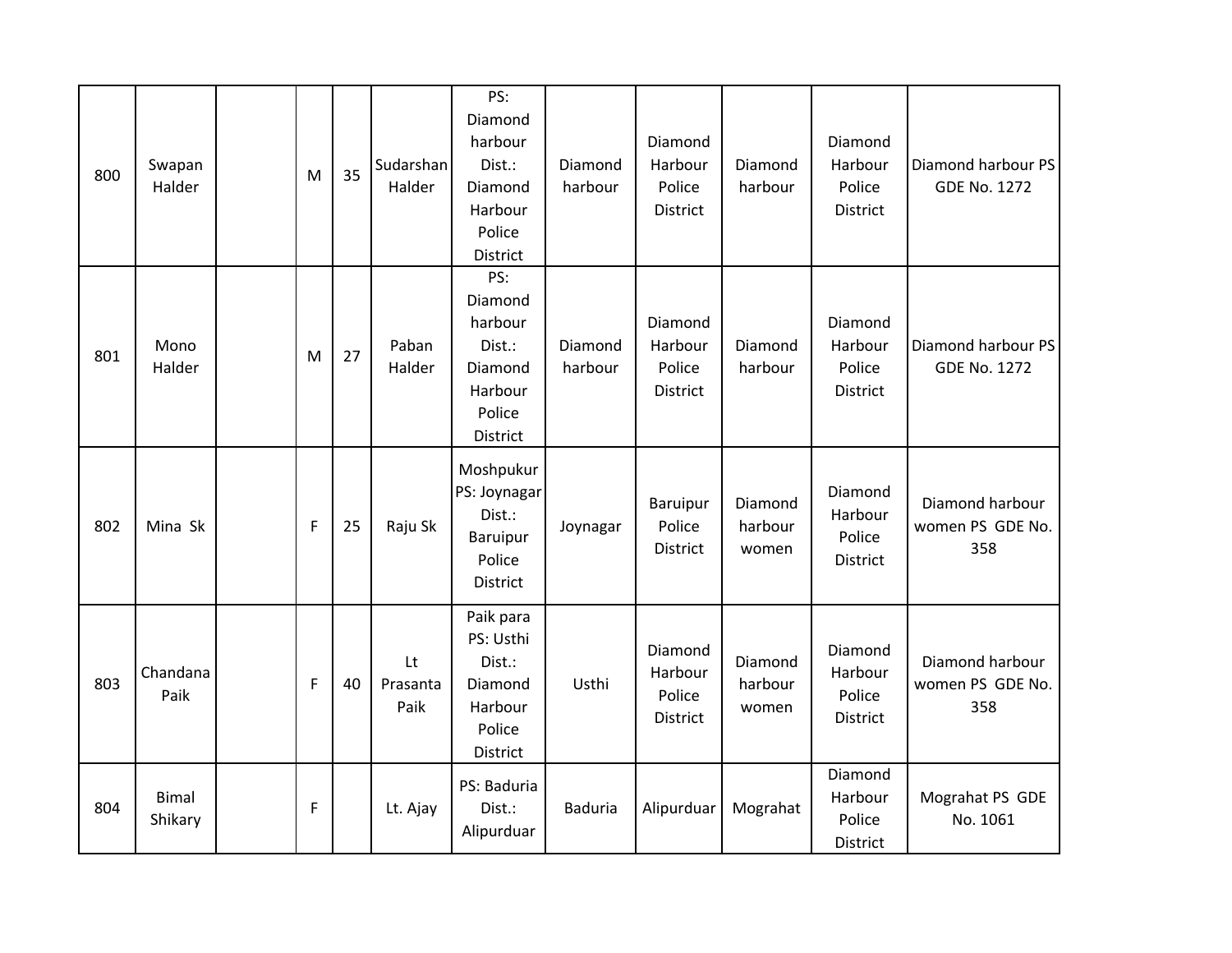| | | | | | | | | | | | |
|---|---|---|---|---|---|---|---|---|---|---|---|
| 800 | Swapan Halder | | M | 35 | Sudarshan Halder | PS: Diamond harbour Dist.: Diamond Harbour Police District | Diamond harbour | Diamond Harbour Police District | Diamond harbour | Diamond Harbour Police District | Diamond harbour PS GDE No. 1272 |
| 801 | Mono Halder | | M | 27 | Paban Halder | PS: Diamond harbour Dist.: Diamond Harbour Police District | Diamond harbour | Diamond Harbour Police District | Diamond harbour | Diamond Harbour Police District | Diamond harbour PS GDE No. 1272 |
| 802 | Mina Sk | | F | 25 | Raju Sk | Moshpukur PS: Joynagar Dist.: Baruipur Police District | Joynagar | Baruipur Police District | Diamond harbour women | Diamond Harbour Police District | Diamond harbour women PS GDE No. 358 |
| 803 | Chandana Paik | | F | 40 | Lt Prasanta Paik | Paik para PS: Usthi Dist.: Diamond Harbour Police District | Usthi | Diamond Harbour Police District | Diamond harbour women | Diamond Harbour Police District | Diamond harbour women PS GDE No. 358 |
| 804 | Bimal Shikary | | F | | Lt. Ajay | PS: Baduria Dist.: Alipurduar | Baduria | Alipurduar | Mograhat | Diamond Harbour Police District | Mograhat PS GDE No. 1061 |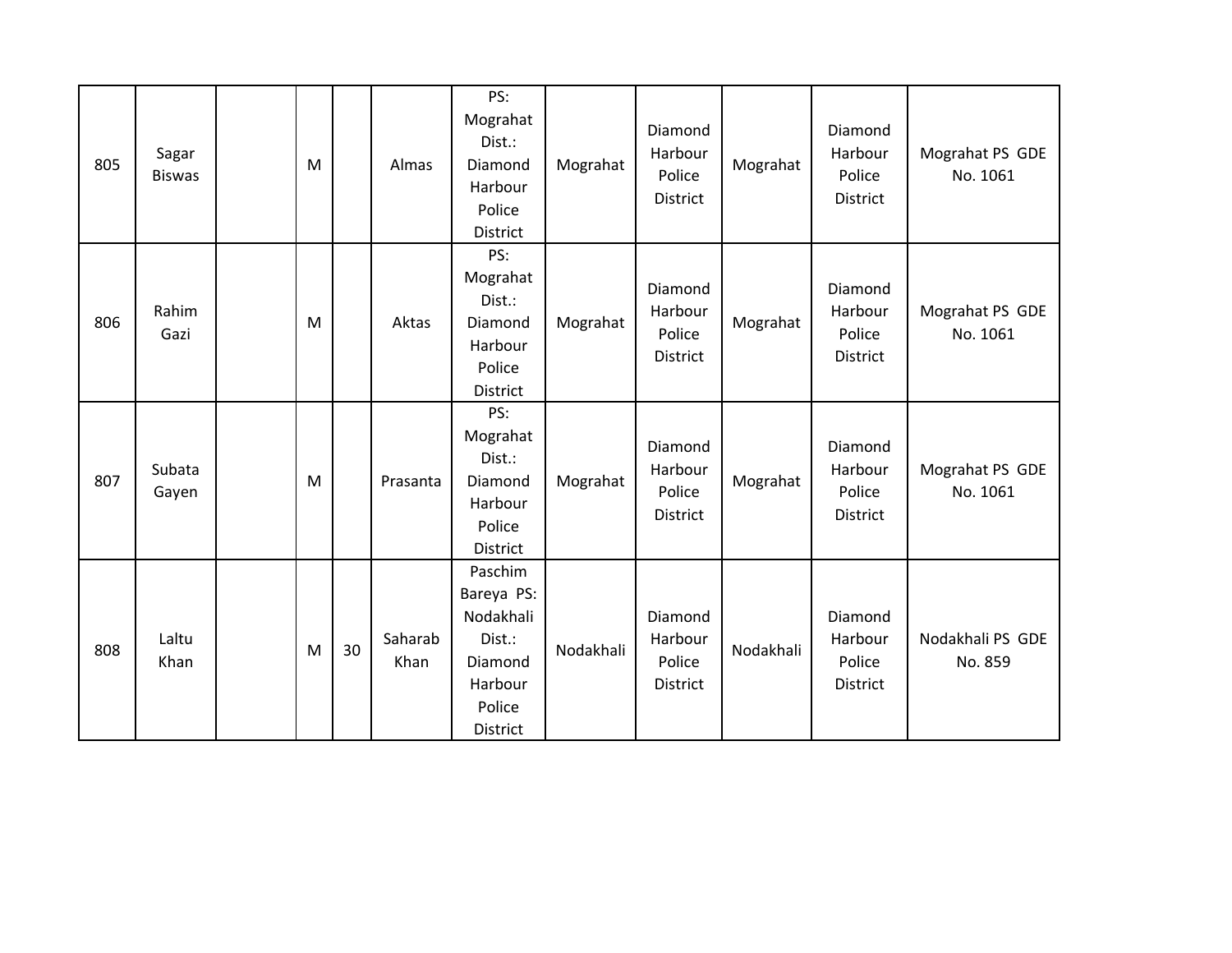| 805 | Sagar Biswas | | M | | Almas | PS: Mograhat Dist.: Diamond Harbour Police District | Mograhat | Diamond Harbour Police District | Mograhat | Diamond Harbour Police District | Mograhat PS GDE No. 1061 |
|---|---|---|---|---|---|---|---|---|---|---|---|
| 806 | Rahim Gazi | | M | | Aktas | PS: Mograhat Dist.: Diamond Harbour Police District | Mograhat | Diamond Harbour Police District | Mograhat | Diamond Harbour Police District | Mograhat PS GDE No. 1061 |
| 807 | Subata Gayen | | M | | Prasanta | PS: Mograhat Dist.: Diamond Harbour Police District | Mograhat | Diamond Harbour Police District | Mograhat | Diamond Harbour Police District | Mograhat PS GDE No. 1061 |
| 808 | Laltu Khan | | M | 30 | Saharab Khan | Paschim Bareya PS: Nodakhali Dist.: Diamond Harbour Police District | Nodakhali | Diamond Harbour Police District | Nodakhali | Diamond Harbour Police District | Nodakhali PS GDE No. 859 |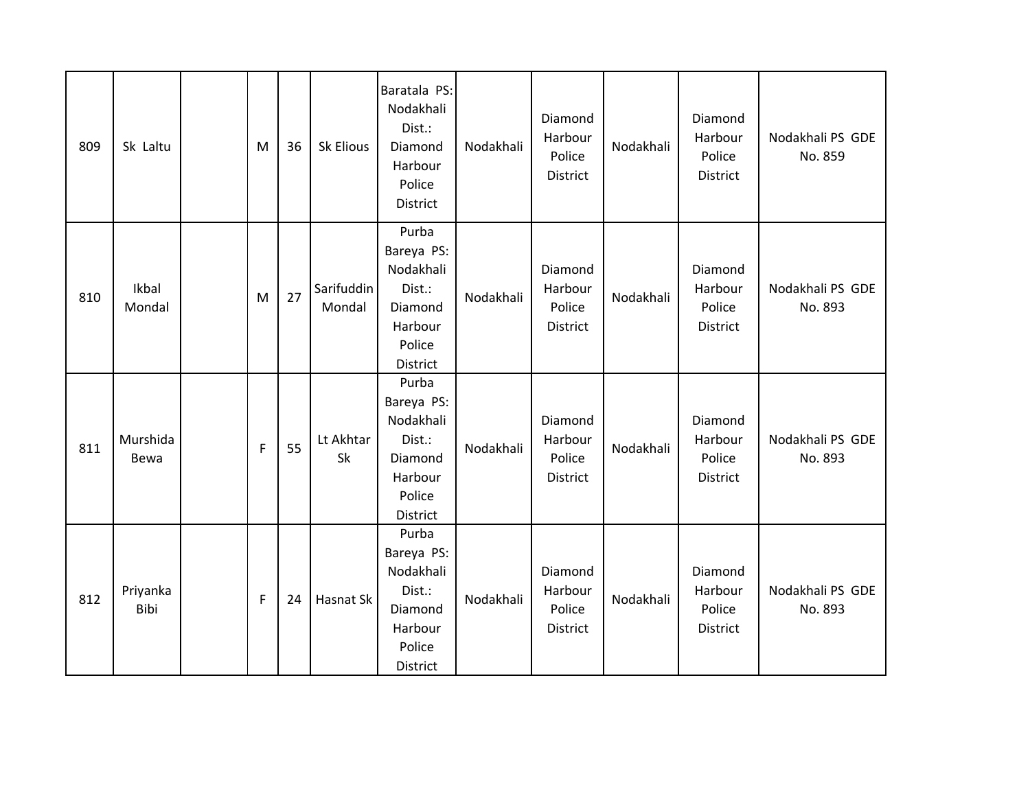| 809 | Sk Laltu | | M | 36 | Sk Elious | Baratala PS: Nodakhali Dist.: Diamond Harbour Police District | Nodakhali | Diamond Harbour Police District | Nodakhali | Diamond Harbour Police District | Nodakhali PS GDE No. 859 |
|---|---|---|---|---|---|---|---|---|---|---|---|
| 810 | Ikbal Mondal | | M | 27 | Sarifuddin Mondal | Purba Bareya PS: Nodakhali Dist.: Diamond Harbour Police District | Nodakhali | Diamond Harbour Police District | Nodakhali | Diamond Harbour Police District | Nodakhali PS GDE No. 893 |
| 811 | Murshida Bewa | | F | 55 | Lt Akhtar Sk | Purba Bareya PS: Nodakhali Dist.: Diamond Harbour Police District | Nodakhali | Diamond Harbour Police District | Nodakhali | Diamond Harbour Police District | Nodakhali PS GDE No. 893 |
| 812 | Priyanka Bibi | | F | 24 | Hasnat Sk | Purba Bareya PS: Nodakhali Dist.: Diamond Harbour Police District | Nodakhali | Diamond Harbour Police District | Nodakhali | Diamond Harbour Police District | Nodakhali PS GDE No. 893 |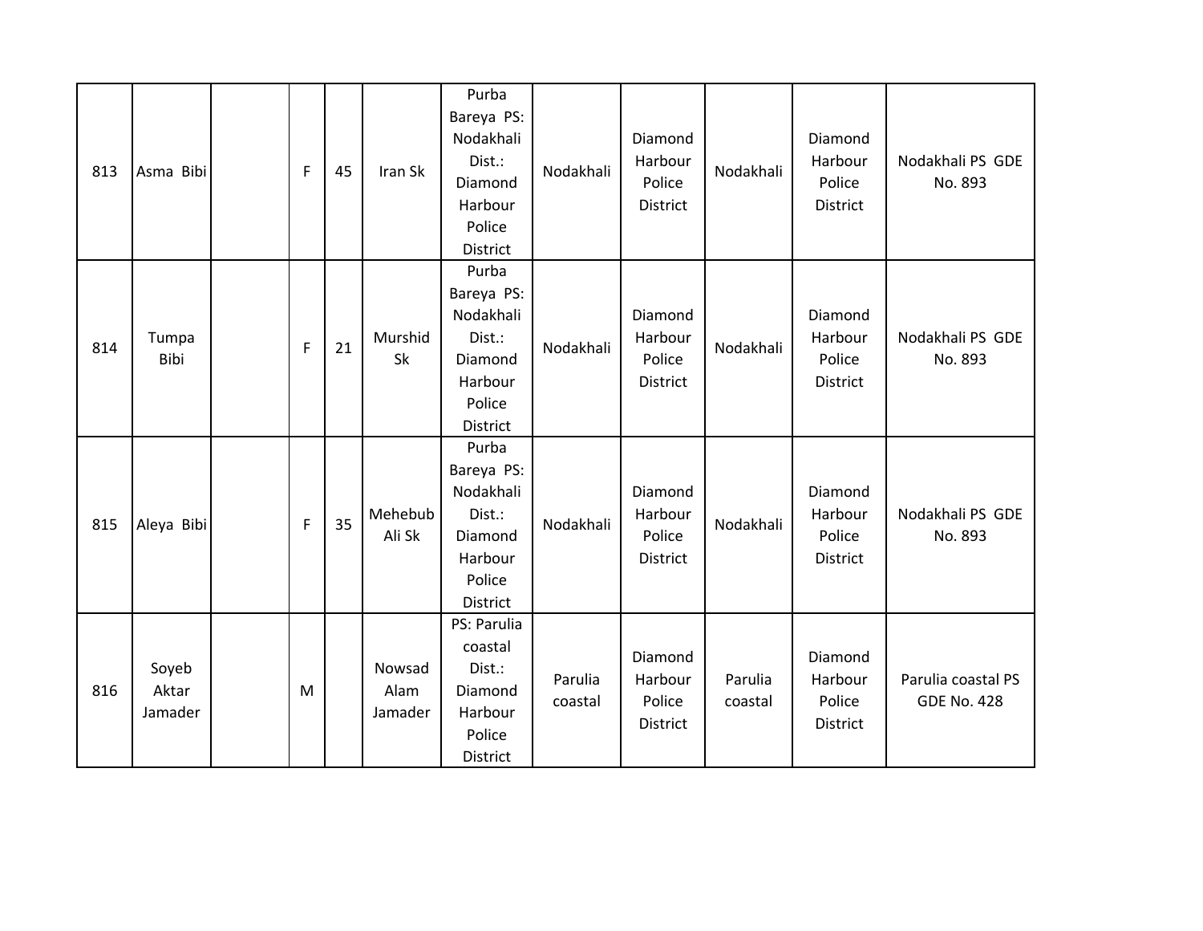| | | | | | | | | | | | |
|---|---|---|---|---|---|---|---|---|---|---|---|
| 813 | Asma Bibi | | F | 45 | Iran Sk | Purba Bareya PS: Nodakhali Dist.: Diamond Harbour Police District | Nodakhali | Diamond Harbour Police District | Nodakhali | Diamond Harbour Police District | Nodakhali PS GDE No. 893 |
| 814 | Tumpa Bibi | | F | 21 | Murshid Sk | Purba Bareya PS: Nodakhali Dist.: Diamond Harbour Police District | Nodakhali | Diamond Harbour Police District | Nodakhali | Diamond Harbour Police District | Nodakhali PS GDE No. 893 |
| 815 | Aleya Bibi | | F | 35 | Mehebub Ali Sk | Purba Bareya PS: Nodakhali Dist.: Diamond Harbour Police District | Nodakhali | Diamond Harbour Police District | Nodakhali | Diamond Harbour Police District | Nodakhali PS GDE No. 893 |
| 816 | Soyeb Aktar Jamader | | M | | Nowsad Alam Jamader | PS: Parulia coastal Dist.: Diamond Harbour Police District | Parulia coastal | Diamond Harbour Police District | Parulia coastal | Diamond Harbour Police District | Parulia coastal PS GDE No. 428 |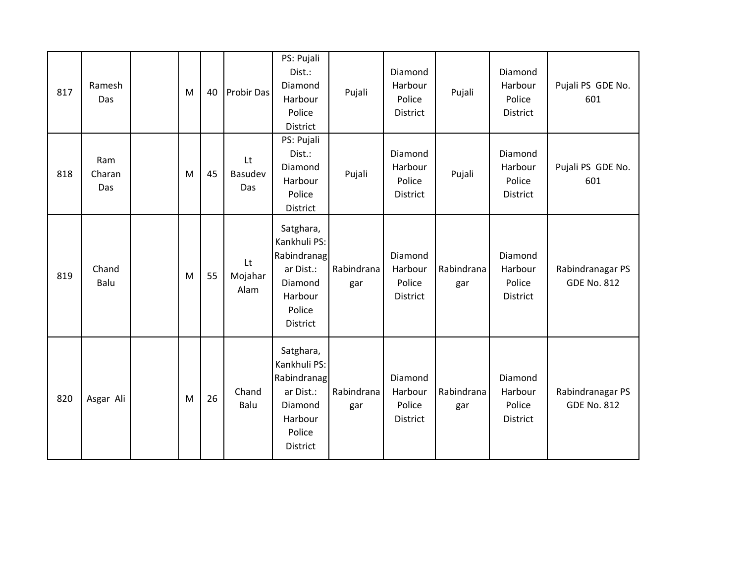| 817 | Ramesh Das | | M | 40 | Probir Das | PS: Pujali Dist.: Diamond Harbour Police District | Pujali | Diamond Harbour Police District | Pujali | Diamond Harbour Police District | Pujali PS GDE No. 601 |
|---|---|---|---|---|---|---|---|---|---|---|---|
| 818 | Ram Charan Das | | M | 45 | Lt Basudev Das | PS: Pujali Dist.: Diamond Harbour Police District | Pujali | Diamond Harbour Police District | Pujali | Diamond Harbour Police District | Pujali PS GDE No. 601 |
| 819 | Chand Balu | | M | 55 | Lt Mojahar Alam | Satghara, Kankhuli PS: Rabindranagar Dist.: Diamond Harbour Police District | Rabindranagar | Diamond Harbour Police District | Rabindranagar | Diamond Harbour Police District | Rabindranagar PS GDE No. 812 |
| 820 | Asgar Ali | | M | 26 | Chand Balu | Satghara, Kankhuli PS: Rabindranagar Dist.: Diamond Harbour Police District | Rabindranagar | Diamond Harbour Police District | Rabindranagar | Diamond Harbour Police District | Rabindranagar PS GDE No. 812 |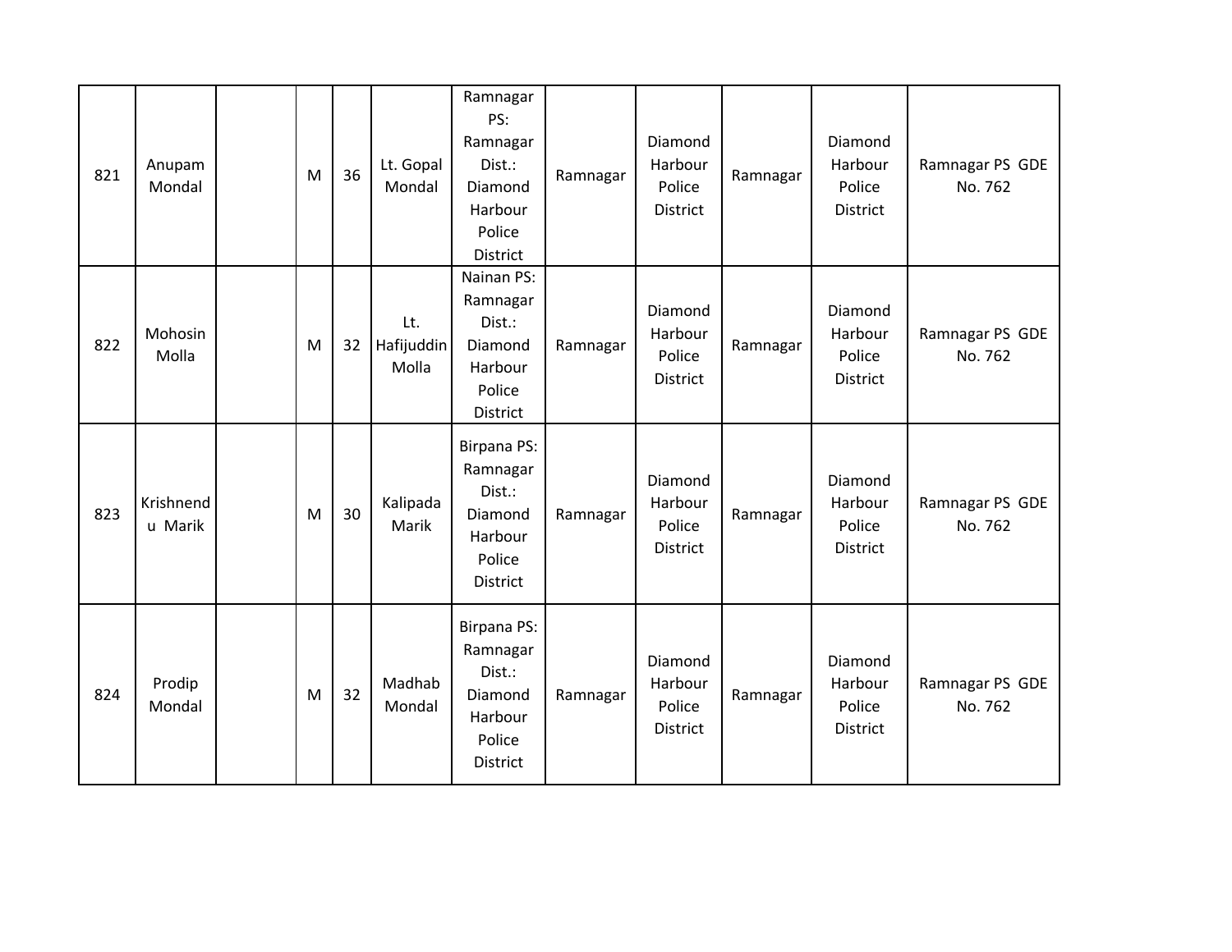| 821 | Anupam Mondal | | M | 36 | Lt. Gopal Mondal | Ramnagar PS: Ramnagar Dist.: Diamond Harbour Police District | Ramnagar | Diamond Harbour Police District | Ramnagar | Diamond Harbour Police District | Ramnagar PS GDE No. 762 |
|---|---|---|---|---|---|---|---|---|---|---|---|
| 822 | Mohosin Molla | | M | 32 | Lt. Hafijuddin Molla | Nainan PS: Ramnagar Dist.: Diamond Harbour Police District | Ramnagar | Diamond Harbour Police District | Ramnagar | Diamond Harbour Police District | Ramnagar PS GDE No. 762 |
| 823 | Krishnendu Marik | | M | 30 | Kalipada Marik | Birpana PS: Ramnagar Dist.: Diamond Harbour Police District | Ramnagar | Diamond Harbour Police District | Ramnagar | Diamond Harbour Police District | Ramnagar PS GDE No. 762 |
| 824 | Prodip Mondal | | M | 32 | Madhab Mondal | Birpana PS: Ramnagar Dist.: Diamond Harbour Police District | Ramnagar | Diamond Harbour Police District | Ramnagar | Diamond Harbour Police District | Ramnagar PS GDE No. 762 |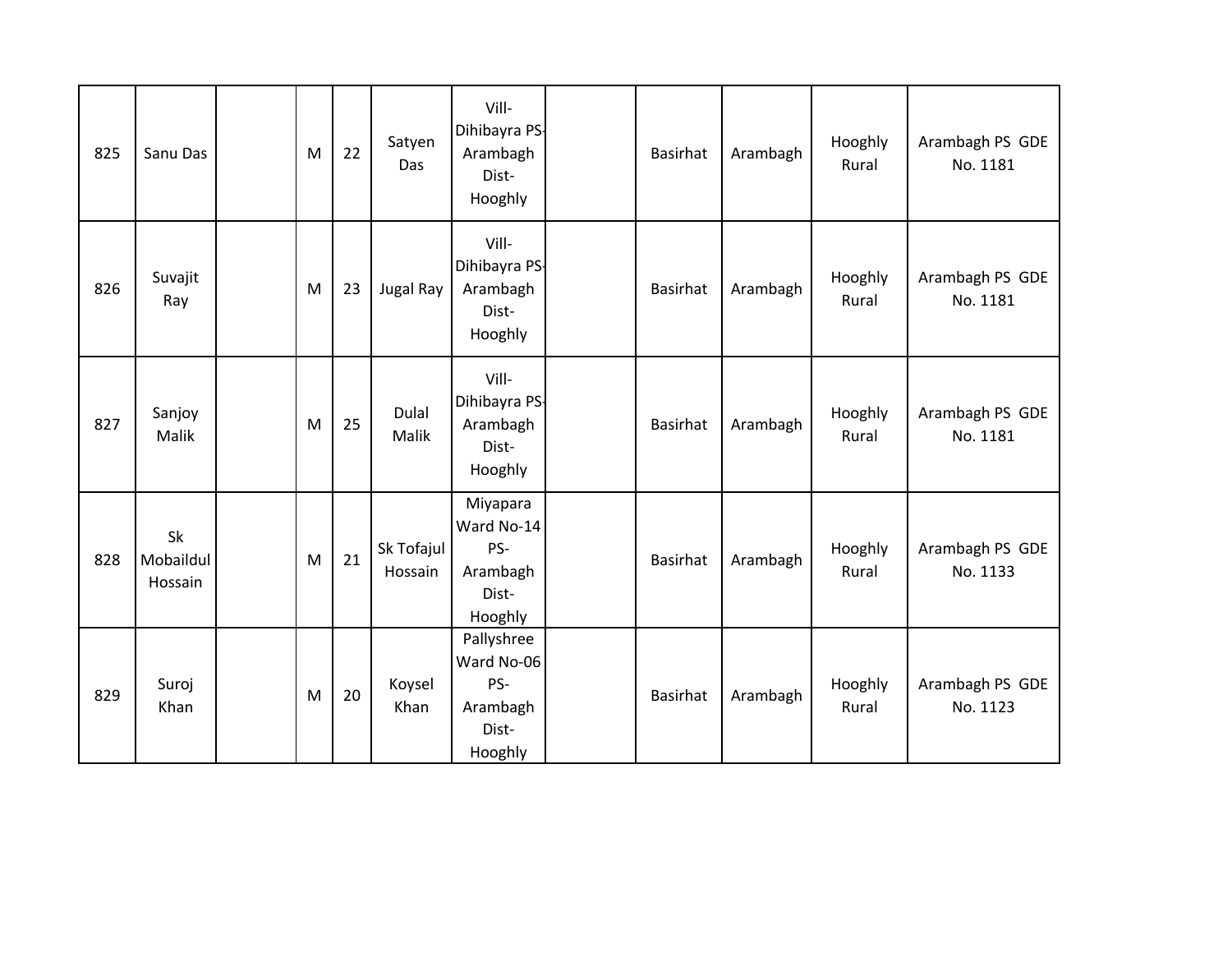| | | | | | | | | | | | |
|---|---|---|---|---|---|---|---|---|---|---|---|
| 825 | Sanu Das | | M | 22 | Satyen Das | Vill-Dihibayra PS-Arambagh Dist-Hooghly | | Basirhat | Arambagh | Hooghly Rural | Arambagh PS GDE No. 1181 |
| 826 | Suvajit Ray | | M | 23 | Jugal Ray | Vill-Dihibayra PS-Arambagh Dist-Hooghly | | Basirhat | Arambagh | Hooghly Rural | Arambagh PS GDE No. 1181 |
| 827 | Sanjoy Malik | | M | 25 | Dulal Malik | Vill-Dihibayra PS-Arambagh Dist-Hooghly | | Basirhat | Arambagh | Hooghly Rural | Arambagh PS GDE No. 1181 |
| 828 | Sk Mobaildul Hossain | | M | 21 | Sk Tofajul Hossain | Miyapara Ward No-14 PS-Arambagh Dist-Hooghly | | Basirhat | Arambagh | Hooghly Rural | Arambagh PS GDE No. 1133 |
| 829 | Suroj Khan | | M | 20 | Koysel Khan | Pallyshree Ward No-06 PS-Arambagh Dist-Hooghly | | Basirhat | Arambagh | Hooghly Rural | Arambagh PS GDE No. 1123 |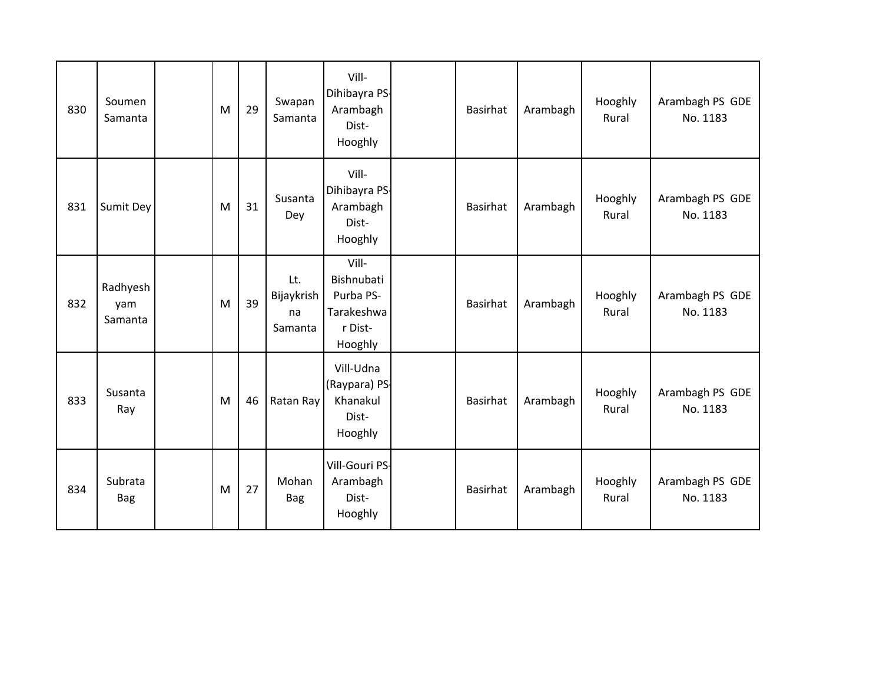| 830 | Soumen Samanta | | M | 29 | Swapan Samanta | Vill-Dihibayra PS-Arambagh Dist-Hooghly | | Basirhat | Arambagh | Hooghly Rural | Arambagh PS GDE No. 1183 |
|---|---|---|---|---|---|---|---|---|---|---|---|
| 831 | Sumit Dey | | M | 31 | Susanta Dey | Vill-Dihibayra PS-Arambagh Dist-Hooghly | | Basirhat | Arambagh | Hooghly Rural | Arambagh PS GDE No. 1183 |
| 832 | Radhyeshyam Samanta | | M | 39 | Lt. Bijaykrishna Samanta | Vill-Bishnubati Purba PS-Tarakeshwar Dist-Hooghly | | Basirhat | Arambagh | Hooghly Rural | Arambagh PS GDE No. 1183 |
| 833 | Susanta Ray | | M | 46 | Ratan Ray | Vill-Udna (Raypara) PS-Khanakul Dist-Hooghly | | Basirhat | Arambagh | Hooghly Rural | Arambagh PS GDE No. 1183 |
| 834 | Subrata Bag | | M | 27 | Mohan Bag | Vill-Gouri PS-Arambagh Dist-Hooghly | | Basirhat | Arambagh | Hooghly Rural | Arambagh PS GDE No. 1183 |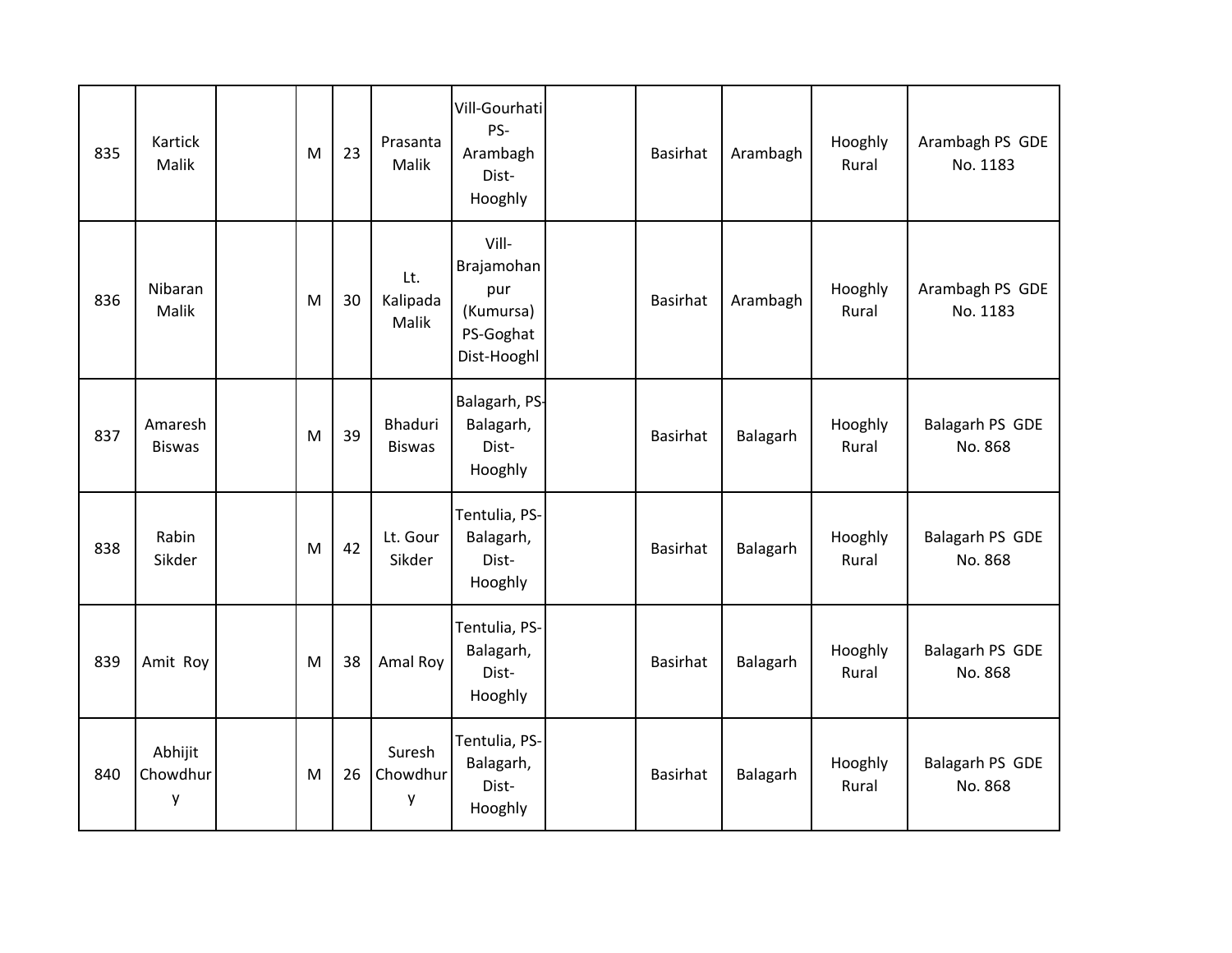| | | | | | | | | | | | |
|---|---|---|---|---|---|---|---|---|---|---|---|
| 835 | Kartick Malik | | M | 23 | Prasanta Malik | Vill-Gourhati PS-Arambagh Dist-Hooghly | | Basirhat | Arambagh | Hooghly Rural | Arambagh PS GDE No. 1183 |
| 836 | Nibaran Malik | | M | 30 | Lt. Kalipada Malik | Vill-Brajamohanpur (Kumursa) PS-Goghat Dist-Hooghl | | Basirhat | Arambagh | Hooghly Rural | Arambagh PS GDE No. 1183 |
| 837 | Amaresh Biswas | | M | 39 | Bhaduri Biswas | Balagarh, PS-Balagarh, Dist-Hooghly | | Basirhat | Balagarh | Hooghly Rural | Balagarh PS GDE No. 868 |
| 838 | Rabin Sikder | | M | 42 | Lt. Gour Sikder | Tentulia, PS-Balagarh, Dist-Hooghly | | Basirhat | Balagarh | Hooghly Rural | Balagarh PS GDE No. 868 |
| 839 | Amit Roy | | M | 38 | Amal Roy | Tentulia, PS-Balagarh, Dist-Hooghly | | Basirhat | Balagarh | Hooghly Rural | Balagarh PS GDE No. 868 |
| 840 | Abhijit Chowdhury | | M | 26 | Suresh Chowdhury | Tentulia, PS-Balagarh, Dist-Hooghly | | Basirhat | Balagarh | Hooghly Rural | Balagarh PS GDE No. 868 |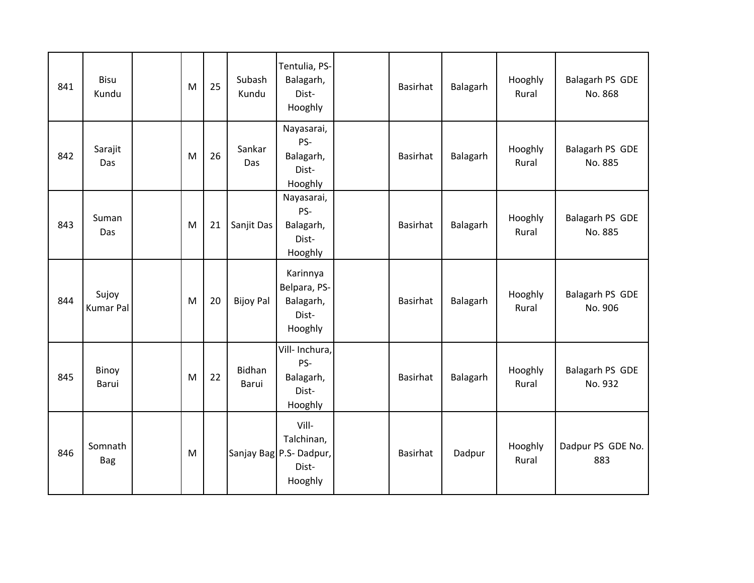| | | | | | | | | | | | |
|---|---|---|---|---|---|---|---|---|---|---|---|
| 841 | Bisu Kundu | | M | 25 | Subash Kundu | Tentulia, PS-Balagarh, Dist-Hooghly | | Basirhat | Balagarh | Hooghly Rural | Balagarh PS GDE No. 868 |
| 842 | Sarajit Das | | M | 26 | Sankar Das | Nayasarai, PS-Balagarh, Dist-Hooghly | | Basirhat | Balagarh | Hooghly Rural | Balagarh PS GDE No. 885 |
| 843 | Suman Das | | M | 21 | Sanjit Das | Nayasarai, PS-Balagarh, Dist-Hooghly | | Basirhat | Balagarh | Hooghly Rural | Balagarh PS GDE No. 885 |
| 844 | Sujoy Kumar Pal | | M | 20 | Bijoy Pal | Karinnya Belpara, PS-Balagarh, Dist-Hooghly | | Basirhat | Balagarh | Hooghly Rural | Balagarh PS GDE No. 906 |
| 845 | Binoy Barui | | M | 22 | Bidhan Barui | Vill- Inchura, PS-Balagarh, Dist-Hooghly | | Basirhat | Balagarh | Hooghly Rural | Balagarh PS GDE No. 932 |
| 846 | Somnath Bag | | M | | Sanjay Bag | Vill-Talchinan, P.S- Dadpur, Dist-Hooghly | | Basirhat | Dadpur | Hooghly Rural | Dadpur PS GDE No. 883 |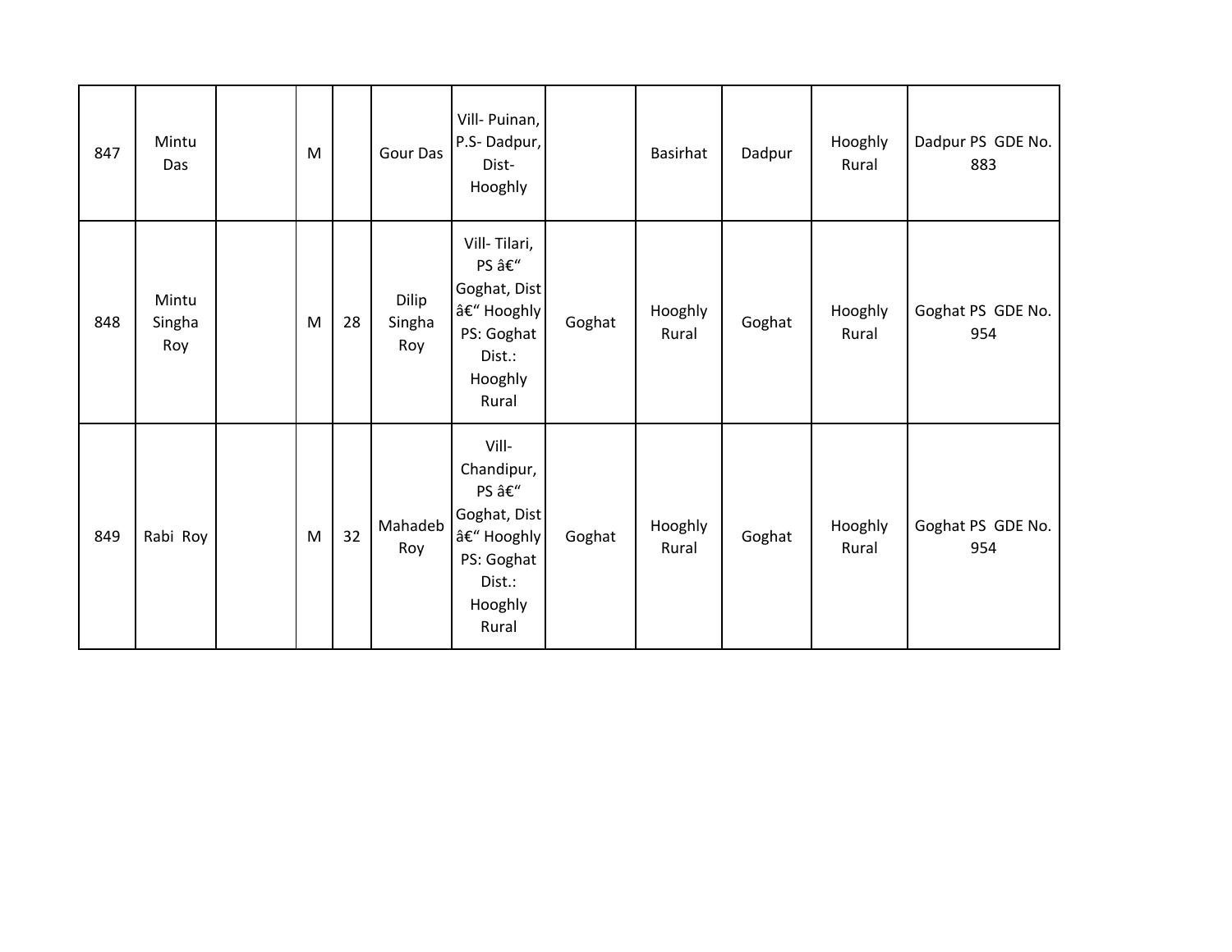| 847 | Mintu Das | | M | | Gour Das | Vill- Puinan, P.S- Dadpur, Dist- Hooghly | | Basirhat | Dadpur | Hooghly Rural | Dadpur PS GDE No. 883 |
|---|---|---|---|---|---|---|---|---|---|---|---|
| 848 | Mintu Singha Roy | | M | 28 | Dilip Singha Roy | Vill- Tilari, PS â€“ Goghat, Dist â€“ Hooghly PS: Goghat Dist.: Hooghly Rural | Goghat | Hooghly Rural | Goghat | Hooghly Rural | Goghat PS GDE No. 954 |
| 849 | Rabi Roy | | M | 32 | Mahadeb Roy | Vill- Chandipur, PS â€“ Goghat, Dist â€“ Hooghly PS: Goghat Dist.: Hooghly Rural | Goghat | Hooghly Rural | Goghat | Hooghly Rural | Goghat PS GDE No. 954 |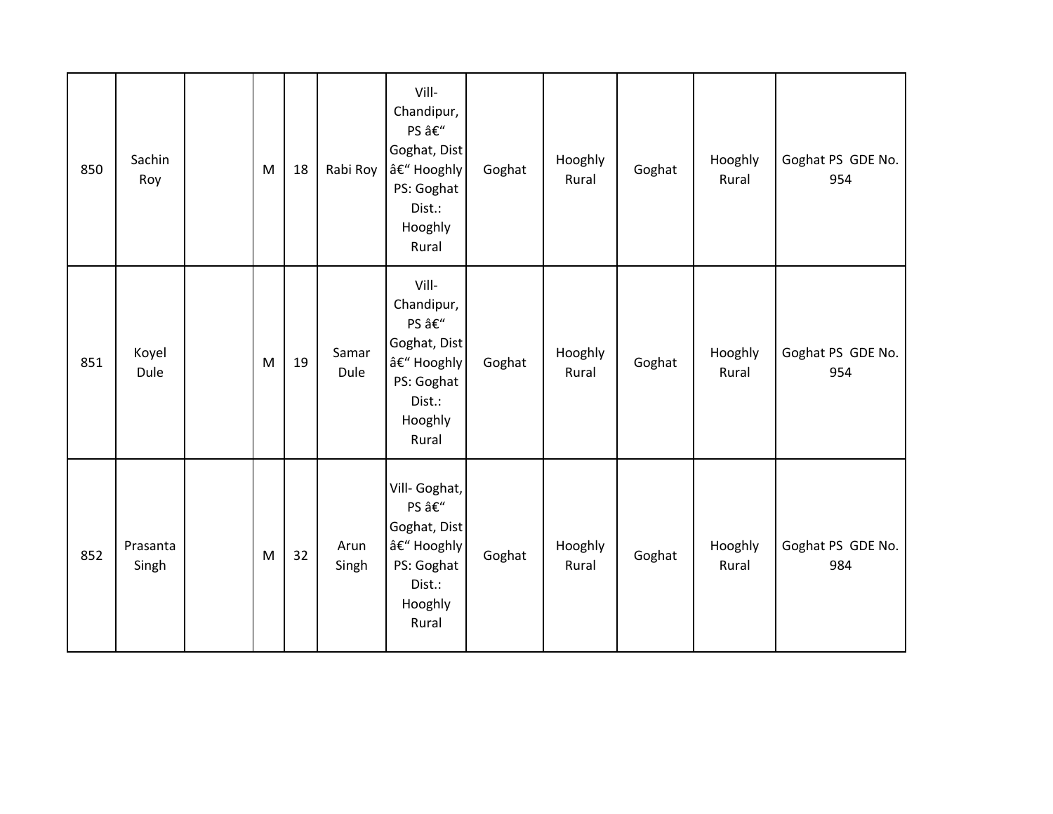| | | | | | | | | | | | |
|---|---|---|---|---|---|---|---|---|---|---|---|
| 850 | Sachin Roy | | M | 18 | Rabi Roy | Vill- Chandipur, PS â€“ Goghat, Dist â€“ Hooghly PS: Goghat Dist.: Hooghly Rural | Goghat | Hooghly Rural | Goghat | Hooghly Rural | Goghat PS GDE No. 954 |
| 851 | Koyel Dule | | M | 19 | Samar Dule | Vill- Chandipur, PS â€“ Goghat, Dist â€“ Hooghly PS: Goghat Dist.: Hooghly Rural | Goghat | Hooghly Rural | Goghat | Hooghly Rural | Goghat PS GDE No. 954 |
| 852 | Prasanta Singh | | M | 32 | Arun Singh | Vill- Goghat, PS â€“ Goghat, Dist â€“ Hooghly PS: Goghat Dist.: Hooghly Rural | Goghat | Hooghly Rural | Goghat | Hooghly Rural | Goghat PS GDE No. 984 |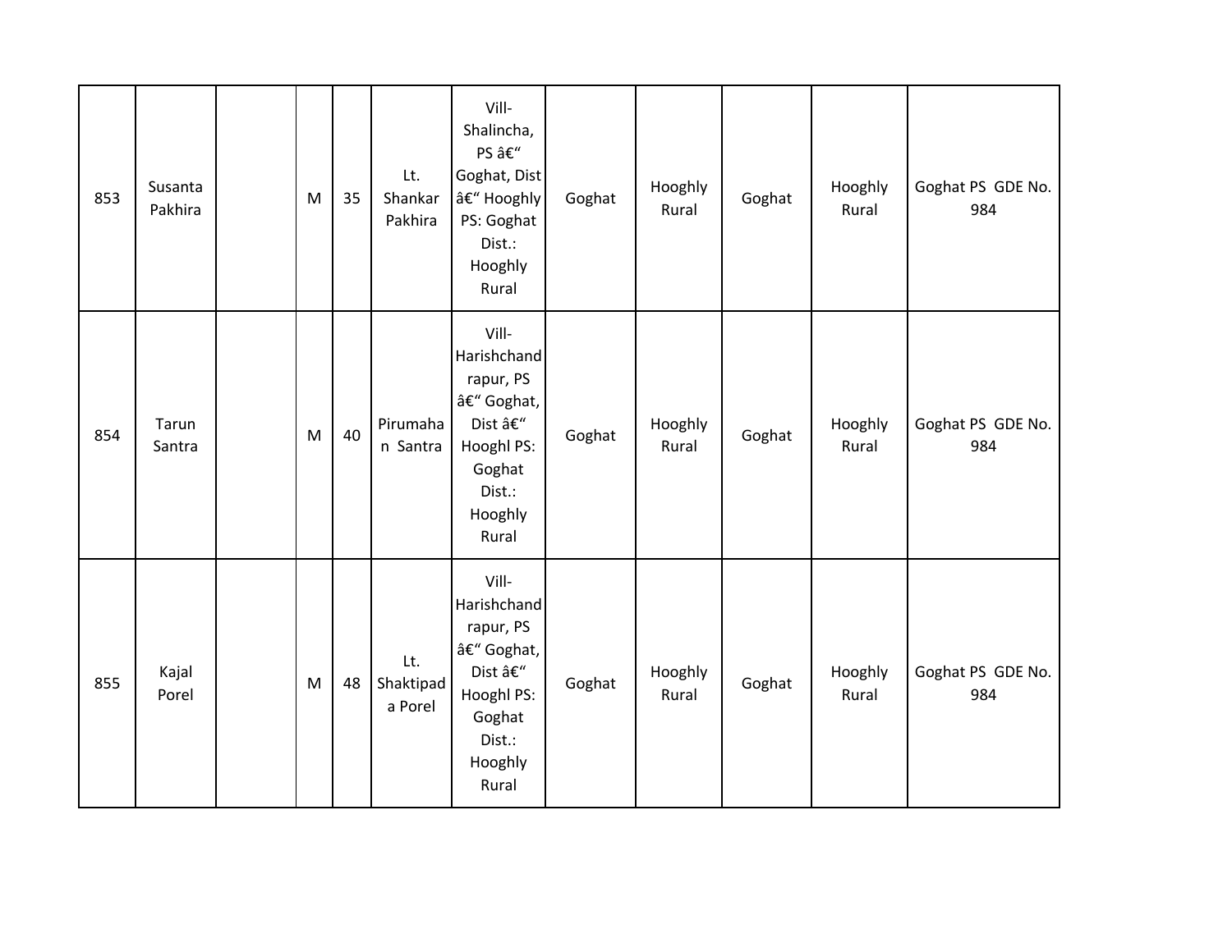| 853 | Susanta Pakhira | | M | 35 | Lt. Shankar Pakhira | Vill- Shalincha, PS â€“ Goghat, Dist â€“ Hooghly PS: Goghat Dist.: Hooghly Rural | Goghat | Hooghly Rural | Goghat | Hooghly Rural | Goghat PS GDE No. 984 |
|---|---|---|---|---|---|---|---|---|---|---|---|
| 854 | Tarun Santra | | M | 40 | Pirumahan Santra | Vill- Harishchandrapur, PS â€“ Goghat, Dist â€“ Hooghl PS: Goghat Dist.: Hooghly Rural | Goghat | Hooghly Rural | Goghat | Hooghly Rural | Goghat PS GDE No. 984 |
| 855 | Kajal Porel | | M | 48 | Lt. Shaktipada Porel | Vill- Harishchandrapur, PS â€“ Goghat, Dist â€“ Hooghl PS: Goghat Dist.: Hooghly Rural | Goghat | Hooghly Rural | Goghat | Hooghly Rural | Goghat PS GDE No. 984 |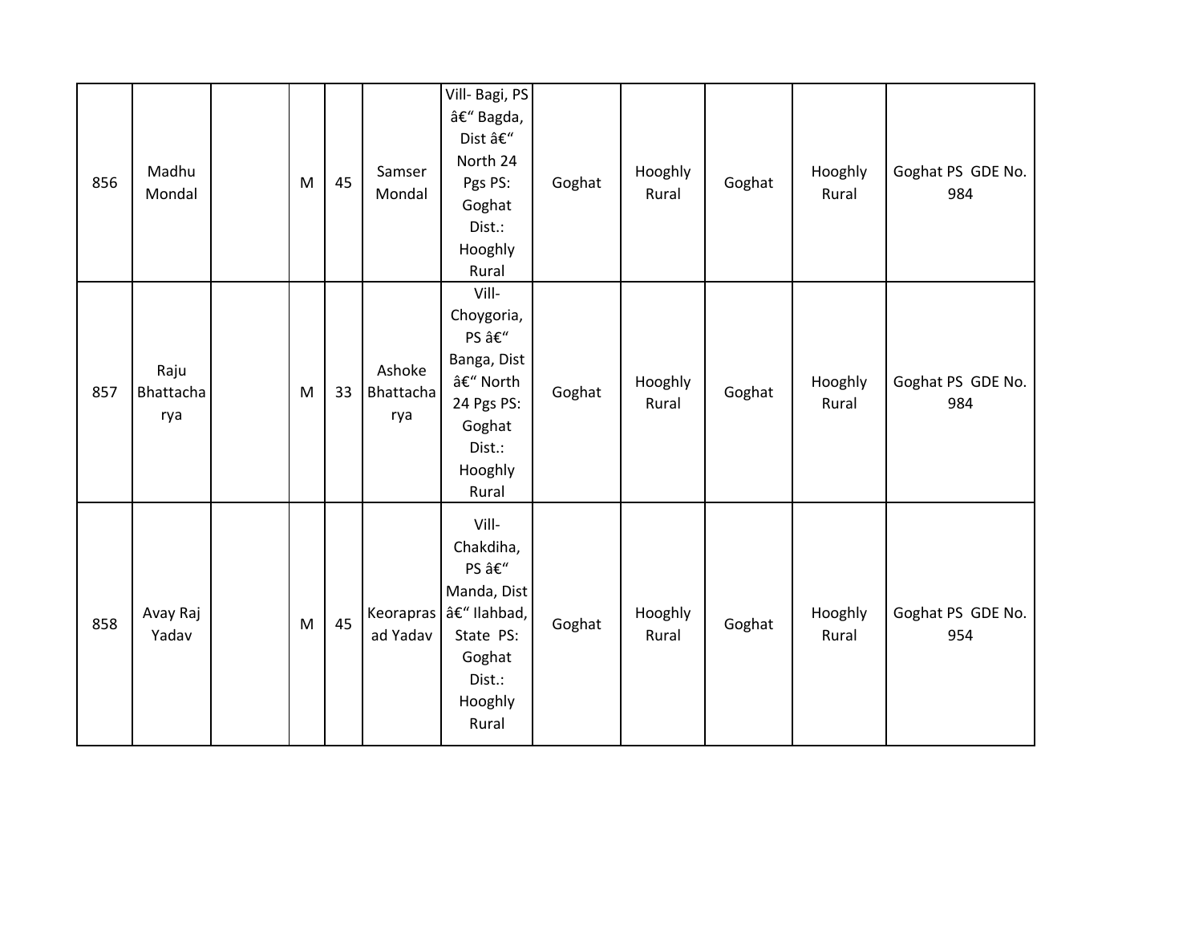| 856 | Madhu Mondal | | M | 45 | Samser Mondal | Vill- Bagi, PS â€“ Bagda, Dist â€“ North 24 Pgs PS: Goghat Dist.: Hooghly Rural | Goghat | Hooghly Rural | Goghat | Hooghly Rural | Goghat PS GDE No. 984 |
|---|---|---|---|---|---|---|---|---|---|---|---|
| 857 | Raju Bhattacharya | | M | 33 | Ashoke Bhattacharya | Vill- Choygoria, PS â€“ Banga, Dist â€“ North 24 Pgs PS: Goghat Dist.: Hooghly Rural | Goghat | Hooghly Rural | Goghat | Hooghly Rural | Goghat PS GDE No. 984 |
| 858 | Avay Raj Yadav | | M | 45 | Keoraprasad Yadav | Vill- Chakdiha, PS â€“ Manda, Dist â€“ Ilahbad, State PS: Goghat Dist.: Hooghly Rural | Goghat | Hooghly Rural | Goghat | Hooghly Rural | Goghat PS GDE No. 954 |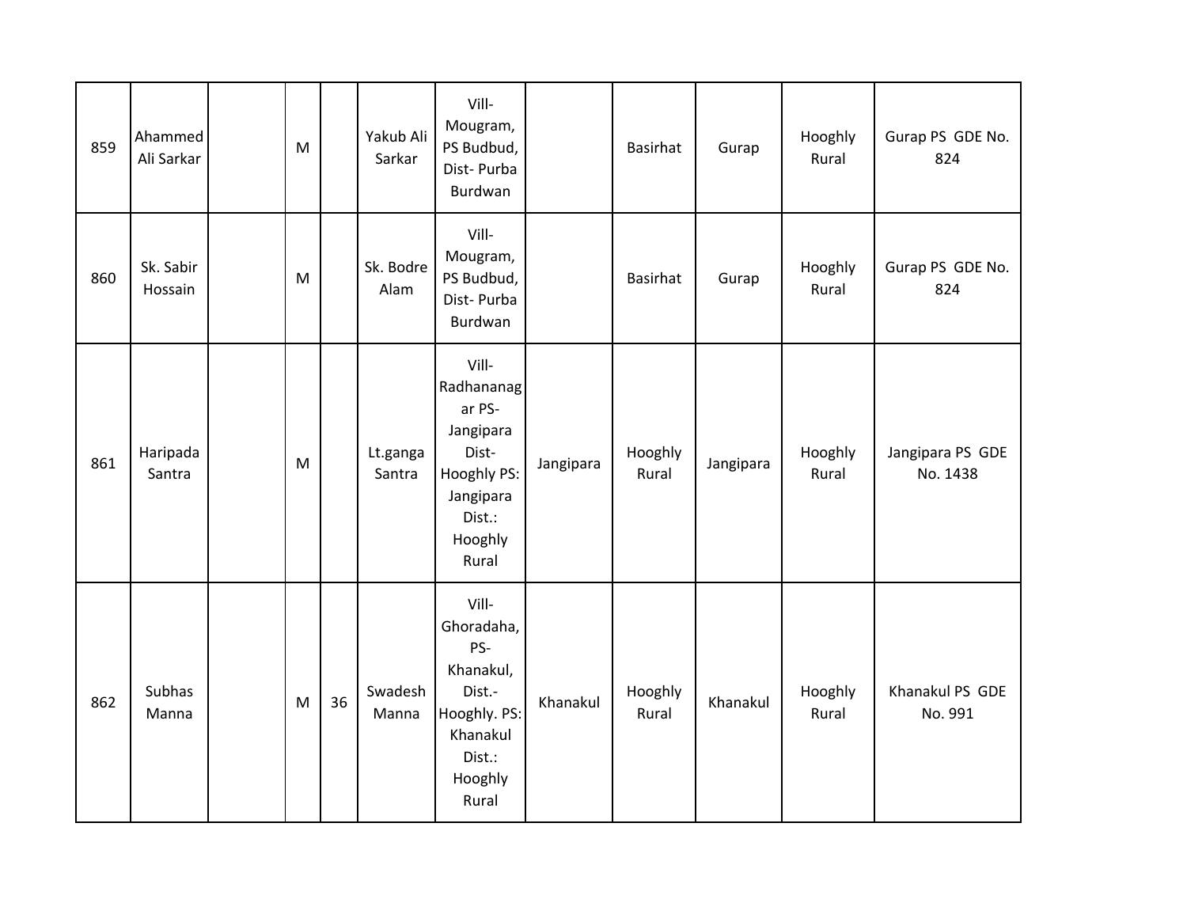| 859 | Ahammed Ali Sarkar | | M | | Yakub Ali Sarkar | Vill- Mougram, PS Budbud, Dist- Purba Burdwan | | Basirhat | Gurap | Hooghly Rural | Gurap PS GDE No. 824 |
|---|---|---|---|---|---|---|---|---|---|---|---|
| 860 | Sk. Sabir Hossain | | M | | Sk. Bodre Alam | Vill- Mougram, PS Budbud, Dist- Purba Burdwan | | Basirhat | Gurap | Hooghly Rural | Gurap PS GDE No. 824 |
| 861 | Haripada Santra | | M | | Lt.ganga Santra | Vill- Radhananagar PS- Jangipara Dist- Hooghly PS: Jangipara Dist.: Hooghly Rural | Jangipara | Hooghly Rural | Jangipara | Hooghly Rural | Jangipara PS GDE No. 1438 |
| 862 | Subhas Manna | | M | 36 | Swadesh Manna | Vill- Ghoradaha, PS- Khanakul, Dist.- Hooghly. PS: Khanakul Dist.: Hooghly Rural | Khanakul | Hooghly Rural | Khanakul | Hooghly Rural | Khanakul PS GDE No. 991 |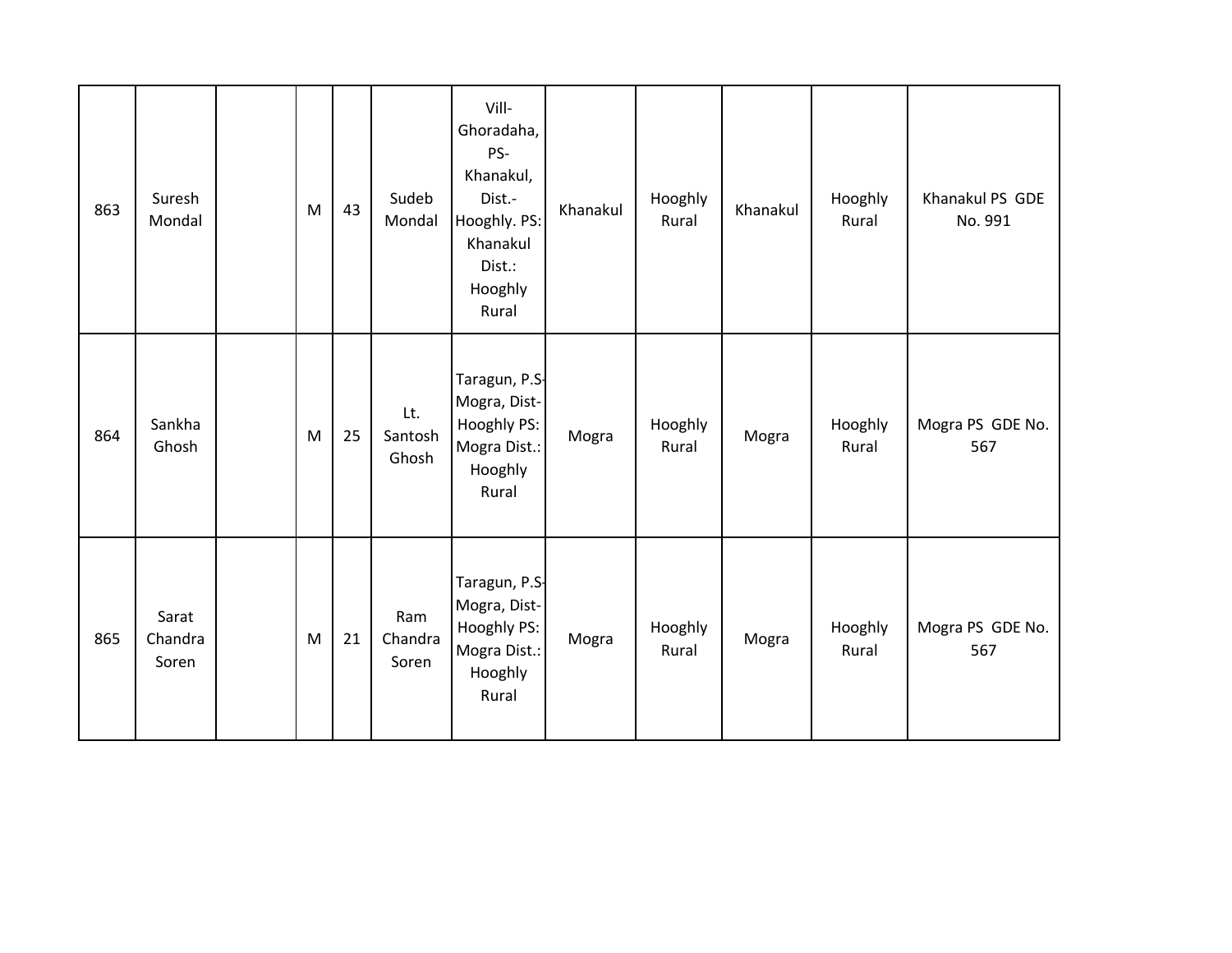| | | | | | | | | | | | |
|---|---|---|---|---|---|---|---|---|---|---|---|
| 863 | Suresh Mondal | | M | 43 | Sudeb Mondal | Vill-Ghoradaha, PS-Khanakul, Dist.-Hooghly. PS: Khanakul Dist.: Hooghly Rural | Khanakul | Hooghly Rural | Khanakul | Hooghly Rural | Khanakul PS GDE No. 991 |
| 864 | Sankha Ghosh | | M | 25 | Lt. Santosh Ghosh | Taragun, P.S-Mogra, Dist-Hooghly PS: Mogra Dist.: Hooghly Rural | Mogra | Hooghly Rural | Mogra | Hooghly Rural | Mogra PS GDE No. 567 |
| 865 | Sarat Chandra Soren | | M | 21 | Ram Chandra Soren | Taragun, P.S-Mogra, Dist-Hooghly PS: Mogra Dist.: Hooghly Rural | Mogra | Hooghly Rural | Mogra | Hooghly Rural | Mogra PS GDE No. 567 |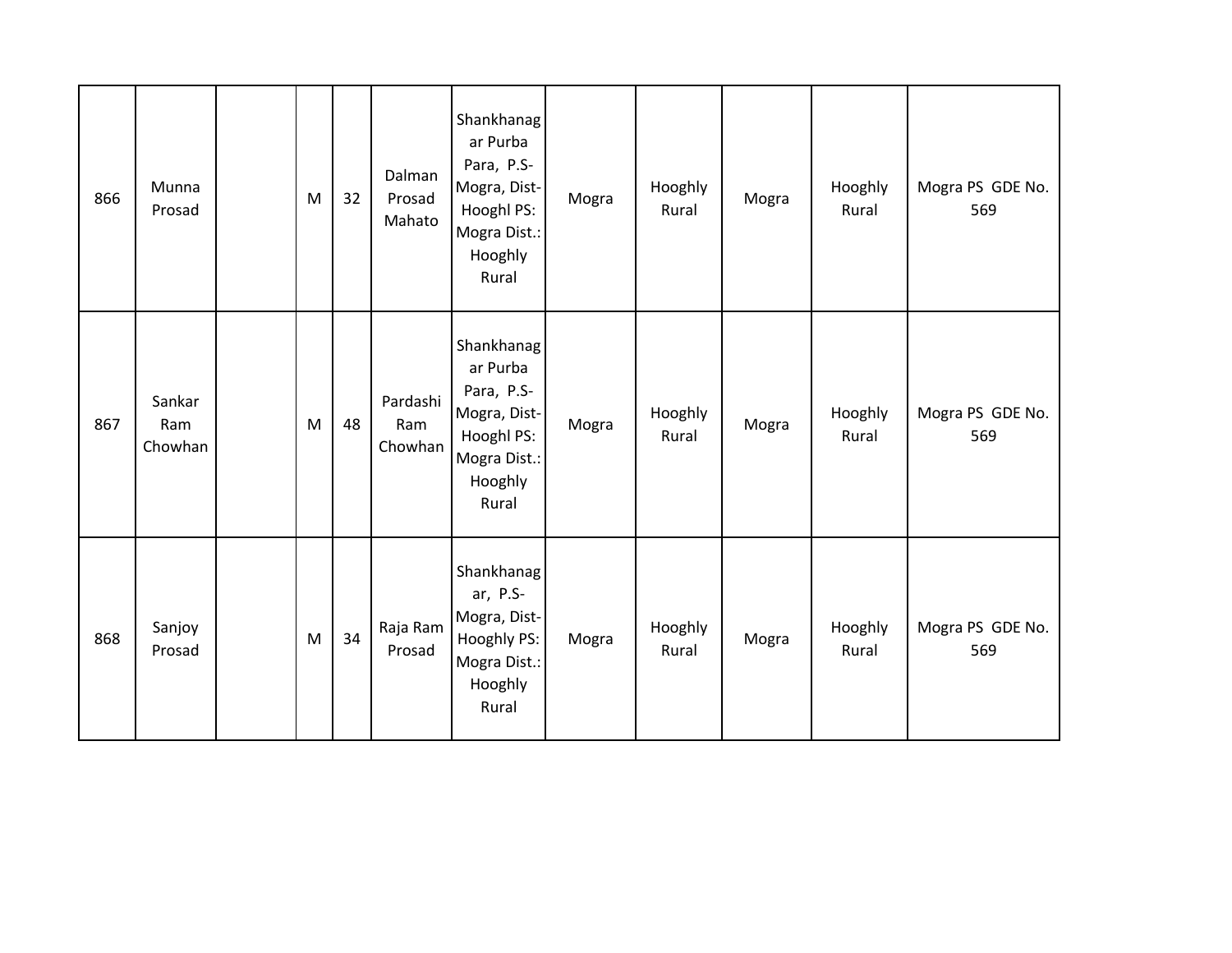| 866 | Munna Prosad | | M | 32 | Dalman Prosad Mahato | Shankhanagar Purba Para, P.S-Mogra, Dist-Hooghl PS: Mogra Dist.: Hooghly Rural | Mogra | Hooghly Rural | Mogra | Hooghly Rural | Mogra PS GDE No. 569 |
|---|---|---|---|---|---|---|---|---|---|---|---|
| 867 | Sankar Ram Chowhan | | M | 48 | Pardashi Ram Chowhan | Shankhanagar Purba Para, P.S-Mogra, Dist-Hooghl PS: Mogra Dist.: Hooghly Rural | Mogra | Hooghly Rural | Mogra | Hooghly Rural | Mogra PS GDE No. 569 |
| 868 | Sanjoy Prosad | | M | 34 | Raja Ram Prosad | Shankhanagar, P.S-Mogra, Dist-Hooghly PS: Mogra Dist.: Hooghly Rural | Mogra | Hooghly Rural | Mogra | Hooghly Rural | Mogra PS GDE No. 569 |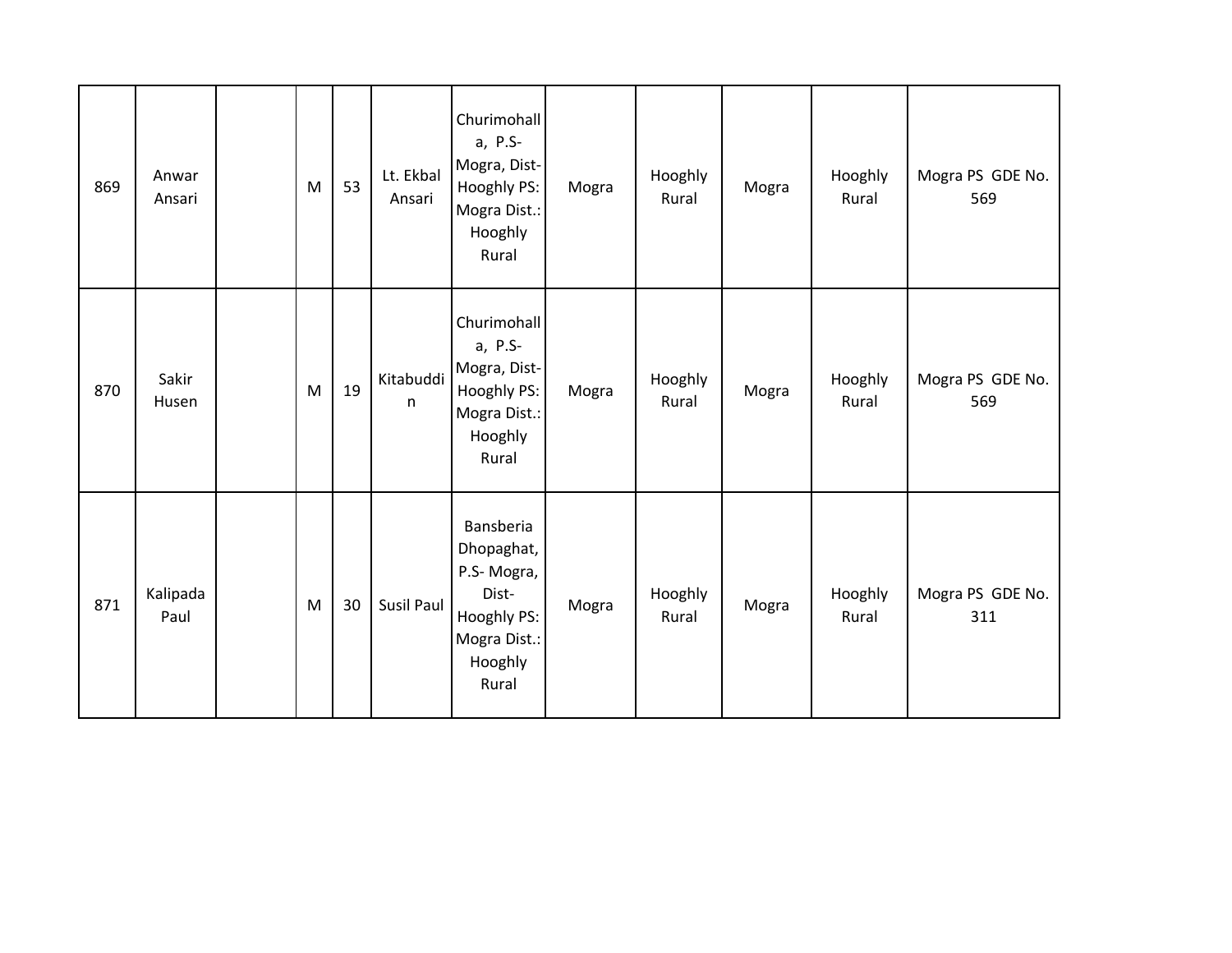| | | | | | | | | | | | |
|---|---|---|---|---|---|---|---|---|---|---|---|
| 869 | Anwar Ansari | | M | 53 | Lt. Ekbal Ansari | Churimohalla, P.S- Mogra, Dist- Hooghly PS: Mogra Dist.: Hooghly Rural | Mogra | Hooghly Rural | Mogra | Hooghly Rural | Mogra PS GDE No. 569 |
| 870 | Sakir Husen | | M | 19 | Kitabuddin | Churimohalla, P.S- Mogra, Dist- Hooghly PS: Mogra Dist.: Hooghly Rural | Mogra | Hooghly Rural | Mogra | Hooghly Rural | Mogra PS GDE No. 569 |
| 871 | Kalipada Paul | | M | 30 | Susil Paul | Bansberia Dhopaghat, P.S- Mogra, Dist- Hooghly PS: Mogra Dist.: Hooghly Rural | Mogra | Hooghly Rural | Mogra | Hooghly Rural | Mogra PS GDE No. 311 |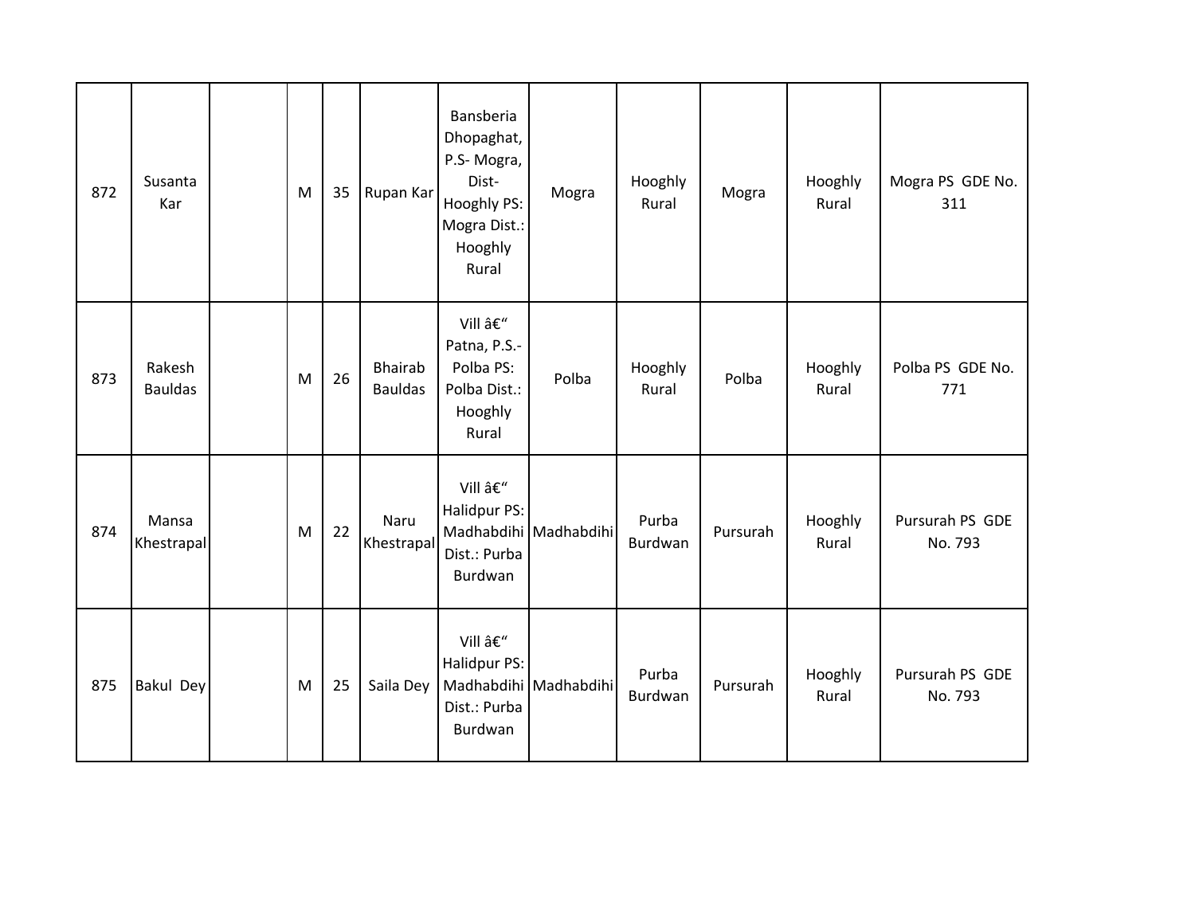| 872 | Susanta Kar | | M | 35 | Rupan Kar | Bansberia Dhopaghat, P.S- Mogra, Dist- Hooghly PS: Mogra Dist.: Hooghly Rural | Mogra | Hooghly Rural | Mogra | Hooghly Rural | Mogra PS GDE No. 311 |
|---|---|---|---|---|---|---|---|---|---|---|---|
| 873 | Rakesh Bauldas | | M | 26 | Bhairab Bauldas | Vill â€“ Patna, P.S.- Polba PS: Polba Dist.: Hooghly Rural | Polba | Hooghly Rural | Polba | Hooghly Rural | Polba PS GDE No. 771 |
| 874 | Mansa Khestrapal | | M | 22 | Naru Khestrapal | Vill â€“ Halidpur PS: Madhabdihi Dist.: Purba Burdwan | Madhabdihi | Purba Burdwan | Pursurah | Hooghly Rural | Pursurah PS GDE No. 793 |
| 875 | Bakul Dey | | M | 25 | Saila Dey | Vill â€“ Halidpur PS: Madhabdihi Dist.: Purba Burdwan | Madhabdihi | Purba Burdwan | Pursurah | Hooghly Rural | Pursurah PS GDE No. 793 |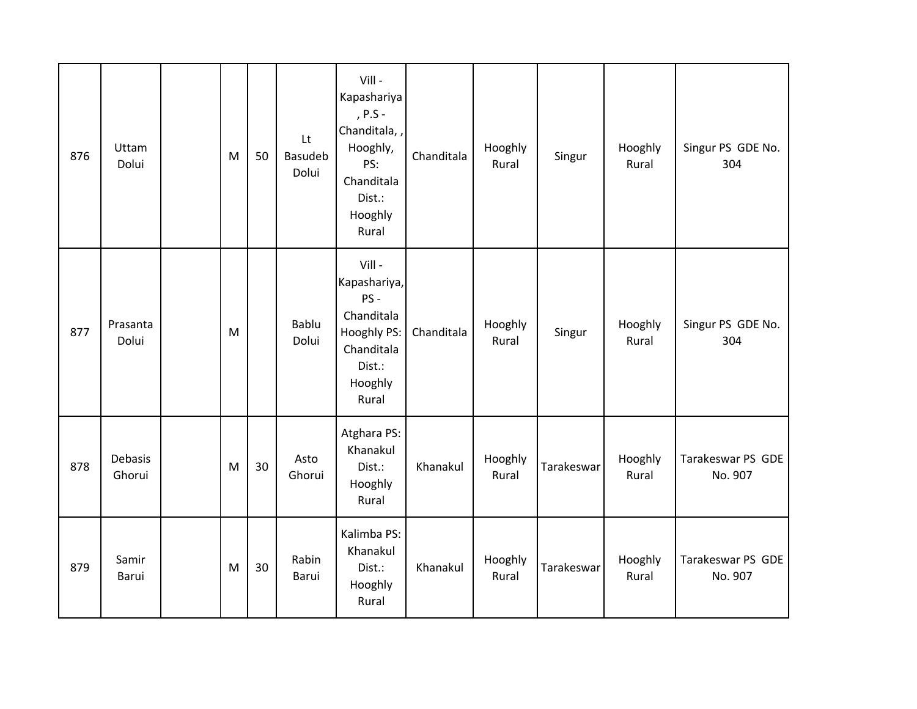| | | | | | | | | | | | |
|---|---|---|---|---|---|---|---|---|---|---|---|
| 876 | Uttam Dolui | | M | 50 | Lt Basudeb Dolui | Vill - Kapashariya , P.S - Chanditala, , Hooghly, PS: Chanditala Dist.: Hooghly Rural | Chanditala | Hooghly Rural | Singur | Hooghly Rural | Singur PS GDE No. 304 |
| 877 | Prasanta Dolui | | M | | Bablu Dolui | Vill - Kapashariya, PS - Chanditala Hooghly PS: Chanditala Dist.: Hooghly Rural | Chanditala | Hooghly Rural | Singur | Hooghly Rural | Singur PS GDE No. 304 |
| 878 | Debasis Ghorui | | M | 30 | Asto Ghorui | Atghara PS: Khanakul Dist.: Hooghly Rural | Khanakul | Hooghly Rural | Tarakeswar | Hooghly Rural | Tarakeswar PS GDE No. 907 |
| 879 | Samir Barui | | M | 30 | Rabin Barui | Kalimba PS: Khanakul Dist.: Hooghly Rural | Khanakul | Hooghly Rural | Tarakeswar | Hooghly Rural | Tarakeswar PS GDE No. 907 |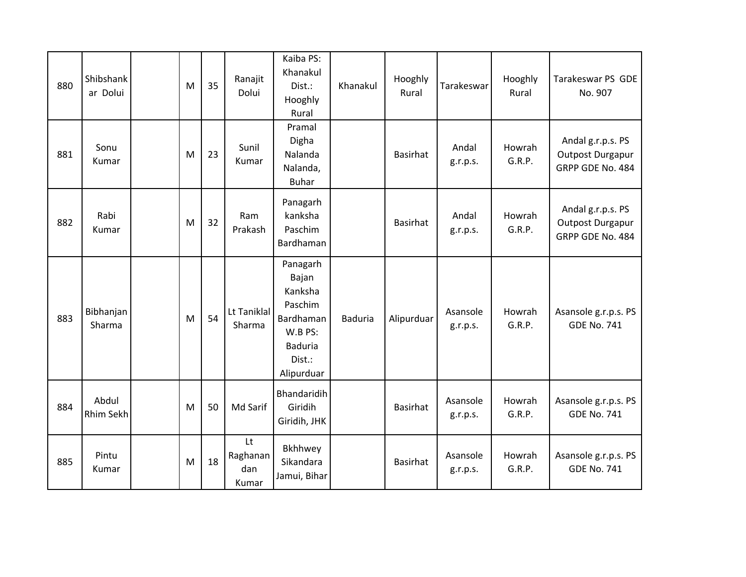| | | | | | | | | | | | |
|---|---|---|---|---|---|---|---|---|---|---|---|
| 880 | Shibshankar Dolui | | M | 35 | Ranajit Dolui | Kaiba PS: Khanakul Dist.: Hooghly Rural | Khanakul | Hooghly Rural | Tarakeswar | Hooghly Rural | Tarakeswar PS GDE No. 907 |
| 881 | Sonu Kumar | | M | 23 | Sunil Kumar | Pramal Digha Nalanda Nalanda, Buhar | | Basirhat | Andal g.r.p.s. | Howrah G.R.P. | Andal g.r.p.s. PS Outpost Durgapur GRPP GDE No. 484 |
| 882 | Rabi Kumar | | M | 32 | Ram Prakash | Panagarh kanksha Paschim Bardhaman | | Basirhat | Andal g.r.p.s. | Howrah G.R.P. | Andal g.r.p.s. PS Outpost Durgapur GRPP GDE No. 484 |
| 883 | Bibhanjan Sharma | | M | 54 | Lt Taniklal Sharma | Panagarh Bajan Kanksha Paschim Bardhaman W.B PS: Baduria Dist.: Alipurduar | Baduria | Alipurduar | Asansole g.r.p.s. | Howrah G.R.P. | Asansole g.r.p.s. PS GDE No. 741 |
| 884 | Abdul Rhim Sekh | | M | 50 | Md Sarif | Bhandaridih Giridih Giridih, JHK | | Basirhat | Asansole g.r.p.s. | Howrah G.R.P. | Asansole g.r.p.s. PS GDE No. 741 |
| 885 | Pintu Kumar | | M | 18 | Lt Raghanandan Kumar | Bkhhwey Sikandara Jamui, Bihar | | Basirhat | Asansole g.r.p.s. | Howrah G.R.P. | Asansole g.r.p.s. PS GDE No. 741 |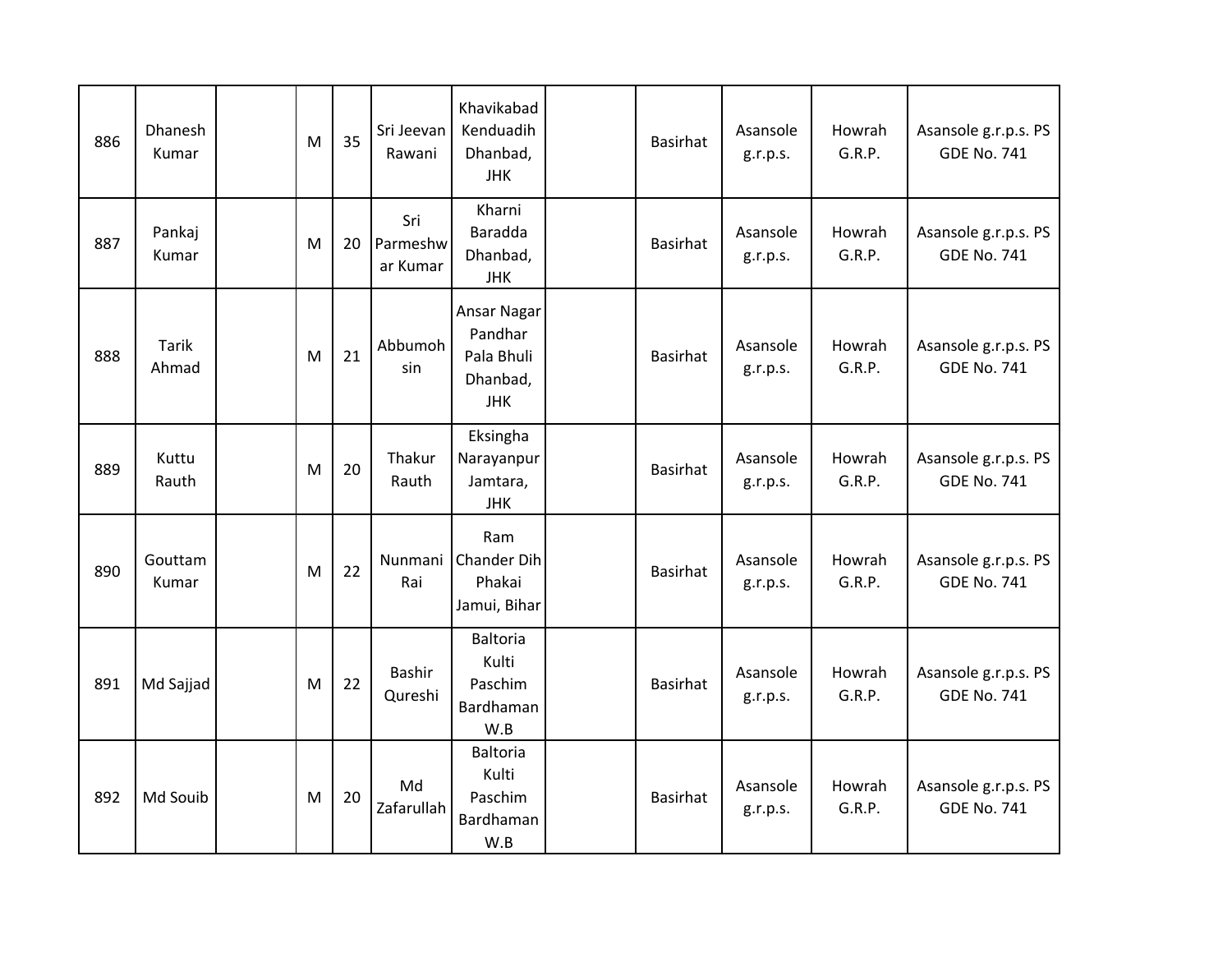| 886 | Dhanesh Kumar | | M | 35 | Sri Jeevan Rawani | Khavikabad Kenduadih Dhanbad, JHK | | Basirhat | Asansole g.r.p.s. | Howrah G.R.P. | Asansole g.r.p.s. PS GDE No. 741 |
|---|---|---|---|---|---|---|---|---|---|---|---|
| 887 | Pankaj Kumar | | M | 20 | Sri Parmeshwar Kumar | Kharni Baradda Dhanbad, JHK | | Basirhat | Asansole g.r.p.s. | Howrah G.R.P. | Asansole g.r.p.s. PS GDE No. 741 |
| 888 | Tarik Ahmad | | M | 21 | Abbumohsin | Ansar Nagar Pandhar Pala Bhuli Dhanbad, JHK | | Basirhat | Asansole g.r.p.s. | Howrah G.R.P. | Asansole g.r.p.s. PS GDE No. 741 |
| 889 | Kuttu Rauth | | M | 20 | Thakur Rauth | Eksingha Narayanpur Jamtara, JHK | | Basirhat | Asansole g.r.p.s. | Howrah G.R.P. | Asansole g.r.p.s. PS GDE No. 741 |
| 890 | Gouttam Kumar | | M | 22 | Nunmani Rai | Ram Chander Dih Phakai Jamui, Bihar | | Basirhat | Asansole g.r.p.s. | Howrah G.R.P. | Asansole g.r.p.s. PS GDE No. 741 |
| 891 | Md Sajjad | | M | 22 | Bashir Qureshi | Baltoria Kulti Paschim Bardhaman W.B | | Basirhat | Asansole g.r.p.s. | Howrah G.R.P. | Asansole g.r.p.s. PS GDE No. 741 |
| 892 | Md Souib | | M | 20 | Md Zafarullah | Baltoria Kulti Paschim Bardhaman W.B | | Basirhat | Asansole g.r.p.s. | Howrah G.R.P. | Asansole g.r.p.s. PS GDE No. 741 |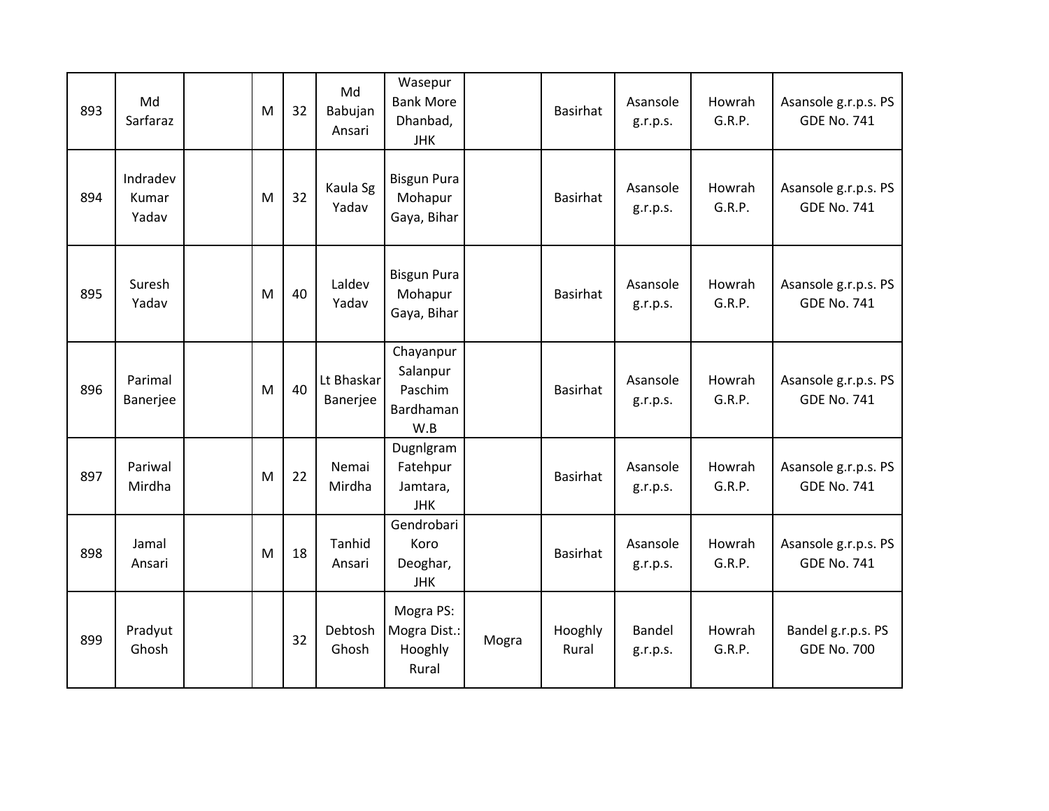| | | | | | | | | | | | |
|---|---|---|---|---|---|---|---|---|---|---|---|
| 893 | Md Sarfaraz | | M | 32 | Md Babujan Ansari | Wasepur Bank More Dhanbad, JHK | | Basirhat | Asansole g.r.p.s. | Howrah G.R.P. | Asansole g.r.p.s. PS GDE No. 741 |
| 894 | Indradev Kumar Yadav | | M | 32 | Kaula Sg Yadav | Bisgun Pura Mohapur Gaya, Bihar | | Basirhat | Asansole g.r.p.s. | Howrah G.R.P. | Asansole g.r.p.s. PS GDE No. 741 |
| 895 | Suresh Yadav | | M | 40 | Laldev Yadav | Bisgun Pura Mohapur Gaya, Bihar | | Basirhat | Asansole g.r.p.s. | Howrah G.R.P. | Asansole g.r.p.s. PS GDE No. 741 |
| 896 | Parimal Banerjee | | M | 40 | Lt Bhaskar Banerjee | Chayanpur Salanpur Paschim Bardhaman W.B | | Basirhat | Asansole g.r.p.s. | Howrah G.R.P. | Asansole g.r.p.s. PS GDE No. 741 |
| 897 | Pariwal Mirdha | | M | 22 | Nemai Mirdha | Dugnlgram Fatehpur Jamtara, JHK | | Basirhat | Asansole g.r.p.s. | Howrah G.R.P. | Asansole g.r.p.s. PS GDE No. 741 |
| 898 | Jamal Ansari | | M | 18 | Tanhid Ansari | Gendrobari Koro Deoghar, JHK | | Basirhat | Asansole g.r.p.s. | Howrah G.R.P. | Asansole g.r.p.s. PS GDE No. 741 |
| 899 | Pradyut Ghosh | | | 32 | Debtosh Ghosh | Mogra PS: Mogra Dist.: Hooghly Rural | Mogra | Hooghly Rural | Bandel g.r.p.s. | Howrah G.R.P. | Bandel g.r.p.s. PS GDE No. 700 |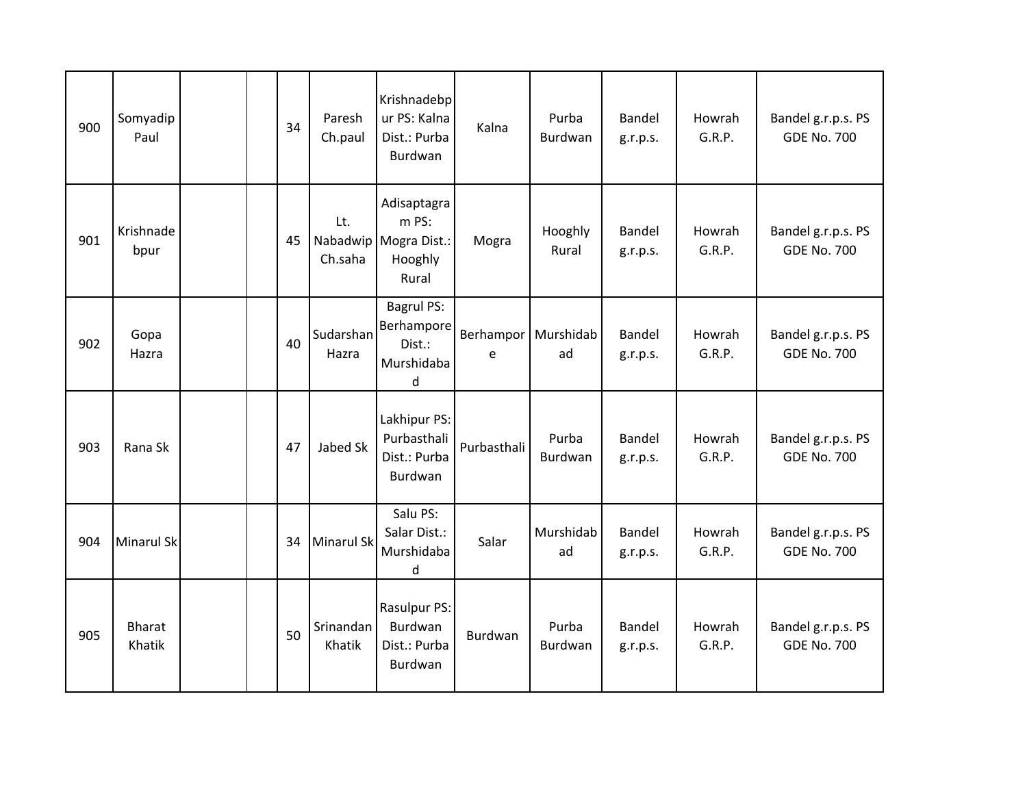| | | | | | | | | | | | |
|---|---|---|---|---|---|---|---|---|---|---|---|
| 900 | Somyadip Paul | | | 34 | Paresh Ch.paul | Krishnadebpur PS: Kalna Dist.: Purba Burdwan | Kalna | Purba Burdwan | Bandel g.r.p.s. | Howrah G.R.P. | Bandel g.r.p.s. PS GDE No. 700 |
| 901 | Krishnadebpur | | | 45 | Lt. Nabadwip Ch.saha | Adisaptagram PS: Mogra Dist.: Hooghly Rural | Mogra | Hooghly Rural | Bandel g.r.p.s. | Howrah G.R.P. | Bandel g.r.p.s. PS GDE No. 700 |
| 902 | Gopa Hazra | | | 40 | Sudarshan Hazra | Bagrul PS: Berhampore Dist.: Murshidabad | Berhampore | Murshidabad | Bandel g.r.p.s. | Howrah G.R.P. | Bandel g.r.p.s. PS GDE No. 700 |
| 903 | Rana Sk | | | 47 | Jabed Sk | Lakhipur PS: Purbasthali Dist.: Purba Burdwan | Purbasthali | Purba Burdwan | Bandel g.r.p.s. | Howrah G.R.P. | Bandel g.r.p.s. PS GDE No. 700 |
| 904 | Minarul Sk | | | 34 | Minarul Sk | Salu PS: Salar Dist.: Murshidabad | Salar | Murshidabad | Bandel g.r.p.s. | Howrah G.R.P. | Bandel g.r.p.s. PS GDE No. 700 |
| 905 | Bharat Khatik | | | 50 | Srinandan Khatik | Rasulpur PS: Burdwan Dist.: Purba Burdwan | Burdwan | Purba Burdwan | Bandel g.r.p.s. | Howrah G.R.P. | Bandel g.r.p.s. PS GDE No. 700 |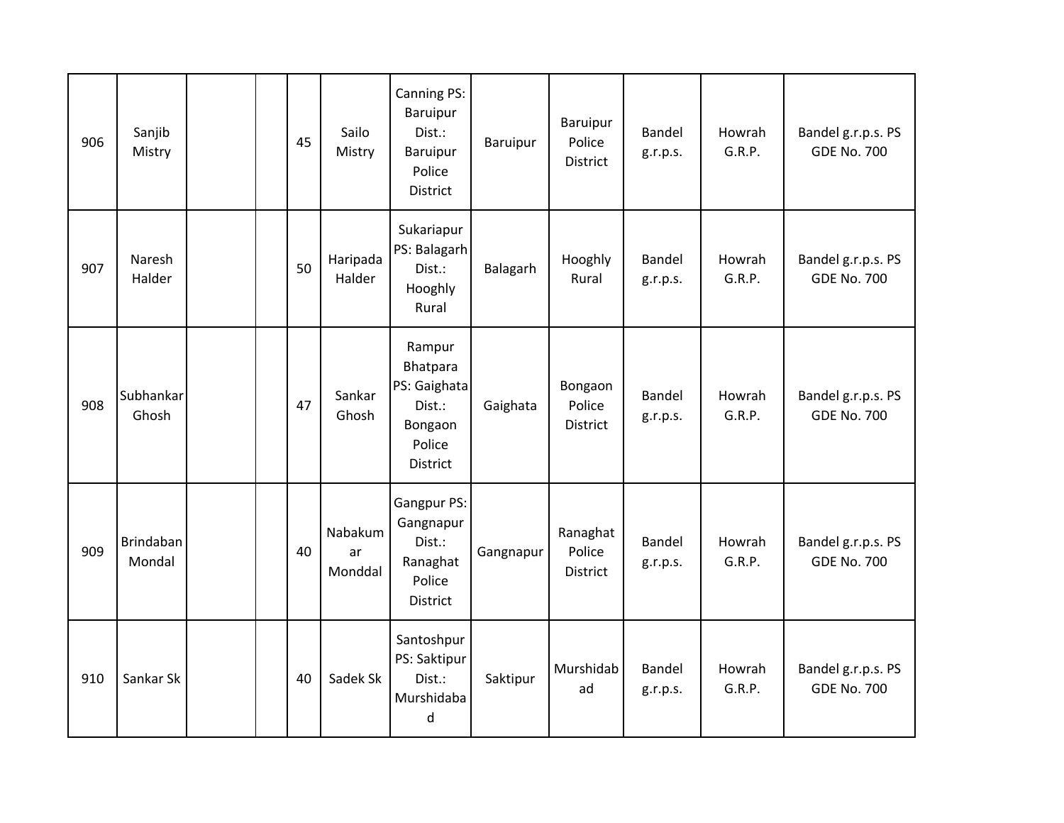| | | | | | | | | | | | |
|---|---|---|---|---|---|---|---|---|---|---|---|
| 906 | Sanjib Mistry | | | 45 | Sailo Mistry | Canning PS: Baruipur Dist.: Baruipur Police District | Baruipur | Baruipur Police District | Bandel g.r.p.s. | Howrah G.R.P. | Bandel g.r.p.s. PS GDE No. 700 |
| 907 | Naresh Halder | | | 50 | Haripada Halder | Sukariapur PS: Balagarh Dist.: Hooghly Rural | Balagarh | Hooghly Rural | Bandel g.r.p.s. | Howrah G.R.P. | Bandel g.r.p.s. PS GDE No. 700 |
| 908 | Subhankar Ghosh | | | 47 | Sankar Ghosh | Rampur Bhatpara PS: Gaighata Dist.: Bongaon Police District | Gaighata | Bongaon Police District | Bandel g.r.p.s. | Howrah G.R.P. | Bandel g.r.p.s. PS GDE No. 700 |
| 909 | Brindaban Mondal | | | 40 | Nabakumar Monddal | Gangpur PS: Gangnapur Dist.: Ranaghat Police District | Gangnapur | Ranaghat Police District | Bandel g.r.p.s. | Howrah G.R.P. | Bandel g.r.p.s. PS GDE No. 700 |
| 910 | Sankar Sk | | | 40 | Sadek Sk | Santoshpur PS: Saktipur Dist.: Murshidabad | Saktipur | Murshidabad | Bandel g.r.p.s. | Howrah G.R.P. | Bandel g.r.p.s. PS GDE No. 700 |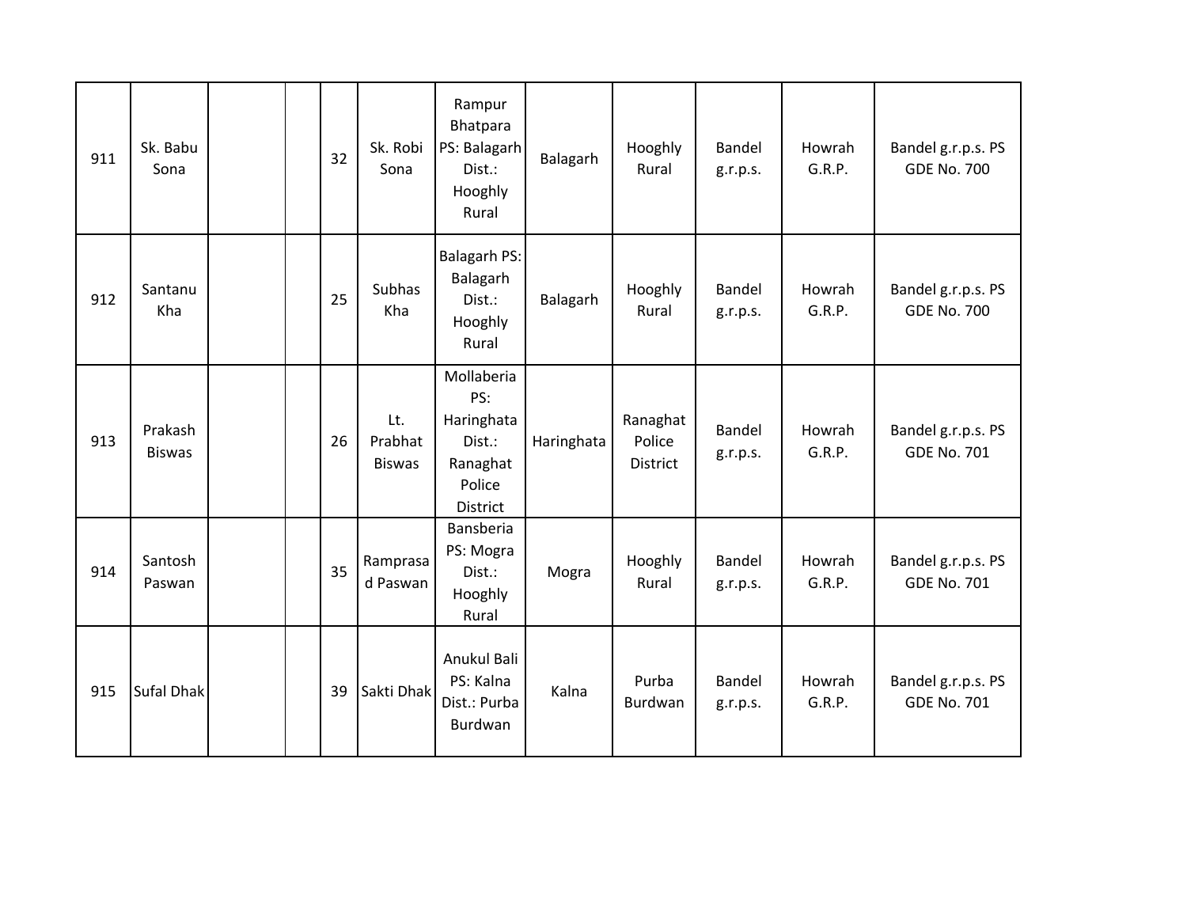| | | | | | | | | | | | | |
|---|---|---|---|---|---|---|---|---|---|---|---|---|
| 911 | Sk. Babu Sona | | | 32 | Sk. Robi Sona | Rampur Bhatpara PS: Balagarh Dist.: Hooghly Rural | Balagarh | Hooghly Rural | Bandel g.r.p.s. | Howrah G.R.P. | Bandel g.r.p.s. PS GDE No. 700 |
| 912 | Santanu Kha | | | 25 | Subhas Kha | Balagarh PS: Balagarh Dist.: Hooghly Rural | Balagarh | Hooghly Rural | Bandel g.r.p.s. | Howrah G.R.P. | Bandel g.r.p.s. PS GDE No. 700 |
| 913 | Prakash Biswas | | | 26 | Lt. Prabhat Biswas | Mollaberia PS: Haringhata Dist.: Ranaghat Police District | Haringhata | Ranaghat Police District | Bandel g.r.p.s. | Howrah G.R.P. | Bandel g.r.p.s. PS GDE No. 701 |
| 914 | Santosh Paswan | | | 35 | Ramprasad Paswan | Bansberia PS: Mogra Dist.: Hooghly Rural | Mogra | Hooghly Rural | Bandel g.r.p.s. | Howrah G.R.P. | Bandel g.r.p.s. PS GDE No. 701 |
| 915 | Sufal Dhak | | | 39 | Sakti Dhak | Anukul Bali PS: Kalna Dist.: Purba Burdwan | Kalna | Purba Burdwan | Bandel g.r.p.s. | Howrah G.R.P. | Bandel g.r.p.s. PS GDE No. 701 |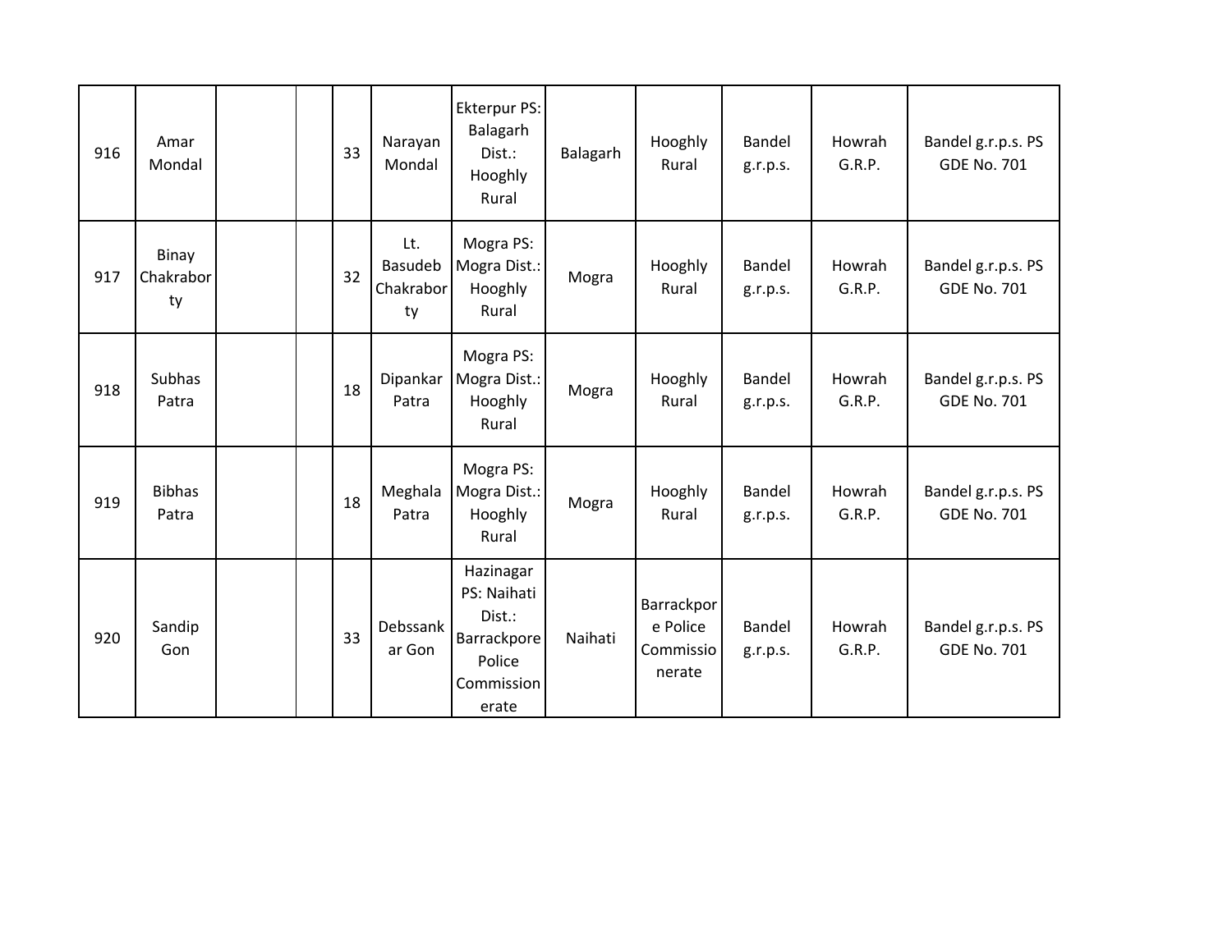| | | | | | | | | | | | |
|---|---|---|---|---|---|---|---|---|---|---|---|
| 916 | Amar Mondal | | | 33 | Narayan Mondal | Ekterpur PS: Balagarh Dist.: Hooghly Rural | Balagarh | Hooghly Rural | Bandel g.r.p.s. | Howrah G.R.P. | Bandel g.r.p.s. PS GDE No. 701 |
| 917 | Binay Chakraborty | | | 32 | Lt. Basudeb Chakraborty | Mogra PS: Mogra Dist.: Hooghly Rural | Mogra | Hooghly Rural | Bandel g.r.p.s. | Howrah G.R.P. | Bandel g.r.p.s. PS GDE No. 701 |
| 918 | Subhas Patra | | | 18 | Dipankar Patra | Mogra PS: Mogra Dist.: Hooghly Rural | Mogra | Hooghly Rural | Bandel g.r.p.s. | Howrah G.R.P. | Bandel g.r.p.s. PS GDE No. 701 |
| 919 | Bibhas Patra | | | 18 | Meghala Patra | Mogra PS: Mogra Dist.: Hooghly Rural | Mogra | Hooghly Rural | Bandel g.r.p.s. | Howrah G.R.P. | Bandel g.r.p.s. PS GDE No. 701 |
| 920 | Sandip Gon | | | 33 | Debssankar Gon | Hazinagar PS: Naihati Dist.: Barrackpore Police Commissionerate | Naihati | Barrackpore Police Commissionerate | Bandel g.r.p.s. | Howrah G.R.P. | Bandel g.r.p.s. PS GDE No. 701 |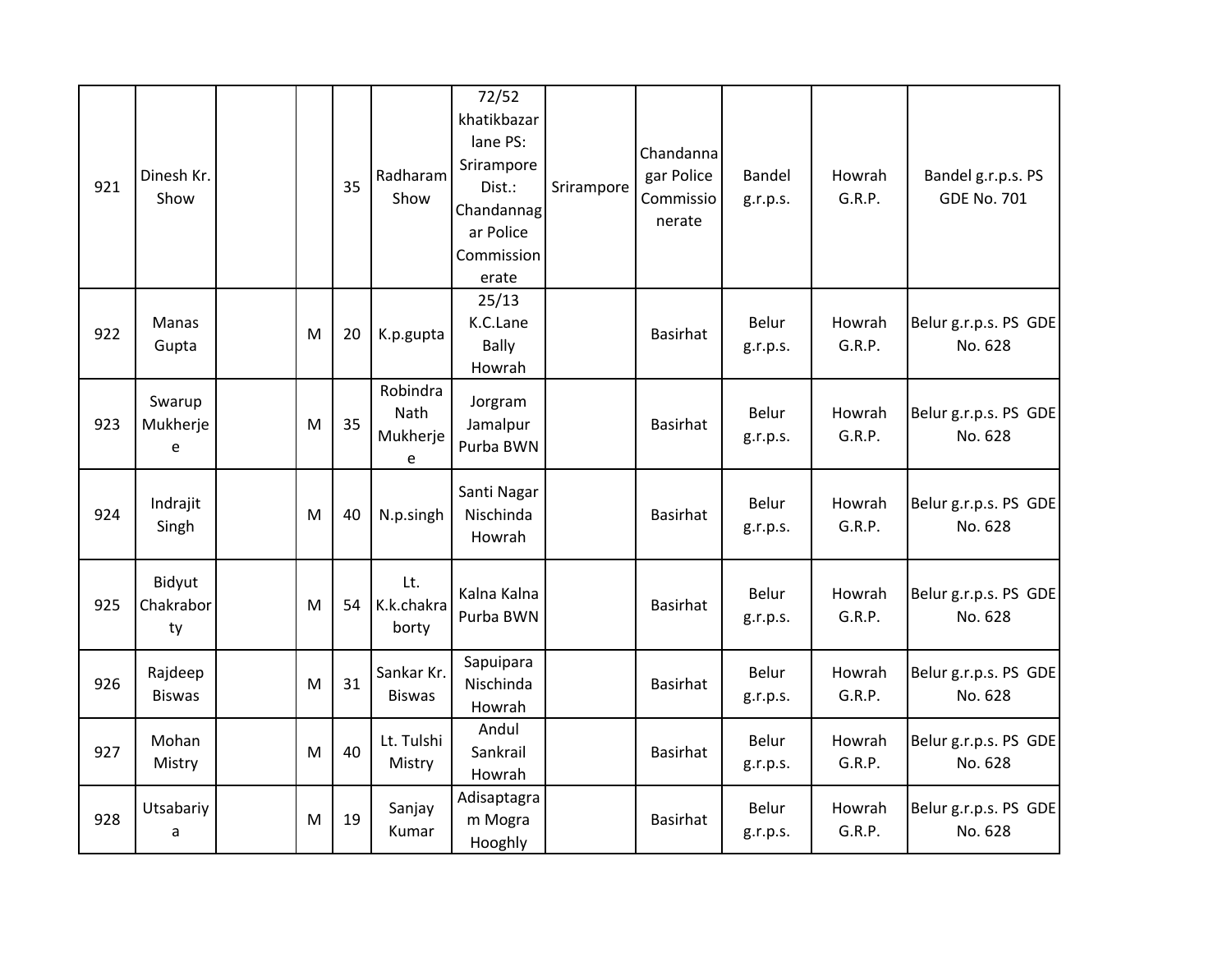| | | | | | | | | | | | |
|---|---|---|---|---|---|---|---|---|---|---|---|
| 921 | Dinesh Kr. Show | | | 35 | Radharam Show | 72/52 khatikbazar lane PS: Srirampore Dist.: Chandannagar Police Commissionerate | Srirampore | Chandannagar Police Commissionerate | Bandel g.r.p.s. | Howrah G.R.P. | Bandel g.r.p.s. PS GDE No. 701 |
| 922 | Manas Gupta | | M | 20 | K.p.gupta | 25/13 K.C.Lane Bally Howrah | | Basirhat | Belur g.r.p.s. | Howrah G.R.P. | Belur g.r.p.s. PS GDE No. 628 |
| 923 | Swarup Mukherjee | | M | 35 | Robindra Nath Mukherjee | Jorgram Jamalpur Purba BWN | | Basirhat | Belur g.r.p.s. | Howrah G.R.P. | Belur g.r.p.s. PS GDE No. 628 |
| 924 | Indrajit Singh | | M | 40 | N.p.singh | Santi Nagar Nischinda Howrah | | Basirhat | Belur g.r.p.s. | Howrah G.R.P. | Belur g.r.p.s. PS GDE No. 628 |
| 925 | Bidyut Chakraborty | | M | 54 | Lt. K.k.chakraborty | Kalna Kalna Purba BWN | | Basirhat | Belur g.r.p.s. | Howrah G.R.P. | Belur g.r.p.s. PS GDE No. 628 |
| 926 | Rajdeep Biswas | | M | 31 | Sankar Kr. Biswas | Sapuipara Nischinda Howrah | | Basirhat | Belur g.r.p.s. | Howrah G.R.P. | Belur g.r.p.s. PS GDE No. 628 |
| 927 | Mohan Mistry | | M | 40 | Lt. Tulshi Mistry | Andul Sankrail Howrah | | Basirhat | Belur g.r.p.s. | Howrah G.R.P. | Belur g.r.p.s. PS GDE No. 628 |
| 928 | Utsabariya | | M | 19 | Sanjay Kumar | Adisaptagram Mogra Hooghly | | Basirhat | Belur g.r.p.s. | Howrah G.R.P. | Belur g.r.p.s. PS GDE No. 628 |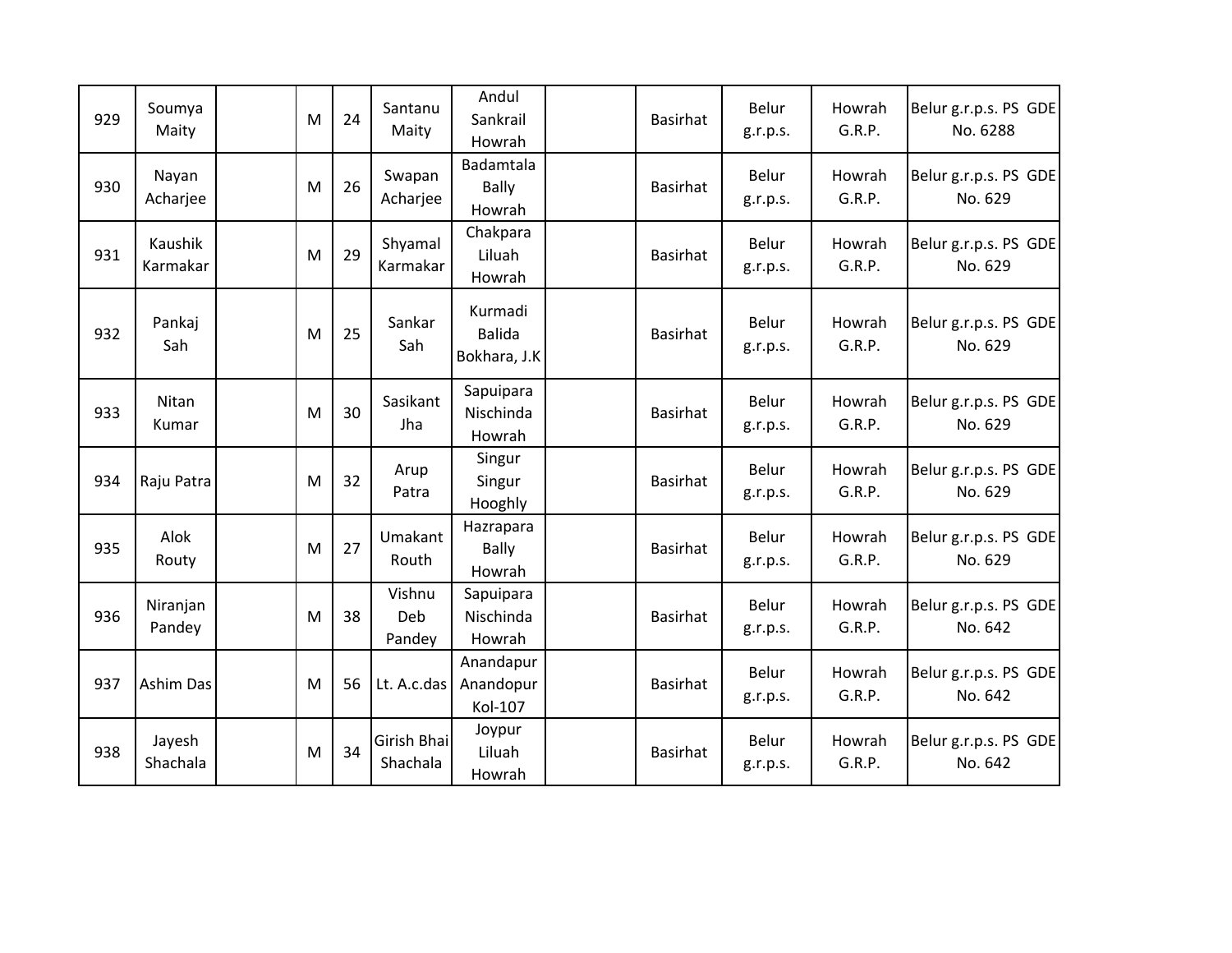| | | | | | | | | | | | |
|---|---|---|---|---|---|---|---|---|---|---|---|
| 929 | Soumya Maity | | M | 24 | Santanu Maity | Andul Sankrail Howrah | | Basirhat | Belur g.r.p.s. | Howrah G.R.P. | Belur g.r.p.s. PS GDE No. 6288 |
| 930 | Nayan Acharjee | | M | 26 | Swapan Acharjee | Badamtala Bally Howrah | | Basirhat | Belur g.r.p.s. | Howrah G.R.P. | Belur g.r.p.s. PS GDE No. 629 |
| 931 | Kaushik Karmakar | | M | 29 | Shyamal Karmakar | Chakpara Liluah Howrah | | Basirhat | Belur g.r.p.s. | Howrah G.R.P. | Belur g.r.p.s. PS GDE No. 629 |
| 932 | Pankaj Sah | | M | 25 | Sankar Sah | Kurmadi Balida Bokhara, J.K | | Basirhat | Belur g.r.p.s. | Howrah G.R.P. | Belur g.r.p.s. PS GDE No. 629 |
| 933 | Nitan Kumar | | M | 30 | Sasikant Jha | Sapuipara Nischinda Howrah | | Basirhat | Belur g.r.p.s. | Howrah G.R.P. | Belur g.r.p.s. PS GDE No. 629 |
| 934 | Raju Patra | | M | 32 | Arup Patra | Singur Singur Hooghly | | Basirhat | Belur g.r.p.s. | Howrah G.R.P. | Belur g.r.p.s. PS GDE No. 629 |
| 935 | Alok Routy | | M | 27 | Umakant Routh | Hazrapara Bally Howrah | | Basirhat | Belur g.r.p.s. | Howrah G.R.P. | Belur g.r.p.s. PS GDE No. 629 |
| 936 | Niranjan Pandey | | M | 38 | Vishnu Deb Pandey | Sapuipara Nischinda Howrah | | Basirhat | Belur g.r.p.s. | Howrah G.R.P. | Belur g.r.p.s. PS GDE No. 642 |
| 937 | Ashim Das | | M | 56 | Lt. A.c.das | Anandapur Anandopur Kol-107 | | Basirhat | Belur g.r.p.s. | Howrah G.R.P. | Belur g.r.p.s. PS GDE No. 642 |
| 938 | Jayesh Shachala | | M | 34 | Girish Bhai Shachala | Joypur Liluah Howrah | | Basirhat | Belur g.r.p.s. | Howrah G.R.P. | Belur g.r.p.s. PS GDE No. 642 |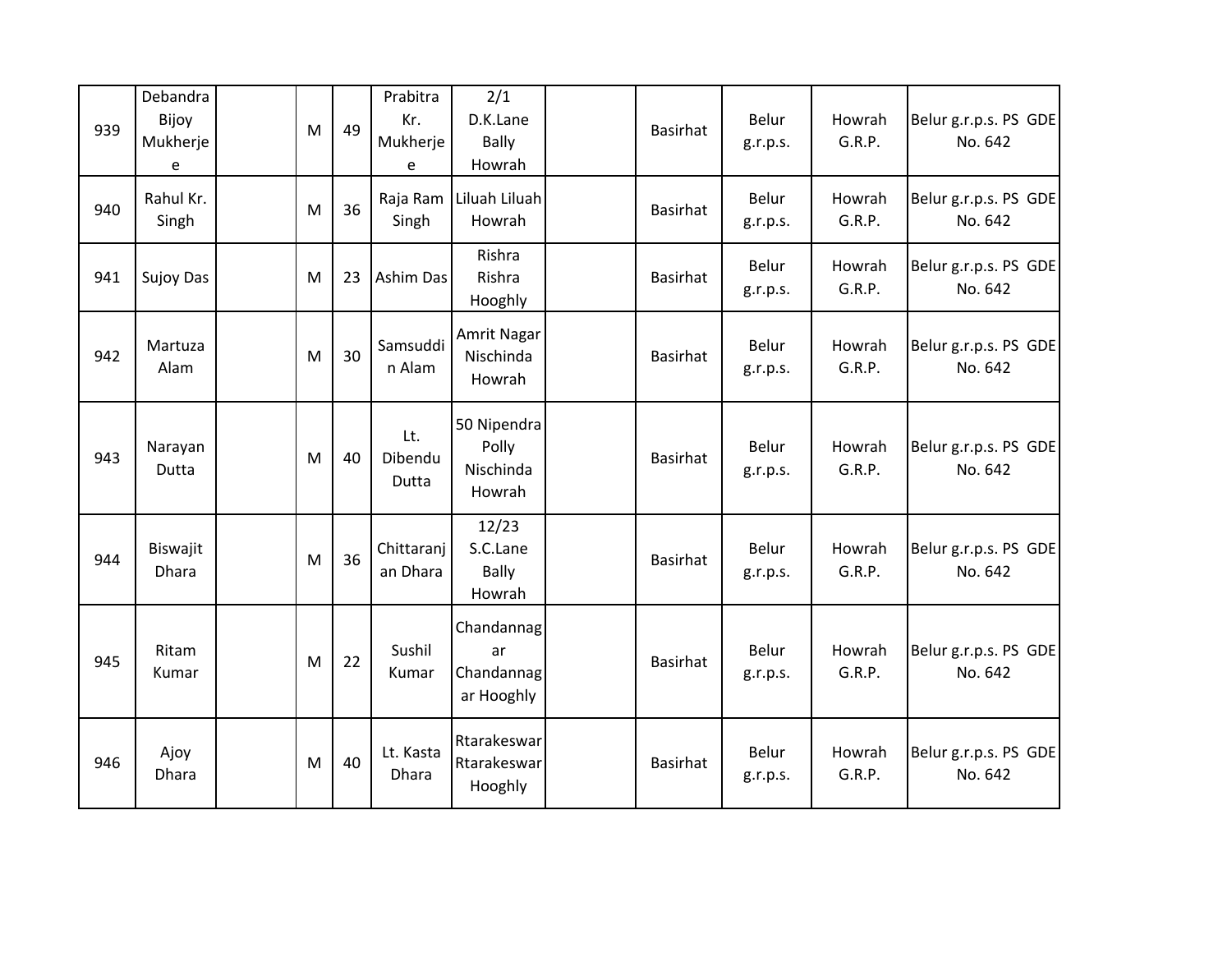| 939 | Debandra Bijoy Mukherjee | | M | 49 | Prabitra Kr. Mukherjee | 2/1 D.K.Lane Bally Howrah | | Basirhat | Belur g.r.p.s. | Howrah G.R.P. | Belur g.r.p.s. PS GDE No. 642 |
|---|---|---|---|---|---|---|---|---|---|---|---|
| 940 | Rahul Kr. Singh | | M | 36 | Raja Ram Singh | Liluah Liluah Howrah | | Basirhat | Belur g.r.p.s. | Howrah G.R.P. | Belur g.r.p.s. PS GDE No. 642 |
| 941 | Sujoy Das | | M | 23 | Ashim Das | Rishra Rishra Hooghly | | Basirhat | Belur g.r.p.s. | Howrah G.R.P. | Belur g.r.p.s. PS GDE No. 642 |
| 942 | Martuza Alam | | M | 30 | Samsuddin Alam | Amrit Nagar Nischinda Howrah | | Basirhat | Belur g.r.p.s. | Howrah G.R.P. | Belur g.r.p.s. PS GDE No. 642 |
| 943 | Narayan Dutta | | M | 40 | Lt. Dibendu Dutta | 50 Nipendra Polly Nischinda Howrah | | Basirhat | Belur g.r.p.s. | Howrah G.R.P. | Belur g.r.p.s. PS GDE No. 642 |
| 944 | Biswajit Dhara | | M | 36 | Chittaranjan Dhara | 12/23 S.C.Lane Bally Howrah | | Basirhat | Belur g.r.p.s. | Howrah G.R.P. | Belur g.r.p.s. PS GDE No. 642 |
| 945 | Ritam Kumar | | M | 22 | Sushil Kumar | Chandannagar Chandannagar Hooghly | | Basirhat | Belur g.r.p.s. | Howrah G.R.P. | Belur g.r.p.s. PS GDE No. 642 |
| 946 | Ajoy Dhara | | M | 40 | Lt. Kasta Dhara | Rtarakeswar Rtarakeswar Hooghly | | Basirhat | Belur g.r.p.s. | Howrah G.R.P. | Belur g.r.p.s. PS GDE No. 642 |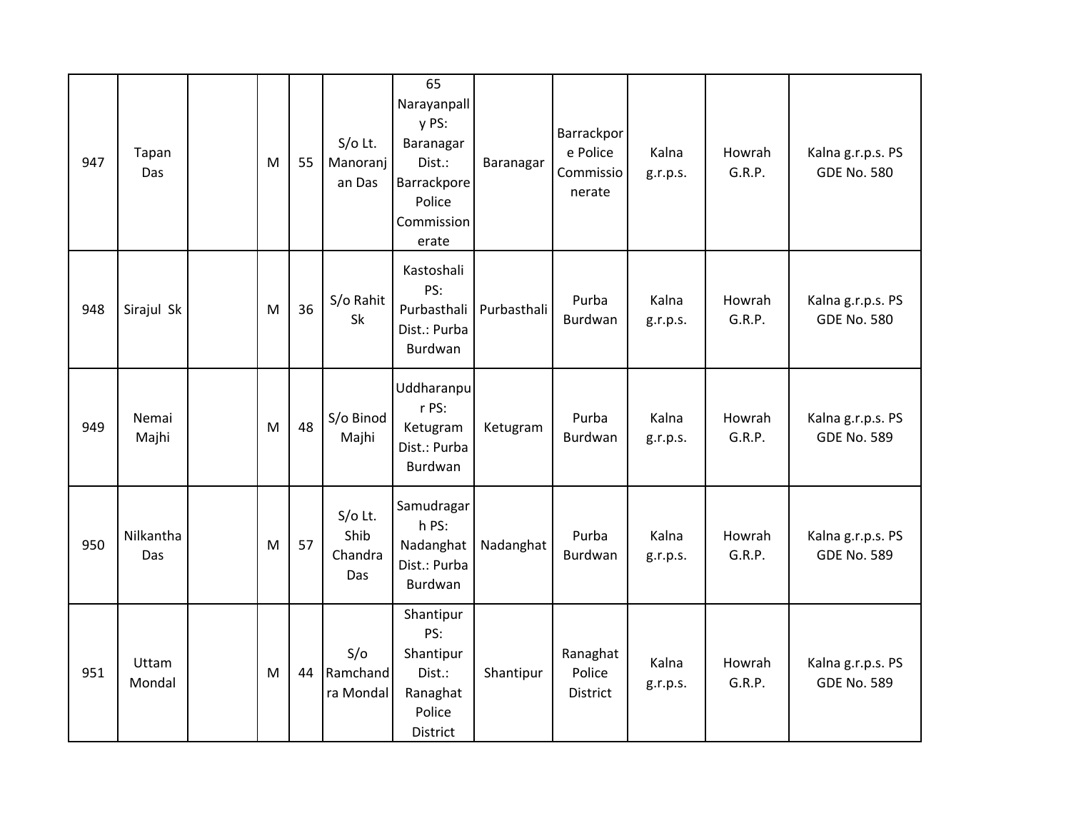| | | | | | | | | | | | |
|---|---|---|---|---|---|---|---|---|---|---|---|
| 947 | Tapan Das | | M | 55 | S/o Lt. Manoranjan Das | 65 Narayanpally PS: Baranagar Dist.: Barrackpore Police Commissionerate | Baranagar | Barrackpore Police Commissionerate | Kalna g.r.p.s. | Howrah G.R.P. | Kalna g.r.p.s. PS GDE No. 580 |
| 948 | Sirajul Sk | | M | 36 | S/o Rahit Sk | Kastoshali PS: Purbasthali Dist.: Purba Burdwan | Purbasthali | Purba Burdwan | Kalna g.r.p.s. | Howrah G.R.P. | Kalna g.r.p.s. PS GDE No. 580 |
| 949 | Nemai Majhi | | M | 48 | S/o Binod Majhi | Uddharanpur PS: Ketugram Dist.: Purba Burdwan | Ketugram | Purba Burdwan | Kalna g.r.p.s. | Howrah G.R.P. | Kalna g.r.p.s. PS GDE No. 589 |
| 950 | Nilkantha Das | | M | 57 | S/o Lt. Shib Chandra Das | Samudragarh PS: Nadanghat Dist.: Purba Burdwan | Nadanghat | Purba Burdwan | Kalna g.r.p.s. | Howrah G.R.P. | Kalna g.r.p.s. PS GDE No. 589 |
| 951 | Uttam Mondal | | M | 44 | S/o Ramchandra Mondal | Shantipur PS: Shantipur Dist.: Ranaghat Police District | Shantipur | Ranaghat Police District | Kalna g.r.p.s. | Howrah G.R.P. | Kalna g.r.p.s. PS GDE No. 589 |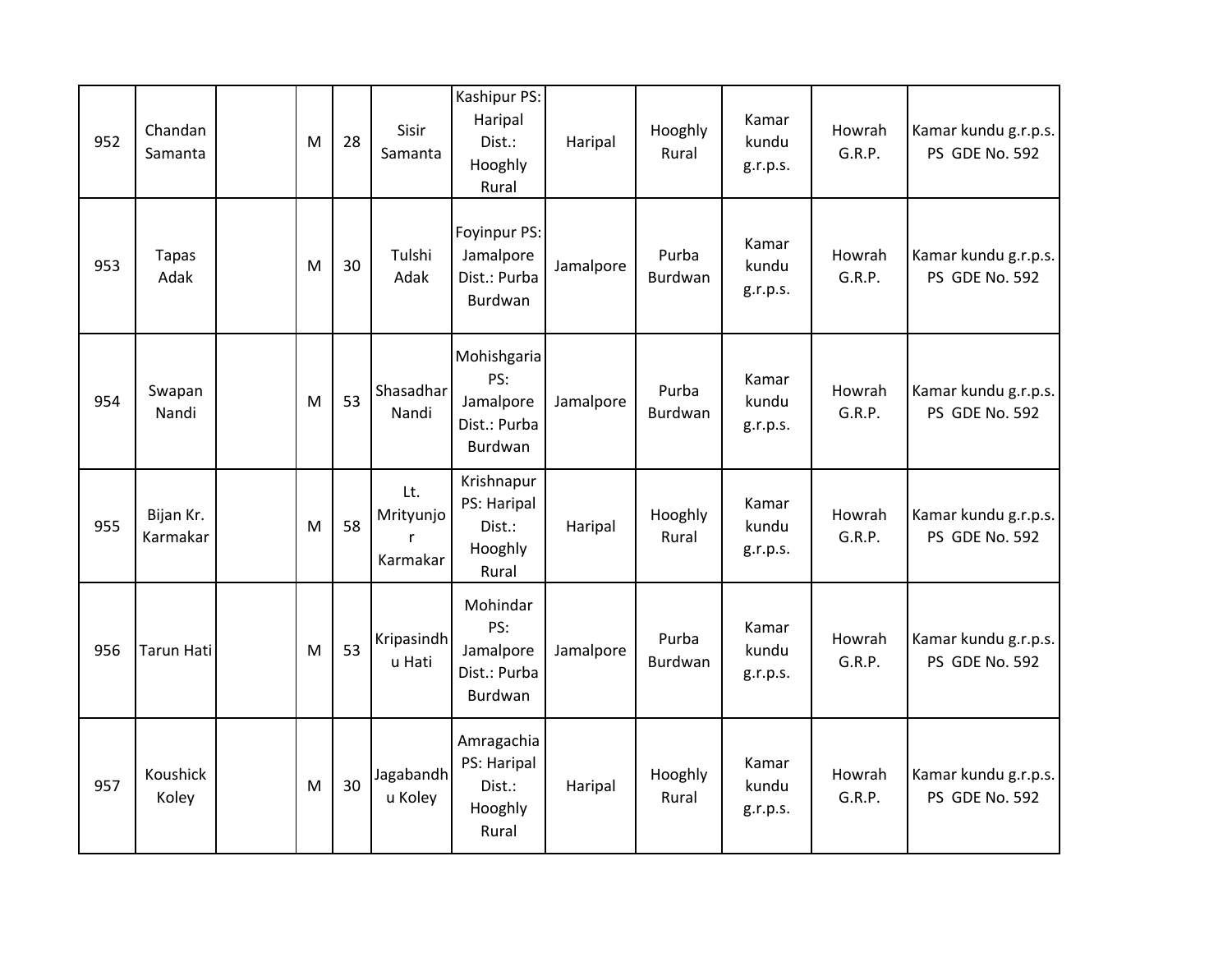| | | | | | | | | | | | |
|---|---|---|---|---|---|---|---|---|---|---|---|
| 952 | Chandan Samanta | | M | 28 | Sisir Samanta | Kashipur PS: Haripal Dist.: Hooghly Rural | Haripal | Hooghly Rural | Kamar kundu g.r.p.s. | Howrah G.R.P. | Kamar kundu g.r.p.s. PS GDE No. 592 |
| 953 | Tapas Adak | | M | 30 | Tulshi Adak | Foyinpur PS: Jamalpore Dist.: Purba Burdwan | Jamalpore | Purba Burdwan | Kamar kundu g.r.p.s. | Howrah G.R.P. | Kamar kundu g.r.p.s. PS GDE No. 592 |
| 954 | Swapan Nandi | | M | 53 | Shasadhar Nandi | Mohishgaria PS: Jamalpore Dist.: Purba Burdwan | Jamalpore | Purba Burdwan | Kamar kundu g.r.p.s. | Howrah G.R.P. | Kamar kundu g.r.p.s. PS GDE No. 592 |
| 955 | Bijan Kr. Karmakar | | M | 58 | Lt. Mrityunjor Karmakar | Krishnapur PS: Haripal Dist.: Hooghly Rural | Haripal | Hooghly Rural | Kamar kundu g.r.p.s. | Howrah G.R.P. | Kamar kundu g.r.p.s. PS GDE No. 592 |
| 956 | Tarun Hati | | M | 53 | Kripasindhu Hati | Mohindar PS: Jamalpore Dist.: Purba Burdwan | Jamalpore | Purba Burdwan | Kamar kundu g.r.p.s. | Howrah G.R.P. | Kamar kundu g.r.p.s. PS GDE No. 592 |
| 957 | Koushick Koley | | M | 30 | Jagabandhu Koley | Amragachia PS: Haripal Dist.: Hooghly Rural | Haripal | Hooghly Rural | Kamar kundu g.r.p.s. | Howrah G.R.P. | Kamar kundu g.r.p.s. PS GDE No. 592 |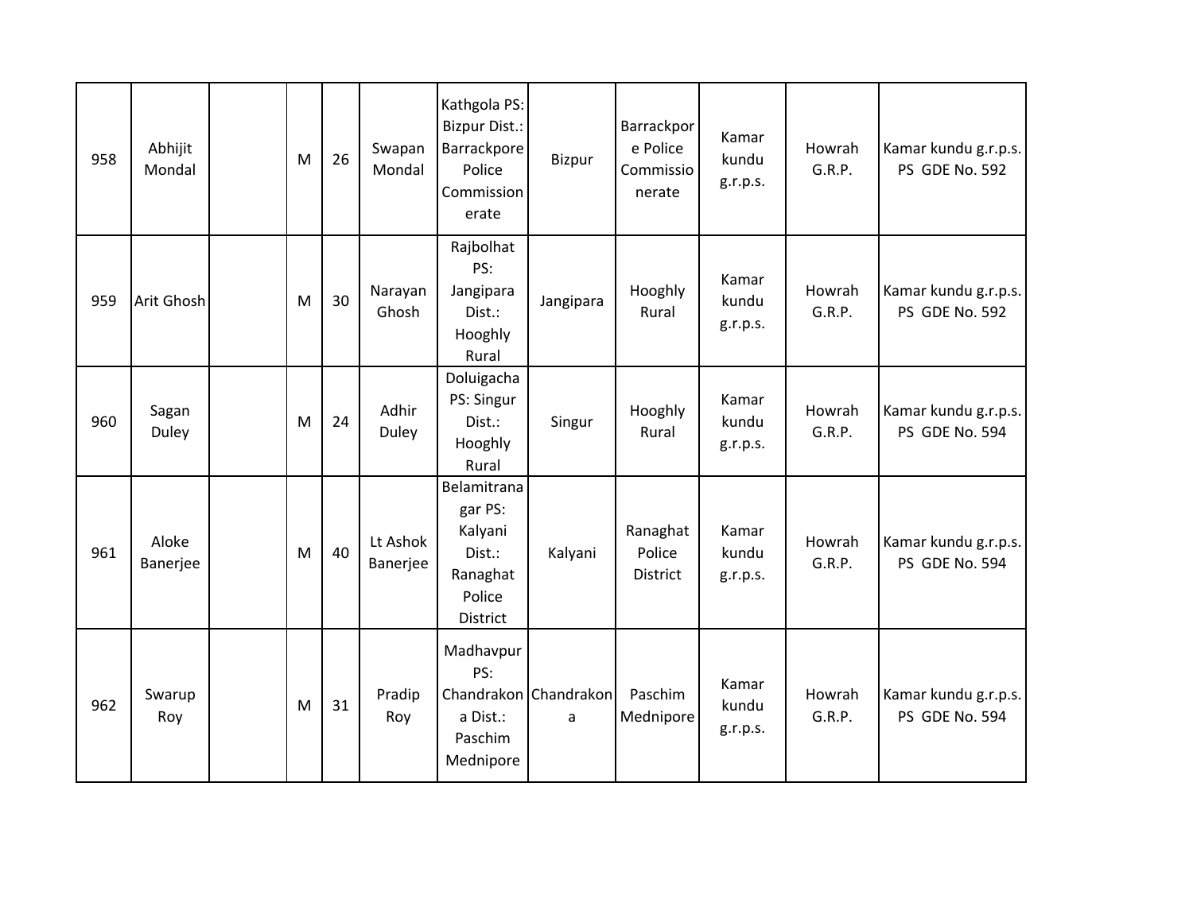| | | | | | | | | | | | |
|---|---|---|---|---|---|---|---|---|---|---|---|
| 958 | Abhijit Mondal | | M | 26 | Swapan Mondal | Kathgola PS: Bizpur Dist.: Barrackpore Police Commissionerate | Bizpur | Barrackpore Police Commissionerate | Kamar kundu g.r.p.s. | Howrah G.R.P. | Kamar kundu g.r.p.s. PS GDE No. 592 |
| 959 | Arit Ghosh | | M | 30 | Narayan Ghosh | Rajbolhat PS: Jangipara Dist.: Hooghly Rural | Jangipara | Hooghly Rural | Kamar kundu g.r.p.s. | Howrah G.R.P. | Kamar kundu g.r.p.s. PS GDE No. 592 |
| 960 | Sagan Duley | | M | 24 | Adhir Duley | Doluigacha PS: Singur Dist.: Hooghly Rural | Singur | Hooghly Rural | Kamar kundu g.r.p.s. | Howrah G.R.P. | Kamar kundu g.r.p.s. PS GDE No. 594 |
| 961 | Aloke Banerjee | | M | 40 | Lt Ashok Banerjee | Belamitranagar PS: Kalyani Dist.: Ranaghat Police District | Kalyani | Ranaghat Police District | Kamar kundu g.r.p.s. | Howrah G.R.P. | Kamar kundu g.r.p.s. PS GDE No. 594 |
| 962 | Swarup Roy | | M | 31 | Pradip Roy | Madhavpur PS: Chandrakona Dist.: Paschim Mednipore | Chandrakona | Paschim Mednipore | Kamar kundu g.r.p.s. | Howrah G.R.P. | Kamar kundu g.r.p.s. PS GDE No. 594 |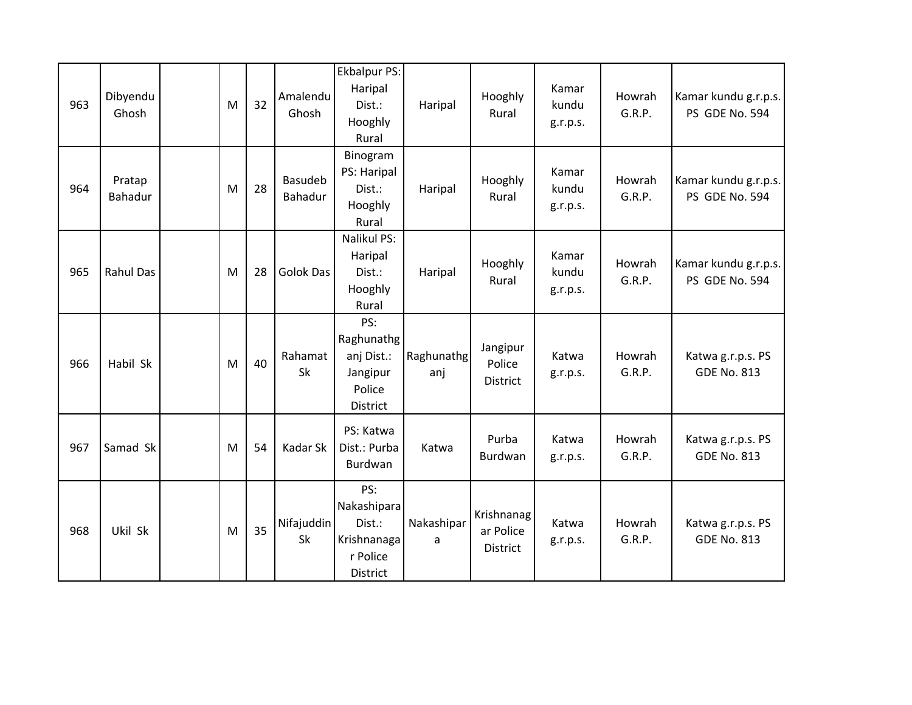| | | | | | | | | | | | |
|---|---|---|---|---|---|---|---|---|---|---|---|
| 963 | Dibyendu Ghosh | | M | 32 | Amalendu Ghosh | Ekbalpur PS: Haripal Dist.: Hooghly Rural | Haripal | Hooghly Rural | Kamar kundu g.r.p.s. | Howrah G.R.P. | Kamar kundu g.r.p.s. PS GDE No. 594 |
| 964 | Pratap Bahadur | | M | 28 | Basudeb Bahadur | Binogram PS: Haripal Dist.: Hooghly Rural | Haripal | Hooghly Rural | Kamar kundu g.r.p.s. | Howrah G.R.P. | Kamar kundu g.r.p.s. PS GDE No. 594 |
| 965 | Rahul Das | | M | 28 | Golok Das | Nalikul PS: Haripal Dist.: Hooghly Rural | Haripal | Hooghly Rural | Kamar kundu g.r.p.s. | Howrah G.R.P. | Kamar kundu g.r.p.s. PS GDE No. 594 |
| 966 | Habil Sk | | M | 40 | Rahamat Sk | PS: Raghunathganj Dist.: Jangipur Police District | Raghunathganj | Jangipur Police District | Katwa g.r.p.s. | Howrah G.R.P. | Katwa g.r.p.s. PS GDE No. 813 |
| 967 | Samad Sk | | M | 54 | Kadar Sk | PS: Katwa Dist.: Purba Burdwan | Katwa | Purba Burdwan | Katwa g.r.p.s. | Howrah G.R.P. | Katwa g.r.p.s. PS GDE No. 813 |
| 968 | Ukil Sk | | M | 35 | Nifajuddin Sk | PS: Nakashipara Dist.: Krishnanagar Police District | Nakashipara | Krishnanagar Police District | Katwa g.r.p.s. | Howrah G.R.P. | Katwa g.r.p.s. PS GDE No. 813 |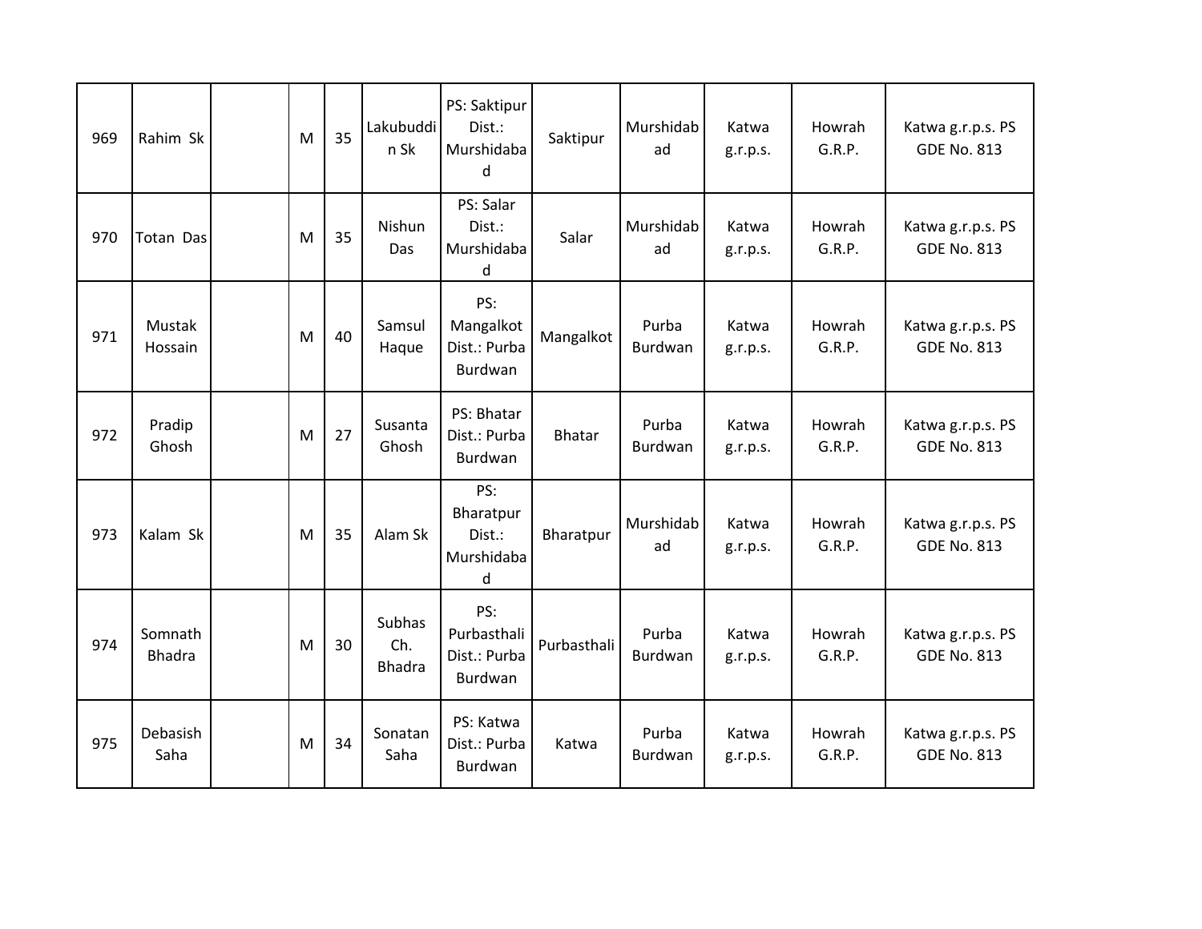| 969 | Rahim Sk | | M | 35 | Lakubuddin Sk | PS: Saktipur Dist.: Murshidabad | Saktipur | Murshidabad | Katwa g.r.p.s. | Howrah G.R.P. | Katwa g.r.p.s. PS GDE No. 813 |
|---|---|---|---|---|---|---|---|---|---|---|---|
| 970 | Totan Das | | M | 35 | Nishun Das | PS: Salar Dist.: Murshidabad | Salar | Murshidabad | Katwa g.r.p.s. | Howrah G.R.P. | Katwa g.r.p.s. PS GDE No. 813 |
| 971 | Mustak Hossain | | M | 40 | Samsul Haque | PS: Mangalkot Dist.: Purba Burdwan | Mangalkot | Purba Burdwan | Katwa g.r.p.s. | Howrah G.R.P. | Katwa g.r.p.s. PS GDE No. 813 |
| 972 | Pradip Ghosh | | M | 27 | Susanta Ghosh | PS: Bhatar Dist.: Purba Burdwan | Bhatar | Purba Burdwan | Katwa g.r.p.s. | Howrah G.R.P. | Katwa g.r.p.s. PS GDE No. 813 |
| 973 | Kalam Sk | | M | 35 | Alam Sk | PS: Bharatpur Dist.: Murshidabad | Bharatpur | Murshidabad | Katwa g.r.p.s. | Howrah G.R.P. | Katwa g.r.p.s. PS GDE No. 813 |
| 974 | Somnath Bhadra | | M | 30 | Subhas Ch. Bhadra | PS: Purbasthali Dist.: Purba Burdwan | Purbasthali | Purba Burdwan | Katwa g.r.p.s. | Howrah G.R.P. | Katwa g.r.p.s. PS GDE No. 813 |
| 975 | Debasish Saha | | M | 34 | Sonatan Saha | PS: Katwa Dist.: Purba Burdwan | Katwa | Purba Burdwan | Katwa g.r.p.s. | Howrah G.R.P. | Katwa g.r.p.s. PS GDE No. 813 |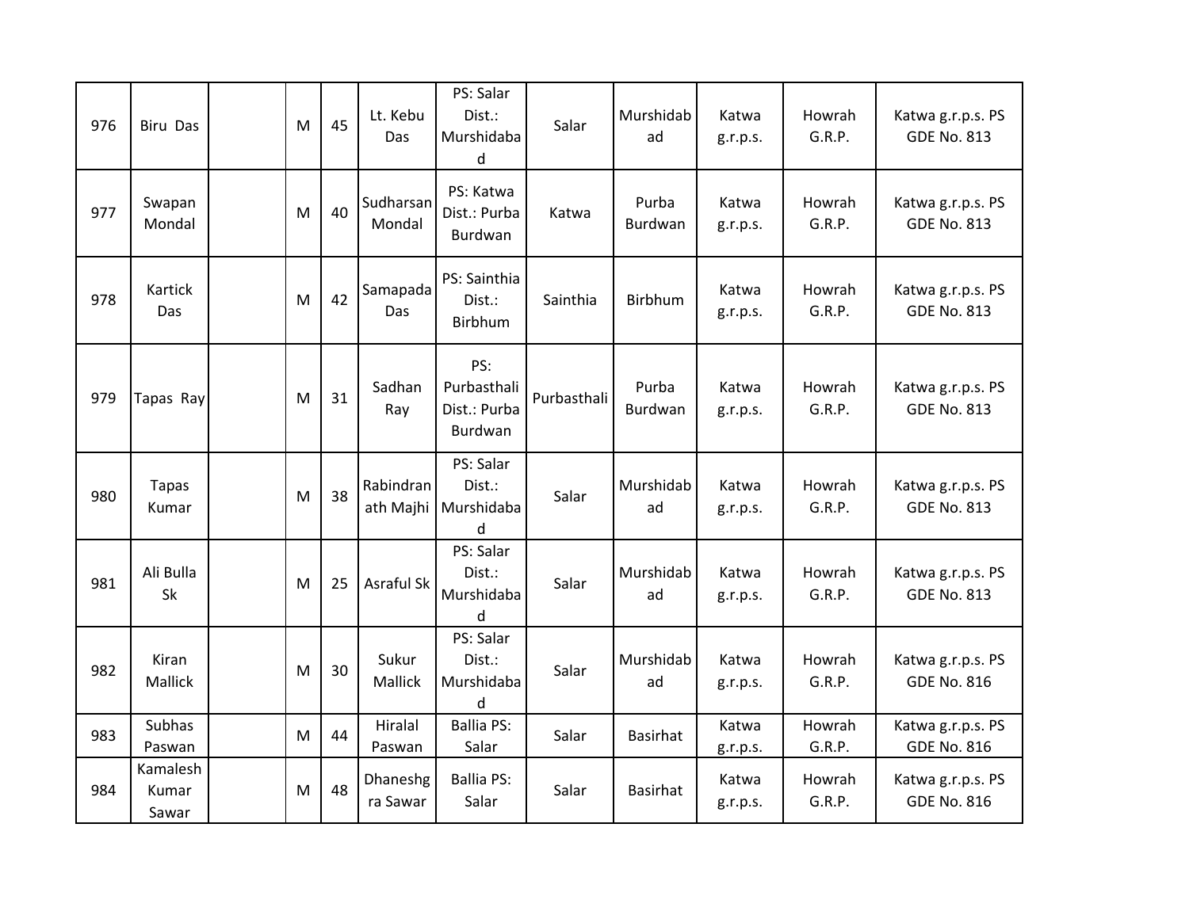| 976 | Biru Das | | M | 45 | Lt. Kebu Das | PS: Salar Dist.: Murshidabad | Salar | Murshidabad | Katwa g.r.p.s. | Howrah G.R.P. | Katwa g.r.p.s. PS GDE No. 813 |
|---|---|---|---|---|---|---|---|---|---|---|---|
| 977 | Swapan Mondal | | M | 40 | Sudharsan Mondal | PS: Katwa Dist.: Purba Burdwan | Katwa | Purba Burdwan | Katwa g.r.p.s. | Howrah G.R.P. | Katwa g.r.p.s. PS GDE No. 813 |
| 978 | Kartick Das | | M | 42 | Samapada Das | PS: Sainthia Dist.: Birbhum | Sainthia | Birbhum | Katwa g.r.p.s. | Howrah G.R.P. | Katwa g.r.p.s. PS GDE No. 813 |
| 979 | Tapas Ray | | M | 31 | Sadhan Ray | PS: Purbasthali Dist.: Purba Burdwan | Purbasthali | Purba Burdwan | Katwa g.r.p.s. | Howrah G.R.P. | Katwa g.r.p.s. PS GDE No. 813 |
| 980 | Tapas Kumar | | M | 38 | Rabindranath Majhi | PS: Salar Dist.: Murshidabad | Salar | Murshidabad | Katwa g.r.p.s. | Howrah G.R.P. | Katwa g.r.p.s. PS GDE No. 813 |
| 981 | Ali Bulla Sk | | M | 25 | Asraful Sk | PS: Salar Dist.: Murshidabad | Salar | Murshidabad | Katwa g.r.p.s. | Howrah G.R.P. | Katwa g.r.p.s. PS GDE No. 813 |
| 982 | Kiran Mallick | | M | 30 | Sukur Mallick | PS: Salar Dist.: Murshidabad | Salar | Murshidabad | Katwa g.r.p.s. | Howrah G.R.P. | Katwa g.r.p.s. PS GDE No. 816 |
| 983 | Subhas Paswan | | M | 44 | Hiralal Paswan | Ballia PS: Salar | Salar | Basirhat | Katwa g.r.p.s. | Howrah G.R.P. | Katwa g.r.p.s. PS GDE No. 816 |
| 984 | Kamalesh Kumar Sawar | | M | 48 | Dhaneshgra Sawar | Ballia PS: Salar | Salar | Basirhat | Katwa g.r.p.s. | Howrah G.R.P. | Katwa g.r.p.s. PS GDE No. 816 |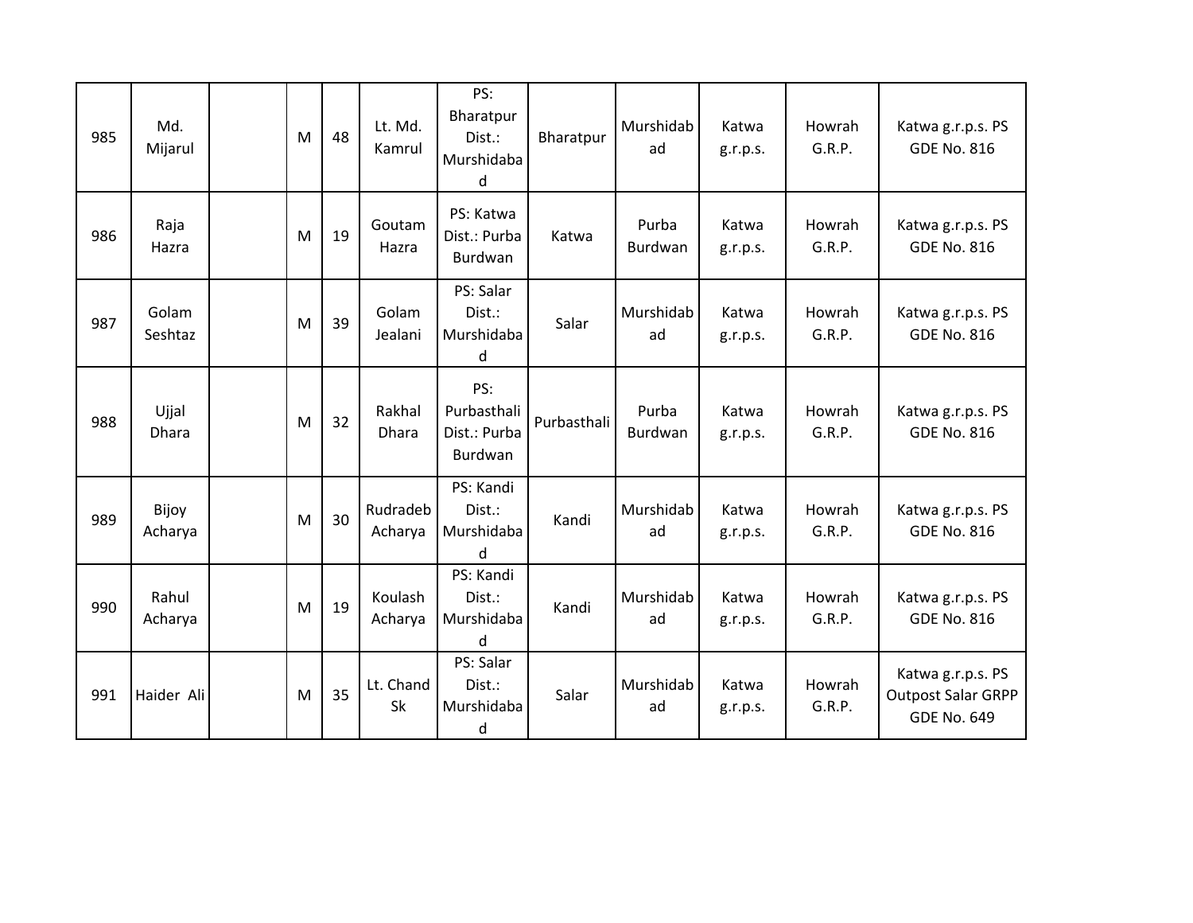| | | | | | | | | | | | |
|---|---|---|---|---|---|---|---|---|---|---|---|
| 985 | Md. Mijarul | | M | 48 | Lt. Md. Kamrul | PS: Bharatpur Dist.: Murshidabad | Bharatpur | Murshidabad | Katwa g.r.p.s. | Howrah G.R.P. | Katwa g.r.p.s. PS GDE No. 816 |
| 986 | Raja Hazra | | M | 19 | Goutam Hazra | PS: Katwa Dist.: Purba Burdwan | Katwa | Purba Burdwan | Katwa g.r.p.s. | Howrah G.R.P. | Katwa g.r.p.s. PS GDE No. 816 |
| 987 | Golam Seshtaz | | M | 39 | Golam Jealani | PS: Salar Dist.: Murshidabad | Salar | Murshidabad | Katwa g.r.p.s. | Howrah G.R.P. | Katwa g.r.p.s. PS GDE No. 816 |
| 988 | Ujjal Dhara | | M | 32 | Rakhal Dhara | PS: Purbasthali Dist.: Purba Burdwan | Purbasthali | Purba Burdwan | Katwa g.r.p.s. | Howrah G.R.P. | Katwa g.r.p.s. PS GDE No. 816 |
| 989 | Bijoy Acharya | | M | 30 | Rudradeb Acharya | PS: Kandi Dist.: Murshidabad | Kandi | Murshidabad | Katwa g.r.p.s. | Howrah G.R.P. | Katwa g.r.p.s. PS GDE No. 816 |
| 990 | Rahul Acharya | | M | 19 | Koulash Acharya | PS: Kandi Dist.: Murshidabad | Kandi | Murshidabad | Katwa g.r.p.s. | Howrah G.R.P. | Katwa g.r.p.s. PS GDE No. 816 |
| 991 | Haider Ali | | M | 35 | Lt. Chand Sk | PS: Salar Dist.: Murshidabad | Salar | Murshidabad | Katwa g.r.p.s. | Howrah G.R.P. | Katwa g.r.p.s. PS Outpost Salar GRPP GDE No. 649 |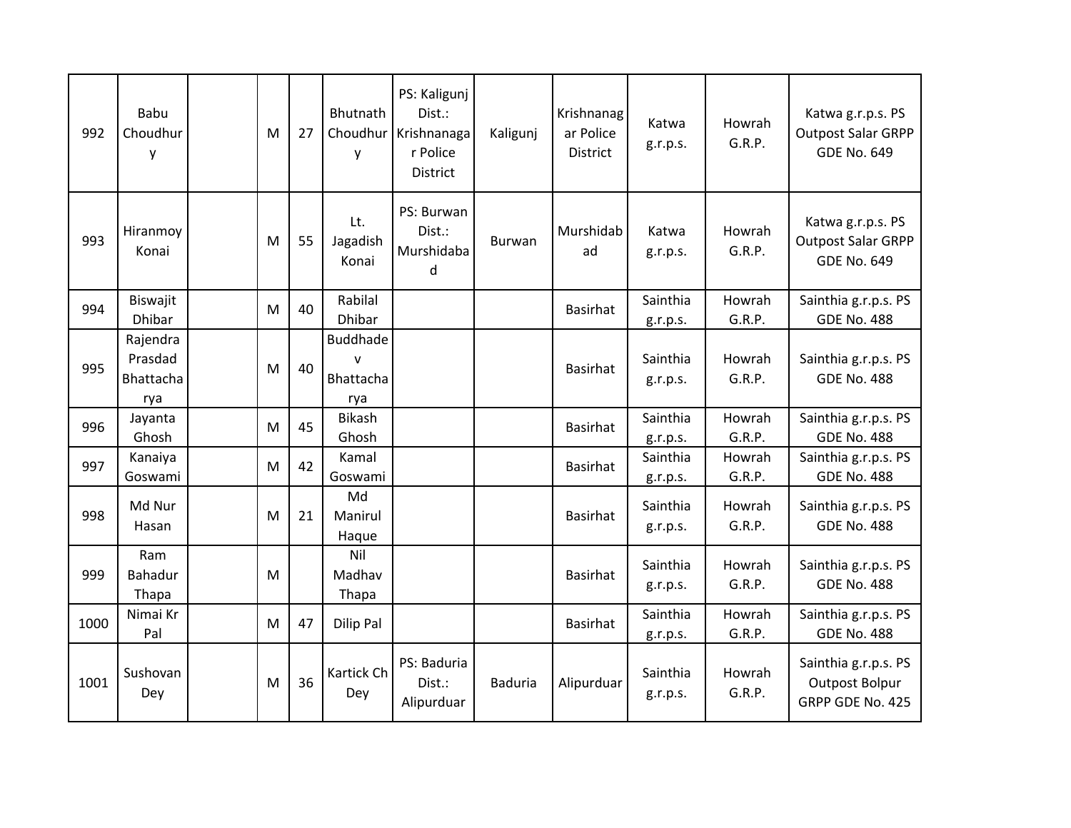| 992 | Babu Choudhury | | M | 27 | Bhutnath Choudhury | PS: Kaligunj Dist.: Krishnanagar Police District | Kaligunj | Krishnanagar Police District | Katwa g.r.p.s. | Howrah G.R.P. | Katwa g.r.p.s. PS Outpost Salar GRPP GDE No. 649 |
|---|---|---|---|---|---|---|---|---|---|---|---|
| 993 | Hiranmoy Konai | | M | 55 | Lt. Jagadish Konai | PS: Burwan Dist.: Murshidabad | Burwan | Murshidabad | Katwa g.r.p.s. | Howrah G.R.P. | Katwa g.r.p.s. PS Outpost Salar GRPP GDE No. 649 |
| 994 | Biswajit Dhibar | | M | 40 | Rabilal Dhibar | | | Basirhat | Sainthia g.r.p.s. | Howrah G.R.P. | Sainthia g.r.p.s. PS GDE No. 488 |
| 995 | Rajendra Prasdad Bhattacharya | | M | 40 | Buddhadev Bhattacharya | | | Basirhat | Sainthia g.r.p.s. | Howrah G.R.P. | Sainthia g.r.p.s. PS GDE No. 488 |
| 996 | Jayanta Ghosh | | M | 45 | Bikash Ghosh | | | Basirhat | Sainthia g.r.p.s. | Howrah G.R.P. | Sainthia g.r.p.s. PS GDE No. 488 |
| 997 | Kanaiya Goswami | | M | 42 | Kamal Goswami | | | Basirhat | Sainthia g.r.p.s. | Howrah G.R.P. | Sainthia g.r.p.s. PS GDE No. 488 |
| 998 | Md Nur Hasan | | M | 21 | Md Manirul Haque | | | Basirhat | Sainthia g.r.p.s. | Howrah G.R.P. | Sainthia g.r.p.s. PS GDE No. 488 |
| 999 | Ram Bahadur Thapa | | M | | Nil Madhav Thapa | | | Basirhat | Sainthia g.r.p.s. | Howrah G.R.P. | Sainthia g.r.p.s. PS GDE No. 488 |
| 1000 | Nimai Kr Pal | | M | 47 | Dilip Pal | | | Basirhat | Sainthia g.r.p.s. | Howrah G.R.P. | Sainthia g.r.p.s. PS GDE No. 488 |
| 1001 | Sushovan Dey | | M | 36 | Kartick Ch Dey | PS: Baduria Dist.: Alipurduar | Baduria | Alipurduar | Sainthia g.r.p.s. | Howrah G.R.P. | Sainthia g.r.p.s. PS Outpost Bolpur GRPP GDE No. 425 |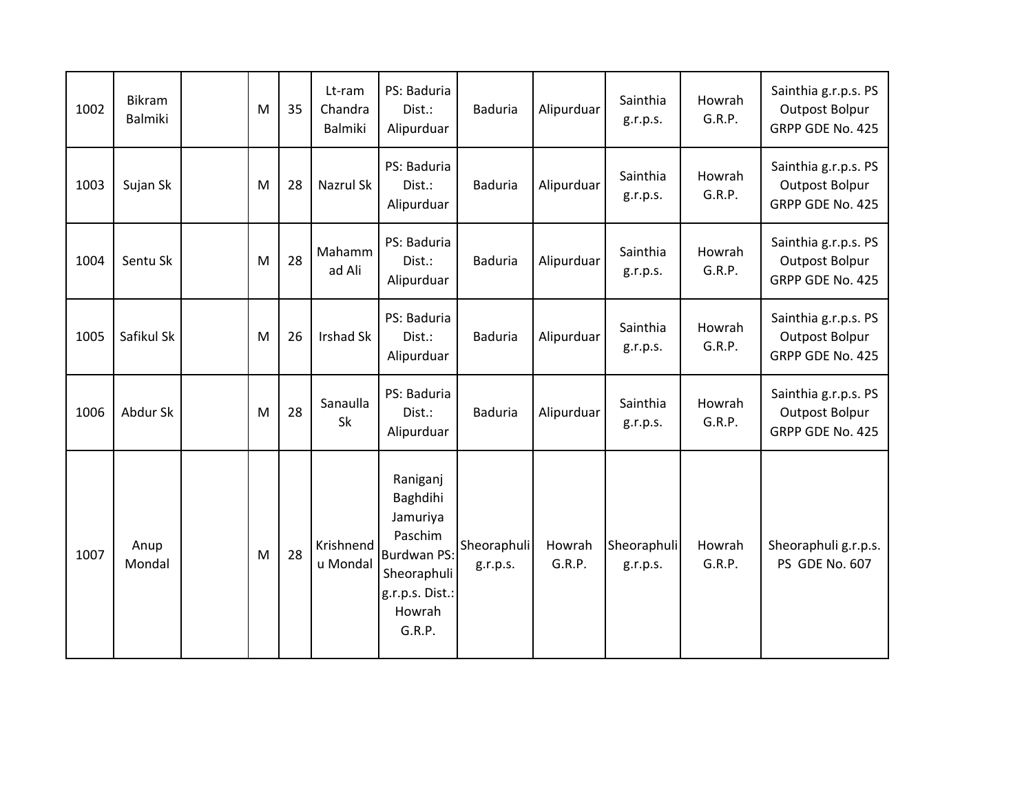| | | | | | | | | | | | |
|---|---|---|---|---|---|---|---|---|---|---|---|
| 1002 | Bikram Balmiki | | M | 35 | Lt-ram Chandra Balmiki | PS: Baduria Dist.: Alipurduar | Baduria | Alipurduar | Sainthia g.r.p.s. | Howrah G.R.P. | Sainthia g.r.p.s. PS Outpost Bolpur GRPP GDE No. 425 |
| 1003 | Sujan Sk | | M | 28 | Nazrul Sk | PS: Baduria Dist.: Alipurduar | Baduria | Alipurduar | Sainthia g.r.p.s. | Howrah G.R.P. | Sainthia g.r.p.s. PS Outpost Bolpur GRPP GDE No. 425 |
| 1004 | Sentu Sk | | M | 28 | Mahammad Ali | PS: Baduria Dist.: Alipurduar | Baduria | Alipurduar | Sainthia g.r.p.s. | Howrah G.R.P. | Sainthia g.r.p.s. PS Outpost Bolpur GRPP GDE No. 425 |
| 1005 | Safikul Sk | | M | 26 | Irshad Sk | PS: Baduria Dist.: Alipurduar | Baduria | Alipurduar | Sainthia g.r.p.s. | Howrah G.R.P. | Sainthia g.r.p.s. PS Outpost Bolpur GRPP GDE No. 425 |
| 1006 | Abdur Sk | | M | 28 | Sanaulla Sk | PS: Baduria Dist.: Alipurduar | Baduria | Alipurduar | Sainthia g.r.p.s. | Howrah G.R.P. | Sainthia g.r.p.s. PS Outpost Bolpur GRPP GDE No. 425 |
| 1007 | Anup Mondal | | M | 28 | Krishnendu Mondal | Raniganj Baghdihi Jamuriya Paschim Burdwan PS: Sheoraphuli g.r.p.s. Dist.: Howrah G.R.P. | Sheoraphuli g.r.p.s. | Howrah G.R.P. | Sheoraphuli g.r.p.s. | Howrah G.R.P. | Sheoraphuli g.r.p.s. PS GDE No. 607 |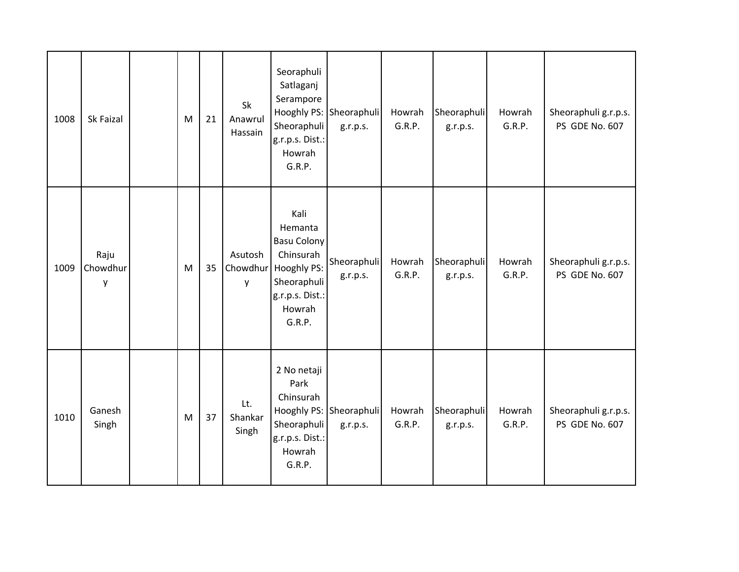| 1008 | Sk Faizal | | M | 21 | Sk Anawrul Hassain | Seoraphuli Satlaganj Serampore Hooghly PS: Sheoraphuli g.r.p.s. Dist.: Howrah G.R.P. | Sheoraphuli g.r.p.s. | Howrah G.R.P. | Sheoraphuli g.r.p.s. | Howrah G.R.P. | Sheoraphuli g.r.p.s. PS GDE No. 607 |
|---|---|---|---|---|---|---|---|---|---|---|---|
| 1009 | Raju Chowdhury | | M | 35 | Asutosh Chowdhury | Kali Hemanta Basu Colony Chinsurah Hooghly PS: Sheoraphuli g.r.p.s. Dist.: Howrah G.R.P. | Sheoraphuli g.r.p.s. | Howrah G.R.P. | Sheoraphuli g.r.p.s. | Howrah G.R.P. | Sheoraphuli g.r.p.s. PS GDE No. 607 |
| 1010 | Ganesh Singh | | M | 37 | Lt. Shankar Singh | 2 No netaji Park Chinsurah Hooghly PS: Sheoraphuli g.r.p.s. Dist.: Howrah G.R.P. | Sheoraphuli g.r.p.s. | Howrah G.R.P. | Sheoraphuli g.r.p.s. | Howrah G.R.P. | Sheoraphuli g.r.p.s. PS GDE No. 607 |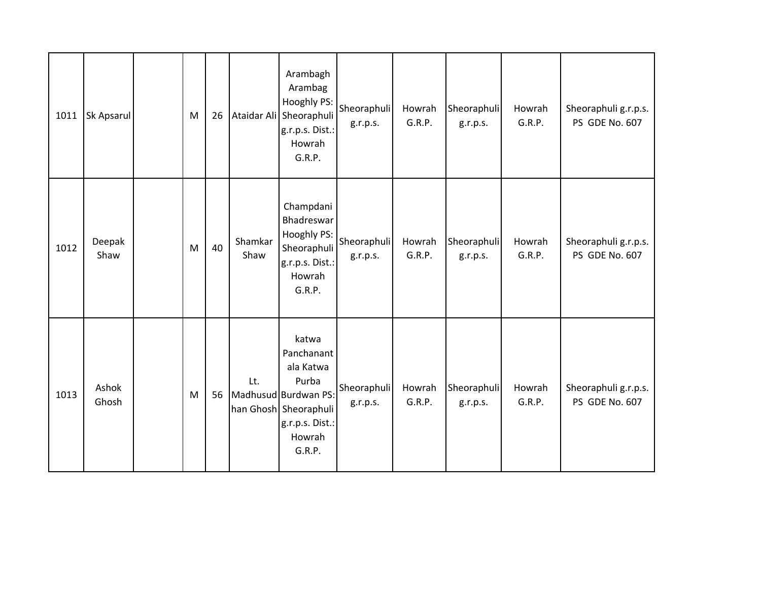| | | | | | | | | | | | |
|---|---|---|---|---|---|---|---|---|---|---|---|
| 1011 | Sk Apsarul | | M | 26 | Ataidar Ali | Arambagh Arambag Hooghly PS: Sheoraphuli g.r.p.s. Dist.: Howrah G.R.P. | Sheoraphuli g.r.p.s. | Howrah G.R.P. | Sheoraphuli g.r.p.s. | Howrah G.R.P. | Sheoraphuli g.r.p.s. PS GDE No. 607 |
| 1012 | Deepak Shaw | | M | 40 | Shamkar Shaw | Champdani Bhadreswar Hooghly PS: Sheoraphuli g.r.p.s. Dist.: Howrah G.R.P. | Sheoraphuli g.r.p.s. | Howrah G.R.P. | Sheoraphuli g.r.p.s. | Howrah G.R.P. | Sheoraphuli g.r.p.s. PS GDE No. 607 |
| 1013 | Ashok Ghosh | | M | 56 | Lt. Madhusudhan Ghosh | katwa Panchanantala Katwa Purba Burdwan PS: Sheoraphuli g.r.p.s. Dist.: Howrah G.R.P. | Sheoraphuli g.r.p.s. | Howrah G.R.P. | Sheoraphuli g.r.p.s. | Howrah G.R.P. | Sheoraphuli g.r.p.s. PS GDE No. 607 |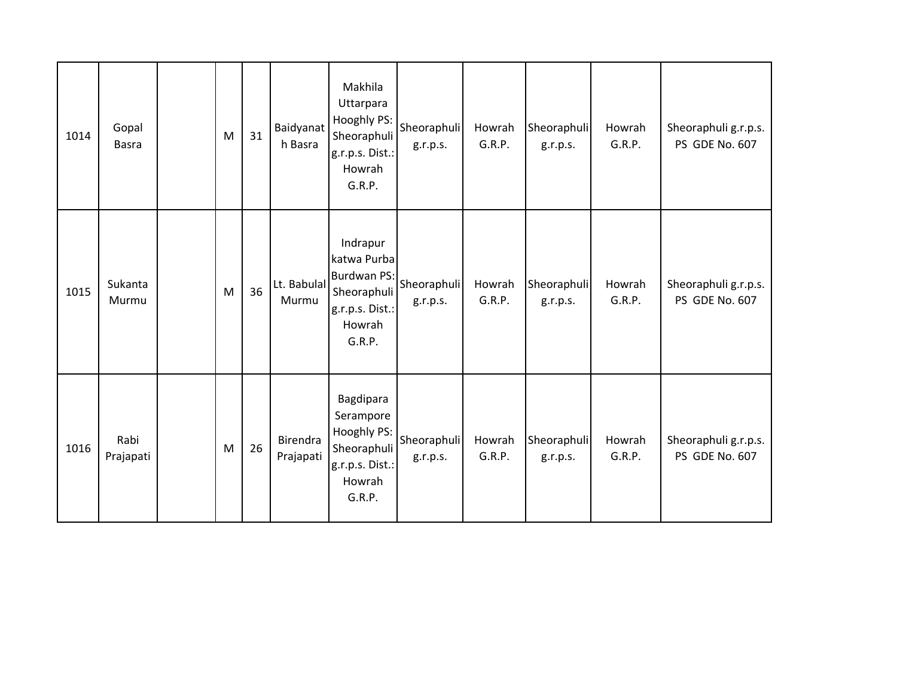| | | | | | | | | | | | |
|---|---|---|---|---|---|---|---|---|---|---|---|
| 1014 | Gopal Basra | | M | 31 | Baidyanath Basra | Makhila Uttarpara Hooghly PS: Sheoraphuli g.r.p.s. Dist.: Howrah G.R.P. | Sheoraphuli g.r.p.s. | Howrah G.R.P. | Sheoraphuli g.r.p.s. | Howrah G.R.P. | Sheoraphuli g.r.p.s. PS GDE No. 607 |
| 1015 | Sukanta Murmu | | M | 36 | Lt. Babulal Murmu | Indrapur katwa Purba Burdwan PS: Sheoraphuli g.r.p.s. Dist.: Howrah G.R.P. | Sheoraphuli g.r.p.s. | Howrah G.R.P. | Sheoraphuli g.r.p.s. | Howrah G.R.P. | Sheoraphuli g.r.p.s. PS GDE No. 607 |
| 1016 | Rabi Prajapati | | M | 26 | Birendra Prajapati | Bagdipara Serampore Hooghly PS: Sheoraphuli g.r.p.s. Dist.: Howrah G.R.P. | Sheoraphuli g.r.p.s. | Howrah G.R.P. | Sheoraphuli g.r.p.s. | Howrah G.R.P. | Sheoraphuli g.r.p.s. PS GDE No. 607 |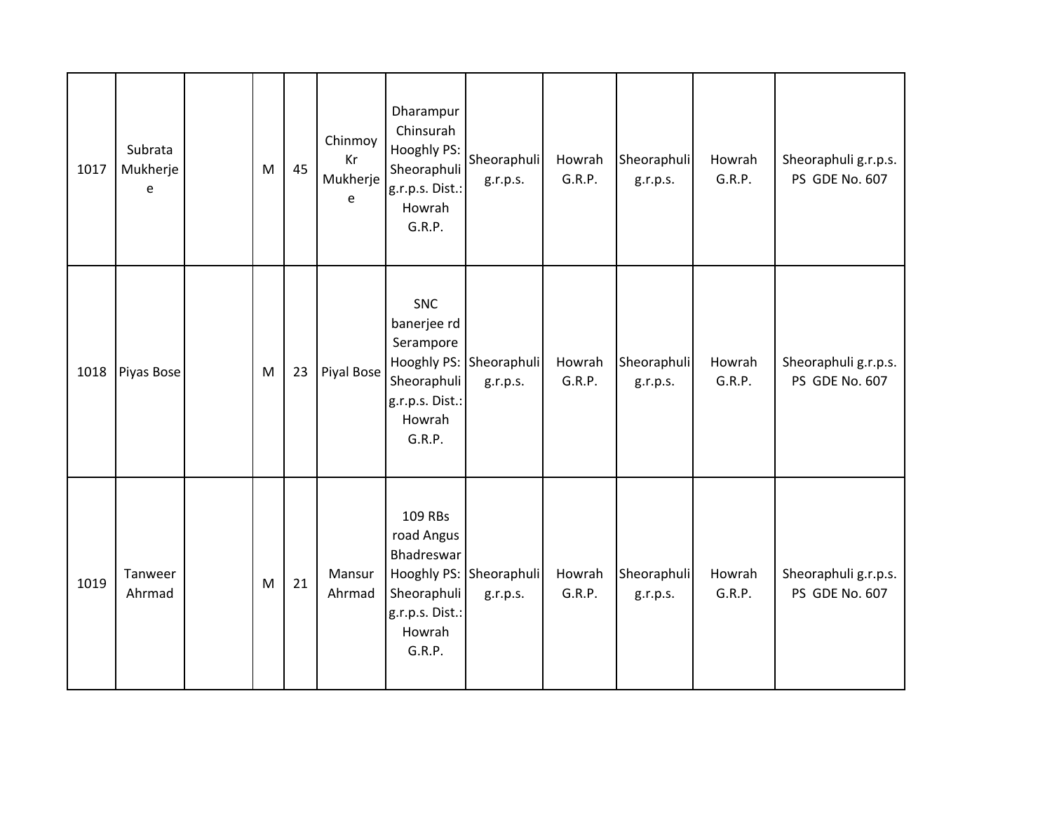| | | | | | | | | | | | |
|---|---|---|---|---|---|---|---|---|---|---|---|
| 1017 | Subrata Mukherjee | | M | 45 | Chinmoy Kr Mukherjee | Dharampur Chinsurah Hooghly PS: Sheoraphuli g.r.p.s. Dist.: Howrah G.R.P. | Sheoraphuli g.r.p.s. | Howrah G.R.P. | Sheoraphuli g.r.p.s. | Howrah G.R.P. | Sheoraphuli g.r.p.s. PS GDE No. 607 |
| 1018 | Piyas Bose | | M | 23 | Piyal Bose | SNC banerjee rd Serampore Hooghly PS: Sheoraphuli g.r.p.s. Dist.: Howrah G.R.P. | Sheoraphuli g.r.p.s. | Howrah G.R.P. | Sheoraphuli g.r.p.s. | Howrah G.R.P. | Sheoraphuli g.r.p.s. PS GDE No. 607 |
| 1019 | Tanweer Ahrmad | | M | 21 | Mansur Ahrmad | 109 RBs road Angus Bhadreswar Hooghly PS: Sheoraphuli g.r.p.s. Dist.: Howrah G.R.P. | Sheoraphuli g.r.p.s. | Howrah G.R.P. | Sheoraphuli g.r.p.s. | Howrah G.R.P. | Sheoraphuli g.r.p.s. PS GDE No. 607 |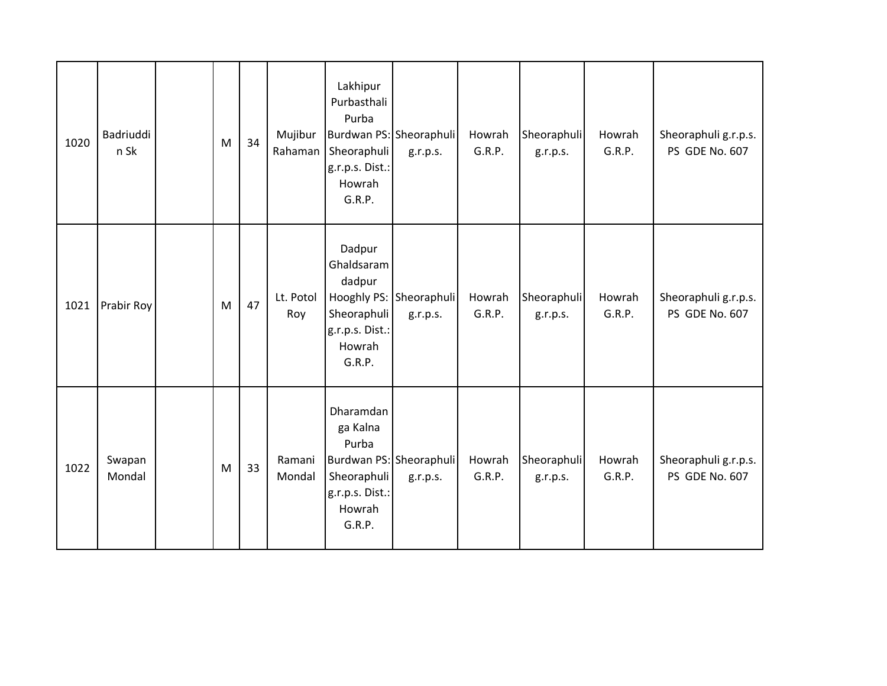| | | | | | | | | | | | |
|---|---|---|---|---|---|---|---|---|---|---|---|
| 1020 | Badriuddin Sk | | M | 34 | Mujibur Rahaman | Lakhipur Purbasthali Purba Burdwan PS: Sheoraphuli g.r.p.s. Dist.: Howrah G.R.P. | Sheoraphuli g.r.p.s. | Howrah G.R.P. | Sheoraphuli g.r.p.s. | Howrah G.R.P. | Sheoraphuli g.r.p.s. PS GDE No. 607 |
| 1021 | Prabir Roy | | M | 47 | Lt. Potol Roy | Dadpur Ghaldsaram dadpur Hooghly PS: Sheoraphuli g.r.p.s. Dist.: Howrah G.R.P. | Sheoraphuli g.r.p.s. | Howrah G.R.P. | Sheoraphuli g.r.p.s. | Howrah G.R.P. | Sheoraphuli g.r.p.s. PS GDE No. 607 |
| 1022 | Swapan Mondal | | M | 33 | Ramani Mondal | Dharamdanga Kalna Purba Burdwan PS: Sheoraphuli g.r.p.s. Dist.: Howrah G.R.P. | Sheoraphuli g.r.p.s. | Howrah G.R.P. | Sheoraphuli g.r.p.s. | Howrah G.R.P. | Sheoraphuli g.r.p.s. PS GDE No. 607 |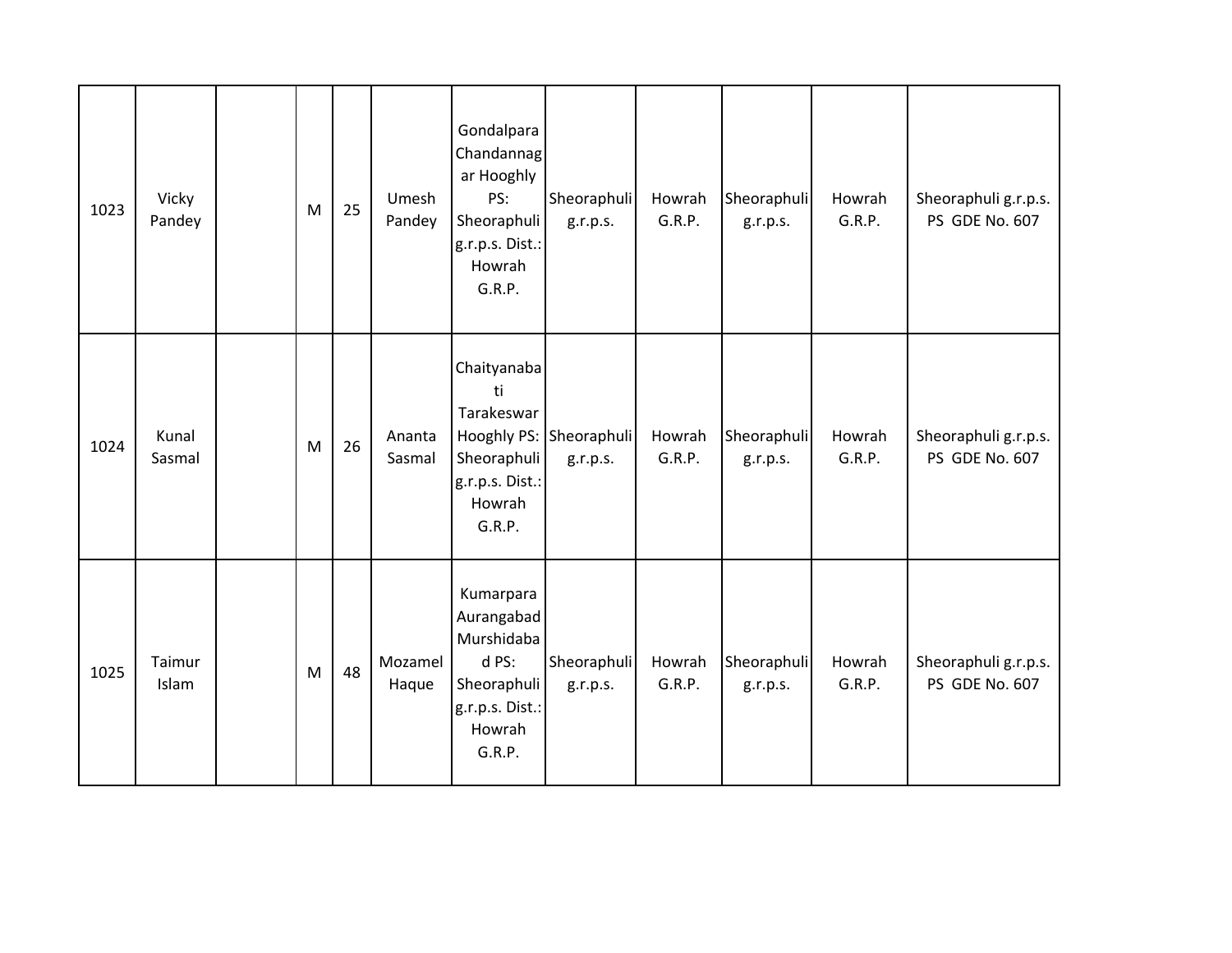| | | | | | | | | | | | |
|---|---|---|---|---|---|---|---|---|---|---|---|
| 1023 | Vicky Pandey | | M | 25 | Umesh Pandey | Gondalpara Chandannagar Hooghly PS: Sheoraphuli g.r.p.s. Dist.: Howrah G.R.P. | Sheoraphuli g.r.p.s. | Howrah G.R.P. | Sheoraphuli g.r.p.s. | Howrah G.R.P. | Sheoraphuli g.r.p.s. PS GDE No. 607 |
| 1024 | Kunal Sasmal | | M | 26 | Ananta Sasmal | Chaityanabati Tarakeswar Hooghly PS: Sheoraphuli g.r.p.s. Dist.: Howrah G.R.P. | Sheoraphuli g.r.p.s. | Howrah G.R.P. | Sheoraphuli g.r.p.s. | Howrah G.R.P. | Sheoraphuli g.r.p.s. PS GDE No. 607 |
| 1025 | Taimur Islam | | M | 48 | Mozamel Haque | Kumarpara Aurangabad Murshidabad PS: Sheoraphuli g.r.p.s. Dist.: Howrah G.R.P. | Sheoraphuli g.r.p.s. | Howrah G.R.P. | Sheoraphuli g.r.p.s. | Howrah G.R.P. | Sheoraphuli g.r.p.s. PS GDE No. 607 |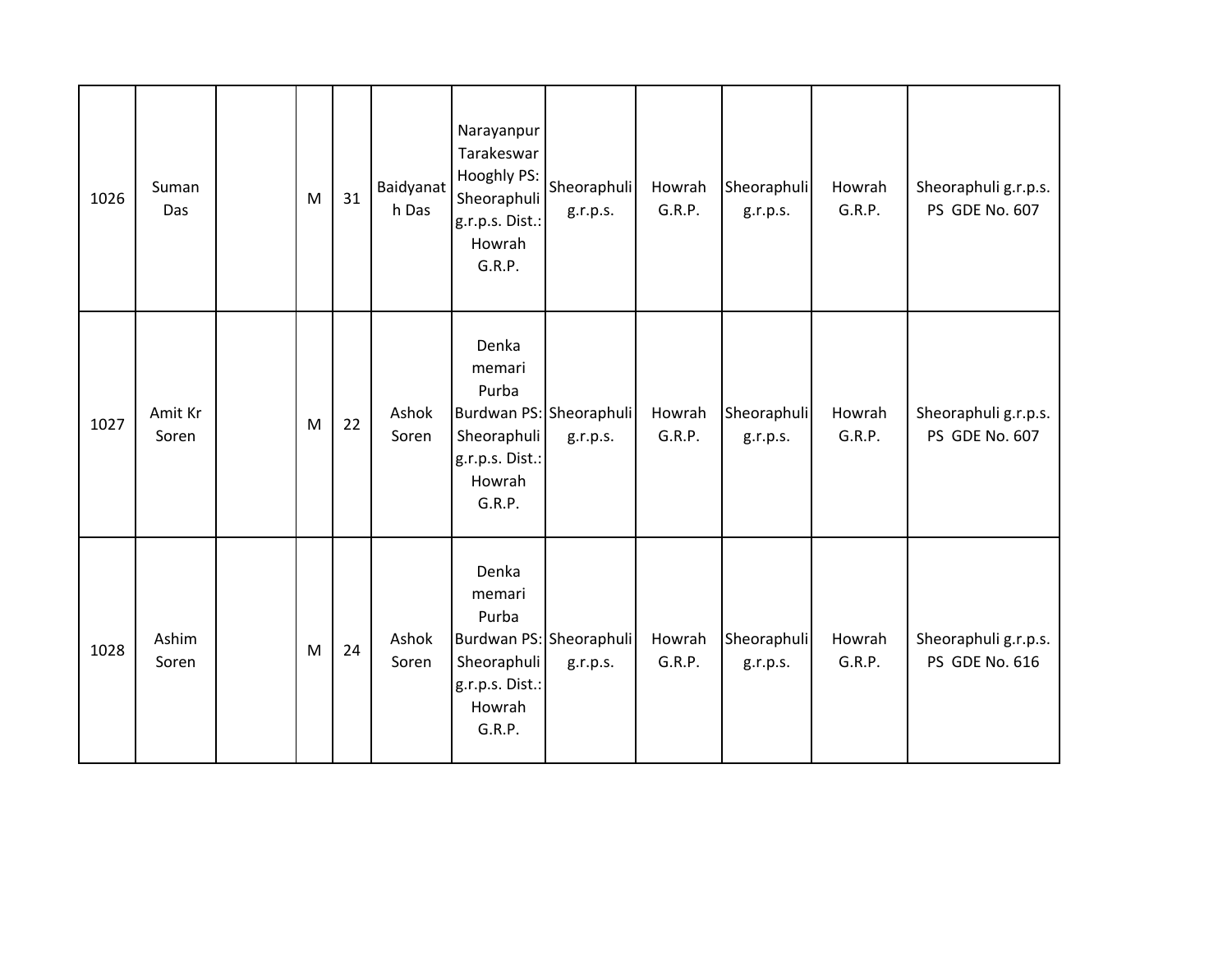| | | | | | | | | | | | |
|---|---|---|---|---|---|---|---|---|---|---|---|
| 1026 | Suman Das | | M | 31 | Baidyanath Das | Narayanpur Tarakeswar Hooghly PS: Sheoraphuli g.r.p.s. Dist.: Howrah G.R.P. | Sheoraphuli g.r.p.s. | Howrah G.R.P. | Sheoraphuli g.r.p.s. | Howrah G.R.P. | Sheoraphuli g.r.p.s. PS GDE No. 607 |
| 1027 | Amit Kr Soren | | M | 22 | Ashok Soren | Denka memari Purba Burdwan PS: Sheoraphuli g.r.p.s. Dist.: Howrah G.R.P. | Sheoraphuli g.r.p.s. | Howrah G.R.P. | Sheoraphuli g.r.p.s. | Howrah G.R.P. | Sheoraphuli g.r.p.s. PS GDE No. 607 |
| 1028 | Ashim Soren | | M | 24 | Ashok Soren | Denka memari Purba Burdwan PS: Sheoraphuli g.r.p.s. Dist.: Howrah G.R.P. | Sheoraphuli g.r.p.s. | Howrah G.R.P. | Sheoraphuli g.r.p.s. | Howrah G.R.P. | Sheoraphuli g.r.p.s. PS GDE No. 616 |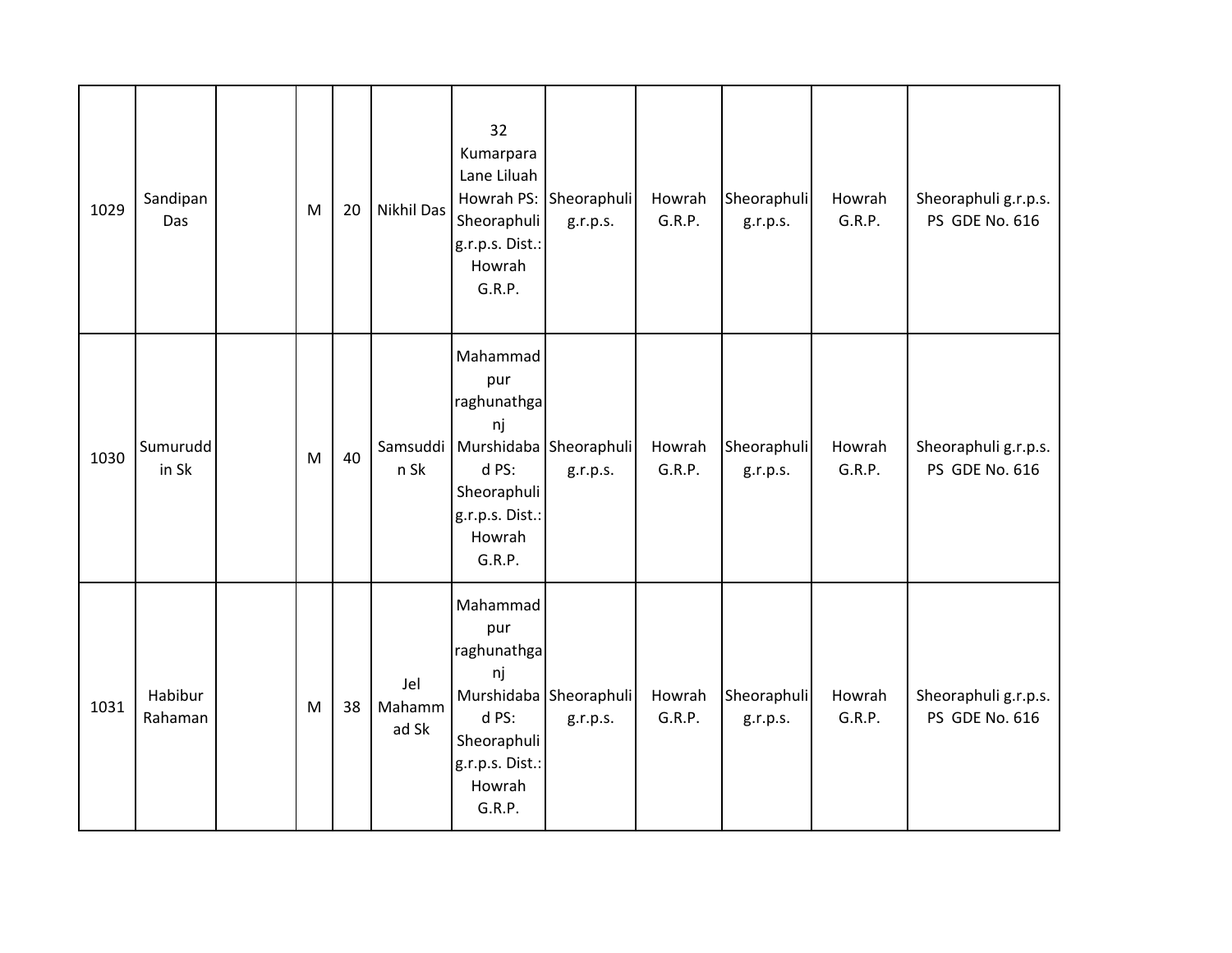| 1029 | Sandipan Das | | M | 20 | Nikhil Das | 32 Kumarpara Lane Liluah Howrah PS: Sheoraphuli g.r.p.s. Dist.: Howrah G.R.P. | Sheoraphuli g.r.p.s. | Howrah G.R.P. | Sheoraphuli g.r.p.s. | Howrah G.R.P. | Sheoraphuli g.r.p.s. PS GDE No. 616 |
|---|---|---|---|---|---|---|---|---|---|---|---|
| 1030 | Sumuruddin Sk | | M | 40 | Samsuddin Sk | Mahammadpur raghunathganj Murshidabad PS: Sheoraphuli g.r.p.s. Dist.: Howrah G.R.P. | Sheoraphuli g.r.p.s. | Howrah G.R.P. | Sheoraphuli g.r.p.s. | Howrah G.R.P. | Sheoraphuli g.r.p.s. PS GDE No. 616 |
| 1031 | Habibur Rahaman | | M | 38 | Jel Mahammad Sk | Mahammadpur raghunathganj Murshidabad PS: Sheoraphuli g.r.p.s. Dist.: Howrah G.R.P. | Sheoraphuli g.r.p.s. | Howrah G.R.P. | Sheoraphuli g.r.p.s. | Howrah G.R.P. | Sheoraphuli g.r.p.s. PS GDE No. 616 |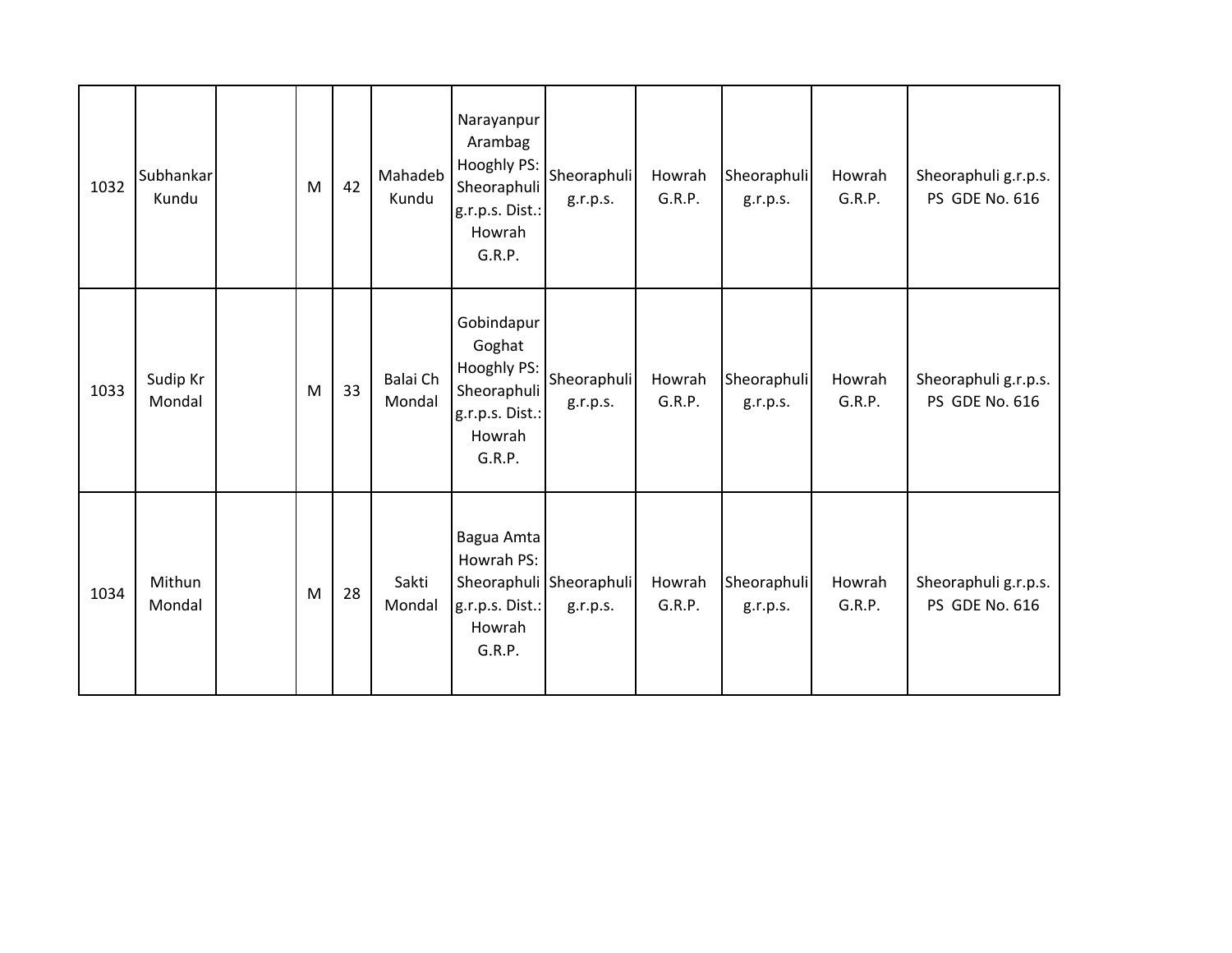| | | | | | | | | | | | |
|---|---|---|---|---|---|---|---|---|---|---|---|
| 1032 | Subhankar Kundu | | M | 42 | Mahadeb Kundu | Narayanpur Arambag Hooghly PS: Sheoraphuli g.r.p.s. Dist.: Howrah G.R.P. | Sheoraphuli g.r.p.s. | Howrah G.R.P. | Sheoraphuli g.r.p.s. | Howrah G.R.P. | Sheoraphuli g.r.p.s. PS GDE No. 616 |
| 1033 | Sudip Kr Mondal | | M | 33 | Balai Ch Mondal | Gobindapur Goghat Hooghly PS: Sheoraphuli g.r.p.s. Dist.: Howrah G.R.P. | Sheoraphuli g.r.p.s. | Howrah G.R.P. | Sheoraphuli g.r.p.s. | Howrah G.R.P. | Sheoraphuli g.r.p.s. PS GDE No. 616 |
| 1034 | Mithun Mondal | | M | 28 | Sakti Mondal | Bagua Amta Howrah PS: Sheoraphuli g.r.p.s. Dist.: Howrah G.R.P. | Sheoraphuli g.r.p.s. | Howrah G.R.P. | Sheoraphuli g.r.p.s. | Howrah G.R.P. | Sheoraphuli g.r.p.s. PS GDE No. 616 |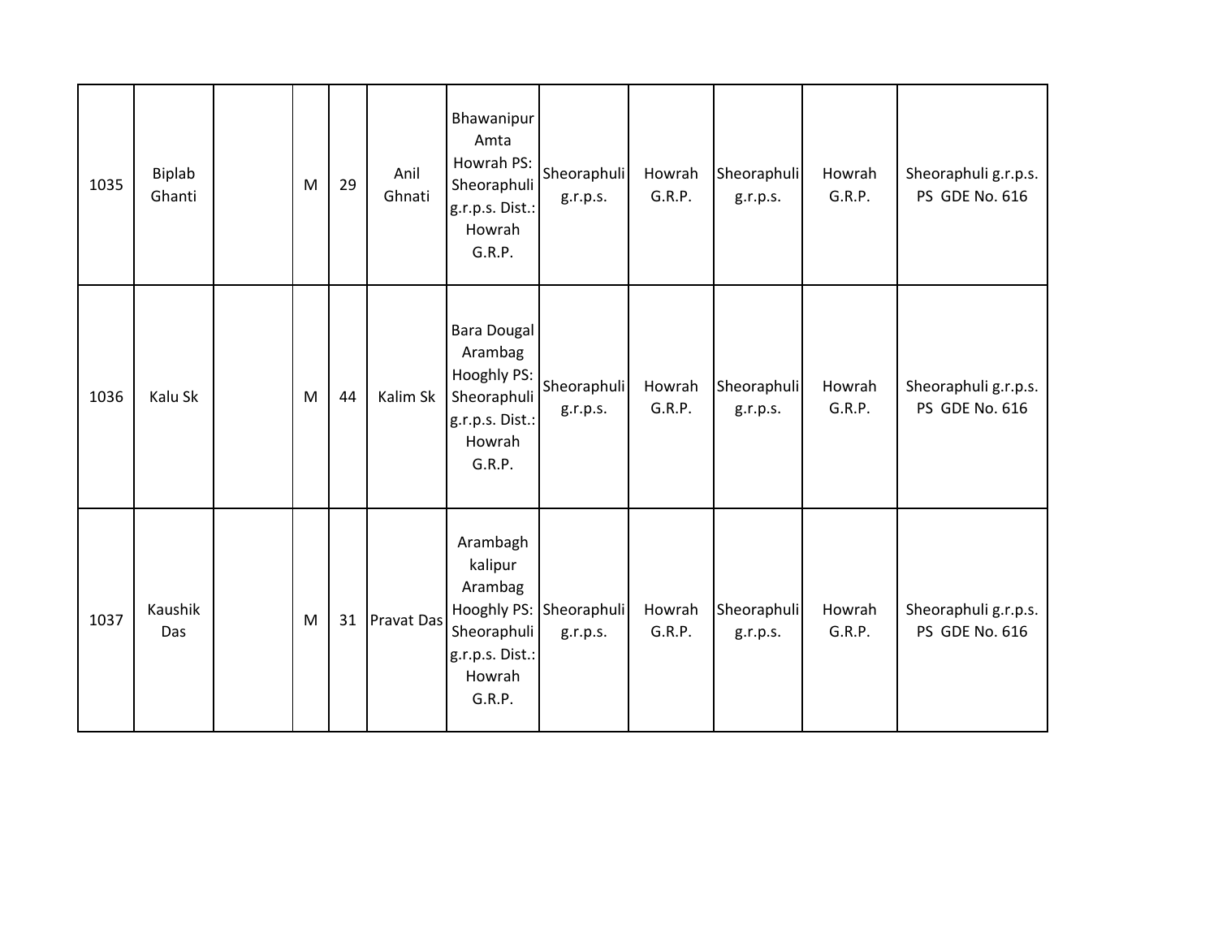| 1035 | Biplab Ghanti | | M | 29 | Anil Ghnati | Bhawanipur Amta Howrah PS: Sheoraphuli g.r.p.s. Dist.: Howrah G.R.P. | Sheoraphuli g.r.p.s. | Howrah G.R.P. | Sheoraphuli g.r.p.s. | Howrah G.R.P. | Sheoraphuli g.r.p.s. PS GDE No. 616 |
|---|---|---|---|---|---|---|---|---|---|---|---|
| 1036 | Kalu Sk | | M | 44 | Kalim Sk | Bara Dougal Arambag Hooghly PS: Sheoraphuli g.r.p.s. Dist.: Howrah G.R.P. | Sheoraphuli g.r.p.s. | Howrah G.R.P. | Sheoraphuli g.r.p.s. | Howrah G.R.P. | Sheoraphuli g.r.p.s. PS GDE No. 616 |
| 1037 | Kaushik Das | | M | 31 | Pravat Das | Arambagh kalipur Arambag Hooghly PS: Sheoraphuli g.r.p.s. Dist.: Howrah G.R.P. | Sheoraphuli g.r.p.s. | Howrah G.R.P. | Sheoraphuli g.r.p.s. | Howrah G.R.P. | Sheoraphuli g.r.p.s. PS GDE No. 616 |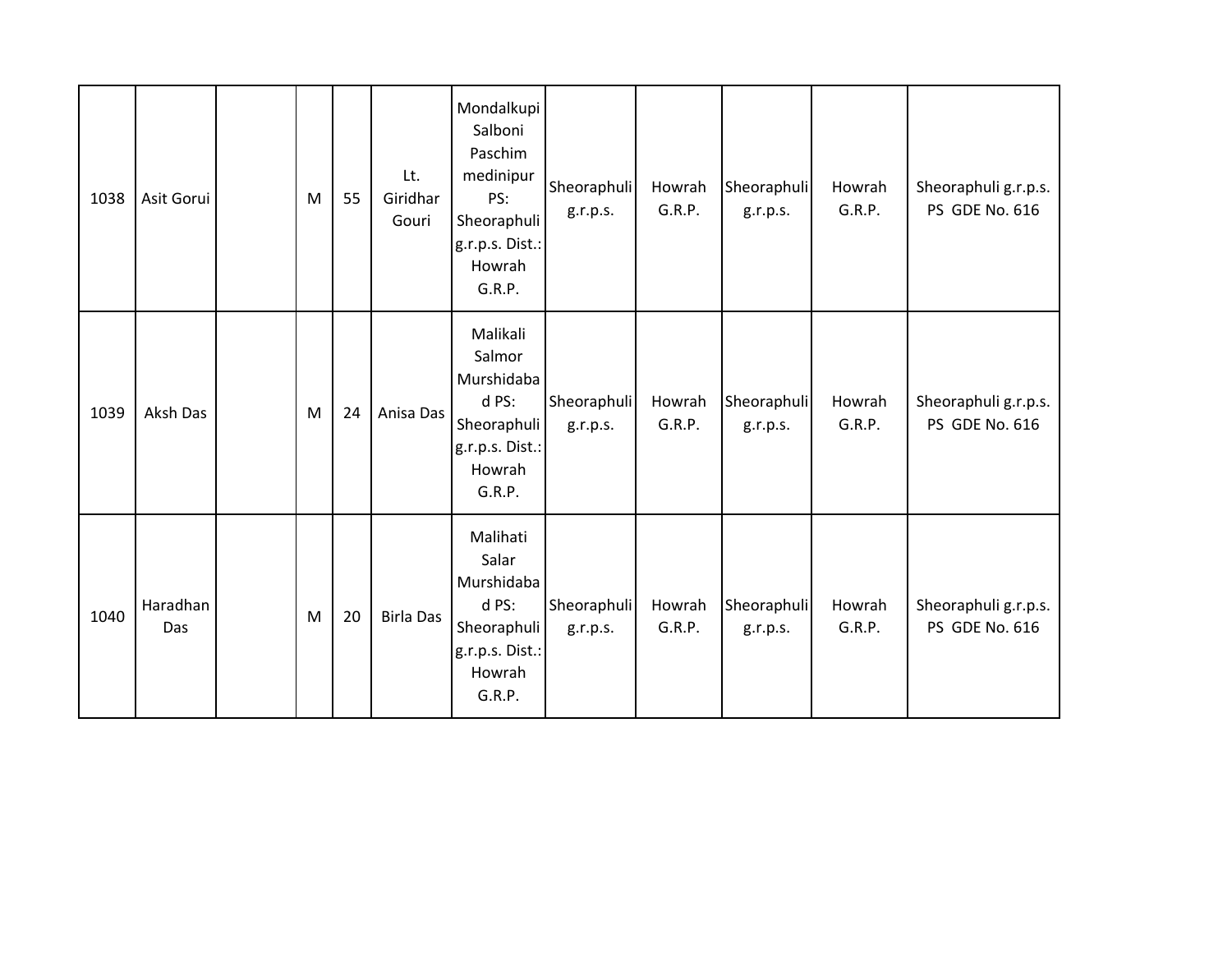| | | | | | | | | | | | |
|---|---|---|---|---|---|---|---|---|---|---|---|
| 1038 | Asit Gorui | | M | 55 | Lt. Giridhar Gouri | Mondalkupi Salboni Paschim medinipur PS: Sheoraphuli g.r.p.s. Dist.: Howrah G.R.P. | Sheoraphuli g.r.p.s. | Howrah G.R.P. | Sheoraphuli g.r.p.s. | Howrah G.R.P. | Sheoraphuli g.r.p.s. PS GDE No. 616 |
| 1039 | Aksh Das | | M | 24 | Anisa Das | Malikali Salmor Murshidabad PS: Sheoraphuli g.r.p.s. Dist.: Howrah G.R.P. | Sheoraphuli g.r.p.s. | Howrah G.R.P. | Sheoraphuli g.r.p.s. | Howrah G.R.P. | Sheoraphuli g.r.p.s. PS GDE No. 616 |
| 1040 | Haradhan Das | | M | 20 | Birla Das | Malihati Salar Murshidabad PS: Sheoraphuli g.r.p.s. Dist.: Howrah G.R.P. | Sheoraphuli g.r.p.s. | Howrah G.R.P. | Sheoraphuli g.r.p.s. | Howrah G.R.P. | Sheoraphuli g.r.p.s. PS GDE No. 616 |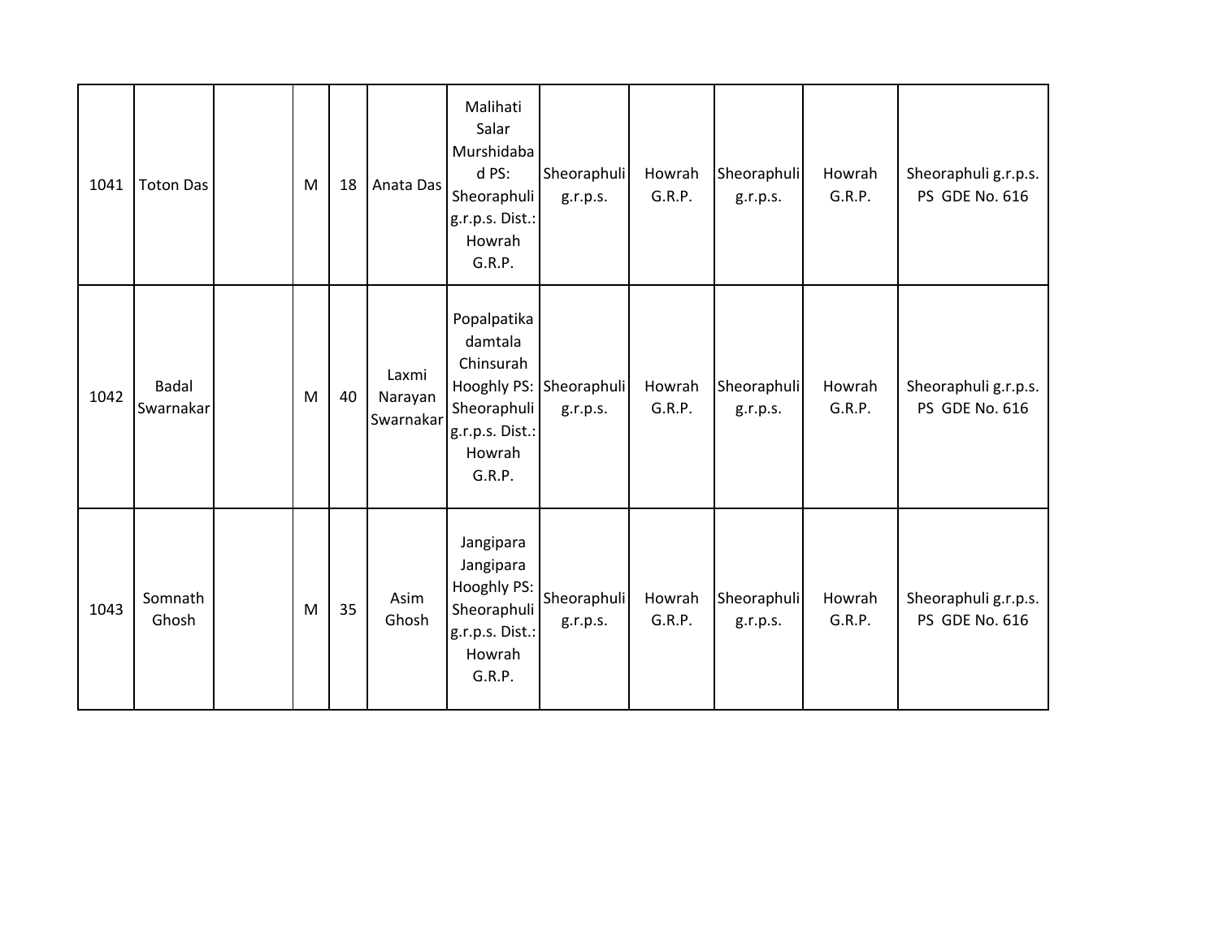| 1041 | Toton Das | | M | 18 | Anata Das | Malihati Salar Murshidabad PS: Sheoraphuli g.r.p.s. Dist.: Howrah G.R.P. | Sheoraphuli g.r.p.s. | Howrah G.R.P. | Sheoraphuli g.r.p.s. | Howrah G.R.P. | Sheoraphuli g.r.p.s. PS GDE No. 616 |
|---|---|---|---|---|---|---|---|---|---|---|---|
| 1042 | Badal Swarnakar | | M | 40 | Laxmi Narayan Swarnakar | Popalpatika damtala Chinsurah Hooghly PS: Sheoraphuli g.r.p.s. Dist.: Howrah G.R.P. | Sheoraphuli g.r.p.s. | Howrah G.R.P. | Sheoraphuli g.r.p.s. | Howrah G.R.P. | Sheoraphuli g.r.p.s. PS GDE No. 616 |
| 1043 | Somnath Ghosh | | M | 35 | Asim Ghosh | Jangipara Jangipara Hooghly PS: Sheoraphuli g.r.p.s. Dist.: Howrah G.R.P. | Sheoraphuli g.r.p.s. | Howrah G.R.P. | Sheoraphuli g.r.p.s. | Howrah G.R.P. | Sheoraphuli g.r.p.s. PS GDE No. 616 |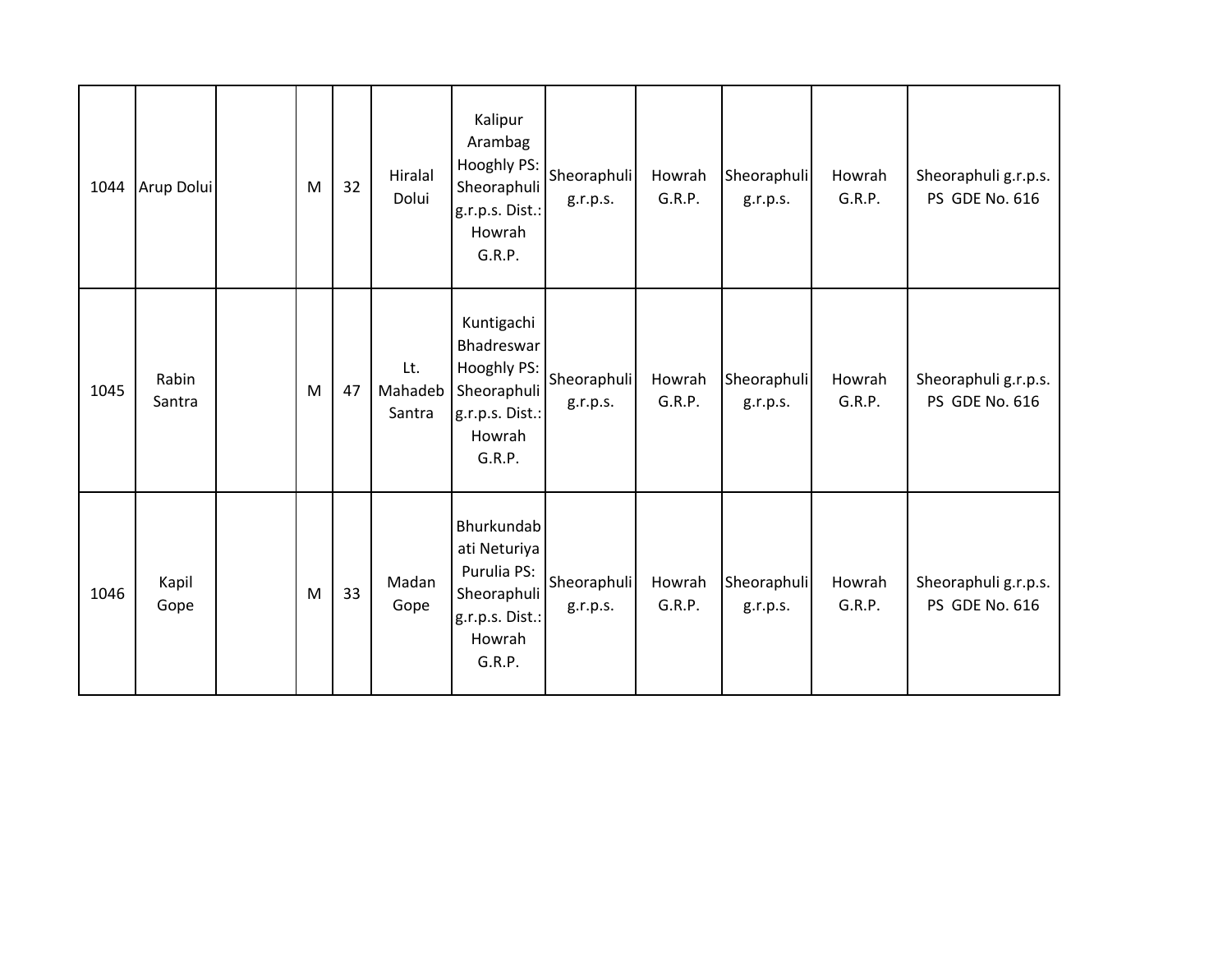| | | | | | | | | | | | |
|---|---|---|---|---|---|---|---|---|---|---|---|
| 1044 | Arup Dolui | | M | 32 | Hiralal Dolui | Kalipur Arambag Hooghly PS: Sheoraphuli g.r.p.s. Dist.: Howrah G.R.P. | Sheoraphuli g.r.p.s. | Howrah G.R.P. | Sheoraphuli g.r.p.s. | Howrah G.R.P. | Sheoraphuli g.r.p.s. PS GDE No. 616 |
| 1045 | Rabin Santra | | M | 47 | Lt. Mahadeb Santra | Kuntigachi Bhadreswar Hooghly PS: Sheoraphuli g.r.p.s. Dist.: Howrah G.R.P. | Sheoraphuli g.r.p.s. | Howrah G.R.P. | Sheoraphuli g.r.p.s. | Howrah G.R.P. | Sheoraphuli g.r.p.s. PS GDE No. 616 |
| 1046 | Kapil Gope | | M | 33 | Madan Gope | Bhurkundabati Neturiya Purulia PS: Sheoraphuli g.r.p.s. Dist.: Howrah G.R.P. | Sheoraphuli g.r.p.s. | Howrah G.R.P. | Sheoraphuli g.r.p.s. | Howrah G.R.P. | Sheoraphuli g.r.p.s. PS GDE No. 616 |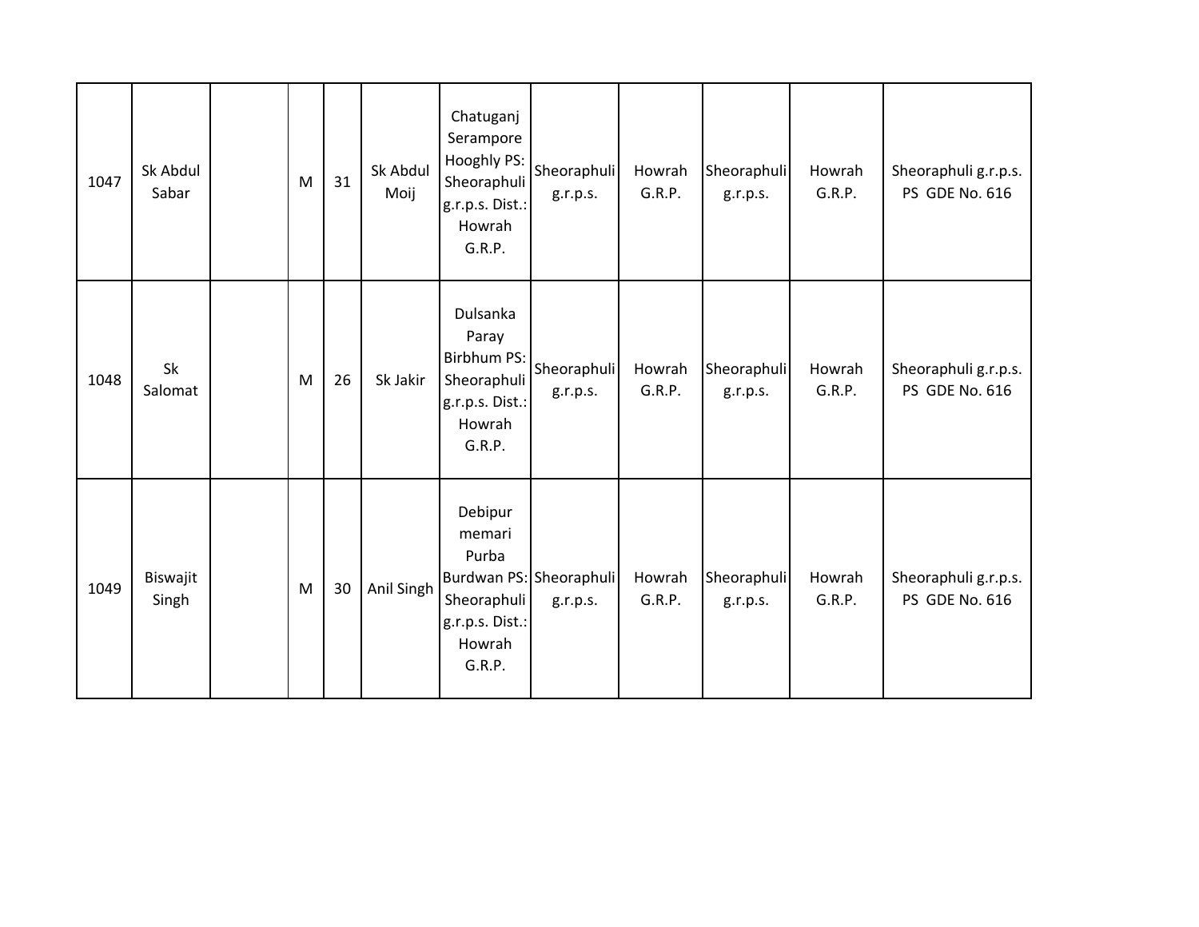| 1047 | Sk Abdul Sabar | | M | 31 | Sk Abdul Moij | Chatuganj Serampore Hooghly PS: Sheoraphuli g.r.p.s. Dist.: Howrah G.R.P. | Sheoraphuli g.r.p.s. | Howrah G.R.P. | Sheoraphuli g.r.p.s. | Howrah G.R.P. | Sheoraphuli g.r.p.s. PS GDE No. 616 |
|---|---|---|---|---|---|---|---|---|---|---|---|
| 1048 | Sk Salomat | | M | 26 | Sk Jakir | Dulsanka Paray Birbhum PS: Sheoraphuli g.r.p.s. Dist.: Howrah G.R.P. | Sheoraphuli g.r.p.s. | Howrah G.R.P. | Sheoraphuli g.r.p.s. | Howrah G.R.P. | Sheoraphuli g.r.p.s. PS GDE No. 616 |
| 1049 | Biswajit Singh | | M | 30 | Anil Singh | Debipur memari Purba Burdwan PS: Sheoraphuli g.r.p.s. Dist.: Howrah G.R.P. | Sheoraphuli g.r.p.s. | Howrah G.R.P. | Sheoraphuli g.r.p.s. | Howrah G.R.P. | Sheoraphuli g.r.p.s. PS GDE No. 616 |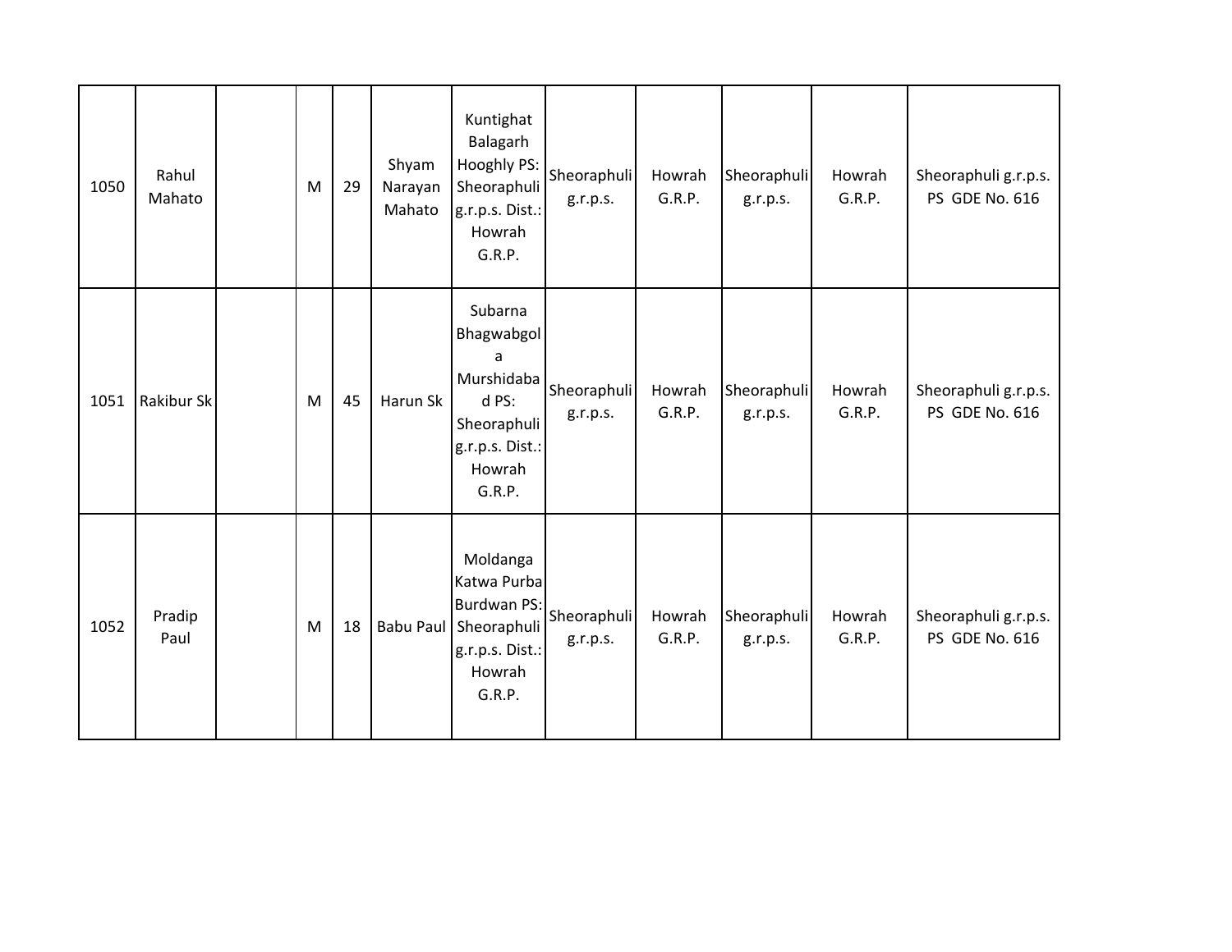| | | | | | | | | | | | |
|---|---|---|---|---|---|---|---|---|---|---|---|
| 1050 | Rahul Mahato | | M | 29 | Shyam Narayan Mahato | Kuntighat Balagarh Hooghly PS: Sheoraphuli g.r.p.s. Dist.: Howrah G.R.P. | Sheoraphuli g.r.p.s. | Howrah G.R.P. | Sheoraphuli g.r.p.s. | Howrah G.R.P. | Sheoraphuli g.r.p.s. PS GDE No. 616 |
| 1051 | Rakibur Sk | | M | 45 | Harun Sk | Subarna Bhagwabgola Murshidabad PS: Sheoraphuli g.r.p.s. Dist.: Howrah G.R.P. | Sheoraphuli g.r.p.s. | Howrah G.R.P. | Sheoraphuli g.r.p.s. | Howrah G.R.P. | Sheoraphuli g.r.p.s. PS GDE No. 616 |
| 1052 | Pradip Paul | | M | 18 | Babu Paul | Moldanga Katwa Purba Burdwan PS: Sheoraphuli g.r.p.s. Dist.: Howrah G.R.P. | Sheoraphuli g.r.p.s. | Howrah G.R.P. | Sheoraphuli g.r.p.s. | Howrah G.R.P. | Sheoraphuli g.r.p.s. PS GDE No. 616 |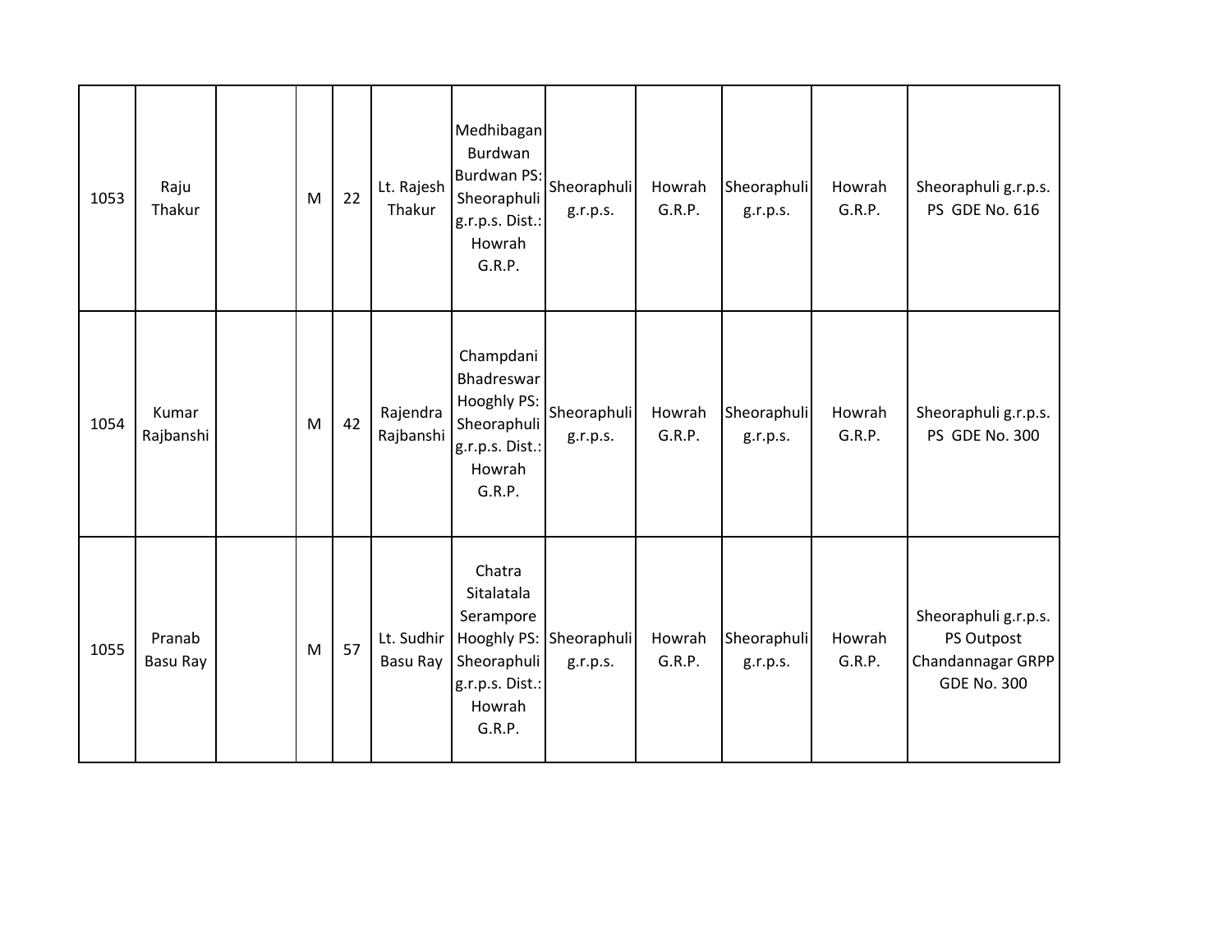| | | | | | | | | | | | |
|---|---|---|---|---|---|---|---|---|---|---|---|
| 1053 | Raju Thakur | | M | 22 | Lt. Rajesh Thakur | Medhibagan Burdwan Burdwan PS: Sheoraphuli g.r.p.s. Dist.: Howrah G.R.P. | Sheoraphuli g.r.p.s. | Howrah G.R.P. | Sheoraphuli g.r.p.s. | Howrah G.R.P. | Sheoraphuli g.r.p.s. PS GDE No. 616 |
| 1054 | Kumar Rajbanshi | | M | 42 | Rajendra Rajbanshi | Champdani Bhadreswar Hooghly PS: Sheoraphuli g.r.p.s. Dist.: Howrah G.R.P. | Sheoraphuli g.r.p.s. | Howrah G.R.P. | Sheoraphuli g.r.p.s. | Howrah G.R.P. | Sheoraphuli g.r.p.s. PS GDE No. 300 |
| 1055 | Pranab Basu Ray | | M | 57 | Lt. Sudhir Basu Ray | Chatra Sitalatala Serampore Hooghly PS: Sheoraphuli g.r.p.s. Dist.: Howrah G.R.P. | Sheoraphuli g.r.p.s. | Howrah G.R.P. | Sheoraphuli g.r.p.s. | Howrah G.R.P. | Sheoraphuli g.r.p.s. PS Outpost Chandannagar GRPP GDE No. 300 |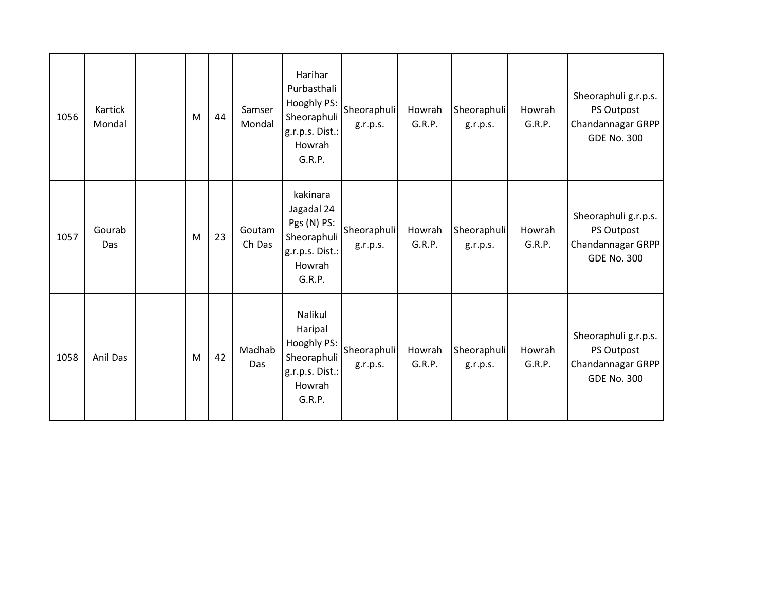| | | | | | | | | | | | |
|---|---|---|---|---|---|---|---|---|---|---|---|
| 1056 | Kartick Mondal | | M | 44 | Samser Mondal | Harihar Purbasthali Hooghly PS: Sheoraphuli g.r.p.s. Dist.: Howrah G.R.P. | Sheoraphuli g.r.p.s. | Howrah G.R.P. | Sheoraphuli g.r.p.s. | Howrah G.R.P. | Sheoraphuli g.r.p.s. PS Outpost Chandannagar GRPP GDE No. 300 |
| 1057 | Gourab Das | | M | 23 | Goutam Ch Das | kakinara Jagadal 24 Pgs (N) PS: Sheoraphuli g.r.p.s. Dist.: Howrah G.R.P. | Sheoraphuli g.r.p.s. | Howrah G.R.P. | Sheoraphuli g.r.p.s. | Howrah G.R.P. | Sheoraphuli g.r.p.s. PS Outpost Chandannagar GRPP GDE No. 300 |
| 1058 | Anil Das | | M | 42 | Madhab Das | Nalikul Haripal Hooghly PS: Sheoraphuli g.r.p.s. Dist.: Howrah G.R.P. | Sheoraphuli g.r.p.s. | Howrah G.R.P. | Sheoraphuli g.r.p.s. | Howrah G.R.P. | Sheoraphuli g.r.p.s. PS Outpost Chandannagar GRPP GDE No. 300 |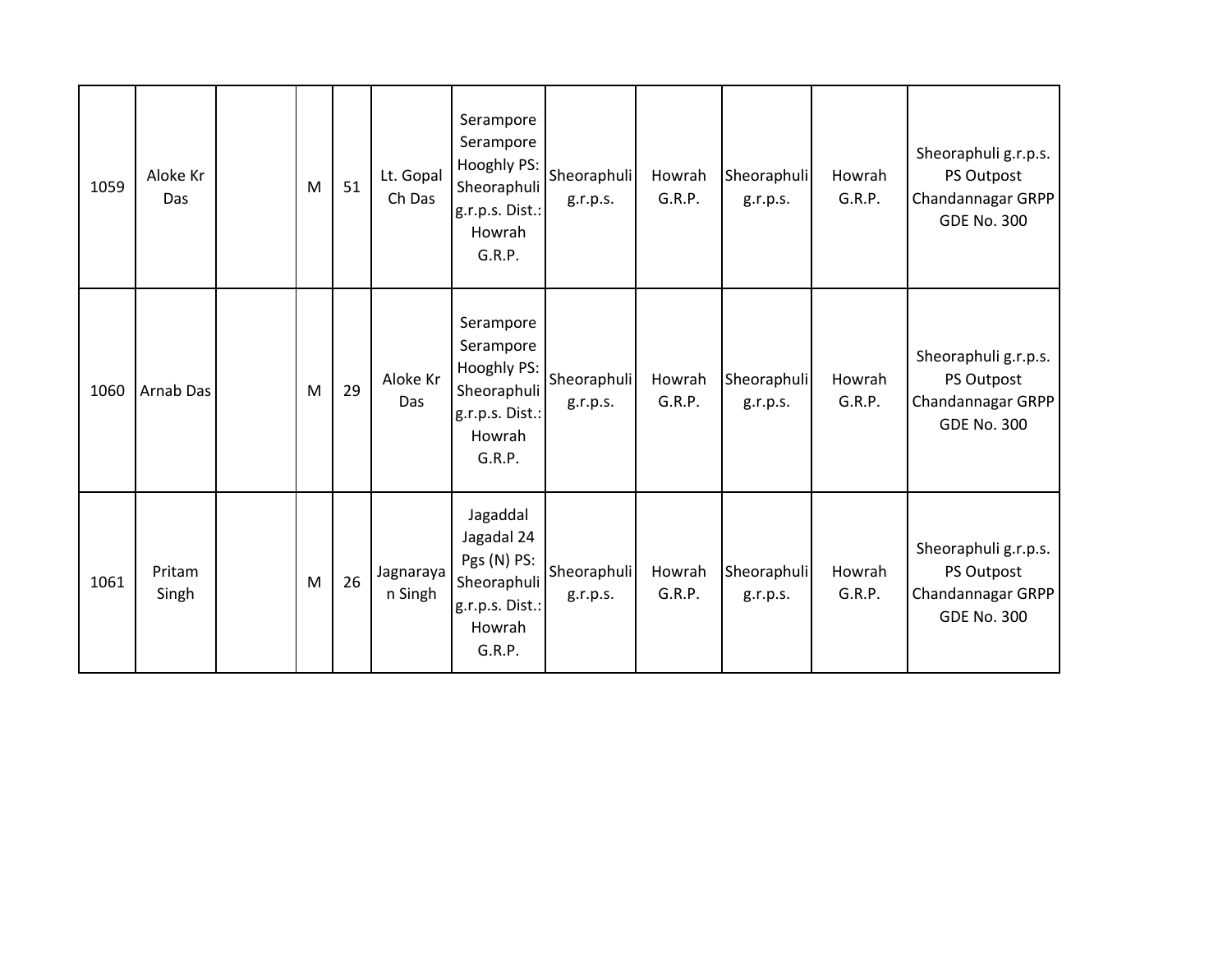| | | | | | | | | | | | |
|---|---|---|---|---|---|---|---|---|---|---|---|
| 1059 | Aloke Kr Das | | M | 51 | Lt. Gopal Ch Das | Serampore Serampore Hooghly PS: Sheoraphuli g.r.p.s. Dist.: Howrah G.R.P. | Sheoraphuli g.r.p.s. | Howrah G.R.P. | Sheoraphuli g.r.p.s. | Howrah G.R.P. | Sheoraphuli g.r.p.s. PS Outpost Chandannagar GRPP GDE No. 300 |
| 1060 | Arnab Das | | M | 29 | Aloke Kr Das | Serampore Serampore Hooghly PS: Sheoraphuli g.r.p.s. Dist.: Howrah G.R.P. | Sheoraphuli g.r.p.s. | Howrah G.R.P. | Sheoraphuli g.r.p.s. | Howrah G.R.P. | Sheoraphuli g.r.p.s. PS Outpost Chandannagar GRPP GDE No. 300 |
| 1061 | Pritam Singh | | M | 26 | Jagnarayan Singh | Jagaddal Jagadal 24 Pgs (N) PS: Sheoraphuli g.r.p.s. Dist.: Howrah G.R.P. | Sheoraphuli g.r.p.s. | Howrah G.R.P. | Sheoraphuli g.r.p.s. | Howrah G.R.P. | Sheoraphuli g.r.p.s. PS Outpost Chandannagar GRPP GDE No. 300 |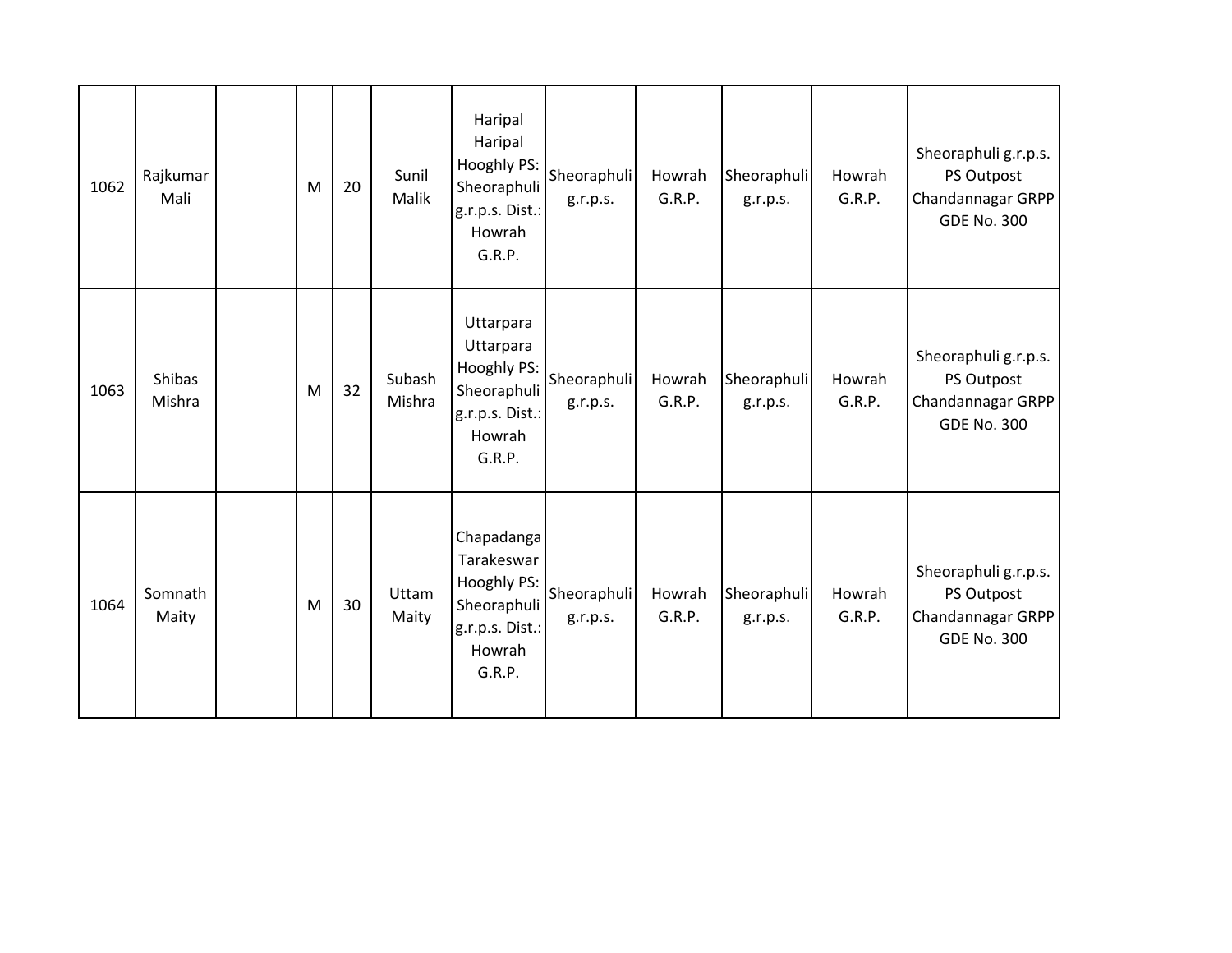| | | | | | | | | | | | |
|---|---|---|---|---|---|---|---|---|---|---|---|
| 1062 | Rajkumar Mali | | M | 20 | Sunil Malik | Haripal Haripal Hooghly PS: Sheoraphuli g.r.p.s. Dist.: Howrah G.R.P. | Sheoraphuli g.r.p.s. | Howrah G.R.P. | Sheoraphuli g.r.p.s. | Howrah G.R.P. | Sheoraphuli g.r.p.s. PS Outpost Chandannagar GRPP GDE No. 300 |
| 1063 | Shibas Mishra | | M | 32 | Subash Mishra | Uttarpara Uttarpara Hooghly PS: Sheoraphuli g.r.p.s. Dist.: Howrah G.R.P. | Sheoraphuli g.r.p.s. | Howrah G.R.P. | Sheoraphuli g.r.p.s. | Howrah G.R.P. | Sheoraphuli g.r.p.s. PS Outpost Chandannagar GRPP GDE No. 300 |
| 1064 | Somnath Maity | | M | 30 | Uttam Maity | Chapadanga Tarakeswar Hooghly PS: Sheoraphuli g.r.p.s. Dist.: Howrah G.R.P. | Sheoraphuli g.r.p.s. | Howrah G.R.P. | Sheoraphuli g.r.p.s. | Howrah G.R.P. | Sheoraphuli g.r.p.s. PS Outpost Chandannagar GRPP GDE No. 300 |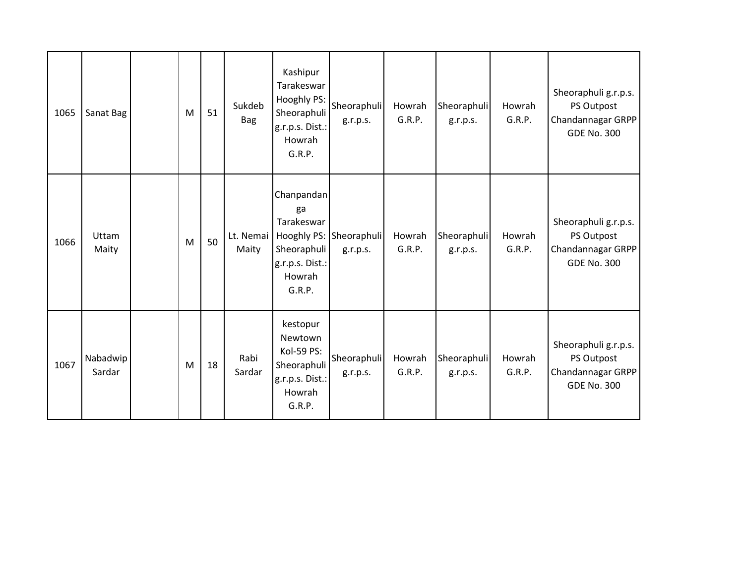| 1065 | Sanat Bag | | M | 51 | Sukdeb Bag | Kashipur Tarakeswar Hooghly PS: Sheoraphuli g.r.p.s. Dist.: Howrah G.R.P. | Sheoraphuli g.r.p.s. | Howrah G.R.P. | Sheoraphuli g.r.p.s. | Howrah G.R.P. | Sheoraphuli g.r.p.s. PS Outpost Chandannagar GRPP GDE No. 300 |
|---|---|---|---|---|---|---|---|---|---|---|---|
| 1066 | Uttam Maity | | M | 50 | Lt. Nemai Maity | Chanpandanga Tarakeswar Hooghly PS: Sheoraphuli g.r.p.s. Dist.: Howrah G.R.P. | Sheoraphuli g.r.p.s. | Howrah G.R.P. | Sheoraphuli g.r.p.s. | Howrah G.R.P. | Sheoraphuli g.r.p.s. PS Outpost Chandannagar GRPP GDE No. 300 |
| 1067 | Nabadwip Sardar | | M | 18 | Rabi Sardar | kestopur Newtown Kol-59 PS: Sheoraphuli g.r.p.s. Dist.: Howrah G.R.P. | Sheoraphuli g.r.p.s. | Howrah G.R.P. | Sheoraphuli g.r.p.s. | Howrah G.R.P. | Sheoraphuli g.r.p.s. PS Outpost Chandannagar GRPP GDE No. 300 |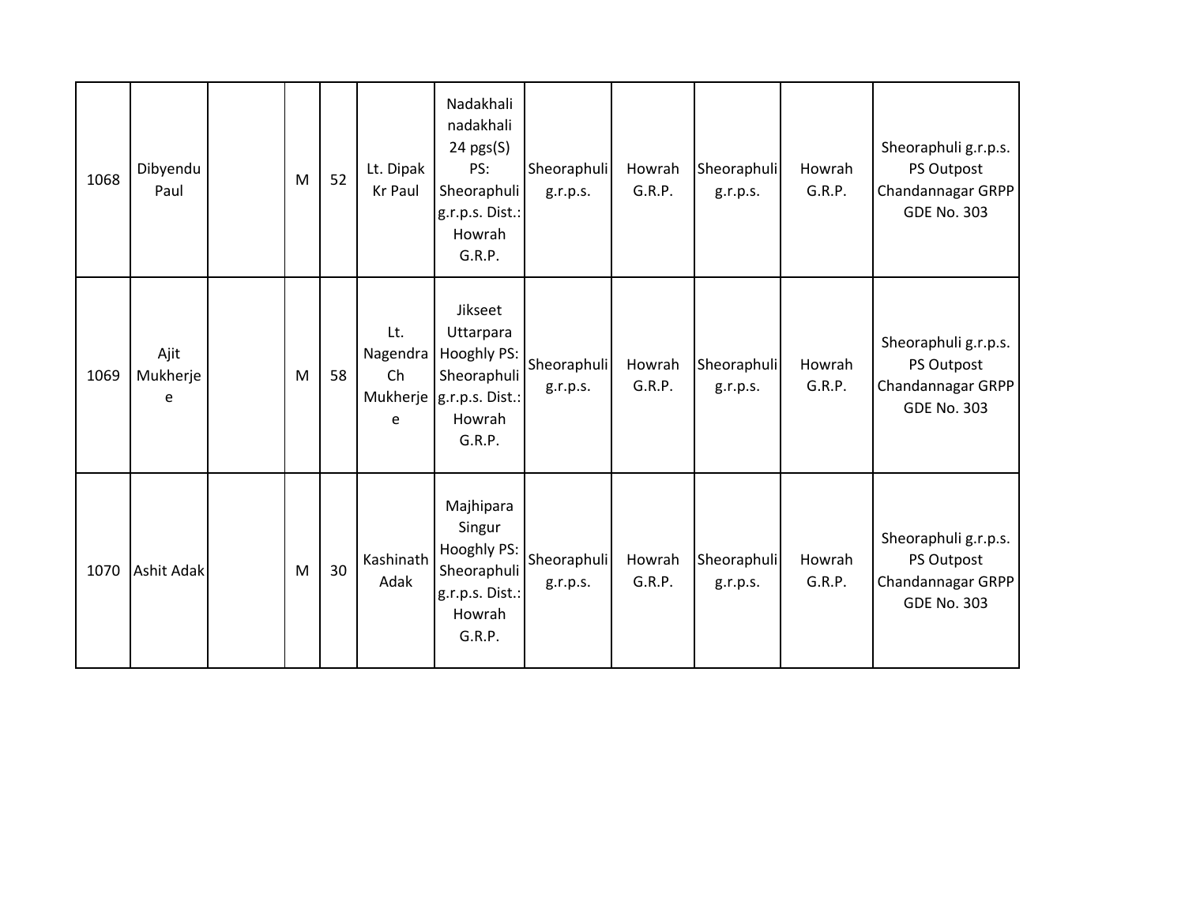| | | | | | | | | | | | |
|---|---|---|---|---|---|---|---|---|---|---|---|
| 1068 | Dibyendu Paul | | M | 52 | Lt. Dipak Kr Paul | Nadakhali nadakhali 24 pgs(S) PS: Sheoraphuli g.r.p.s. Dist.: Howrah G.R.P. | Sheoraphuli g.r.p.s. | Howrah G.R.P. | Sheoraphuli g.r.p.s. | Howrah G.R.P. | Sheoraphuli g.r.p.s. PS Outpost Chandannagar GRPP GDE No. 303 |
| 1069 | Ajit Mukherjee | | M | 58 | Lt. Nagendra Ch Mukherjee | Jikseet Uttarpara Hooghly PS: Sheoraphuli g.r.p.s. Dist.: Howrah G.R.P. | Sheoraphuli g.r.p.s. | Howrah G.R.P. | Sheoraphuli g.r.p.s. | Howrah G.R.P. | Sheoraphuli g.r.p.s. PS Outpost Chandannagar GRPP GDE No. 303 |
| 1070 | Ashit Adak | | M | 30 | Kashinath Adak | Majhipara Singur Hooghly PS: Sheoraphuli g.r.p.s. Dist.: Howrah G.R.P. | Sheoraphuli g.r.p.s. | Howrah G.R.P. | Sheoraphuli g.r.p.s. | Howrah G.R.P. | Sheoraphuli g.r.p.s. PS Outpost Chandannagar GRPP GDE No. 303 |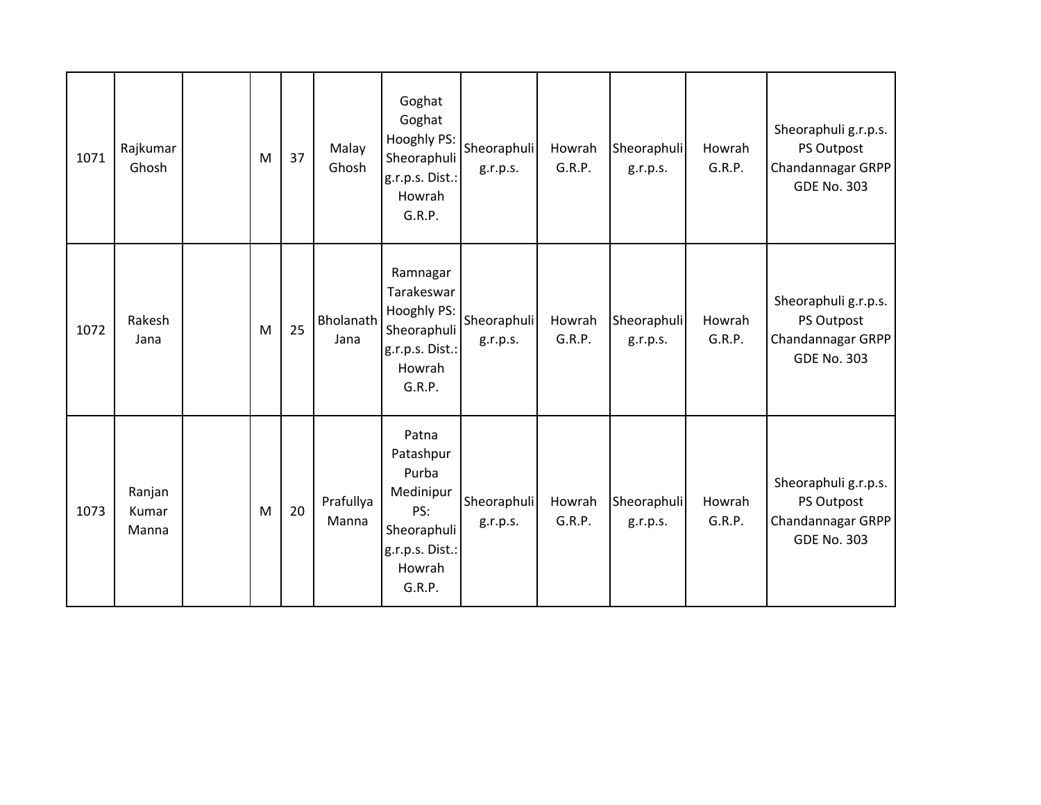| | | | | | | | | | | | |
|---|---|---|---|---|---|---|---|---|---|---|---|
| 1071 | Rajkumar Ghosh | | M | 37 | Malay Ghosh | Goghat Goghat Hooghly PS: Sheoraphuli g.r.p.s. Dist.: Howrah G.R.P. | Sheoraphuli g.r.p.s. | Howrah G.R.P. | Sheoraphuli g.r.p.s. | Howrah G.R.P. | Sheoraphuli g.r.p.s. PS Outpost Chandannagar GRPP GDE No. 303 |
| 1072 | Rakesh Jana | | M | 25 | Bholanath Jana | Ramnagar Tarakeswar Hooghly PS: Sheoraphuli g.r.p.s. Dist.: Howrah G.R.P. | Sheoraphuli g.r.p.s. | Howrah G.R.P. | Sheoraphuli g.r.p.s. | Howrah G.R.P. | Sheoraphuli g.r.p.s. PS Outpost Chandannagar GRPP GDE No. 303 |
| 1073 | Ranjan Kumar Manna | | M | 20 | Prafullya Manna | Patna Patashpur Purba Medinipur PS: Sheoraphuli g.r.p.s. Dist.: Howrah G.R.P. | Sheoraphuli g.r.p.s. | Howrah G.R.P. | Sheoraphuli g.r.p.s. | Howrah G.R.P. | Sheoraphuli g.r.p.s. PS Outpost Chandannagar GRPP GDE No. 303 |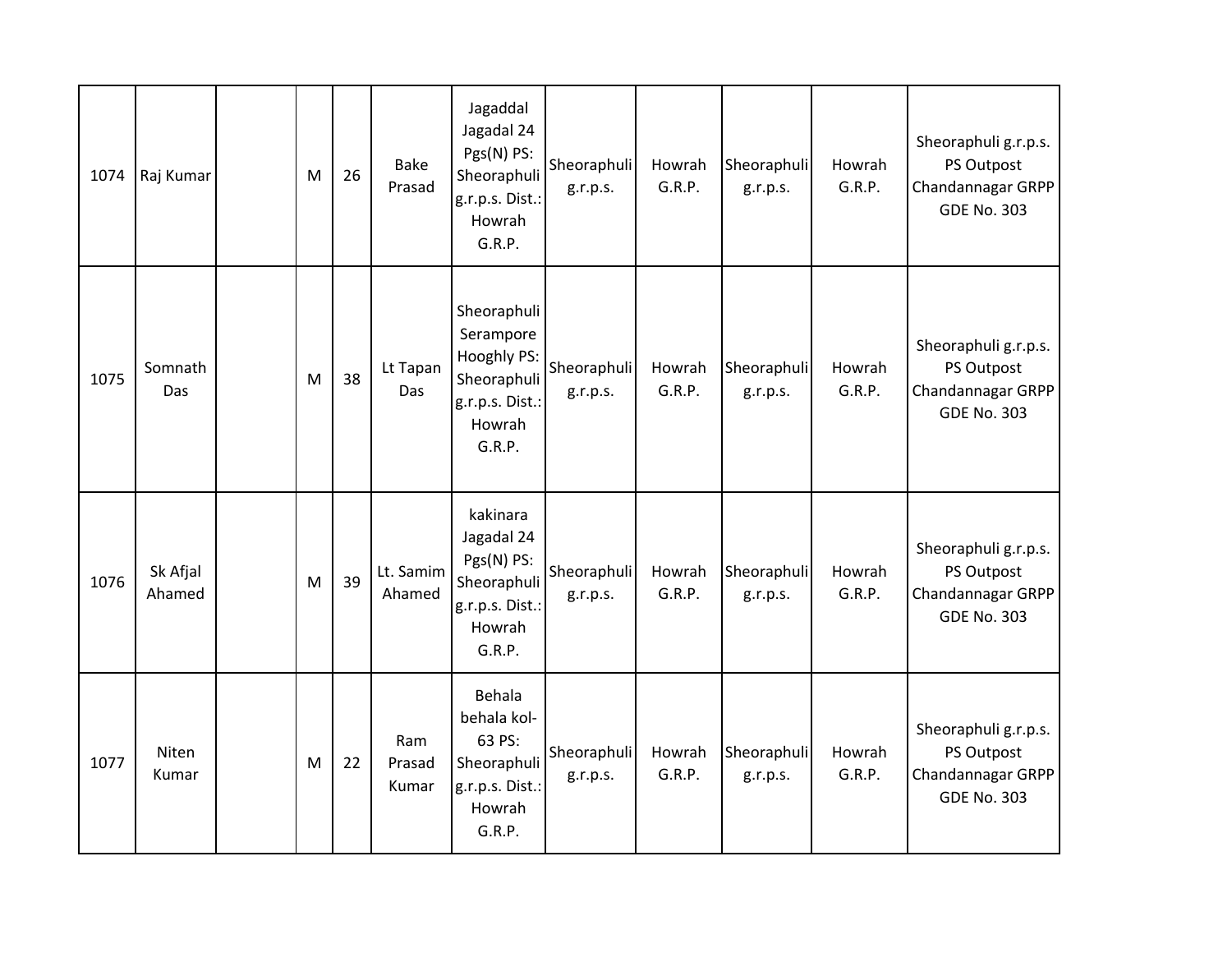| | | | | | | | | | | | |
|---|---|---|---|---|---|---|---|---|---|---|---|
| 1074 | Raj Kumar | | M | 26 | Bake Prasad | Jagaddal Jagadal 24 Pgs(N) PS: Sheoraphuli g.r.p.s. Dist.: Howrah G.R.P. | Sheoraphuli g.r.p.s. | Howrah G.R.P. | Sheoraphuli g.r.p.s. | Howrah G.R.P. | Sheoraphuli g.r.p.s. PS Outpost Chandannagar GRPP GDE No. 303 |
| 1075 | Somnath Das | | M | 38 | Lt Tapan Das | Sheoraphuli Serampore Hooghly PS: Sheoraphuli g.r.p.s. Dist.: Howrah G.R.P. | Sheoraphuli g.r.p.s. | Howrah G.R.P. | Sheoraphuli g.r.p.s. | Howrah G.R.P. | Sheoraphuli g.r.p.s. PS Outpost Chandannagar GRPP GDE No. 303 |
| 1076 | Sk Afjal Ahamed | | M | 39 | Lt. Samim Ahamed | kakinara Jagadal 24 Pgs(N) PS: Sheoraphuli g.r.p.s. Dist.: Howrah G.R.P. | Sheoraphuli g.r.p.s. | Howrah G.R.P. | Sheoraphuli g.r.p.s. | Howrah G.R.P. | Sheoraphuli g.r.p.s. PS Outpost Chandannagar GRPP GDE No. 303 |
| 1077 | Niten Kumar | | M | 22 | Ram Prasad Kumar | Behala behala kol-63 PS: Sheoraphuli g.r.p.s. Dist.: Howrah G.R.P. | Sheoraphuli g.r.p.s. | Howrah G.R.P. | Sheoraphuli g.r.p.s. | Howrah G.R.P. | Sheoraphuli g.r.p.s. PS Outpost Chandannagar GRPP GDE No. 303 |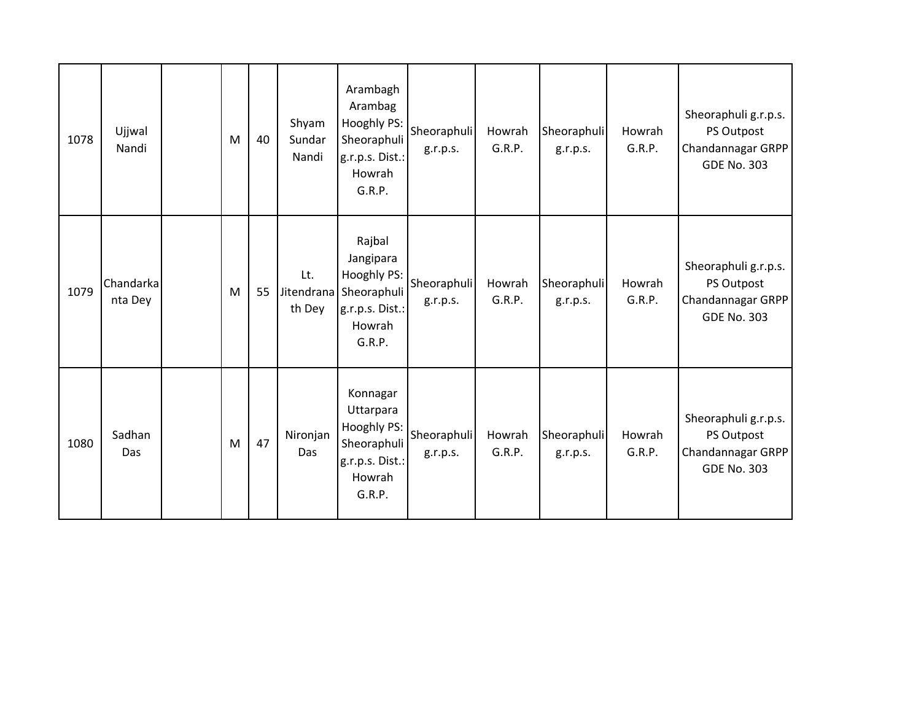| | | | | | | | | | | | |
|---|---|---|---|---|---|---|---|---|---|---|---|
| 1078 | Ujjwal Nandi | | M | 40 | Shyam Sundar Nandi | Arambagh Arambag Hooghly PS: Sheoraphuli g.r.p.s. Dist.: Howrah G.R.P. | Sheoraphuli g.r.p.s. | Howrah G.R.P. | Sheoraphuli g.r.p.s. | Howrah G.R.P. | Sheoraphuli g.r.p.s. PS Outpost Chandannagar GRPP GDE No. 303 |
| 1079 | Chandarkanta Dey | | M | 55 | Lt. Jitendranath Dey | Rajbal Jangipara Hooghly PS: Sheoraphuli g.r.p.s. Dist.: Howrah G.R.P. | Sheoraphuli g.r.p.s. | Howrah G.R.P. | Sheoraphuli g.r.p.s. | Howrah G.R.P. | Sheoraphuli g.r.p.s. PS Outpost Chandannagar GRPP GDE No. 303 |
| 1080 | Sadhan Das | | M | 47 | Nironjan Das | Konnagar Uttarpara Hooghly PS: Sheoraphuli g.r.p.s. Dist.: Howrah G.R.P. | Sheoraphuli g.r.p.s. | Howrah G.R.P. | Sheoraphuli g.r.p.s. | Howrah G.R.P. | Sheoraphuli g.r.p.s. PS Outpost Chandannagar GRPP GDE No. 303 |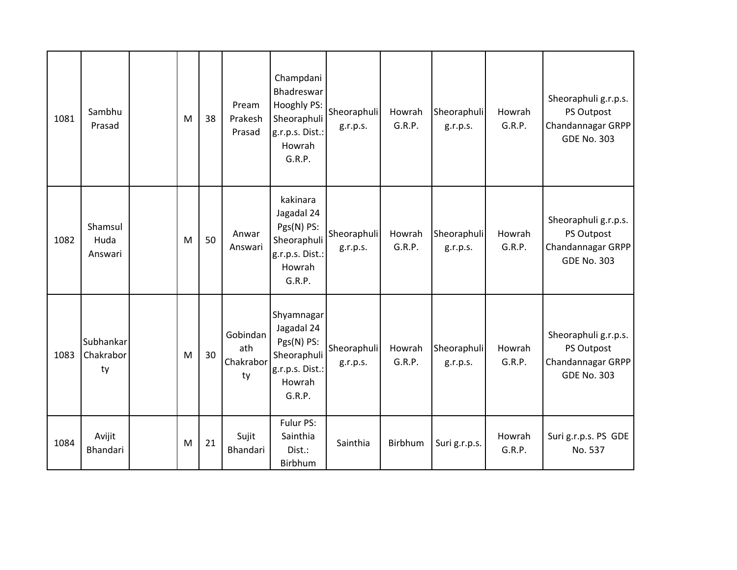| | | | | | | | | | | | |
|---|---|---|---|---|---|---|---|---|---|---|---|
| 1081 | Sambhu Prasad | | M | 38 | Pream Prakesh Prasad | Champdani Bhadreswar Hooghly PS: Sheoraphuli g.r.p.s. Dist.: Howrah G.R.P. | Sheoraphuli g.r.p.s. | Howrah G.R.P. | Sheoraphuli g.r.p.s. | Howrah G.R.P. | Sheoraphuli g.r.p.s. PS Outpost Chandannagar GRPP GDE No. 303 |
| 1082 | Shamsul Huda Answari | | M | 50 | Anwar Answari | kakinara Jagadal 24 Pgs(N) PS: Sheoraphuli g.r.p.s. Dist.: Howrah G.R.P. | Sheoraphuli g.r.p.s. | Howrah G.R.P. | Sheoraphuli g.r.p.s. | Howrah G.R.P. | Sheoraphuli g.r.p.s. PS Outpost Chandannagar GRPP GDE No. 303 |
| 1083 | Subhankar Chakraborty | | M | 30 | Gobindanath Chakraborty | Shyamnagar Jagadal 24 Pgs(N) PS: Sheoraphuli g.r.p.s. Dist.: Howrah G.R.P. | Sheoraphuli g.r.p.s. | Howrah G.R.P. | Sheoraphuli g.r.p.s. | Howrah G.R.P. | Sheoraphuli g.r.p.s. PS Outpost Chandannagar GRPP GDE No. 303 |
| 1084 | Avijit Bhandari | | M | 21 | Sujit Bhandari | Fulur PS: Sainthia Dist.: Birbhum | Sainthia | Birbhum | Suri g.r.p.s. | Howrah G.R.P. | Suri g.r.p.s. PS GDE No. 537 |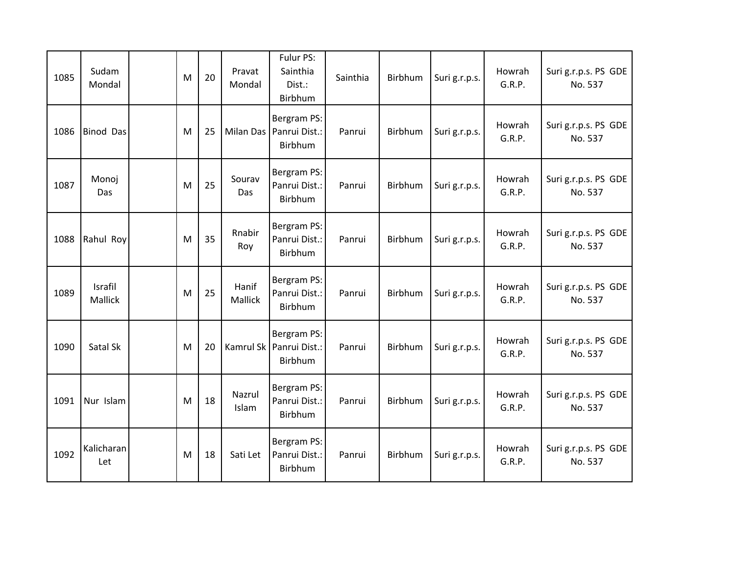| | | | | | | | | | | | |
|---|---|---|---|---|---|---|---|---|---|---|---|
| 1085 | Sudam Mondal | | M | 20 | Pravat Mondal | Fulur PS: Sainthia Dist.: Birbhum | Sainthia | Birbhum | Suri g.r.p.s. | Howrah G.R.P. | Suri g.r.p.s. PS GDE No. 537 |
| 1086 | Binod Das | | M | 25 | Milan Das | Bergram PS: Panrui Dist.: Birbhum | Panrui | Birbhum | Suri g.r.p.s. | Howrah G.R.P. | Suri g.r.p.s. PS GDE No. 537 |
| 1087 | Monoj Das | | M | 25 | Sourav Das | Bergram PS: Panrui Dist.: Birbhum | Panrui | Birbhum | Suri g.r.p.s. | Howrah G.R.P. | Suri g.r.p.s. PS GDE No. 537 |
| 1088 | Rahul Roy | | M | 35 | Rnabir Roy | Bergram PS: Panrui Dist.: Birbhum | Panrui | Birbhum | Suri g.r.p.s. | Howrah G.R.P. | Suri g.r.p.s. PS GDE No. 537 |
| 1089 | Israfil Mallick | | M | 25 | Hanif Mallick | Bergram PS: Panrui Dist.: Birbhum | Panrui | Birbhum | Suri g.r.p.s. | Howrah G.R.P. | Suri g.r.p.s. PS GDE No. 537 |
| 1090 | Satal Sk | | M | 20 | Kamrul Sk | Bergram PS: Panrui Dist.: Birbhum | Panrui | Birbhum | Suri g.r.p.s. | Howrah G.R.P. | Suri g.r.p.s. PS GDE No. 537 |
| 1091 | Nur Islam | | M | 18 | Nazrul Islam | Bergram PS: Panrui Dist.: Birbhum | Panrui | Birbhum | Suri g.r.p.s. | Howrah G.R.P. | Suri g.r.p.s. PS GDE No. 537 |
| 1092 | Kalicharan Let | | M | 18 | Sati Let | Bergram PS: Panrui Dist.: Birbhum | Panrui | Birbhum | Suri g.r.p.s. | Howrah G.R.P. | Suri g.r.p.s. PS GDE No. 537 |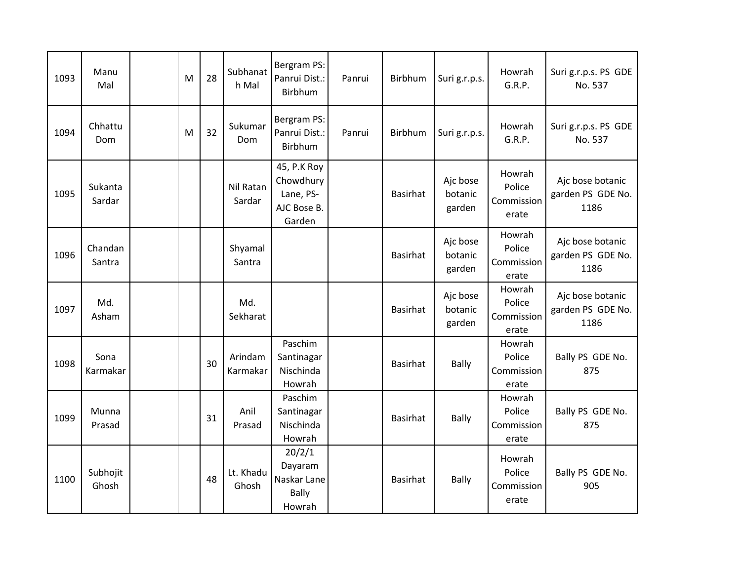| | | | | | | | | | | | |
|---|---|---|---|---|---|---|---|---|---|---|---|
| 1093 | Manu Mal | | M | 28 | Subhanath Mal | Bergram PS: Panrui Dist.: Birbhum | Panrui | Birbhum | Suri g.r.p.s. | Howrah G.R.P. | Suri g.r.p.s. PS GDE No. 537 |
| 1094 | Chhattu Dom | | M | 32 | Sukumar Dom | Bergram PS: Panrui Dist.: Birbhum | Panrui | Birbhum | Suri g.r.p.s. | Howrah G.R.P. | Suri g.r.p.s. PS GDE No. 537 |
| 1095 | Sukanta Sardar | | | | Nil Ratan Sardar | 45, P.K Roy Chowdhury Lane, PS- AJC Bose B. Garden | | Basirhat | Ajc bose botanic garden | Howrah Police Commissionerate | Ajc bose botanic garden PS GDE No. 1186 |
| 1096 | Chandan Santra | | | | Shyamal Santra | | | Basirhat | Ajc bose botanic garden | Howrah Police Commissionerate | Ajc bose botanic garden PS GDE No. 1186 |
| 1097 | Md. Asham | | | | Md. Sekharat | | | Basirhat | Ajc bose botanic garden | Howrah Police Commissionerate | Ajc bose botanic garden PS GDE No. 1186 |
| 1098 | Sona Karmakar | | | 30 | Arindam Karmakar | Paschim Santinagar Nischinda Howrah | | Basirhat | Bally | Howrah Police Commissionerate | Bally PS GDE No. 875 |
| 1099 | Munna Prasad | | | 31 | Anil Prasad | Paschim Santinagar Nischinda Howrah | | Basirhat | Bally | Howrah Police Commissionerate | Bally PS GDE No. 875 |
| 1100 | Subhojit Ghosh | | | 48 | Lt. Khadu Ghosh | 20/2/1 Dayaram Naskar Lane Bally Howrah | | Basirhat | Bally | Howrah Police Commissionerate | Bally PS GDE No. 905 |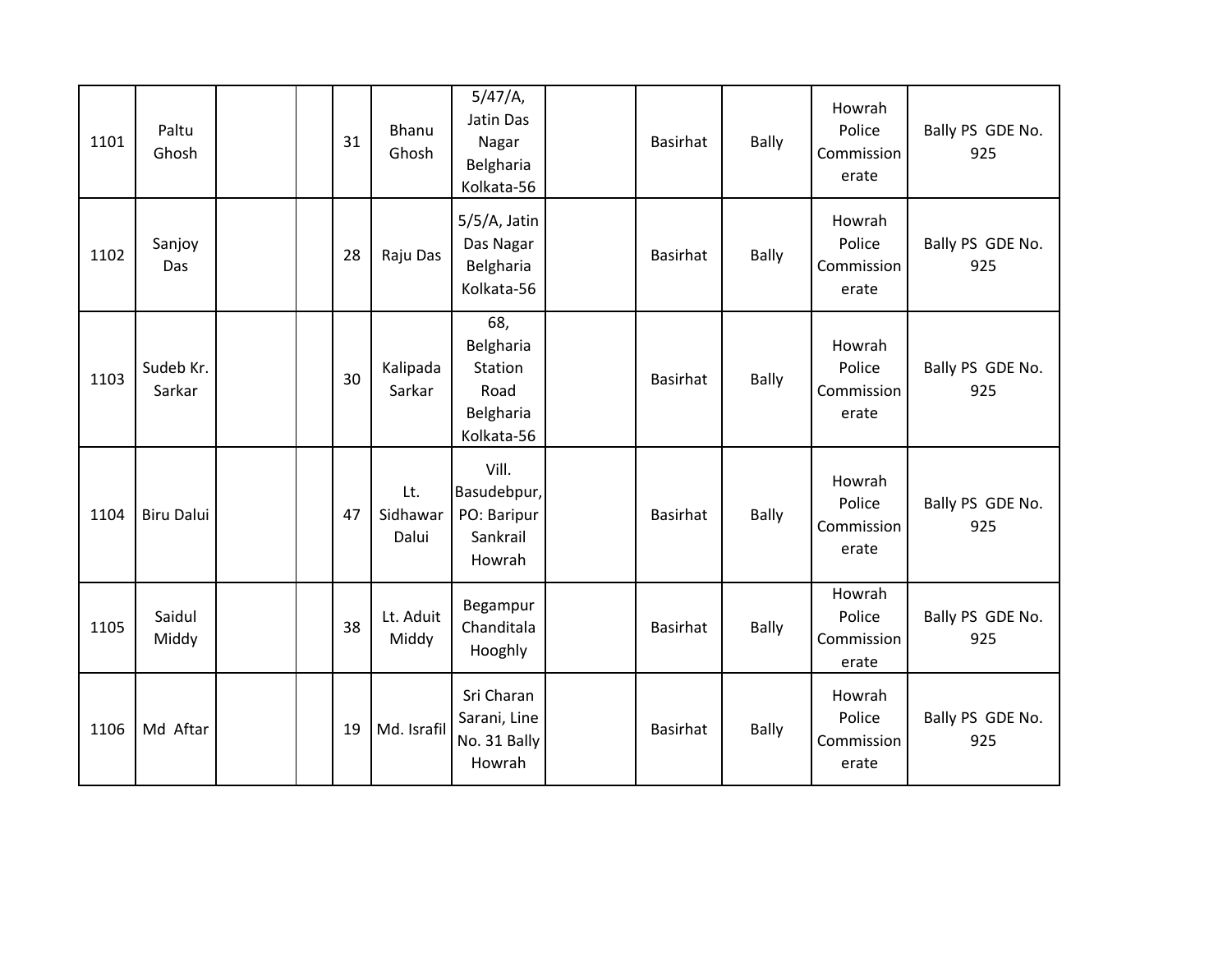| 1101 | Paltu Ghosh | | | 31 | Bhanu Ghosh | 5/47/A, Jatin Das Nagar Belgharia Kolkata-56 | | Basirhat | Bally | Howrah Police Commissionerate | Bally PS GDE No. 925 |
|---|---|---|---|---|---|---|---|---|---|---|---|
| 1102 | Sanjoy Das | | | 28 | Raju Das | 5/5/A, Jatin Das Nagar Belgharia Kolkata-56 | | Basirhat | Bally | Howrah Police Commissionerate | Bally PS GDE No. 925 |
| 1103 | Sudeb Kr. Sarkar | | | 30 | Kalipada Sarkar | 68, Belgharia Station Road Belgharia Kolkata-56 | | Basirhat | Bally | Howrah Police Commissionerate | Bally PS GDE No. 925 |
| 1104 | Biru Dalui | | | 47 | Lt. Sidhawar Dalui | Vill. Basudebpur, PO: Baripur Sankrail Howrah | | Basirhat | Bally | Howrah Police Commissionerate | Bally PS GDE No. 925 |
| 1105 | Saidul Middy | | | 38 | Lt. Aduit Middy | Begampur Chanditala Hooghly | | Basirhat | Bally | Howrah Police Commissionerate | Bally PS GDE No. 925 |
| 1106 | Md Aftar | | | 19 | Md. Israfil | Sri Charan Sarani, Line No. 31 Bally Howrah | | Basirhat | Bally | Howrah Police Commissionerate | Bally PS GDE No. 925 |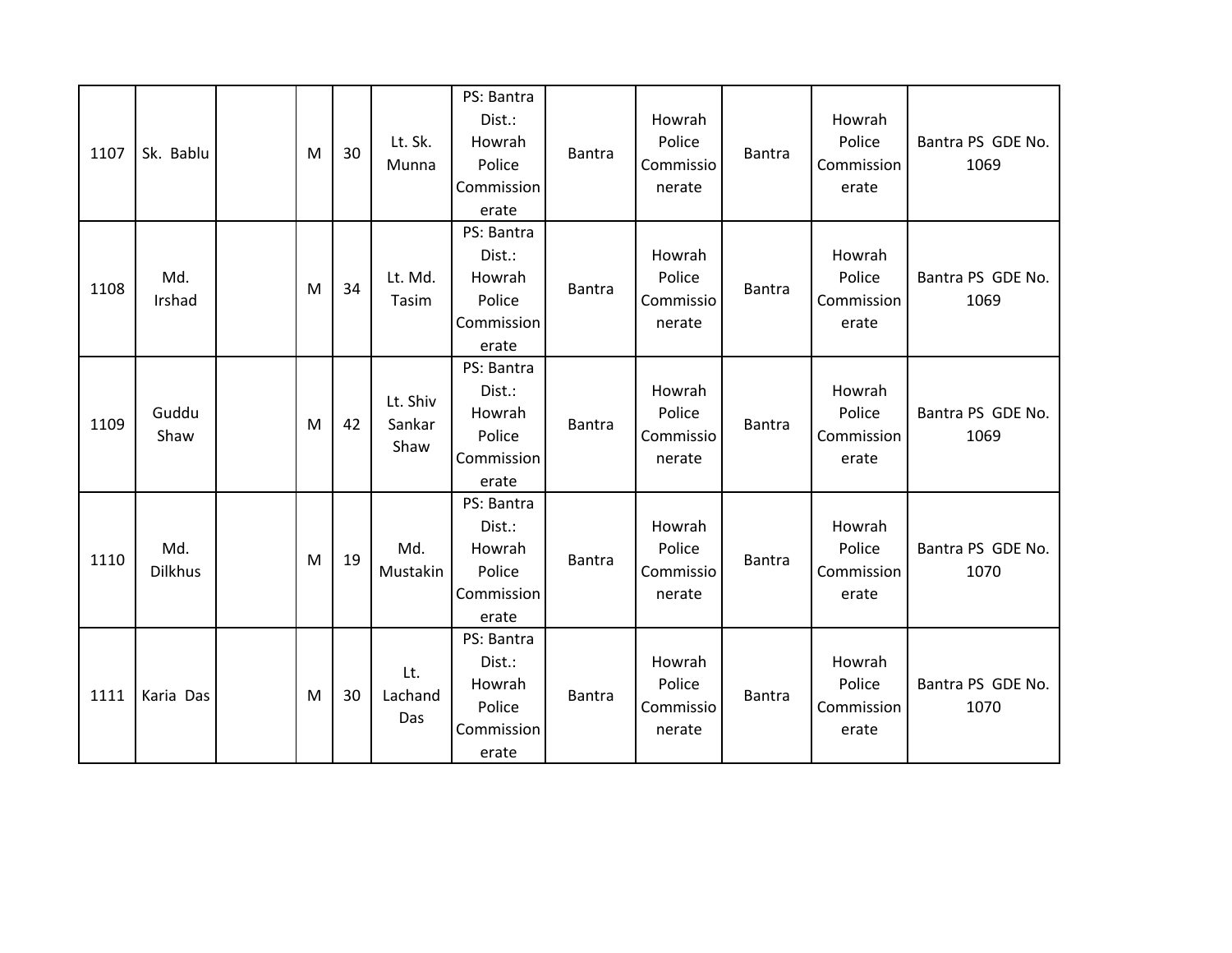| 1107 | Sk. Bablu | | M | 30 | Lt. Sk. Munna | PS: Bantra Dist.: Howrah Police Commissionerate | Bantra | Howrah Police Commissionerate | Bantra | Howrah Police Commissionerate | Bantra PS GDE No. 1069 |
|---|---|---|---|---|---|---|---|---|---|---|---|
| 1108 | Md. Irshad | | M | 34 | Lt. Md. Tasim | PS: Bantra Dist.: Howrah Police Commissionerate | Bantra | Howrah Police Commissionerate | Bantra | Howrah Police Commissionerate | Bantra PS GDE No. 1069 |
| 1109 | Guddu Shaw | | M | 42 | Lt. Shiv Sankar Shaw | PS: Bantra Dist.: Howrah Police Commissionerate | Bantra | Howrah Police Commissionerate | Bantra | Howrah Police Commissionerate | Bantra PS GDE No. 1069 |
| 1110 | Md. Dilkhus | | M | 19 | Md. Mustakin | PS: Bantra Dist.: Howrah Police Commissionerate | Bantra | Howrah Police Commissionerate | Bantra | Howrah Police Commissionerate | Bantra PS GDE No. 1070 |
| 1111 | Karia Das | | M | 30 | Lt. Lachand Das | PS: Bantra Dist.: Howrah Police Commissionerate | Bantra | Howrah Police Commissionerate | Bantra | Howrah Police Commissionerate | Bantra PS GDE No. 1070 |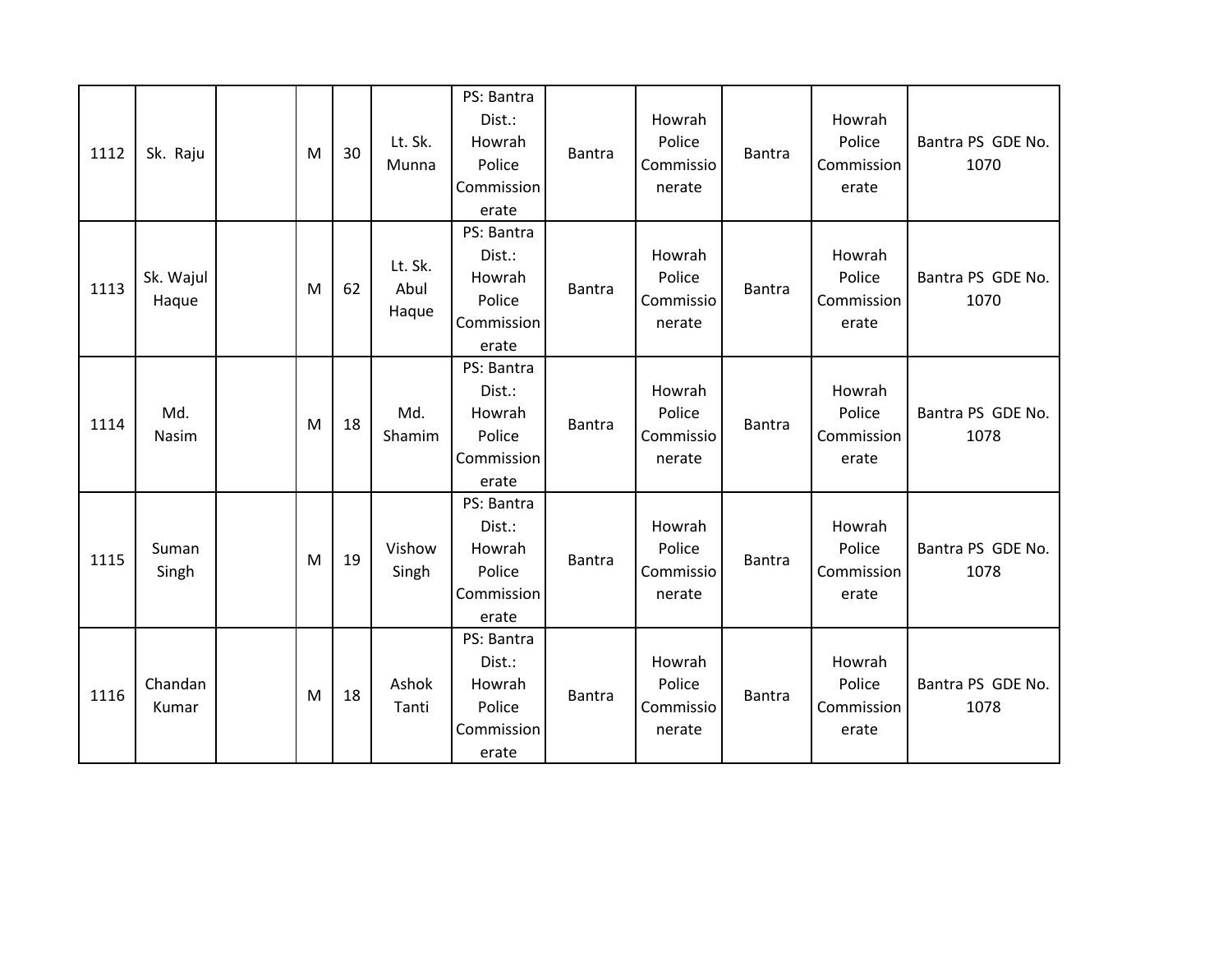| 1112 | Sk. Raju | | M | 30 | Lt. Sk. Munna | PS: Bantra Dist.: Howrah Police Commissionerate | Bantra | Howrah Police Commissionerate | Bantra | Howrah Police Commissionerate | Bantra PS GDE No. 1070 |
|---|---|---|---|---|---|---|---|---|---|---|---|
| 1113 | Sk. Wajul Haque | | M | 62 | Lt. Sk. Abul Haque | PS: Bantra Dist.: Howrah Police Commissionerate | Bantra | Howrah Police Commissionerate | Bantra | Howrah Police Commissionerate | Bantra PS GDE No. 1070 |
| 1114 | Md. Nasim | | M | 18 | Md. Shamim | PS: Bantra Dist.: Howrah Police Commissionerate | Bantra | Howrah Police Commissionerate | Bantra | Howrah Police Commissionerate | Bantra PS GDE No. 1078 |
| 1115 | Suman Singh | | M | 19 | Vishow Singh | PS: Bantra Dist.: Howrah Police Commissionerate | Bantra | Howrah Police Commissionerate | Bantra | Howrah Police Commissionerate | Bantra PS GDE No. 1078 |
| 1116 | Chandan Kumar | | M | 18 | Ashok Tanti | PS: Bantra Dist.: Howrah Police Commissionerate | Bantra | Howrah Police Commissionerate | Bantra | Howrah Police Commissionerate | Bantra PS GDE No. 1078 |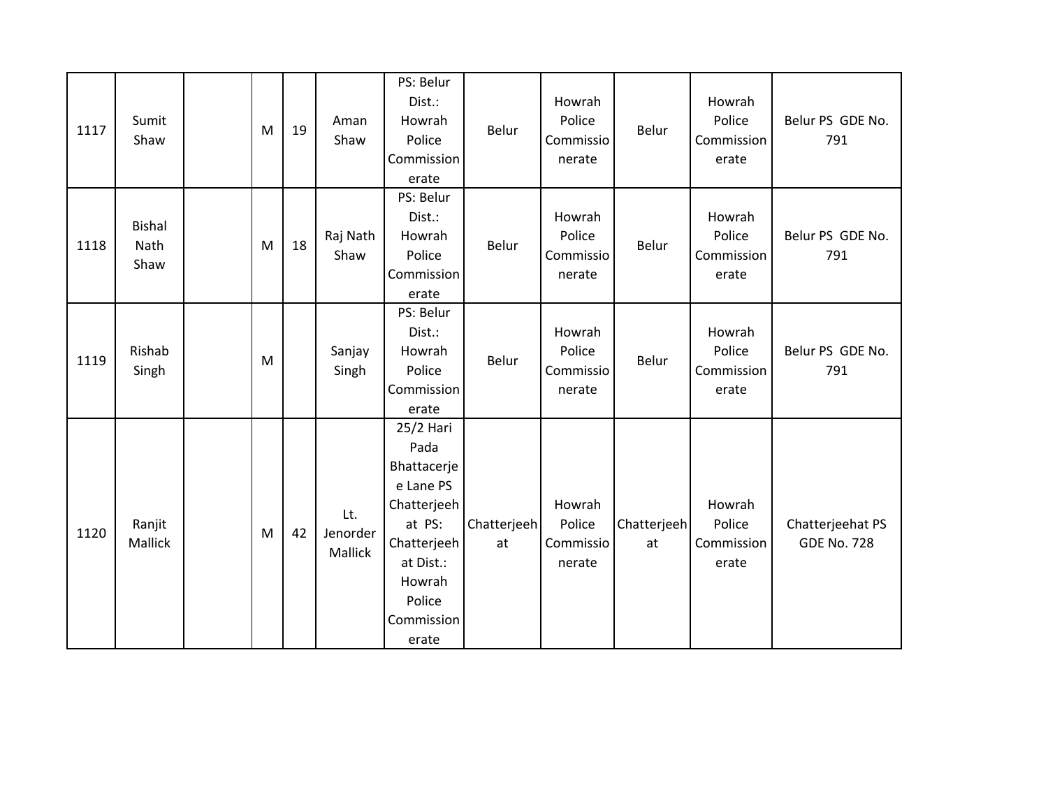| | | | | | | | | | | | |
|---|---|---|---|---|---|---|---|---|---|---|---|
| 1117 | Sumit Shaw | | M | 19 | Aman Shaw | PS: Belur Dist.: Howrah Police Commissionerate | Belur | Howrah Police Commissionerate | Belur | Howrah Police Commissionerate | Belur PS GDE No. 791 |
| 1118 | Bishal Nath Shaw | | M | 18 | Raj Nath Shaw | PS: Belur Dist.: Howrah Police Commissionerate | Belur | Howrah Police Commissionerate | Belur | Howrah Police Commissionerate | Belur PS GDE No. 791 |
| 1119 | Rishab Singh | | M | | Sanjay Singh | PS: Belur Dist.: Howrah Police Commissionerate | Belur | Howrah Police Commissionerate | Belur | Howrah Police Commissionerate | Belur PS GDE No. 791 |
| 1120 | Ranjit Mallick | | M | 42 | Lt. Jenorder Mallick | 25/2 Hari Pada Bhattacerjee Lane PS Chatterjeehat PS: Chatterjeehat Dist.: Howrah Police Commissionerate | Chatterjeehat | Howrah Police Commissionerate | Chatterjeehat | Howrah Police Commissionerate | Chatterjeehat PS GDE No. 728 |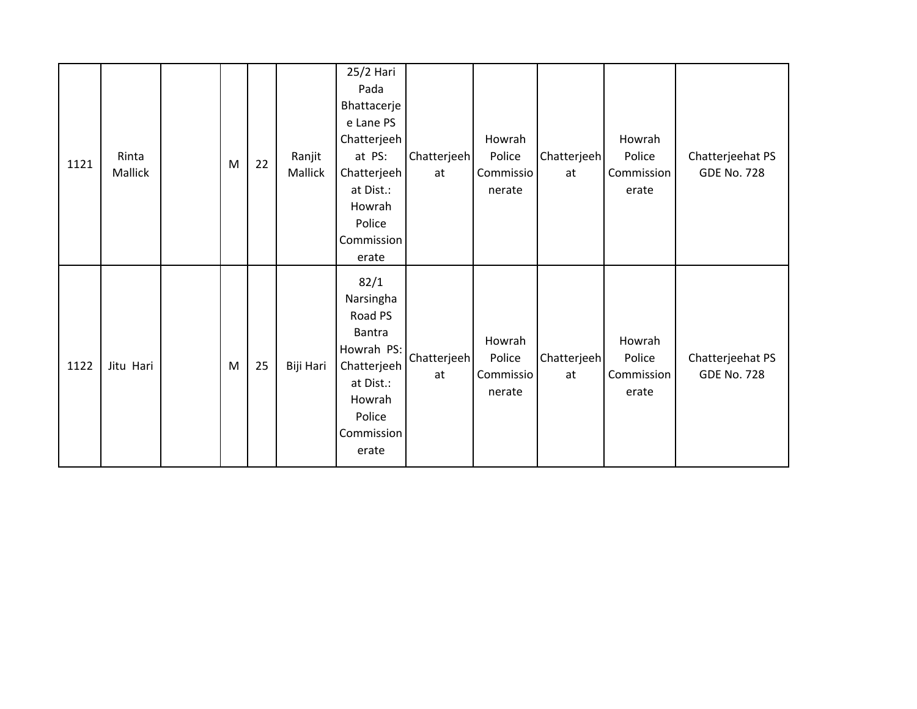| | | | | | | | | | | | |
|---|---|---|---|---|---|---|---|---|---|---|---|
| 1121 | Rinta Mallick | | M | 22 | Ranjit Mallick | 25/2 Hari Pada Bhattacerjee Lane PS Chatterjeehat PS: Chatterjeehat Dist.: Howrah Police Commissionerate | Chatterjeehat | Howrah Police Commissionerate | Chatterjeehat | Howrah Police Commissionerate | Chatterjeehat PS GDE No. 728 |
| 1122 | Jitu Hari | | M | 25 | Biji Hari | 82/1 Narsingha Road PS Bantra Howrah PS: Chatterjeehat Dist.: Howrah Police Commissionerate | Chatterjeehat | Howrah Police Commissionerate | Chatterjeehat | Howrah Police Commissionerate | Chatterjeehat PS GDE No. 728 |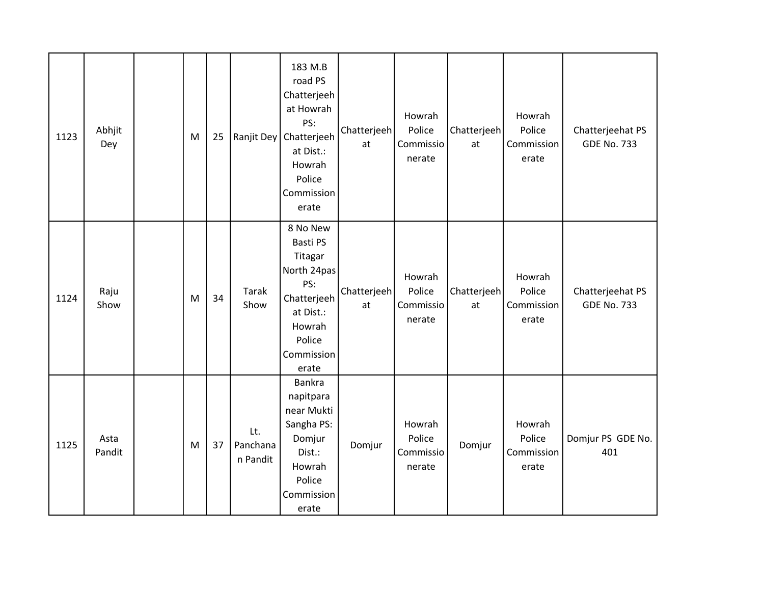| 1123 | Abhjit Dey | | M | 25 | Ranjit Dey | 183 M.B road PS Chatterjeehat Howrah PS: Chatterjeehat Dist.: Howrah Police Commissionerate | Chatterjeehat | Howrah Police Commissionerate | Chatterjeehat | Howrah Police Commissionerate | Chatterjeehat PS GDE No. 733 |
|---|---|---|---|---|---|---|---|---|---|---|---|
| 1124 | Raju Show | | M | 34 | Tarak Show | 8 No New Basti PS Titagar North 24pas PS: Chatterjeehat Dist.: Howrah Police Commissionerate | Chatterjeehat | Howrah Police Commissionerate | Chatterjeehat | Howrah Police Commissionerate | Chatterjeehat PS GDE No. 733 |
| 1125 | Asta Pandit | | M | 37 | Lt. Panchanan Pandit | Bankra napitpara near Mukti Sangha PS: Domjur Dist.: Howrah Police Commissionerate | Domjur | Howrah Police Commissionerate | Domjur | Howrah Police Commissionerate | Domjur PS GDE No. 401 |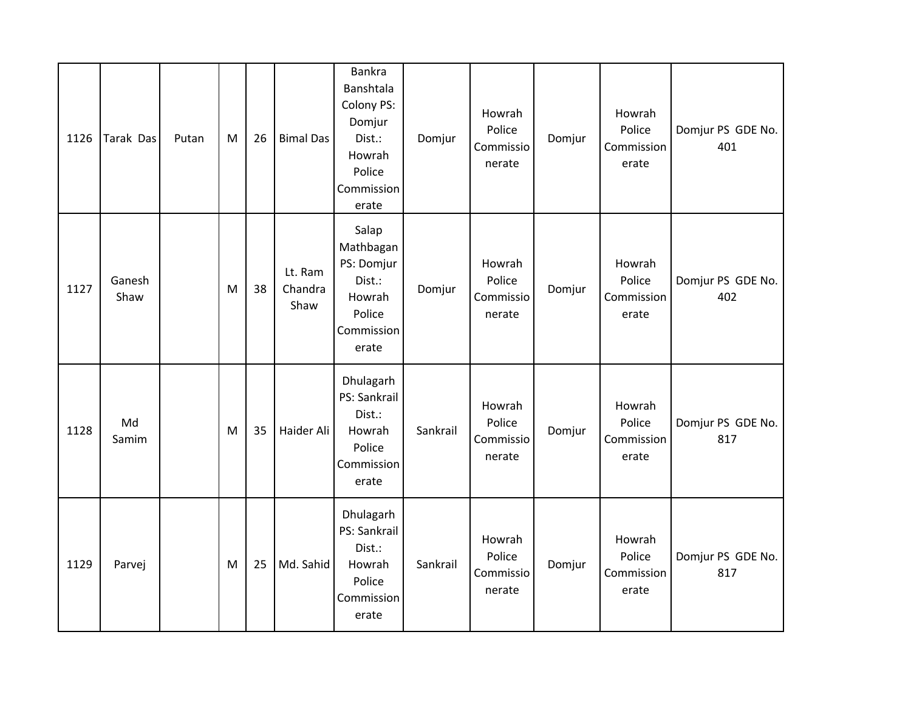| 1126 | Tarak Das | Putan | M | 26 | Bimal Das | Bankra Banshtala Colony PS: Domjur Dist.: Howrah Police Commissionerate | Domjur | Howrah Police Commissionerate | Domjur | Howrah Police Commissionerate | Domjur PS GDE No. 401 |
|---|---|---|---|---|---|---|---|---|---|---|---|
| 1127 | Ganesh Shaw | | M | 38 | Lt. Ram Chandra Shaw | Salap Mathbagan PS: Domjur Dist.: Howrah Police Commissionerate | Domjur | Howrah Police Commissionerate | Domjur | Howrah Police Commissionerate | Domjur PS GDE No. 402 |
| 1128 | Md Samim | | M | 35 | Haider Ali | Dhulagarh PS: Sankrail Dist.: Howrah Police Commissionerate | Sankrail | Howrah Police Commissionerate | Domjur | Howrah Police Commissionerate | Domjur PS GDE No. 817 |
| 1129 | Parvej | | M | 25 | Md. Sahid | Dhulagarh PS: Sankrail Dist.: Howrah Police Commissionerate | Sankrail | Howrah Police Commissionerate | Domjur | Howrah Police Commissionerate | Domjur PS GDE No. 817 |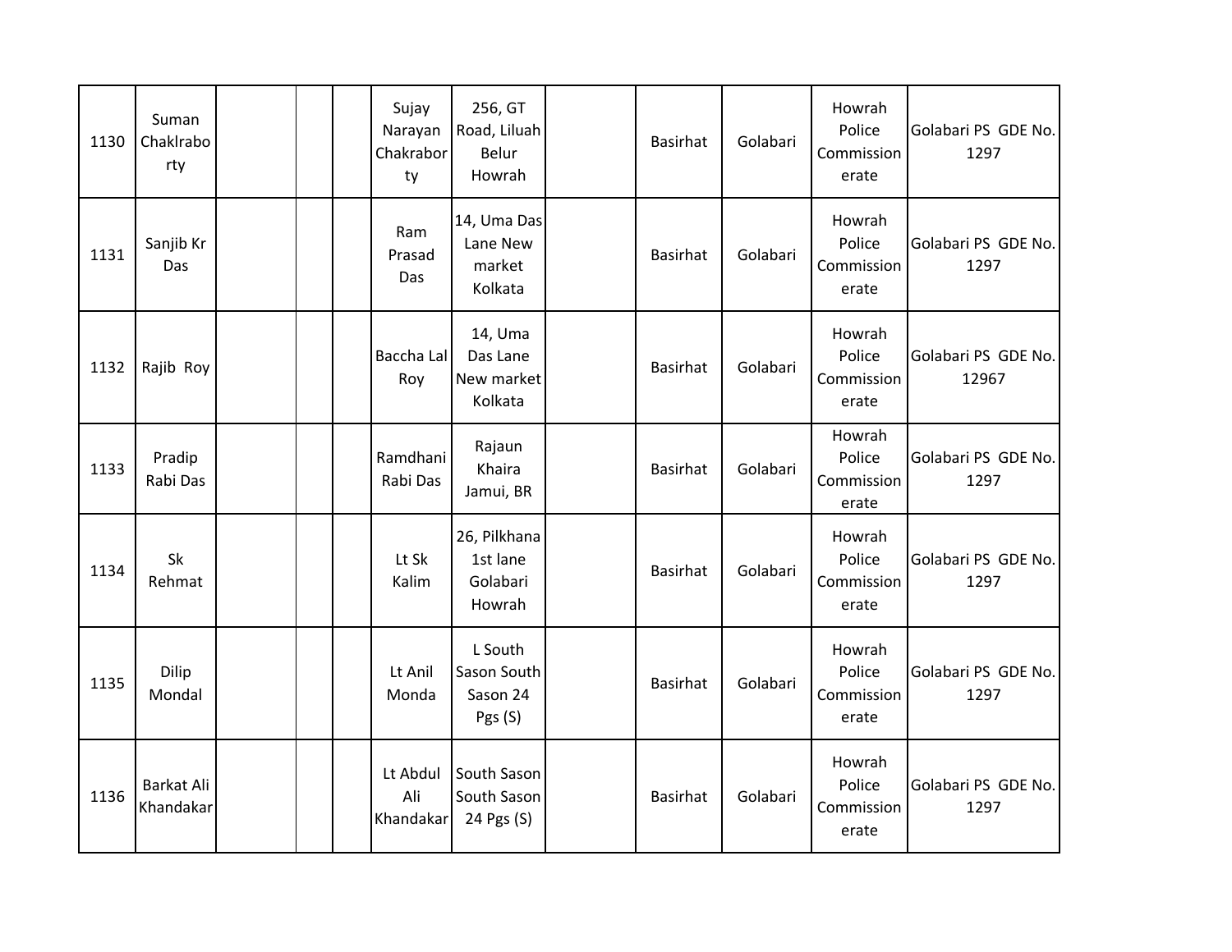| | | | | | | | | | | | |
|---|---|---|---|---|---|---|---|---|---|---|---|
| 1130 | Suman Chaklraborty | | | | Sujay Narayan Chakraborty | 256, GT Road, Liluah Belur Howrah | | Basirhat | Golabari | Howrah Police Commissionerate | Golabari PS GDE No. 1297 |
| 1131 | Sanjib Kr Das | | | | Ram Prasad Das | 14, Uma Das Lane New market Kolkata | | Basirhat | Golabari | Howrah Police Commissionerate | Golabari PS GDE No. 1297 |
| 1132 | Rajib Roy | | | | Baccha Lal Roy | 14, Uma Das Lane New market Kolkata | | Basirhat | Golabari | Howrah Police Commissionerate | Golabari PS GDE No. 12967 |
| 1133 | Pradip Rabi Das | | | | Ramdhani Rabi Das | Rajaun Khaira Jamui, BR | | Basirhat | Golabari | Howrah Police Commissionerate | Golabari PS GDE No. 1297 |
| 1134 | Sk Rehmat | | | | Lt Sk Kalim | 26, Pilkhana 1st lane Golabari Howrah | | Basirhat | Golabari | Howrah Police Commissionerate | Golabari PS GDE No. 1297 |
| 1135 | Dilip Mondal | | | | Lt Anil Monda | L South Sason South Sason 24 Pgs (S) | | Basirhat | Golabari | Howrah Police Commissionerate | Golabari PS GDE No. 1297 |
| 1136 | Barkat Ali Khandakar | | | | Lt Abdul Ali Khandakar | South Sason South Sason 24 Pgs (S) | | Basirhat | Golabari | Howrah Police Commissionerate | Golabari PS GDE No. 1297 |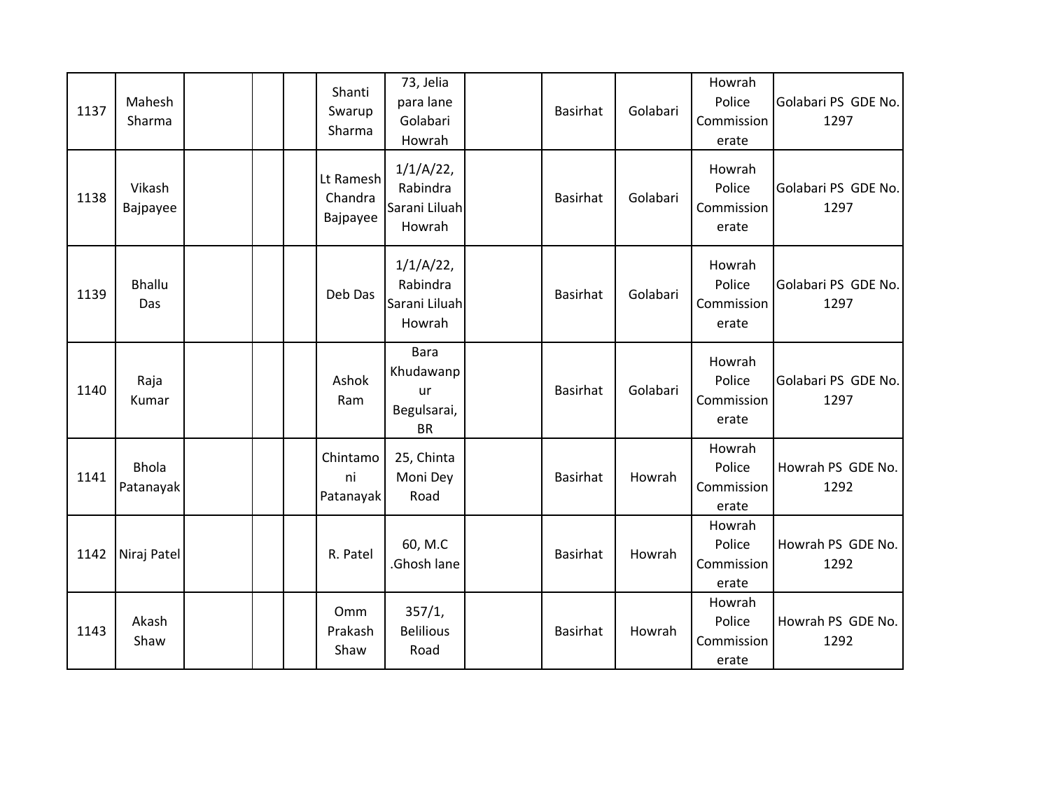| | | | | | | | | | | | |
|---|---|---|---|---|---|---|---|---|---|---|---|
| 1137 | Mahesh Sharma | | | | Shanti Swarup Sharma | 73, Jelia para lane Golabari Howrah | | Basirhat | Golabari | Howrah Police Commissionerate | Golabari PS GDE No. 1297 |
| 1138 | Vikash Bajpayee | | | | Lt Ramesh Chandra Bajpayee | 1/1/A/22, Rabindra Sarani Liluah Howrah | | Basirhat | Golabari | Howrah Police Commissionerate | Golabari PS GDE No. 1297 |
| 1139 | Bhallu Das | | | | Deb Das | 1/1/A/22, Rabindra Sarani Liluah Howrah | | Basirhat | Golabari | Howrah Police Commissionerate | Golabari PS GDE No. 1297 |
| 1140 | Raja Kumar | | | | Ashok Ram | Bara Khudawanpur Begulsarai, BR | | Basirhat | Golabari | Howrah Police Commissionerate | Golabari PS GDE No. 1297 |
| 1141 | Bhola Patanayak | | | | Chintamoni Patanayak | 25, Chinta Moni Dey Road | | Basirhat | Howrah | Howrah Police Commissionerate | Howrah PS GDE No. 1292 |
| 1142 | Niraj Patel | | | | R. Patel | 60, M.C .Ghosh lane | | Basirhat | Howrah | Howrah Police Commissionerate | Howrah PS GDE No. 1292 |
| 1143 | Akash Shaw | | | | Omm Prakash Shaw | 357/1, Belilious Road | | Basirhat | Howrah | Howrah Police Commissionerate | Howrah PS GDE No. 1292 |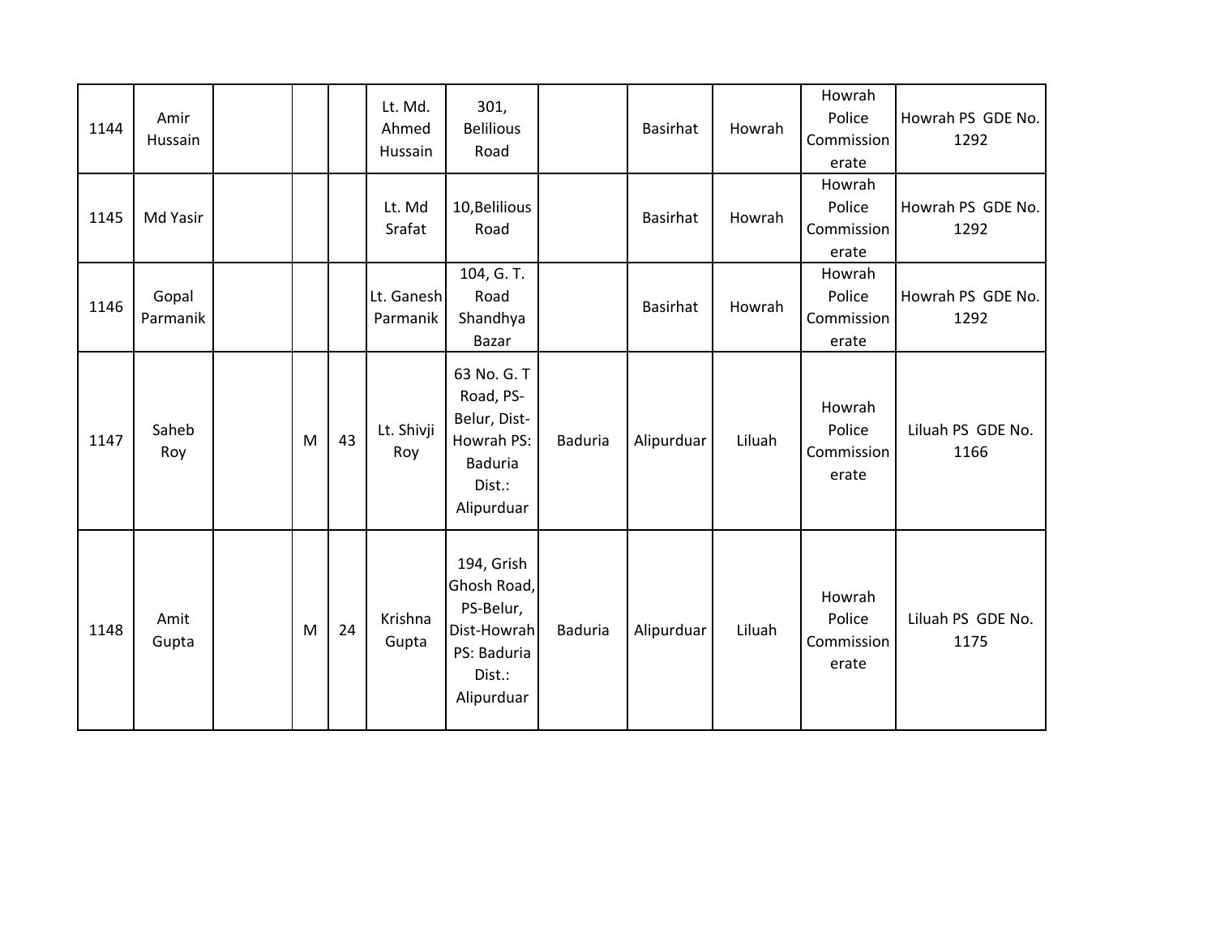| | | | | | | | | | | | |
|---|---|---|---|---|---|---|---|---|---|---|---|
| 1144 | Amir Hussain | | | | Lt. Md. Ahmed Hussain | 301, Belilious Road | | Basirhat | Howrah | Howrah Police Commissionerate | Howrah PS GDE No. 1292 |
| 1145 | Md Yasir | | | | Lt. Md Srafat | 10,Belilious Road | | Basirhat | Howrah | Howrah Police Commissionerate | Howrah PS GDE No. 1292 |
| 1146 | Gopal Parmanik | | | | Lt. Ganesh Parmanik | 104, G. T. Road Shandhya Bazar | | Basirhat | Howrah | Howrah Police Commissionerate | Howrah PS GDE No. 1292 |
| 1147 | Saheb Roy | | M | 43 | Lt. Shivji Roy | 63 No. G. T Road, PS-Belur, Dist-Howrah PS: Baduria Dist.: Alipurduar | Baduria | Alipurduar | Liluah | Howrah Police Commissionerate | Liluah PS GDE No. 1166 |
| 1148 | Amit Gupta | | M | 24 | Krishna Gupta | 194, Grish Ghosh Road, PS-Belur, Dist-Howrah PS: Baduria Dist.: Alipurduar | Baduria | Alipurduar | Liluah | Howrah Police Commissionerate | Liluah PS GDE No. 1175 |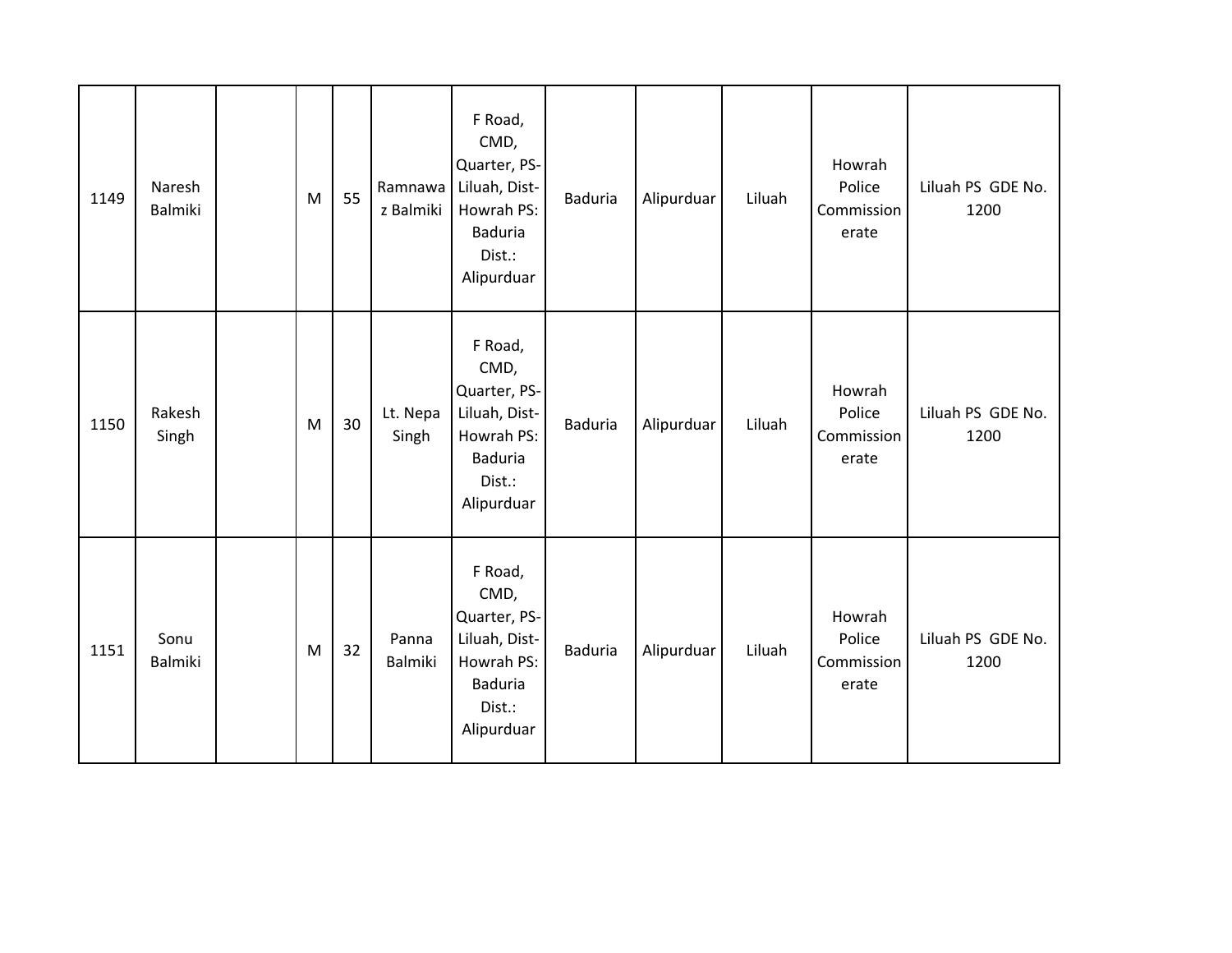| 1149 | Naresh Balmiki | | M | 55 | Ramnawaz Balmiki | F Road, CMD, Quarter, PS- Liluah, Dist- Howrah PS: Baduria Dist.: Alipurduar | Baduria | Alipurduar | Liluah | Howrah Police Commissionerate | Liluah PS GDE No. 1200 |
|---|---|---|---|---|---|---|---|---|---|---|---|
| 1150 | Rakesh Singh | | M | 30 | Lt. Nepa Singh | F Road, CMD, Quarter, PS- Liluah, Dist- Howrah PS: Baduria Dist.: Alipurduar | Baduria | Alipurduar | Liluah | Howrah Police Commissionerate | Liluah PS GDE No. 1200 |
| 1151 | Sonu Balmiki | | M | 32 | Panna Balmiki | F Road, CMD, Quarter, PS- Liluah, Dist- Howrah PS: Baduria Dist.: Alipurduar | Baduria | Alipurduar | Liluah | Howrah Police Commissionerate | Liluah PS GDE No. 1200 |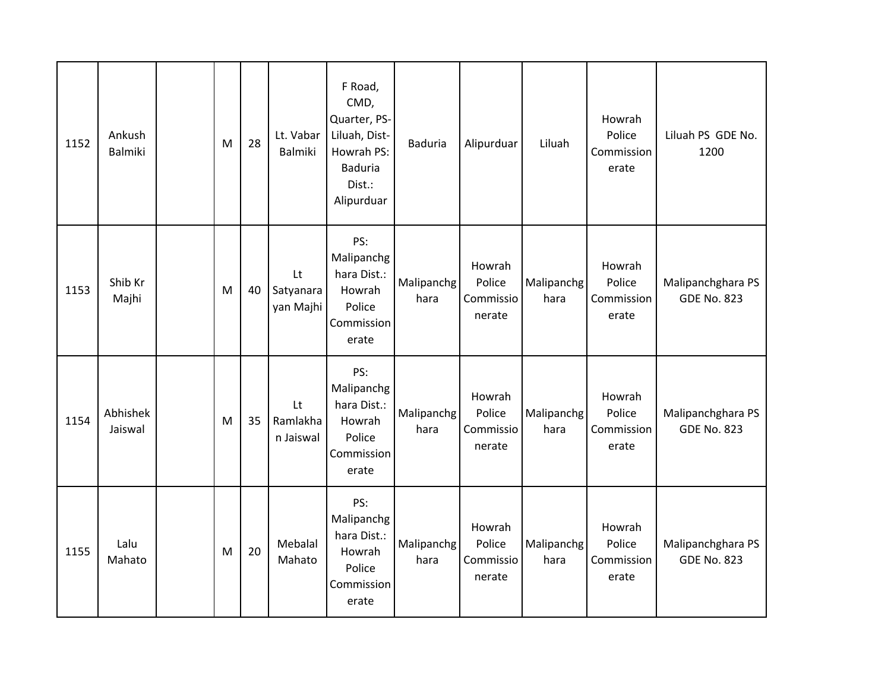| 1152 | Ankush Balmiki | | M | 28 | Lt. Vabar Balmiki | F Road, CMD, Quarter, PS- Liluah, Dist- Howrah PS: Baduria Dist.: Alipurduar | Baduria | Alipurduar | Liluah | Howrah Police Commissionerate | Liluah PS GDE No. 1200 |
|---|---|---|---|---|---|---|---|---|---|---|---|
| 1153 | Shib Kr Majhi | | M | 40 | Lt Satyanarayan Majhi | PS: Malipanchghara Dist.: Howrah Police Commissionerate | Malipanchghara | Howrah Police Commissionerate | Malipanchghara | Howrah Police Commissionerate | Malipanchghara PS GDE No. 823 |
| 1154 | Abhishek Jaiswal | | M | 35 | Lt Ramlakhan Jaiswal | PS: Malipanchghara Dist.: Howrah Police Commissionerate | Malipanchghara | Howrah Police Commissionerate | Malipanchghara | Howrah Police Commissionerate | Malipanchghara PS GDE No. 823 |
| 1155 | Lalu Mahato | | M | 20 | Mebalal Mahato | PS: Malipanchghara Dist.: Howrah Police Commissionerate | Malipanchghara | Howrah Police Commissionerate | Malipanchghara | Howrah Police Commissionerate | Malipanchghara PS GDE No. 823 |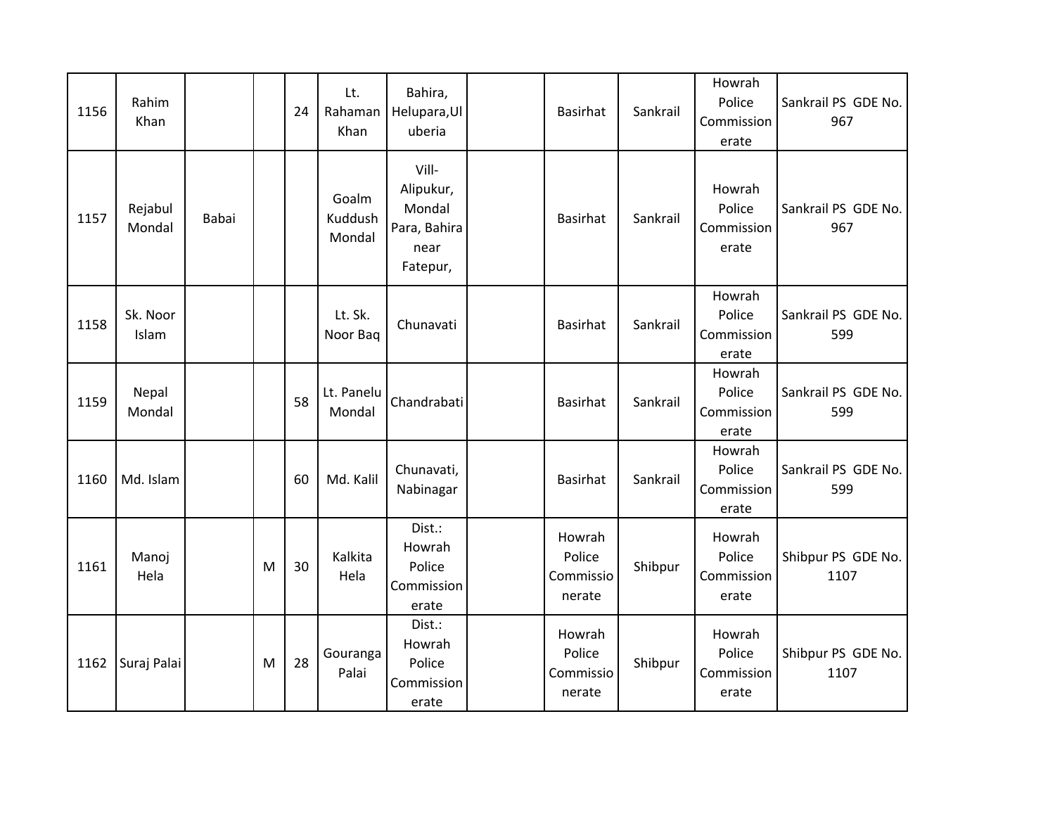| | | | | | | | | | | | |
|---|---|---|---|---|---|---|---|---|---|---|---|
| 1156 | Rahim Khan | | | 24 | Lt. Rahaman Khan | Bahira, Helupara,Uluberia | | Basirhat | Sankrail | Howrah Police Commissionerate | Sankrail PS GDE No. 967 |
| 1157 | Rejabul Mondal | Babai | | | Goalm Kuddush Mondal | Vill- Alipukur, Mondal Para, Bahira near Fatepur, | | Basirhat | Sankrail | Howrah Police Commissionerate | Sankrail PS GDE No. 967 |
| 1158 | Sk. Noor Islam | | | | Lt. Sk. Noor Baq | Chunavati | | Basirhat | Sankrail | Howrah Police Commissionerate | Sankrail PS GDE No. 599 |
| 1159 | Nepal Mondal | | | 58 | Lt. Panelu Mondal | Chandrabati | | Basirhat | Sankrail | Howrah Police Commissionerate | Sankrail PS GDE No. 599 |
| 1160 | Md. Islam | | | 60 | Md. Kalil | Chunavati, Nabinagar | | Basirhat | Sankrail | Howrah Police Commissionerate | Sankrail PS GDE No. 599 |
| 1161 | Manoj Hela | | M | 30 | Kalkita Hela | Dist.: Howrah Police Commissionerate | | Howrah Police Commissionerate | Shibpur | Howrah Police Commissionerate | Shibpur PS GDE No. 1107 |
| 1162 | Suraj Palai | | M | 28 | Gouranga Palai | Dist.: Howrah Police Commissionerate | | Howrah Police Commissionerate | Shibpur | Howrah Police Commissionerate | Shibpur PS GDE No. 1107 |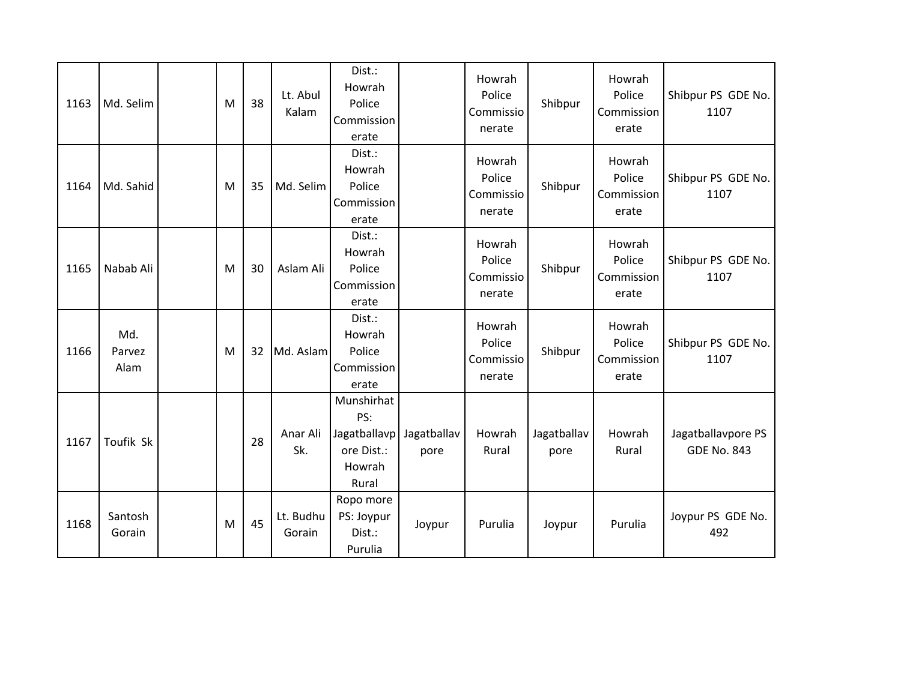| 1163 | Md. Selim | | M | 38 | Lt. Abul Kalam | Dist.: Howrah Police Commissionerate | | Howrah Police Commissionerate | Shibpur | Howrah Police Commissionerate | Shibpur PS GDE No. 1107 |
|---|---|---|---|---|---|---|---|---|---|---|---|
| 1164 | Md. Sahid | | M | 35 | Md. Selim | Dist.: Howrah Police Commissionerate | | Howrah Police Commissionerate | Shibpur | Howrah Police Commissionerate | Shibpur PS GDE No. 1107 |
| 1165 | Nabab Ali | | M | 30 | Aslam Ali | Dist.: Howrah Police Commissionerate | | Howrah Police Commissionerate | Shibpur | Howrah Police Commissionerate | Shibpur PS GDE No. 1107 |
| 1166 | Md. Parvez Alam | | M | 32 | Md. Aslam | Dist.: Howrah Police Commissionerate | | Howrah Police Commissionerate | Shibpur | Howrah Police Commissionerate | Shibpur PS GDE No. 1107 |
| 1167 | Toufik Sk | | | 28 | Anar Ali Sk. | Munshirhat PS: Jagatballavpore Dist.: Howrah Rural | Jagatballavpore | Howrah Rural | Jagatballavpore | Howrah Rural | Jagatballavpore PS GDE No. 843 |
| 1168 | Santosh Gorain | | M | 45 | Lt. Budhu Gorain | Ropo more PS: Joypur Dist.: Purulia | Joypur | Purulia | Joypur | Purulia | Joypur PS GDE No. 492 |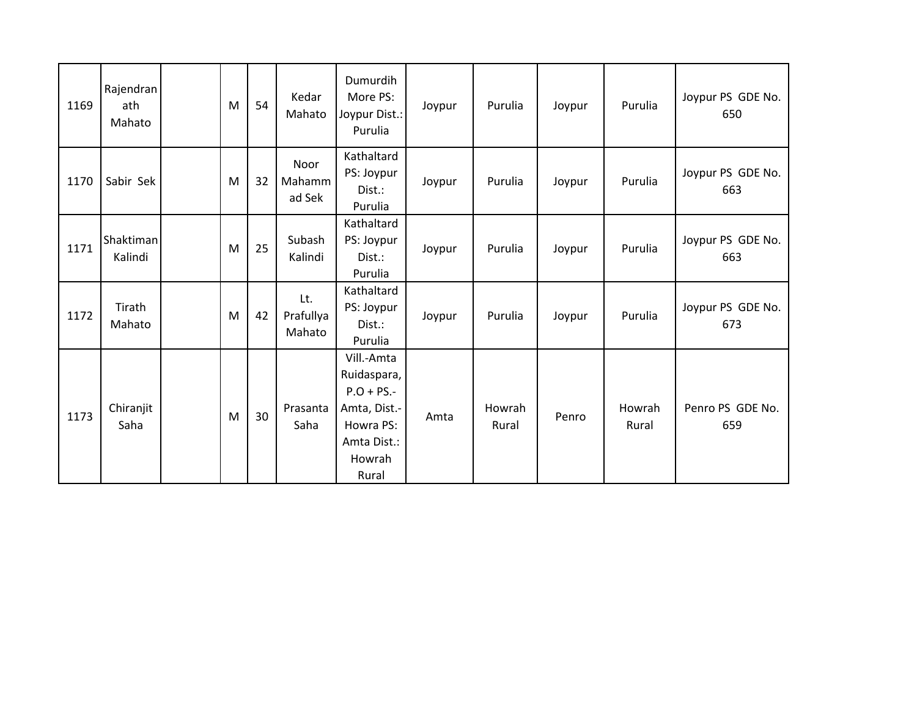| | | | | | | | | | | | |
|---|---|---|---|---|---|---|---|---|---|---|---|
| 1169 | Rajendranath Mahato | | M | 54 | Kedar Mahato | Dumurdih More PS: Joypur Dist.: Purulia | Joypur | Purulia | Joypur | Purulia | Joypur PS GDE No. 650 |
| 1170 | Sabir Sek | | M | 32 | Noor Mahammad Sek | Kathaltard PS: Joypur Dist.: Purulia | Joypur | Purulia | Joypur | Purulia | Joypur PS GDE No. 663 |
| 1171 | Shaktiman Kalindi | | M | 25 | Subash Kalindi | Kathaltard PS: Joypur Dist.: Purulia | Joypur | Purulia | Joypur | Purulia | Joypur PS GDE No. 663 |
| 1172 | Tirath Mahato | | M | 42 | Lt. Prafullya Mahato | Kathaltard PS: Joypur Dist.: Purulia | Joypur | Purulia | Joypur | Purulia | Joypur PS GDE No. 673 |
| 1173 | Chiranjit Saha | | M | 30 | Prasanta Saha | Vill.-Amta Ruidaspara, P.O + PS.- Amta, Dist.- Howra PS: Amta Dist.: Howrah Rural | Amta | Howrah Rural | Penro | Howrah Rural | Penro PS GDE No. 659 |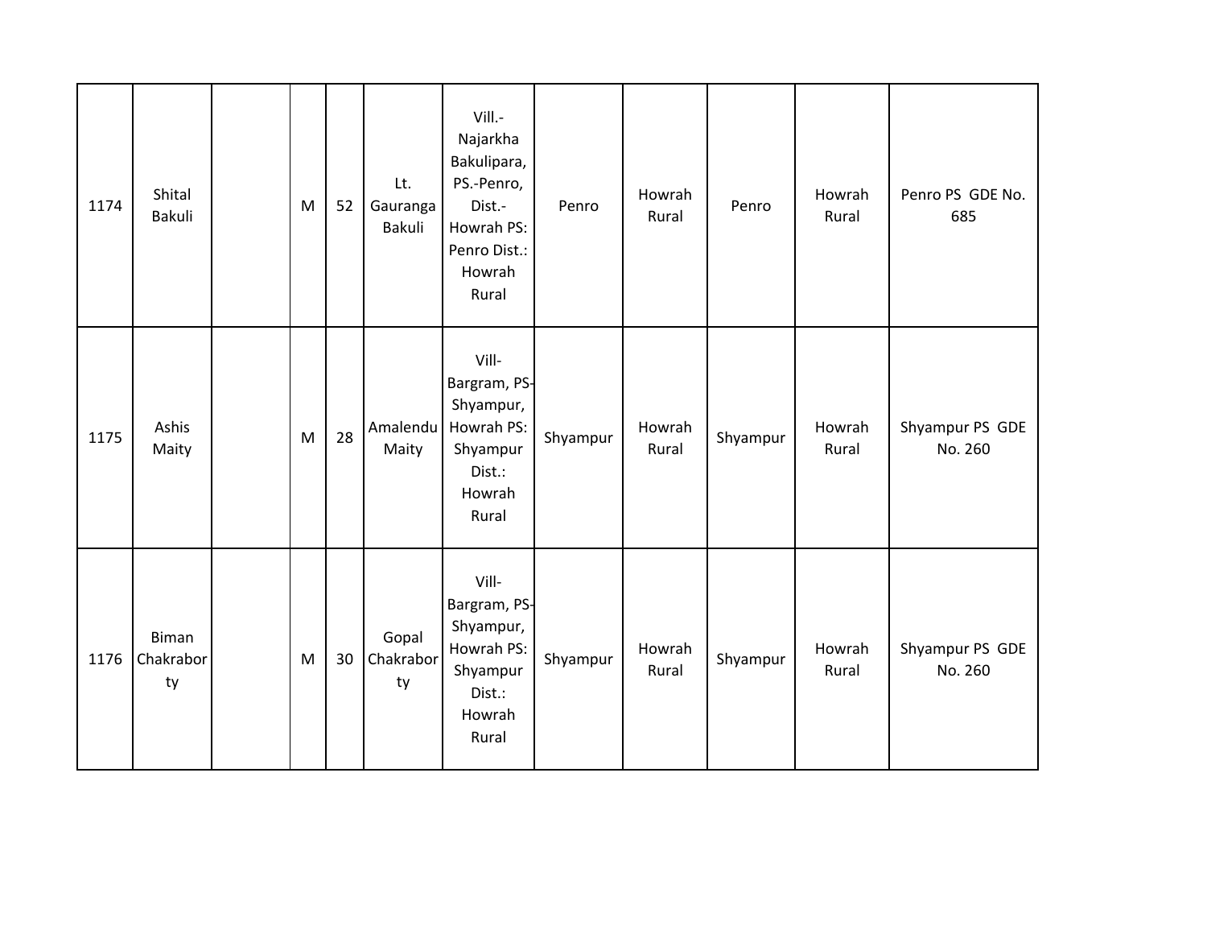| | | | | | | | | | | | |
|---|---|---|---|---|---|---|---|---|---|---|---|
| 1174 | Shital Bakuli | | M | 52 | Lt. Gauranga Bakuli | Vill.-Najarkha Bakulipara, PS.-Penro, Dist.-Howrah PS: Penro Dist.: Howrah Rural | Penro | Howrah Rural | Penro | Howrah Rural | Penro PS GDE No. 685 |
| 1175 | Ashis Maity | | M | 28 | Amalendu Maity | Vill-Bargram, PS-Shyampur, Howrah PS: Shyampur Dist.: Howrah Rural | Shyampur | Howrah Rural | Shyampur | Howrah Rural | Shyampur PS GDE No. 260 |
| 1176 | Biman Chakraborty | | M | 30 | Gopal Chakraborty | Vill-Bargram, PS-Shyampur, Howrah PS: Shyampur Dist.: Howrah Rural | Shyampur | Howrah Rural | Shyampur | Howrah Rural | Shyampur PS GDE No. 260 |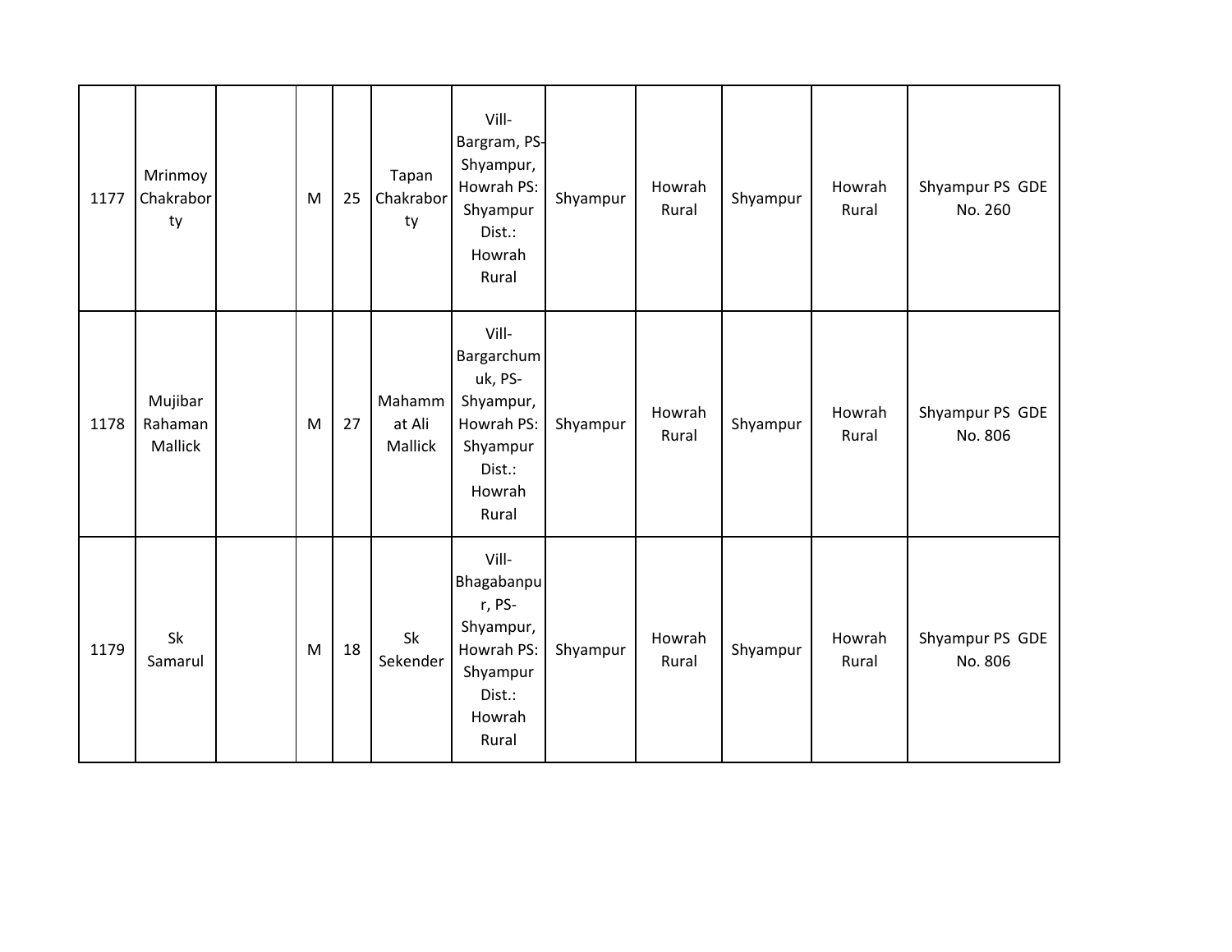| | | | | | | | | | | | |
|---|---|---|---|---|---|---|---|---|---|---|---|
| 1177 | Mrinmoy Chakraborty | | M | 25 | Tapan Chakraborty | Vill- Bargram, PS- Shyampur, Howrah PS: Shyampur Dist.: Howrah Rural | Shyampur | Howrah Rural | Shyampur | Howrah Rural | Shyampur PS GDE No. 260 |
| 1178 | Mujibar Rahaman Mallick | | M | 27 | Mahammat Ali Mallick | Vill- Bargarchumuk, PS- Shyampur, Howrah PS: Shyampur Dist.: Howrah Rural | Shyampur | Howrah Rural | Shyampur | Howrah Rural | Shyampur PS GDE No. 806 |
| 1179 | Sk Samarul | | M | 18 | Sk Sekender | Vill- Bhagabanpur, PS- Shyampur, Howrah PS: Shyampur Dist.: Howrah Rural | Shyampur | Howrah Rural | Shyampur | Howrah Rural | Shyampur PS GDE No. 806 |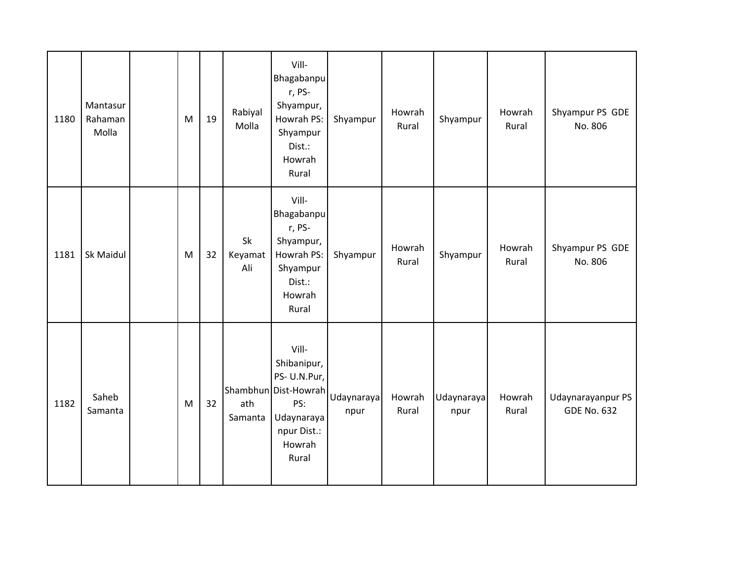| | | | | | | | | | | | |
|---|---|---|---|---|---|---|---|---|---|---|---|
| 1180 | Mantasur Rahaman Molla | | M | 19 | Rabiyal Molla | Vill- Bhagabanpur, PS- Shyampur, Howrah PS: Shyampur Dist.: Howrah Rural | Shyampur | Howrah Rural | Shyampur | Howrah Rural | Shyampur PS GDE No. 806 |
| 1181 | Sk Maidul | | M | 32 | Sk Keyamat Ali | Vill- Bhagabanpur, PS- Shyampur, Howrah PS: Shyampur Dist.: Howrah Rural | Shyampur | Howrah Rural | Shyampur | Howrah Rural | Shyampur PS GDE No. 806 |
| 1182 | Saheb Samanta | | M | 32 | Shambhunath Samanta | Vill- Shibanipur, PS- U.N.Pur, Dist-Howrah PS: Udaynarayanpur Dist.: Howrah Rural | Udaynarayanpur | Howrah Rural | Udaynarayanpur | Howrah Rural | Udaynarayanpur PS GDE No. 632 |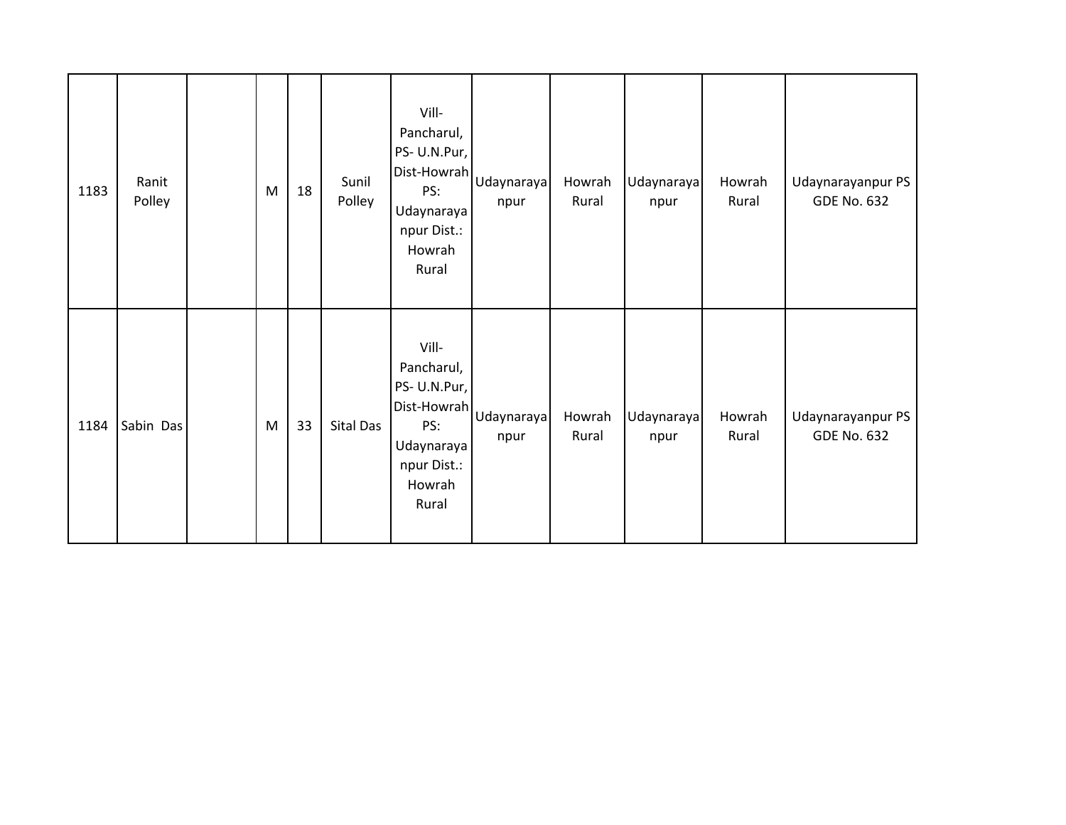| 1183 | Ranit Polley | | M | 18 | Sunil Polley | Vill-Pancharul, PS- U.N.Pur, Dist-Howrah PS: Udaynarayanpur Dist.: Howrah Rural | Udaynarayanpur | Howrah Rural | Udaynarayanpur | Howrah Rural | Udaynarayanpur PS GDE No. 632 |
|---|---|---|---|---|---|---|---|---|---|---|---|
| 1184 | Sabin Das | | M | 33 | Sital Das | Vill-Pancharul, PS- U.N.Pur, Dist-Howrah PS: Udaynarayanpur Dist.: Howrah Rural | Udaynarayanpur | Howrah Rural | Udaynarayanpur | Howrah Rural | Udaynarayanpur PS GDE No. 632 |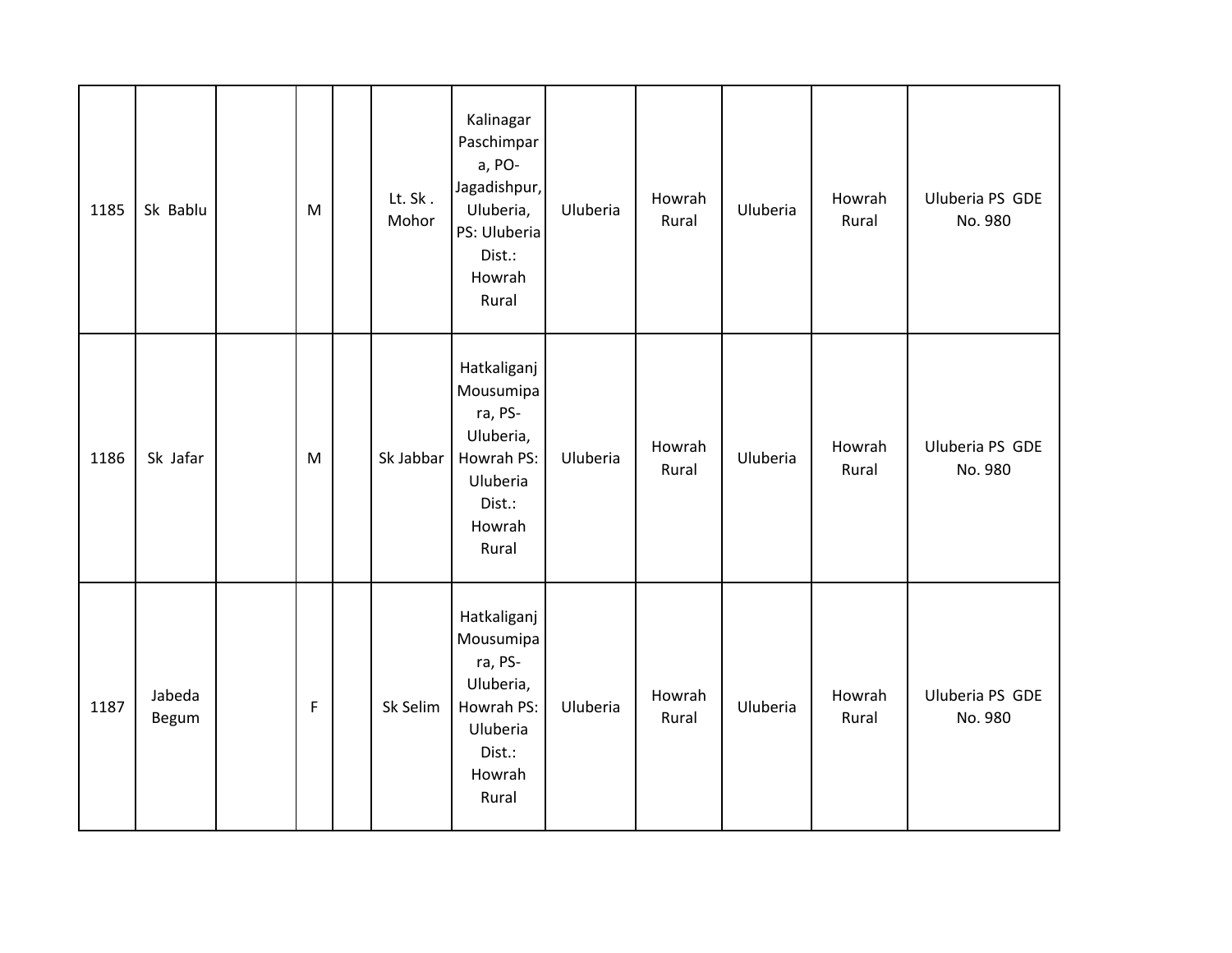| | | | | | | | | | | | |
|---|---|---|---|---|---|---|---|---|---|---|---|
| 1185 | Sk Bablu | | M | | Lt. Sk . Mohor | Kalinagar Paschimpara, PO- Jagadishpur, Uluberia, PS: Uluberia Dist.: Howrah Rural | Uluberia | Howrah Rural | Uluberia | Howrah Rural | Uluberia PS GDE No. 980 |
| 1186 | Sk Jafar | | M | | Sk Jabbar | Hatkaliganj Mousumipara, PS- Uluberia, Howrah PS: Uluberia Dist.: Howrah Rural | Uluberia | Howrah Rural | Uluberia | Howrah Rural | Uluberia PS GDE No. 980 |
| 1187 | Jabeda Begum | | F | | Sk Selim | Hatkaliganj Mousumipara, PS- Uluberia, Howrah PS: Uluberia Dist.: Howrah Rural | Uluberia | Howrah Rural | Uluberia | Howrah Rural | Uluberia PS GDE No. 980 |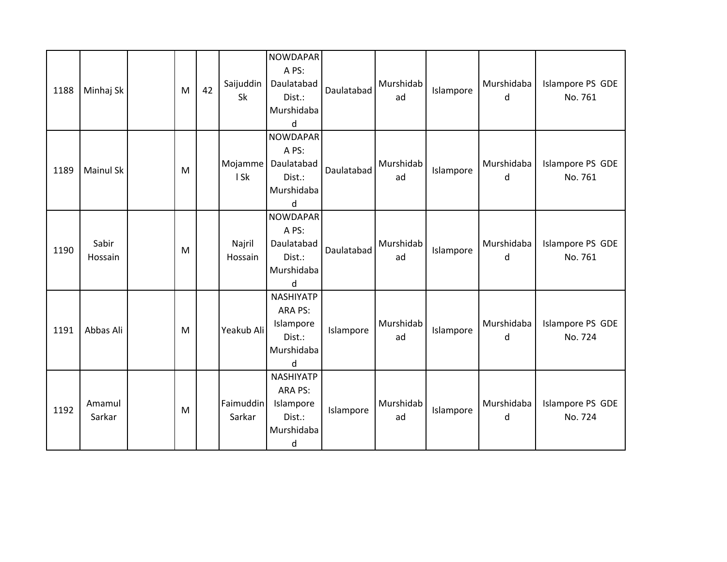| | | | | | | | | | | | |
|---|---|---|---|---|---|---|---|---|---|---|---|
| 1188 | Minhaj Sk | | M | 42 | Saijuddin Sk | NOWDAPARA PS: Daulatabad Dist.: Murshidabad | Daulatabad | Murshidabad | Islampore | Murshidabad | Islampore PS GDE No. 761 |
| 1189 | Mainul Sk | | M | | Mojammel Sk | NOWDAPARA PS: Daulatabad Dist.: Murshidabad | Daulatabad | Murshidabad | Islampore | Murshidabad | Islampore PS GDE No. 761 |
| 1190 | Sabir Hossain | | M | | Najril Hossain | NOWDAPARA PS: Daulatabad Dist.: Murshidabad | Daulatabad | Murshidabad | Islampore | Murshidabad | Islampore PS GDE No. 761 |
| 1191 | Abbas Ali | | M | | Yeakub Ali | NASHIYATPARA PS: Islampore Dist.: Murshidabad | Islampore | Murshidabad | Islampore | Murshidabad | Islampore PS GDE No. 724 |
| 1192 | Amamul Sarkar | | M | | Faimuddin Sarkar | NASHIYATPARA PS: Islampore Dist.: Murshidabad | Islampore | Murshidabad | Islampore | Murshidabad | Islampore PS GDE No. 724 |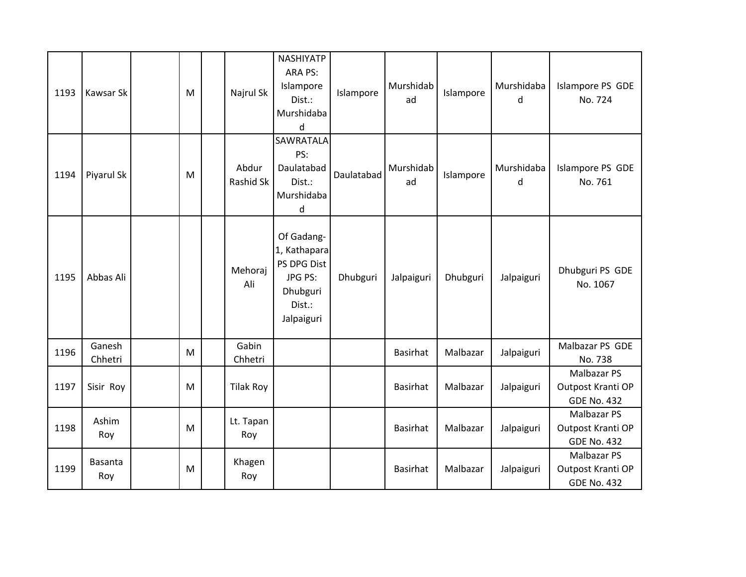| | | | | | | | | | | | |
|---|---|---|---|---|---|---|---|---|---|---|---|
| 1193 | Kawsar Sk | | M | | Najrul Sk | NASHIYATPARA PS: Islampore Dist.: Murshidabad | Islampore | Murshidabad | Islampore | Murshidabad | Islampore PS GDE No. 724 |
| 1194 | Piyarul Sk | | M | | Abdur Rashid Sk | SAWRATALA PS: Daulatabad Dist.: Murshidabad | Daulatabad | Murshidabad | Islampore | Murshidabad | Islampore PS GDE No. 761 |
| 1195 | Abbas Ali | | | | Mehoraj Ali | Of Gadang-1, Kathapara PS DPG Dist JPG PS: Dhubguri Dist.: Jalpaiguri | Dhubguri | Jalpaiguri | Dhubguri | Jalpaiguri | Dhubguri PS GDE No. 1067 |
| 1196 | Ganesh Chhetri | | M | | Gabin Chhetri | | | Basirhat | Malbazar | Jalpaiguri | Malbazar PS GDE No. 738 |
| 1197 | Sisir Roy | | M | | Tilak Roy | | | Basirhat | Malbazar | Jalpaiguri | Malbazar PS Outpost Kranti OP GDE No. 432 |
| 1198 | Ashim Roy | | M | | Lt. Tapan Roy | | | Basirhat | Malbazar | Jalpaiguri | Malbazar PS Outpost Kranti OP GDE No. 432 |
| 1199 | Basanta Roy | | M | | Khagen Roy | | | Basirhat | Malbazar | Jalpaiguri | Malbazar PS Outpost Kranti OP GDE No. 432 |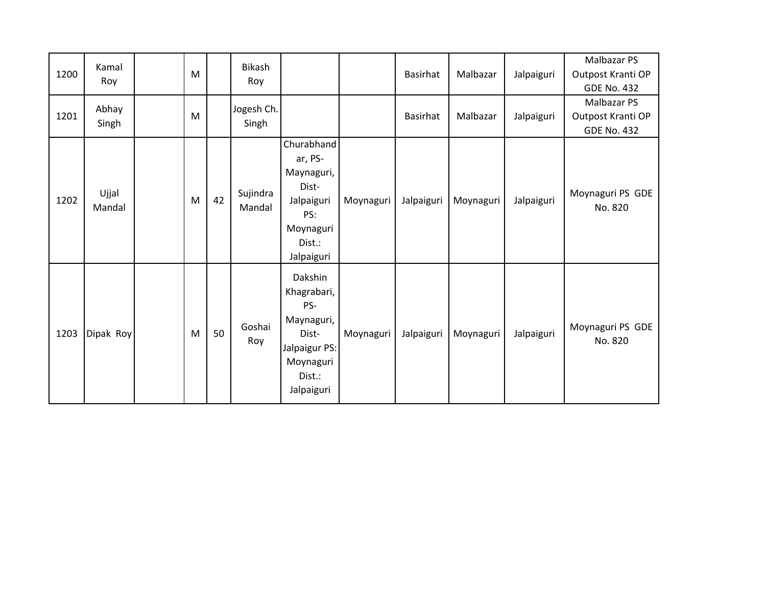| | | | | | | | | | | | |
|---|---|---|---|---|---|---|---|---|---|---|---|
| 1200 | Kamal Roy | | M | | Bikash Roy | | | Basirhat | Malbazar | Jalpaiguri | Malbazar PS Outpost Kranti OP GDE No. 432 |
| 1201 | Abhay Singh | | M | | Jogesh Ch. Singh | | | Basirhat | Malbazar | Jalpaiguri | Malbazar PS Outpost Kranti OP GDE No. 432 |
| 1202 | Ujjal Mandal | | M | 42 | Sujindra Mandal | Churabhandar, PS- Maynaguri, Dist- Jalpaiguri PS: Moynaguri Dist.: Jalpaiguri | Moynaguri | Jalpaiguri | Moynaguri | Jalpaiguri | Moynaguri PS GDE No. 820 |
| 1203 | Dipak Roy | | M | 50 | Goshai Roy | Dakshin Khagrabari, PS- Maynaguri, Dist- Jalpaigur PS: Moynaguri Dist.: Jalpaiguri | Moynaguri | Jalpaiguri | Moynaguri | Jalpaiguri | Moynaguri PS GDE No. 820 |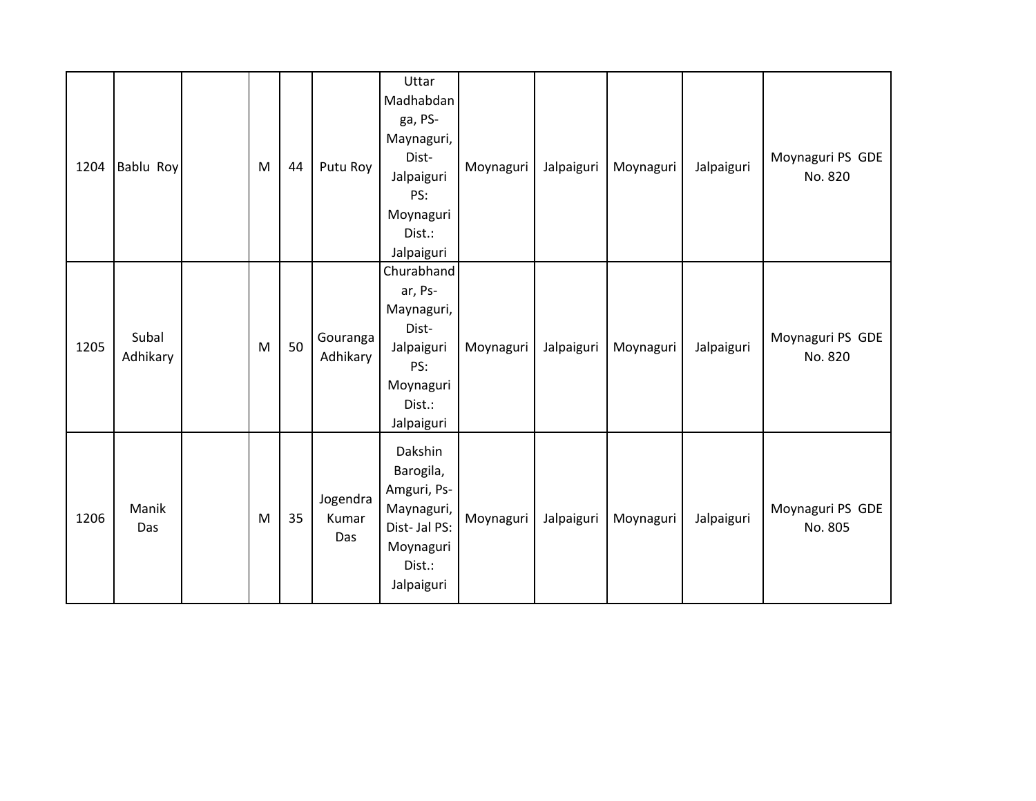| | | | | | | | | | | | |
|---|---|---|---|---|---|---|---|---|---|---|---|
| 1204 | Bablu Roy | | M | 44 | Putu Roy | Uttar Madhabdanga, PS- Maynaguri, Dist- Jalpaiguri PS: Moynaguri Dist.: Jalpaiguri | Moynaguri | Jalpaiguri | Moynaguri | Jalpaiguri | Moynaguri PS GDE No. 820 |
| 1205 | Subal Adhikary | | M | 50 | Gouranga Adhikary | Churabhandar, Ps- Maynaguri, Dist- Jalpaiguri PS: Moynaguri Dist.: Jalpaiguri | Moynaguri | Jalpaiguri | Moynaguri | Jalpaiguri | Moynaguri PS GDE No. 820 |
| 1206 | Manik Das | | M | 35 | Jogendra Kumar Das | Dakshin Barogila, Amguri, Ps- Maynaguri, Dist- Jal PS: Moynaguri Dist.: Jalpaiguri | Moynaguri | Jalpaiguri | Moynaguri | Jalpaiguri | Moynaguri PS GDE No. 805 |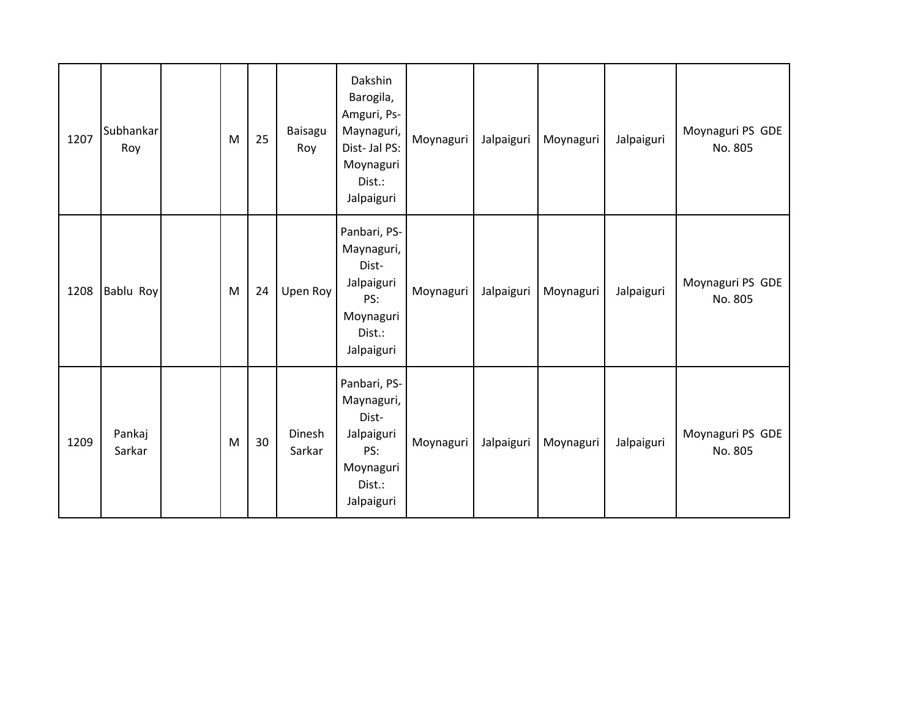| | | | | | | | | | | | |
|---|---|---|---|---|---|---|---|---|---|---|---|
| 1207 | Subhankar Roy | | M | 25 | Baisagu Roy | Dakshin Barogila, Amguri, Ps- Maynaguri, Dist- Jal PS: Moynaguri Dist.: Jalpaiguri | Moynaguri | Jalpaiguri | Moynaguri | Jalpaiguri | Moynaguri PS GDE No. 805 |
| 1208 | Bablu Roy | | M | 24 | Upen Roy | Panbari, PS- Maynaguri, Dist- Jalpaiguri PS: Moynaguri Dist.: Jalpaiguri | Moynaguri | Jalpaiguri | Moynaguri | Jalpaiguri | Moynaguri PS GDE No. 805 |
| 1209 | Pankaj Sarkar | | M | 30 | Dinesh Sarkar | Panbari, PS- Maynaguri, Dist- Jalpaiguri PS: Moynaguri Dist.: Jalpaiguri | Moynaguri | Jalpaiguri | Moynaguri | Jalpaiguri | Moynaguri PS GDE No. 805 |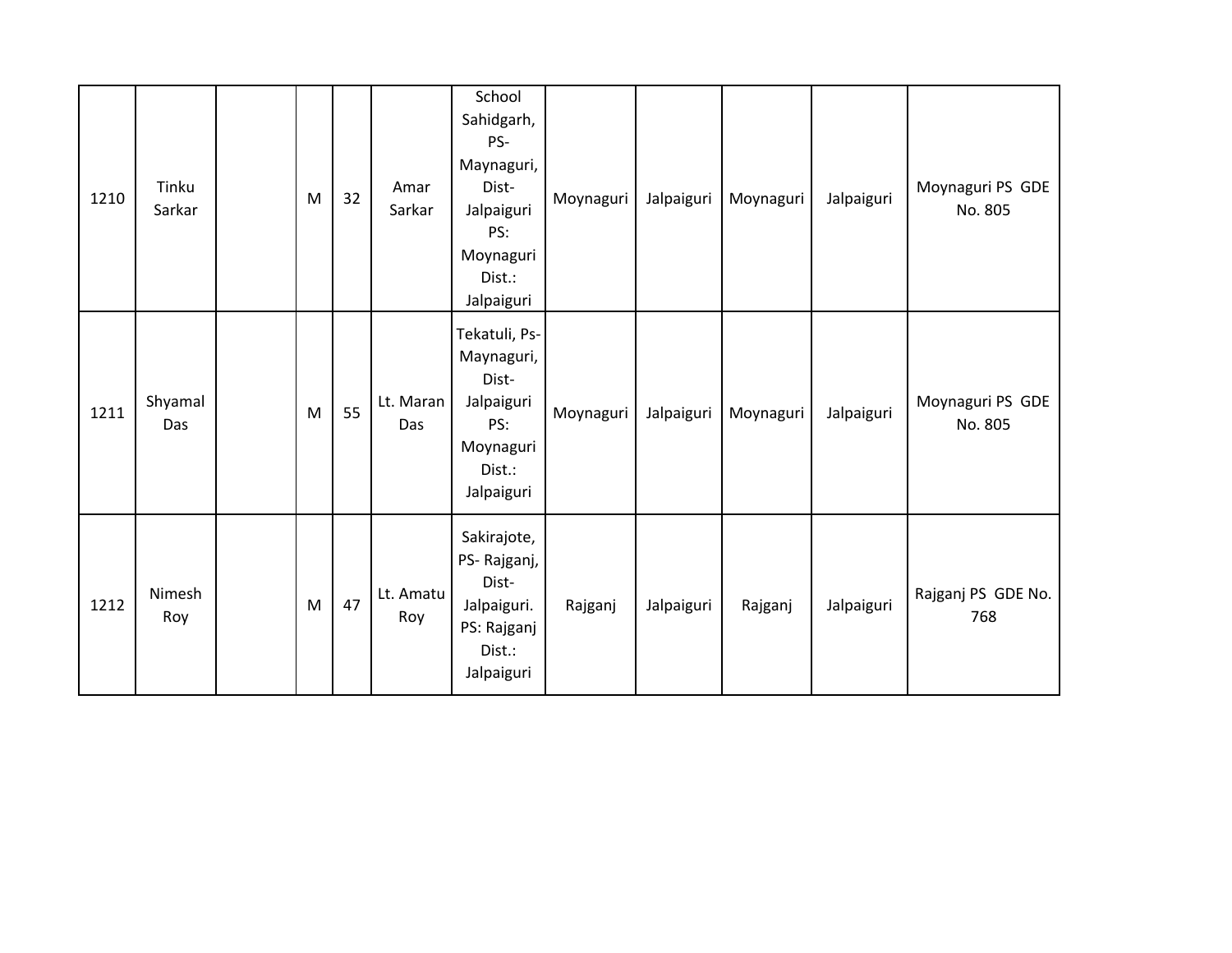| | | | | | | | | | | | |
|---|---|---|---|---|---|---|---|---|---|---|---|
| 1210 | Tinku Sarkar | | M | 32 | Amar Sarkar | School Sahidgarh, PS- Maynaguri, Dist- Jalpaiguri PS: Moynaguri Dist.: Jalpaiguri | Moynaguri | Jalpaiguri | Moynaguri | Jalpaiguri | Moynaguri PS GDE No. 805 |
| 1211 | Shyamal Das | | M | 55 | Lt. Maran Das | Tekatuli, Ps- Maynaguri, Dist- Jalpaiguri PS: Moynaguri Dist.: Jalpaiguri | Moynaguri | Jalpaiguri | Moynaguri | Jalpaiguri | Moynaguri PS GDE No. 805 |
| 1212 | Nimesh Roy | | M | 47 | Lt. Amatu Roy | Sakirajote, PS- Rajganj, Dist- Jalpaiguri. PS: Rajganj Dist.: Jalpaiguri | Rajganj | Jalpaiguri | Rajganj | Jalpaiguri | Rajganj PS GDE No. 768 |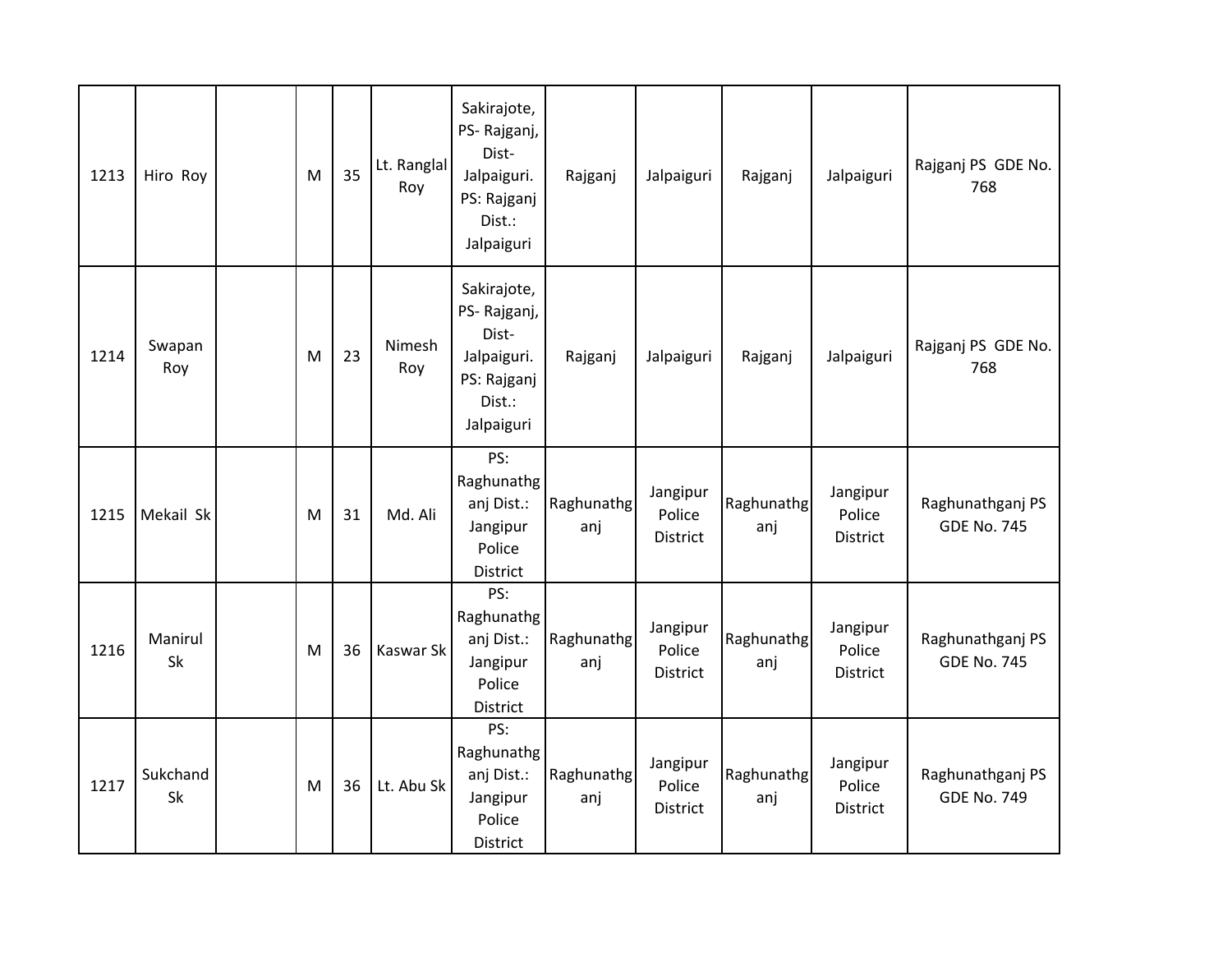| 1213 | Hiro Roy | | M | 35 | Lt. Ranglal Roy | Sakirajote, PS- Rajganj, Dist- Jalpaiguri. PS: Rajganj Dist.: Jalpaiguri | Rajganj | Jalpaiguri | Rajganj | Jalpaiguri | Rajganj PS GDE No. 768 |
|---|---|---|---|---|---|---|---|---|---|---|---|
| 1214 | Swapan Roy | | M | 23 | Nimesh Roy | Sakirajote, PS- Rajganj, Dist- Jalpaiguri. PS: Rajganj Dist.: Jalpaiguri | Rajganj | Jalpaiguri | Rajganj | Jalpaiguri | Rajganj PS GDE No. 768 |
| 1215 | Mekail Sk | | M | 31 | Md. Ali | PS: Raghunathganj Dist.: Jangipur Police District | Raghunathganj | Jangipur Police District | Raghunathganj | Jangipur Police District | Raghunathganj PS GDE No. 745 |
| 1216 | Manirul Sk | | M | 36 | Kaswar Sk | PS: Raghunathganj Dist.: Jangipur Police District | Raghunathganj | Jangipur Police District | Raghunathganj | Jangipur Police District | Raghunathganj PS GDE No. 745 |
| 1217 | Sukchand Sk | | M | 36 | Lt. Abu Sk | PS: Raghunathganj Dist.: Jangipur Police District | Raghunathganj | Jangipur Police District | Raghunathganj | Jangipur Police District | Raghunathganj PS GDE No. 749 |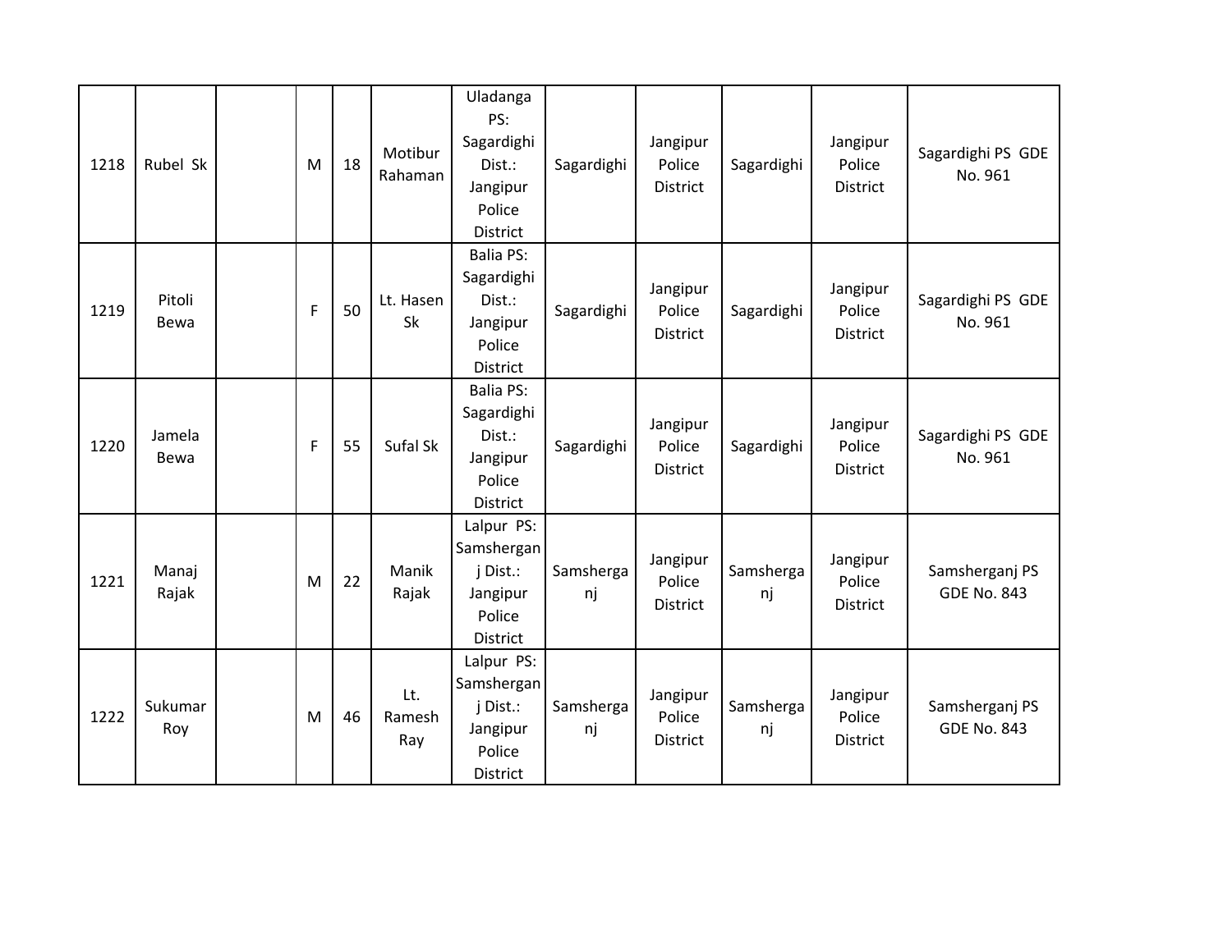| | | | | | | | | | | | |
|---|---|---|---|---|---|---|---|---|---|---|---|
| 1218 | Rubel Sk | | M | 18 | Motibur Rahaman | Uladanga PS: Sagardighi Dist.: Jangipur Police District | Sagardighi | Jangipur Police District | Sagardighi | Jangipur Police District | Sagardighi PS GDE No. 961 |
| 1219 | Pitoli Bewa | | F | 50 | Lt. Hasen Sk | Balia PS: Sagardighi Dist.: Jangipur Police District | Sagardighi | Jangipur Police District | Sagardighi | Jangipur Police District | Sagardighi PS GDE No. 961 |
| 1220 | Jamela Bewa | | F | 55 | Sufal Sk | Balia PS: Sagardighi Dist.: Jangipur Police District | Sagardighi | Jangipur Police District | Sagardighi | Jangipur Police District | Sagardighi PS GDE No. 961 |
| 1221 | Manaj Rajak | | M | 22 | Manik Rajak | Lalpur PS: Samsherganj Dist.: Jangipur Police District | Samsherganj | Jangipur Police District | Samsherganj | Jangipur Police District | Samsherganj PS GDE No. 843 |
| 1222 | Sukumar Roy | | M | 46 | Lt. Ramesh Ray | Lalpur PS: Samsherganj Dist.: Jangipur Police District | Samsherganj | Jangipur Police District | Samsherganj | Jangipur Police District | Samsherganj PS GDE No. 843 |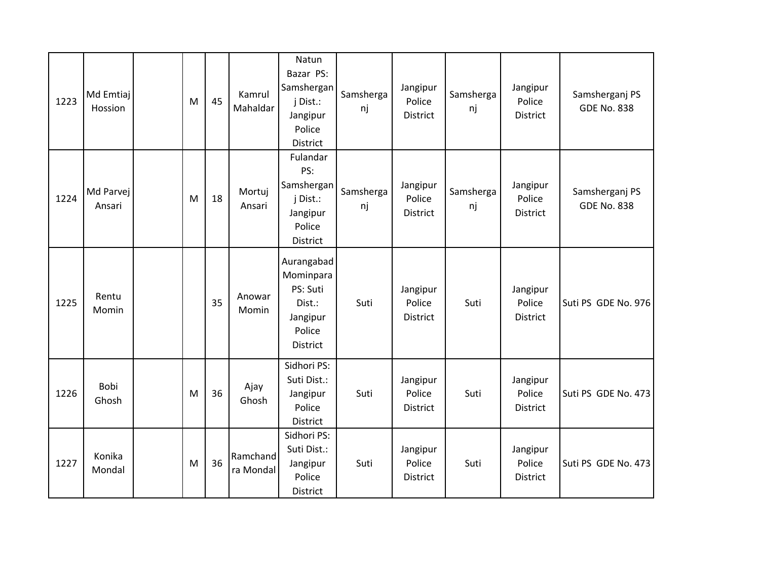| | | | | | | | | | | | |
|---|---|---|---|---|---|---|---|---|---|---|---|
| 1223 | Md Emtiaj Hossion | | M | 45 | Kamrul Mahaldar | Natun Bazar PS: Samsherganj Dist.: Jangipur Police District | Samsherganj | Jangipur Police District | Samsherganj | Jangipur Police District | Samsherganj PS GDE No. 838 |
| 1224 | Md Parvej Ansari | | M | 18 | Mortuj Ansari | Fulandar PS: Samsherganj Dist.: Jangipur Police District | Samsherganj | Jangipur Police District | Samsherganj | Jangipur Police District | Samsherganj PS GDE No. 838 |
| 1225 | Rentu Momin | | | 35 | Anowar Momin | Aurangabad Mominpara PS: Suti Dist.: Jangipur Police District | Suti | Jangipur Police District | Suti | Jangipur Police District | Suti PS GDE No. 976 |
| 1226 | Bobi Ghosh | | M | 36 | Ajay Ghosh | Sidhori PS: Suti Dist.: Jangipur Police District | Suti | Jangipur Police District | Suti | Jangipur Police District | Suti PS GDE No. 473 |
| 1227 | Konika Mondal | | M | 36 | Ramchandra Mondal | Sidhori PS: Suti Dist.: Jangipur Police District | Suti | Jangipur Police District | Suti | Jangipur Police District | Suti PS GDE No. 473 |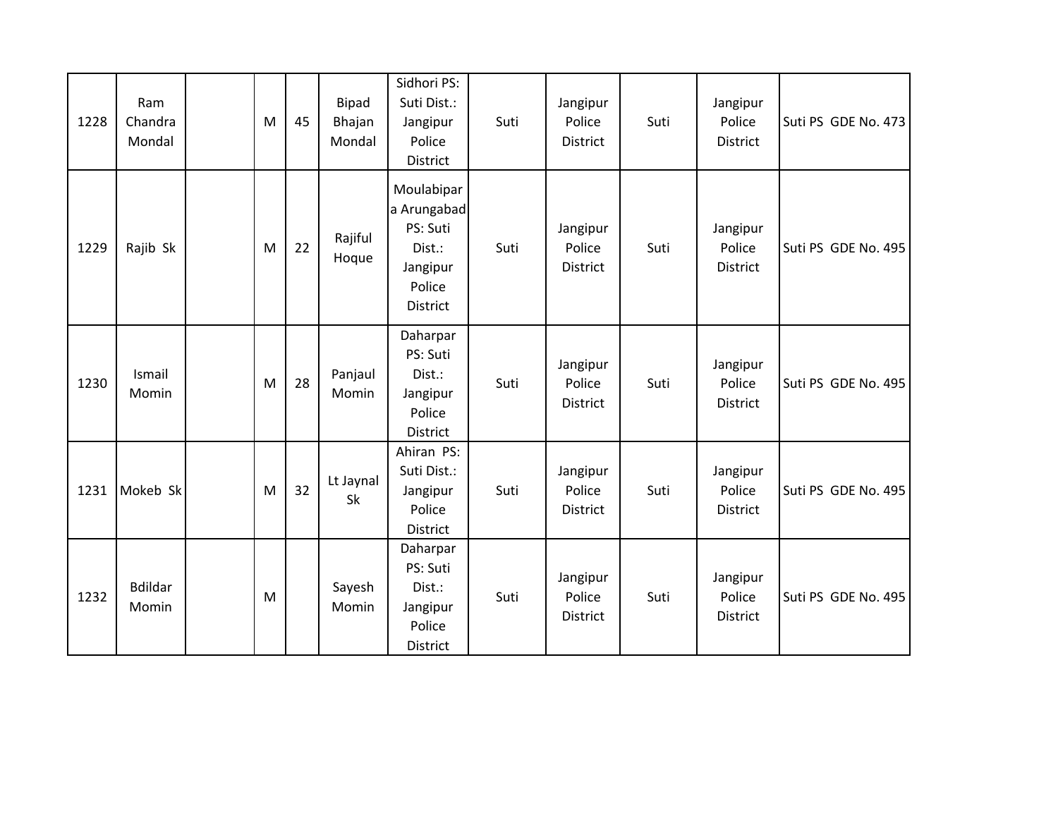| 1228 | Ram Chandra Mondal | | M | 45 | Bipad Bhajan Mondal | Sidhori PS: Suti Dist.: Jangipur Police District | Suti | Jangipur Police District | Suti | Jangipur Police District | Suti PS GDE No. 473 |
|---|---|---|---|---|---|---|---|---|---|---|---|
| 1229 | Rajib Sk | | M | 22 | Rajiful Hoque | Moulabipara Arungabad PS: Suti Dist.: Jangipur Police District | Suti | Jangipur Police District | Suti | Jangipur Police District | Suti PS GDE No. 495 |
| 1230 | Ismail Momin | | M | 28 | Panjaul Momin | Daharpar PS: Suti Dist.: Jangipur Police District | Suti | Jangipur Police District | Suti | Jangipur Police District | Suti PS GDE No. 495 |
| 1231 | Mokeb Sk | | M | 32 | Lt Jaynal Sk | Ahiran PS: Suti Dist.: Jangipur Police District | Suti | Jangipur Police District | Suti | Jangipur Police District | Suti PS GDE No. 495 |
| 1232 | Bdildar Momin | | M | | Sayesh Momin | Daharpar PS: Suti Dist.: Jangipur Police District | Suti | Jangipur Police District | Suti | Jangipur Police District | Suti PS GDE No. 495 |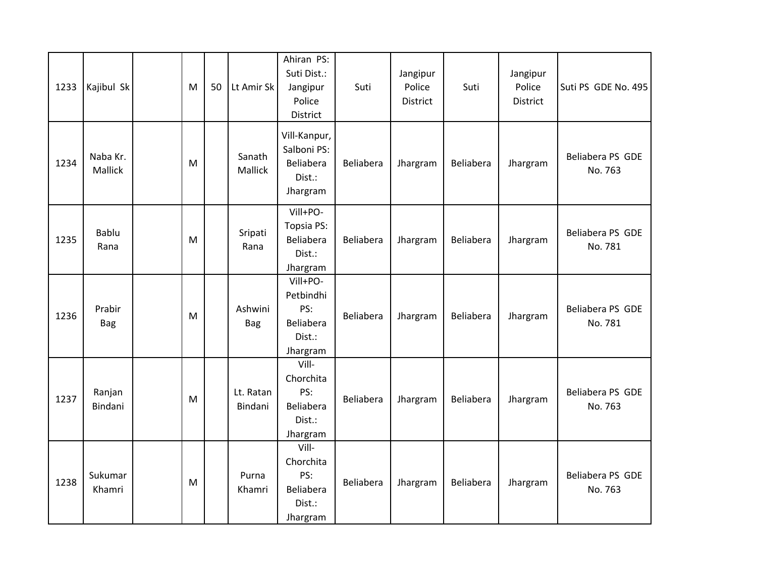| | | | | | | | | | | | |
|---|---|---|---|---|---|---|---|---|---|---|---|
| 1233 | Kajibul Sk | | M | 50 | Lt Amir Sk | Ahiran PS: Suti Dist.: Jangipur Police District | Suti | Jangipur Police District | Suti | Jangipur Police District | Suti PS GDE No. 495 |
| 1234 | Naba Kr. Mallick | | M | | Sanath Mallick | Vill-Kanpur, Salboni PS: Beliabera Dist.: Jhargram | Beliabera | Jhargram | Beliabera | Jhargram | Beliabera PS GDE No. 763 |
| 1235 | Bablu Rana | | M | | Sripati Rana | Vill+PO-Topsia PS: Beliabera Dist.: Jhargram | Beliabera | Jhargram | Beliabera | Jhargram | Beliabera PS GDE No. 781 |
| 1236 | Prabir Bag | | M | | Ashwini Bag | Vill+PO-Petbindhi PS: Beliabera Dist.: Jhargram | Beliabera | Jhargram | Beliabera | Jhargram | Beliabera PS GDE No. 781 |
| 1237 | Ranjan Bindani | | M | | Lt. Ratan Bindani | Vill-Chorchita PS: Beliabera Dist.: Jhargram | Beliabera | Jhargram | Beliabera | Jhargram | Beliabera PS GDE No. 763 |
| 1238 | Sukumar Khamri | | M | | Purna Khamri | Vill-Chorchita PS: Beliabera Dist.: Jhargram | Beliabera | Jhargram | Beliabera | Jhargram | Beliabera PS GDE No. 763 |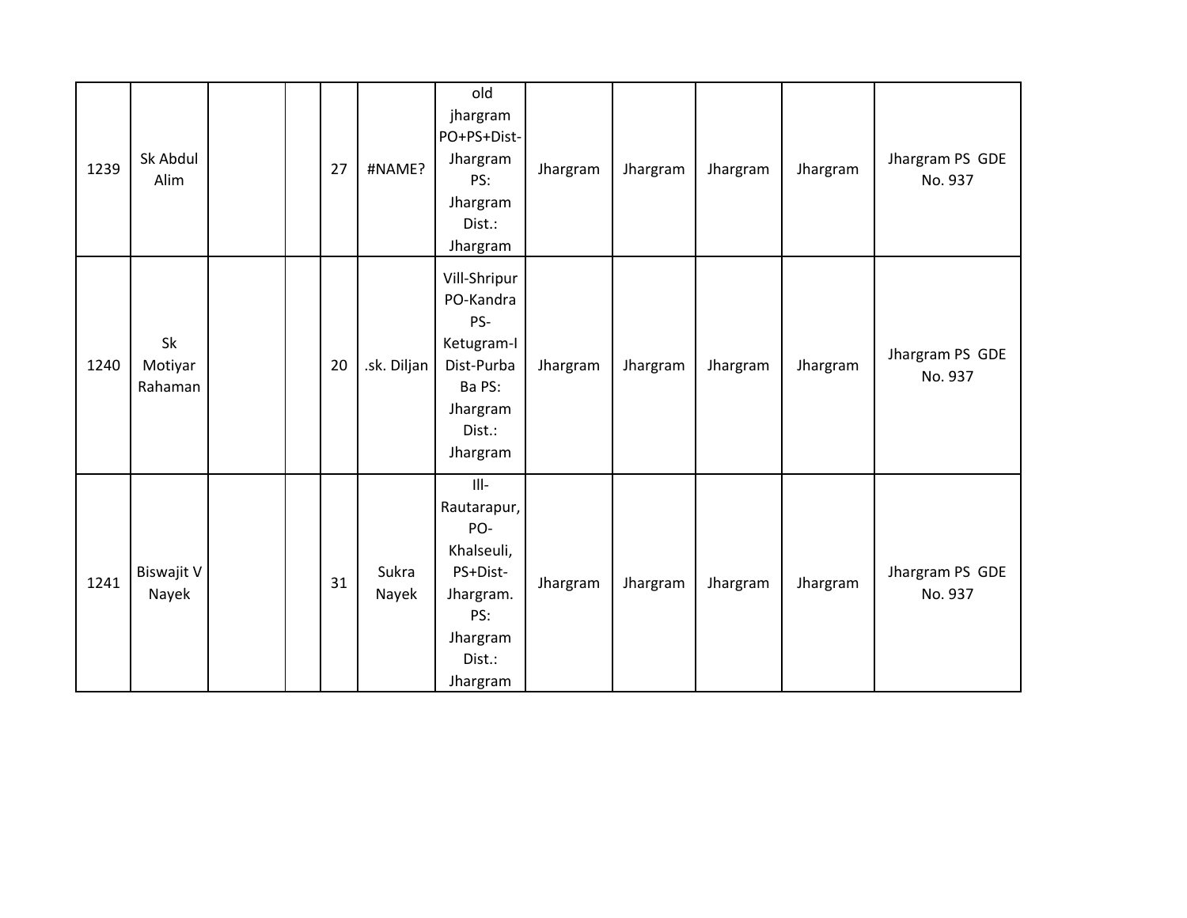| | | | | | | | | | | | |
|---|---|---|---|---|---|---|---|---|---|---|---|
| 1239 | Sk Abdul Alim | | | 27 | #NAME? | old jhargram PO+PS+Dist-Jhargram PS: Jhargram Dist.: Jhargram | Jhargram | Jhargram | Jhargram | Jhargram | Jhargram PS GDE No. 937 |
| 1240 | Sk Motiyar Rahaman | | | 20 | .sk. Diljan | Vill-Shripur PO-Kandra PS-Ketugram-I Dist-Purba Ba PS: Jhargram Dist.: Jhargram | Jhargram | Jhargram | Jhargram | Jhargram | Jhargram PS GDE No. 937 |
| 1241 | Biswajit V Nayek | | | 31 | Sukra Nayek | Ill-Rautarapur, PO-Khalseuli, PS+Dist-Jhargram. PS: Jhargram Dist.: Jhargram | Jhargram | Jhargram | Jhargram | Jhargram | Jhargram PS GDE No. 937 |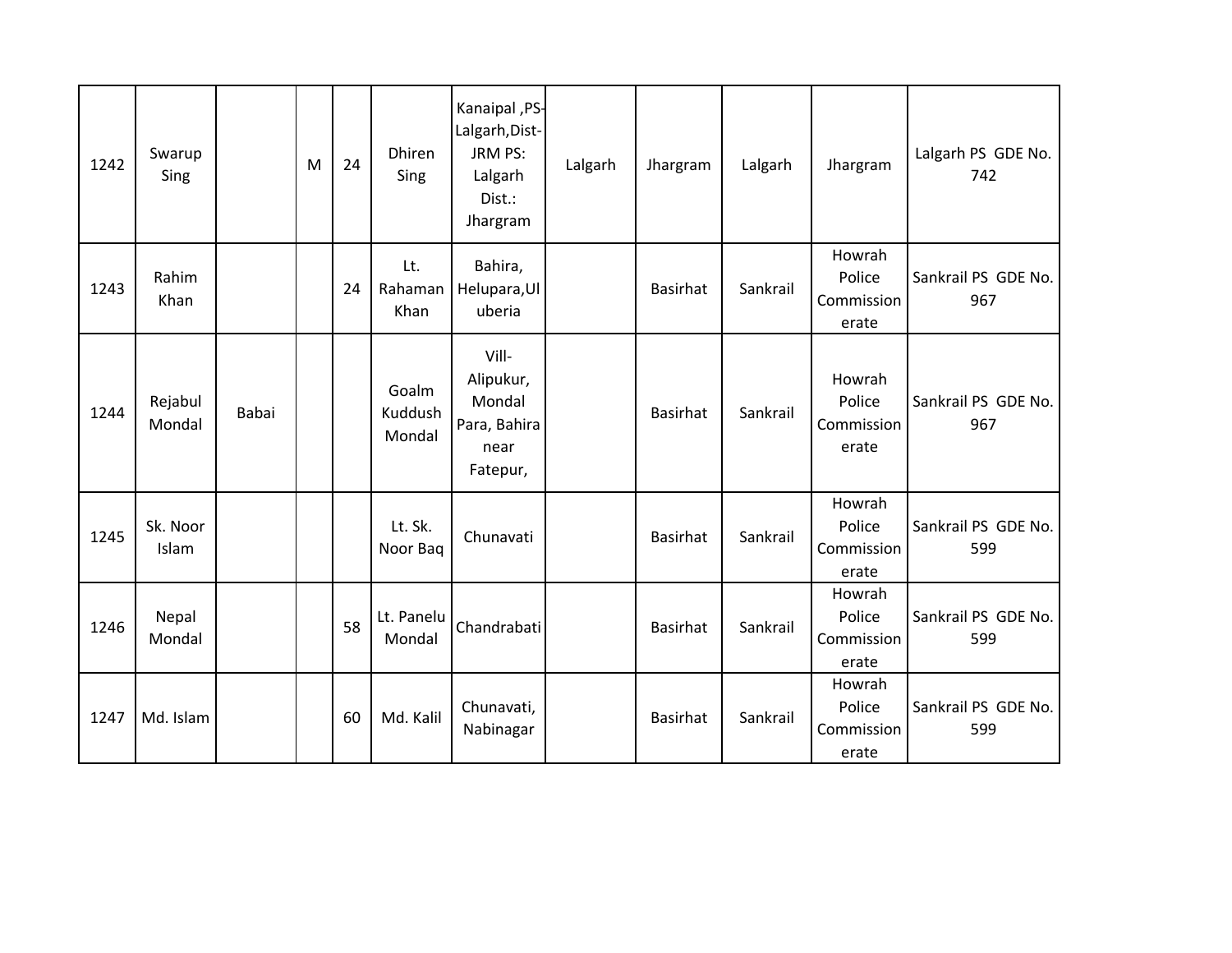| | | | | | | | | | | | |
|---|---|---|---|---|---|---|---|---|---|---|---|
| 1242 | Swarup Sing | | M | 24 | Dhiren Sing | Kanaipal ,PS-Lalgarh,Dist-JRM PS: Lalgarh Dist.: Jhargram | Lalgarh | Jhargram | Lalgarh | Jhargram | Lalgarh PS GDE No. 742 |
| 1243 | Rahim Khan | | | 24 | Lt. Rahaman Khan | Bahira, Helupara,Uluberia | | Basirhat | Sankrail | Howrah Police Commissionerate | Sankrail PS GDE No. 967 |
| 1244 | Rejabul Mondal | Babai | | | Goalm Kuddush Mondal | Vill-Alipukur, Mondal Para, Bahira near Fatepur, | | Basirhat | Sankrail | Howrah Police Commissionerate | Sankrail PS GDE No. 967 |
| 1245 | Sk. Noor Islam | | | | Lt. Sk. Noor Baq | Chunavati | | Basirhat | Sankrail | Howrah Police Commissionerate | Sankrail PS GDE No. 599 |
| 1246 | Nepal Mondal | | | 58 | Lt. Panelu Mondal | Chandrabati | | Basirhat | Sankrail | Howrah Police Commissionerate | Sankrail PS GDE No. 599 |
| 1247 | Md. Islam | | | 60 | Md. Kalil | Chunavati, Nabinagar | | Basirhat | Sankrail | Howrah Police Commissionerate | Sankrail PS GDE No. 599 |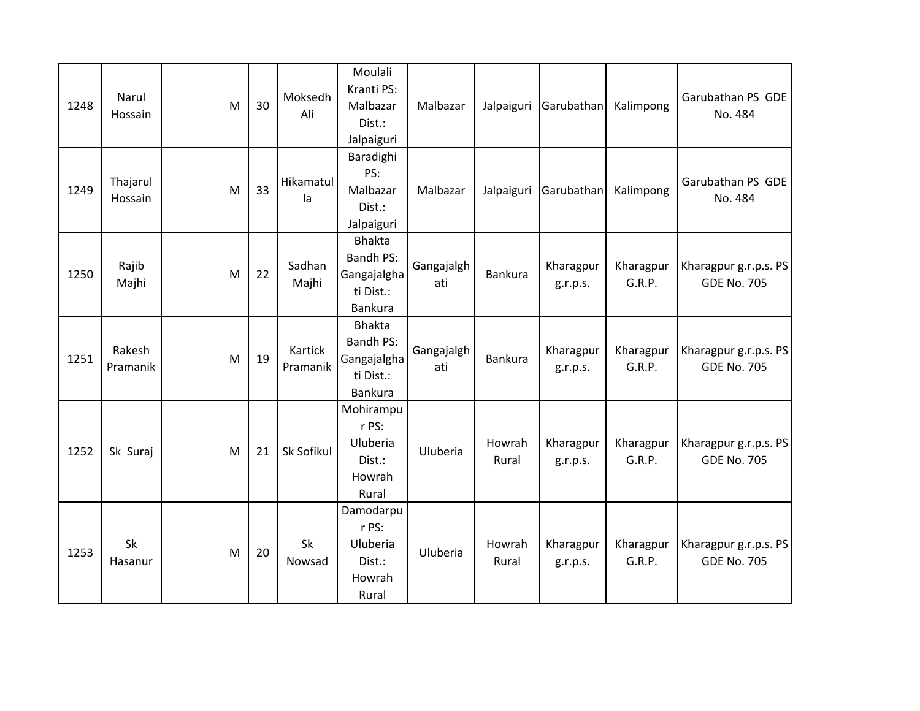| | | | | | | | | | | | |
|---|---|---|---|---|---|---|---|---|---|---|---|
| 1248 | Narul Hossain | | M | 30 | Moksedh Ali | Moulali Kranti PS: Malbazar Dist.: Jalpaiguri | Malbazar | Jalpaiguri | Garubathan | Kalimpong | Garubathan PS GDE No. 484 |
| 1249 | Thajarul Hossain | | M | 33 | Hikamatulla | Baradighi PS: Malbazar Dist.: Jalpaiguri | Malbazar | Jalpaiguri | Garubathan | Kalimpong | Garubathan PS GDE No. 484 |
| 1250 | Rajib Majhi | | M | 22 | Sadhan Majhi | Bhakta Bandh PS: Gangajalghati Dist.: Bankura | Gangajalghati | Bankura | Kharagpur g.r.p.s. | Kharagpur G.R.P. | Kharagpur g.r.p.s. PS GDE No. 705 |
| 1251 | Rakesh Pramanik | | M | 19 | Kartick Pramanik | Bhakta Bandh PS: Gangajalghati Dist.: Bankura | Gangajalghati | Bankura | Kharagpur g.r.p.s. | Kharagpur G.R.P. | Kharagpur g.r.p.s. PS GDE No. 705 |
| 1252 | Sk Suraj | | M | 21 | Sk Sofikul | Mohirampur PS: Uluberia Dist.: Howrah Rural | Uluberia | Howrah Rural | Kharagpur g.r.p.s. | Kharagpur G.R.P. | Kharagpur g.r.p.s. PS GDE No. 705 |
| 1253 | Sk Hasanur | | M | 20 | Sk Nowsad | Damodarpur PS: Uluberia Dist.: Howrah Rural | Uluberia | Howrah Rural | Kharagpur g.r.p.s. | Kharagpur G.R.P. | Kharagpur g.r.p.s. PS GDE No. 705 |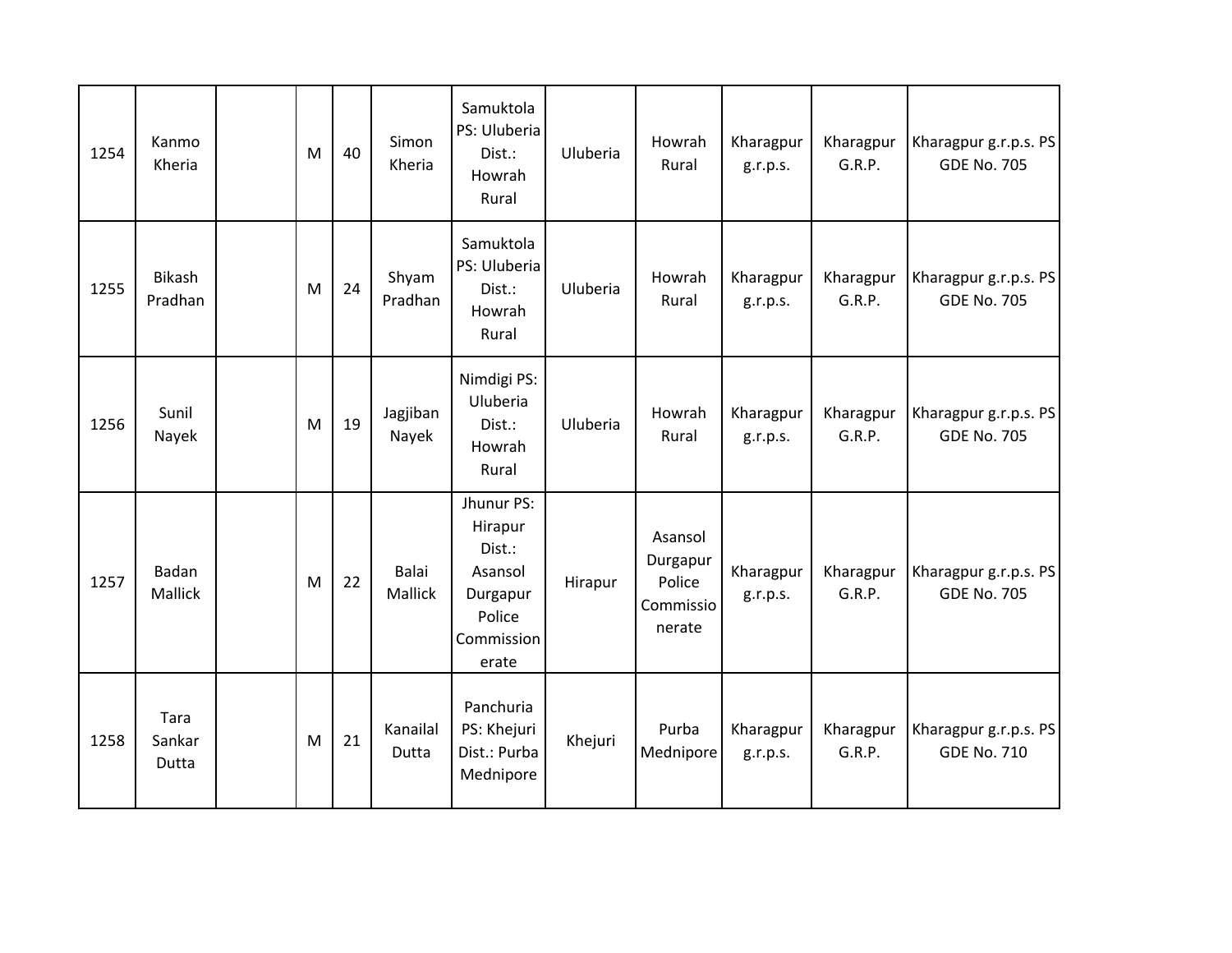| | | | | | | | | | | | |
|---|---|---|---|---|---|---|---|---|---|---|---|
| 1254 | Kanmo Kheria | | M | 40 | Simon Kheria | Samuktola PS: Uluberia Dist.: Howrah Rural | Uluberia | Howrah Rural | Kharagpur g.r.p.s. | Kharagpur G.R.P. | Kharagpur g.r.p.s. PS GDE No. 705 |
| 1255 | Bikash Pradhan | | M | 24 | Shyam Pradhan | Samuktola PS: Uluberia Dist.: Howrah Rural | Uluberia | Howrah Rural | Kharagpur g.r.p.s. | Kharagpur G.R.P. | Kharagpur g.r.p.s. PS GDE No. 705 |
| 1256 | Sunil Nayek | | M | 19 | Jagjiban Nayek | Nimdigi PS: Uluberia Dist.: Howrah Rural | Uluberia | Howrah Rural | Kharagpur g.r.p.s. | Kharagpur G.R.P. | Kharagpur g.r.p.s. PS GDE No. 705 |
| 1257 | Badan Mallick | | M | 22 | Balai Mallick | Jhunur PS: Hirapur Dist.: Asansol Durgapur Police Commission erate | Hirapur | Asansol Durgapur Police Commissio nerate | Kharagpur g.r.p.s. | Kharagpur G.R.P. | Kharagpur g.r.p.s. PS GDE No. 705 |
| 1258 | Tara Sankar Dutta | | M | 21 | Kanailal Dutta | Panchuria PS: Khejuri Dist.: Purba Mednipore | Khejuri | Purba Mednipore | Kharagpur g.r.p.s. | Kharagpur G.R.P. | Kharagpur g.r.p.s. PS GDE No. 710 |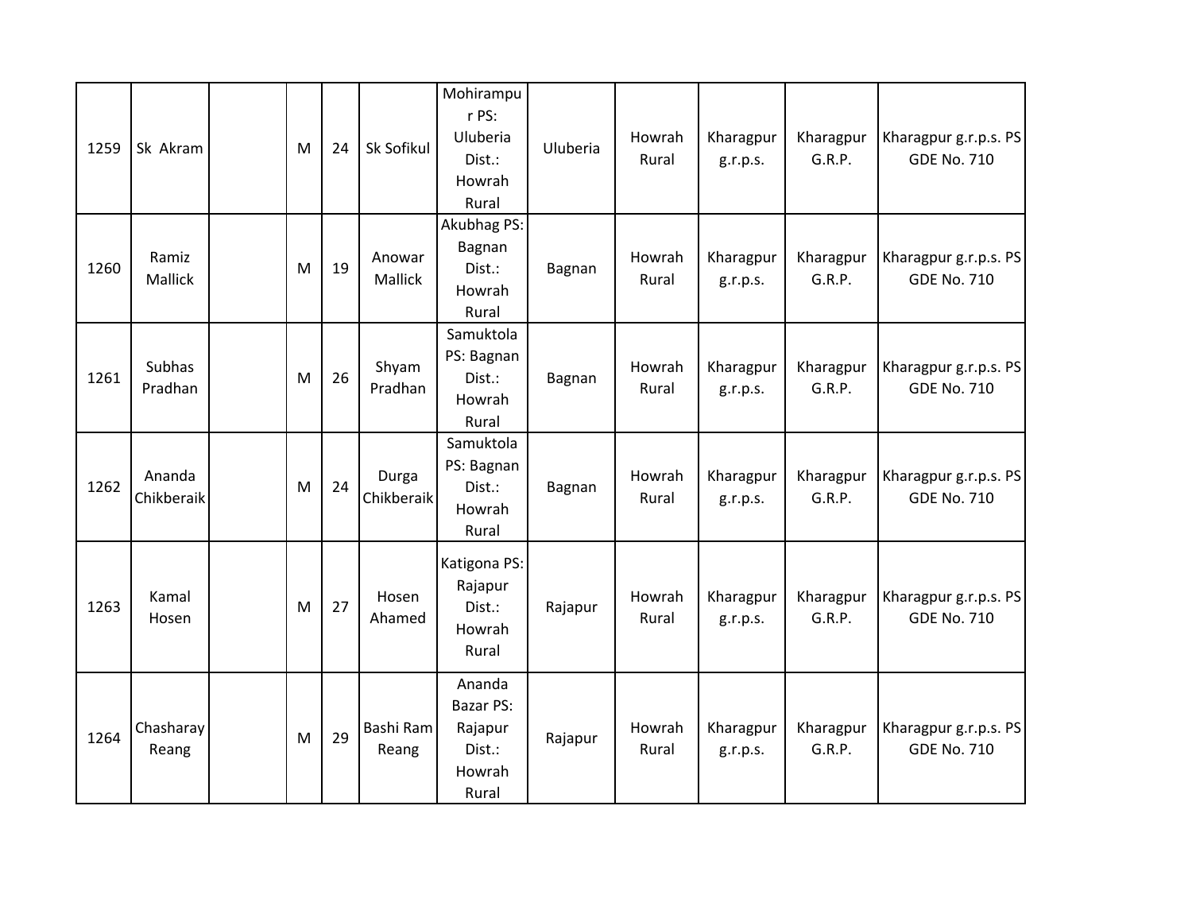| 1259 | Sk Akram | | M | 24 | Sk Sofikul | Mohirampur PS: Uluberia Dist.: Howrah Rural | Uluberia | Howrah Rural | Kharagpur g.r.p.s. | Kharagpur G.R.P. | Kharagpur g.r.p.s. PS GDE No. 710 |
|---|---|---|---|---|---|---|---|---|---|---|---|
| 1260 | Ramiz Mallick | | M | 19 | Anowar Mallick | Akubhag PS: Bagnan Dist.: Howrah Rural | Bagnan | Howrah Rural | Kharagpur g.r.p.s. | Kharagpur G.R.P. | Kharagpur g.r.p.s. PS GDE No. 710 |
| 1261 | Subhas Pradhan | | M | 26 | Shyam Pradhan | Samuktola PS: Bagnan Dist.: Howrah Rural | Bagnan | Howrah Rural | Kharagpur g.r.p.s. | Kharagpur G.R.P. | Kharagpur g.r.p.s. PS GDE No. 710 |
| 1262 | Ananda Chikberaik | | M | 24 | Durga Chikberaik | Samuktola PS: Bagnan Dist.: Howrah Rural | Bagnan | Howrah Rural | Kharagpur g.r.p.s. | Kharagpur G.R.P. | Kharagpur g.r.p.s. PS GDE No. 710 |
| 1263 | Kamal Hosen | | M | 27 | Hosen Ahamed | Katigona PS: Rajapur Dist.: Howrah Rural | Rajapur | Howrah Rural | Kharagpur g.r.p.s. | Kharagpur G.R.P. | Kharagpur g.r.p.s. PS GDE No. 710 |
| 1264 | Chasharay Reang | | M | 29 | Bashi Ram Reang | Ananda Bazar PS: Rajapur Dist.: Howrah Rural | Rajapur | Howrah Rural | Kharagpur g.r.p.s. | Kharagpur G.R.P. | Kharagpur g.r.p.s. PS GDE No. 710 |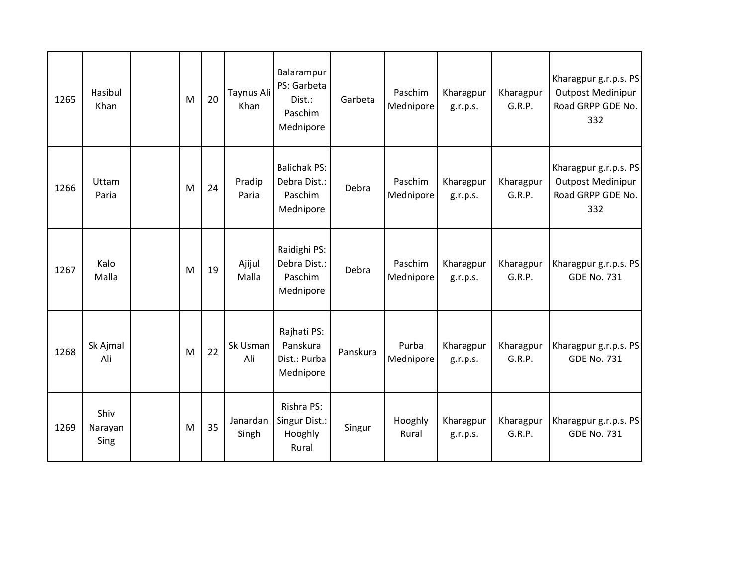|  |  |  |  |  |  |  |  |  |  |  |  |
|---|---|---|---|---|---|---|---|---|---|---|---|
| 1265 | Hasibul Khan |  | M | 20 | Taynus Ali Khan | Balarampur PS: Garbeta Dist.: Paschim Mednipore | Garbeta | Paschim Mednipore | Kharagpur g.r.p.s. | Kharagpur G.R.P. | Kharagpur g.r.p.s. PS Outpost Medinipur Road GRPP GDE No. 332 |
| 1266 | Uttam Paria |  | M | 24 | Pradip Paria | Balichak PS: Debra Dist.: Paschim Mednipore | Debra | Paschim Mednipore | Kharagpur g.r.p.s. | Kharagpur G.R.P. | Kharagpur g.r.p.s. PS Outpost Medinipur Road GRPP GDE No. 332 |
| 1267 | Kalo Malla |  | M | 19 | Ajijul Malla | Raidighi PS: Debra Dist.: Paschim Mednipore | Debra | Paschim Mednipore | Kharagpur g.r.p.s. | Kharagpur G.R.P. | Kharagpur g.r.p.s. PS GDE No. 731 |
| 1268 | Sk Ajmal Ali |  | M | 22 | Sk Usman Ali | Rajhati PS: Panskura Dist.: Purba Mednipore | Panskura | Purba Mednipore | Kharagpur g.r.p.s. | Kharagpur G.R.P. | Kharagpur g.r.p.s. PS GDE No. 731 |
| 1269 | Shiv Narayan Sing |  | M | 35 | Janardan Singh | Rishra PS: Singur Dist.: Hooghly Rural | Singur | Hooghly Rural | Kharagpur g.r.p.s. | Kharagpur G.R.P. | Kharagpur g.r.p.s. PS GDE No. 731 |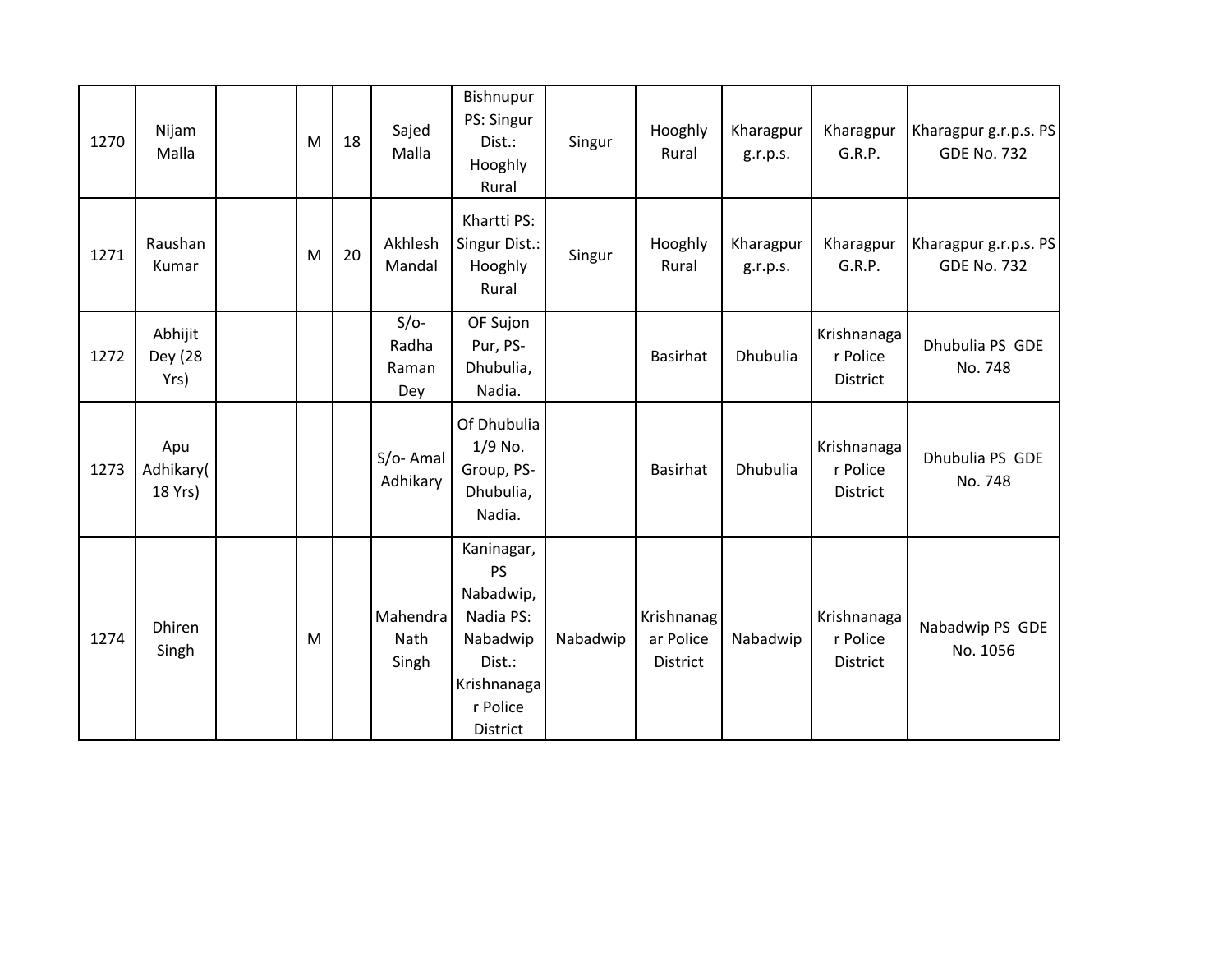| | | | | | | | | | | | |
|---|---|---|---|---|---|---|---|---|---|---|---|
| 1270 | Nijam Malla | | M | 18 | Sajed Malla | Bishnupur PS: Singur Dist.: Hooghly Rural | Singur | Hooghly Rural | Kharagpur g.r.p.s. | Kharagpur G.R.P. | Kharagpur g.r.p.s. PS GDE No. 732 |
| 1271 | Raushan Kumar | | M | 20 | Akhlesh Mandal | Khartti PS: Singur Dist.: Hooghly Rural | Singur | Hooghly Rural | Kharagpur g.r.p.s. | Kharagpur G.R.P. | Kharagpur g.r.p.s. PS GDE No. 732 |
| 1272 | Abhijit Dey (28 Yrs) | | | | S/o- Radha Raman Dey | OF Sujon Pur, PS- Dhubulia, Nadia. | | Basirhat | Dhubulia | Krishnanagar Police District | Dhubulia PS GDE No. 748 |
| 1273 | Apu Adhikary( 18 Yrs) | | | | S/o- Amal Adhikary | Of Dhubulia 1/9 No. Group, PS- Dhubulia, Nadia. | | Basirhat | Dhubulia | Krishnanagar Police District | Dhubulia PS GDE No. 748 |
| 1274 | Dhiren Singh | | M | | Mahendra Nath Singh | Kaninagar, PS Nabadwip, Nadia PS: Nabadwip Dist.: Krishnanagar Police District | Nabadwip | Krishnanagar Police District | Nabadwip | Krishnanagar Police District | Nabadwip PS GDE No. 1056 |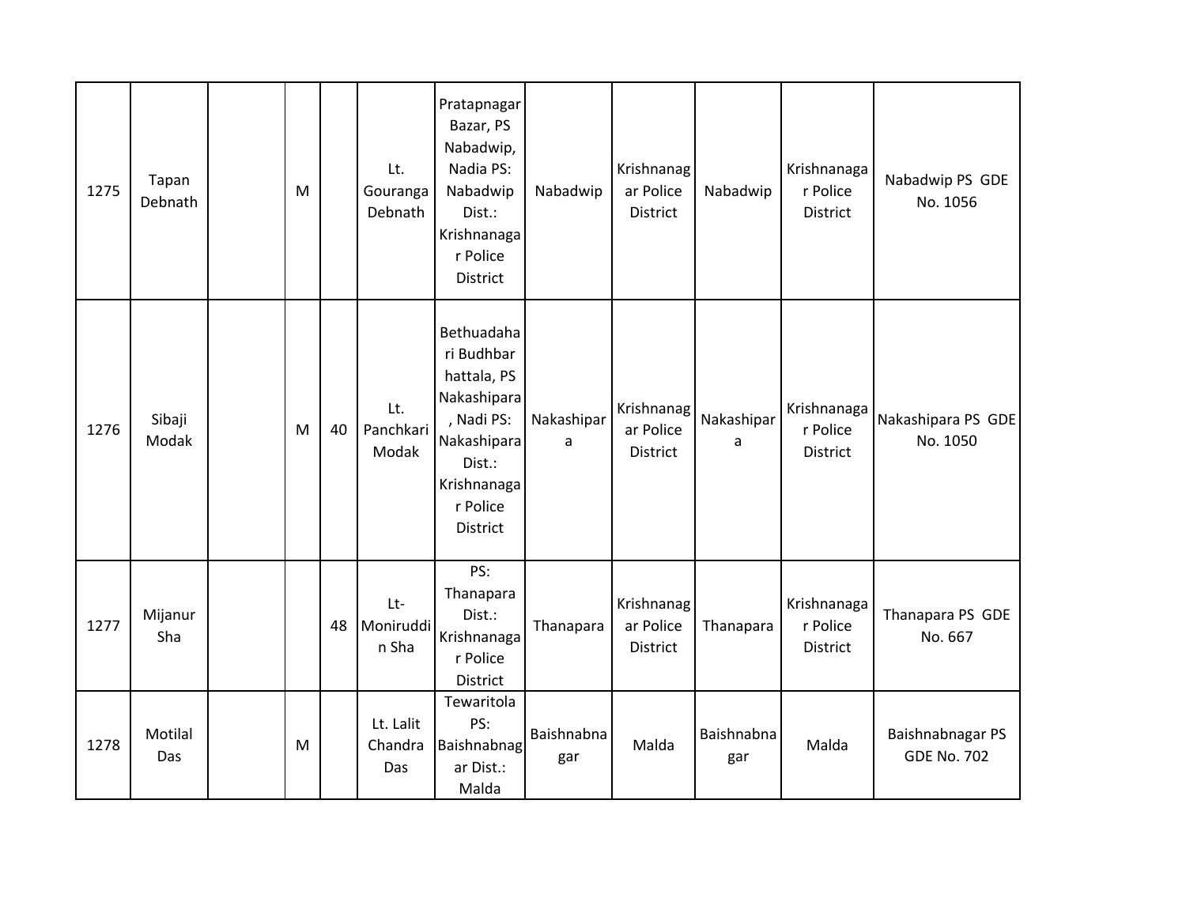| 1275 | Tapan Debnath | | M | | Lt. Gouranga Debnath | Pratapnagar Bazar, PS Nabadwip, Nadia PS: Nabadwip Dist.: Krishnanagar Police District | Nabadwip | Krishnanagar Police District | Nabadwip | Krishnanagar Police District | Nabadwip PS GDE No. 1056 |
|---|---|---|---|---|---|---|---|---|---|---|---|
| 1276 | Sibaji Modak | | M | 40 | Lt. Panchkari Modak | Bethuadahari Budhbar hattala, PS Nakashipara, Nadi PS: Nakashipara Dist.: Krishnanagar Police District | Nakashipara | Krishnanagar Police District | Nakashipara | Krishnanagar Police District | Nakashipara PS GDE No. 1050 |
| 1277 | Mijanur Sha | | | 48 | Lt-Moniruddin Sha | PS: Thanapara Dist.: Krishnanagar Police District | Thanapara | Krishnanagar Police District | Thanapara | Krishnanagar Police District | Thanapara PS GDE No. 667 |
| 1278 | Motilal Das | | M | | Lt. Lalit Chandra Das | Tewaritola PS: Baishnabnagar Dist.: Malda | Baishnabnagar | Malda | Baishnabnagar | Malda | Baishnabnagar PS GDE No. 702 |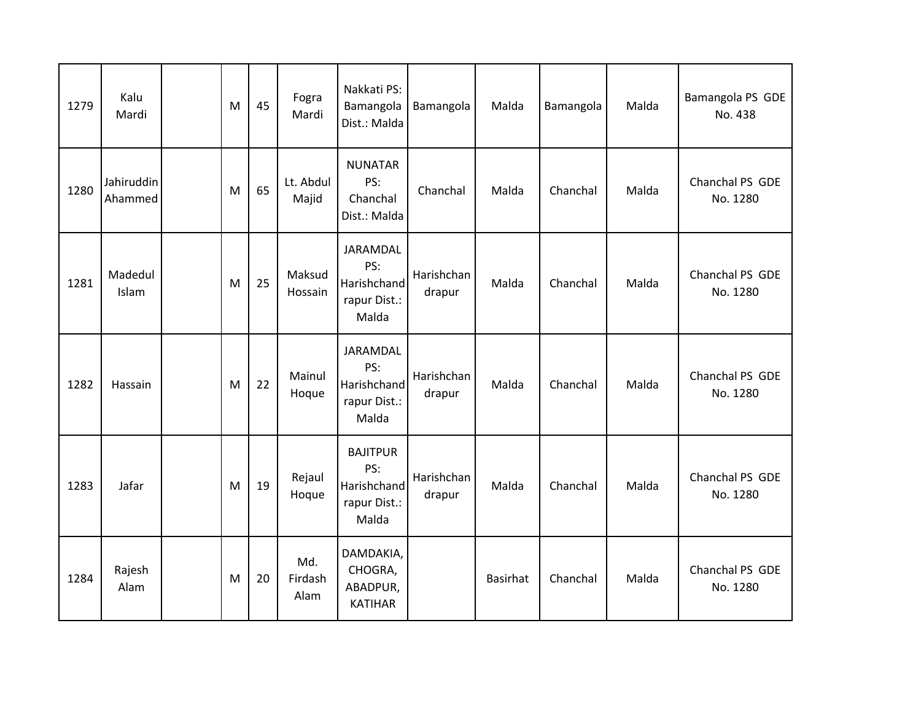| | | | | | | | | | | | |
|---|---|---|---|---|---|---|---|---|---|---|---|
| 1279 | Kalu Mardi | | M | 45 | Fogra Mardi | Nakkati PS: Bamangola Dist.: Malda | Bamangola | Malda | Bamangola | Malda | Bamangola PS GDE No. 438 |
| 1280 | Jahiruddin Ahammed | | M | 65 | Lt. Abdul Majid | NUNATAR PS: Chanchal Dist.: Malda | Chanchal | Malda | Chanchal | Malda | Chanchal PS GDE No. 1280 |
| 1281 | Madedul Islam | | M | 25 | Maksud Hossain | JARAMDAL PS: Harishchandrapur Dist.: Malda | Harishchandrapur | Malda | Chanchal | Malda | Chanchal PS GDE No. 1280 |
| 1282 | Hassain | | M | 22 | Mainul Hoque | JARAMDAL PS: Harishchandrapur Dist.: Malda | Harishchandrapur | Malda | Chanchal | Malda | Chanchal PS GDE No. 1280 |
| 1283 | Jafar | | M | 19 | Rejaul Hoque | BAJITPUR PS: Harishchandrapur Dist.: Malda | Harishchandrapur | Malda | Chanchal | Malda | Chanchal PS GDE No. 1280 |
| 1284 | Rajesh Alam | | M | 20 | Md. Firdash Alam | DAMDAKIA, CHOGRA, ABADPUR, KATIHAR | | Basirhat | Chanchal | Malda | Chanchal PS GDE No. 1280 |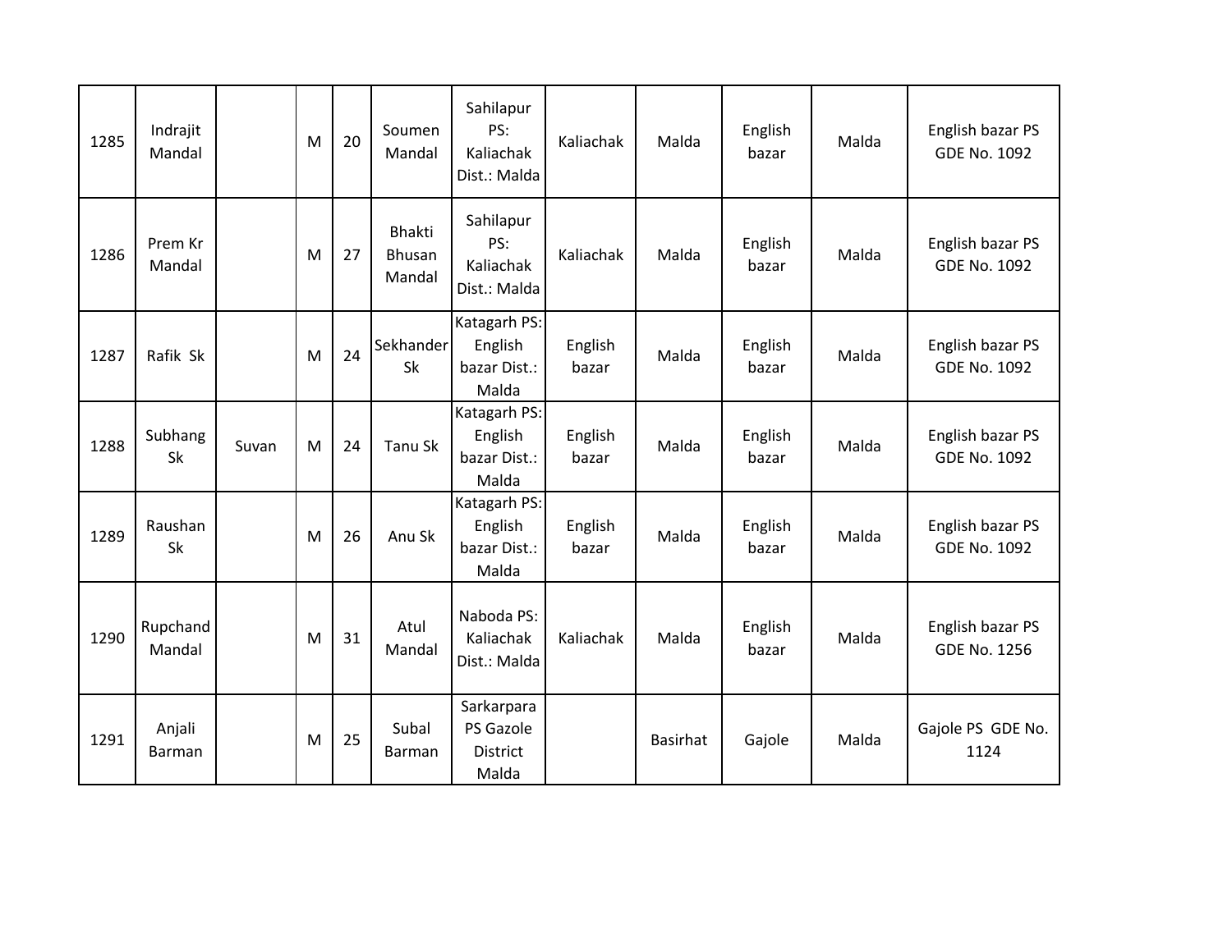| 1285 | Indrajit Mandal | | M | 20 | Soumen Mandal | Sahilapur PS: Kaliachak Dist.: Malda | Kaliachak | Malda | English bazar | Malda | English bazar PS GDE No. 1092 |
|---|---|---|---|---|---|---|---|---|---|---|---|
| 1286 | Prem Kr Mandal | | M | 27 | Bhakti Bhusan Mandal | Sahilapur PS: Kaliachak Dist.: Malda | Kaliachak | Malda | English bazar | Malda | English bazar PS GDE No. 1092 |
| 1287 | Rafik Sk | | M | 24 | Sekhander Sk | Katagarh PS: English bazar Dist.: Malda | English bazar | Malda | English bazar | Malda | English bazar PS GDE No. 1092 |
| 1288 | Subhang Sk | Suvan | M | 24 | Tanu Sk | Katagarh PS: English bazar Dist.: Malda | English bazar | Malda | English bazar | Malda | English bazar PS GDE No. 1092 |
| 1289 | Raushan Sk | | M | 26 | Anu Sk | Katagarh PS: English bazar Dist.: Malda | English bazar | Malda | English bazar | Malda | English bazar PS GDE No. 1092 |
| 1290 | Rupchand Mandal | | M | 31 | Atul Mandal | Naboda PS: Kaliachak Dist.: Malda | Kaliachak | Malda | English bazar | Malda | English bazar PS GDE No. 1256 |
| 1291 | Anjali Barman | | M | 25 | Subal Barman | Sarkarpara PS Gazole District Malda | | Basirhat | Gajole | Malda | Gajole PS GDE No. 1124 |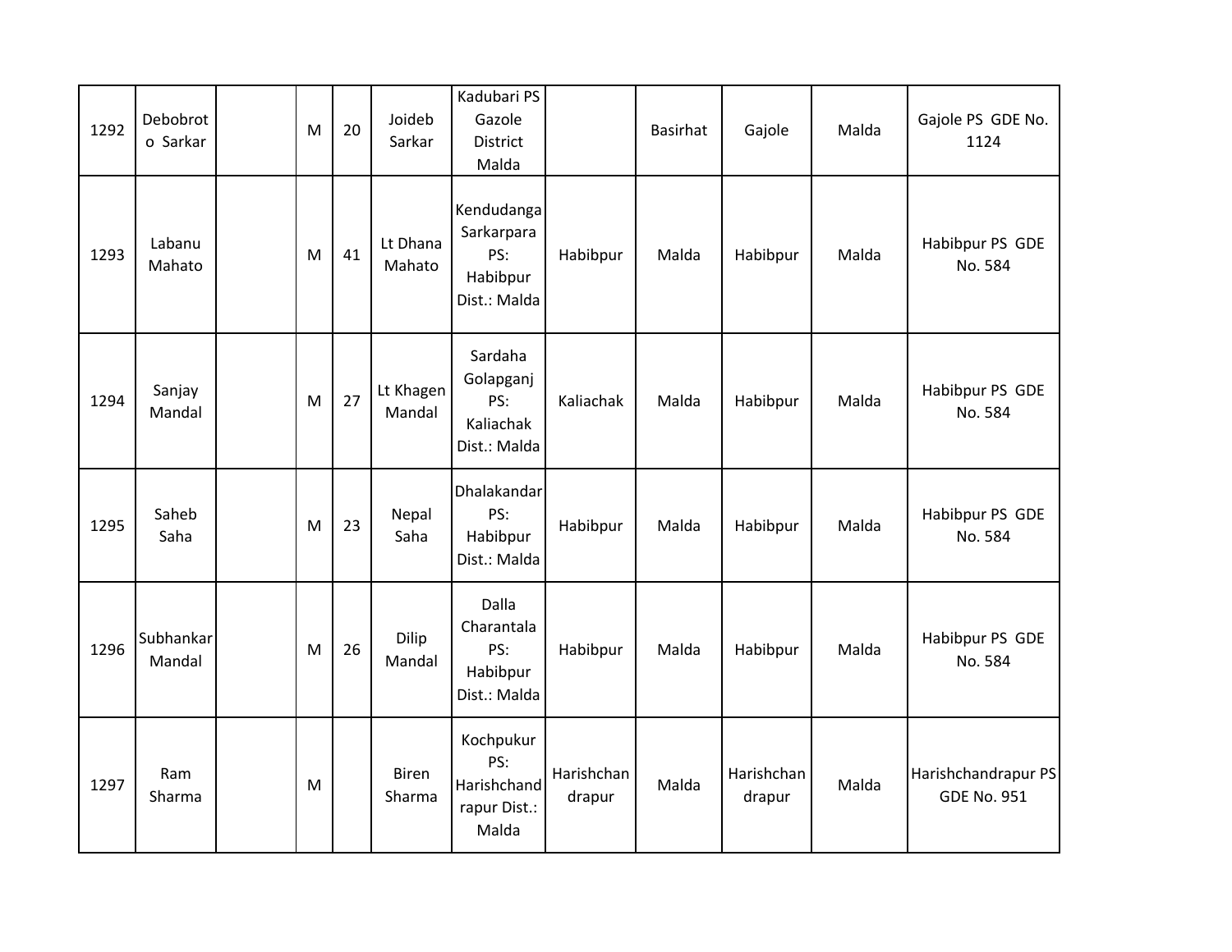| | | | | | | | | | | |
|---|---|---|---|---|---|---|---|---|---|---|
| 1292 | Debobroto Sarkar | | M | 20 | Joideb Sarkar | Kadubari PS Gazole District Malda | | Basirhat | Gajole | Malda | Gajole PS GDE No. 1124 |
| 1293 | Labanu Mahato | | M | 41 | Lt Dhana Mahato | Kendudanga Sarkarpara PS: Habibpur Dist.: Malda | Habibpur | Malda | Habibpur | Malda | Habibpur PS GDE No. 584 |
| 1294 | Sanjay Mandal | | M | 27 | Lt Khagen Mandal | Sardaha Golapganj PS: Kaliachak Dist.: Malda | Kaliachak | Malda | Habibpur | Malda | Habibpur PS GDE No. 584 |
| 1295 | Saheb Saha | | M | 23 | Nepal Saha | Dhalakandar PS: Habibpur Dist.: Malda | Habibpur | Malda | Habibpur | Malda | Habibpur PS GDE No. 584 |
| 1296 | Subhankar Mandal | | M | 26 | Dilip Mandal | Dalla Charantala PS: Habibpur Dist.: Malda | Habibpur | Malda | Habibpur | Malda | Habibpur PS GDE No. 584 |
| 1297 | Ram Sharma | | M | | Biren Sharma | Kochpukur PS: Harishchandrapur Dist.: Malda | Harishchandrapur | Malda | Harishchandrapur | Malda | Harishchandrapur PS GDE No. 951 |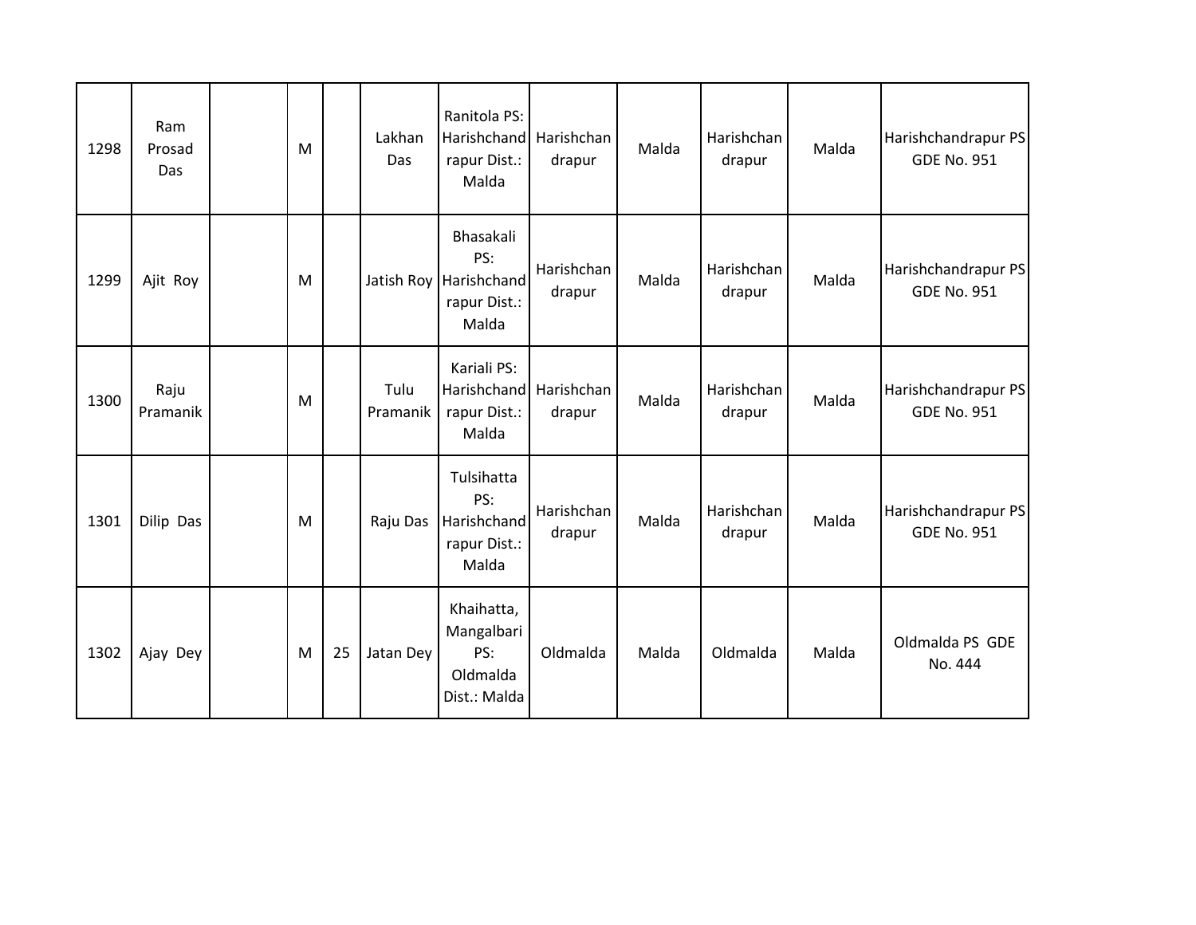| | | | | | | | | | | | |
|---|---|---|---|---|---|---|---|---|---|---|---|
| 1298 | Ram Prosad Das | | M | | Lakhan Das | Ranitola PS: Harishchandrapur Dist.: Malda | Harishchandrapur | Malda | Harishchandrapur | Malda | Harishchandrapur PS GDE No. 951 |
| 1299 | Ajit Roy | | M | | Jatish Roy | Bhasakali PS: Harishchandrapur Dist.: Malda | Harishchandrapur | Malda | Harishchandrapur | Malda | Harishchandrapur PS GDE No. 951 |
| 1300 | Raju Pramanik | | M | | Tulu Pramanik | Kariali PS: Harishchandrapur Dist.: Malda | Harishchandrapur | Malda | Harishchandrapur | Malda | Harishchandrapur PS GDE No. 951 |
| 1301 | Dilip Das | | M | | Raju Das | Tulsihatta PS: Harishchandrapur Dist.: Malda | Harishchandrapur | Malda | Harishchandrapur | Malda | Harishchandrapur PS GDE No. 951 |
| 1302 | Ajay Dey | | M | 25 | Jatan Dey | Khaihatta, Mangalbari PS: Oldmalda Dist.: Malda | Oldmalda | Malda | Oldmalda | Malda | Oldmalda PS GDE No. 444 |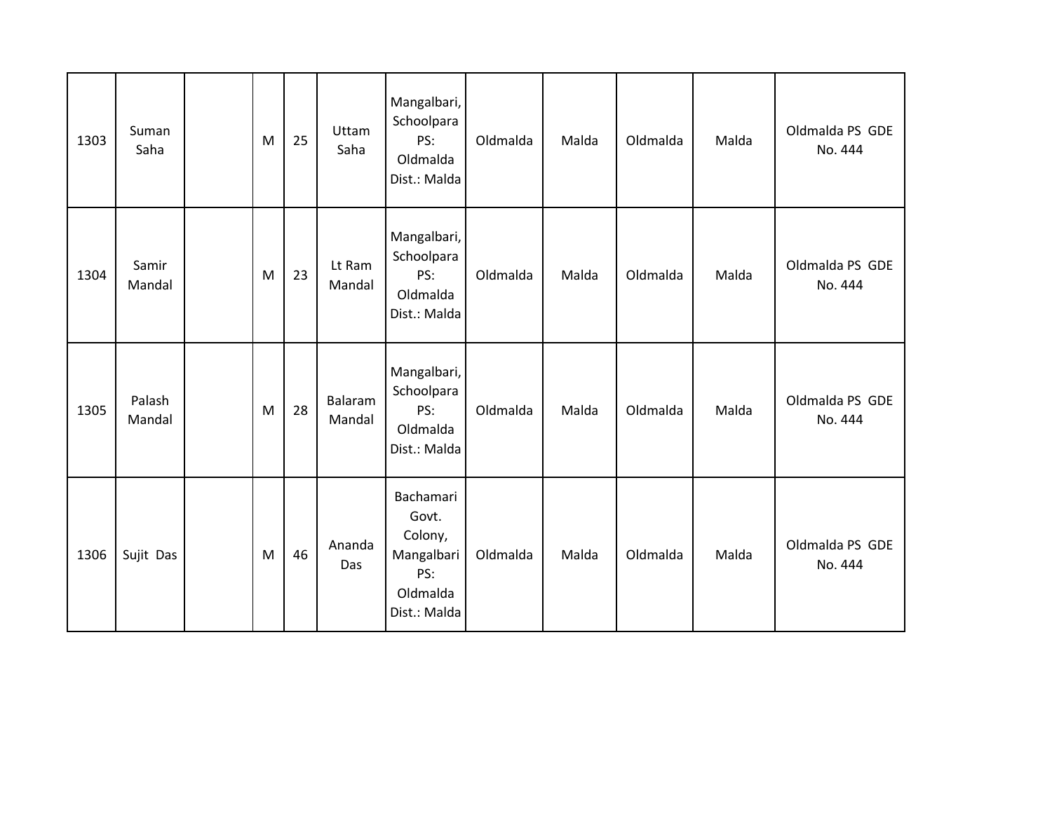| 1303 | Suman Saha | | M | 25 | Uttam Saha | Mangalbari, Schoolpara PS: Oldmalda Dist.: Malda | Oldmalda | Malda | Oldmalda | Malda | Oldmalda PS GDE No. 444 |
|---|---|---|---|---|---|---|---|---|---|---|---|
| 1304 | Samir Mandal | | M | 23 | Lt Ram Mandal | Mangalbari, Schoolpara PS: Oldmalda Dist.: Malda | Oldmalda | Malda | Oldmalda | Malda | Oldmalda PS GDE No. 444 |
| 1305 | Palash Mandal | | M | 28 | Balaram Mandal | Mangalbari, Schoolpara PS: Oldmalda Dist.: Malda | Oldmalda | Malda | Oldmalda | Malda | Oldmalda PS GDE No. 444 |
| 1306 | Sujit Das | | M | 46 | Ananda Das | Bachamari Govt. Colony, Mangalbari PS: Oldmalda Dist.: Malda | Oldmalda | Malda | Oldmalda | Malda | Oldmalda PS GDE No. 444 |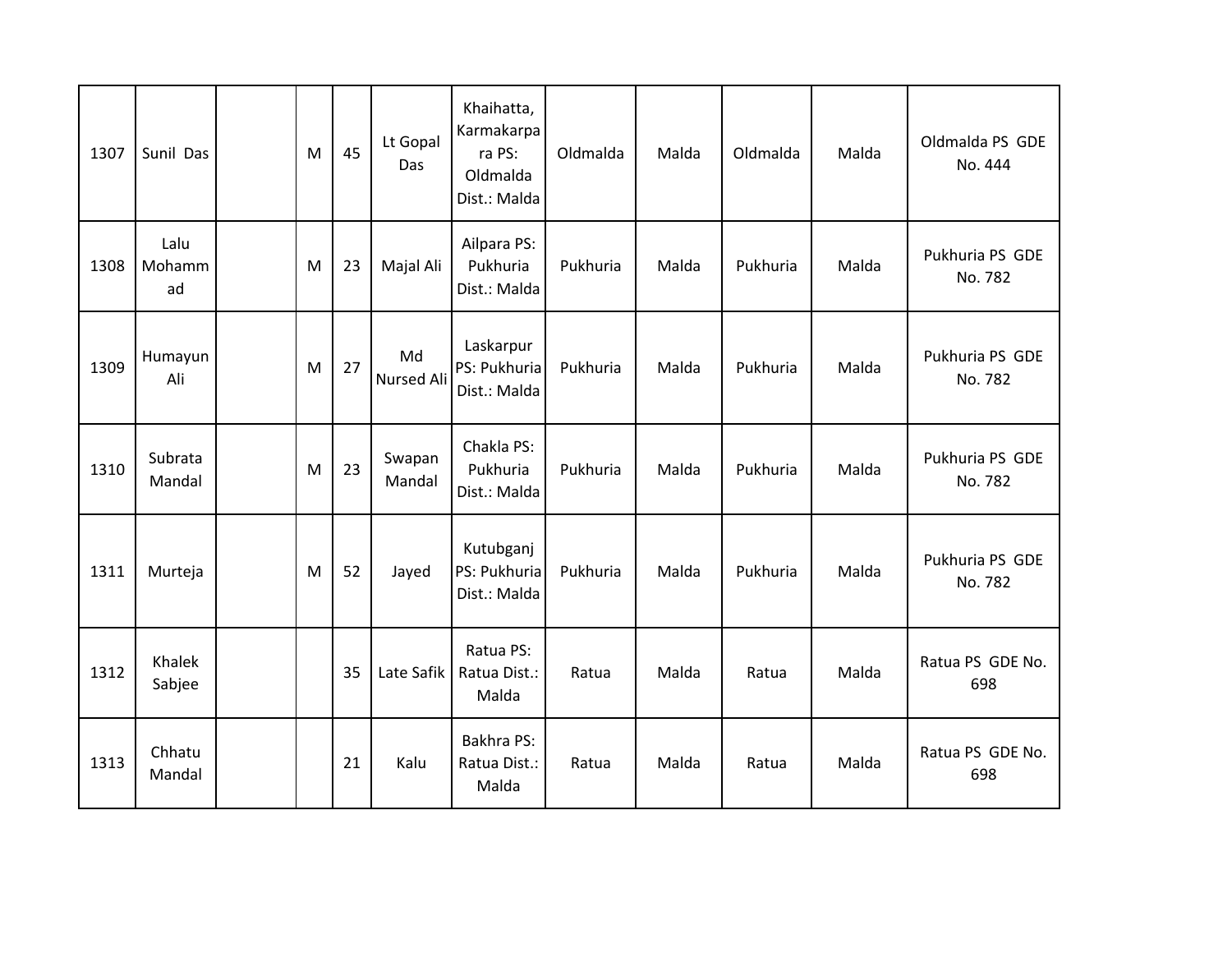| 1307 | Sunil Das | | M | 45 | Lt Gopal Das | Khaihatta, Karmakarpara PS: Oldmalda Dist.: Malda | Oldmalda | Malda | Oldmalda | Malda | Oldmalda PS GDE No. 444 |
|---|---|---|---|---|---|---|---|---|---|---|---|
| 1308 | Lalu Mohammad | | M | 23 | Majal Ali | Ailpara PS: Pukhuria Dist.: Malda | Pukhuria | Malda | Pukhuria | Malda | Pukhuria PS GDE No. 782 |
| 1309 | Humayun Ali | | M | 27 | Md Nursed Ali | Laskarpur PS: Pukhuria Dist.: Malda | Pukhuria | Malda | Pukhuria | Malda | Pukhuria PS GDE No. 782 |
| 1310 | Subrata Mandal | | M | 23 | Swapan Mandal | Chakla PS: Pukhuria Dist.: Malda | Pukhuria | Malda | Pukhuria | Malda | Pukhuria PS GDE No. 782 |
| 1311 | Murteja | | M | 52 | Jayed | Kutubganj PS: Pukhuria Dist.: Malda | Pukhuria | Malda | Pukhuria | Malda | Pukhuria PS GDE No. 782 |
| 1312 | Khalek Sabjee | | | 35 | Late Safik | Ratua PS: Ratua Dist.: Malda | Ratua | Malda | Ratua | Malda | Ratua PS GDE No. 698 |
| 1313 | Chhatu Mandal | | | 21 | Kalu | Bakhra PS: Ratua Dist.: Malda | Ratua | Malda | Ratua | Malda | Ratua PS GDE No. 698 |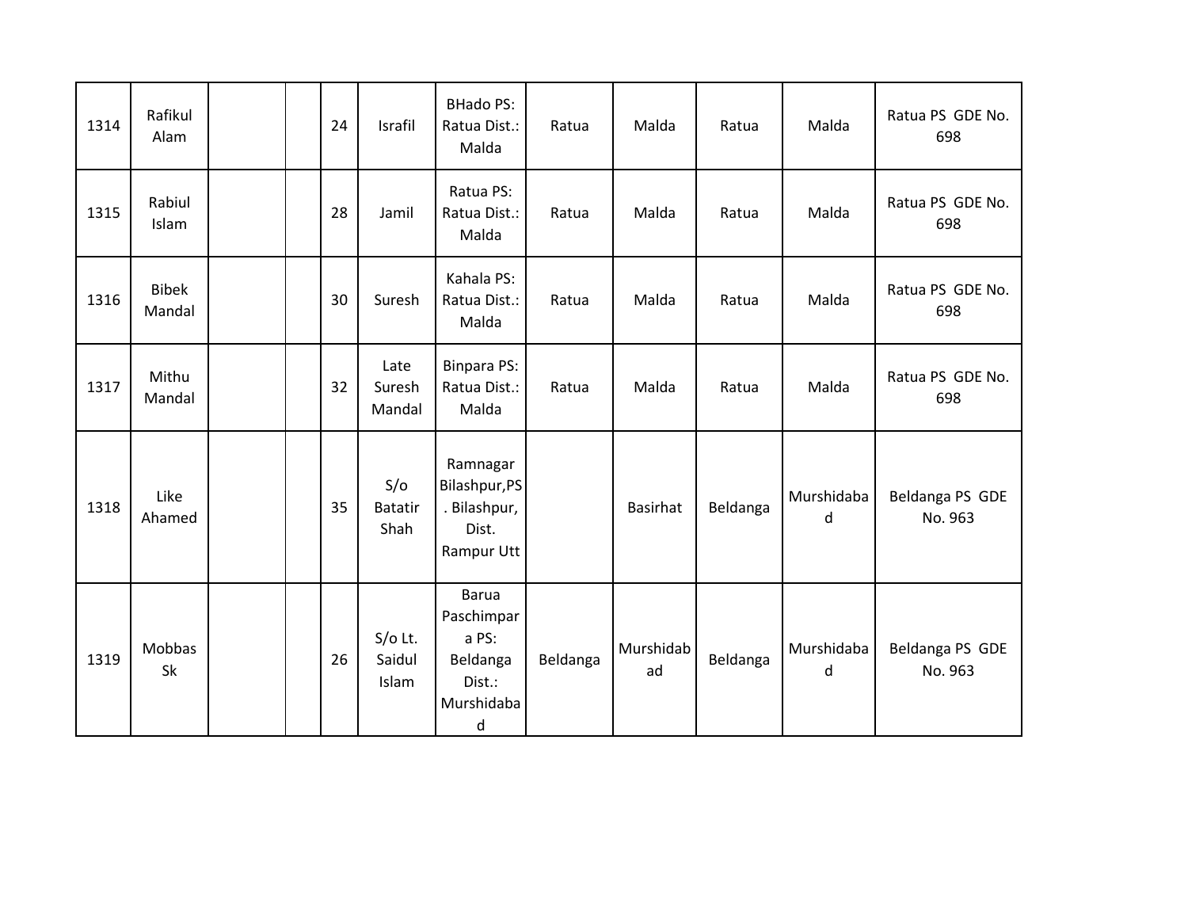| 1314 | Rafikul Alam | | | 24 | Israfil | BHado PS: Ratua Dist.: Malda | Ratua | Malda | Ratua | Malda | Ratua PS GDE No. 698 |
|---|---|---|---|---|---|---|---|---|---|---|---|
| 1315 | Rabiul Islam | | | 28 | Jamil | Ratua PS: Ratua Dist.: Malda | Ratua | Malda | Ratua | Malda | Ratua PS GDE No. 698 |
| 1316 | Bibek Mandal | | | 30 | Suresh | Kahala PS: Ratua Dist.: Malda | Ratua | Malda | Ratua | Malda | Ratua PS GDE No. 698 |
| 1317 | Mithu Mandal | | | 32 | Late Suresh Mandal | Binpara PS: Ratua Dist.: Malda | Ratua | Malda | Ratua | Malda | Ratua PS GDE No. 698 |
| 1318 | Like Ahamed | | | 35 | S/o Batatir Shah | Ramnagar Bilashpur,PS. Bilashpur, Dist. Rampur Utt | | Basirhat | Beldanga | Murshidabad | Beldanga PS GDE No. 963 |
| 1319 | Mobbas Sk | | | 26 | S/o Lt. Saidul Islam | Barua Paschimpara PS: Beldanga Dist.: Murshidabad | Beldanga | Murshidabad | Beldanga | Murshidabad | Beldanga PS GDE No. 963 |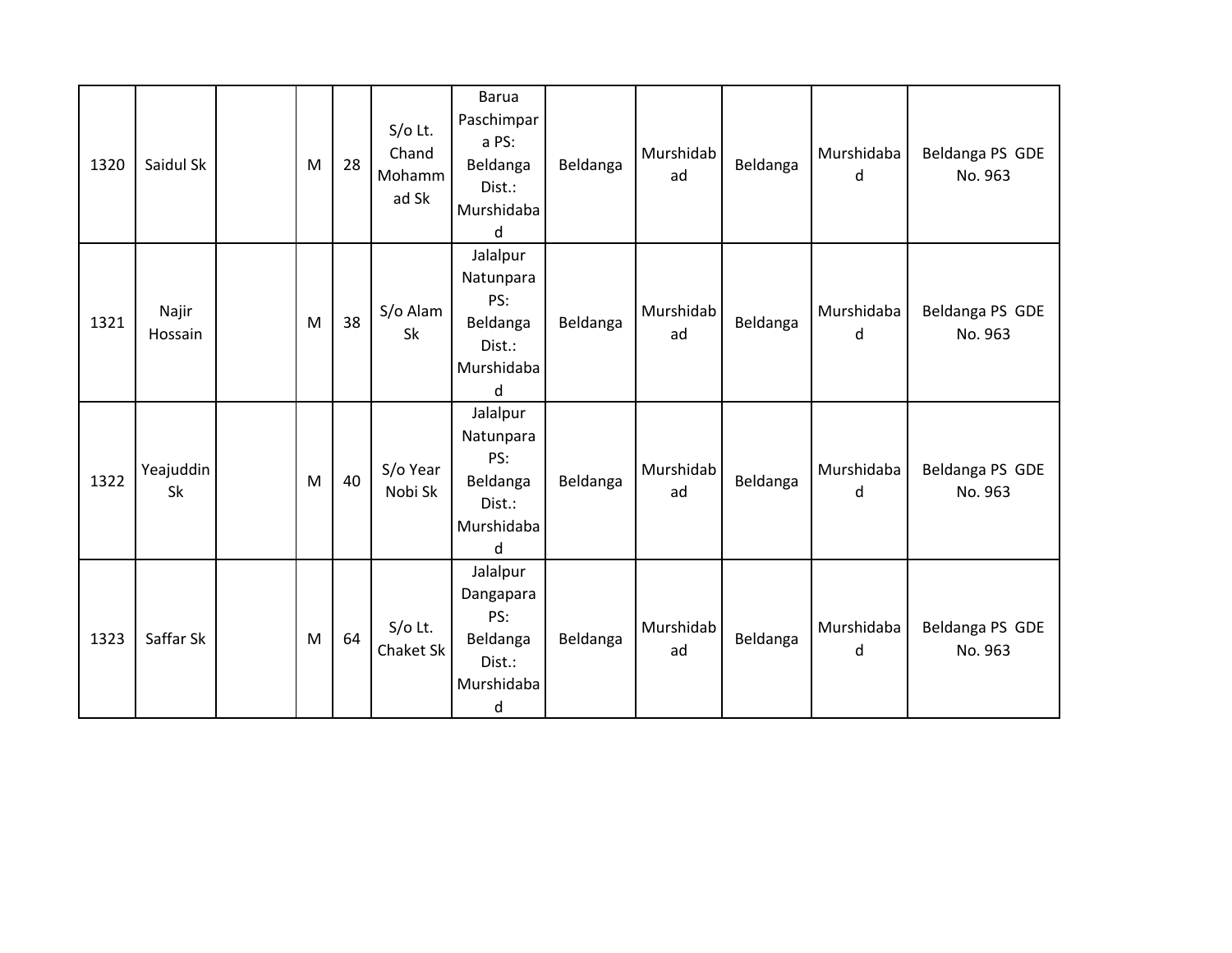| 1320 | Saidul Sk | | M | 28 | S/o Lt. Chand Mohammad Sk | Barua Paschimpara PS: Beldanga Dist.: Murshidabad | Beldanga | Murshidabad | Beldanga | Murshidabad | Beldanga PS GDE No. 963 |
|---|---|---|---|---|---|---|---|---|---|---|---|
| 1321 | Najir Hossain | | M | 38 | S/o Alam Sk | Jalalpur Natunpara PS: Beldanga Dist.: Murshidabad | Beldanga | Murshidabad | Beldanga | Murshidabad | Beldanga PS GDE No. 963 |
| 1322 | Yeajuddin Sk | | M | 40 | S/o Year Nobi Sk | Jalalpur Natunpara PS: Beldanga Dist.: Murshidabad | Beldanga | Murshidabad | Beldanga | Murshidabad | Beldanga PS GDE No. 963 |
| 1323 | Saffar Sk | | M | 64 | S/o Lt. Chaket Sk | Jalalpur Dangapara PS: Beldanga Dist.: Murshidabad | Beldanga | Murshidabad | Beldanga | Murshidabad | Beldanga PS GDE No. 963 |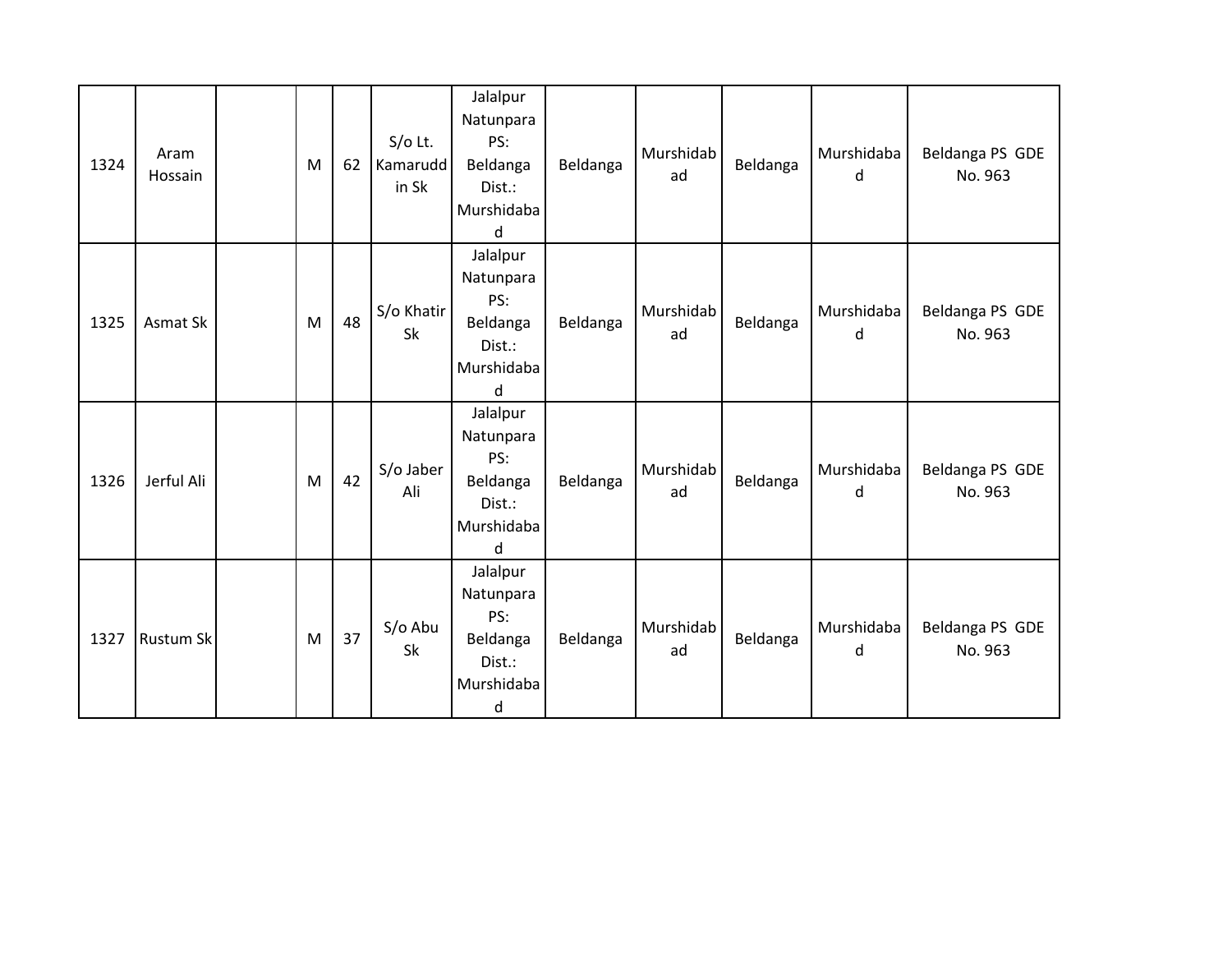| 1324 | Aram Hossain | | M | 62 | S/o Lt. Kamaruddin Sk | Jalalpur Natunpara PS: Beldanga Dist.: Murshidabad | Beldanga | Murshidabad | Beldanga | Murshidabad | Beldanga PS GDE No. 963 |
|---|---|---|---|---|---|---|---|---|---|---|---|
| 1325 | Asmat Sk | | M | 48 | S/o Khatir Sk | Jalalpur Natunpara PS: Beldanga Dist.: Murshidabad | Beldanga | Murshidabad | Beldanga | Murshidabad | Beldanga PS GDE No. 963 |
| 1326 | Jerful Ali | | M | 42 | S/o Jaber Ali | Jalalpur Natunpara PS: Beldanga Dist.: Murshidabad | Beldanga | Murshidabad | Beldanga | Murshidabad | Beldanga PS GDE No. 963 |
| 1327 | Rustum Sk | | M | 37 | S/o Abu Sk | Jalalpur Natunpara PS: Beldanga Dist.: Murshidabad | Beldanga | Murshidabad | Beldanga | Murshidabad | Beldanga PS GDE No. 963 |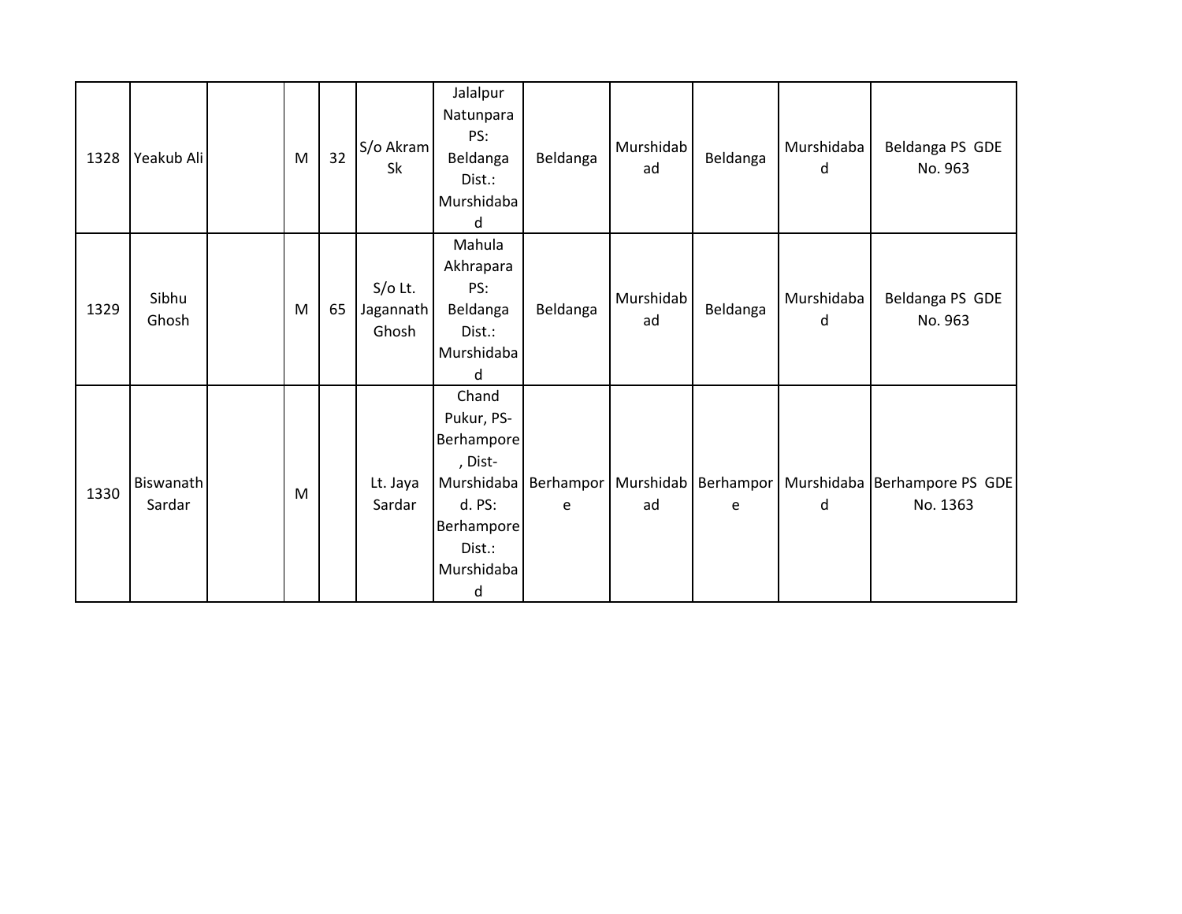| | | | | | | | | | | | |
|---|---|---|---|---|---|---|---|---|---|---|---|
| 1328 | Yeakub Ali | | M | 32 | S/o Akram Sk | Jalalpur Natunpara PS: Beldanga Dist.: Murshidabad | Beldanga | Murshidabad | Beldanga | Murshidabad | Beldanga PS GDE No. 963 |
| 1329 | Sibhu Ghosh | | M | 65 | S/o Lt. Jagannath Ghosh | Mahula Akhrapara PS: Beldanga Dist.: Murshidabad | Beldanga | Murshidabad | Beldanga | Murshidabad | Beldanga PS GDE No. 963 |
| 1330 | Biswanath Sardar | | M | | Lt. Jaya Sardar | Chand Pukur, PS-Berhampore, Dist-Murshidabad. PS: Berhampore Dist.: Murshidabad | Berhampore | Murshidabad | Berhampore | Murshidabad | Berhampore PS GDE No. 1363 |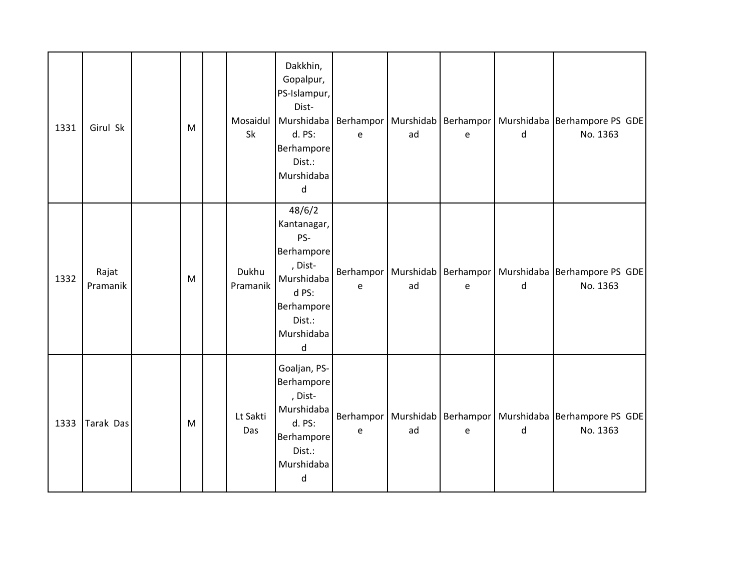| 1331 | Girul Sk | | M | | Mosaidul Sk | Dakkhin, Gopalpur, PS-Islampur, Dist-Murshidabad. PS: Berhampore Dist.: Murshidabad | Berhampore | Murshidabad | Berhampore | Murshidabad | Berhampore PS GDE No. 1363 |
|---|---|---|---|---|---|---|---|---|---|---|---|
| 1332 | Rajat Pramanik | | M | | Dukhu Pramanik | 48/6/2 Kantanagar, PS-Berhampore, Dist-Murshidabad PS: Berhampore Dist.: Murshidabad | Berhampore | Murshidabad | Berhampore | Murshidabad | Berhampore PS GDE No. 1363 |
| 1333 | Tarak Das | | M | | Lt Sakti Das | Goaljan, PS-Berhampore, Dist-Murshidabad. PS: Berhampore Dist.: Murshidabad | Berhampore | Murshidabad | Berhampore | Murshidabad | Berhampore PS GDE No. 1363 |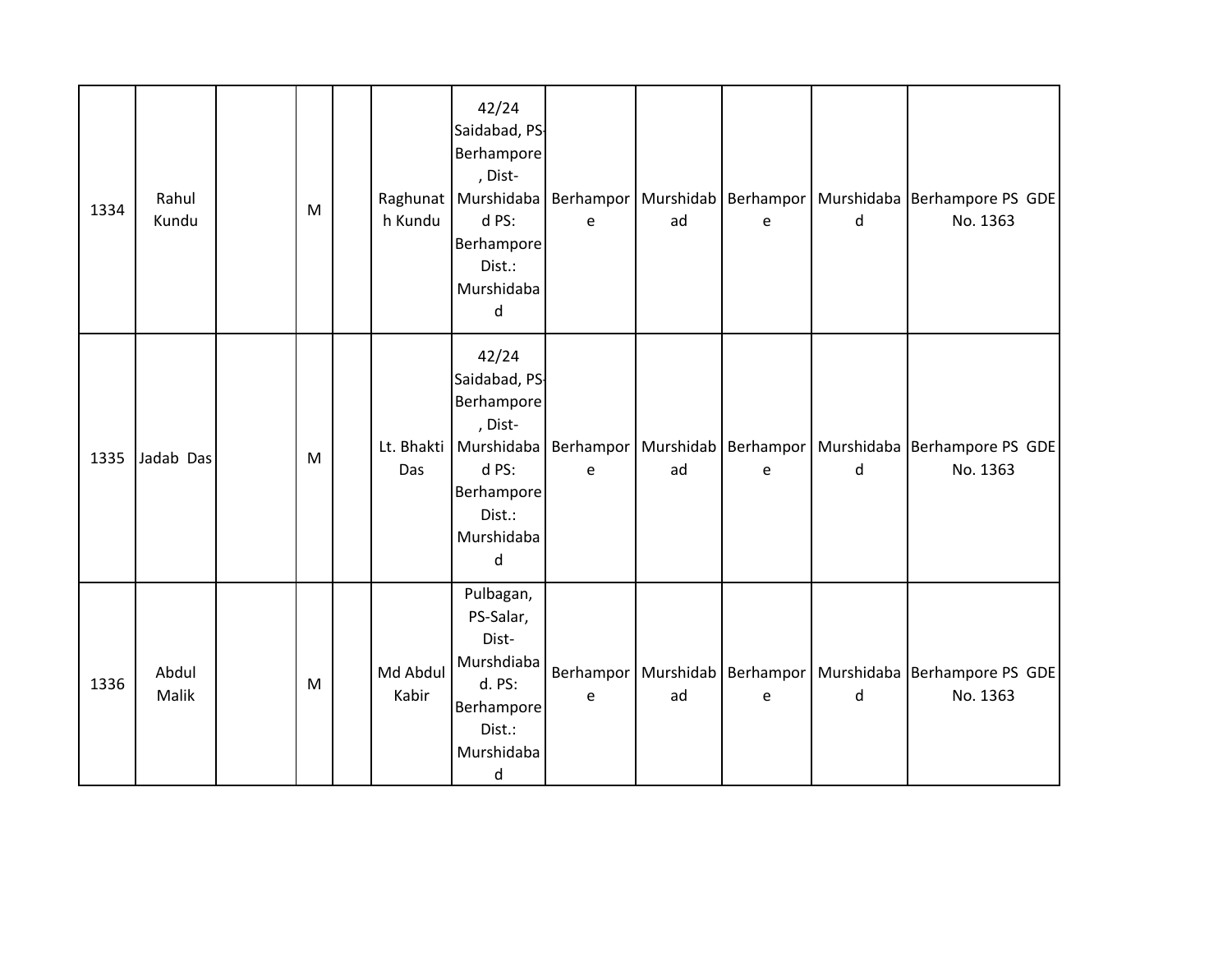| 1334 | Rahul Kundu | | M | | Raghunath Kundu | 42/24 Saidabad, PS-Berhampore, Dist-Murshidabad PS: Berhampore Dist.: Murshidabad | Berhampore | Murshidabad | Berhampore | Murshidabad | Berhampore PS GDE No. 1363 |
|---|---|---|---|---|---|---|---|---|---|---|---|
| 1335 | Jadab Das | | M | | Lt. Bhakti Das | 42/24 Saidabad, PS-Berhampore, Dist-Murshidabad PS: Berhampore Dist.: Murshidabad | Berhampore | Murshidabad | Berhampore | Murshidabad | Berhampore PS GDE No. 1363 |
| 1336 | Abdul Malik | | M | | Md Abdul Kabir | Pulbagan, PS-Salar, Dist-Murshdiabad. PS: Berhampore Dist.: Murshidabad | Berhampore | Murshidabad | Berhampore | Murshidabad | Berhampore PS GDE No. 1363 |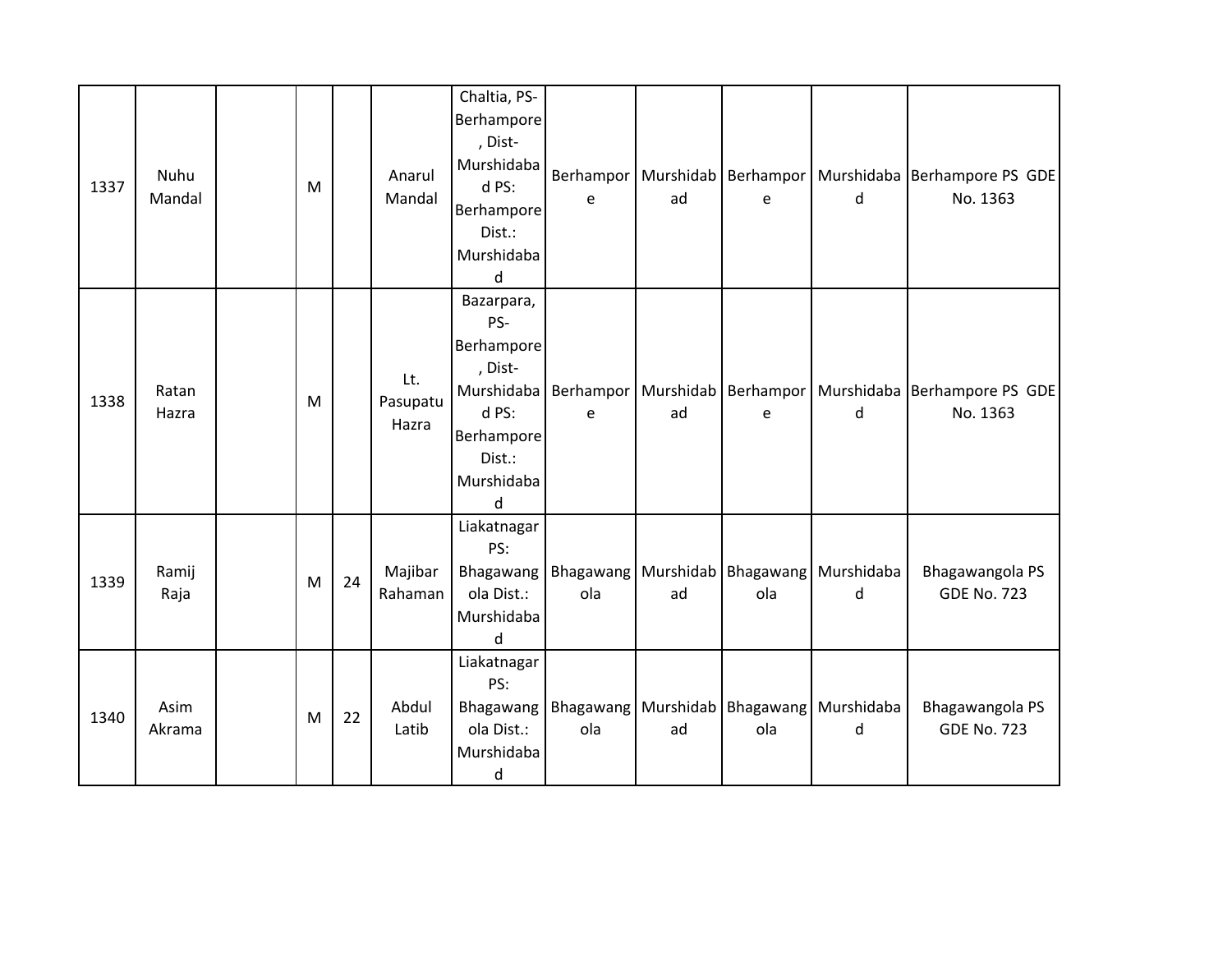| 1337 | Nuhu Mandal | | M | | Anarul Mandal | Chaltia, PS-Berhampore, Dist-Murshidabad PS: Berhampore Dist.: Murshidabad | Berhampore | Murshidabad | Berhampore | Murshidabad | Berhampore PS GDE No. 1363 |
|---|---|---|---|---|---|---|---|---|---|---|---|
| 1338 | Ratan Hazra | | M | | Lt. Pasupatu Hazra | Bazarpara, PS-Berhampore, Dist-Murshidabad PS: Berhampore Dist.: Murshidabad | Berhampore | Murshidabad | Berhampore | Murshidabad | Berhampore PS GDE No. 1363 |
| 1339 | Ramij Raja | | M | 24 | Majibar Rahaman | Liakatnagar PS: Bhagawangola Dist.: Murshidabad | Bhagawangola | Murshidabad | Bhagawangola | Murshidabad | Bhagawangola PS GDE No. 723 |
| 1340 | Asim Akrama | | M | 22 | Abdul Latib | Liakatnagar PS: Bhagawangola Dist.: Murshidabad | Bhagawangola | Murshidabad | Bhagawangola | Murshidabad | Bhagawangola PS GDE No. 723 |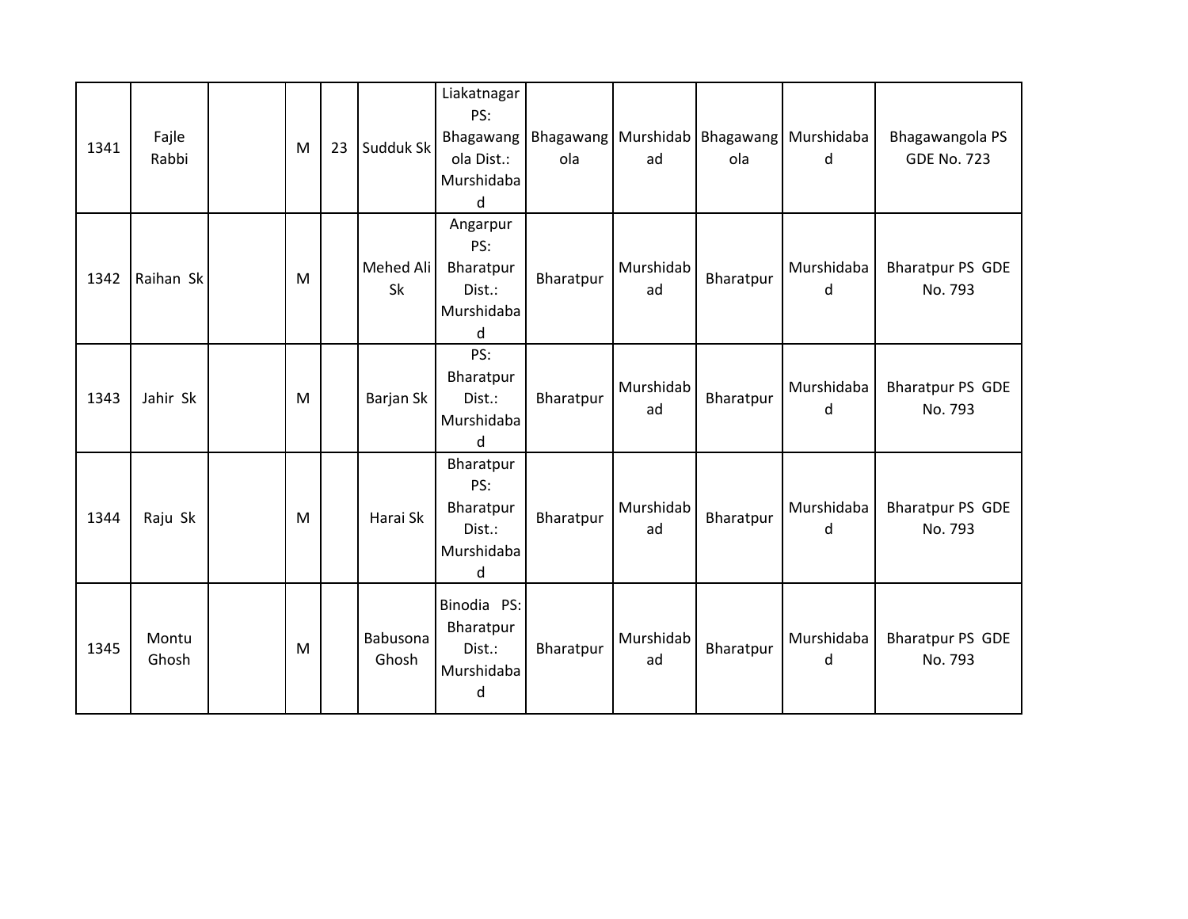| 1341 | Fajle Rabbi | | M | 23 | Sudduk Sk | Liakatnagar PS: Bhagawangola Dist.: Murshidabad | Bhagawangola | Murshidabad | Bhagawangola | Murshidabad | Bhagawangola PS GDE No. 723 |
|---|---|---|---|---|---|---|---|---|---|---|---|
| 1342 | Raihan Sk | | M | | Mehed Ali Sk | Angarpur PS: Bharatpur Dist.: Murshidabad | Bharatpur | Murshidabad | Bharatpur | Murshidabad | Bharatpur PS GDE No. 793 |
| 1343 | Jahir Sk | | M | | Barjan Sk | PS: Bharatpur Dist.: Murshidabad | Bharatpur | Murshidabad | Bharatpur | Murshidabad | Bharatpur PS GDE No. 793 |
| 1344 | Raju Sk | | M | | Harai Sk | Bharatpur PS: Bharatpur Dist.: Murshidabad | Bharatpur | Murshidabad | Bharatpur | Murshidabad | Bharatpur PS GDE No. 793 |
| 1345 | Montu Ghosh | | M | | Babusona Ghosh | Binodia PS: Bharatpur Dist.: Murshidabad | Bharatpur | Murshidabad | Bharatpur | Murshidabad | Bharatpur PS GDE No. 793 |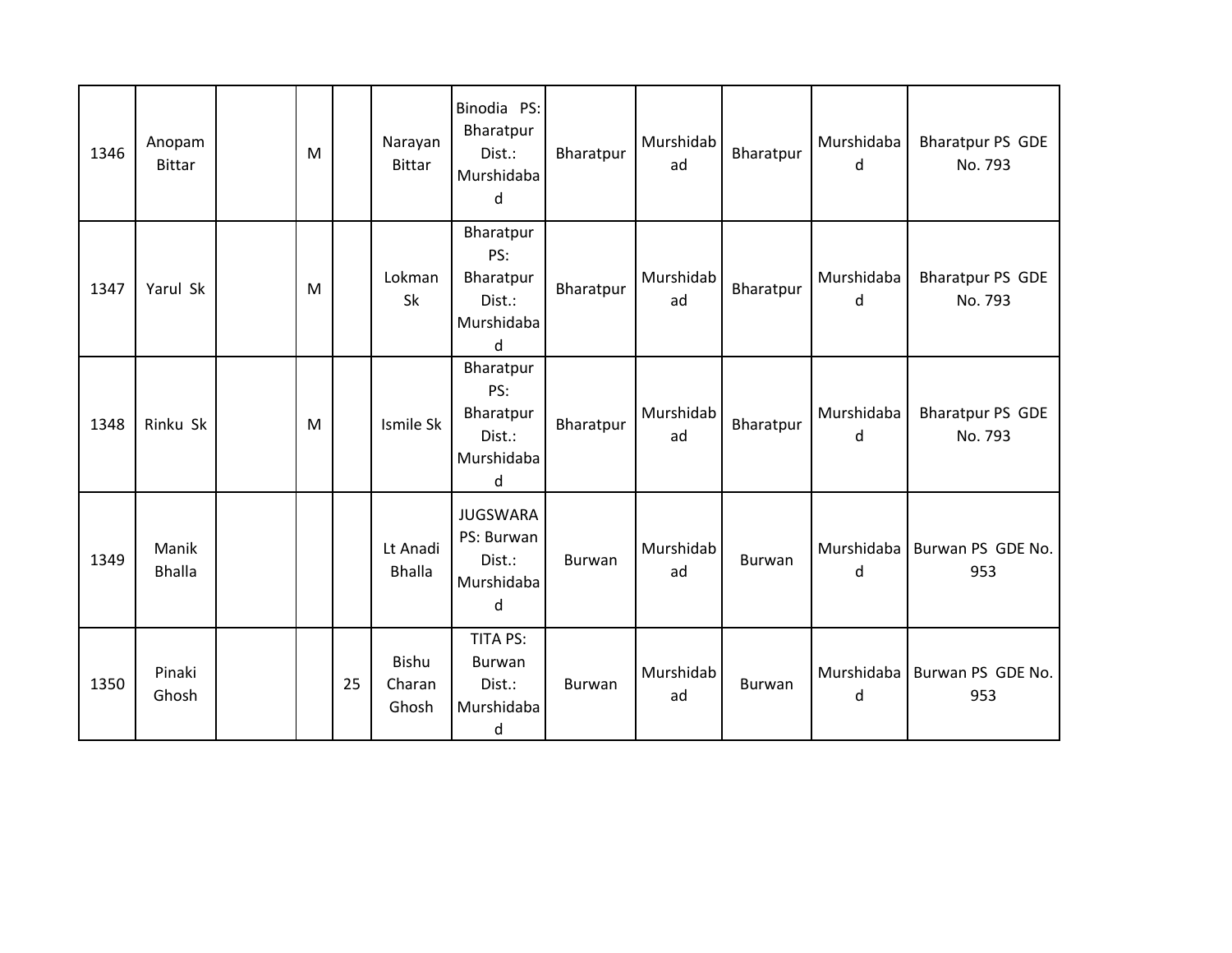| 1346 | Anopam Bittar | | M | | Narayan Bittar | Binodia PS: Bharatpur Dist.: Murshidabad | Bharatpur | Murshidabad | Bharatpur | Murshidabad | Bharatpur PS GDE No. 793 |
|---|---|---|---|---|---|---|---|---|---|---|---|
| 1347 | Yarul Sk | | M | | Lokman Sk | Bharatpur PS: Bharatpur Dist.: Murshidabad | Bharatpur | Murshidabad | Bharatpur | Murshidabad | Bharatpur PS GDE No. 793 |
| 1348 | Rinku Sk | | M | | Ismile Sk | Bharatpur PS: Bharatpur Dist.: Murshidabad | Bharatpur | Murshidabad | Bharatpur | Murshidabad | Bharatpur PS GDE No. 793 |
| 1349 | Manik Bhalla | | | | Lt Anadi Bhalla | JUGSWARA PS: Burwan Dist.: Murshidabad | Burwan | Murshidabad | Burwan | Murshidabad | Burwan PS GDE No. 953 |
| 1350 | Pinaki Ghosh | | | 25 | Bishu Charan Ghosh | TITA PS: Burwan Dist.: Murshidabad | Burwan | Murshidabad | Burwan | Murshidabad | Burwan PS GDE No. 953 |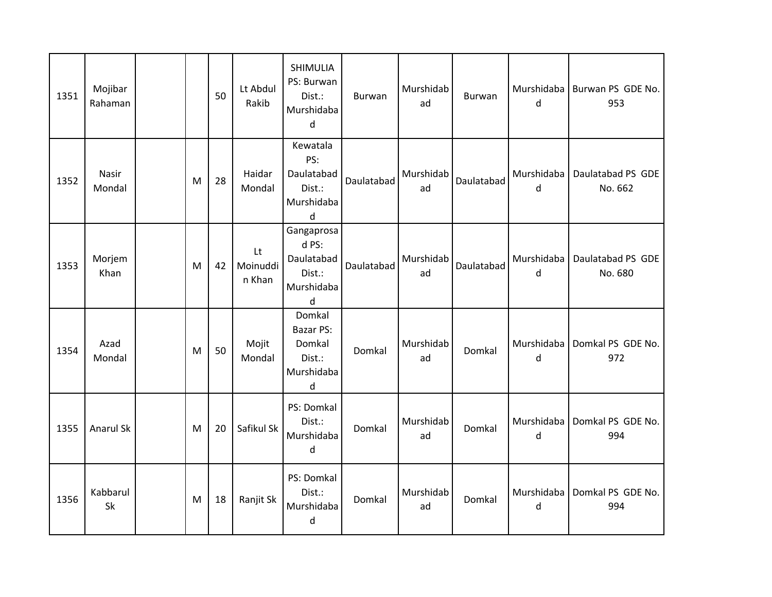| 1351 | Mojibar Rahaman | | | 50 | Lt Abdul Rakib | SHIMULIA PS: Burwan Dist.: Murshidabad | Burwan | Murshidabad | Burwan | Murshidabad | Burwan PS GDE No. 953 |
|---|---|---|---|---|---|---|---|---|---|---|---|
| 1352 | Nasir Mondal | | M | 28 | Haidar Mondal | Kewatala PS: Daulatabad Dist.: Murshidabad | Daulatabad | Murshidabad | Daulatabad | Murshidabad | Daulatabad PS GDE No. 662 |
| 1353 | Morjem Khan | | M | 42 | Lt Moinuddin Khan | Gangaprosad PS: Daulatabad Dist.: Murshidabad | Daulatabad | Murshidabad | Daulatabad | Murshidabad | Daulatabad PS GDE No. 680 |
| 1354 | Azad Mondal | | M | 50 | Mojit Mondal | Domkal Bazar PS: Domkal Dist.: Murshidabad | Domkal | Murshidabad | Domkal | Murshidabad | Domkal PS GDE No. 972 |
| 1355 | Anarul Sk | | M | 20 | Safikul Sk | PS: Domkal Dist.: Murshidabad | Domkal | Murshidabad | Domkal | Murshidabad | Domkal PS GDE No. 994 |
| 1356 | Kabbarul Sk | | M | 18 | Ranjit Sk | PS: Domkal Dist.: Murshidabad | Domkal | Murshidabad | Domkal | Murshidabad | Domkal PS GDE No. 994 |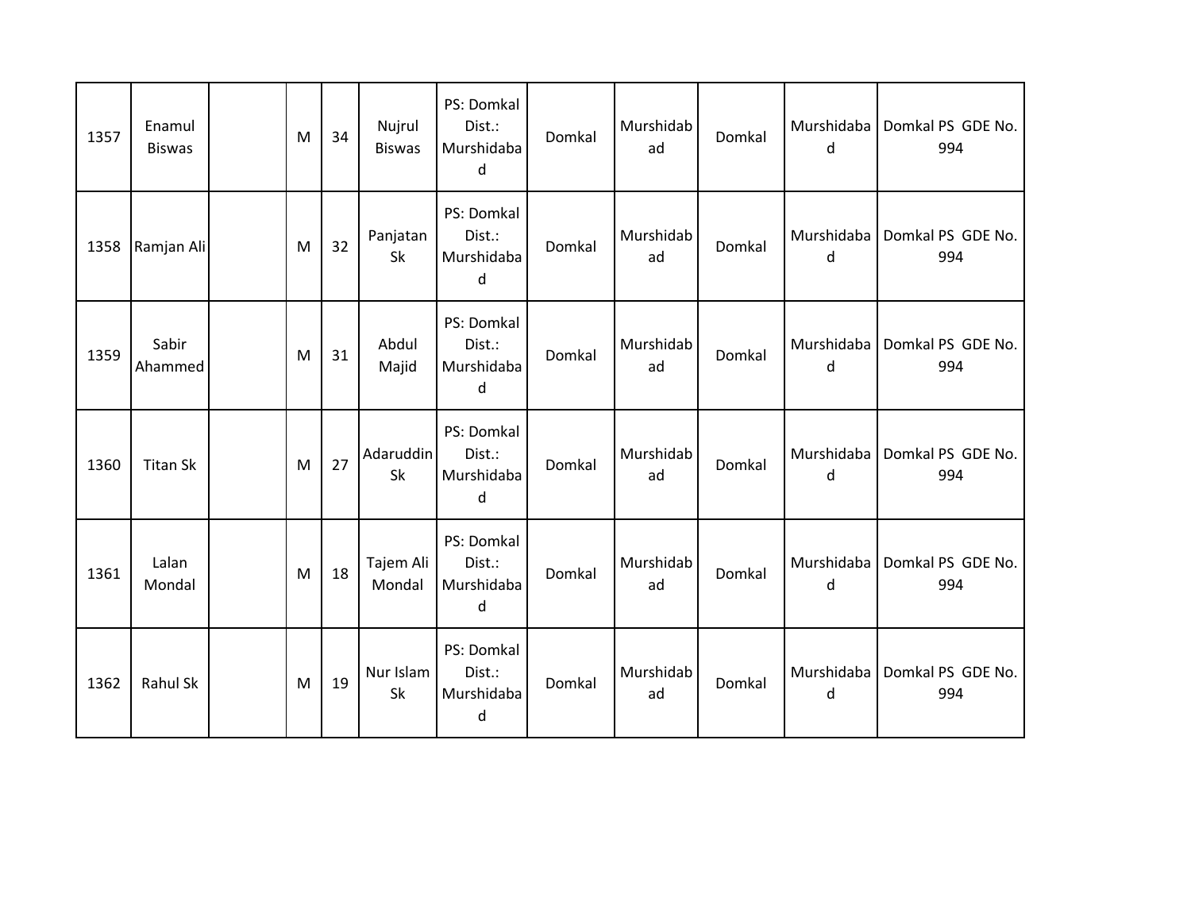| 1357 | Enamul Biswas | | M | 34 | Nujrul Biswas | PS: Domkal Dist.: Murshidabad | Domkal | Murshidabad | Domkal | Murshidabad | Domkal PS GDE No. 994 |
|---|---|---|---|---|---|---|---|---|---|---|---|
| 1358 | Ramjan Ali | | M | 32 | Panjatan Sk | PS: Domkal Dist.: Murshidabad | Domkal | Murshidabad | Domkal | Murshidabad | Domkal PS GDE No. 994 |
| 1359 | Sabir Ahammed | | M | 31 | Abdul Majid | PS: Domkal Dist.: Murshidabad | Domkal | Murshidabad | Domkal | Murshidabad | Domkal PS GDE No. 994 |
| 1360 | Titan Sk | | M | 27 | Adaruddin Sk | PS: Domkal Dist.: Murshidabad | Domkal | Murshidabad | Domkal | Murshidabad | Domkal PS GDE No. 994 |
| 1361 | Lalan Mondal | | M | 18 | Tajem Ali Mondal | PS: Domkal Dist.: Murshidabad | Domkal | Murshidabad | Domkal | Murshidabad | Domkal PS GDE No. 994 |
| 1362 | Rahul Sk | | M | 19 | Nur Islam Sk | PS: Domkal Dist.: Murshidabad | Domkal | Murshidabad | Domkal | Murshidabad | Domkal PS GDE No. 994 |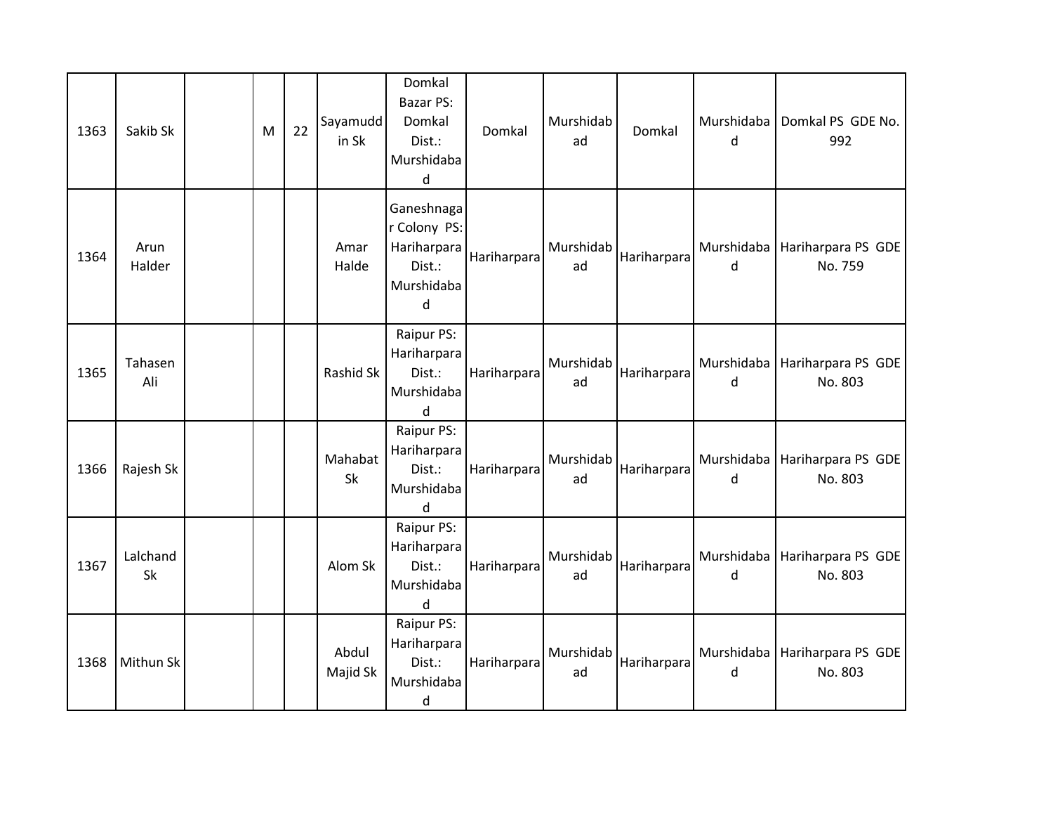| | | | | | | | | | | | |
|---|---|---|---|---|---|---|---|---|---|---|---|
| 1363 | Sakib Sk | | M | 22 | Sayamuddin Sk | Domkal Bazar PS: Domkal Dist.: Murshidabad | Domkal | Murshidabad | Domkal | Murshidabad | Domkal PS GDE No. 992 |
| 1364 | Arun Halder | | | | Amar Halde | Ganeshnagar Colony PS: Hariharpara Dist.: Murshidabad | Hariharpara | Murshidabad | Hariharpara | Murshidabad | Hariharpara PS GDE No. 759 |
| 1365 | Tahasen Ali | | | | Rashid Sk | Raipur PS: Hariharpara Dist.: Murshidabad | Hariharpara | Murshidabad | Hariharpara | Murshidabad | Hariharpara PS GDE No. 803 |
| 1366 | Rajesh Sk | | | | Mahabat Sk | Raipur PS: Hariharpara Dist.: Murshidabad | Hariharpara | Murshidabad | Hariharpara | Murshidabad | Hariharpara PS GDE No. 803 |
| 1367 | Lalchand Sk | | | | Alom Sk | Raipur PS: Hariharpara Dist.: Murshidabad | Hariharpara | Murshidabad | Hariharpara | Murshidabad | Hariharpara PS GDE No. 803 |
| 1368 | Mithun Sk | | | | Abdul Majid Sk | Raipur PS: Hariharpara Dist.: Murshidabad | Hariharpara | Murshidabad | Hariharpara | Murshidabad | Hariharpara PS GDE No. 803 |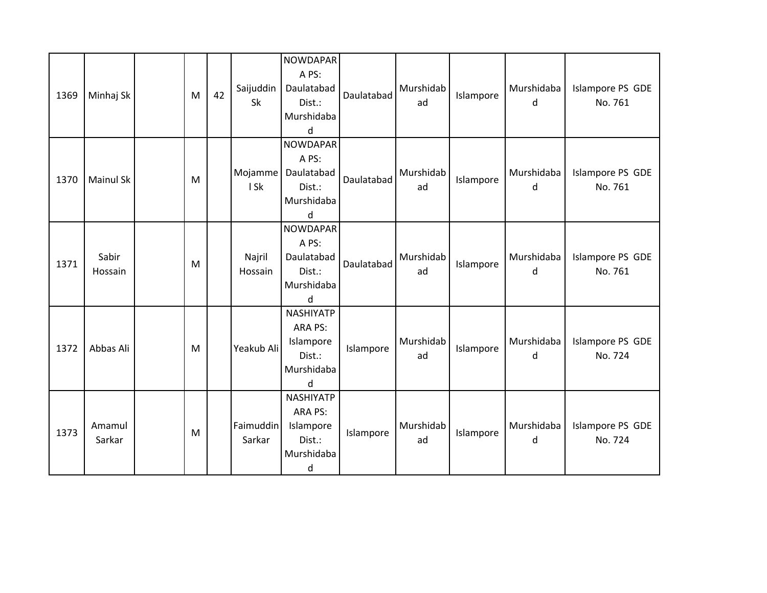| 1369 | Minhaj Sk | | M | 42 | Saijuddin Sk | NOWDAPARA PS: Daulatabad Dist.: Murshidabad | Daulatabad | Murshidabad | Islampore | Murshidabad | Islampore PS GDE No. 761 |
|---|---|---|---|---|---|---|---|---|---|---|---|
| 1370 | Mainul Sk | | M | | Mojammel Sk | NOWDAPARA PS: Daulatabad Dist.: Murshidabad | Daulatabad | Murshidabad | Islampore | Murshidabad | Islampore PS GDE No. 761 |
| 1371 | Sabir Hossain | | M | | Najril Hossain | NOWDAPARA PS: Daulatabad Dist.: Murshidabad | Daulatabad | Murshidabad | Islampore | Murshidabad | Islampore PS GDE No. 761 |
| 1372 | Abbas Ali | | M | | Yeakub Ali | NASHIYATPARA PS: Islampore Dist.: Murshidabad | Islampore | Murshidabad | Islampore | Murshidabad | Islampore PS GDE No. 724 |
| 1373 | Amamul Sarkar | | M | | Faimuddin Sarkar | NASHIYATPARA PS: Islampore Dist.: Murshidabad | Islampore | Murshidabad | Islampore | Murshidabad | Islampore PS GDE No. 724 |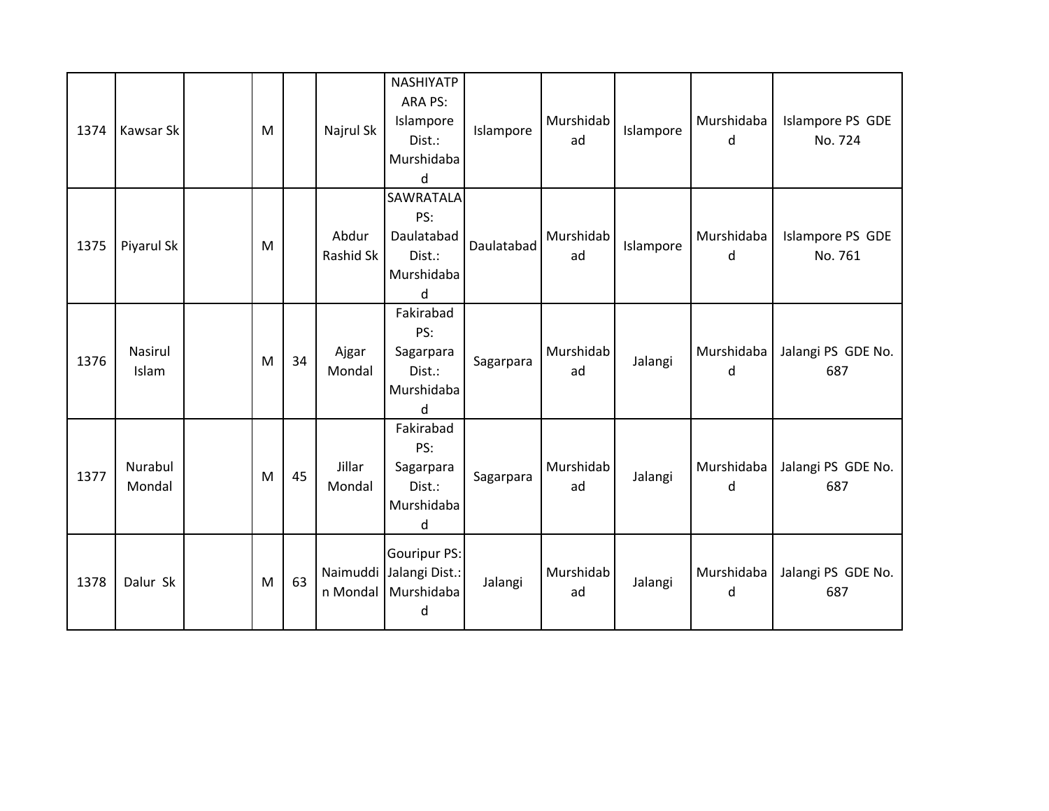| 1374 | Kawsar Sk | | M | | Najrul Sk | NASHIYATPARA PS: Islampore Dist.: Murshidabad | Islampore | Murshidabad | Islampore | Murshidabad | Islampore PS GDE No. 724 |
|---|---|---|---|---|---|---|---|---|---|---|---|
| 1375 | Piyarul Sk | | M | | Abdur Rashid Sk | SAWRATALA PS: Daulatabad Dist.: Murshidabad | Daulatabad | Murshidabad | Islampore | Murshidabad | Islampore PS GDE No. 761 |
| 1376 | Nasirul Islam | | M | 34 | Ajgar Mondal | Fakirabad PS: Sagarpara Dist.: Murshidabad | Sagarpara | Murshidabad | Jalangi | Murshidabad | Jalangi PS GDE No. 687 |
| 1377 | Nurabul Mondal | | M | 45 | Jillar Mondal | Fakirabad PS: Sagarpara Dist.: Murshidabad | Sagarpara | Murshidabad | Jalangi | Murshidabad | Jalangi PS GDE No. 687 |
| 1378 | Dalur Sk | | M | 63 | Naimuddin Mondal | Gouripur PS: Jalangi Dist.: Murshidabad | Jalangi | Murshidabad | Jalangi | Murshidabad | Jalangi PS GDE No. 687 |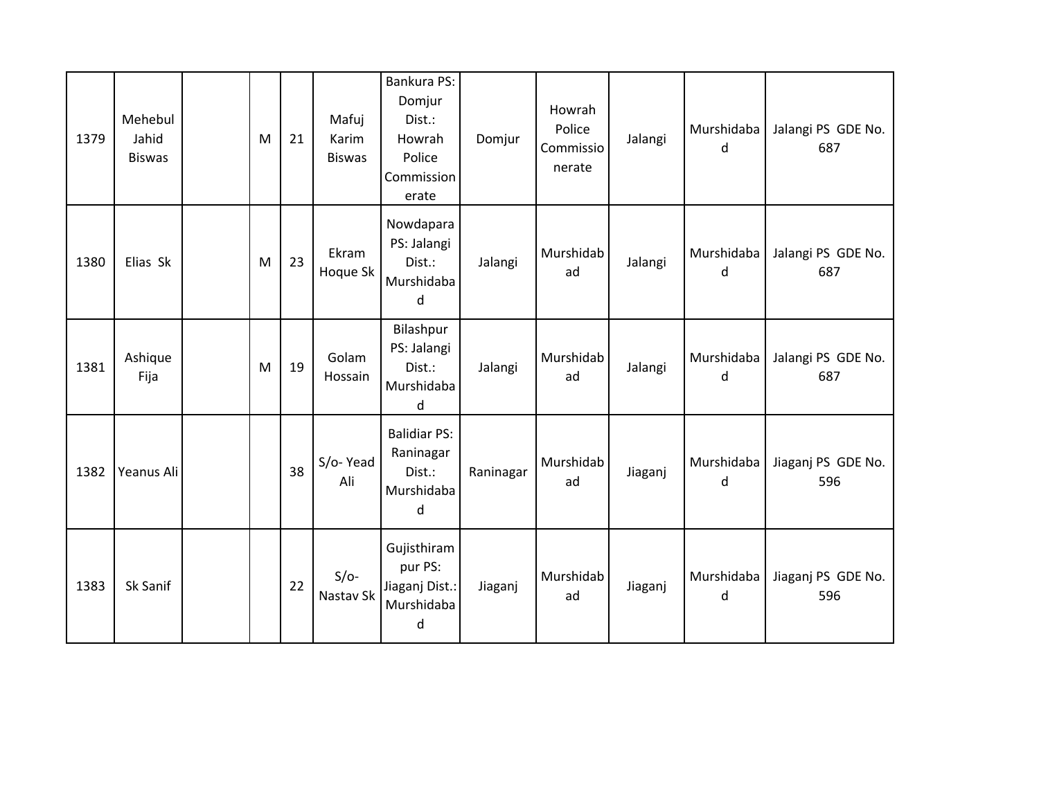| | | | | | | | | | | | |
|---|---|---|---|---|---|---|---|---|---|---|---|
| 1379 | Mehebul Jahid Biswas | | M | 21 | Mafuj Karim Biswas | Bankura PS: Domjur Dist.: Howrah Police Commissionerate | Domjur | Howrah Police Commissionerate | Jalangi | Murshidabad | Jalangi PS GDE No. 687 |
| 1380 | Elias Sk | | M | 23 | Ekram Hoque Sk | Nowdapara PS: Jalangi Dist.: Murshidabad | Jalangi | Murshidabad | Jalangi | Murshidabad | Jalangi PS GDE No. 687 |
| 1381 | Ashique Fija | | M | 19 | Golam Hossain | Bilashpur PS: Jalangi Dist.: Murshidabad | Jalangi | Murshidabad | Jalangi | Murshidabad | Jalangi PS GDE No. 687 |
| 1382 | Yeanus Ali | | | 38 | S/o- Yead Ali | Balidiar PS: Raninagar Dist.: Murshidabad | Raninagar | Murshidabad | Jiaganj | Murshidabad | Jiaganj PS GDE No. 596 |
| 1383 | Sk Sanif | | | 22 | S/o- Nastav Sk | Gujisthirampur PS: Jiaganj Dist.: Murshidabad | Jiaganj | Murshidabad | Jiaganj | Murshidabad | Jiaganj PS GDE No. 596 |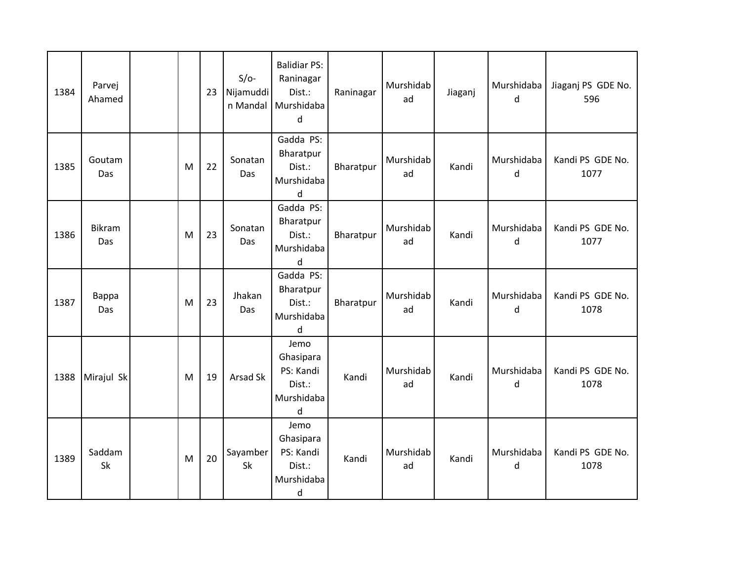| | | | | | | | | | | | |
|---|---|---|---|---|---|---|---|---|---|---|---|
| 1384 | Parvej Ahamed | | | 23 | S/o- Nijamuddin Mandal | Balidiar PS: Raninagar Dist.: Murshidabad | Raninagar | Murshidabad | Jiaganj | Murshidabad | Jiaganj PS GDE No. 596 |
| 1385 | Goutam Das | | M | 22 | Sonatan Das | Gadda PS: Bharatpur Dist.: Murshidabad | Bharatpur | Murshidabad | Kandi | Murshidabad | Kandi PS GDE No. 1077 |
| 1386 | Bikram Das | | M | 23 | Sonatan Das | Gadda PS: Bharatpur Dist.: Murshidabad | Bharatpur | Murshidabad | Kandi | Murshidabad | Kandi PS GDE No. 1077 |
| 1387 | Bappa Das | | M | 23 | Jhakan Das | Gadda PS: Bharatpur Dist.: Murshidabad | Bharatpur | Murshidabad | Kandi | Murshidabad | Kandi PS GDE No. 1078 |
| 1388 | Mirajul Sk | | M | 19 | Arsad Sk | Jemo Ghasipara PS: Kandi Dist.: Murshidabad | Kandi | Murshidabad | Kandi | Murshidabad | Kandi PS GDE No. 1078 |
| 1389 | Saddam Sk | | M | 20 | Sayamber Sk | Jemo Ghasipara PS: Kandi Dist.: Murshidabad | Kandi | Murshidabad | Kandi | Murshidabad | Kandi PS GDE No. 1078 |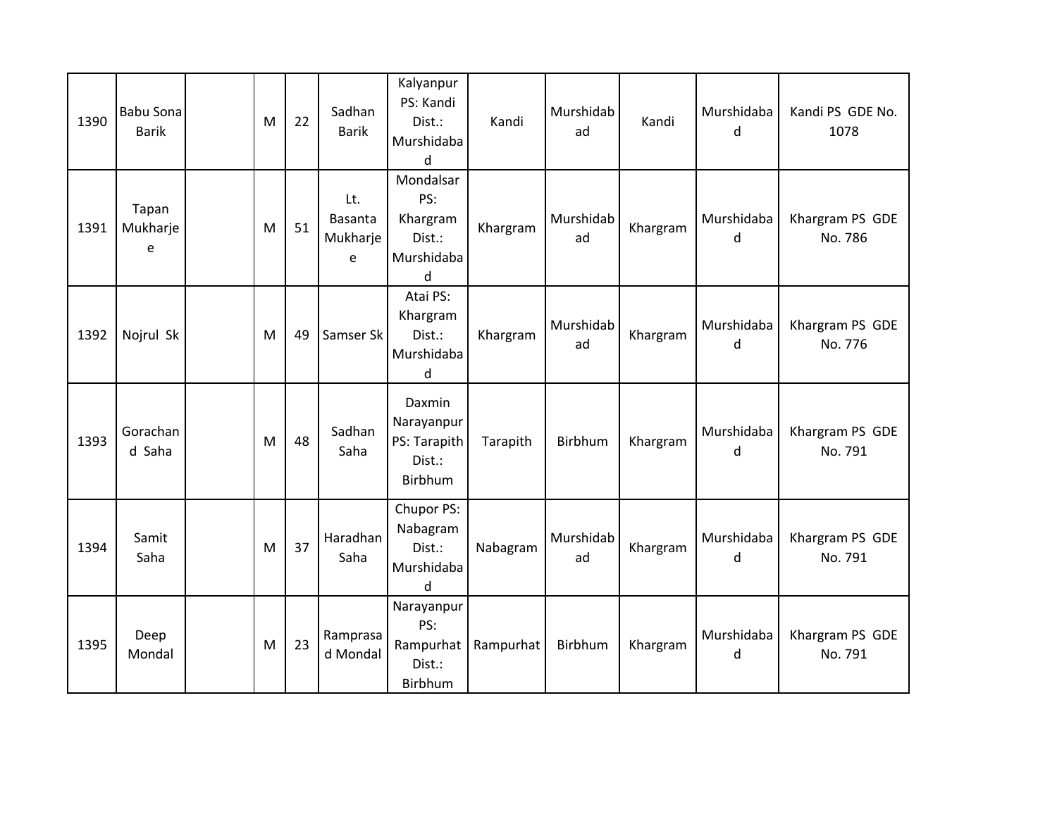| 1390 | Babu Sona Barik | | M | 22 | Sadhan Barik | Kalyanpur PS: Kandi Dist.: Murshidabad | Kandi | Murshidabad | Kandi | Murshidabad | Kandi PS GDE No. 1078 |
|---|---|---|---|---|---|---|---|---|---|---|---|
| 1391 | Tapan Mukharjee | | M | 51 | Lt. Basanta Mukharjee | Mondalsar PS: Khargram Dist.: Murshidabad | Khargram | Murshidabad | Khargram | Murshidabad | Khargram PS GDE No. 786 |
| 1392 | Nojrul Sk | | M | 49 | Samser Sk | Atai PS: Khargram Dist.: Murshidabad | Khargram | Murshidabad | Khargram | Murshidabad | Khargram PS GDE No. 776 |
| 1393 | Gorachand Saha | | M | 48 | Sadhan Saha | Daxmin Narayanpur PS: Tarapith Dist.: Birbhum | Tarapith | Birbhum | Khargram | Murshidabad | Khargram PS GDE No. 791 |
| 1394 | Samit Saha | | M | 37 | Haradhan Saha | Chupor PS: Nabagram Dist.: Murshidabad | Nabagram | Murshidabad | Khargram | Murshidabad | Khargram PS GDE No. 791 |
| 1395 | Deep Mondal | | M | 23 | Ramprasad Mondal | Narayanpur PS: Rampurhat Dist.: Birbhum | Rampurhat | Birbhum | Khargram | Murshidabad | Khargram PS GDE No. 791 |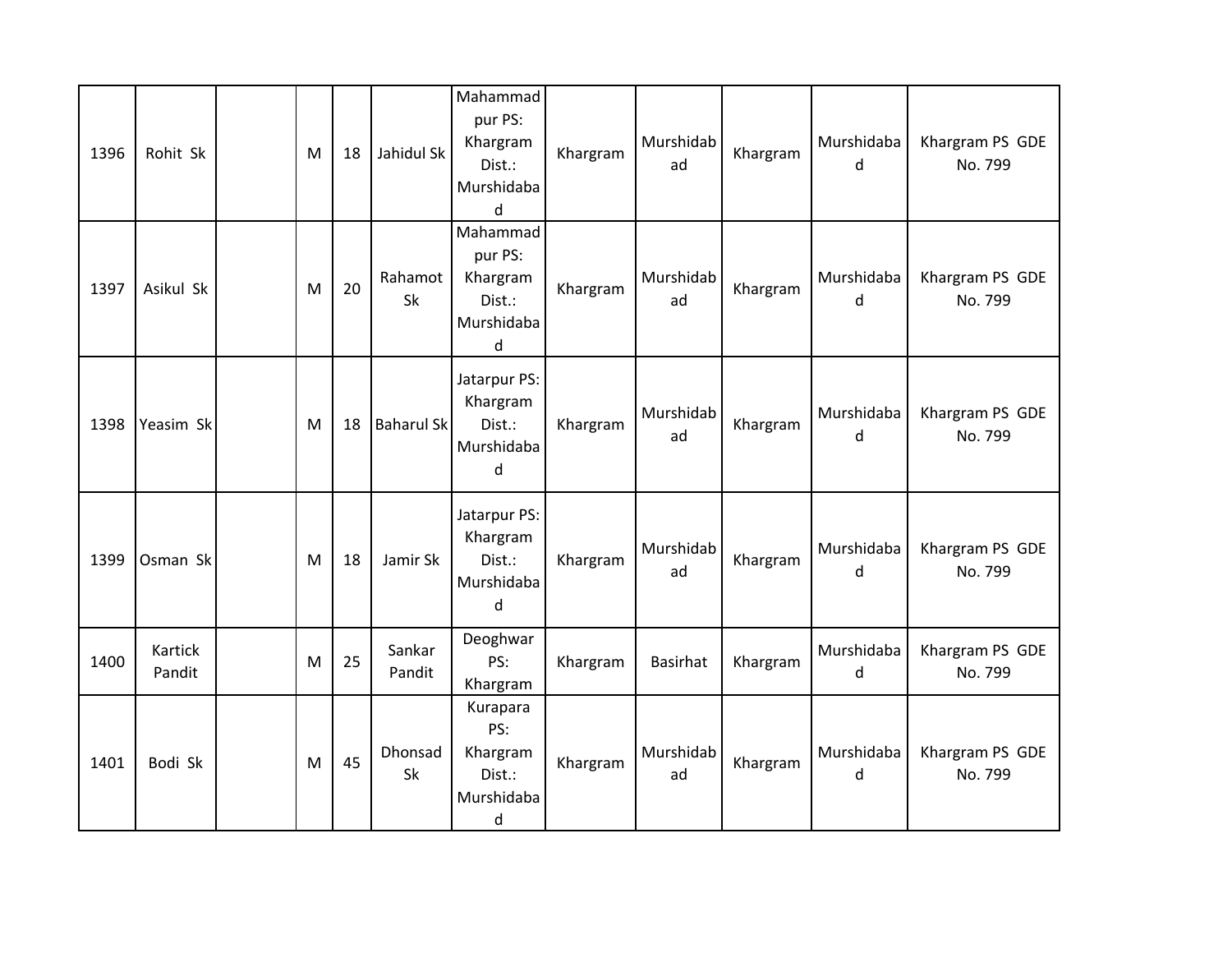| | | | | | | | | | | | |
|---|---|---|---|---|---|---|---|---|---|---|---|
| 1396 | Rohit Sk | | M | 18 | Jahidul Sk | Mahammad pur PS: Khargram Dist.: Murshidabad | Khargram | Murshidabad | Khargram | Murshidabad | Khargram PS GDE No. 799 |
| 1397 | Asikul Sk | | M | 20 | Rahamot Sk | Mahammad pur PS: Khargram Dist.: Murshidabad | Khargram | Murshidabad | Khargram | Murshidabad | Khargram PS GDE No. 799 |
| 1398 | Yeasim Sk | | M | 18 | Baharul Sk | Jatarpur PS: Khargram Dist.: Murshidabad | Khargram | Murshidabad | Khargram | Murshidabad | Khargram PS GDE No. 799 |
| 1399 | Osman Sk | | M | 18 | Jamir Sk | Jatarpur PS: Khargram Dist.: Murshidabad | Khargram | Murshidabad | Khargram | Murshidabad | Khargram PS GDE No. 799 |
| 1400 | Kartick Pandit | | M | 25 | Sankar Pandit | Deoghwar PS: Khargram | Khargram | Basirhat | Khargram | Murshidabad | Khargram PS GDE No. 799 |
| 1401 | Bodi Sk | | M | 45 | Dhonsad Sk | Kurapara PS: Khargram Dist.: Murshidabad | Khargram | Murshidabad | Khargram | Murshidabad | Khargram PS GDE No. 799 |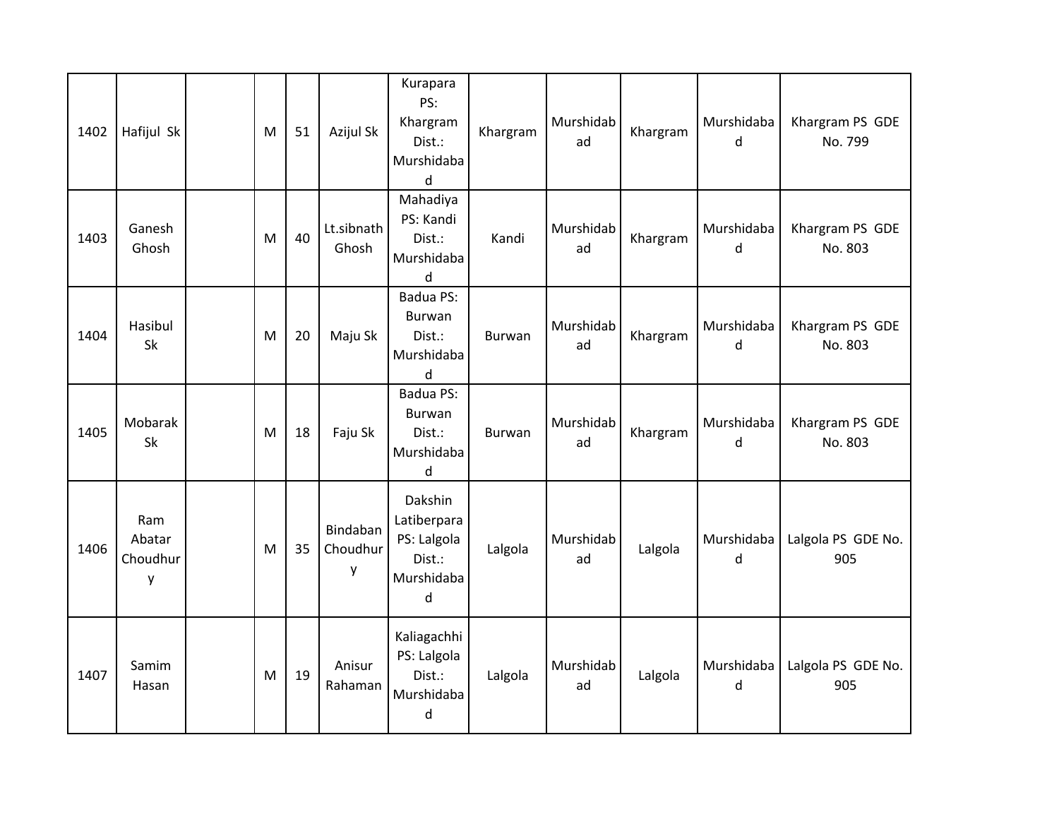| 1402 | Hafijul Sk | | M | 51 | Azijul Sk | Kurapara PS: Khargram Dist.: Murshidabad | Khargram | Murshidabad | Khargram | Murshidabad | Khargram PS GDE No. 799 |
|---|---|---|---|---|---|---|---|---|---|---|---|
| 1403 | Ganesh Ghosh | | M | 40 | Lt.sibnath Ghosh | Mahadiya PS: Kandi Dist.: Murshidabad | Kandi | Murshidabad | Khargram | Murshidabad | Khargram PS GDE No. 803 |
| 1404 | Hasibul Sk | | M | 20 | Maju Sk | Badua PS: Burwan Dist.: Murshidabad | Burwan | Murshidabad | Khargram | Murshidabad | Khargram PS GDE No. 803 |
| 1405 | Mobarak Sk | | M | 18 | Faju Sk | Badua PS: Burwan Dist.: Murshidabad | Burwan | Murshidabad | Khargram | Murshidabad | Khargram PS GDE No. 803 |
| 1406 | Ram Abatar Choudhury | | M | 35 | Bindaban Choudhury | Dakshin Latiberpara PS: Lalgola Dist.: Murshidabad | Lalgola | Murshidabad | Lalgola | Murshidabad | Lalgola PS GDE No. 905 |
| 1407 | Samim Hasan | | M | 19 | Anisur Rahaman | Kaliagachhi PS: Lalgola Dist.: Murshidabad | Lalgola | Murshidabad | Lalgola | Murshidabad | Lalgola PS GDE No. 905 |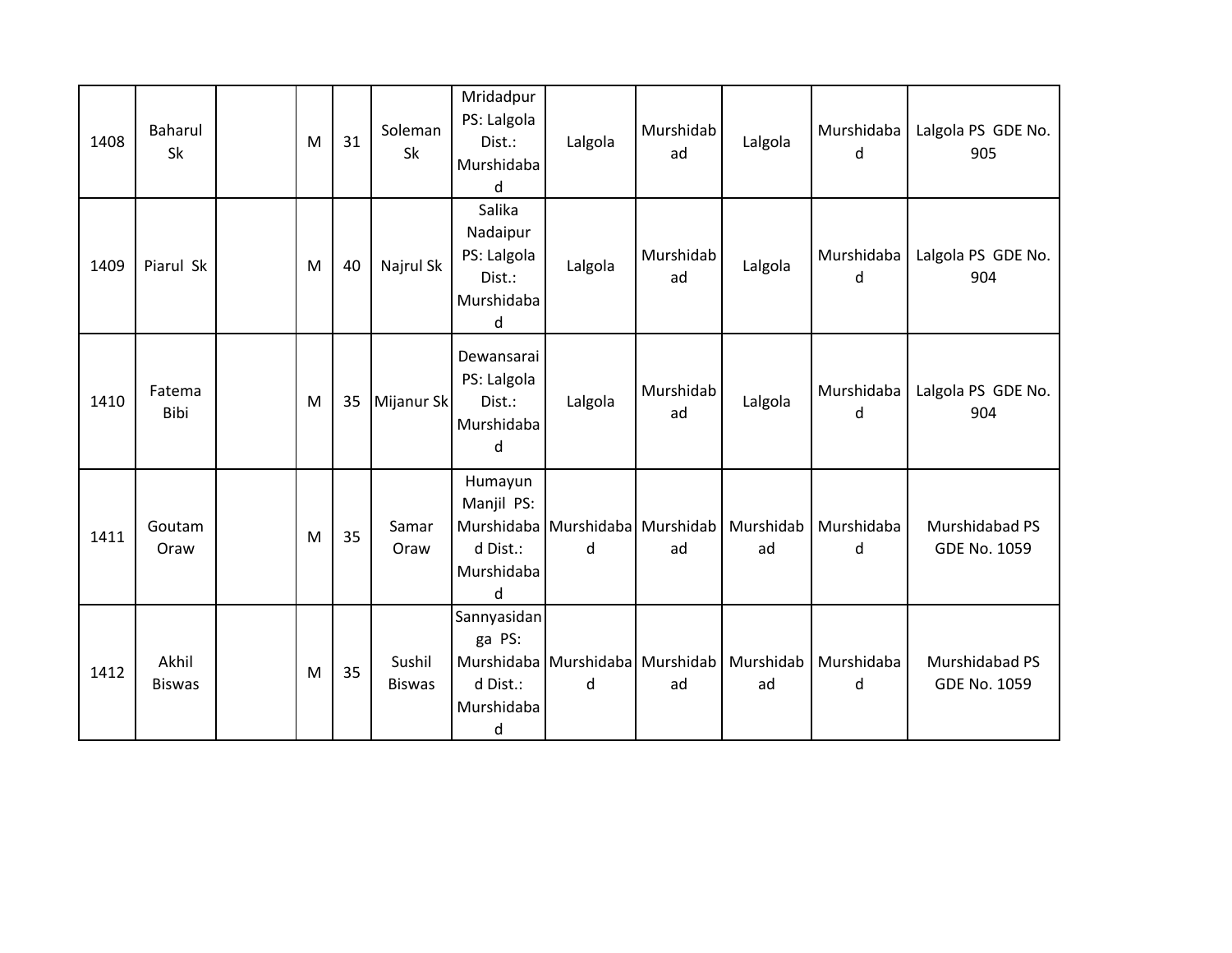| 1408 | Baharul Sk | | M | 31 | Soleman Sk | Mridadpur PS: Lalgola Dist.: Murshidabad | Lalgola | Murshidabad | Lalgola | Murshidabad | Lalgola PS GDE No. 905 |
|---|---|---|---|---|---|---|---|---|---|---|---|
| 1409 | Piarul Sk | | M | 40 | Najrul Sk | Salika Nadaipur PS: Lalgola Dist.: Murshidabad | Lalgola | Murshidabad | Lalgola | Murshidabad | Lalgola PS GDE No. 904 |
| 1410 | Fatema Bibi | | M | 35 | Mijanur Sk | Dewansarai PS: Lalgola Dist.: Murshidabad | Lalgola | Murshidabad | Lalgola | Murshidabad | Lalgola PS GDE No. 904 |
| 1411 | Goutam Oraw | | M | 35 | Samar Oraw | Humayun Manjil PS: Murshidabad Dist.: Murshidabad | Murshidabad | Murshidabad | Murshidabad | Murshidabad | Murshidabad PS GDE No. 1059 |
| 1412 | Akhil Biswas | | M | 35 | Sushil Biswas | Sannyasidanga PS: Murshidabad Dist.: Murshidabad | Murshidabad | Murshidabad | Murshidabad | Murshidabad | Murshidabad PS GDE No. 1059 |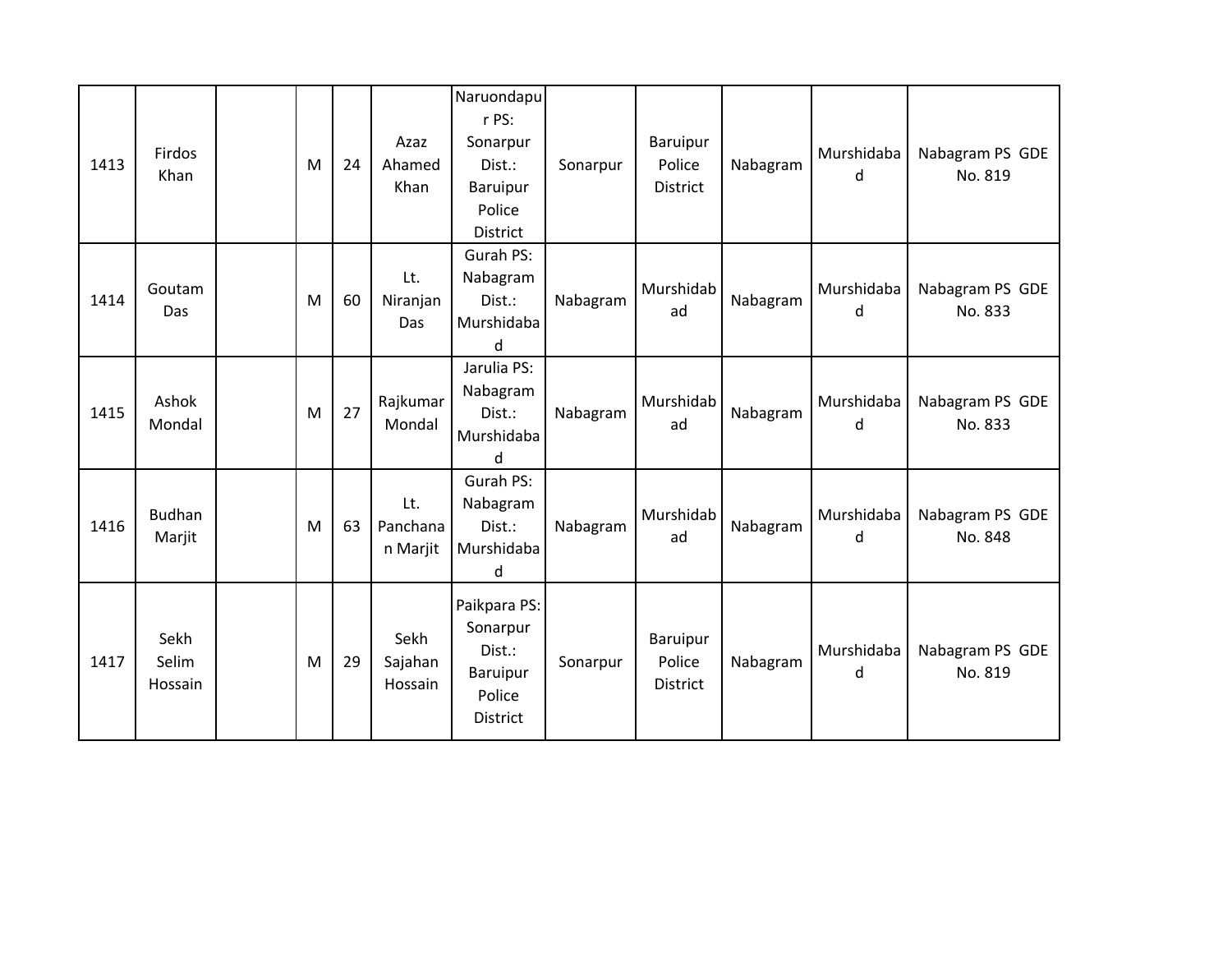| 1413 | Firdos Khan | | M | 24 | Azaz Ahamed Khan | Naruondapur PS: Sonarpur Dist.: Baruipur Police District | Sonarpur | Baruipur Police District | Nabagram | Murshidabad | Nabagram PS GDE No. 819 |
|---|---|---|---|---|---|---|---|---|---|---|---|
| 1414 | Goutam Das | | M | 60 | Lt. Niranjan Das | Gurah PS: Nabagram Dist.: Murshidabad | Nabagram | Murshidabad | Nabagram | Murshidabad | Nabagram PS GDE No. 833 |
| 1415 | Ashok Mondal | | M | 27 | Rajkumar Mondal | Jarulia PS: Nabagram Dist.: Murshidabad | Nabagram | Murshidabad | Nabagram | Murshidabad | Nabagram PS GDE No. 833 |
| 1416 | Budhan Marjit | | M | 63 | Lt. Panchanan Marjit | Gurah PS: Nabagram Dist.: Murshidabad | Nabagram | Murshidabad | Nabagram | Murshidabad | Nabagram PS GDE No. 848 |
| 1417 | Sekh Selim Hossain | | M | 29 | Sekh Sajahan Hossain | Paikpara PS: Sonarpur Dist.: Baruipur Police District | Sonarpur | Baruipur Police District | Nabagram | Murshidabad | Nabagram PS GDE No. 819 |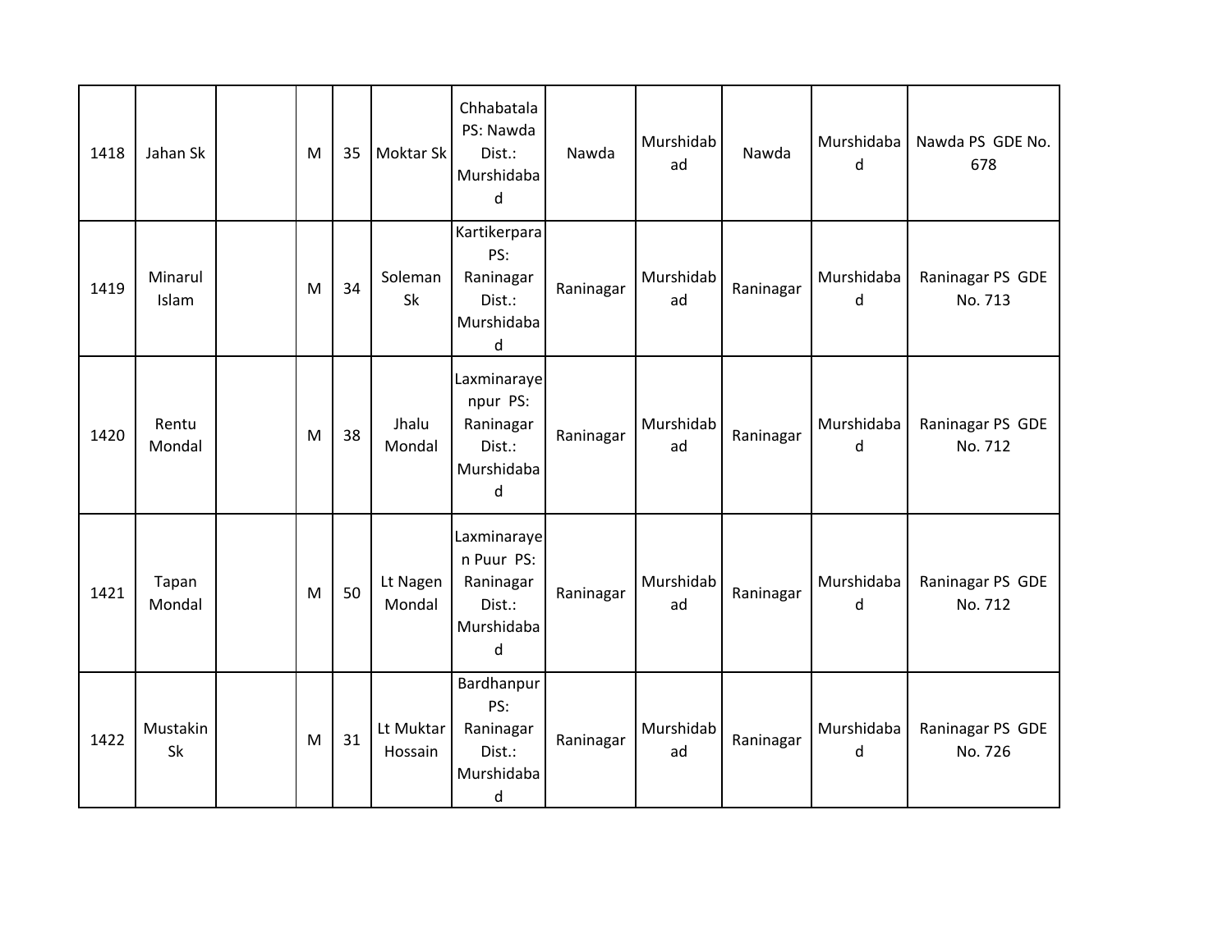| 1418 | Jahan Sk | | M | 35 | Moktar Sk | Chhabatala PS: Nawda Dist.: Murshidabad | Nawda | Murshidabad | Nawda | Murshidabad | Nawda PS GDE No. 678 |
|---|---|---|---|---|---|---|---|---|---|---|---|
| 1419 | Minarul Islam | | M | 34 | Soleman Sk | Kartikerpara PS: Raninagar Dist.: Murshidabad | Raninagar | Murshidabad | Raninagar | Murshidabad | Raninagar PS GDE No. 713 |
| 1420 | Rentu Mondal | | M | 38 | Jhalu Mondal | Laxminarayenpur PS: Raninagar Dist.: Murshidabad | Raninagar | Murshidabad | Raninagar | Murshidabad | Raninagar PS GDE No. 712 |
| 1421 | Tapan Mondal | | M | 50 | Lt Nagen Mondal | Laxminarayen Puur PS: Raninagar Dist.: Murshidabad | Raninagar | Murshidabad | Raninagar | Murshidabad | Raninagar PS GDE No. 712 |
| 1422 | Mustakin Sk | | M | 31 | Lt Muktar Hossain | Bardhanpur PS: Raninagar Dist.: Murshidabad | Raninagar | Murshidabad | Raninagar | Murshidabad | Raninagar PS GDE No. 726 |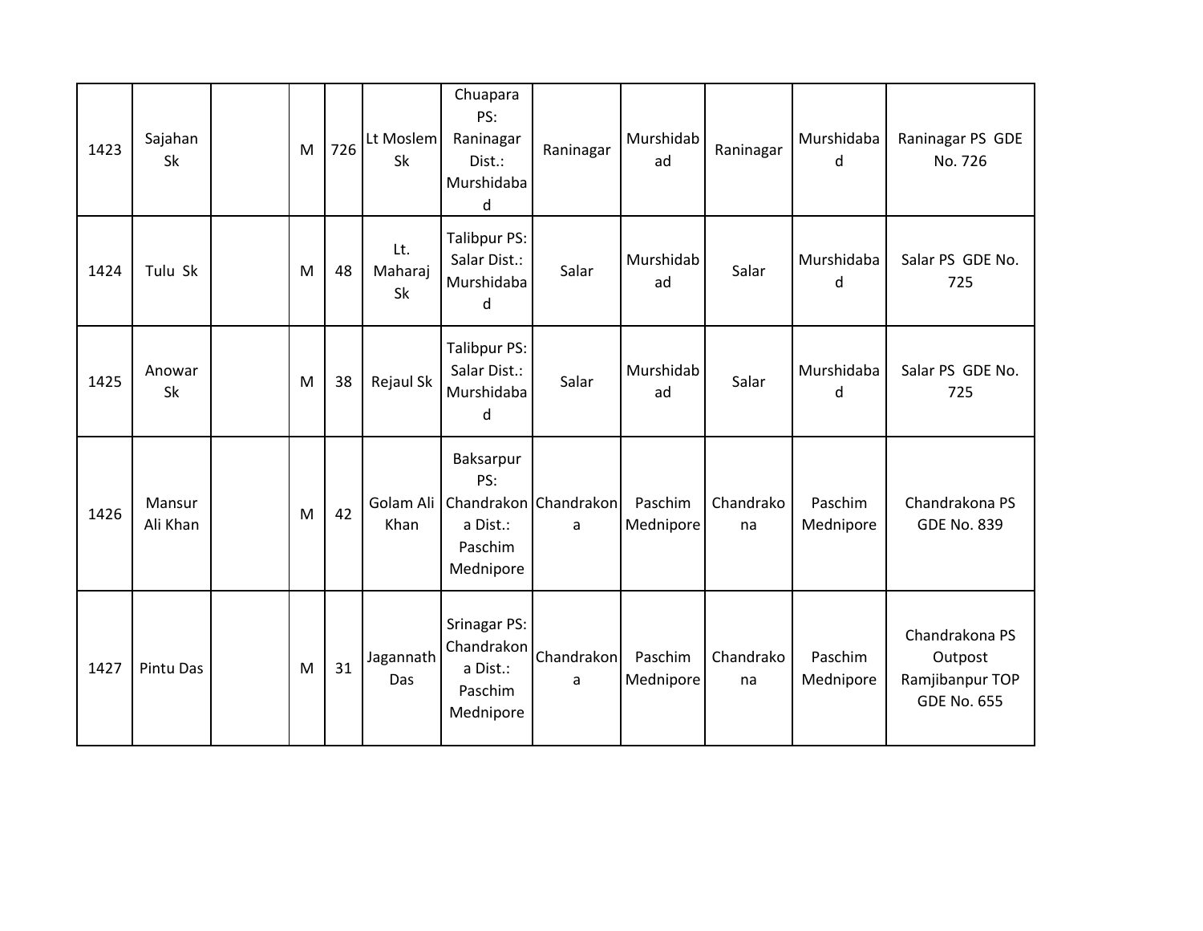| | | | | | | | | | | | |
|---|---|---|---|---|---|---|---|---|---|---|---|
| 1423 | Sajahan Sk | | M | 726 | Lt Moslem Sk | Chuapara PS: Raninagar Dist.: Murshidabad | Raninagar | Murshidabad | Raninagar | Murshidabad | Raninagar PS GDE No. 726 |
| 1424 | Tulu Sk | | M | 48 | Lt. Maharaj Sk | Talibpur PS: Salar Dist.: Murshidabad | Salar | Murshidabad | Salar | Murshidabad | Salar PS GDE No. 725 |
| 1425 | Anowar Sk | | M | 38 | Rejaul Sk | Talibpur PS: Salar Dist.: Murshidabad | Salar | Murshidabad | Salar | Murshidabad | Salar PS GDE No. 725 |
| 1426 | Mansur Ali Khan | | M | 42 | Golam Ali Khan | Baksarpur PS: Chandrakona Dist.: Paschim Mednipore | Chandrakona | Paschim Mednipore | Chandrakona | Paschim Mednipore | Chandrakona PS GDE No. 839 |
| 1427 | Pintu Das | | M | 31 | Jagannath Das | Srinagar PS: Chandrakona Dist.: Paschim Mednipore | Chandrakona | Paschim Mednipore | Chandrakona | Paschim Mednipore | Chandrakona PS Outpost Ramjibanpur TOP GDE No. 655 |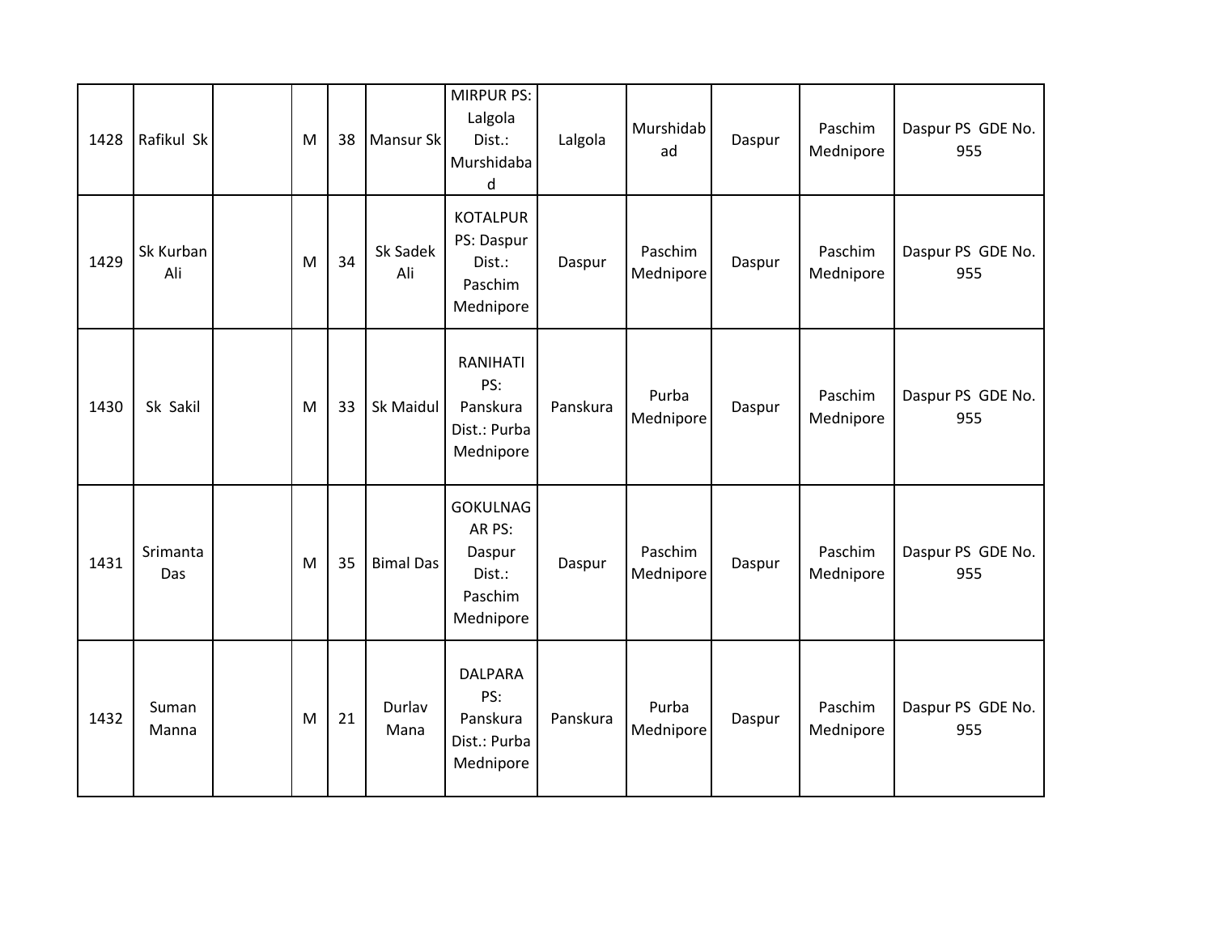| 1428 | Rafikul Sk | | M | 38 | Mansur Sk | MIRPUR PS: Lalgola Dist.: Murshidabad | Lalgola | Murshidabad | Daspur | Paschim Mednipore | Daspur PS GDE No. 955 |
|---|---|---|---|---|---|---|---|---|---|---|---|
| 1429 | Sk Kurban Ali | | M | 34 | Sk Sadek Ali | KOTALPUR PS: Daspur Dist.: Paschim Mednipore | Daspur | Paschim Mednipore | Daspur | Paschim Mednipore | Daspur PS GDE No. 955 |
| 1430 | Sk Sakil | | M | 33 | Sk Maidul | RANIHATI PS: Panskura Dist.: Purba Mednipore | Panskura | Purba Mednipore | Daspur | Paschim Mednipore | Daspur PS GDE No. 955 |
| 1431 | Srimanta Das | | M | 35 | Bimal Das | GOKULNAGAR PS: Daspur Dist.: Paschim Mednipore | Daspur | Paschim Mednipore | Daspur | Paschim Mednipore | Daspur PS GDE No. 955 |
| 1432 | Suman Manna | | M | 21 | Durlav Mana | DALPARA PS: Panskura Dist.: Purba Mednipore | Panskura | Purba Mednipore | Daspur | Paschim Mednipore | Daspur PS GDE No. 955 |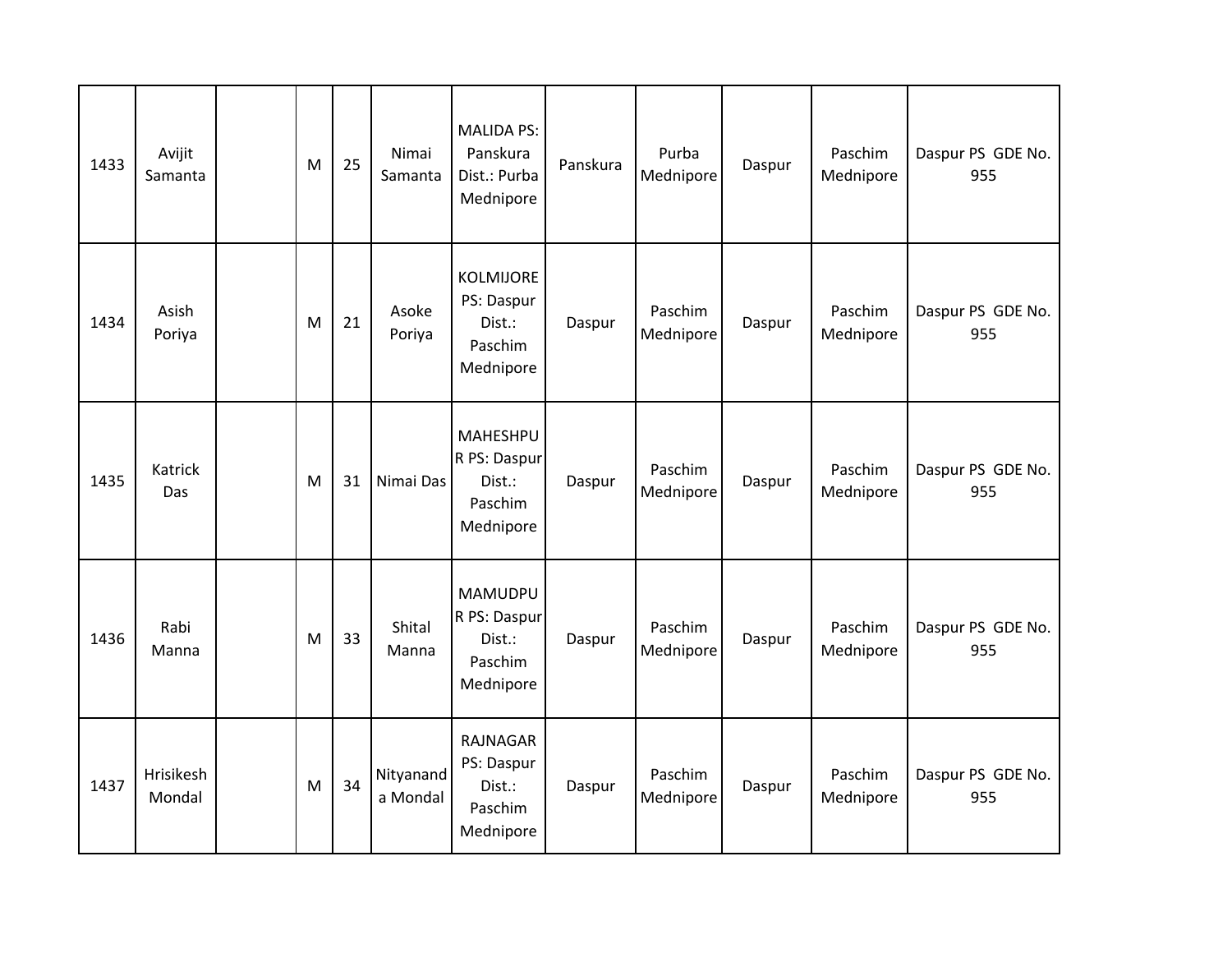|  |  |  |  |  |  |  |  |  |  |  |  |
|---|---|---|---|---|---|---|---|---|---|---|---|
| 1433 | Avijit Samanta |  | M | 25 | Nimai Samanta | MALIDA PS: Panskura Dist.: Purba Mednipore | Panskura | Purba Mednipore | Daspur | Paschim Mednipore | Daspur PS GDE No. 955 |
| 1434 | Asish Poriya |  | M | 21 | Asoke Poriya | KOLMIJORE PS: Daspur Dist.: Paschim Mednipore | Daspur | Paschim Mednipore | Daspur | Paschim Mednipore | Daspur PS GDE No. 955 |
| 1435 | Katrick Das |  | M | 31 | Nimai Das | MAHESHPUR PS: Daspur Dist.: Paschim Mednipore | Daspur | Paschim Mednipore | Daspur | Paschim Mednipore | Daspur PS GDE No. 955 |
| 1436 | Rabi Manna |  | M | 33 | Shital Manna | MAMUDPUR PS: Daspur Dist.: Paschim Mednipore | Daspur | Paschim Mednipore | Daspur | Paschim Mednipore | Daspur PS GDE No. 955 |
| 1437 | Hrisikesh Mondal |  | M | 34 | Nityananda Mondal | RAJNAGAR PS: Daspur Dist.: Paschim Mednipore | Daspur | Paschim Mednipore | Daspur | Paschim Mednipore | Daspur PS GDE No. 955 |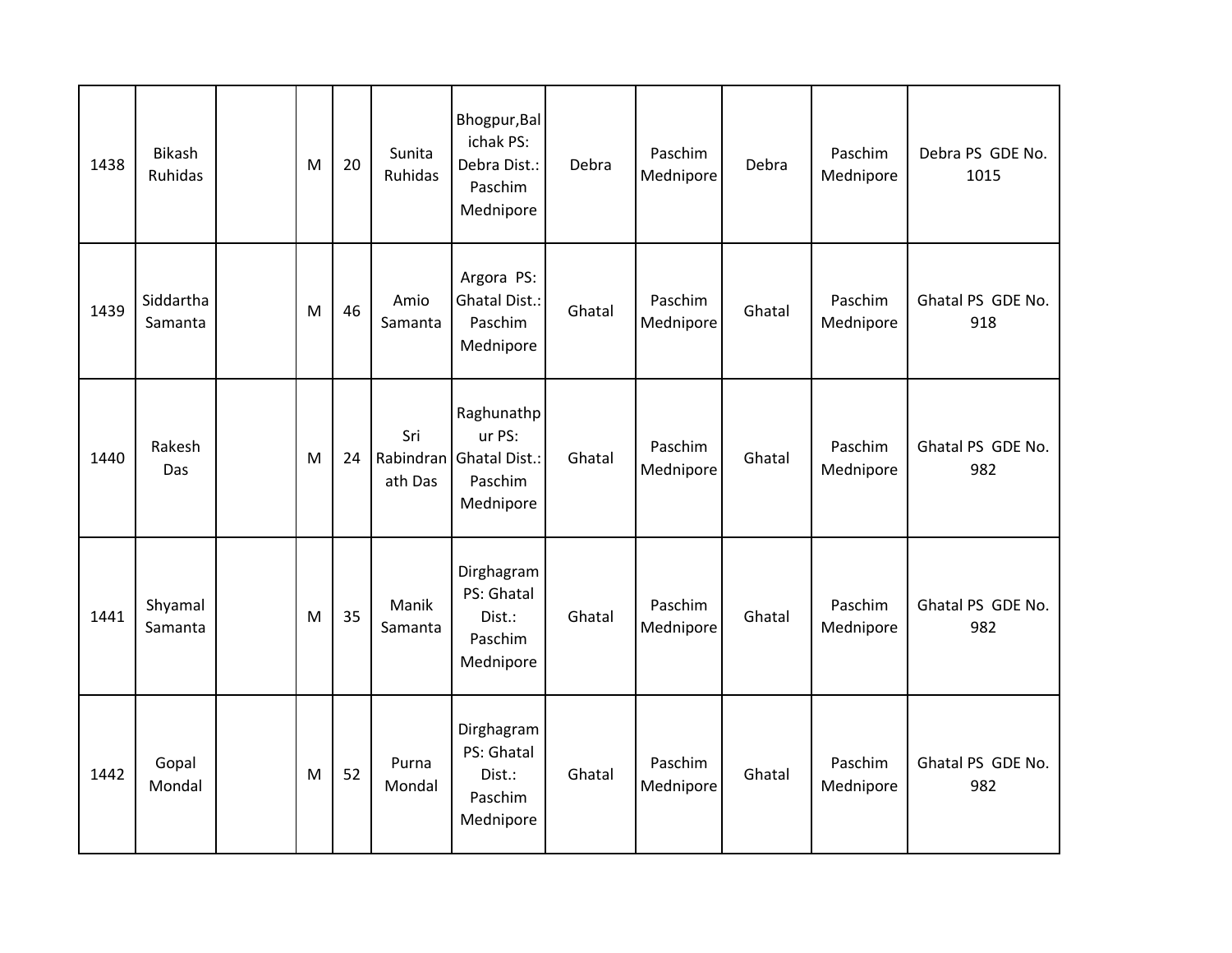| | | | | | | | | | | | |
|---|---|---|---|---|---|---|---|---|---|---|---|
| 1438 | Bikash Ruhidas | | M | 20 | Sunita Ruhidas | Bhogpur,Balichak PS: Debra Dist.: Paschim Mednipore | Debra | Paschim Mednipore | Debra | Paschim Mednipore | Debra PS GDE No. 1015 |
| 1439 | Siddartha Samanta | | M | 46 | Amio Samanta | Argora PS: Ghatal Dist.: Paschim Mednipore | Ghatal | Paschim Mednipore | Ghatal | Paschim Mednipore | Ghatal PS GDE No. 918 |
| 1440 | Rakesh Das | | M | 24 | Sri Rabindranath Das | Raghunathpur PS: Ghatal Dist.: Paschim Mednipore | Ghatal | Paschim Mednipore | Ghatal | Paschim Mednipore | Ghatal PS GDE No. 982 |
| 1441 | Shyamal Samanta | | M | 35 | Manik Samanta | Dirghagram PS: Ghatal Dist.: Paschim Mednipore | Ghatal | Paschim Mednipore | Ghatal | Paschim Mednipore | Ghatal PS GDE No. 982 |
| 1442 | Gopal Mondal | | M | 52 | Purna Mondal | Dirghagram PS: Ghatal Dist.: Paschim Mednipore | Ghatal | Paschim Mednipore | Ghatal | Paschim Mednipore | Ghatal PS GDE No. 982 |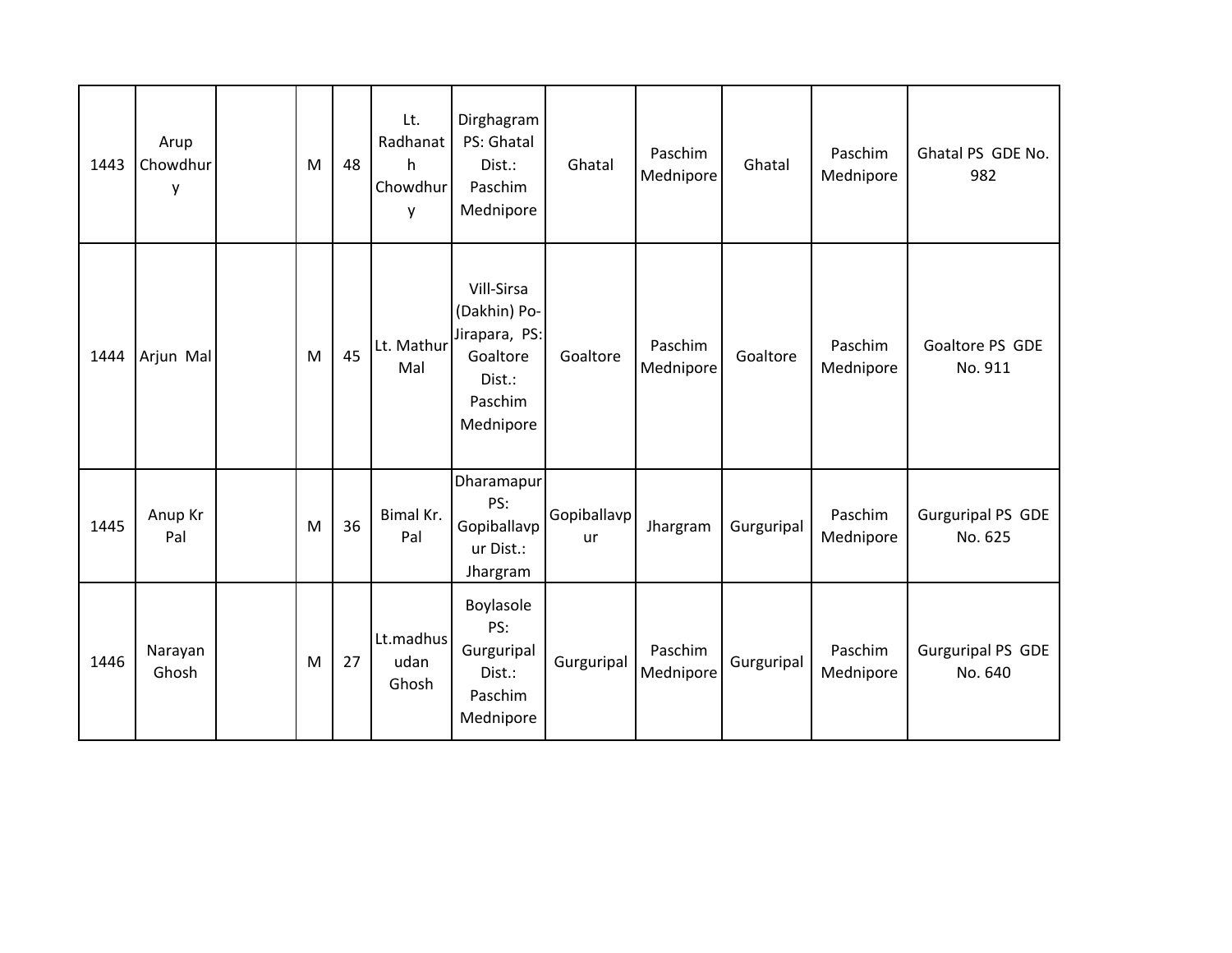| | | | | | | | | | | | |
|---|---|---|---|---|---|---|---|---|---|---|---|
| 1443 | Arup Chowdhury | | M | 48 | Lt. Radhanath Chowdhury | Dirghagram PS: Ghatal Dist.: Paschim Mednipore | Ghatal | Paschim Mednipore | Ghatal | Paschim Mednipore | Ghatal PS GDE No. 982 |
| 1444 | Arjun Mal | | M | 45 | Lt. Mathur Mal | Vill-Sirsa (Dakhin) Po-Jirapara, PS: Goaltore Dist.: Paschim Mednipore | Goaltore | Paschim Mednipore | Goaltore | Paschim Mednipore | Goaltore PS GDE No. 911 |
| 1445 | Anup Kr Pal | | M | 36 | Bimal Kr. Pal | Dharamapur PS: Gopiballavpur Dist.: Jhargram | Gopiballavpur | Jhargram | Gurguripal | Paschim Mednipore | Gurguripal PS GDE No. 625 |
| 1446 | Narayan Ghosh | | M | 27 | Lt.madhusudan Ghosh | Boylasole PS: Gurguripal Dist.: Paschim Mednipore | Gurguripal | Paschim Mednipore | Gurguripal | Paschim Mednipore | Gurguripal PS GDE No. 640 |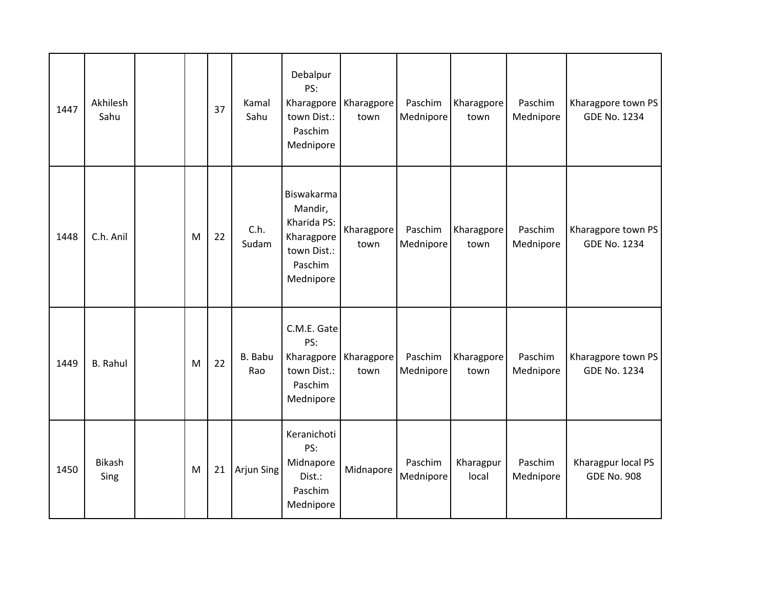| | | | | | | | | | | | |
|---|---|---|---|---|---|---|---|---|---|---|---|
| 1447 | Akhilesh Sahu | | | 37 | Kamal Sahu | Debalpur PS: Kharagpore town Dist.: Paschim Mednipore | Kharagpore town | Paschim Mednipore | Kharagpore town | Paschim Mednipore | Kharagpore town PS GDE No. 1234 |
| 1448 | C.h. Anil | | M | 22 | C.h. Sudam | Biswakarma Mandir, Kharida PS: Kharagpore town Dist.: Paschim Mednipore | Kharagpore town | Paschim Mednipore | Kharagpore town | Paschim Mednipore | Kharagpore town PS GDE No. 1234 |
| 1449 | B. Rahul | | M | 22 | B. Babu Rao | C.M.E. Gate PS: Kharagpore town Dist.: Paschim Mednipore | Kharagpore town | Paschim Mednipore | Kharagpore town | Paschim Mednipore | Kharagpore town PS GDE No. 1234 |
| 1450 | Bikash Sing | | M | 21 | Arjun Sing | Keranichoti PS: Midnapore Dist.: Paschim Mednipore | Midnapore | Paschim Mednipore | Kharagpur local | Paschim Mednipore | Kharagpur local PS GDE No. 908 |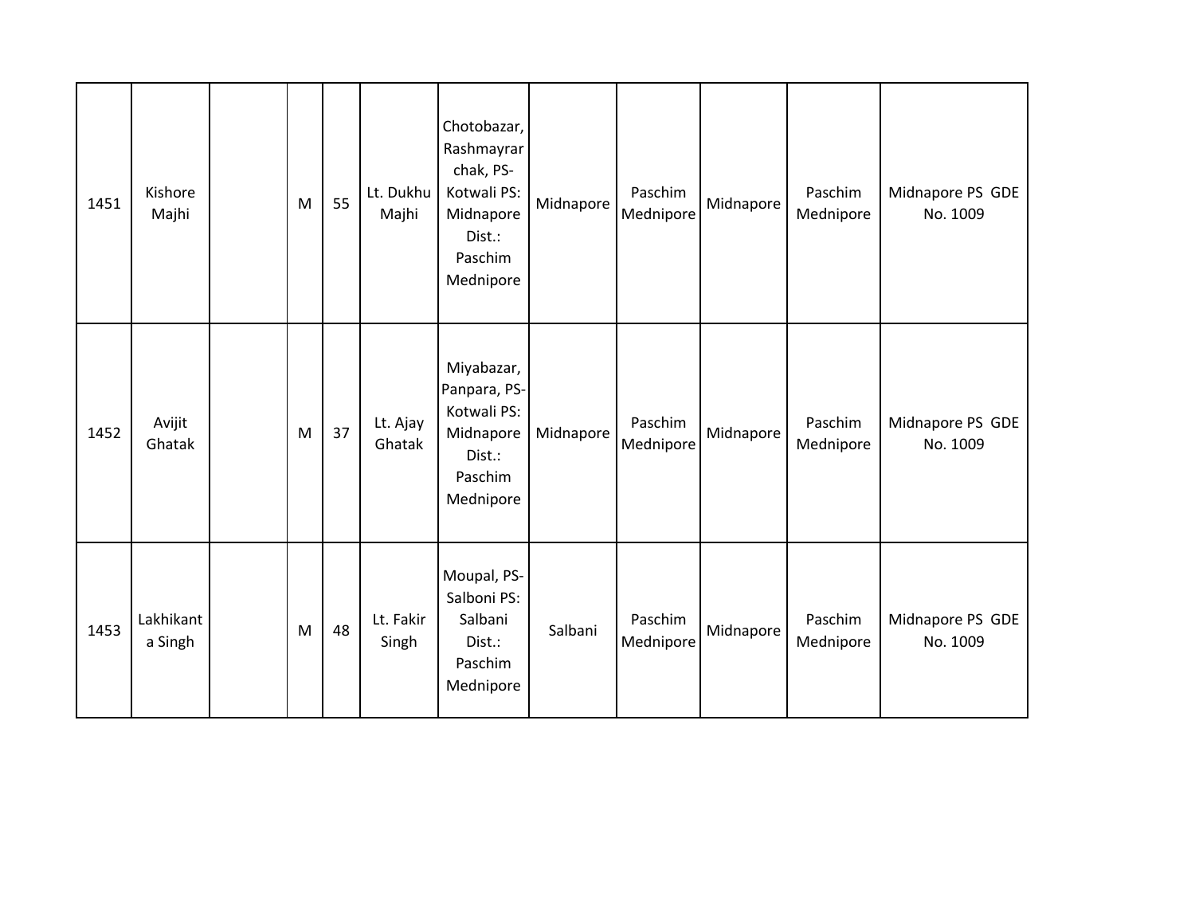| | | | | | | | | | | | |
|---|---|---|---|---|---|---|---|---|---|---|---|
| 1451 | Kishore Majhi | | M | 55 | Lt. Dukhu Majhi | Chotobazar, Rashmayrar chak, PS- Kotwali PS: Midnapore Dist.: Paschim Mednipore | Midnapore | Paschim Mednipore | Midnapore | Paschim Mednipore | Midnapore PS GDE No. 1009 |
| 1452 | Avijit Ghatak | | M | 37 | Lt. Ajay Ghatak | Miyabazar, Panpara, PS- Kotwali PS: Midnapore Dist.: Paschim Mednipore | Midnapore | Paschim Mednipore | Midnapore | Paschim Mednipore | Midnapore PS GDE No. 1009 |
| 1453 | Lakhikanta Singh | | M | 48 | Lt. Fakir Singh | Moupal, PS- Salboni PS: Salbani Dist.: Paschim Mednipore | Salbani | Paschim Mednipore | Midnapore | Paschim Mednipore | Midnapore PS GDE No. 1009 |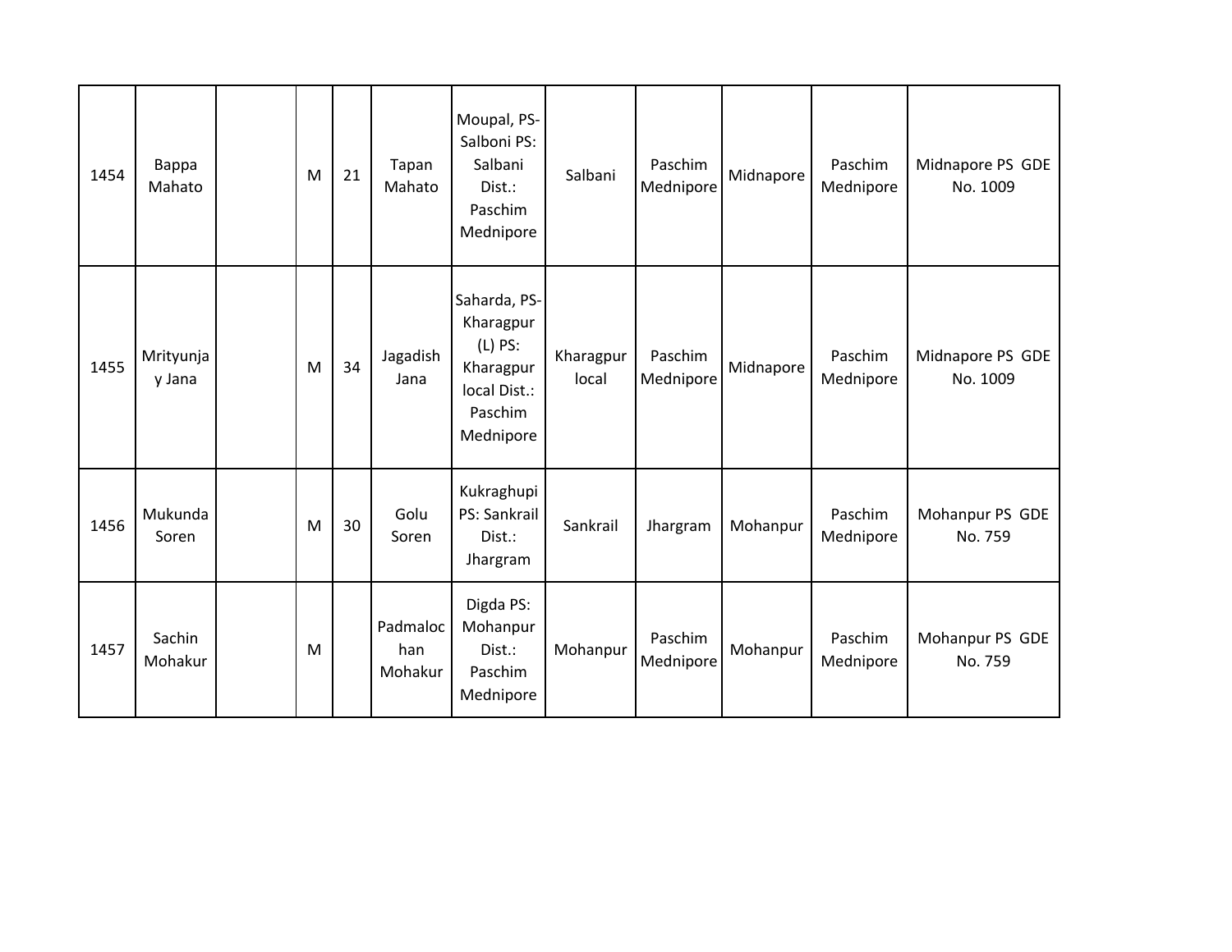| 1454 | Bappa Mahato | | M | 21 | Tapan Mahato | Moupal, PS-Salboni PS: Salbani Dist.: Paschim Mednipore | Salbani | Paschim Mednipore | Midnapore | Paschim Mednipore | Midnapore PS GDE No. 1009 |
|---|---|---|---|---|---|---|---|---|---|---|---|
| 1455 | Mrityunjay Jana | | M | 34 | Jagadish Jana | Saharda, PS-Kharagpur (L) PS: Kharagpur local Dist.: Paschim Mednipore | Kharagpur local | Paschim Mednipore | Midnapore | Paschim Mednipore | Midnapore PS GDE No. 1009 |
| 1456 | Mukunda Soren | | M | 30 | Golu Soren | Kukraghupi PS: Sankrail Dist.: Jhargram | Sankrail | Jhargram | Mohanpur | Paschim Mednipore | Mohanpur PS GDE No. 759 |
| 1457 | Sachin Mohakur | | M | | Padmalochan Mohakur | Digda PS: Mohanpur Dist.: Paschim Mednipore | Mohanpur | Paschim Mednipore | Mohanpur | Paschim Mednipore | Mohanpur PS GDE No. 759 |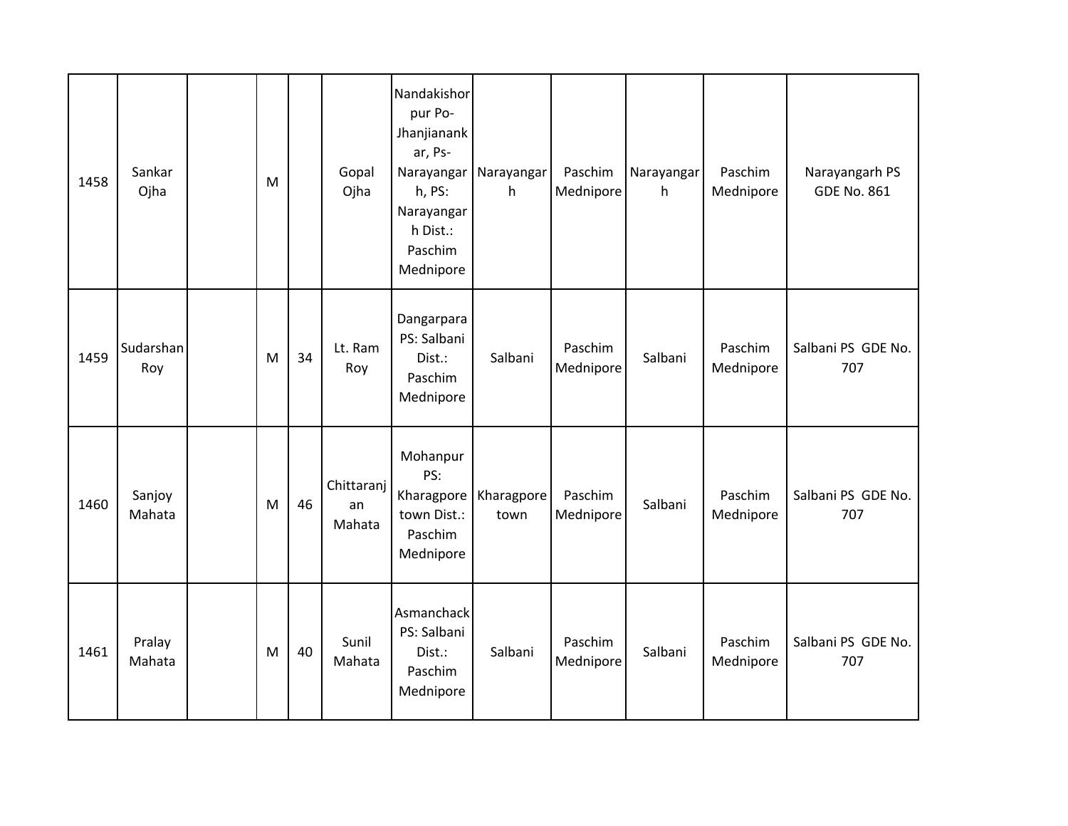| | | | | | | | | | | | |
|---|---|---|---|---|---|---|---|---|---|---|---|
| 1458 | Sankar Ojha | | M | | Gopal Ojha | Nandakishorpur Po-Jhanjianankar, Ps-Narayangarh, PS: Narayangarh Dist.: Paschim Mednipore | Narayangarh | Paschim Mednipore | Narayangarh | Paschim Mednipore | Narayangarh PS GDE No. 861 |
| 1459 | Sudarshan Roy | | M | 34 | Lt. Ram Roy | Dangarpara PS: Salbani Dist.: Paschim Mednipore | Salbani | Paschim Mednipore | Salbani | Paschim Mednipore | Salbani PS GDE No. 707 |
| 1460 | Sanjoy Mahata | | M | 46 | Chittaranjan Mahata | Mohanpur PS: Kharagpore town Dist.: Paschim Mednipore | Kharagpore town | Paschim Mednipore | Salbani | Paschim Mednipore | Salbani PS GDE No. 707 |
| 1461 | Pralay Mahata | | M | 40 | Sunil Mahata | Asmanchack PS: Salbani Dist.: Paschim Mednipore | Salbani | Paschim Mednipore | Salbani | Paschim Mednipore | Salbani PS GDE No. 707 |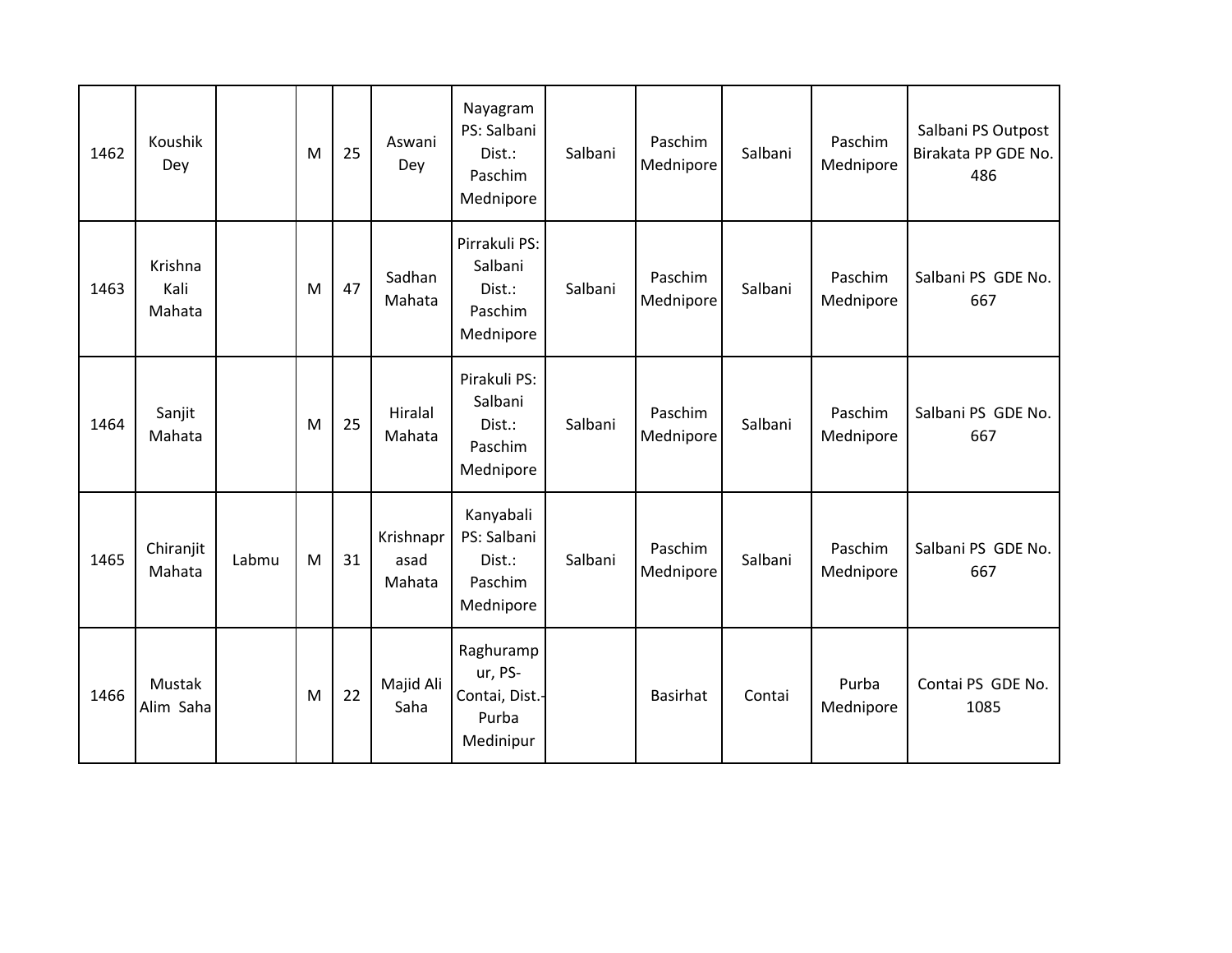| | | | | | | | | | | | |
|---|---|---|---|---|---|---|---|---|---|---|---|
| 1462 | Koushik Dey | | M | 25 | Aswani Dey | Nayagram PS: Salbani Dist.: Paschim Mednipore | Salbani | Paschim Mednipore | Salbani | Paschim Mednipore | Salbani PS Outpost Birakata PP GDE No. 486 |
| 1463 | Krishna Kali Mahata | | M | 47 | Sadhan Mahata | Pirrakuli PS: Salbani Dist.: Paschim Mednipore | Salbani | Paschim Mednipore | Salbani | Paschim Mednipore | Salbani PS GDE No. 667 |
| 1464 | Sanjit Mahata | | M | 25 | Hiralal Mahata | Pirakuli PS: Salbani Dist.: Paschim Mednipore | Salbani | Paschim Mednipore | Salbani | Paschim Mednipore | Salbani PS GDE No. 667 |
| 1465 | Chiranjit Mahata | Labmu | M | 31 | Krishnaprasad Mahata | Kanyabali PS: Salbani Dist.: Paschim Mednipore | Salbani | Paschim Mednipore | Salbani | Paschim Mednipore | Salbani PS GDE No. 667 |
| 1466 | Mustak Alim Saha | | M | 22 | Majid Ali Saha | Raghurampur, PS-Contai, Dist.-Purba Medinipur | | Basirhat | Contai | Purba Mednipore | Contai PS GDE No. 1085 |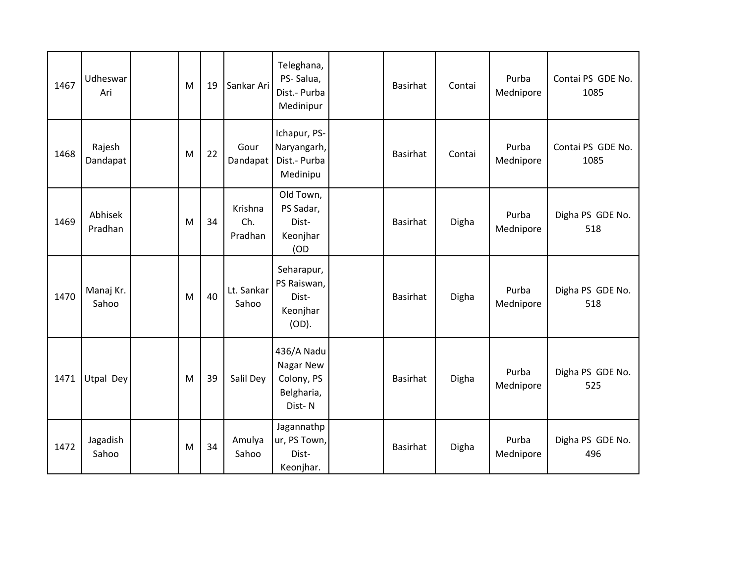| | | | | | | | | | | | |
|---|---|---|---|---|---|---|---|---|---|---|---|
| 1467 | Udheswar Ari | | M | 19 | Sankar Ari | Teleghana, PS- Salua, Dist.- Purba Medinipur | | Basirhat | Contai | Purba Mednipore | Contai PS GDE No. 1085 |
| 1468 | Rajesh Dandapat | | M | 22 | Gour Dandapat | Ichapur, PS- Naryangarh, Dist.- Purba Medinipu | | Basirhat | Contai | Purba Mednipore | Contai PS GDE No. 1085 |
| 1469 | Abhisek Pradhan | | M | 34 | Krishna Ch. Pradhan | Old Town, PS Sadar, Dist- Keonjhar (OD | | Basirhat | Digha | Purba Mednipore | Digha PS GDE No. 518 |
| 1470 | Manaj Kr. Sahoo | | M | 40 | Lt. Sankar Sahoo | Seharapur, PS Raiswan, Dist- Keonjhar (OD). | | Basirhat | Digha | Purba Mednipore | Digha PS GDE No. 518 |
| 1471 | Utpal Dey | | M | 39 | Salil Dey | 436/A Nadu Nagar New Colony, PS Belgharia, Dist- N | | Basirhat | Digha | Purba Mednipore | Digha PS GDE No. 525 |
| 1472 | Jagadish Sahoo | | M | 34 | Amulya Sahoo | Jagannathpur, PS Town, Dist- Keonjhar. | | Basirhat | Digha | Purba Mednipore | Digha PS GDE No. 496 |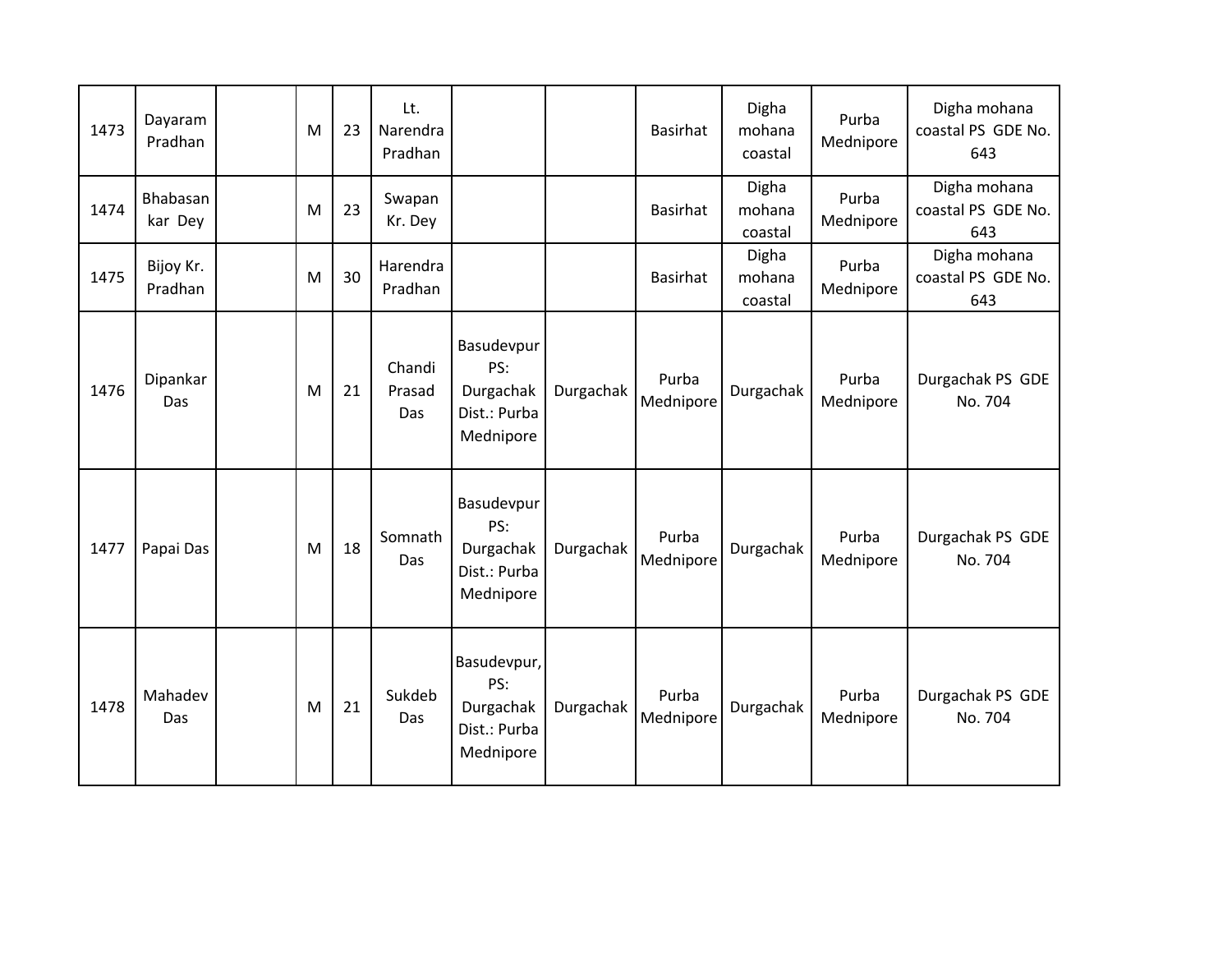| | | | | | | | | | | | |
|---|---|---|---|---|---|---|---|---|---|---|---|
| 1473 | Dayaram Pradhan | | M | 23 | Lt. Narendra Pradhan | | | Basirhat | Digha mohana coastal | Purba Mednipore | Digha mohana coastal PS GDE No. 643 |
| 1474 | Bhabasankar Dey | | M | 23 | Swapan Kr. Dey | | | Basirhat | Digha mohana coastal | Purba Mednipore | Digha mohana coastal PS GDE No. 643 |
| 1475 | Bijoy Kr. Pradhan | | M | 30 | Harendra Pradhan | | | Basirhat | Digha mohana coastal | Purba Mednipore | Digha mohana coastal PS GDE No. 643 |
| 1476 | Dipankar Das | | M | 21 | Chandi Prasad Das | Basudevpur PS: Durgachak Dist.: Purba Mednipore | Durgachak | Purba Mednipore | Durgachak | Purba Mednipore | Durgachak PS GDE No. 704 |
| 1477 | Papai Das | | M | 18 | Somnath Das | Basudevpur PS: Durgachak Dist.: Purba Mednipore | Durgachak | Purba Mednipore | Durgachak | Purba Mednipore | Durgachak PS GDE No. 704 |
| 1478 | Mahadev Das | | M | 21 | Sukdeb Das | Basudevpur, PS: Durgachak Dist.: Purba Mednipore | Durgachak | Purba Mednipore | Durgachak | Purba Mednipore | Durgachak PS GDE No. 704 |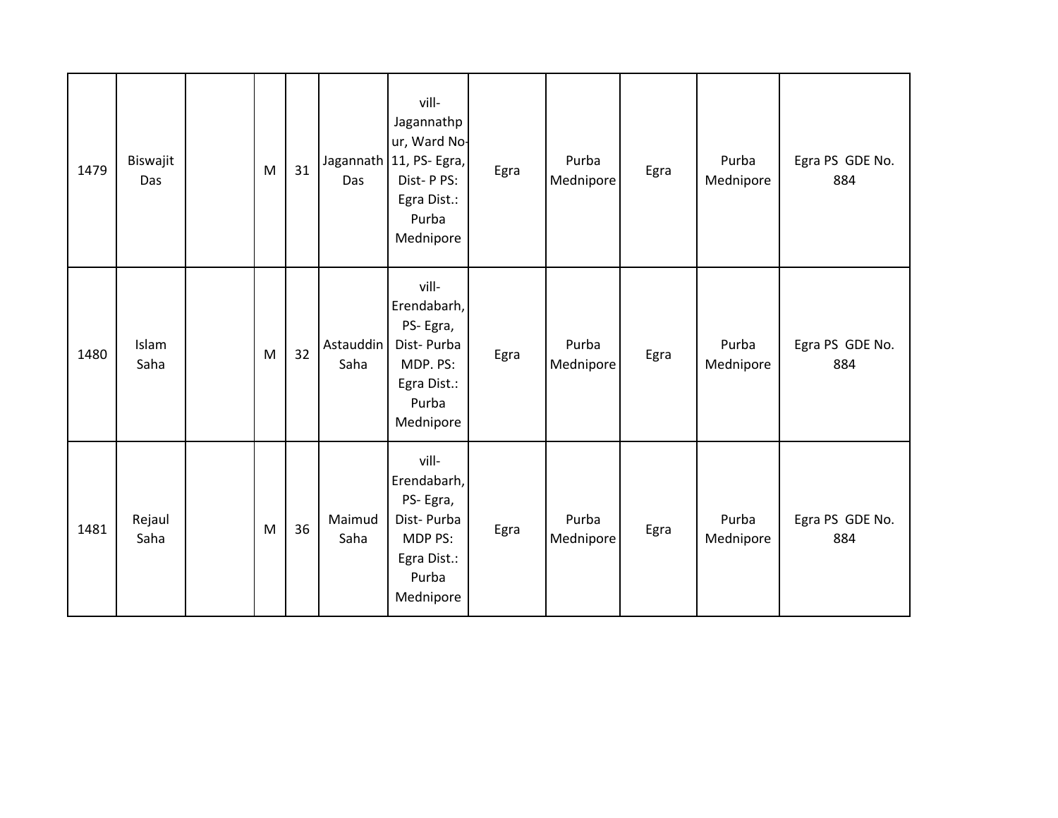| 1479 | Biswajit Das | | M | 31 | Jagannath Das | vill- Jagannathpur, Ward No-11, PS- Egra, Dist- P PS: Egra Dist.: Purba Mednipore | Egra | Purba Mednipore | Egra | Purba Mednipore | Egra PS GDE No. 884 |
|---|---|---|---|---|---|---|---|---|---|---|---|
| 1480 | Islam Saha | | M | 32 | Astauddin Saha | vill- Erendabarh, PS- Egra, Dist- Purba MDP. PS: Egra Dist.: Purba Mednipore | Egra | Purba Mednipore | Egra | Purba Mednipore | Egra PS GDE No. 884 |
| 1481 | Rejaul Saha | | M | 36 | Maimud Saha | vill- Erendabarh, PS- Egra, Dist- Purba MDP PS: Egra Dist.: Purba Mednipore | Egra | Purba Mednipore | Egra | Purba Mednipore | Egra PS GDE No. 884 |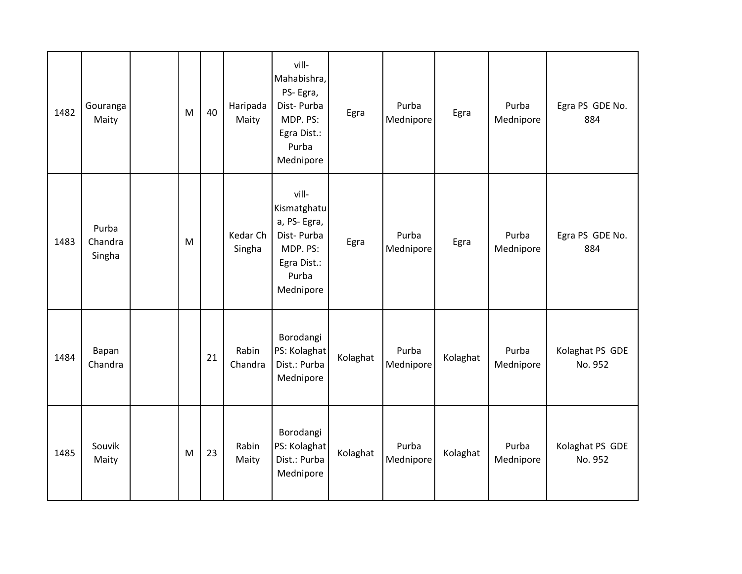| 1482 | Gouranga Maity | | M | 40 | Haripada Maity | vill- Mahabishra, PS- Egra, Dist- Purba MDP. PS: Egra Dist.: Purba Mednipore | Egra | Purba Mednipore | Egra | Purba Mednipore | Egra PS GDE No. 884 |
|---|---|---|---|---|---|---|---|---|---|---|---|
| 1483 | Purba Chandra Singha | | M | | Kedar Ch Singha | vill- Kismatghatua, PS- Egra, Dist- Purba MDP. PS: Egra Dist.: Purba Mednipore | Egra | Purba Mednipore | Egra | Purba Mednipore | Egra PS GDE No. 884 |
| 1484 | Bapan Chandra | | | 21 | Rabin Chandra | Borodangi PS: Kolaghat Dist.: Purba Mednipore | Kolaghat | Purba Mednipore | Kolaghat | Purba Mednipore | Kolaghat PS GDE No. 952 |
| 1485 | Souvik Maity | | M | 23 | Rabin Maity | Borodangi PS: Kolaghat Dist.: Purba Mednipore | Kolaghat | Purba Mednipore | Kolaghat | Purba Mednipore | Kolaghat PS GDE No. 952 |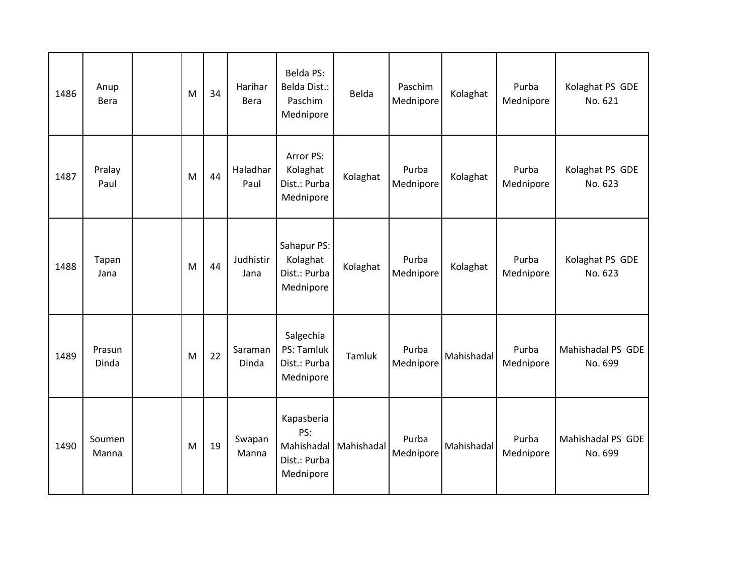| 1486 | Anup Bera | | M | 34 | Harihar Bera | Belda PS: Belda Dist.: Paschim Mednipore | Belda | Paschim Mednipore | Kolaghat | Purba Mednipore | Kolaghat PS GDE No. 621 |
|---|---|---|---|---|---|---|---|---|---|---|---|
| 1487 | Pralay Paul | | M | 44 | Haladhar Paul | Arror PS: Kolaghat Dist.: Purba Mednipore | Kolaghat | Purba Mednipore | Kolaghat | Purba Mednipore | Kolaghat PS GDE No. 623 |
| 1488 | Tapan Jana | | M | 44 | Judhistir Jana | Sahapur PS: Kolaghat Dist.: Purba Mednipore | Kolaghat | Purba Mednipore | Kolaghat | Purba Mednipore | Kolaghat PS GDE No. 623 |
| 1489 | Prasun Dinda | | M | 22 | Saraman Dinda | Salgechia PS: Tamluk Dist.: Purba Mednipore | Tamluk | Purba Mednipore | Mahishadal | Purba Mednipore | Mahishadal PS GDE No. 699 |
| 1490 | Soumen Manna | | M | 19 | Swapan Manna | Kapasberia PS: Mahishadal Dist.: Purba Mednipore | Mahishadal | Purba Mednipore | Mahishadal | Purba Mednipore | Mahishadal PS GDE No. 699 |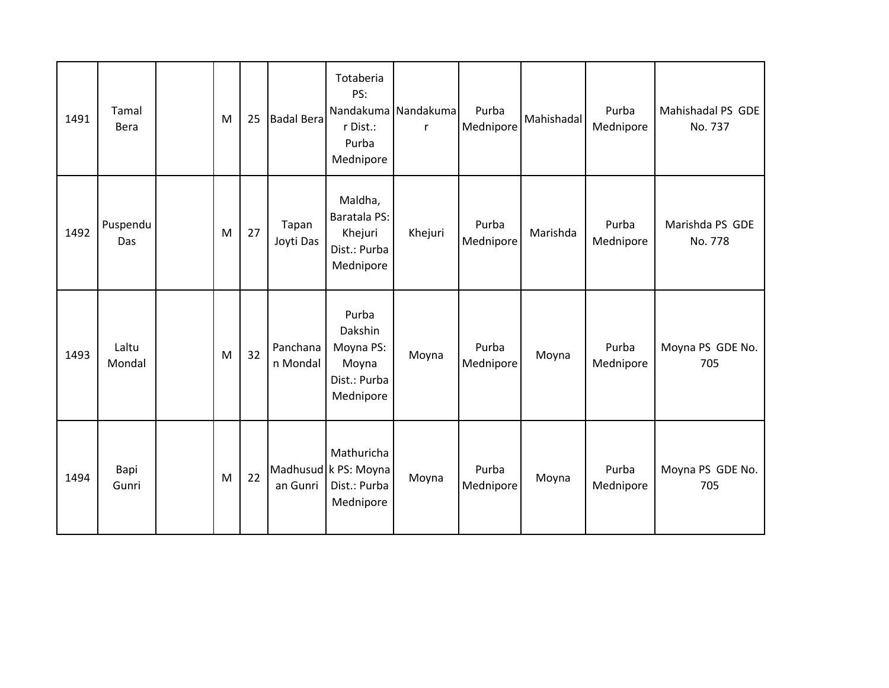| | | | | | | | | | | | |
|---|---|---|---|---|---|---|---|---|---|---|---|
| 1491 | Tamal Bera | | M | 25 | Badal Bera | Totaberia PS: Nandakumar Dist.: Purba Mednipore | Nandakumar | Purba Mednipore | Mahishadal | Purba Mednipore | Mahishadal PS GDE No. 737 |
| 1492 | Puspendu Das | | M | 27 | Tapan Joyti Das | Maldha, Baratala PS: Khejuri Dist.: Purba Mednipore | Khejuri | Purba Mednipore | Marishda | Purba Mednipore | Marishda PS GDE No. 778 |
| 1493 | Laltu Mondal | | M | 32 | Panchanan Mondal | Purba Dakshin Moyna PS: Moyna Dist.: Purba Mednipore | Moyna | Purba Mednipore | Moyna | Purba Mednipore | Moyna PS GDE No. 705 |
| 1494 | Bapi Gunri | | M | 22 | Madhusudan Gunri | Mathurichak PS: Moyna Dist.: Purba Mednipore | Moyna | Purba Mednipore | Moyna | Purba Mednipore | Moyna PS GDE No. 705 |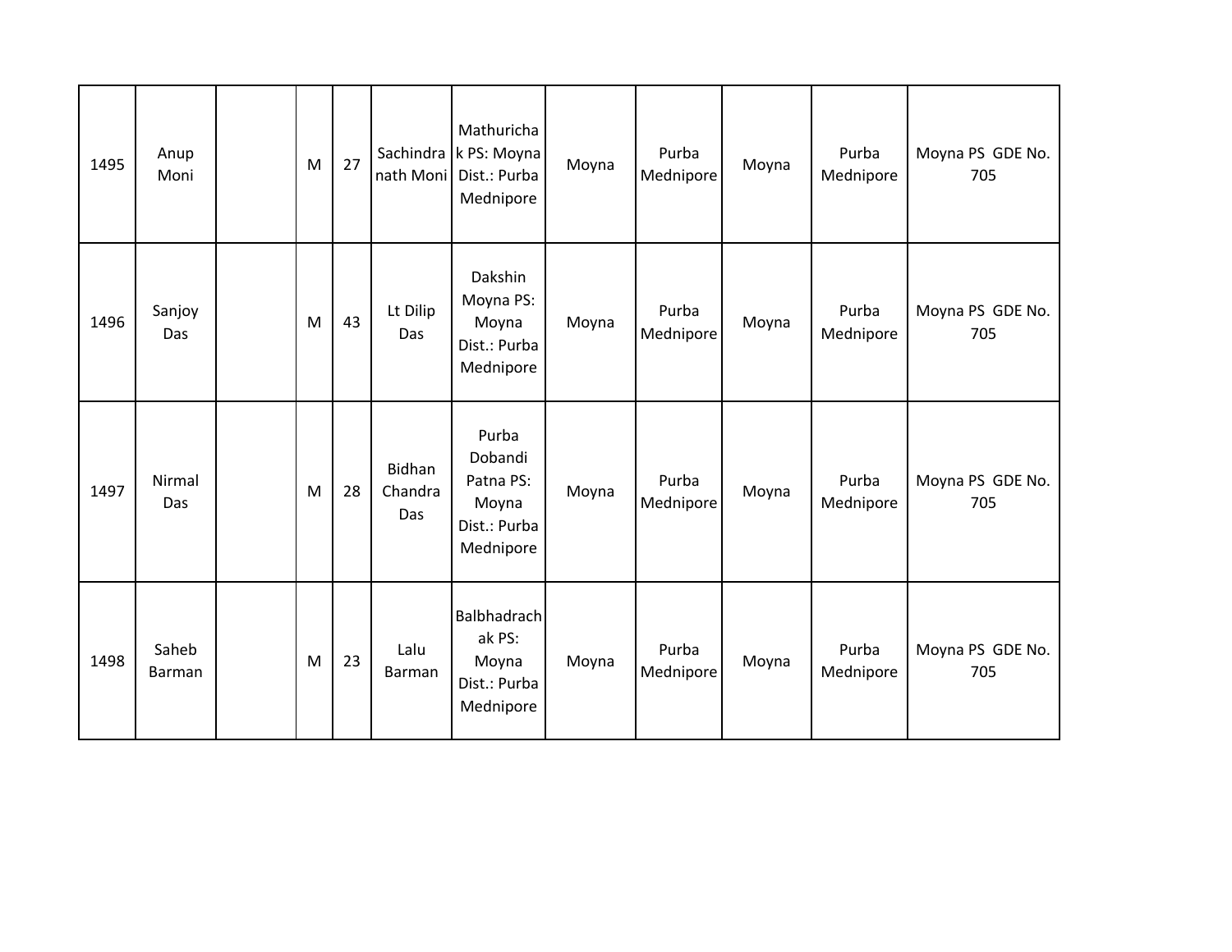| 1495 | Anup Moni | | M | 27 | Sachindranath Moni | Mathurichak PS: Moyna Dist.: Purba Mednipore | Moyna | Purba Mednipore | Moyna | Purba Mednipore | Moyna PS GDE No. 705 |
|---|---|---|---|---|---|---|---|---|---|---|---|
| 1496 | Sanjoy Das | | M | 43 | Lt Dilip Das | Dakshin Moyna PS: Moyna Dist.: Purba Mednipore | Moyna | Purba Mednipore | Moyna | Purba Mednipore | Moyna PS GDE No. 705 |
| 1497 | Nirmal Das | | M | 28 | Bidhan Chandra Das | Purba Dobandi Patna PS: Moyna Dist.: Purba Mednipore | Moyna | Purba Mednipore | Moyna | Purba Mednipore | Moyna PS GDE No. 705 |
| 1498 | Saheb Barman | | M | 23 | Lalu Barman | Balbhadrachak PS: Moyna Dist.: Purba Mednipore | Moyna | Purba Mednipore | Moyna | Purba Mednipore | Moyna PS GDE No. 705 |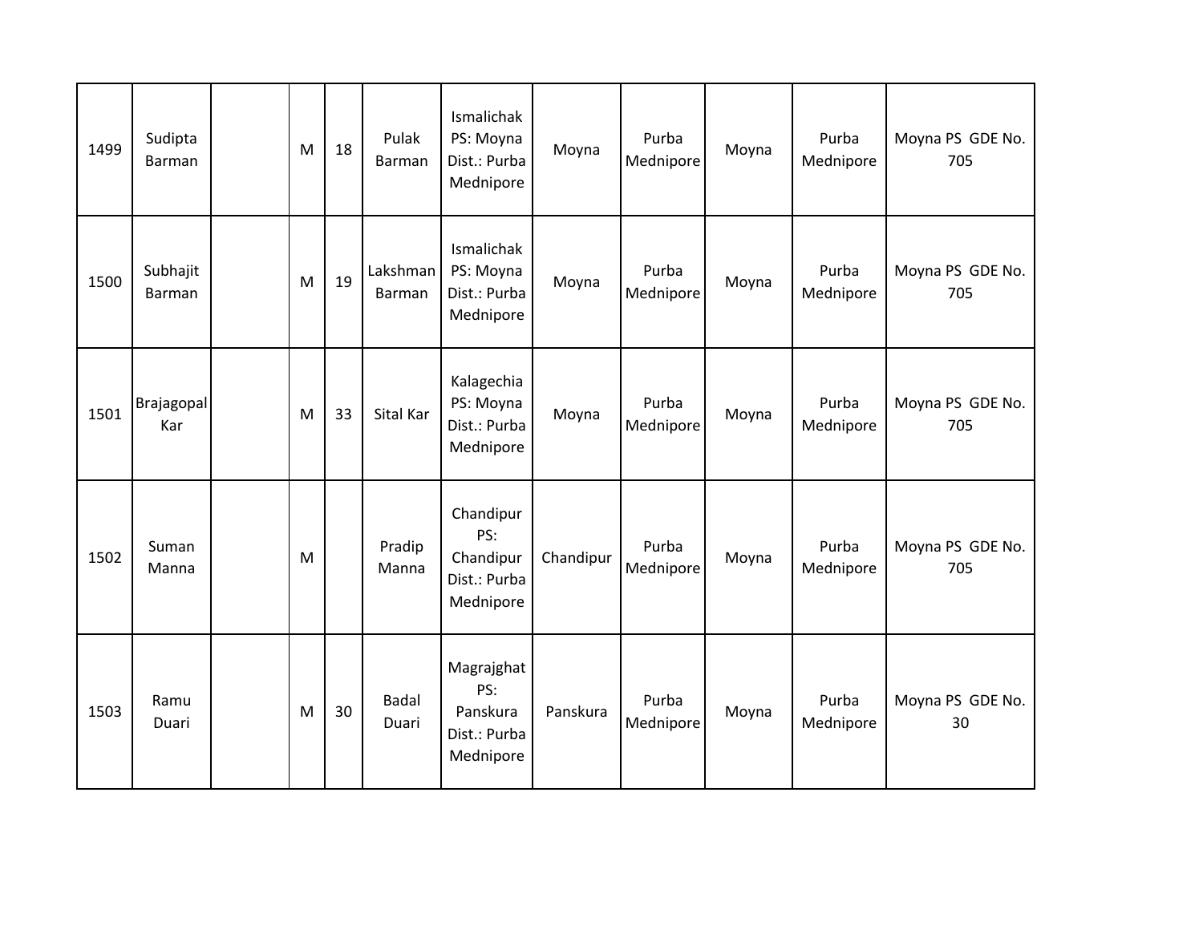| | | | | | | | | | | | |
|---|---|---|---|---|---|---|---|---|---|---|---|
| 1499 | Sudipta Barman | | M | 18 | Pulak Barman | Ismalichak PS: Moyna Dist.: Purba Mednipore | Moyna | Purba Mednipore | Moyna | Purba Mednipore | Moyna PS GDE No. 705 |
| 1500 | Subhajit Barman | | M | 19 | Lakshman Barman | Ismalichak PS: Moyna Dist.: Purba Mednipore | Moyna | Purba Mednipore | Moyna | Purba Mednipore | Moyna PS GDE No. 705 |
| 1501 | Brajagopal Kar | | M | 33 | Sital Kar | Kalagechia PS: Moyna Dist.: Purba Mednipore | Moyna | Purba Mednipore | Moyna | Purba Mednipore | Moyna PS GDE No. 705 |
| 1502 | Suman Manna | | M | | Pradip Manna | Chandipur PS: Chandipur Dist.: Purba Mednipore | Chandipur | Purba Mednipore | Moyna | Purba Mednipore | Moyna PS GDE No. 705 |
| 1503 | Ramu Duari | | M | 30 | Badal Duari | Magrajghat PS: Panskura Dist.: Purba Mednipore | Panskura | Purba Mednipore | Moyna | Purba Mednipore | Moyna PS GDE No. 30 |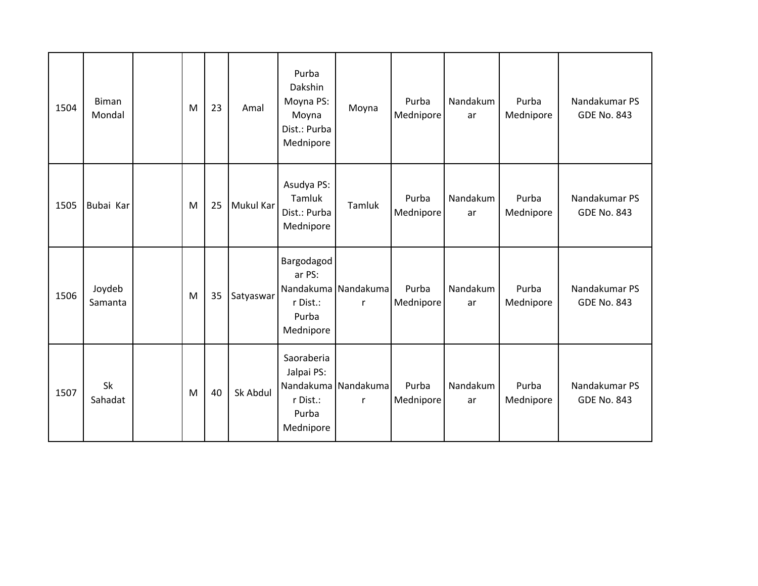| 1504 | Biman Mondal | | M | 23 | Amal | Purba Dakshin Moyna PS: Moyna Dist.: Purba Mednipore | Moyna | Purba Mednipore | Nandakumar | Purba Mednipore | Nandakumar PS GDE No. 843 |
|---|---|---|---|---|---|---|---|---|---|---|---|
| 1505 | Bubai Kar | | M | 25 | Mukul Kar | Asudya PS: Tamluk Dist.: Purba Mednipore | Tamluk | Purba Mednipore | Nandakumar | Purba Mednipore | Nandakumar PS GDE No. 843 |
| 1506 | Joydeb Samanta | | M | 35 | Satyaswar | Bargodagodar PS: Nandakumar Dist.: Purba Mednipore | Nandakumar | Purba Mednipore | Nandakumar | Purba Mednipore | Nandakumar PS GDE No. 843 |
| 1507 | Sk Sahadat | | M | 40 | Sk Abdul | Saoraberia Jalpai PS: Nandakumar Dist.: Purba Mednipore | Nandakumar | Purba Mednipore | Nandakumar | Purba Mednipore | Nandakumar PS GDE No. 843 |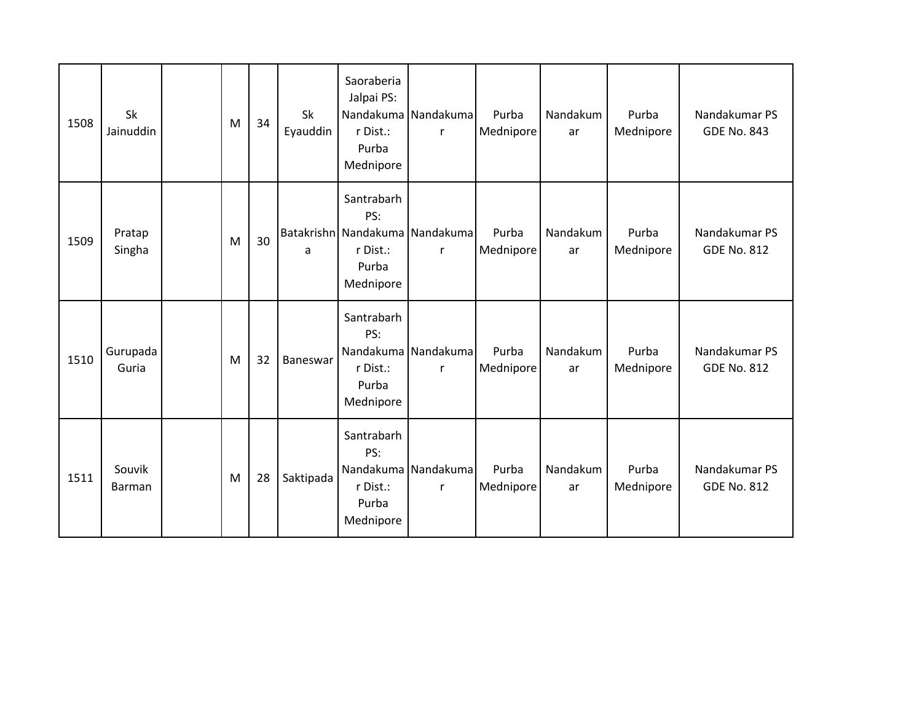| 1508 | Sk Jainuddin | | M | 34 | Sk Eyauddin | Saoraberia Jalpai PS: Nandakumar Dist.: Purba Mednipore | Nandakumar | Purba Mednipore | Nandakumar | Purba Mednipore | Nandakumar PS GDE No. 843 |
|---|---|---|---|---|---|---|---|---|---|---|---|
| 1509 | Pratap Singha | | M | 30 | Batakrishna | Santrabarh PS: Nandakumar Dist.: Purba Mednipore | Nandakumar | Purba Mednipore | Nandakumar | Purba Mednipore | Nandakumar PS GDE No. 812 |
| 1510 | Gurupada Guria | | M | 32 | Baneswar | Santrabarh PS: Nandakumar Dist.: Purba Mednipore | Nandakumar | Purba Mednipore | Nandakumar | Purba Mednipore | Nandakumar PS GDE No. 812 |
| 1511 | Souvik Barman | | M | 28 | Saktipada | Santrabarh PS: Nandakumar Dist.: Purba Mednipore | Nandakumar | Purba Mednipore | Nandakumar | Purba Mednipore | Nandakumar PS GDE No. 812 |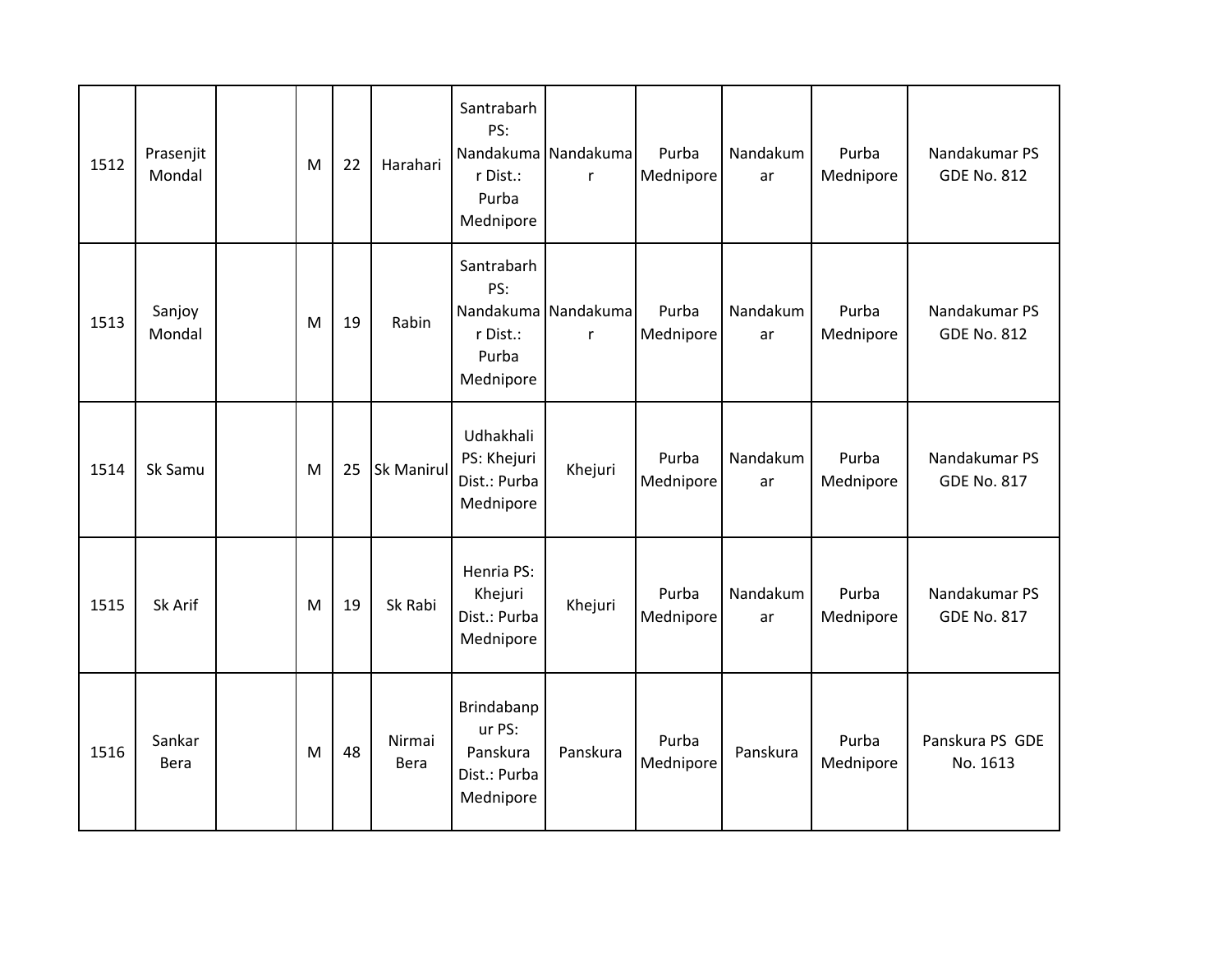| 1512 | Prasenjit Mondal | | M | 22 | Harahari | Santrabarh PS: Nandakumar Dist.: Purba Mednipore | Nandakumar | Purba Mednipore | Nandakumar | Purba Mednipore | Nandakumar PS GDE No. 812 |
|---|---|---|---|---|---|---|---|---|---|---|---|
| 1513 | Sanjoy Mondal | | M | 19 | Rabin | Santrabarh PS: Nandakumar Dist.: Purba Mednipore | Nandakumar | Purba Mednipore | Nandakumar | Purba Mednipore | Nandakumar PS GDE No. 812 |
| 1514 | Sk Samu | | M | 25 | Sk Manirul | Udhakhali PS: Khejuri Dist.: Purba Mednipore | Khejuri | Purba Mednipore | Nandakumar | Purba Mednipore | Nandakumar PS GDE No. 817 |
| 1515 | Sk Arif | | M | 19 | Sk Rabi | Henria PS: Khejuri Dist.: Purba Mednipore | Khejuri | Purba Mednipore | Nandakumar | Purba Mednipore | Nandakumar PS GDE No. 817 |
| 1516 | Sankar Bera | | M | 48 | Nirmai Bera | Brindabanpur PS: Panskura Dist.: Purba Mednipore | Panskura | Purba Mednipore | Panskura | Purba Mednipore | Panskura PS GDE No. 1613 |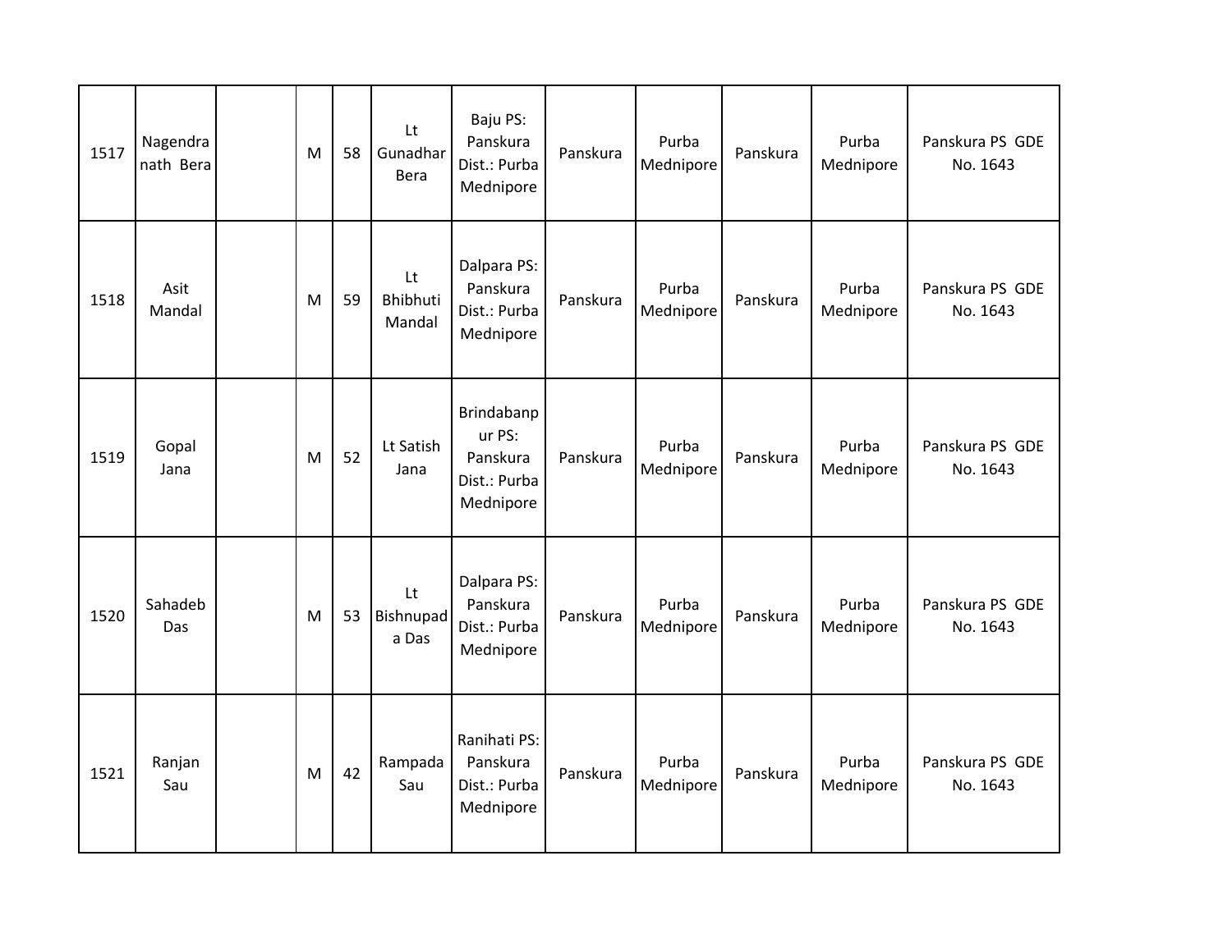| 1517 | Nagendra nath Bera | | M | 58 | Lt Gunadhar Bera | Baju PS: Panskura Dist.: Purba Mednipore | Panskura | Purba Mednipore | Panskura | Purba Mednipore | Panskura PS GDE No. 1643 |
|---|---|---|---|---|---|---|---|---|---|---|---|
| 1518 | Asit Mandal | | M | 59 | Lt Bhibhuti Mandal | Dalpara PS: Panskura Dist.: Purba Mednipore | Panskura | Purba Mednipore | Panskura | Purba Mednipore | Panskura PS GDE No. 1643 |
| 1519 | Gopal Jana | | M | 52 | Lt Satish Jana | Brindabanpur PS: Panskura Dist.: Purba Mednipore | Panskura | Purba Mednipore | Panskura | Purba Mednipore | Panskura PS GDE No. 1643 |
| 1520 | Sahadeb Das | | M | 53 | Lt Bishnupada Das | Dalpara PS: Panskura Dist.: Purba Mednipore | Panskura | Purba Mednipore | Panskura | Purba Mednipore | Panskura PS GDE No. 1643 |
| 1521 | Ranjan Sau | | M | 42 | Rampada Sau | Ranihati PS: Panskura Dist.: Purba Mednipore | Panskura | Purba Mednipore | Panskura | Purba Mednipore | Panskura PS GDE No. 1643 |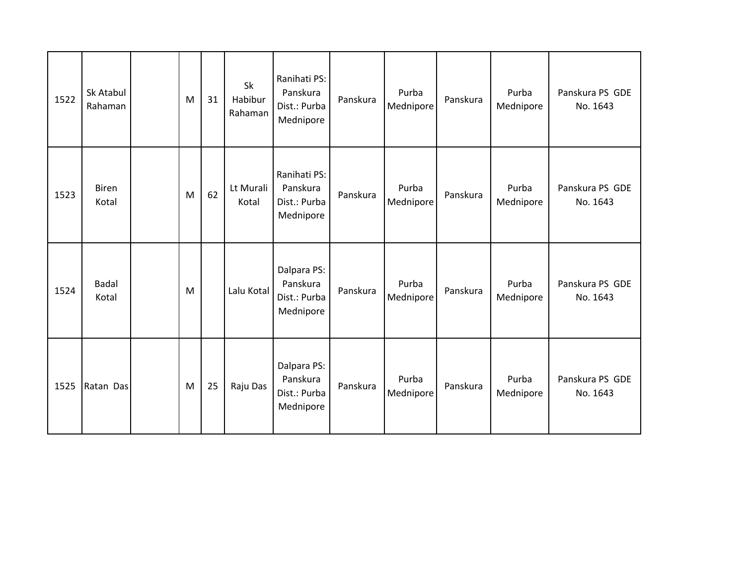| 1522 | Sk Atabul Rahaman | | M | 31 | Sk Habibur Rahaman | Ranihati PS: Panskura Dist.: Purba Mednipore | Panskura | Purba Mednipore | Panskura | Purba Mednipore | Panskura PS GDE No. 1643 |
|---|---|---|---|---|---|---|---|---|---|---|---|
| 1523 | Biren Kotal | | M | 62 | Lt Murali Kotal | Ranihati PS: Panskura Dist.: Purba Mednipore | Panskura | Purba Mednipore | Panskura | Purba Mednipore | Panskura PS GDE No. 1643 |
| 1524 | Badal Kotal | | M | | Lalu Kotal | Dalpara PS: Panskura Dist.: Purba Mednipore | Panskura | Purba Mednipore | Panskura | Purba Mednipore | Panskura PS GDE No. 1643 |
| 1525 | Ratan Das | | M | 25 | Raju Das | Dalpara PS: Panskura Dist.: Purba Mednipore | Panskura | Purba Mednipore | Panskura | Purba Mednipore | Panskura PS GDE No. 1643 |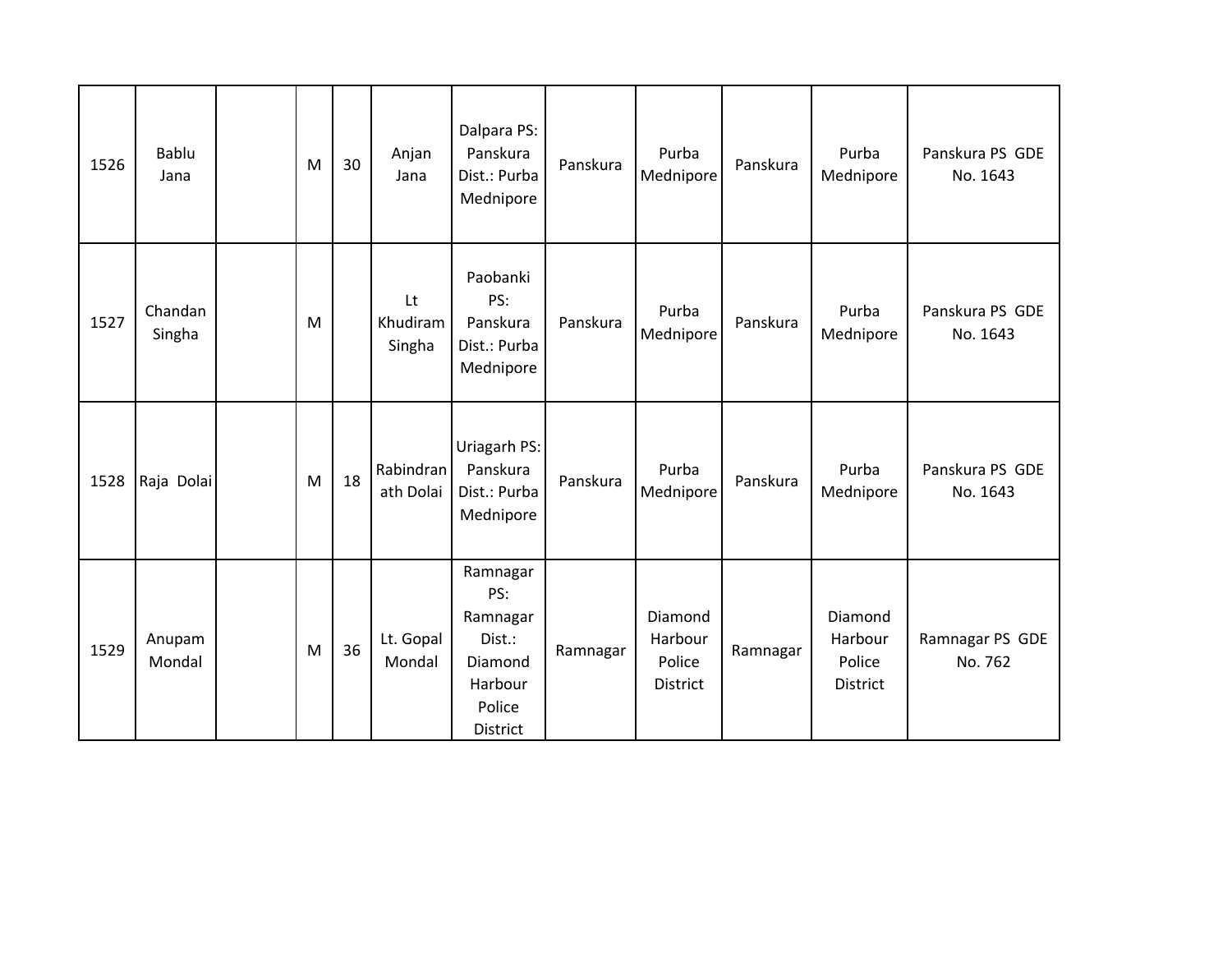| | | | | | | | | | | | |
|---|---|---|---|---|---|---|---|---|---|---|---|
| 1526 | Bablu Jana | | M | 30 | Anjan Jana | Dalpara PS: Panskura Dist.: Purba Mednipore | Panskura | Purba Mednipore | Panskura | Purba Mednipore | Panskura PS GDE No. 1643 |
| 1527 | Chandan Singha | | M | | Lt Khudiram Singha | Paobanki PS: Panskura Dist.: Purba Mednipore | Panskura | Purba Mednipore | Panskura | Purba Mednipore | Panskura PS GDE No. 1643 |
| 1528 | Raja Dolai | | M | 18 | Rabindranath Dolai | Uriagarh PS: Panskura Dist.: Purba Mednipore | Panskura | Purba Mednipore | Panskura | Purba Mednipore | Panskura PS GDE No. 1643 |
| 1529 | Anupam Mondal | | M | 36 | Lt. Gopal Mondal | Ramnagar PS: Ramnagar Dist.: Diamond Harbour Police District | Ramnagar | Diamond Harbour Police District | Ramnagar | Diamond Harbour Police District | Ramnagar PS GDE No. 762 |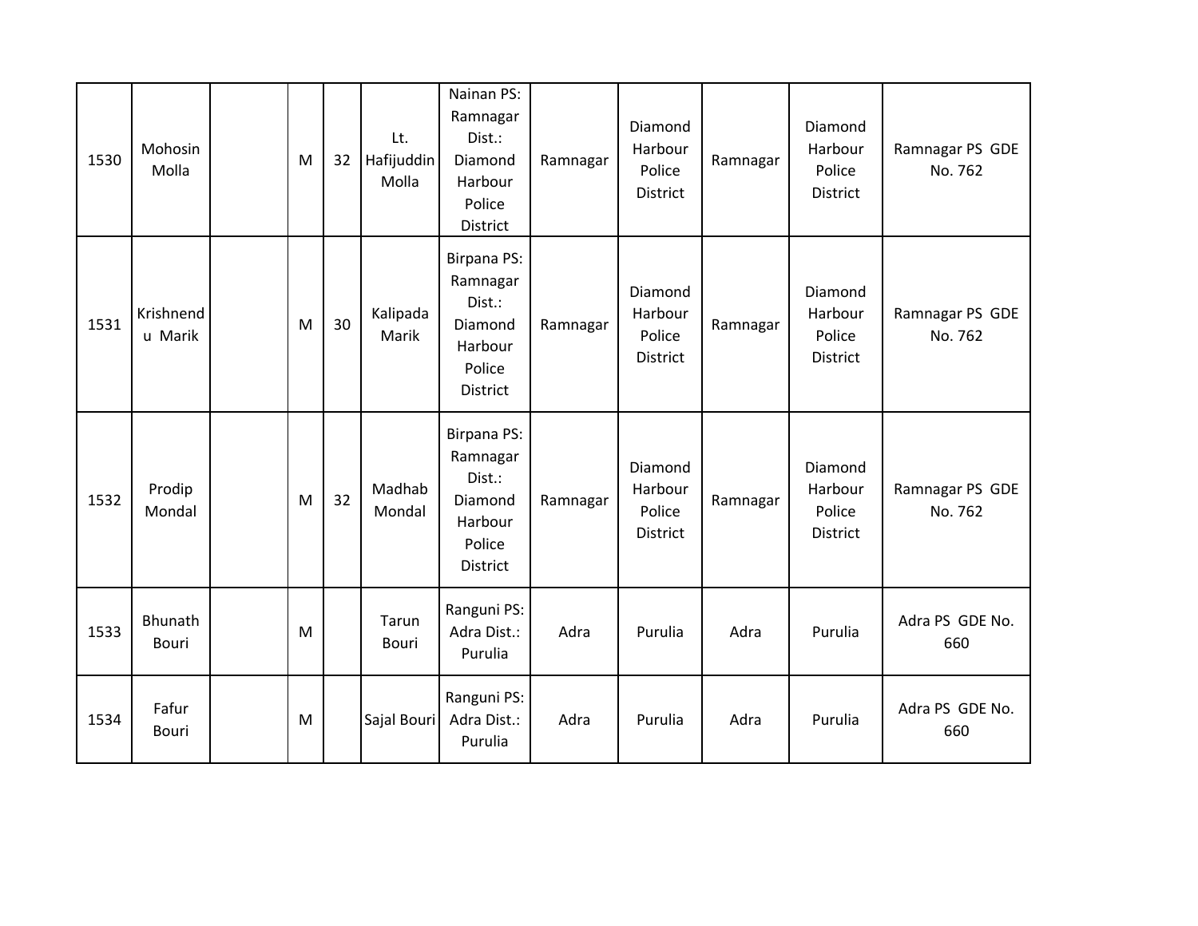| | | | | | | | | | | | |
|---|---|---|---|---|---|---|---|---|---|---|---|
| 1530 | Mohosin Molla | | M | 32 | Lt. Hafijuddin Molla | Nainan PS: Ramnagar Dist.: Diamond Harbour Police District | Ramnagar | Diamond Harbour Police District | Ramnagar | Diamond Harbour Police District | Ramnagar PS GDE No. 762 |
| 1531 | Krishnendu Marik | | M | 30 | Kalipada Marik | Birpana PS: Ramnagar Dist.: Diamond Harbour Police District | Ramnagar | Diamond Harbour Police District | Ramnagar | Diamond Harbour Police District | Ramnagar PS GDE No. 762 |
| 1532 | Prodip Mondal | | M | 32 | Madhab Mondal | Birpana PS: Ramnagar Dist.: Diamond Harbour Police District | Ramnagar | Diamond Harbour Police District | Ramnagar | Diamond Harbour Police District | Ramnagar PS GDE No. 762 |
| 1533 | Bhunath Bouri | | M | | Tarun Bouri | Ranguni PS: Adra Dist.: Purulia | Adra | Purulia | Adra | Purulia | Adra PS GDE No. 660 |
| 1534 | Fafur Bouri | | M | | Sajal Bouri | Ranguni PS: Adra Dist.: Purulia | Adra | Purulia | Adra | Purulia | Adra PS GDE No. 660 |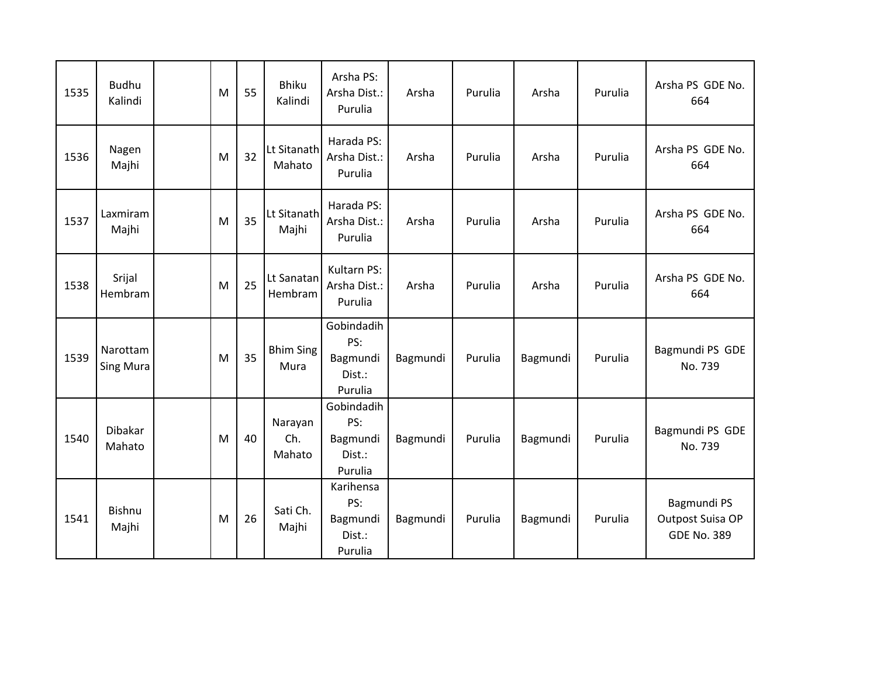| | | | | | | | | | | | |
|---|---|---|---|---|---|---|---|---|---|---|---|
| 1535 | Budhu Kalindi | | M | 55 | Bhiku Kalindi | Arsha PS: Arsha Dist.: Purulia | Arsha | Purulia | Arsha | Purulia | Arsha PS GDE No. 664 |
| 1536 | Nagen Majhi | | M | 32 | Lt Sitanath Mahato | Harada PS: Arsha Dist.: Purulia | Arsha | Purulia | Arsha | Purulia | Arsha PS GDE No. 664 |
| 1537 | Laxmiram Majhi | | M | 35 | Lt Sitanath Majhi | Harada PS: Arsha Dist.: Purulia | Arsha | Purulia | Arsha | Purulia | Arsha PS GDE No. 664 |
| 1538 | Srijal Hembram | | M | 25 | Lt Sanatan Hembram | Kultarn PS: Arsha Dist.: Purulia | Arsha | Purulia | Arsha | Purulia | Arsha PS GDE No. 664 |
| 1539 | Narottam Sing Mura | | M | 35 | Bhim Sing Mura | Gobindadih PS: Bagmundi Dist.: Purulia | Bagmundi | Purulia | Bagmundi | Purulia | Bagmundi PS GDE No. 739 |
| 1540 | Dibakar Mahato | | M | 40 | Narayan Ch. Mahato | Gobindadih PS: Bagmundi Dist.: Purulia | Bagmundi | Purulia | Bagmundi | Purulia | Bagmundi PS GDE No. 739 |
| 1541 | Bishnu Majhi | | M | 26 | Sati Ch. Majhi | Karihensa PS: Bagmundi Dist.: Purulia | Bagmundi | Purulia | Bagmundi | Purulia | Bagmundi PS Outpost Suisa OP GDE No. 389 |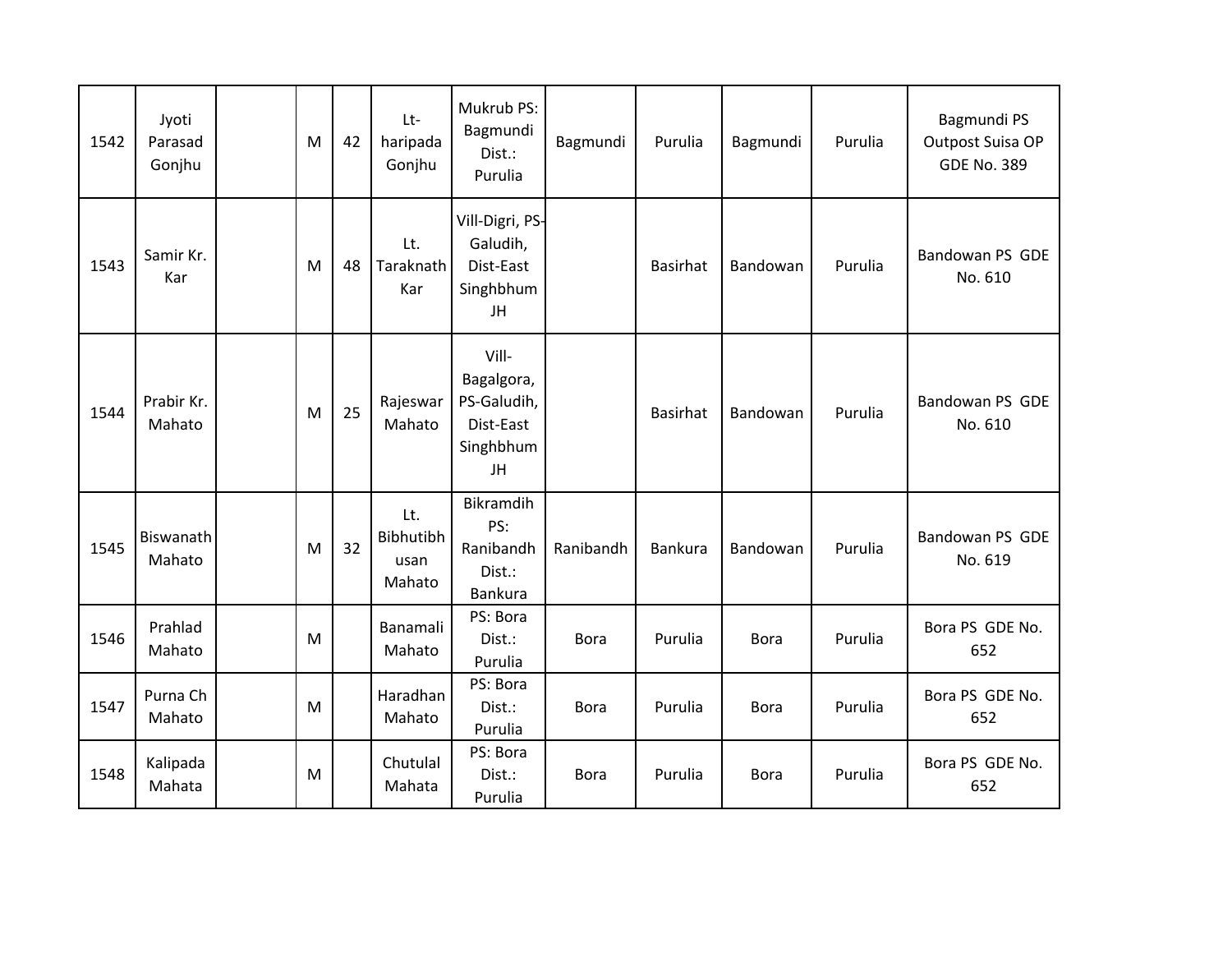| | | | | | | | | | | | |
|---|---|---|---|---|---|---|---|---|---|---|---|
| 1542 | Jyoti Parasad Gonjhu | | M | 42 | Lt-haripada Gonjhu | Mukrub PS: Bagmundi Dist.: Purulia | Bagmundi | Purulia | Bagmundi | Purulia | Bagmundi PS Outpost Suisa OP GDE No. 389 |
| 1543 | Samir Kr. Kar | | M | 48 | Lt. Taraknath Kar | Vill-Digri, PS-Galudih, Dist-East Singhbhum JH | | Basirhat | Bandowan | Purulia | Bandowan PS GDE No. 610 |
| 1544 | Prabir Kr. Mahato | | M | 25 | Rajeswar Mahato | Vill-Bagalgora, PS-Galudih, Dist-East Singhbhum JH | | Basirhat | Bandowan | Purulia | Bandowan PS GDE No. 610 |
| 1545 | Biswanath Mahato | | M | 32 | Lt. Bibhutibhusan Mahato | Bikramdih PS: Ranibandh Dist.: Bankura | Ranibandh | Bankura | Bandowan | Purulia | Bandowan PS GDE No. 619 |
| 1546 | Prahlad Mahato | | M | | Banamali Mahato | PS: Bora Dist.: Purulia | Bora | Purulia | Bora | Purulia | Bora PS GDE No. 652 |
| 1547 | Purna Ch Mahato | | M | | Haradhan Mahato | PS: Bora Dist.: Purulia | Bora | Purulia | Bora | Purulia | Bora PS GDE No. 652 |
| 1548 | Kalipada Mahata | | M | | Chutulal Mahata | PS: Bora Dist.: Purulia | Bora | Purulia | Bora | Purulia | Bora PS GDE No. 652 |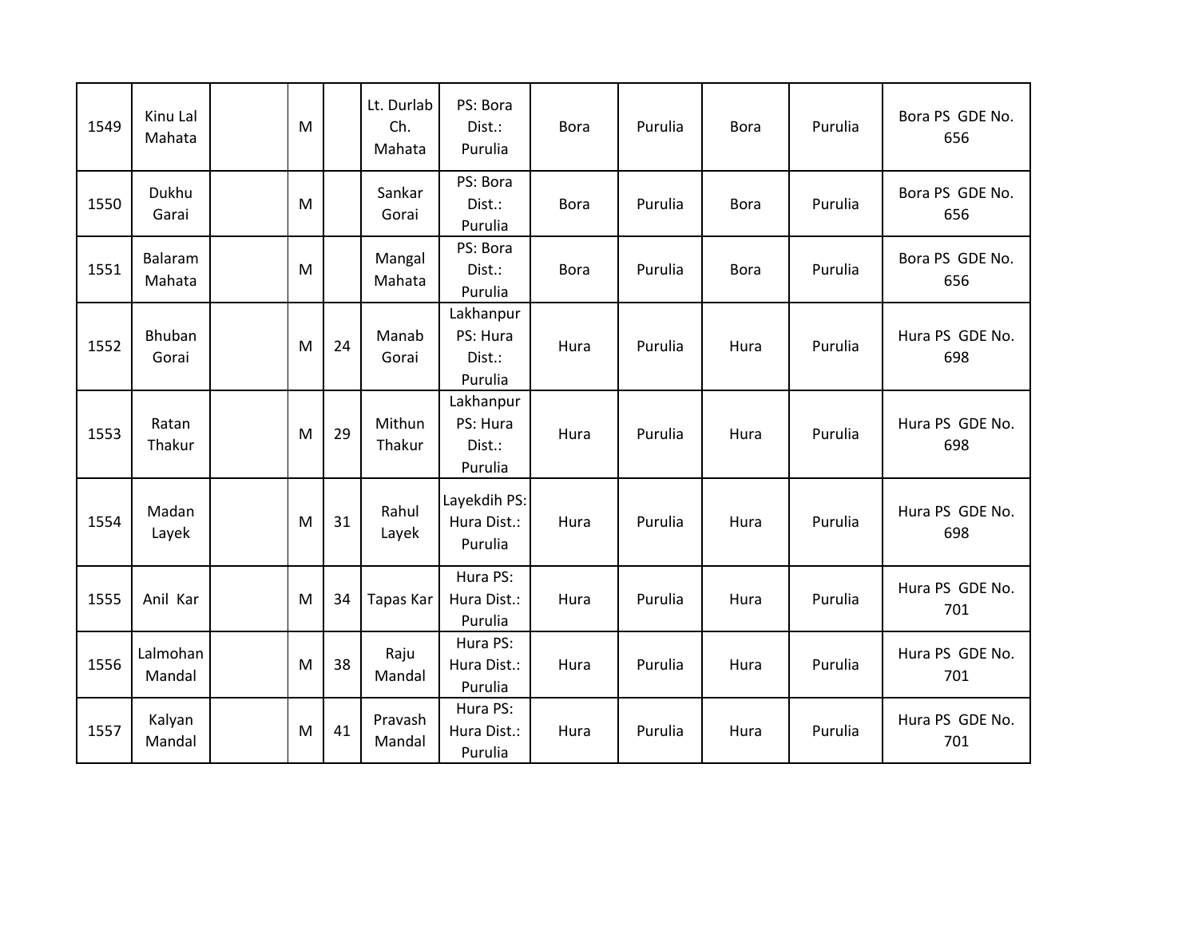| | | | | | | | | | | | |
|---|---|---|---|---|---|---|---|---|---|---|---|
| 1549 | Kinu Lal Mahata | | M | | Lt. Durlab Ch. Mahata | PS: Bora Dist.: Purulia | Bora | Purulia | Bora | Purulia | Bora PS GDE No. 656 |
| 1550 | Dukhu Garai | | M | | Sankar Gorai | PS: Bora Dist.: Purulia | Bora | Purulia | Bora | Purulia | Bora PS GDE No. 656 |
| 1551 | Balaram Mahata | | M | | Mangal Mahata | PS: Bora Dist.: Purulia | Bora | Purulia | Bora | Purulia | Bora PS GDE No. 656 |
| 1552 | Bhuban Gorai | | M | 24 | Manab Gorai | Lakhanpur PS: Hura Dist.: Purulia | Hura | Purulia | Hura | Purulia | Hura PS GDE No. 698 |
| 1553 | Ratan Thakur | | M | 29 | Mithun Thakur | Lakhanpur PS: Hura Dist.: Purulia | Hura | Purulia | Hura | Purulia | Hura PS GDE No. 698 |
| 1554 | Madan Layek | | M | 31 | Rahul Layek | Layekdih PS: Hura Dist.: Purulia | Hura | Purulia | Hura | Purulia | Hura PS GDE No. 698 |
| 1555 | Anil Kar | | M | 34 | Tapas Kar | Hura PS: Hura Dist.: Purulia | Hura | Purulia | Hura | Purulia | Hura PS GDE No. 701 |
| 1556 | Lalmohan Mandal | | M | 38 | Raju Mandal | Hura PS: Hura Dist.: Purulia | Hura | Purulia | Hura | Purulia | Hura PS GDE No. 701 |
| 1557 | Kalyan Mandal | | M | 41 | Pravash Mandal | Hura PS: Hura Dist.: Purulia | Hura | Purulia | Hura | Purulia | Hura PS GDE No. 701 |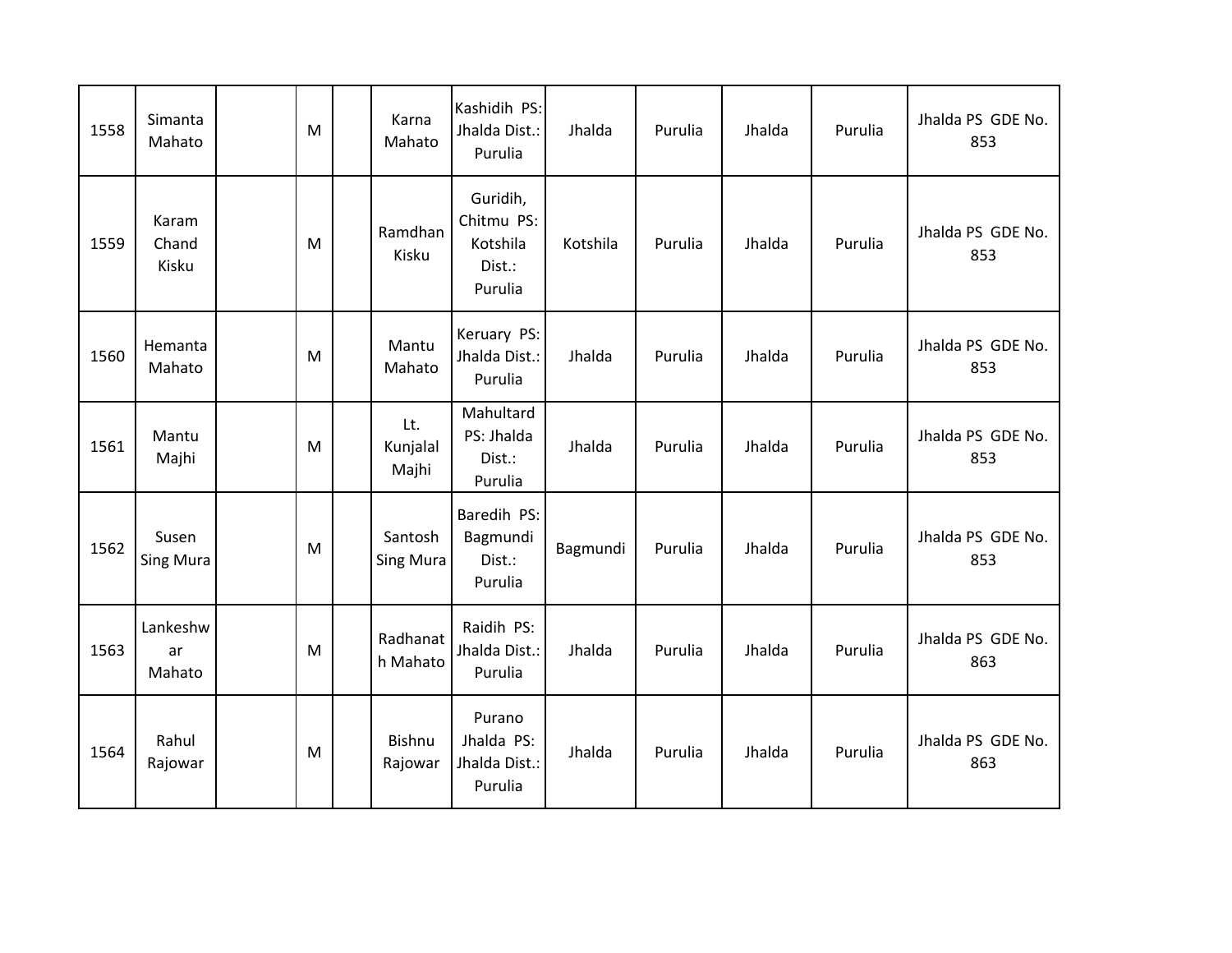| 1558 | Simanta Mahato | | M | | Karna Mahato | Kashidih PS: Jhalda Dist.: Purulia | Jhalda | Purulia | Jhalda | Purulia | Jhalda PS GDE No. 853 |
|---|---|---|---|---|---|---|---|---|---|---|---|
| 1559 | Karam Chand Kisku | | M | | Ramdhan Kisku | Guridih, Chitmu PS: Kotshila Dist.: Purulia | Kotshila | Purulia | Jhalda | Purulia | Jhalda PS GDE No. 853 |
| 1560 | Hemanta Mahato | | M | | Mantu Mahato | Keruary PS: Jhalda Dist.: Purulia | Jhalda | Purulia | Jhalda | Purulia | Jhalda PS GDE No. 853 |
| 1561 | Mantu Majhi | | M | | Lt. Kunjalal Majhi | Mahultard PS: Jhalda Dist.: Purulia | Jhalda | Purulia | Jhalda | Purulia | Jhalda PS GDE No. 853 |
| 1562 | Susen Sing Mura | | M | | Santosh Sing Mura | Baredih PS: Bagmundi Dist.: Purulia | Bagmundi | Purulia | Jhalda | Purulia | Jhalda PS GDE No. 853 |
| 1563 | Lankeshwar Mahato | | M | | Radhanath Mahato | Raidih PS: Jhalda Dist.: Purulia | Jhalda | Purulia | Jhalda | Purulia | Jhalda PS GDE No. 863 |
| 1564 | Rahul Rajowar | | M | | Bishnu Rajowar | Purano Jhalda PS: Jhalda Dist.: Purulia | Jhalda | Purulia | Jhalda | Purulia | Jhalda PS GDE No. 863 |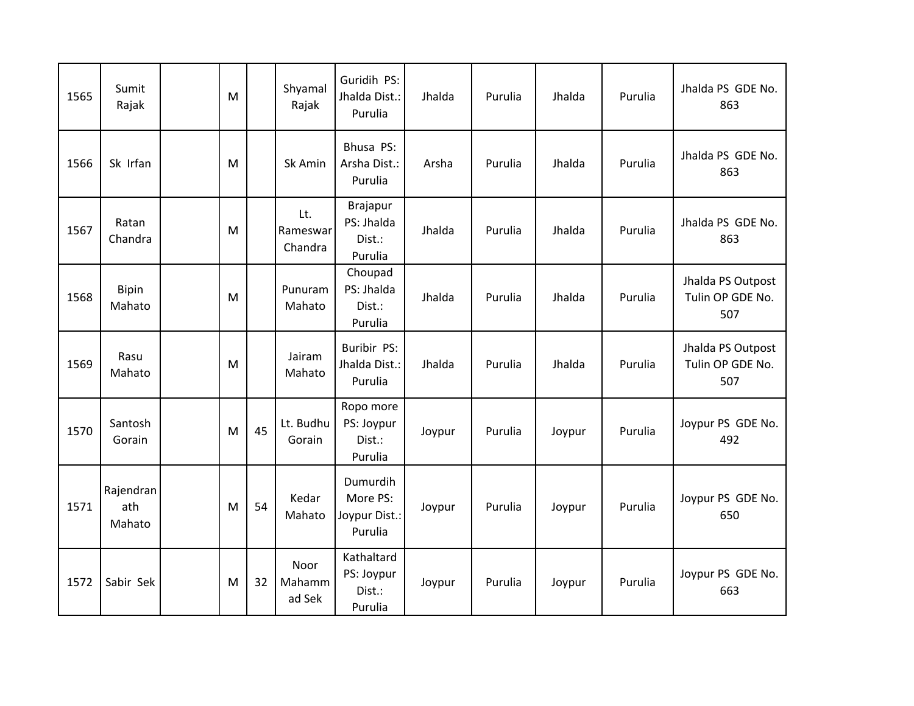| | | | | | | | | | | | |
|---|---|---|---|---|---|---|---|---|---|---|---|
| 1565 | Sumit Rajak | | M | | Shyamal Rajak | Guridih PS: Jhalda Dist.: Purulia | Jhalda | Purulia | Jhalda | Purulia | Jhalda PS GDE No. 863 |
| 1566 | Sk Irfan | | M | | Sk Amin | Bhusa PS: Arsha Dist.: Purulia | Arsha | Purulia | Jhalda | Purulia | Jhalda PS GDE No. 863 |
| 1567 | Ratan Chandra | | M | | Lt. Rameswar Chandra | Brajapur PS: Jhalda Dist.: Purulia | Jhalda | Purulia | Jhalda | Purulia | Jhalda PS GDE No. 863 |
| 1568 | Bipin Mahato | | M | | Punuram Mahato | Choupad PS: Jhalda Dist.: Purulia | Jhalda | Purulia | Jhalda | Purulia | Jhalda PS Outpost Tulin OP GDE No. 507 |
| 1569 | Rasu Mahato | | M | | Jairam Mahato | Buribir PS: Jhalda Dist.: Purulia | Jhalda | Purulia | Jhalda | Purulia | Jhalda PS Outpost Tulin OP GDE No. 507 |
| 1570 | Santosh Gorain | | M | 45 | Lt. Budhu Gorain | Ropo more PS: Joypur Dist.: Purulia | Joypur | Purulia | Joypur | Purulia | Joypur PS GDE No. 492 |
| 1571 | Rajendranath Mahato | | M | 54 | Kedar Mahato | Dumurdih More PS: Joypur Dist.: Purulia | Joypur | Purulia | Joypur | Purulia | Joypur PS GDE No. 650 |
| 1572 | Sabir Sek | | M | 32 | Noor Mahammad Sek | Kathaltard PS: Joypur Dist.: Purulia | Joypur | Purulia | Joypur | Purulia | Joypur PS GDE No. 663 |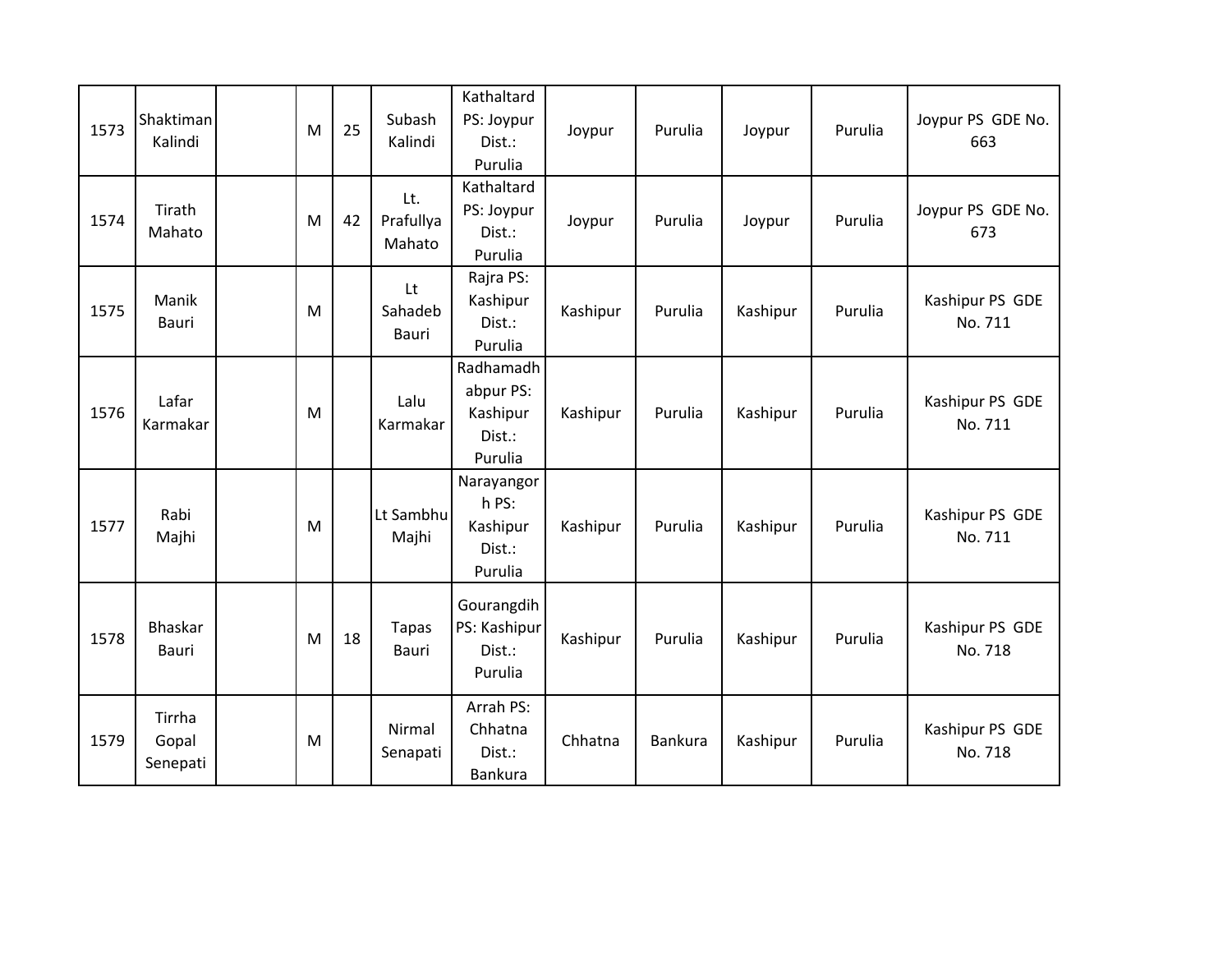| 1573 | Shaktiman Kalindi | | M | 25 | Subash Kalindi | Kathaltard PS: Joypur Dist.: Purulia | Joypur | Purulia | Joypur | Purulia | Joypur PS GDE No. 663 |
|---|---|---|---|---|---|---|---|---|---|---|---|
| 1574 | Tirath Mahato | | M | 42 | Lt. Prafullya Mahato | Kathaltard PS: Joypur Dist.: Purulia | Joypur | Purulia | Joypur | Purulia | Joypur PS GDE No. 673 |
| 1575 | Manik Bauri | | M | | Lt Sahadeb Bauri | Rajra PS: Kashipur Dist.: Purulia | Kashipur | Purulia | Kashipur | Purulia | Kashipur PS GDE No. 711 |
| 1576 | Lafar Karmakar | | M | | Lalu Karmakar | Radhamadhabpur PS: Kashipur Dist.: Purulia | Kashipur | Purulia | Kashipur | Purulia | Kashipur PS GDE No. 711 |
| 1577 | Rabi Majhi | | M | | Lt Sambhu Majhi | Narayangorh PS: Kashipur Dist.: Purulia | Kashipur | Purulia | Kashipur | Purulia | Kashipur PS GDE No. 711 |
| 1578 | Bhaskar Bauri | | M | 18 | Tapas Bauri | Gourangdih PS: Kashipur Dist.: Purulia | Kashipur | Purulia | Kashipur | Purulia | Kashipur PS GDE No. 718 |
| 1579 | Tirrha Gopal Senepati | | M | | Nirmal Senapati | Arrah PS: Chhatna Dist.: Bankura | Chhatna | Bankura | Kashipur | Purulia | Kashipur PS GDE No. 718 |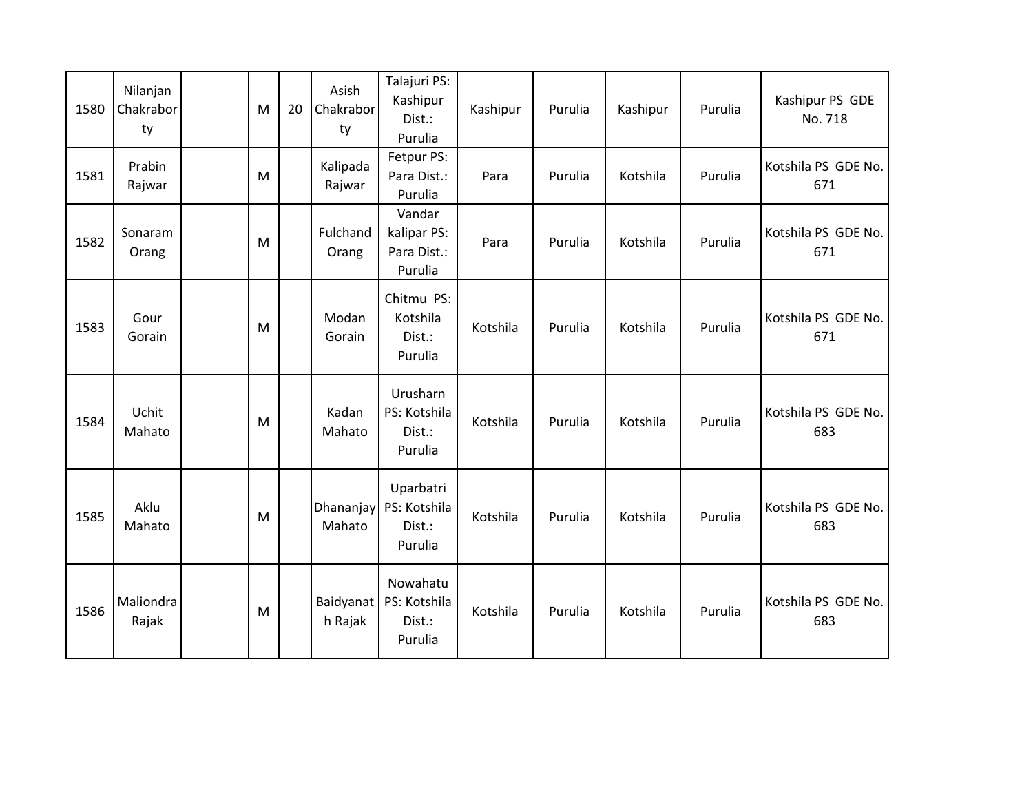| | | | | | | | | | | | |
|---|---|---|---|---|---|---|---|---|---|---|---|
| 1580 | Nilanjan Chakraborty | | M | 20 | Asish Chakraborty | Talajuri PS: Kashipur Dist.: Purulia | Kashipur | Purulia | Kashipur | Purulia | Kashipur PS GDE No. 718 |
| 1581 | Prabin Rajwar | | M | | Kalipada Rajwar | Fetpur PS: Para Dist.: Purulia | Para | Purulia | Kotshila | Purulia | Kotshila PS GDE No. 671 |
| 1582 | Sonaram Orang | | M | | Fulchand Orang | Vandar kalipar PS: Para Dist.: Purulia | Para | Purulia | Kotshila | Purulia | Kotshila PS GDE No. 671 |
| 1583 | Gour Gorain | | M | | Modan Gorain | Chitmu PS: Kotshila Dist.: Purulia | Kotshila | Purulia | Kotshila | Purulia | Kotshila PS GDE No. 671 |
| 1584 | Uchit Mahato | | M | | Kadan Mahato | Urusharn PS: Kotshila Dist.: Purulia | Kotshila | Purulia | Kotshila | Purulia | Kotshila PS GDE No. 683 |
| 1585 | Aklu Mahato | | M | | Dhananjay Mahato | Uparbatri PS: Kotshila Dist.: Purulia | Kotshila | Purulia | Kotshila | Purulia | Kotshila PS GDE No. 683 |
| 1586 | Maliondra Rajak | | M | | Baidyanath Rajak | Nowahatu PS: Kotshila Dist.: Purulia | Kotshila | Purulia | Kotshila | Purulia | Kotshila PS GDE No. 683 |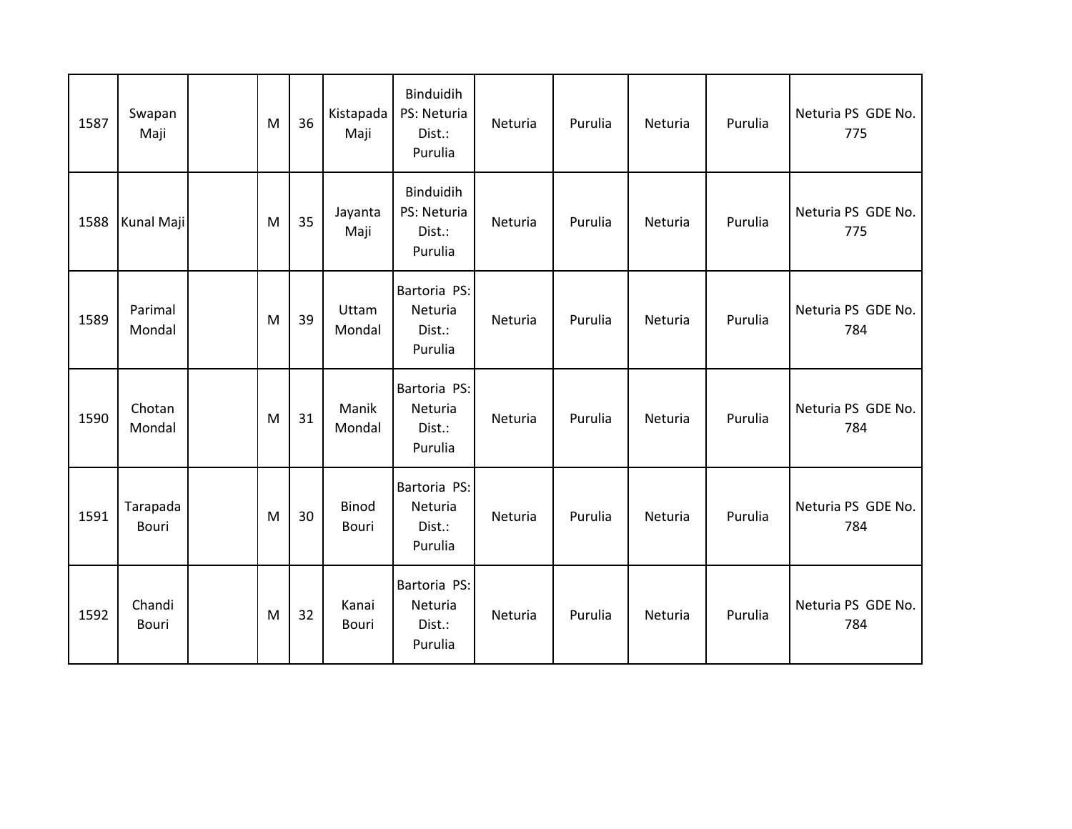| | | | | | | | | | | | |
|---|---|---|---|---|---|---|---|---|---|---|---|
| 1587 | Swapan Maji | | M | 36 | Kistapada Maji | Binduidih PS: Neturia Dist.: Purulia | Neturia | Purulia | Neturia | Purulia | Neturia PS GDE No. 775 |
| 1588 | Kunal Maji | | M | 35 | Jayanta Maji | Binduidih PS: Neturia Dist.: Purulia | Neturia | Purulia | Neturia | Purulia | Neturia PS GDE No. 775 |
| 1589 | Parimal Mondal | | M | 39 | Uttam Mondal | Bartoria PS: Neturia Dist.: Purulia | Neturia | Purulia | Neturia | Purulia | Neturia PS GDE No. 784 |
| 1590 | Chotan Mondal | | M | 31 | Manik Mondal | Bartoria PS: Neturia Dist.: Purulia | Neturia | Purulia | Neturia | Purulia | Neturia PS GDE No. 784 |
| 1591 | Tarapada Bouri | | M | 30 | Binod Bouri | Bartoria PS: Neturia Dist.: Purulia | Neturia | Purulia | Neturia | Purulia | Neturia PS GDE No. 784 |
| 1592 | Chandi Bouri | | M | 32 | Kanai Bouri | Bartoria PS: Neturia Dist.: Purulia | Neturia | Purulia | Neturia | Purulia | Neturia PS GDE No. 784 |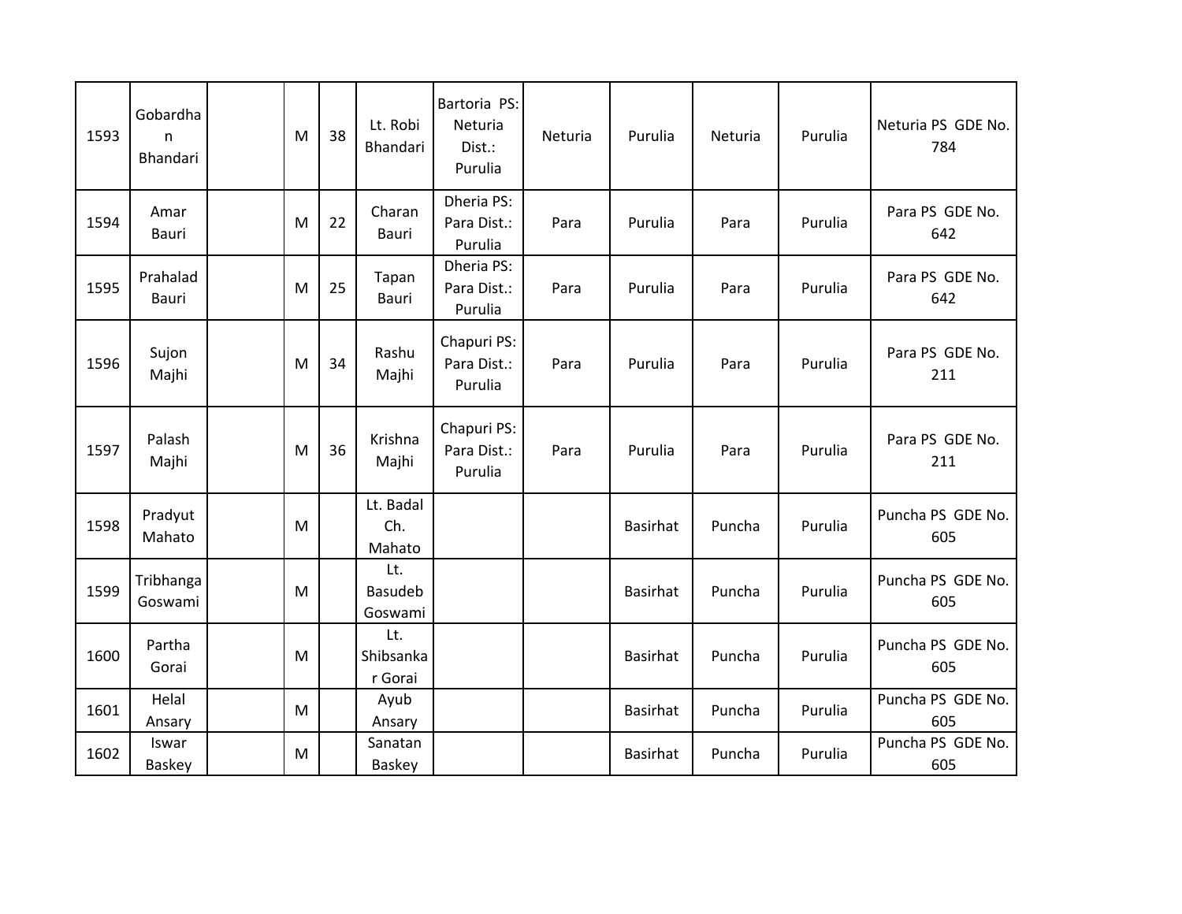| | | | | | | | | | | | |
|---|---|---|---|---|---|---|---|---|---|---|---|
| 1593 | Gobardhan Bhandari | | M | 38 | Lt. Robi Bhandari | Bartoria PS: Neturia Dist.: Purulia | Neturia | Purulia | Neturia | Purulia | Neturia PS GDE No. 784 |
| 1594 | Amar Bauri | | M | 22 | Charan Bauri | Dheria PS: Para Dist.: Purulia | Para | Purulia | Para | Purulia | Para PS GDE No. 642 |
| 1595 | Prahalad Bauri | | M | 25 | Tapan Bauri | Dheria PS: Para Dist.: Purulia | Para | Purulia | Para | Purulia | Para PS GDE No. 642 |
| 1596 | Sujon Majhi | | M | 34 | Rashu Majhi | Chapuri PS: Para Dist.: Purulia | Para | Purulia | Para | Purulia | Para PS GDE No. 211 |
| 1597 | Palash Majhi | | M | 36 | Krishna Majhi | Chapuri PS: Para Dist.: Purulia | Para | Purulia | Para | Purulia | Para PS GDE No. 211 |
| 1598 | Pradyut Mahato | | M | | Lt. Badal Ch. Mahato | | | Basirhat | Puncha | Purulia | Puncha PS GDE No. 605 |
| 1599 | Tribhanga Goswami | | M | | Lt. Basudeb Goswami | | | Basirhat | Puncha | Purulia | Puncha PS GDE No. 605 |
| 1600 | Partha Gorai | | M | | Lt. Shibsankar Gorai | | | Basirhat | Puncha | Purulia | Puncha PS GDE No. 605 |
| 1601 | Helal Ansary | | M | | Ayub Ansary | | | Basirhat | Puncha | Purulia | Puncha PS GDE No. 605 |
| 1602 | Iswar Baskey | | M | | Sanatan Baskey | | | Basirhat | Puncha | Purulia | Puncha PS GDE No. 605 |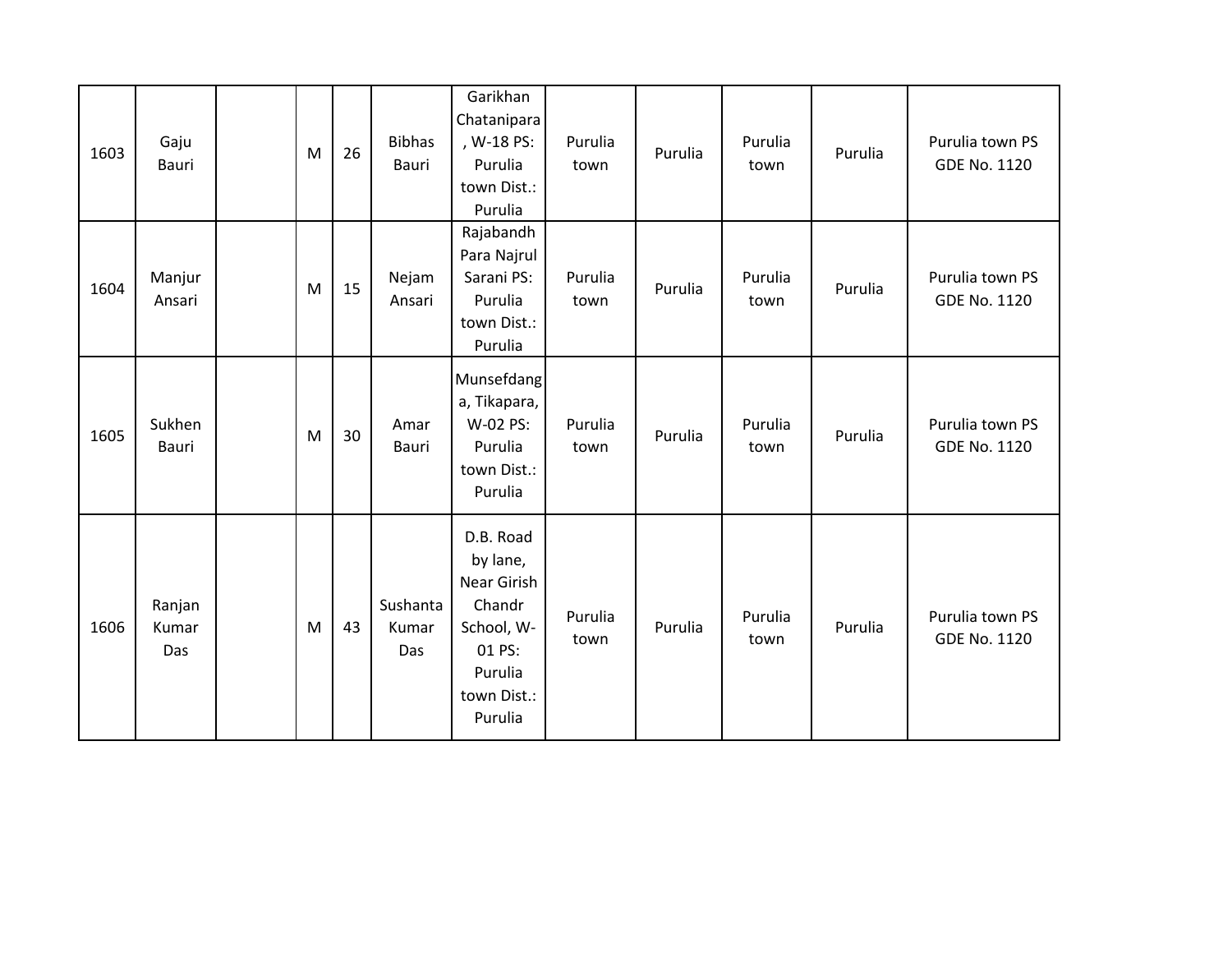| | | | | | | | | | | | |
|---|---|---|---|---|---|---|---|---|---|---|---|
| 1603 | Gaju Bauri | | M | 26 | Bibhas Bauri | Garikhan Chatanipara, W-18 PS: Purulia town Dist.: Purulia | Purulia town | Purulia | Purulia town | Purulia | Purulia town PS GDE No. 1120 |
| 1604 | Manjur Ansari | | M | 15 | Nejam Ansari | Rajabandh Para Najrul Sarani PS: Purulia town Dist.: Purulia | Purulia town | Purulia | Purulia town | Purulia | Purulia town PS GDE No. 1120 |
| 1605 | Sukhen Bauri | | M | 30 | Amar Bauri | Munsefdanga, Tikapara, W-02 PS: Purulia town Dist.: Purulia | Purulia town | Purulia | Purulia town | Purulia | Purulia town PS GDE No. 1120 |
| 1606 | Ranjan Kumar Das | | M | 43 | Sushanta Kumar Das | D.B. Road by lane, Near Girish Chandr School, W-01 PS: Purulia town Dist.: Purulia | Purulia town | Purulia | Purulia town | Purulia | Purulia town PS GDE No. 1120 |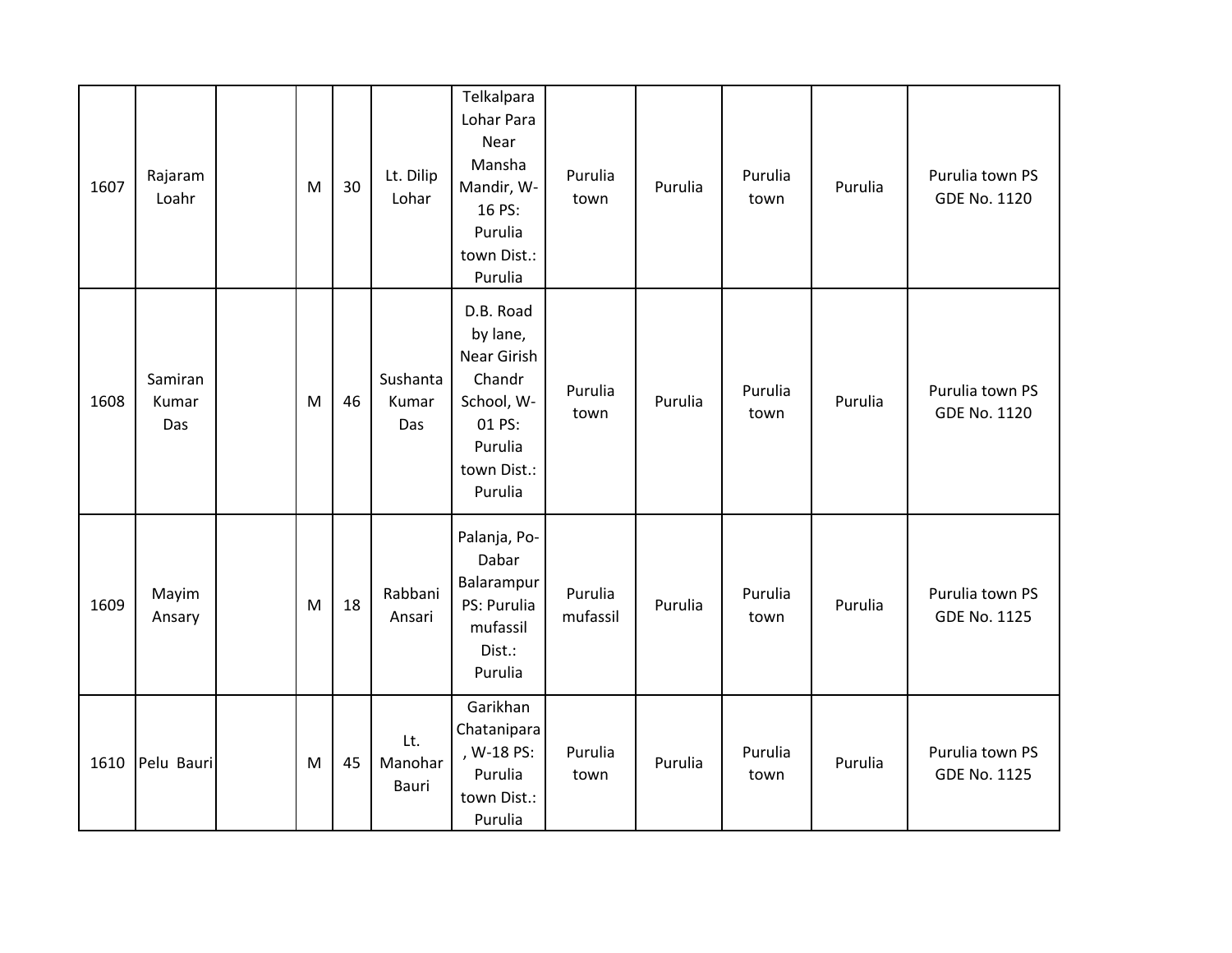| | | | | | | | | | | | |
|---|---|---|---|---|---|---|---|---|---|---|---|
| 1607 | Rajaram Loahr | | M | 30 | Lt. Dilip Lohar | Telkalpara Lohar Para Near Mansha Mandir, W-16 PS: Purulia town Dist.: Purulia | Purulia town | Purulia | Purulia town | Purulia | Purulia town PS GDE No. 1120 |
| 1608 | Samiran Kumar Das | | M | 46 | Sushanta Kumar Das | D.B. Road by lane, Near Girish Chandr School, W-01 PS: Purulia town Dist.: Purulia | Purulia town | Purulia | Purulia town | Purulia | Purulia town PS GDE No. 1120 |
| 1609 | Mayim Ansary | | M | 18 | Rabbani Ansari | Palanja, Po-Dabar Balarampur PS: Purulia mufassil Dist.: Purulia | Purulia mufassil | Purulia | Purulia town | Purulia | Purulia town PS GDE No. 1125 |
| 1610 | Pelu Bauri | | M | 45 | Lt. Manohar Bauri | Garikhan Chatanipara , W-18 PS: Purulia town Dist.: Purulia | Purulia town | Purulia | Purulia town | Purulia | Purulia town PS GDE No. 1125 |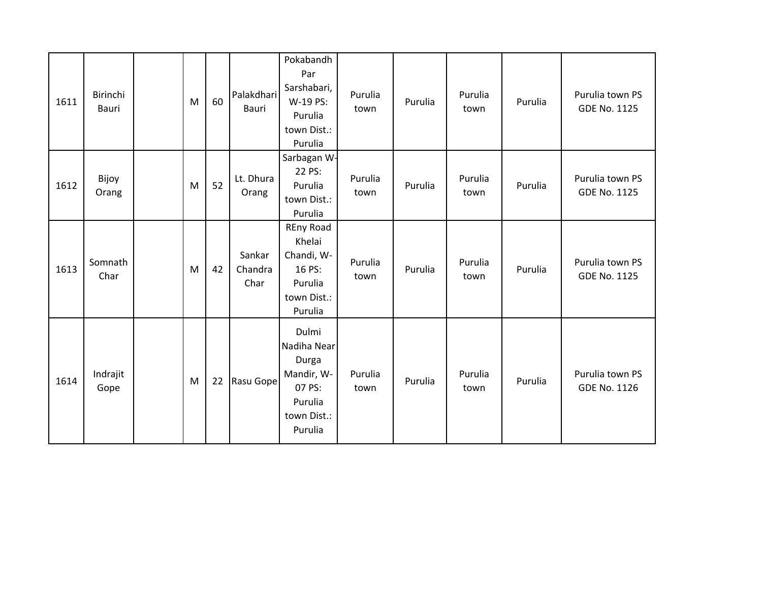| | | | | | | | | | | | |
|---|---|---|---|---|---|---|---|---|---|---|---|
| 1611 | Birinchi Bauri | | M | 60 | Palakdhari Bauri | Pokabandh Par Sarshabari, W-19 PS: Purulia town Dist.: Purulia | Purulia town | Purulia | Purulia town | Purulia | Purulia town PS GDE No. 1125 |
| 1612 | Bijoy Orang | | M | 52 | Lt. Dhura Orang | Sarbagan W-22 PS: Purulia town Dist.: Purulia | Purulia town | Purulia | Purulia town | Purulia | Purulia town PS GDE No. 1125 |
| 1613 | Somnath Char | | M | 42 | Sankar Chandra Char | REny Road Khelai Chandi, W-16 PS: Purulia town Dist.: Purulia | Purulia town | Purulia | Purulia town | Purulia | Purulia town PS GDE No. 1125 |
| 1614 | Indrajit Gope | | M | 22 | Rasu Gope | Dulmi Nadiha Near Durga Mandir, W-07 PS: Purulia town Dist.: Purulia | Purulia town | Purulia | Purulia town | Purulia | Purulia town PS GDE No. 1126 |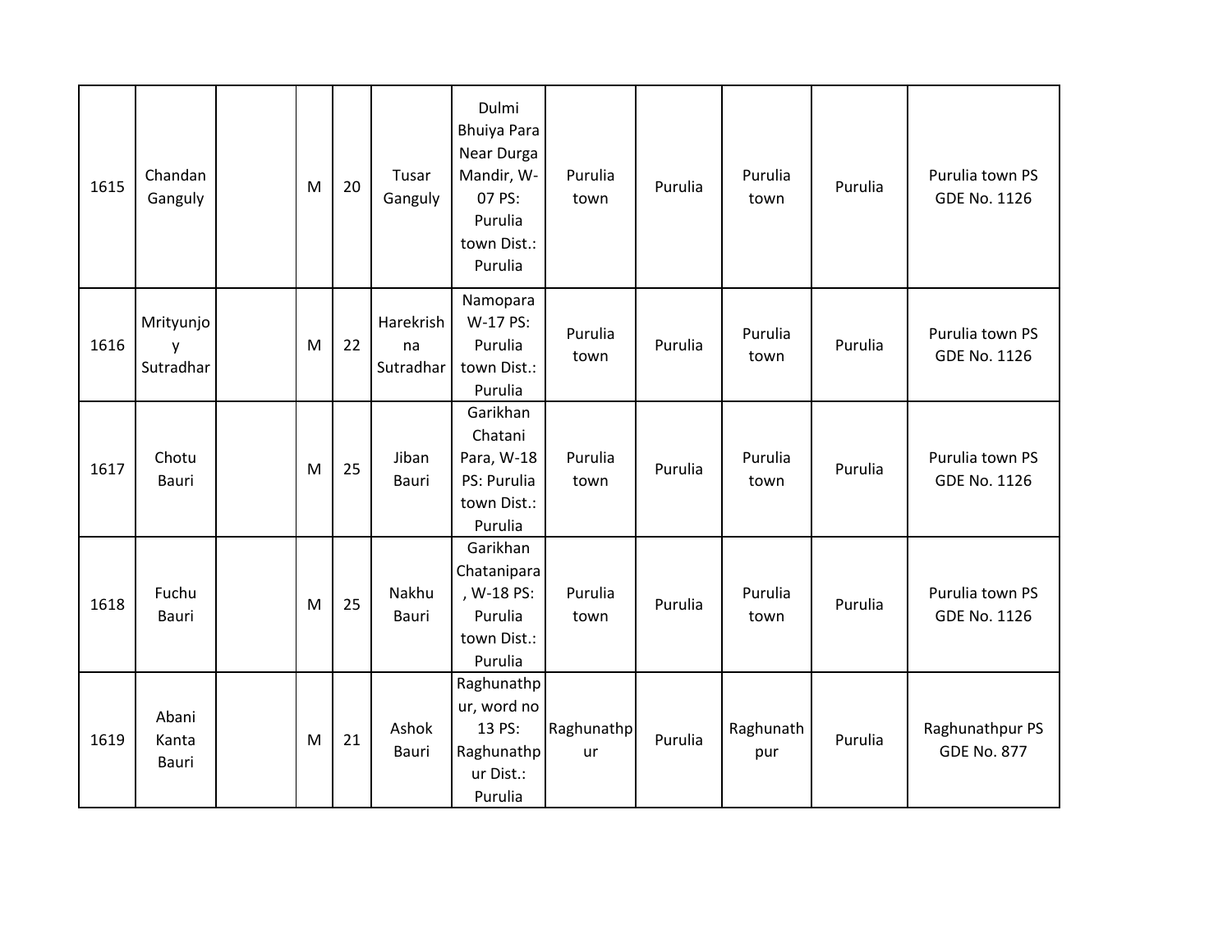| 1615 | Chandan Ganguly | | M | 20 | Tusar Ganguly | Dulmi Bhuiya Para Near Durga Mandir, W-07 PS: Purulia town Dist.: Purulia | Purulia town | Purulia | Purulia town | Purulia | Purulia town PS GDE No. 1126 |
|---|---|---|---|---|---|---|---|---|---|---|---|
| 1616 | Mrityunjoy Sutradhar | | M | 22 | Harekrishna Sutradhar | Namopara W-17 PS: Purulia town Dist.: Purulia | Purulia town | Purulia | Purulia town | Purulia | Purulia town PS GDE No. 1126 |
| 1617 | Chotu Bauri | | M | 25 | Jiban Bauri | Garikhan Chatani Para, W-18 PS: Purulia town Dist.: Purulia | Purulia town | Purulia | Purulia town | Purulia | Purulia town PS GDE No. 1126 |
| 1618 | Fuchu Bauri | | M | 25 | Nakhu Bauri | Garikhan Chatanipara, W-18 PS: Purulia town Dist.: Purulia | Purulia town | Purulia | Purulia town | Purulia | Purulia town PS GDE No. 1126 |
| 1619 | Abani Kanta Bauri | | M | 21 | Ashok Bauri | Raghunathpur, word no 13 PS: Raghunathpur Dist.: Purulia | Raghunathpur | Purulia | Raghunathpur | Purulia | Raghunathpur PS GDE No. 877 |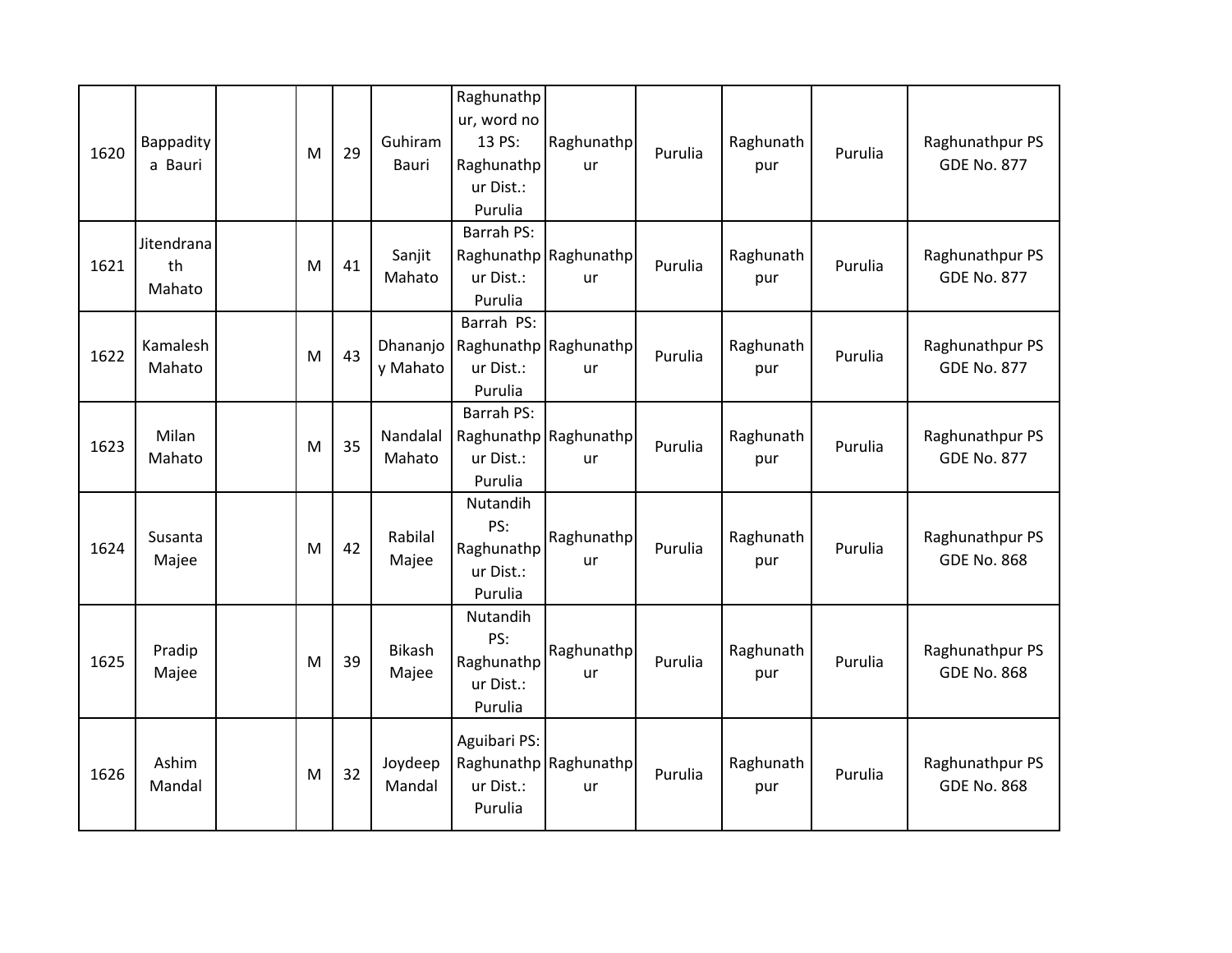| 1620 | Bappaditya Bauri | | M | 29 | Guhiram Bauri | Raghunathpur, word no 13 PS: Raghunathpur Dist.: Purulia | Raghunathpur | Purulia | Raghunathpur | Purulia | Raghunathpur PS GDE No. 877 |
|---|---|---|---|---|---|---|---|---|---|---|---|
| 1621 | Jitendranath Mahato | | M | 41 | Sanjit Mahato | Barrah PS: Raghunathpur Dist.: Purulia | Raghunathpur | Purulia | Raghunathpur | Purulia | Raghunathpur PS GDE No. 877 |
| 1622 | Kamalesh Mahato | | M | 43 | Dhananjoy Mahato | Barrah PS: Raghunathpur Dist.: Purulia | Raghunathpur | Purulia | Raghunathpur | Purulia | Raghunathpur PS GDE No. 877 |
| 1623 | Milan Mahato | | M | 35 | Nandalal Mahato | Barrah PS: Raghunathpur Dist.: Purulia | Raghunathpur | Purulia | Raghunathpur | Purulia | Raghunathpur PS GDE No. 877 |
| 1624 | Susanta Majee | | M | 42 | Rabilal Majee | Nutandih PS: Raghunathpur Dist.: Purulia | Raghunathpur | Purulia | Raghunathpur | Purulia | Raghunathpur PS GDE No. 868 |
| 1625 | Pradip Majee | | M | 39 | Bikash Majee | Nutandih PS: Raghunathpur Dist.: Purulia | Raghunathpur | Purulia | Raghunathpur | Purulia | Raghunathpur PS GDE No. 868 |
| 1626 | Ashim Mandal | | M | 32 | Joydeep Mandal | Aguibari PS: Raghunathpur Dist.: Purulia | Raghunathpur | Purulia | Raghunathpur | Purulia | Raghunathpur PS GDE No. 868 |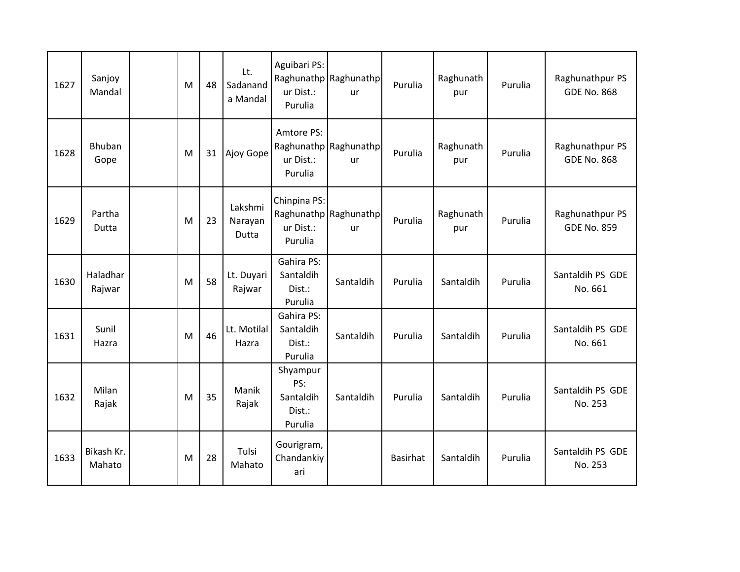| | | | | | | | | | | | |
|---|---|---|---|---|---|---|---|---|---|---|---|
| 1627 | Sanjoy Mandal | | M | 48 | Lt. Sadananda Mandal | Aguibari PS: Raghunathpur Dist.: Purulia | Raghunathpur | Purulia | Raghunathpur | Purulia | Raghunathpur PS GDE No. 868 |
| 1628 | Bhuban Gope | | M | 31 | Ajoy Gope | Amtore PS: Raghunathpur Dist.: Purulia | Raghunathpur | Purulia | Raghunathpur | Purulia | Raghunathpur PS GDE No. 868 |
| 1629 | Partha Dutta | | M | 23 | Lakshmi Narayan Dutta | Chinpina PS: Raghunathpur Dist.: Purulia | Raghunathpur | Purulia | Raghunathpur | Purulia | Raghunathpur PS GDE No. 859 |
| 1630 | Haladhar Rajwar | | M | 58 | Lt. Duyari Rajwar | Gahira PS: Santaldih Dist.: Purulia | Santaldih | Purulia | Santaldih | Purulia | Santaldih PS GDE No. 661 |
| 1631 | Sunil Hazra | | M | 46 | Lt. Motilal Hazra | Gahira PS: Santaldih Dist.: Purulia | Santaldih | Purulia | Santaldih | Purulia | Santaldih PS GDE No. 661 |
| 1632 | Milan Rajak | | M | 35 | Manik Rajak | Shyampur PS: Santaldih Dist.: Purulia | Santaldih | Purulia | Santaldih | Purulia | Santaldih PS GDE No. 253 |
| 1633 | Bikash Kr. Mahato | | M | 28 | Tulsi Mahato | Gourigram, Chandankiyari | | Basirhat | Santaldih | Purulia | Santaldih PS GDE No. 253 |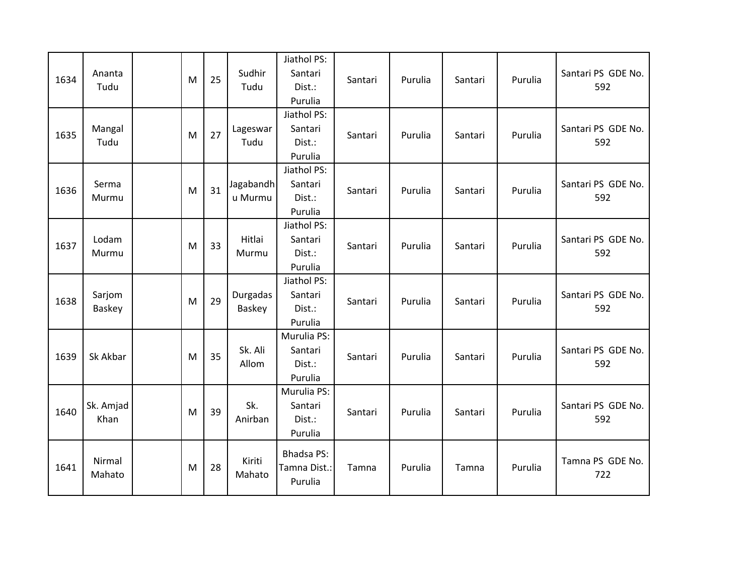| | | | | | | | | | | | |
|---|---|---|---|---|---|---|---|---|---|---|---|
| 1634 | Ananta Tudu | | M | 25 | Sudhir Tudu | Jiathol PS: Santari Dist.: Purulia | Santari | Purulia | Santari | Purulia | Santari PS GDE No. 592 |
| 1635 | Mangal Tudu | | M | 27 | Lageswar Tudu | Jiathol PS: Santari Dist.: Purulia | Santari | Purulia | Santari | Purulia | Santari PS GDE No. 592 |
| 1636 | Serma Murmu | | M | 31 | Jagabandhu Murmu | Jiathol PS: Santari Dist.: Purulia | Santari | Purulia | Santari | Purulia | Santari PS GDE No. 592 |
| 1637 | Lodam Murmu | | M | 33 | Hitlai Murmu | Jiathol PS: Santari Dist.: Purulia | Santari | Purulia | Santari | Purulia | Santari PS GDE No. 592 |
| 1638 | Sarjom Baskey | | M | 29 | Durgadas Baskey | Jiathol PS: Santari Dist.: Purulia | Santari | Purulia | Santari | Purulia | Santari PS GDE No. 592 |
| 1639 | Sk Akbar | | M | 35 | Sk. Ali Allom | Murulia PS: Santari Dist.: Purulia | Santari | Purulia | Santari | Purulia | Santari PS GDE No. 592 |
| 1640 | Sk. Amjad Khan | | M | 39 | Sk. Anirban | Murulia PS: Santari Dist.: Purulia | Santari | Purulia | Santari | Purulia | Santari PS GDE No. 592 |
| 1641 | Nirmal Mahato | | M | 28 | Kiriti Mahato | Bhadsa PS: Tamna Dist.: Purulia | Tamna | Purulia | Tamna | Purulia | Tamna PS GDE No. 722 |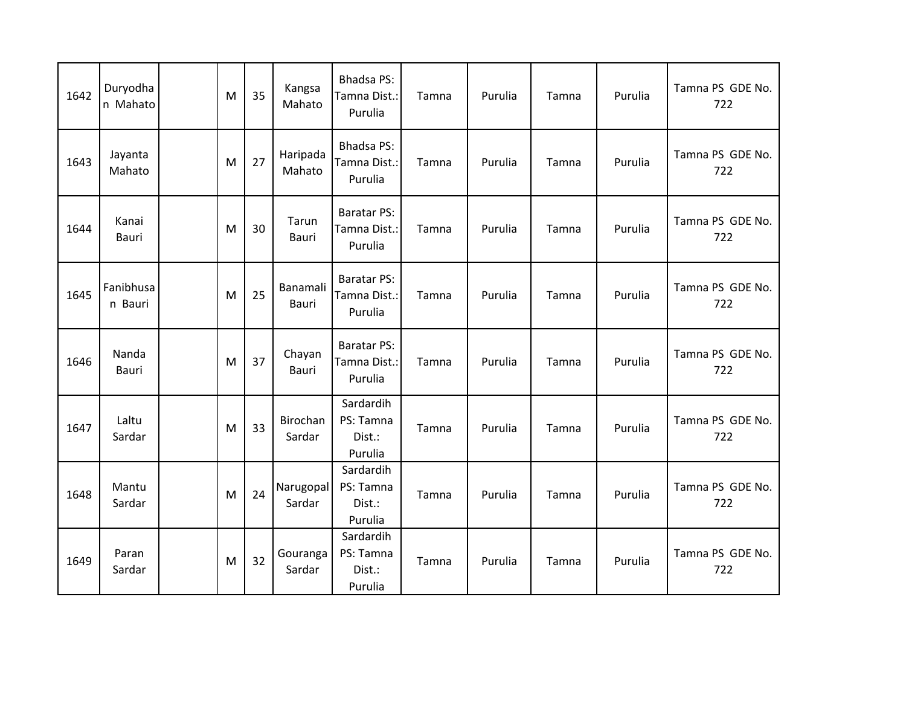| 1642 | Duryodhan Mahato | | M | 35 | Kangsa Mahato | Bhadsa PS: Tamna Dist.: Purulia | Tamna | Purulia | Tamna | Purulia | Tamna PS GDE No. 722 |
|---|---|---|---|---|---|---|---|---|---|---|---|
| 1643 | Jayanta Mahato | | M | 27 | Haripada Mahato | Bhadsa PS: Tamna Dist.: Purulia | Tamna | Purulia | Tamna | Purulia | Tamna PS GDE No. 722 |
| 1644 | Kanai Bauri | | M | 30 | Tarun Bauri | Baratar PS: Tamna Dist.: Purulia | Tamna | Purulia | Tamna | Purulia | Tamna PS GDE No. 722 |
| 1645 | Fanibhusan Bauri | | M | 25 | Banamali Bauri | Baratar PS: Tamna Dist.: Purulia | Tamna | Purulia | Tamna | Purulia | Tamna PS GDE No. 722 |
| 1646 | Nanda Bauri | | M | 37 | Chayan Bauri | Baratar PS: Tamna Dist.: Purulia | Tamna | Purulia | Tamna | Purulia | Tamna PS GDE No. 722 |
| 1647 | Laltu Sardar | | M | 33 | Birochan Sardar | Sardardih PS: Tamna Dist.: Purulia | Tamna | Purulia | Tamna | Purulia | Tamna PS GDE No. 722 |
| 1648 | Mantu Sardar | | M | 24 | Narugopal Sardar | Sardardih PS: Tamna Dist.: Purulia | Tamna | Purulia | Tamna | Purulia | Tamna PS GDE No. 722 |
| 1649 | Paran Sardar | | M | 32 | Gouranga Sardar | Sardardih PS: Tamna Dist.: Purulia | Tamna | Purulia | Tamna | Purulia | Tamna PS GDE No. 722 |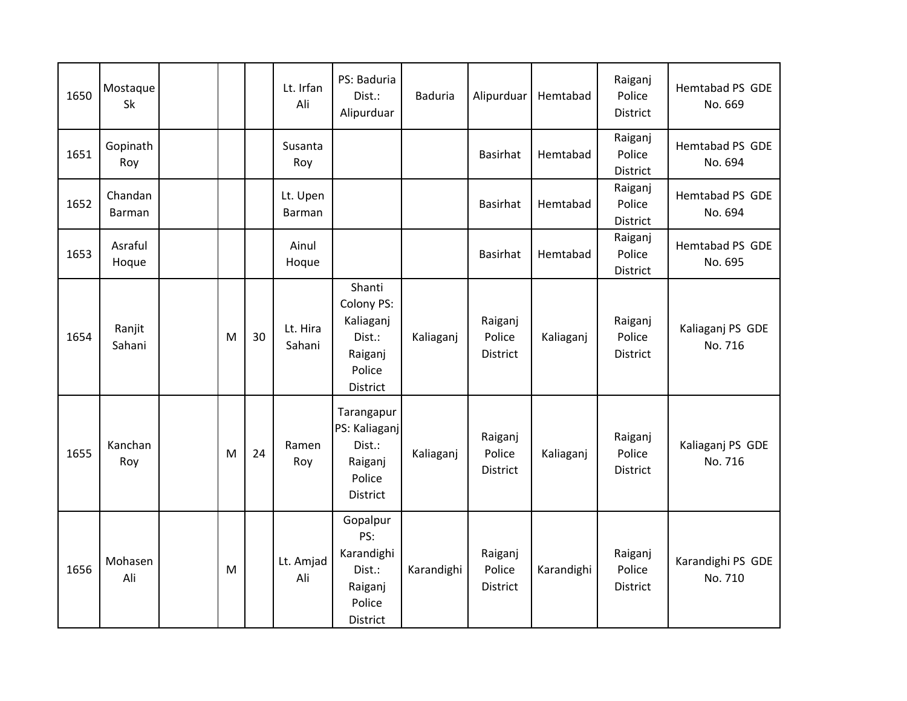| 1650 | Mostaque Sk | | | | Lt. Irfan Ali | PS: Baduria Dist.: Alipurduar | Baduria | Alipurduar | Hemtabad | Raiganj Police District | Hemtabad PS GDE No. 669 |
|---|---|---|---|---|---|---|---|---|---|---|---|
| 1651 | Gopinath Roy | | | | Susanta Roy | | | Basirhat | Hemtabad | Raiganj Police District | Hemtabad PS GDE No. 694 |
| 1652 | Chandan Barman | | | | Lt. Upen Barman | | | Basirhat | Hemtabad | Raiganj Police District | Hemtabad PS GDE No. 694 |
| 1653 | Asraful Hoque | | | | Ainul Hoque | | | Basirhat | Hemtabad | Raiganj Police District | Hemtabad PS GDE No. 695 |
| 1654 | Ranjit Sahani | | M | 30 | Lt. Hira Sahani | Shanti Colony PS: Kaliaganj Dist.: Raiganj Police District | Kaliaganj | Raiganj Police District | Kaliaganj | Raiganj Police District | Kaliaganj PS GDE No. 716 |
| 1655 | Kanchan Roy | | M | 24 | Ramen Roy | Tarangapur PS: Kaliaganj Dist.: Raiganj Police District | Kaliaganj | Raiganj Police District | Kaliaganj | Raiganj Police District | Kaliaganj PS GDE No. 716 |
| 1656 | Mohasen Ali | | M | | Lt. Amjad Ali | Gopalpur PS: Karandighi Dist.: Raiganj Police District | Karandighi | Raiganj Police District | Karandighi | Raiganj Police District | Karandighi PS GDE No. 710 |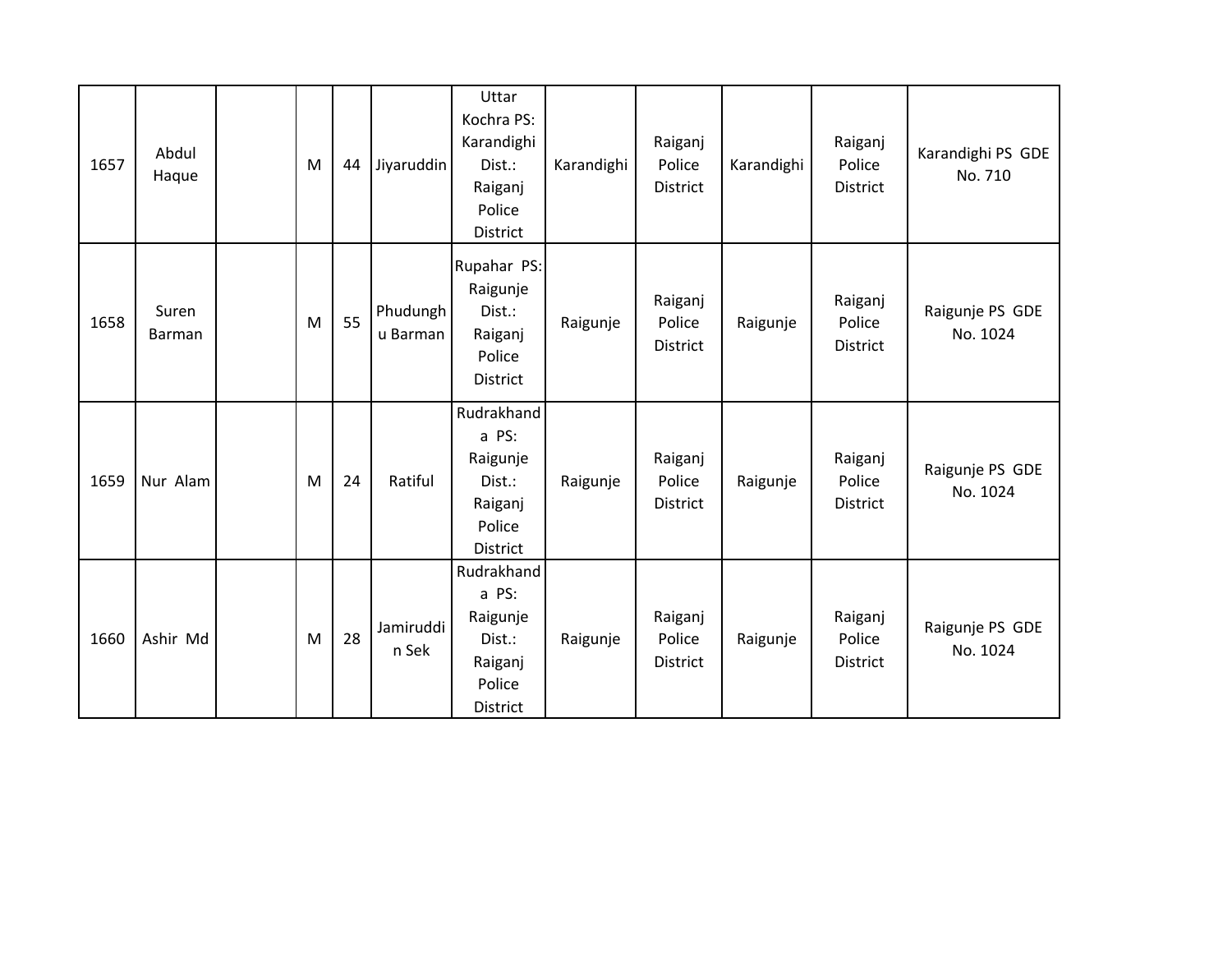| 1657 | Abdul Haque | | M | 44 | Jiyaruddin | Uttar Kochra PS: Karandighi Dist.: Raiganj Police District | Karandighi | Raiganj Police District | Karandighi | Raiganj Police District | Karandighi PS GDE No. 710 |
|---|---|---|---|---|---|---|---|---|---|---|---|
| 1658 | Suren Barman | | M | 55 | Phudunghu Barman | Rupahar PS: Raigunje Dist.: Raiganj Police District | Raigunje | Raiganj Police District | Raigunje | Raiganj Police District | Raigunje PS GDE No. 1024 |
| 1659 | Nur Alam | | M | 24 | Ratiful | Rudrakhanda PS: Raigunje Dist.: Raiganj Police District | Raigunje | Raiganj Police District | Raigunje | Raiganj Police District | Raigunje PS GDE No. 1024 |
| 1660 | Ashir Md | | M | 28 | Jamiruddin Sek | Rudrakhanda PS: Raigunje Dist.: Raiganj Police District | Raigunje | Raiganj Police District | Raigunje | Raiganj Police District | Raigunje PS GDE No. 1024 |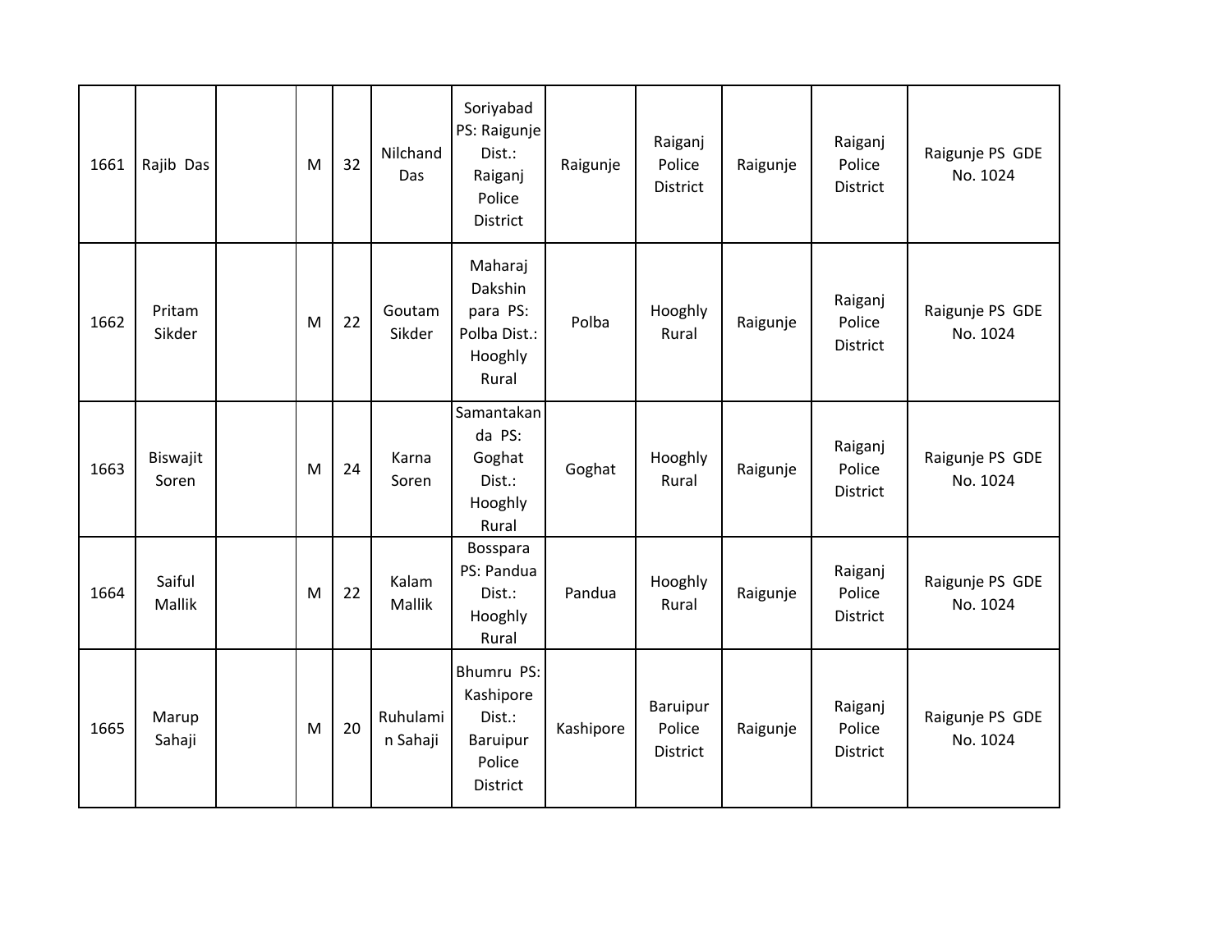| | | | | | | | | | | | |
|---|---|---|---|---|---|---|---|---|---|---|---|
| 1661 | Rajib Das | | M | 32 | Nilchand Das | Soriyabad PS: Raigunje Dist.: Raiganj Police District | Raigunje | Raiganj Police District | Raigunje | Raiganj Police District | Raigunje PS GDE No. 1024 |
| 1662 | Pritam Sikder | | M | 22 | Goutam Sikder | Maharaj Dakshin para PS: Polba Dist.: Hooghly Rural | Polba | Hooghly Rural | Raigunje | Raiganj Police District | Raigunje PS GDE No. 1024 |
| 1663 | Biswajit Soren | | M | 24 | Karna Soren | Samantakanda PS: Goghat Dist.: Hooghly Rural | Goghat | Hooghly Rural | Raigunje | Raiganj Police District | Raigunje PS GDE No. 1024 |
| 1664 | Saiful Mallik | | M | 22 | Kalam Mallik | Bosspara PS: Pandua Dist.: Hooghly Rural | Pandua | Hooghly Rural | Raigunje | Raiganj Police District | Raigunje PS GDE No. 1024 |
| 1665 | Marup Sahaji | | M | 20 | Ruhulamin Sahaji | Bhumru PS: Kashipore Dist.: Baruipur Police District | Kashipore | Baruipur Police District | Raigunje | Raiganj Police District | Raigunje PS GDE No. 1024 |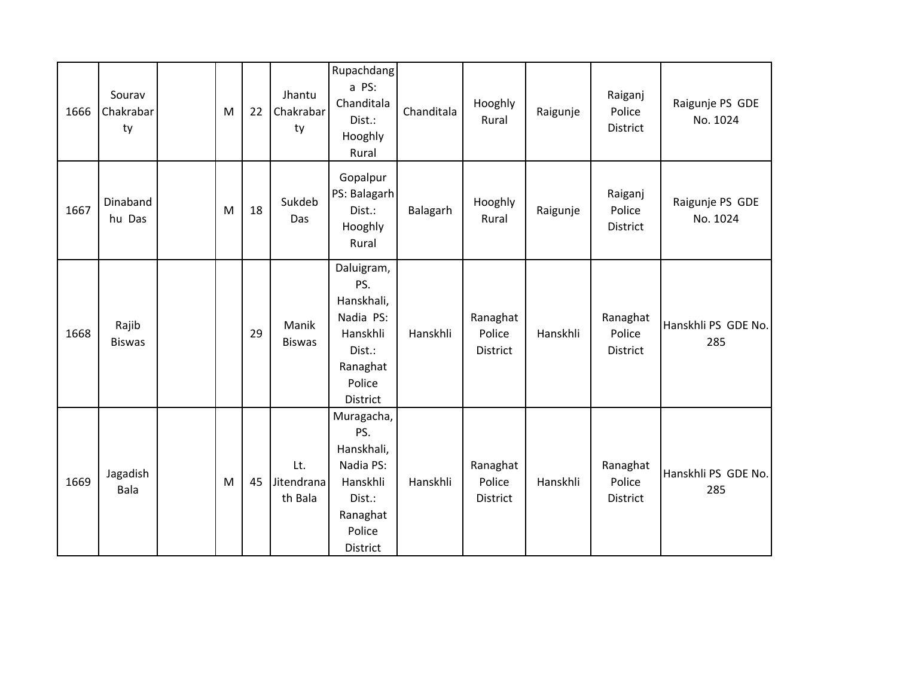| | | | | | | | | | | | |
|---|---|---|---|---|---|---|---|---|---|---|---|
| 1666 | Sourav Chakrabarty | | M | 22 | Jhantu Chakrabarty | Rupachdanga PS: Chanditala Dist.: Hooghly Rural | Chanditala | Hooghly Rural | Raigunje | Raiganj Police District | Raigunje PS GDE No. 1024 |
| 1667 | Dinabandhu Das | | M | 18 | Sukdeb Das | Gopalpur PS: Balagarh Dist.: Hooghly Rural | Balagarh | Hooghly Rural | Raigunje | Raiganj Police District | Raigunje PS GDE No. 1024 |
| 1668 | Rajib Biswas | | | 29 | Manik Biswas | Daluigram, PS. Hanskhali, Nadia PS: Hanskhli Dist.: Ranaghat Police District | Hanskhli | Ranaghat Police District | Hanskhli | Ranaghat Police District | Hanskhli PS GDE No. 285 |
| 1669 | Jagadish Bala | | M | 45 | Lt. Jitendranath Bala | Muragacha, PS. Hanskhali, Nadia PS: Hanskhli Dist.: Ranaghat Police District | Hanskhli | Ranaghat Police District | Hanskhli | Ranaghat Police District | Hanskhli PS GDE No. 285 |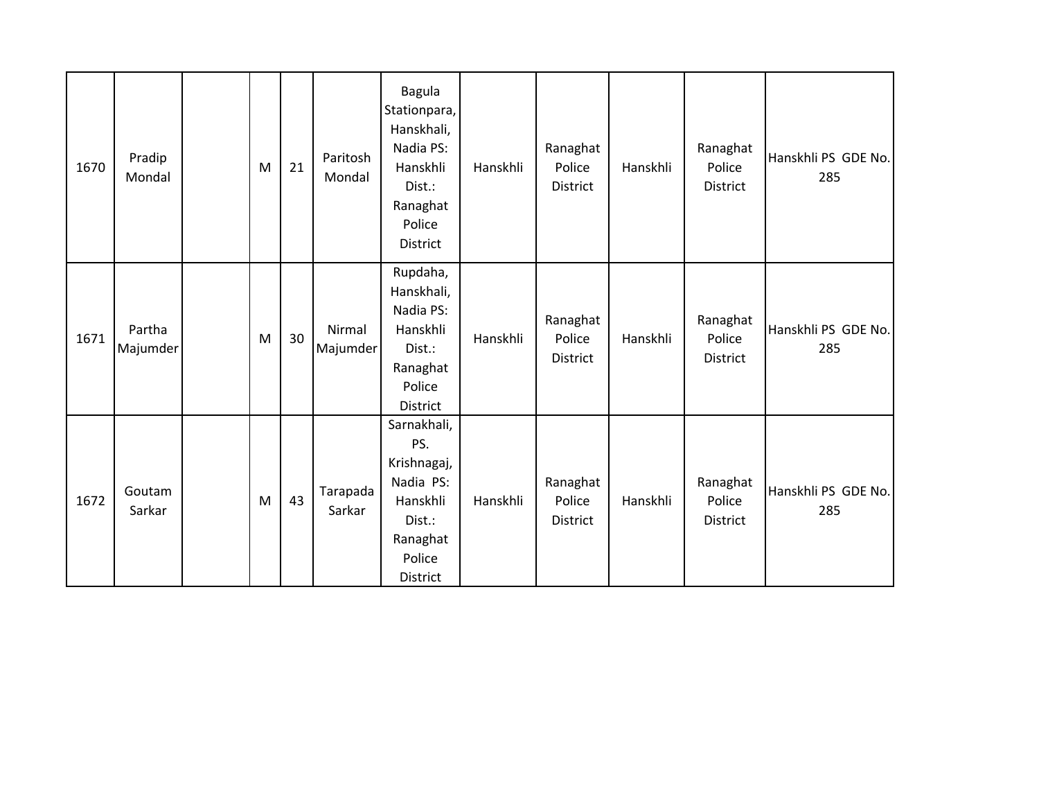| 1670 | Pradip Mondal | | M | 21 | Paritosh Mondal | Bagula Stationpara, Hanskhali, Nadia PS: Hanskhli Dist.: Ranaghat Police District | Hanskhli | Ranaghat Police District | Hanskhli | Ranaghat Police District | Hanskhli PS GDE No. 285 |
|---|---|---|---|---|---|---|---|---|---|---|---|
| 1671 | Partha Majumder | | M | 30 | Nirmal Majumder | Rupdaha, Hanskhali, Nadia PS: Hanskhli Dist.: Ranaghat Police District | Hanskhli | Ranaghat Police District | Hanskhli | Ranaghat Police District | Hanskhli PS GDE No. 285 |
| 1672 | Goutam Sarkar | | M | 43 | Tarapada Sarkar | Sarnakhali, PS. Krishnagaj, Nadia PS: Hanskhli Dist.: Ranaghat Police District | Hanskhli | Ranaghat Police District | Hanskhli | Ranaghat Police District | Hanskhli PS GDE No. 285 |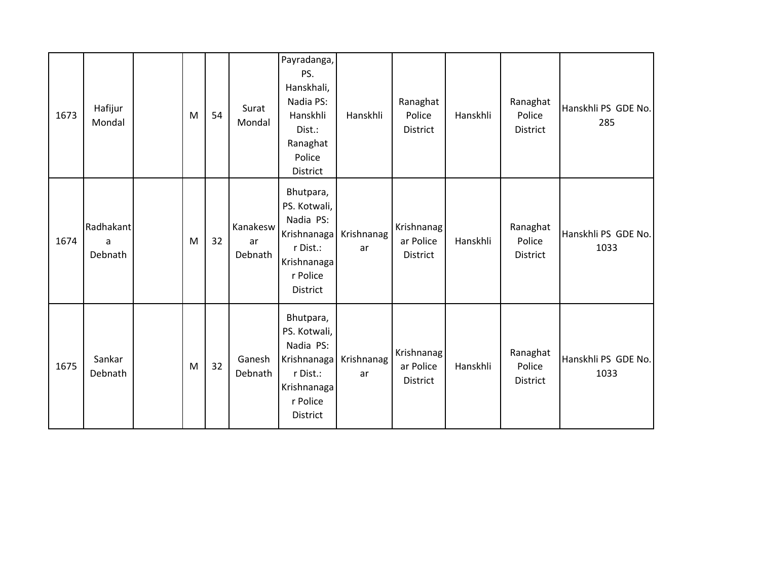| 1673 | Hafijur Mondal | | M | 54 | Surat Mondal | Payradanga, PS. Hanskhali, Nadia PS: Hanskhli Dist.: Ranaghat Police District | Hanskhli | Ranaghat Police District | Hanskhli | Ranaghat Police District | Hanskhli PS GDE No. 285 |
|---|---|---|---|---|---|---|---|---|---|---|---|
| 1674 | Radhakanta Debnath | | M | 32 | Kanakeswar Debnath | Bhutpara, PS. Kotwali, Nadia PS: Krishnanagar Dist.: Krishnanagar Police District | Krishnanagar | Krishnanagar Police District | Hanskhli | Ranaghat Police District | Hanskhli PS GDE No. 1033 |
| 1675 | Sankar Debnath | | M | 32 | Ganesh Debnath | Bhutpara, PS. Kotwali, Nadia PS: Krishnanagar Dist.: Krishnanagar Police District | Krishnanagar | Krishnanagar Police District | Hanskhli | Ranaghat Police District | Hanskhli PS GDE No. 1033 |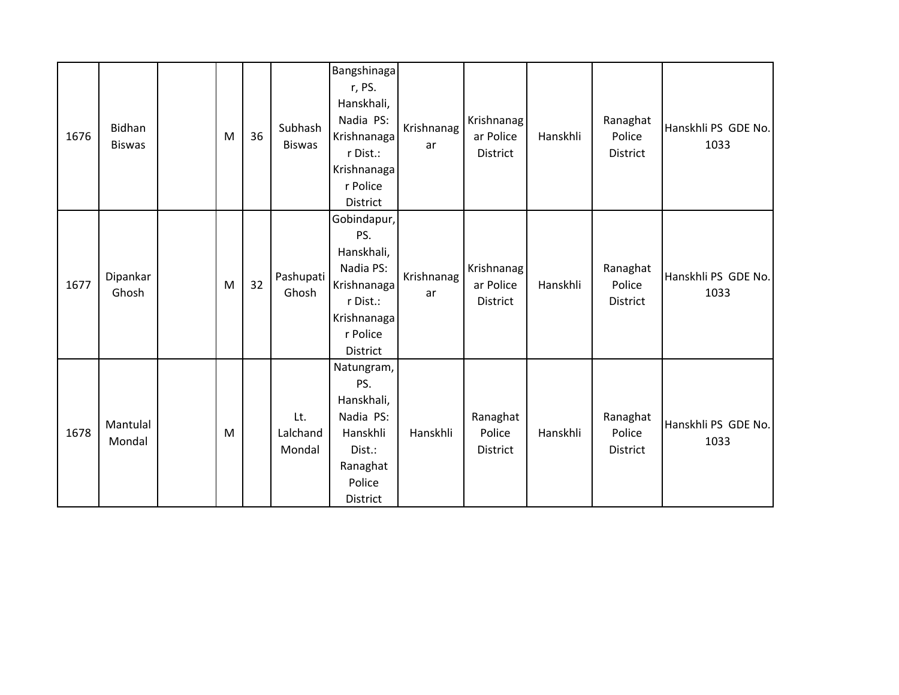| 1676 | Bidhan Biswas | | M | 36 | Subhash Biswas | Bangshinagar, PS. Hanskhali, Nadia PS: Krishnanagar Dist.: Krishnanagar Police District | Krishnanagar | Krishnanagar Police District | Hanskhli | Ranaghat Police District | Hanskhli PS GDE No. 1033 |
|---|---|---|---|---|---|---|---|---|---|---|---|
| 1677 | Dipankar Ghosh | | M | 32 | Pashupati Ghosh | Gobindapur, PS. Hanskhali, Nadia PS: Krishnanagar Dist.: Krishnanagar Police District | Krishnanagar | Krishnanagar Police District | Hanskhli | Ranaghat Police District | Hanskhli PS GDE No. 1033 |
| 1678 | Mantulal Mondal | | M | | Lt. Lalchand Mondal | Natungram, PS. Hanskhali, Nadia PS: Hanskhli Dist.: Ranaghat Police District | Hanskhli | Ranaghat Police District | Hanskhli | Ranaghat Police District | Hanskhli PS GDE No. 1033 |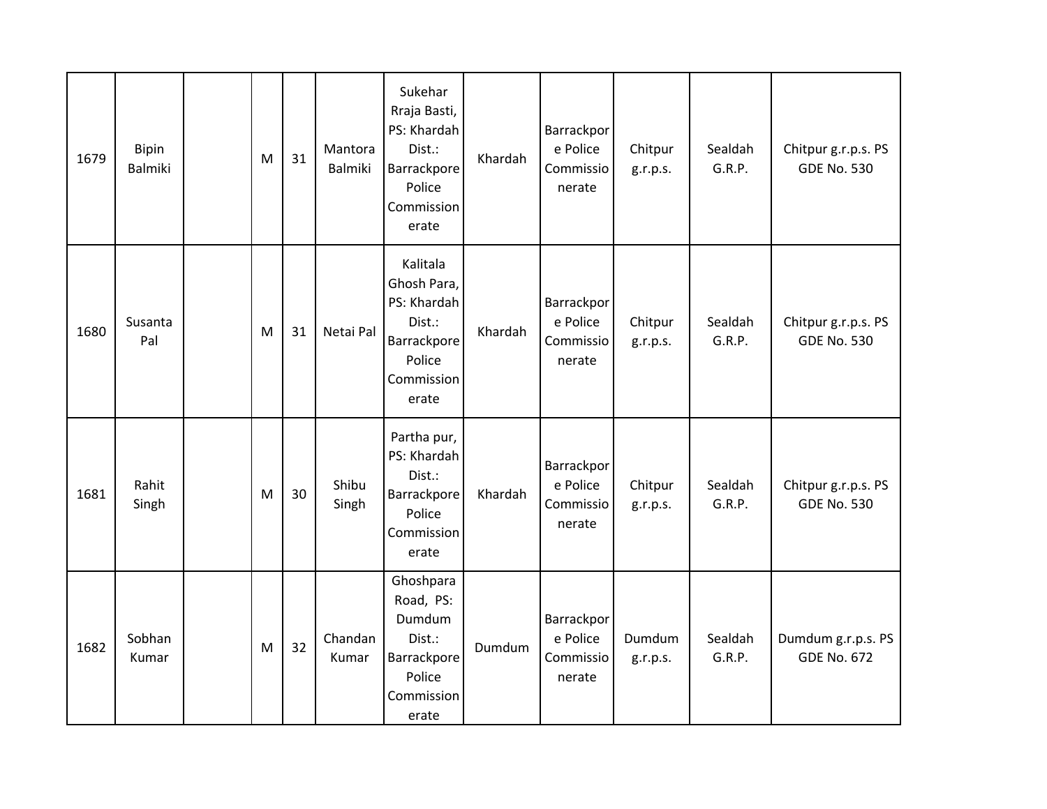| | | | | | | | | | | | |
|---|---|---|---|---|---|---|---|---|---|---|---|
| 1679 | Bipin Balmiki | | M | 31 | Mantora Balmiki | Sukehar Rraja Basti, PS: Khardah Dist.: Barrackpore Police Commissionerate | Khardah | Barrackpore Police Commissionerate | Chitpur g.r.p.s. | Sealdah G.R.P. | Chitpur g.r.p.s. PS GDE No. 530 |
| 1680 | Susanta Pal | | M | 31 | Netai Pal | Kalitala Ghosh Para, PS: Khardah Dist.: Barrackpore Police Commissionerate | Khardah | Barrackpore Police Commissionerate | Chitpur g.r.p.s. | Sealdah G.R.P. | Chitpur g.r.p.s. PS GDE No. 530 |
| 1681 | Rahit Singh | | M | 30 | Shibu Singh | Partha pur, PS: Khardah Dist.: Barrackpore Police Commissionerate | Khardah | Barrackpore Police Commissionerate | Chitpur g.r.p.s. | Sealdah G.R.P. | Chitpur g.r.p.s. PS GDE No. 530 |
| 1682 | Sobhan Kumar | | M | 32 | Chandan Kumar | Ghoshpara Road, PS: Dumdum Dist.: Barrackpore Police Commissionerate | Dumdum | Barrackpore Police Commissionerate | Dumdum g.r.p.s. | Sealdah G.R.P. | Dumdum g.r.p.s. PS GDE No. 672 |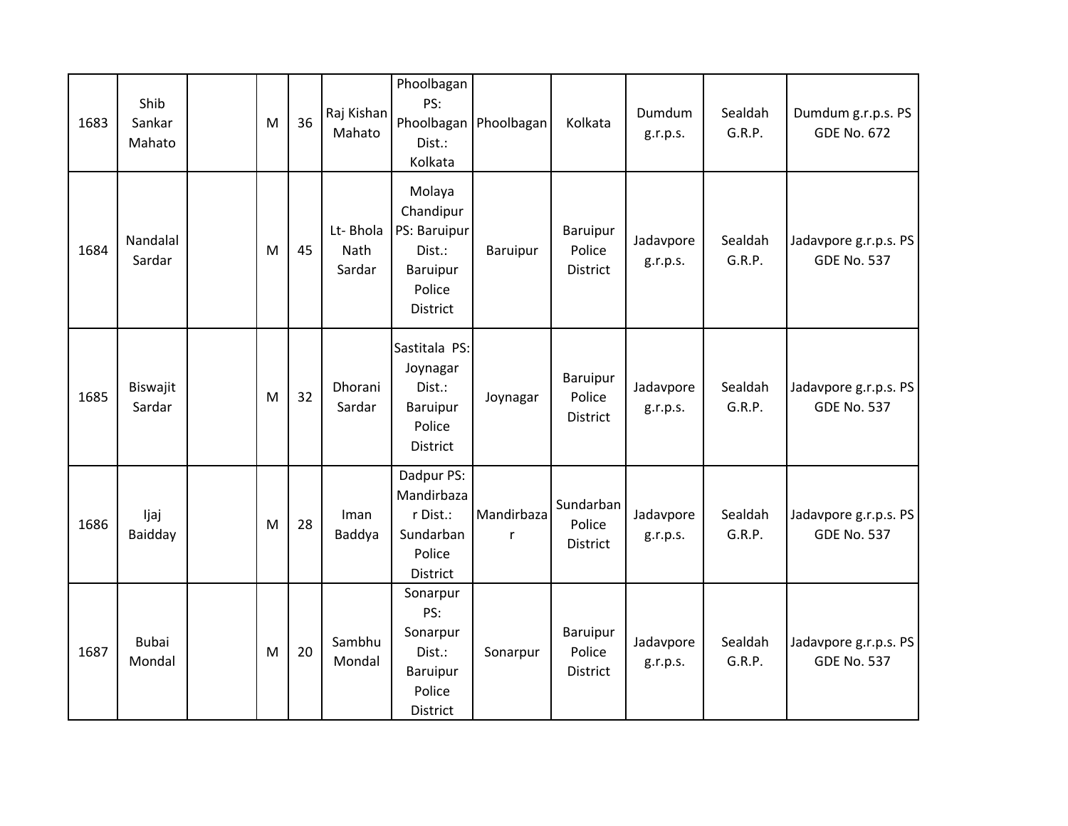| | | | | | | | | | | | |
|---|---|---|---|---|---|---|---|---|---|---|---|
| 1683 | Shib Sankar Mahato | | M | 36 | Raj Kishan Mahato | Phoolbagan PS: Phoolbagan Dist.: Kolkata | Phoolbagan | Kolkata | Dumdum g.r.p.s. | Sealdah G.R.P. | Dumdum g.r.p.s. PS GDE No. 672 |
| 1684 | Nandalal Sardar | | M | 45 | Lt- Bhola Nath Sardar | Molaya Chandipur PS: Baruipur Dist.: Baruipur Police District | Baruipur | Baruipur Police District | Jadavpore g.r.p.s. | Sealdah G.R.P. | Jadavpore g.r.p.s. PS GDE No. 537 |
| 1685 | Biswajit Sardar | | M | 32 | Dhorani Sardar | Sastitala PS: Joynagar Dist.: Baruipur Police District | Joynagar | Baruipur Police District | Jadavpore g.r.p.s. | Sealdah G.R.P. | Jadavpore g.r.p.s. PS GDE No. 537 |
| 1686 | Ijaj Baidday | | M | 28 | Iman Baddya | Dadpur PS: Mandirbazar Dist.: Sundarban Police District | Mandirbazar | Sundarban Police District | Jadavpore g.r.p.s. | Sealdah G.R.P. | Jadavpore g.r.p.s. PS GDE No. 537 |
| 1687 | Bubai Mondal | | M | 20 | Sambhu Mondal | Sonarpur PS: Sonarpur Dist.: Baruipur Police District | Sonarpur | Baruipur Police District | Jadavpore g.r.p.s. | Sealdah G.R.P. | Jadavpore g.r.p.s. PS GDE No. 537 |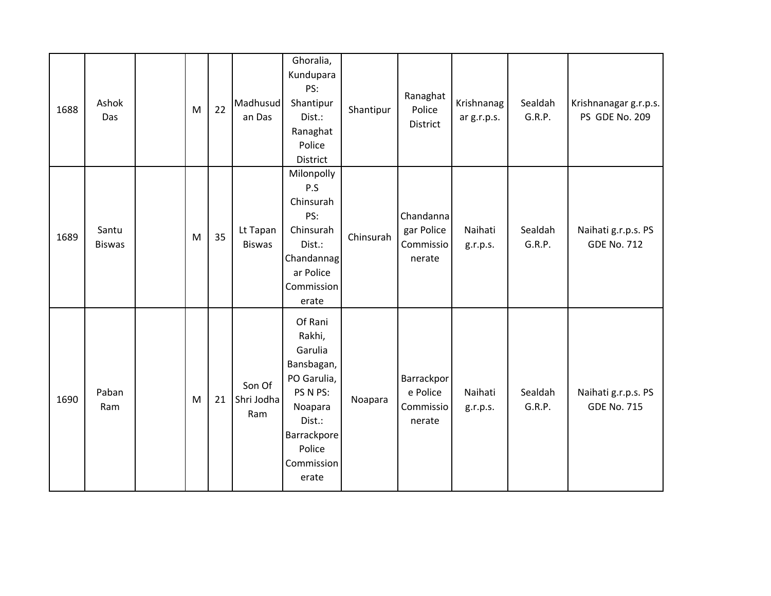| | | | | | | | | | | | |
|---|---|---|---|---|---|---|---|---|---|---|---|
| 1688 | Ashok Das | | M | 22 | Madhusudan Das | Ghoralia, Kundupara PS: Shantipur Dist.: Ranaghat Police District | Shantipur | Ranaghat Police District | Krishnanagar g.r.p.s. | Sealdah G.R.P. | Krishnanagar g.r.p.s. PS GDE No. 209 |
| 1689 | Santu Biswas | | M | 35 | Lt Tapan Biswas | Milonpolly P.S Chinsurah PS: Chinsurah Dist.: Chandannagar Police Commissionerate | Chinsurah | Chandannagar Police Commissionerate | Naihati g.r.p.s. | Sealdah G.R.P. | Naihati g.r.p.s. PS GDE No. 712 |
| 1690 | Paban Ram | | M | 21 | Son Of Shri Jodha Ram | Of Rani Rakhi, Garulia Bansbagan, PO Garulia, PS N PS: Noapara Dist.: Barrackpore Police Commissionerate | Noapara | Barrackpore Police Commissionerate | Naihati g.r.p.s. | Sealdah G.R.P. | Naihati g.r.p.s. PS GDE No. 715 |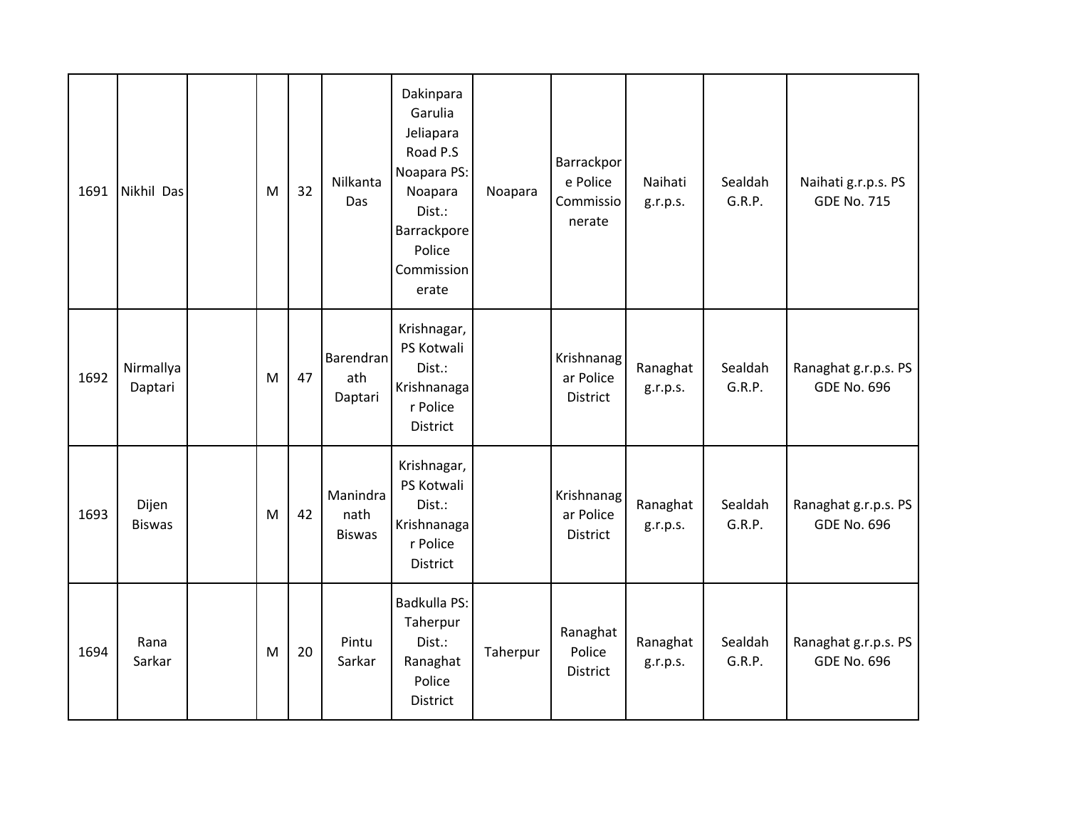| | | | | | | | | | | | |
|---|---|---|---|---|---|---|---|---|---|---|---|
| 1691 | Nikhil Das | | M | 32 | Nilkanta Das | Dakinpara Garulia Jeliapara Road P.S Noapara PS: Noapara Dist.: Barrackpore Police Commissionerate | Noapara | Barrackpore Police Commissionerate | Naihati g.r.p.s. | Sealdah G.R.P. | Naihati g.r.p.s. PS GDE No. 715 |
| 1692 | Nirmallya Daptari | | M | 47 | Barendranath Daptari | Krishnagar, PS Kotwali Dist.: Krishnanagar Police District | | Krishnanagar Police District | Ranaghat g.r.p.s. | Sealdah G.R.P. | Ranaghat g.r.p.s. PS GDE No. 696 |
| 1693 | Dijen Biswas | | M | 42 | Manindranath Biswas | Krishnagar, PS Kotwali Dist.: Krishnanagar Police District | | Krishnanagar Police District | Ranaghat g.r.p.s. | Sealdah G.R.P. | Ranaghat g.r.p.s. PS GDE No. 696 |
| 1694 | Rana Sarkar | | M | 20 | Pintu Sarkar | Badkulla PS: Taherpur Dist.: Ranaghat Police District | Taherpur | Ranaghat Police District | Ranaghat g.r.p.s. | Sealdah G.R.P. | Ranaghat g.r.p.s. PS GDE No. 696 |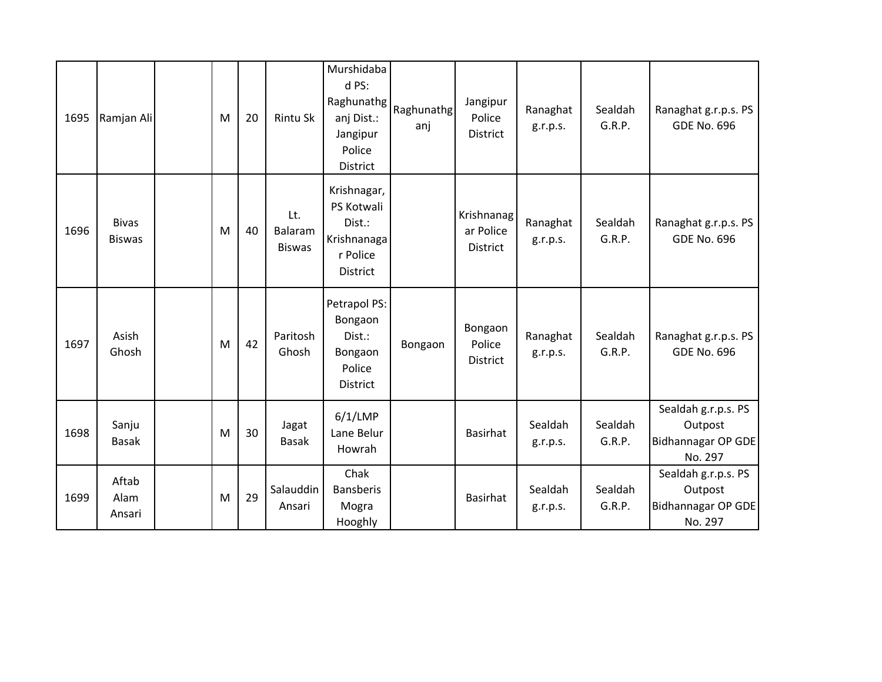| 1695 | Ramjan Ali | | M | 20 | Rintu Sk | Murshidabad PS: Raghunathganj Dist.: Jangipur Police District | Raghunathganj | Jangipur Police District | Ranaghat g.r.p.s. | Sealdah G.R.P. | Ranaghat g.r.p.s. PS GDE No. 696 |
|---|---|---|---|---|---|---|---|---|---|---|---|
| 1696 | Bivas Biswas | | M | 40 | Lt. Balaram Biswas | Krishnagar, PS Kotwali Dist.: Krishnanagar Police District | | Krishnanagar Police District | Ranaghat g.r.p.s. | Sealdah G.R.P. | Ranaghat g.r.p.s. PS GDE No. 696 |
| 1697 | Asish Ghosh | | M | 42 | Paritosh Ghosh | Petrapol PS: Bongaon Dist.: Bongaon Police District | Bongaon | Bongaon Police District | Ranaghat g.r.p.s. | Sealdah G.R.P. | Ranaghat g.r.p.s. PS GDE No. 696 |
| 1698 | Sanju Basak | | M | 30 | Jagat Basak | 6/1/LMP Lane Belur Howrah | | Basirhat | Sealdah g.r.p.s. | Sealdah G.R.P. | Sealdah g.r.p.s. PS Outpost Bidhannagar OP GDE No. 297 |
| 1699 | Aftab Alam Ansari | | M | 29 | Salauddin Ansari | Chak Bansberis Mogra Hooghly | | Basirhat | Sealdah g.r.p.s. | Sealdah G.R.P. | Sealdah g.r.p.s. PS Outpost Bidhannagar OP GDE No. 297 |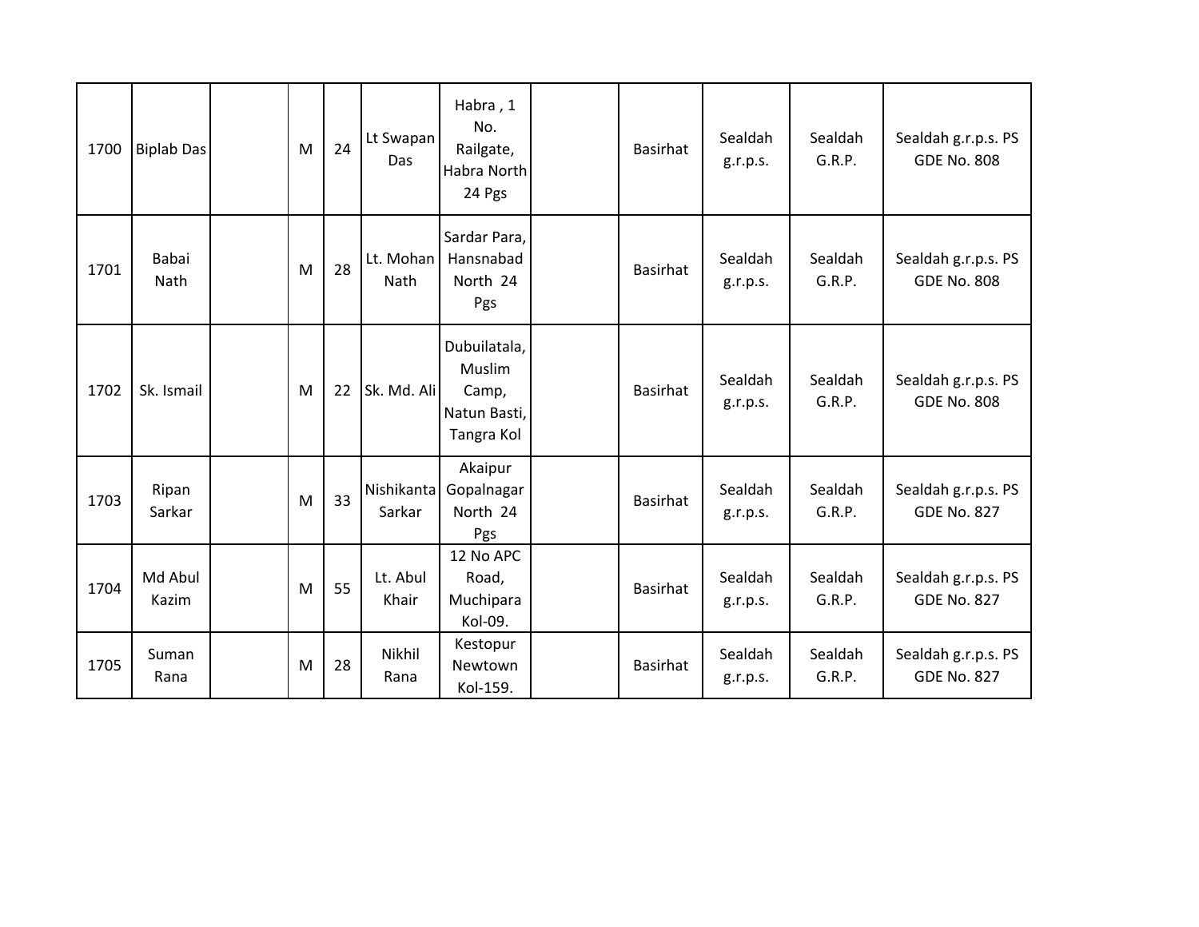| | | | | | | | | | | | |
|---|---|---|---|---|---|---|---|---|---|---|---|
| 1700 | Biplab Das | | M | 24 | Lt Swapan Das | Habra , 1 No. Railgate, Habra North 24 Pgs | | Basirhat | Sealdah g.r.p.s. | Sealdah G.R.P. | Sealdah g.r.p.s. PS GDE No. 808 |
| 1701 | Babai Nath | | M | 28 | Lt. Mohan Nath | Sardar Para, Hansnabad North 24 Pgs | | Basirhat | Sealdah g.r.p.s. | Sealdah G.R.P. | Sealdah g.r.p.s. PS GDE No. 808 |
| 1702 | Sk. Ismail | | M | 22 | Sk. Md. Ali | Dubuilatala, Muslim Camp, Natun Basti, Tangra Kol | | Basirhat | Sealdah g.r.p.s. | Sealdah G.R.P. | Sealdah g.r.p.s. PS GDE No. 808 |
| 1703 | Ripan Sarkar | | M | 33 | Nishikanta Sarkar | Akaipur Gopalnagar North 24 Pgs | | Basirhat | Sealdah g.r.p.s. | Sealdah G.R.P. | Sealdah g.r.p.s. PS GDE No. 827 |
| 1704 | Md Abul Kazim | | M | 55 | Lt. Abul Khair | 12 No APC Road, Muchipara Kol-09. | | Basirhat | Sealdah g.r.p.s. | Sealdah G.R.P. | Sealdah g.r.p.s. PS GDE No. 827 |
| 1705 | Suman Rana | | M | 28 | Nikhil Rana | Kestopur Newtown Kol-159. | | Basirhat | Sealdah g.r.p.s. | Sealdah G.R.P. | Sealdah g.r.p.s. PS GDE No. 827 |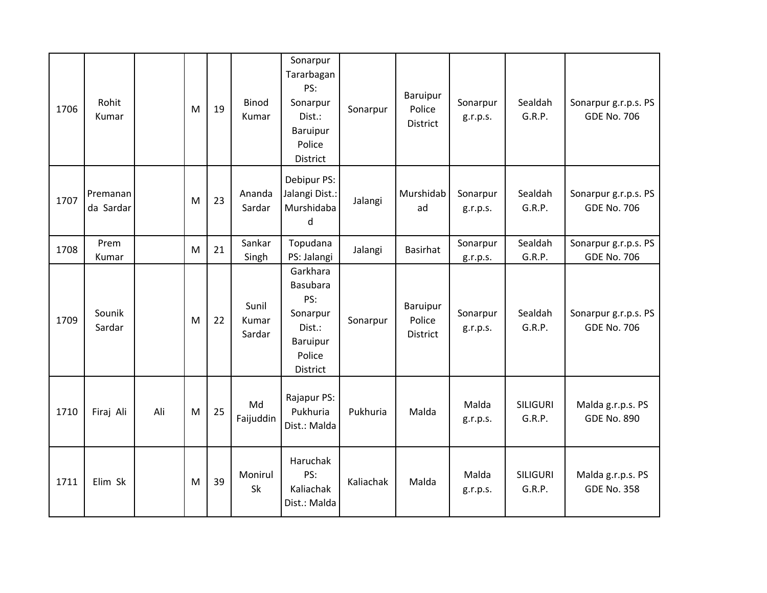| | | | | | | | | | | | |
|---|---|---|---|---|---|---|---|---|---|---|---|
| 1706 | Rohit Kumar | | M | 19 | Binod Kumar | Sonarpur Tararbagan PS: Sonarpur Dist.: Baruipur Police District | Sonarpur | Baruipur Police District | Sonarpur g.r.p.s. | Sealdah G.R.P. | Sonarpur g.r.p.s. PS GDE No. 706 |
| 1707 | Premananda Sardar | | M | 23 | Ananda Sardar | Debipur PS: Jalangi Dist.: Murshidabad | Jalangi | Murshidabad | Sonarpur g.r.p.s. | Sealdah G.R.P. | Sonarpur g.r.p.s. PS GDE No. 706 |
| 1708 | Prem Kumar | | M | 21 | Sankar Singh | Topudana PS: Jalangi | Jalangi | Basirhat | Sonarpur g.r.p.s. | Sealdah G.R.P. | Sonarpur g.r.p.s. PS GDE No. 706 |
| 1709 | Sounik Sardar | | M | 22 | Sunil Kumar Sardar | Garkhara Basubara PS: Sonarpur Dist.: Baruipur Police District | Sonarpur | Baruipur Police District | Sonarpur g.r.p.s. | Sealdah G.R.P. | Sonarpur g.r.p.s. PS GDE No. 706 |
| 1710 | Firaj Ali | Ali | M | 25 | Md Faijuddin | Rajapur PS: Pukhuria Dist.: Malda | Pukhuria | Malda | Malda g.r.p.s. | SILIGURI G.R.P. | Malda g.r.p.s. PS GDE No. 890 |
| 1711 | Elim Sk | | M | 39 | Monirul Sk | Haruchak PS: Kaliachak Dist.: Malda | Kaliachak | Malda | Malda g.r.p.s. | SILIGURI G.R.P. | Malda g.r.p.s. PS GDE No. 358 |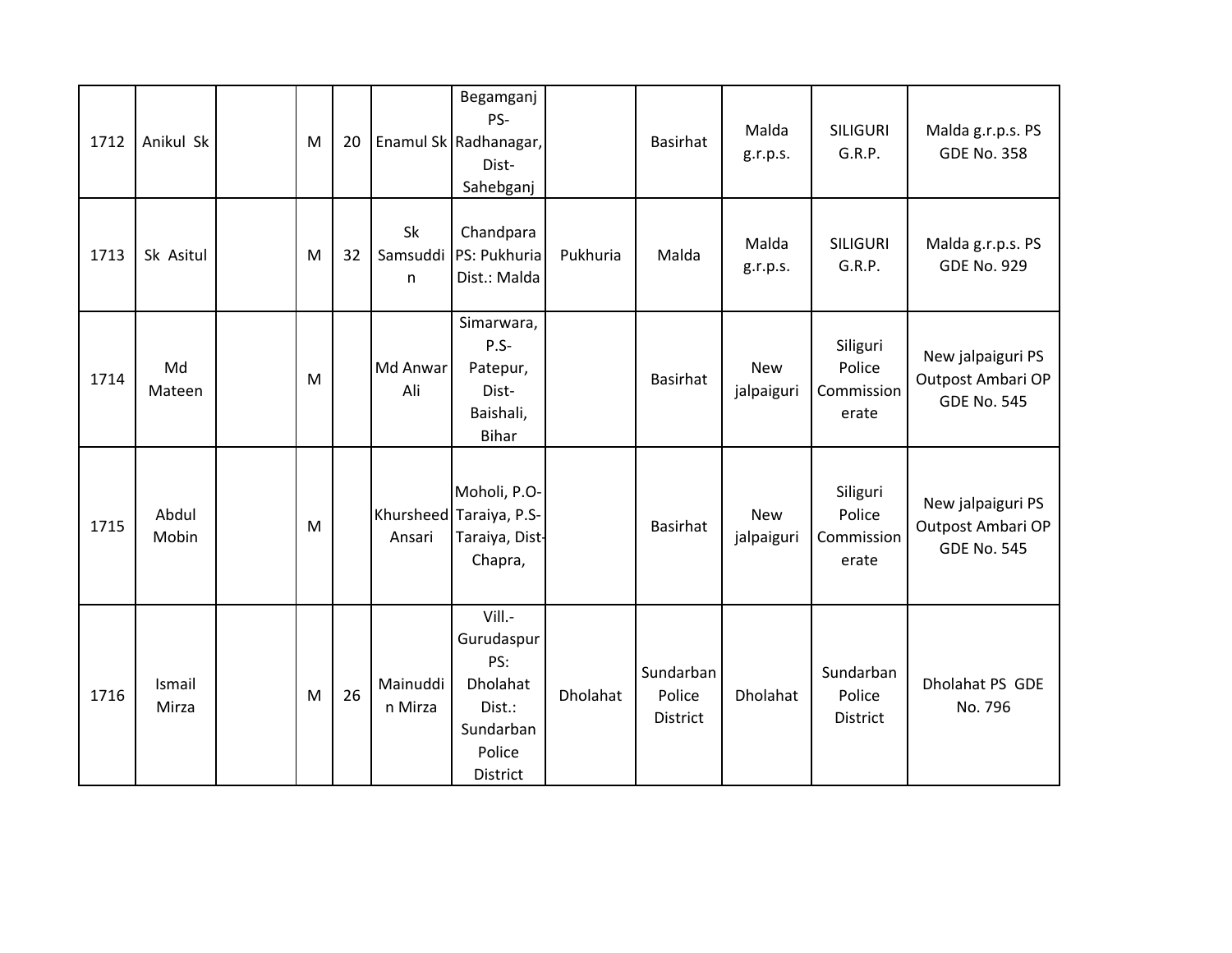| 1712 | Anikul Sk | | M | 20 | Enamul Sk | Begamganj PS- Radhanagar, Dist- Sahebganj | | Basirhat | Malda g.r.p.s. | SILIGURI G.R.P. | Malda g.r.p.s. PS GDE No. 358 |
|---|---|---|---|---|---|---|---|---|---|---|---|
| 1713 | Sk Asitul | | M | 32 | Sk Samsuddin | Chandpara PS: Pukhuria Dist.: Malda | Pukhuria | Malda | Malda g.r.p.s. | SILIGURI G.R.P. | Malda g.r.p.s. PS GDE No. 929 |
| 1714 | Md Mateen | | M | | Md Anwar Ali | Simarwara, P.S- Patepur, Dist- Baishali, Bihar | | Basirhat | New jalpaiguri | Siliguri Police Commissionerate | New jalpaiguri PS Outpost Ambari OP GDE No. 545 |
| 1715 | Abdul Mobin | | M | | Khursheed Ansari | Moholi, P.O- Taraiya, P.S- Taraiya, Dist- Chapra, | | Basirhat | New jalpaiguri | Siliguri Police Commissionerate | New jalpaiguri PS Outpost Ambari OP GDE No. 545 |
| 1716 | Ismail Mirza | | M | 26 | Mainuddin Mirza | Vill.- Gurudaspur PS: Dholahat Dist.: Sundarban Police District | Dholahat | Sundarban Police District | Dholahat | Sundarban Police District | Dholahat PS GDE No. 796 |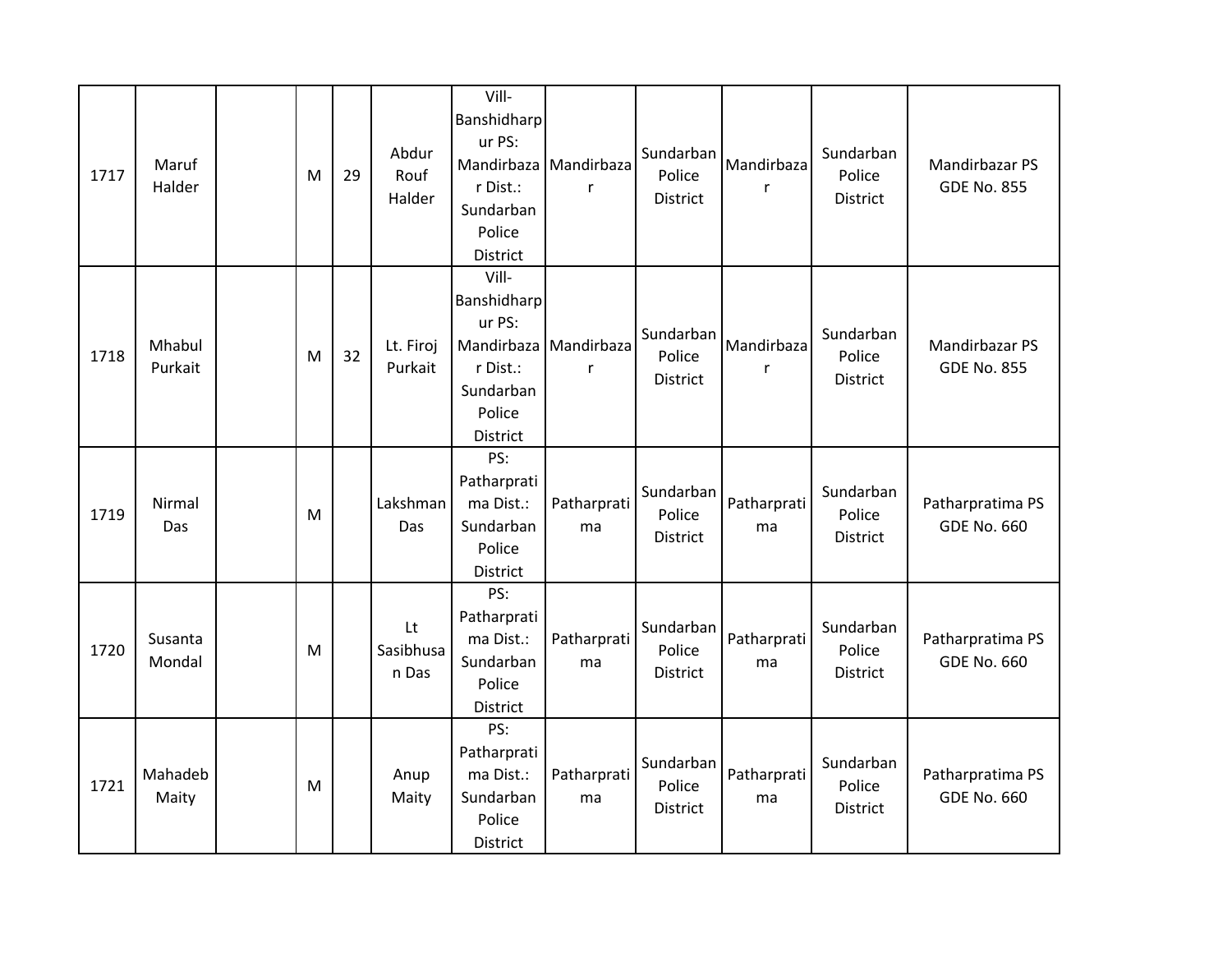| | | | | | | | | | | | |
|---|---|---|---|---|---|---|---|---|---|---|---|
| 1717 | Maruf Halder | | M | 29 | Abdur Rouf Halder | Vill- Banshidharpur PS: Mandirbazar Dist.: Sundarban Police District | Mandirbazar | Sundarban Police District | Mandirbazar | Sundarban Police District | Mandirbazar PS GDE No. 855 |
| 1718 | Mhabul Purkait | | M | 32 | Lt. Firoj Purkait | Vill- Banshidharpur PS: Mandirbazar Dist.: Sundarban Police District | Mandirbazar | Sundarban Police District | Mandirbazar | Sundarban Police District | Mandirbazar PS GDE No. 855 |
| 1719 | Nirmal Das | | M | | Lakshman Das | PS: Patharpratima Dist.: Sundarban Police District | Patharpratima | Sundarban Police District | Patharpratima | Sundarban Police District | Patharpratima PS GDE No. 660 |
| 1720 | Susanta Mondal | | M | | Lt Sasibhusan Das | PS: Patharpratima Dist.: Sundarban Police District | Patharpratima | Sundarban Police District | Patharpratima | Sundarban Police District | Patharpratima PS GDE No. 660 |
| 1721 | Mahadeb Maity | | M | | Anup Maity | PS: Patharpratima Dist.: Sundarban Police District | Patharpratima | Sundarban Police District | Patharpratima | Sundarban Police District | Patharpratima PS GDE No. 660 |